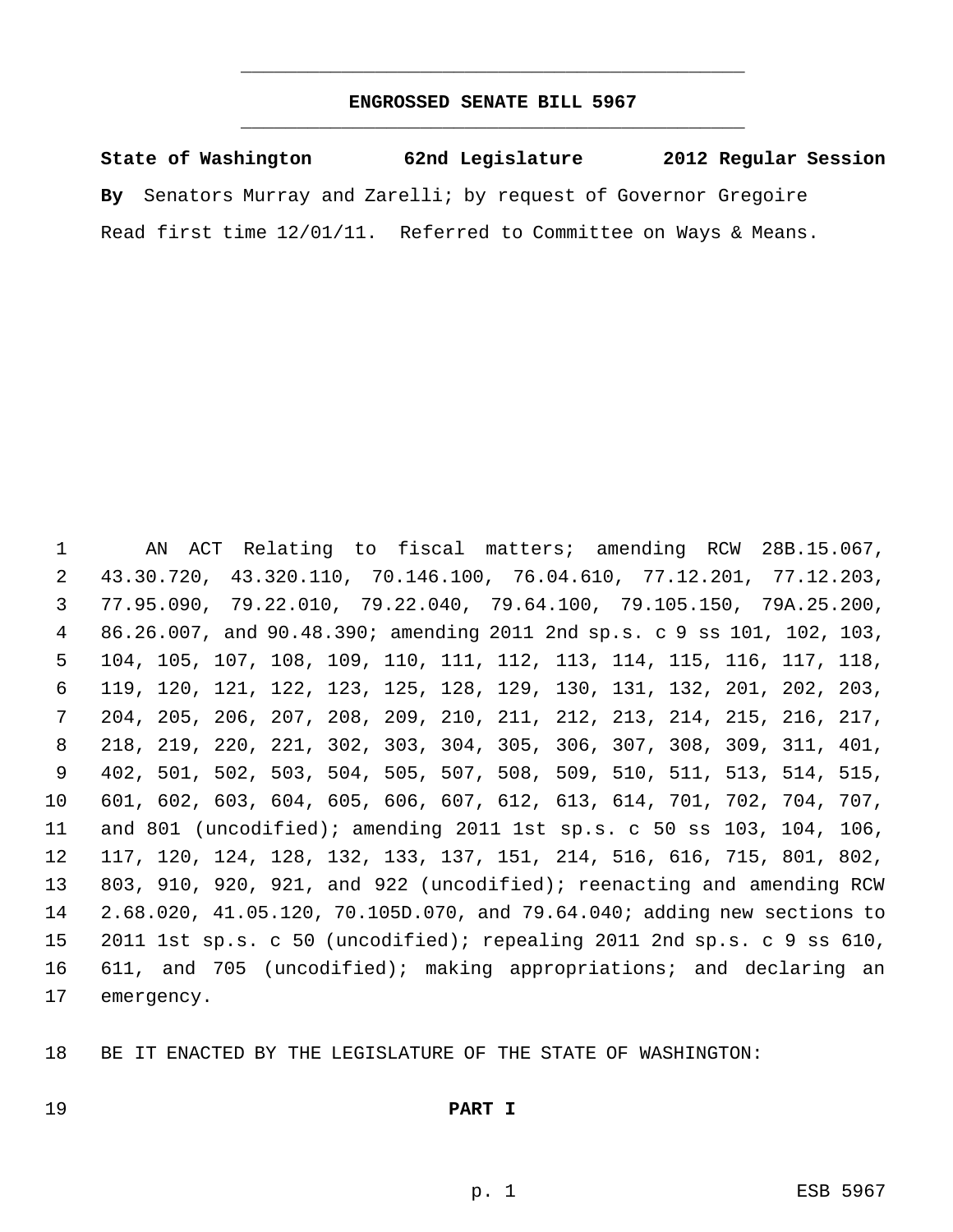# ENGROSSED SENATE BILL 5967

**State of Washington 62nd Legislature 2012 Regular Session**

**By** Senators Murray and Zarelli; by request of Governor Gregoire

Read first time 12/01/11. Referred to Committee on Ways & Means.

AN ACT Relating to fiscal matters; amending RCW 28B.15.067, 43.30.720, 43.320.110, 70.146.100, 76.04.610, 77.12.201, 77.12.203, 77.95.090, 79.22.010, 79.22.040, 79.64.100, 79.105.150, 79A.25.200, 86.26.007, and 90.48.390; amending 2011 2nd sp.s. c 9 ss 101, 102, 103, 104, 105, 107, 108, 109, 110, 111, 112, 113, 114, 115, 116, 117, 118, 119, 120, 121, 122, 123, 125, 128, 129, 130, 131, 132, 201, 202, 203, 204, 205, 206, 207, 208, 209, 210, 211, 212, 213, 214, 215, 216, 217, 218, 219, 220, 221, 302, 303, 304, 305, 306, 307, 308, 309, 311, 401, 402, 501, 502, 503, 504, 505, 507, 508, 509, 510, 511, 513, 514, 515, 601, 602, 603, 604, 605, 606, 607, 612, 613, 614, 701, 702, 704, 707, and 801 (uncodified); amending 2011 1st sp.s. c 50 ss 103, 104, 106, 117, 120, 124, 128, 132, 133, 137, 151, 214, 516, 616, 715, 801, 802, 803, 910, 920, 921, and 922 (uncodified); reenacting and amending RCW 2.68.020, 41.05.120, 70.105D.070, and 79.64.040; adding new sections to 2011 1st sp.s. c 50 (uncodified); repealing 2011 2nd sp.s. c 9 ss 610, 611, and 705 (uncodified); making appropriations; and declaring an emergency.

BE IT ENACTED BY THE LEGISLATURE OF THE STATE OF WASHINGTON:

**PART I**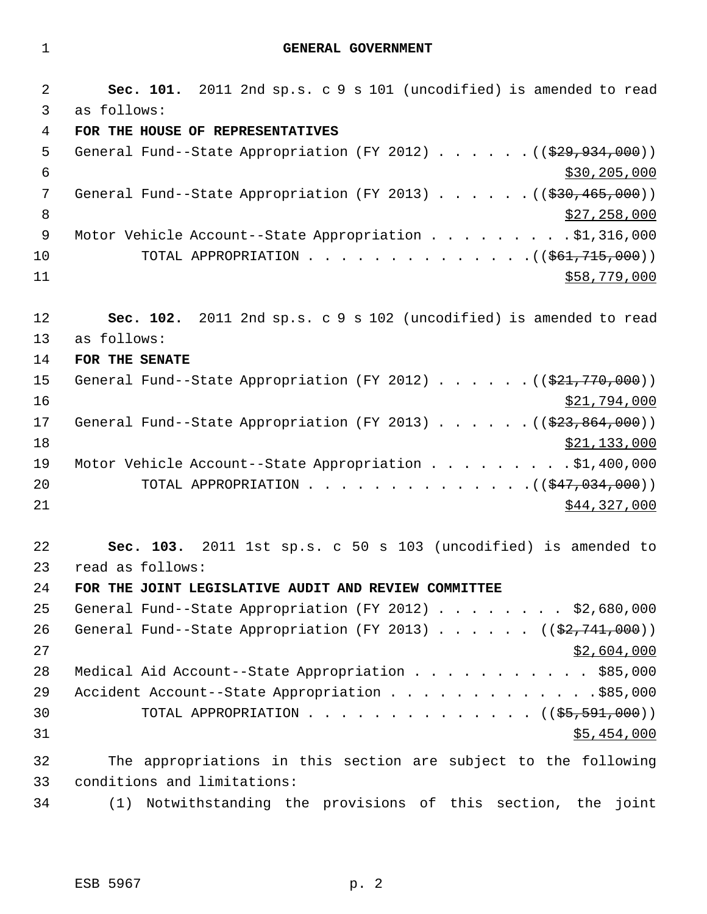# GENERAL GOVERNMENT

**Sec. 101.** 2011 2nd sp.s. c 9 s 101 (uncodified) is amended to read as follows:

**FOR THE HOUSE OF REPRESENTATIVES**

General Fund--State Appropriation (FY 2012) . . . . . . ((~~$29,934,000~~)) $30,205,000

General Fund--State Appropriation (FY 2013) . . . . . . ((~~$30,465,000~~)) $27,258,000

Motor Vehicle Account--State Appropriation . . . . . . . . . $1,316,000

TOTAL APPROPRIATION . . . . . . . . . . . . . . ((~~$61,715,000~~)) $58,779,000

**Sec. 102.** 2011 2nd sp.s. c 9 s 102 (uncodified) is amended to read as follows:

**FOR THE SENATE**

General Fund--State Appropriation (FY 2012) . . . . . . ((~~$21,770,000~~)) $21,794,000

General Fund--State Appropriation (FY 2013) . . . . . . ((~~$23,864,000~~)) $21,133,000

Motor Vehicle Account--State Appropriation . . . . . . . . . $1,400,000

TOTAL APPROPRIATION . . . . . . . . . . . . . . ((~~$47,034,000~~)) $44,327,000

**Sec. 103.** 2011 1st sp.s. c 50 s 103 (uncodified) is amended to read as follows:

**FOR THE JOINT LEGISLATIVE AUDIT AND REVIEW COMMITTEE**

General Fund--State Appropriation (FY 2012) . . . . . . . . . $2,680,000

General Fund--State Appropriation (FY 2013) . . . . . . ((~~$2,741,000~~)) $2,604,000

Medical Aid Account--State Appropriation . . . . . . . . . . . $85,000

Accident Account--State Appropriation . . . . . . . . . . . . . $85,000

TOTAL APPROPRIATION . . . . . . . . . . . . . . ((~~$5,591,000~~)) $5,454,000

The appropriations in this section are subject to the following conditions and limitations:

(1) Notwithstanding the provisions of this section, the joint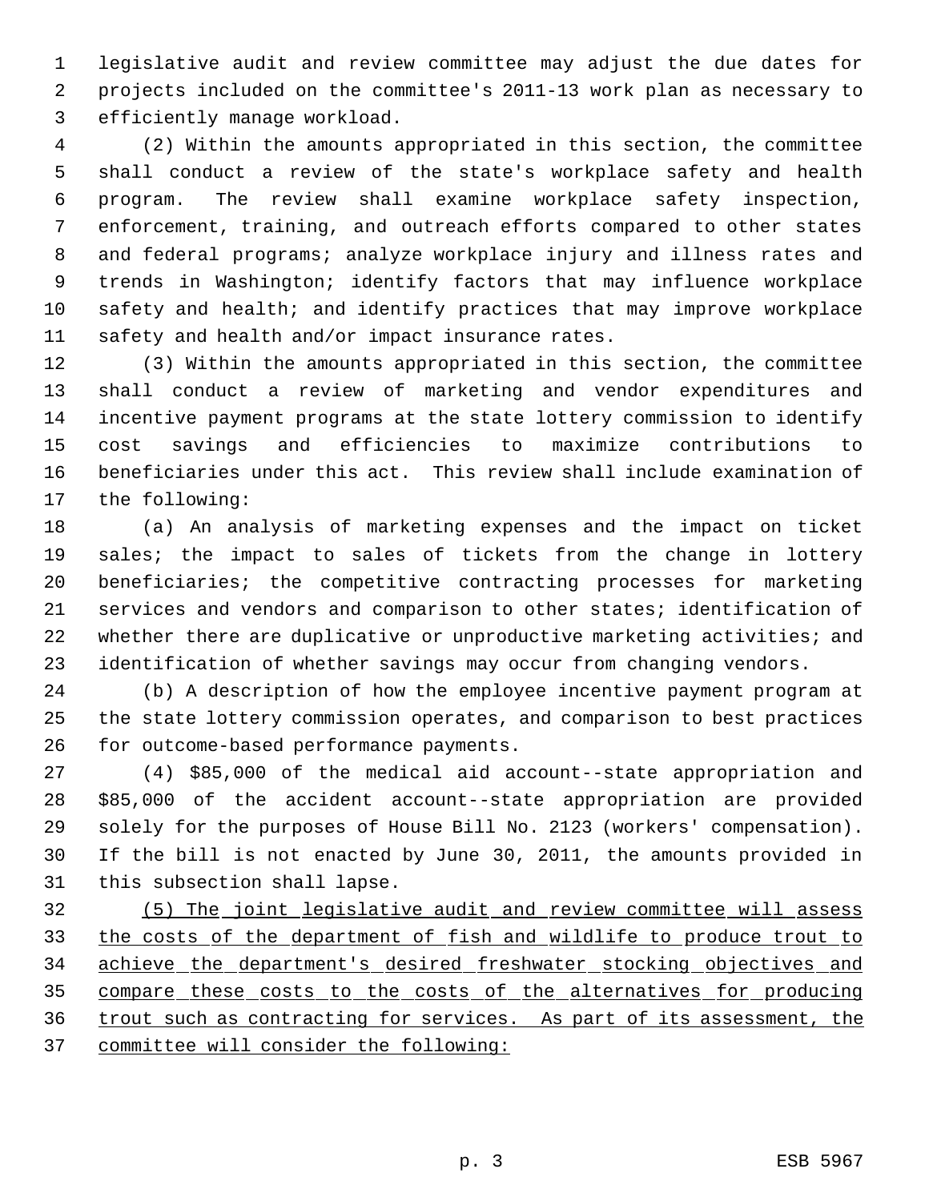legislative audit and review committee may adjust the due dates for projects included on the committee's 2011-13 work plan as necessary to efficiently manage workload.

(2) Within the amounts appropriated in this section, the committee shall conduct a review of the state's workplace safety and health program. The review shall examine workplace safety inspection, enforcement, training, and outreach efforts compared to other states and federal programs; analyze workplace injury and illness rates and trends in Washington; identify factors that may influence workplace safety and health; and identify practices that may improve workplace safety and health and/or impact insurance rates.

(3) Within the amounts appropriated in this section, the committee shall conduct a review of marketing and vendor expenditures and incentive payment programs at the state lottery commission to identify cost savings and efficiencies to maximize contributions to beneficiaries under this act. This review shall include examination of the following:

(a) An analysis of marketing expenses and the impact on ticket sales; the impact to sales of tickets from the change in lottery beneficiaries; the competitive contracting processes for marketing services and vendors and comparison to other states; identification of whether there are duplicative or unproductive marketing activities; and identification of whether savings may occur from changing vendors.

(b) A description of how the employee incentive payment program at the state lottery commission operates, and comparison to best practices for outcome-based performance payments.

(4) $85,000 of the medical aid account--state appropriation and $85,000 of the accident account--state appropriation are provided solely for the purposes of House Bill No. 2123 (workers' compensation). If the bill is not enacted by June 30, 2011, the amounts provided in this subsection shall lapse.

<u>(5) The joint legislative audit and review committee will assess the costs of the department of fish and wildlife to produce trout to achieve the department's desired freshwater stocking objectives and compare these costs to the costs of the alternatives for producing trout such as contracting for services. As part of its assessment, the committee will consider the following:</u>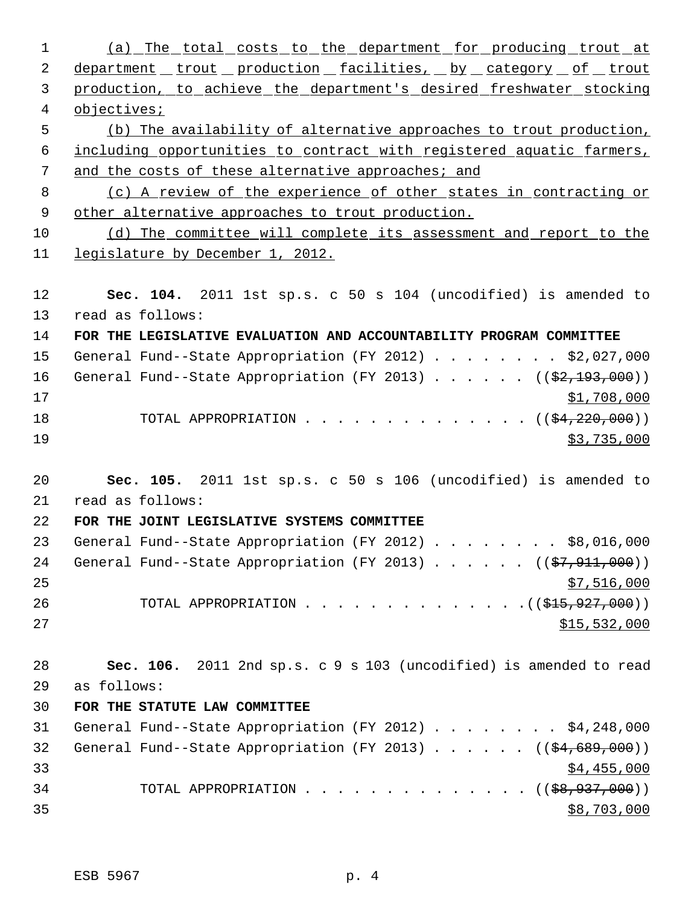(a) The total costs to the department for producing trout at department trout production facilities, by category of trout production, to achieve the department's desired freshwater stocking objectives;

(b) The availability of alternative approaches to trout production, including opportunities to contract with registered aquatic farmers, and the costs of these alternative approaches; and

(c) A review of the experience of other states in contracting or other alternative approaches to trout production.

(d) The committee will complete its assessment and report to the legislature by December 1, 2012.

**Sec. 104.** 2011 1st sp.s. c 50 s 104 (uncodified) is amended to read as follows:

**FOR THE LEGISLATIVE EVALUATION AND ACCOUNTABILITY PROGRAM COMMITTEE**

General Fund--State Appropriation (FY 2012) . . . . . . . . $2,027,000
General Fund--State Appropriation (FY 2013) . . . . . . ((~~$2,193,000~~))
$1,708,000
TOTAL APPROPRIATION . . . . . . . . . . . . . . ((~~$4,220,000~~))
$3,735,000

**Sec. 105.** 2011 1st sp.s. c 50 s 106 (uncodified) is amended to read as follows:

**FOR THE JOINT LEGISLATIVE SYSTEMS COMMITTEE**

General Fund--State Appropriation (FY 2012) . . . . . . . . $8,016,000
General Fund--State Appropriation (FY 2013) . . . . . . ((~~$7,911,000~~))
$7,516,000
TOTAL APPROPRIATION . . . . . . . . . . . . . .((~~$15,927,000~~))
$15,532,000

**Sec. 106.** 2011 2nd sp.s. c 9 s 103 (uncodified) is amended to read as follows:

**FOR THE STATUTE LAW COMMITTEE**

General Fund--State Appropriation (FY 2012) . . . . . . . . $4,248,000
General Fund--State Appropriation (FY 2013) . . . . . . ((~~$4,689,000~~))
$4,455,000
TOTAL APPROPRIATION . . . . . . . . . . . . . . ((~~$8,937,000~~))
$8,703,000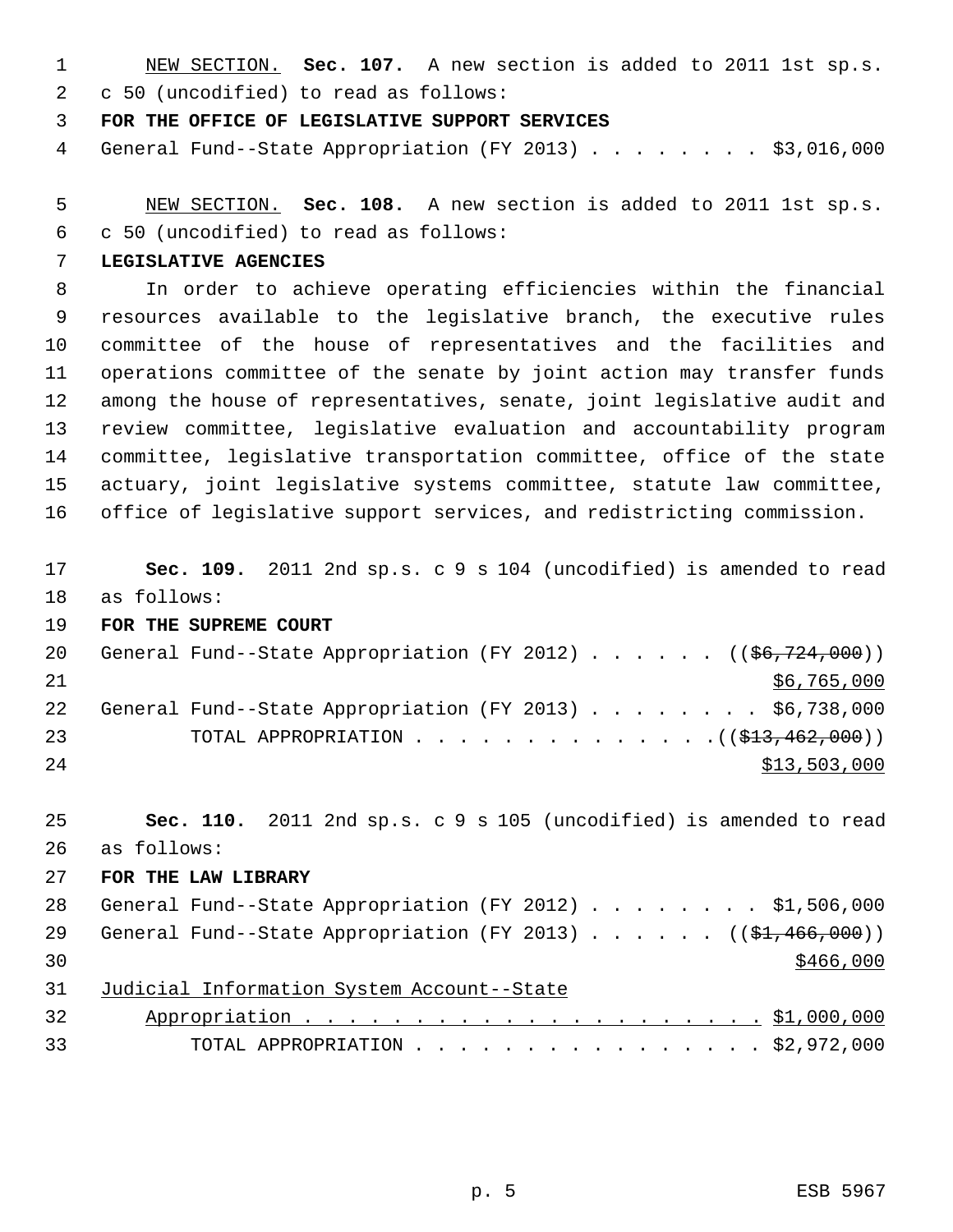NEW SECTION. **Sec. 107.** A new section is added to 2011 1st sp.s. c 50 (uncodified) to read as follows:

**FOR THE OFFICE OF LEGISLATIVE SUPPORT SERVICES**

General Fund--State Appropriation (FY 2013) . . . . . . . . $3,016,000

NEW SECTION. **Sec. 108.** A new section is added to 2011 1st sp.s. c 50 (uncodified) to read as follows:

**LEGISLATIVE AGENCIES**

In order to achieve operating efficiencies within the financial resources available to the legislative branch, the executive rules committee of the house of representatives and the facilities and operations committee of the senate by joint action may transfer funds among the house of representatives, senate, joint legislative audit and review committee, legislative evaluation and accountability program committee, legislative transportation committee, office of the state actuary, joint legislative systems committee, statute law committee, office of legislative support services, and redistricting commission.

**Sec. 109.** 2011 2nd sp.s. c 9 s 104 (uncodified) is amended to read as follows:

**FOR THE SUPREME COURT**

General Fund--State Appropriation (FY 2012) . . . . . . ((~~$6,724,000~~))
$6,765,000

General Fund--State Appropriation (FY 2013) . . . . . . . . $6,738,000

TOTAL APPROPRIATION . . . . . . . . . . . . . . ((~~$13,462,000~~))
$13,503,000

**Sec. 110.** 2011 2nd sp.s. c 9 s 105 (uncodified) is amended to read as follows:

**FOR THE LAW LIBRARY**

General Fund--State Appropriation (FY 2012) . . . . . . . . $1,506,000

General Fund--State Appropriation (FY 2013) . . . . . . ((~~$1,466,000~~))
$466,000

Judicial Information System Account--State
Appropriation . . . . . . . . . . . . . . . . . . . . . . $1,000,000

TOTAL APPROPRIATION . . . . . . . . . . . . . . . . $2,972,000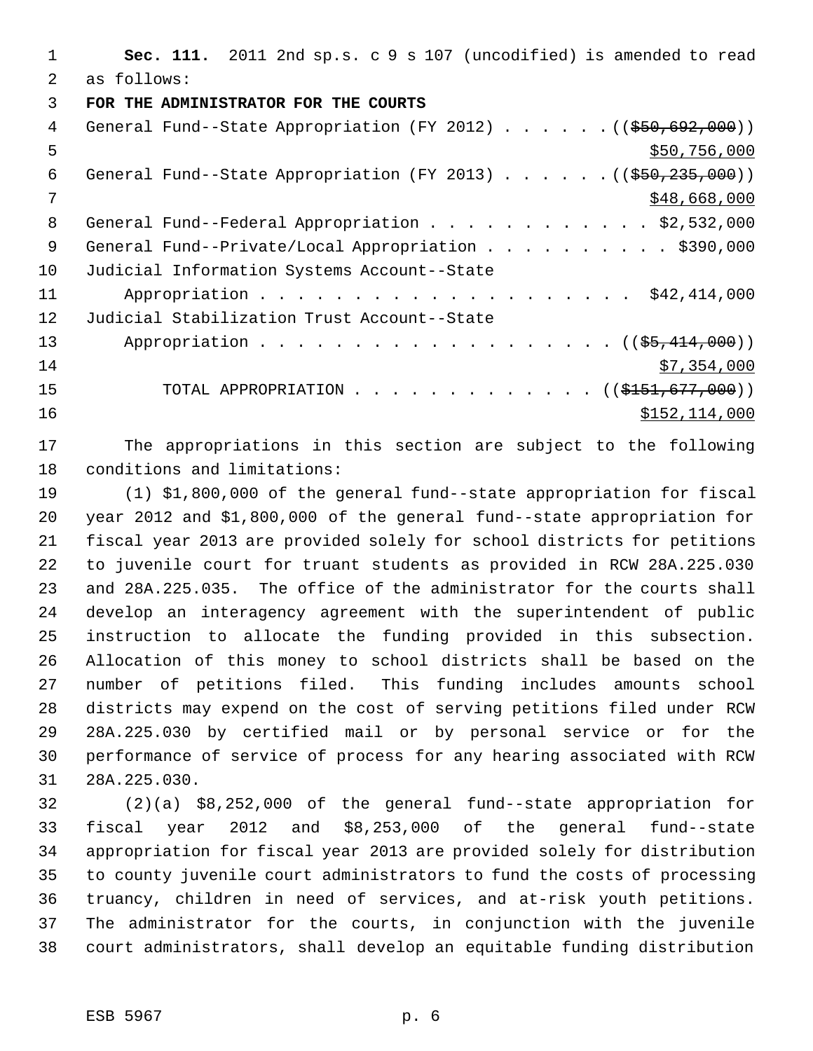**Sec. 111.** 2011 2nd sp.s. c 9 s 107 (uncodified) is amended to read as follows:

**FOR THE ADMINISTRATOR FOR THE COURTS**

General Fund--State Appropriation (FY 2012) . . . . . . (( ~~$50,692,000~~ ))
$50,756,000

General Fund--State Appropriation (FY 2013) . . . . . . (( ~~$50,235,000~~ ))
$48,668,000

General Fund--Federal Appropriation . . . . . . . . . . . . $2,532,000

General Fund--Private/Local Appropriation . . . . . . . . . . $390,000

Judicial Information Systems Account--State
Appropriation . . . . . . . . . . . . . . . . . . . . $42,414,000

Judicial Stabilization Trust Account--State
Appropriation . . . . . . . . . . . . . . . . . . . . (( ~~$5,414,000~~ ))
$7,354,000

TOTAL APPROPRIATION . . . . . . . . . . . . . (( ~~$151,677,000~~ ))
$152,114,000

The appropriations in this section are subject to the following conditions and limitations:

(1) $1,800,000 of the general fund--state appropriation for fiscal year 2012 and $1,800,000 of the general fund--state appropriation for fiscal year 2013 are provided solely for school districts for petitions to juvenile court for truant students as provided in RCW 28A.225.030 and 28A.225.035. The office of the administrator for the courts shall develop an interagency agreement with the superintendent of public instruction to allocate the funding provided in this subsection. Allocation of this money to school districts shall be based on the number of petitions filed. This funding includes amounts school districts may expend on the cost of serving petitions filed under RCW 28A.225.030 by certified mail or by personal service or for the performance of service of process for any hearing associated with RCW 28A.225.030.

(2)(a) $8,252,000 of the general fund--state appropriation for fiscal year 2012 and $8,253,000 of the general fund--state appropriation for fiscal year 2013 are provided solely for distribution to county juvenile court administrators to fund the costs of processing truancy, children in need of services, and at-risk youth petitions. The administrator for the courts, in conjunction with the juvenile court administrators, shall develop an equitable funding distribution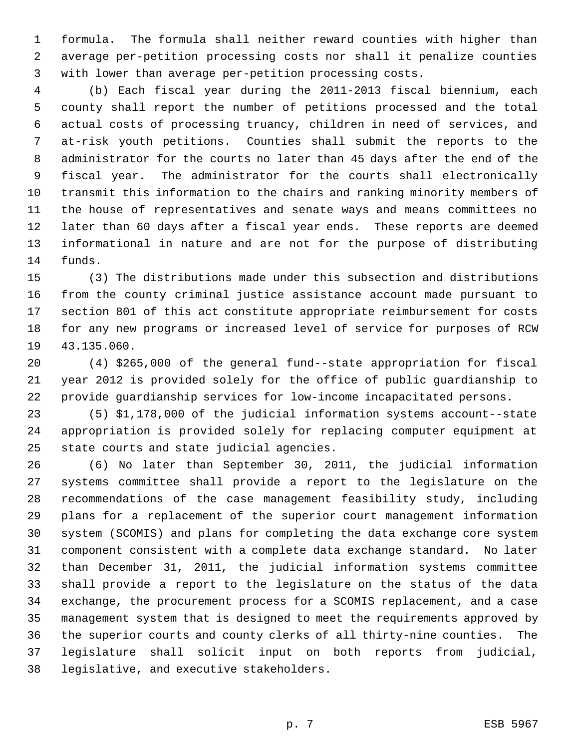formula. The formula shall neither reward counties with higher than average per-petition processing costs nor shall it penalize counties with lower than average per-petition processing costs.

(b) Each fiscal year during the 2011-2013 fiscal biennium, each county shall report the number of petitions processed and the total actual costs of processing truancy, children in need of services, and at-risk youth petitions. Counties shall submit the reports to the administrator for the courts no later than 45 days after the end of the fiscal year. The administrator for the courts shall electronically transmit this information to the chairs and ranking minority members of the house of representatives and senate ways and means committees no later than 60 days after a fiscal year ends. These reports are deemed informational in nature and are not for the purpose of distributing funds.

(3) The distributions made under this subsection and distributions from the county criminal justice assistance account made pursuant to section 801 of this act constitute appropriate reimbursement for costs for any new programs or increased level of service for purposes of RCW 43.135.060.

(4) $265,000 of the general fund--state appropriation for fiscal year 2012 is provided solely for the office of public guardianship to provide guardianship services for low-income incapacitated persons.

(5) $1,178,000 of the judicial information systems account--state appropriation is provided solely for replacing computer equipment at state courts and state judicial agencies.

(6) No later than September 30, 2011, the judicial information systems committee shall provide a report to the legislature on the recommendations of the case management feasibility study, including plans for a replacement of the superior court management information system (SCOMIS) and plans for completing the data exchange core system component consistent with a complete data exchange standard. No later than December 31, 2011, the judicial information systems committee shall provide a report to the legislature on the status of the data exchange, the procurement process for a SCOMIS replacement, and a case management system that is designed to meet the requirements approved by the superior courts and county clerks of all thirty-nine counties. The legislature shall solicit input on both reports from judicial, legislative, and executive stakeholders.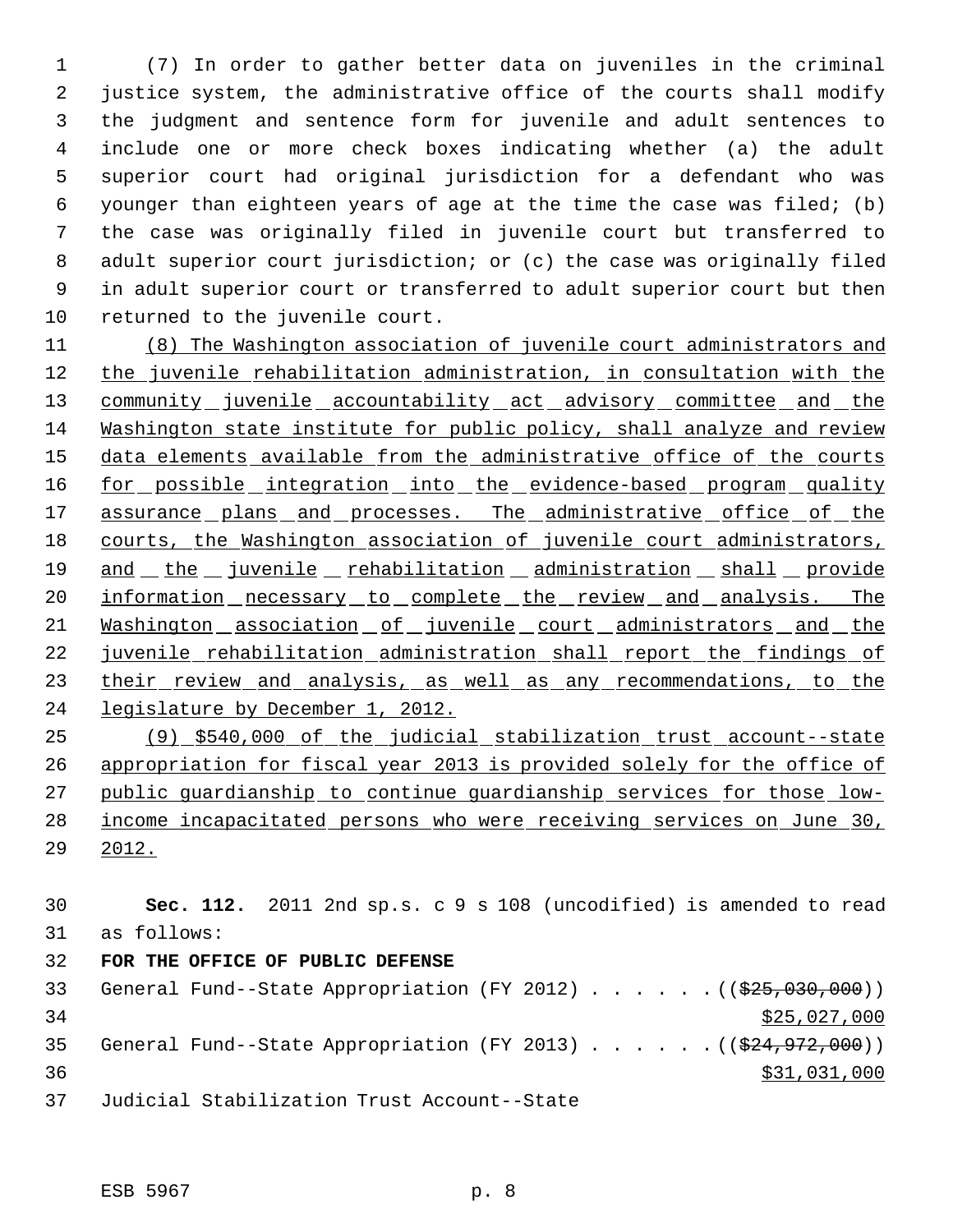(7) In order to gather better data on juveniles in the criminal justice system, the administrative office of the courts shall modify the judgment and sentence form for juvenile and adult sentences to include one or more check boxes indicating whether (a) the adult superior court had original jurisdiction for a defendant who was younger than eighteen years of age at the time the case was filed; (b) the case was originally filed in juvenile court but transferred to adult superior court jurisdiction; or (c) the case was originally filed in adult superior court or transferred to adult superior court but then returned to the juvenile court.

<u>(8) The Washington association of juvenile court administrators and the juvenile rehabilitation administration, in consultation with the community juvenile accountability act advisory committee and the Washington state institute for public policy, shall analyze and review data elements available from the administrative office of the courts for possible integration into the evidence-based program quality assurance plans and processes. The administrative office of the courts, the Washington association of juvenile court administrators, and the juvenile rehabilitation administration shall provide information necessary to complete the review and analysis. The Washington association of juvenile court administrators and the juvenile rehabilitation administration shall report the findings of their review and analysis, as well as any recommendations, to the legislature by December 1, 2012.</u>

<u>(9) $540,000 of the judicial stabilization trust account--state appropriation for fiscal year 2013 is provided solely for the office of public guardianship to continue guardianship services for those low-income incapacitated persons who were receiving services on June 30, 2012.</u>

**Sec. 112.** 2011 2nd sp.s. c 9 s 108 (uncodified) is amended to read as follows:

**FOR THE OFFICE OF PUBLIC DEFENSE**

General Fund--State Appropriation (FY 2012) . . . . . . ((~~$25,030,000~~))
<u>$25,027,000</u>

General Fund--State Appropriation (FY 2013) . . . . . . ((~~$24,972,000~~))
<u>$31,031,000</u>

Judicial Stabilization Trust Account--State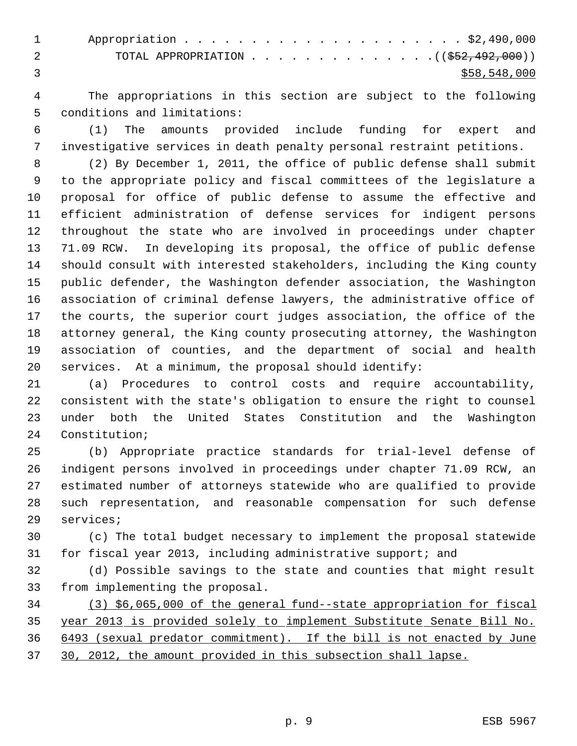Appropriation . . . . . . . . . . . . . . . . . . . . . . $2,490,000

TOTAL APPROPRIATION . . . . . . . . . . . . . . (( ~~$52,492,000~~ ))

<u>$58,548,000</u>

The appropriations in this section are subject to the following conditions and limitations:

(1) The amounts provided include funding for expert and investigative services in death penalty personal restraint petitions.

(2) By December 1, 2011, the office of public defense shall submit to the appropriate policy and fiscal committees of the legislature a proposal for office of public defense to assume the effective and efficient administration of defense services for indigent persons throughout the state who are involved in proceedings under chapter 71.09 RCW. In developing its proposal, the office of public defense should consult with interested stakeholders, including the King county public defender, the Washington defender association, the Washington association of criminal defense lawyers, the administrative office of the courts, the superior court judges association, the office of the attorney general, the King county prosecuting attorney, the Washington association of counties, and the department of social and health services. At a minimum, the proposal should identify:

(a) Procedures to control costs and require accountability, consistent with the state's obligation to ensure the right to counsel under both the United States Constitution and the Washington Constitution;

(b) Appropriate practice standards for trial-level defense of indigent persons involved in proceedings under chapter 71.09 RCW, an estimated number of attorneys statewide who are qualified to provide such representation, and reasonable compensation for such defense services;

(c) The total budget necessary to implement the proposal statewide for fiscal year 2013, including administrative support; and

(d) Possible savings to the state and counties that might result from implementing the proposal.

<u>(3) $6,065,000 of the general fund--state appropriation for fiscal year 2013 is provided solely to implement Substitute Senate Bill No. 6493 (sexual predator commitment). If the bill is not enacted by June 30, 2012, the amount provided in this subsection shall lapse.</u>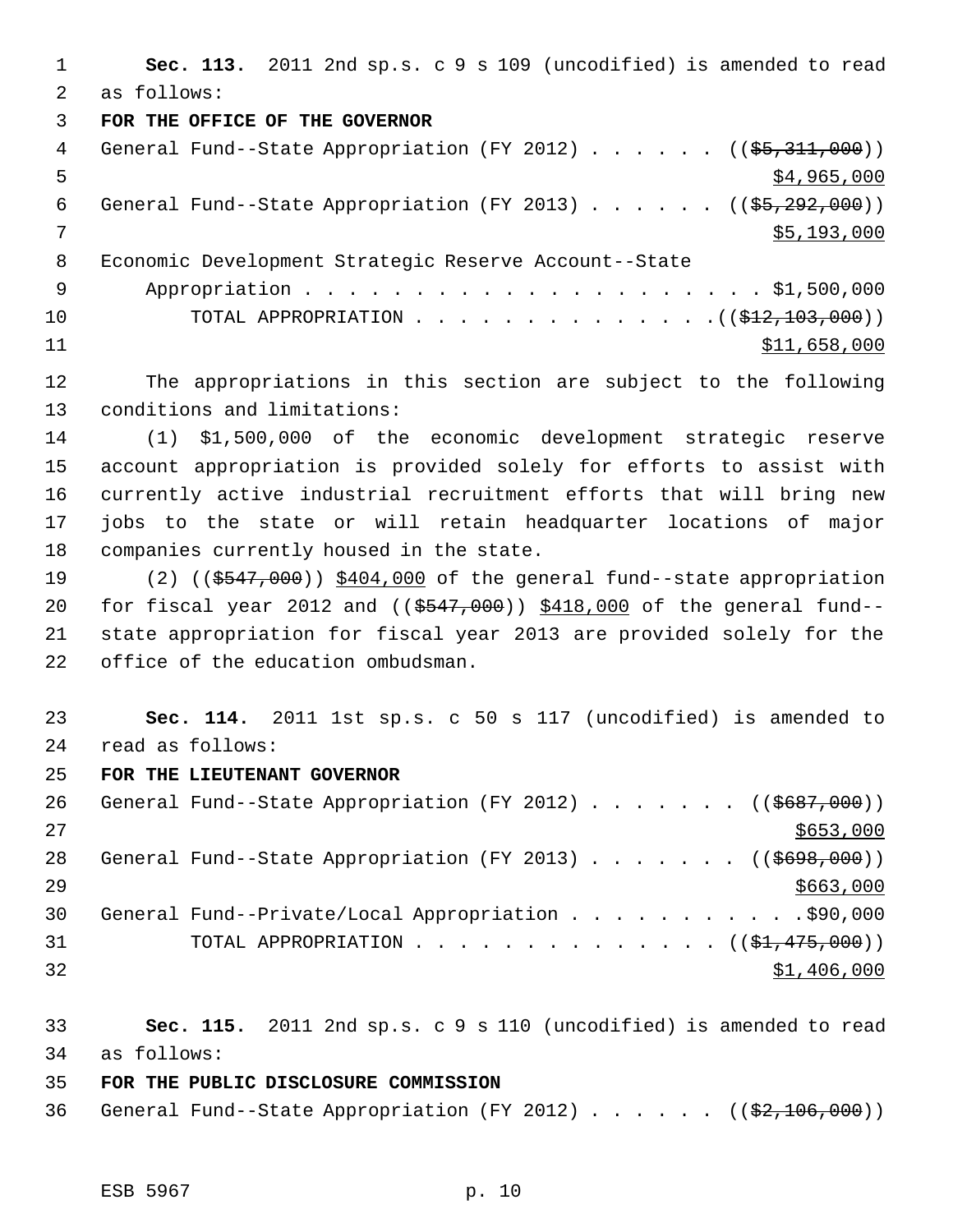**Sec. 113.** 2011 2nd sp.s. c 9 s 109 (uncodified) is amended to read as follows:

**FOR THE OFFICE OF THE GOVERNOR**

General Fund--State Appropriation (FY 2012) . . . . . . ((~~$5,311,000~~)) $4,965,000

General Fund--State Appropriation (FY 2013) . . . . . . ((~~$5,292,000~~)) $5,193,000

Economic Development Strategic Reserve Account--State Appropriation . . . . . . . . . . . . . . . . . . . . . . $1,500,000

TOTAL APPROPRIATION . . . . . . . . . . . . . . ((~~$12,103,000~~)) $11,658,000

The appropriations in this section are subject to the following conditions and limitations:

(1) $1,500,000 of the economic development strategic reserve account appropriation is provided solely for efforts to assist with currently active industrial recruitment efforts that will bring new jobs to the state or will retain headquarter locations of major companies currently housed in the state.

(2) ((~~$547,000~~)) $404,000 of the general fund--state appropriation for fiscal year 2012 and ((~~$547,000~~)) $418,000 of the general fund--state appropriation for fiscal year 2013 are provided solely for the office of the education ombudsman.

**Sec. 114.** 2011 1st sp.s. c 50 s 117 (uncodified) is amended to read as follows:

**FOR THE LIEUTENANT GOVERNOR**

General Fund--State Appropriation (FY 2012) . . . . . . . ((~~$687,000~~)) $653,000

General Fund--State Appropriation (FY 2013) . . . . . . . ((~~$698,000~~)) $663,000

General Fund--Private/Local Appropriation . . . . . . . . . . .$90,000

TOTAL APPROPRIATION . . . . . . . . . . . . . . . ((~~$1,475,000~~)) $1,406,000

**Sec. 115.** 2011 2nd sp.s. c 9 s 110 (uncodified) is amended to read as follows:

**FOR THE PUBLIC DISCLOSURE COMMISSION**

General Fund--State Appropriation (FY 2012) . . . . . . ((~~$2,106,000~~))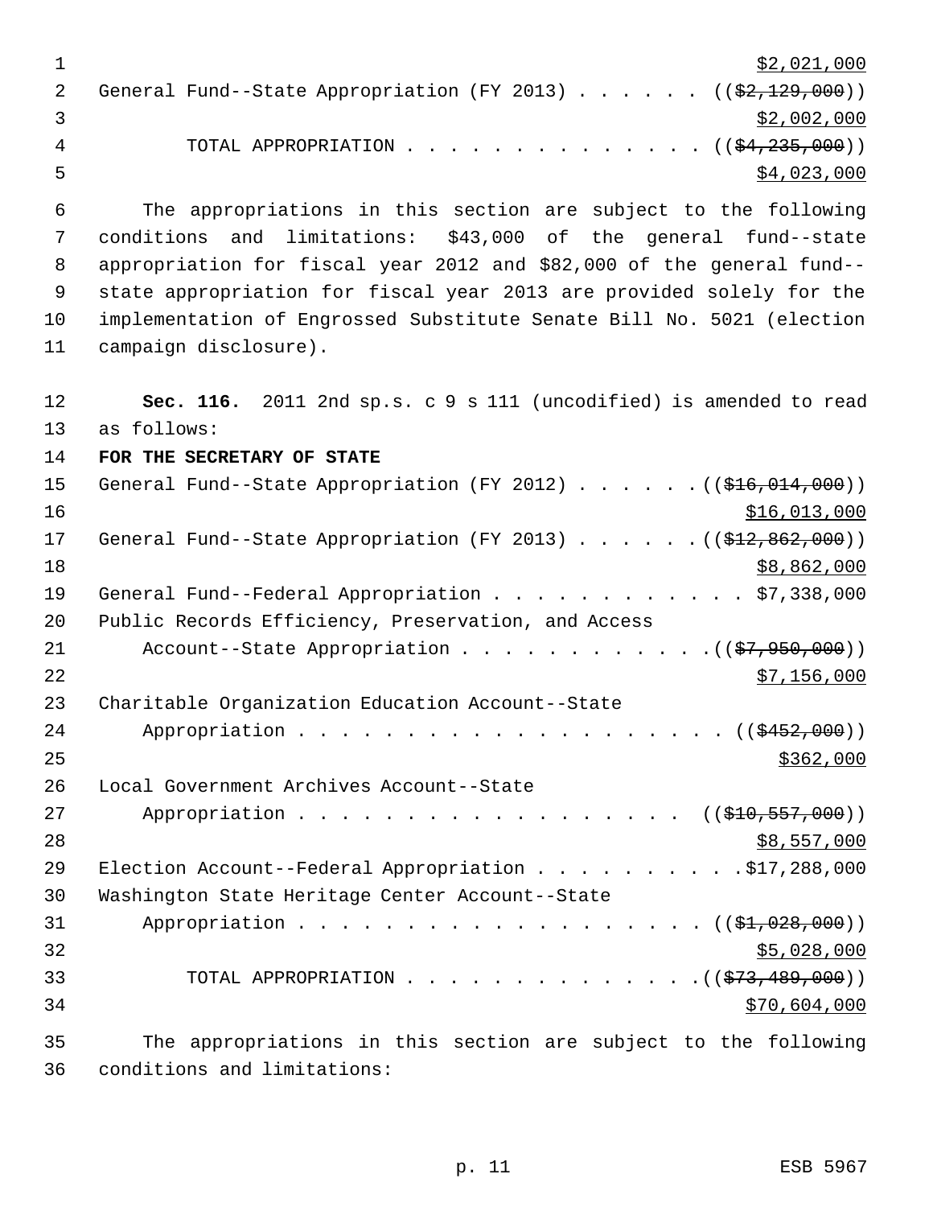$2,021,000

General Fund--State Appropriation (FY 2013) . . . . . . ((~~$2,129,000~~))
$2,002,000

TOTAL APPROPRIATION . . . . . . . . . . . . . . ((~~$4,235,000~~))
$4,023,000

The appropriations in this section are subject to the following conditions and limitations: $43,000 of the general fund--state appropriation for fiscal year 2012 and $82,000 of the general fund--state appropriation for fiscal year 2013 are provided solely for the implementation of Engrossed Substitute Senate Bill No. 5021 (election campaign disclosure).

**Sec. 116.** 2011 2nd sp.s. c 9 s 111 (uncodified) is amended to read as follows:

**FOR THE SECRETARY OF STATE**

General Fund--State Appropriation (FY 2012) . . . . . . ((~~$16,014,000~~))
$16,013,000

General Fund--State Appropriation (FY 2013) . . . . . . ((~~$12,862,000~~))
$8,862,000

General Fund--Federal Appropriation . . . . . . . . . . . . $7,338,000

Public Records Efficiency, Preservation, and Access Account--State Appropriation . . . . . . . . . . . . ((~~$7,950,000~~))
$7,156,000

Charitable Organization Education Account--State Appropriation . . . . . . . . . . . . . . . . . . . . . ((~~$452,000~~))
$362,000

Local Government Archives Account--State Appropriation . . . . . . . . . . . . . . . . . . . ((~~$10,557,000~~))
$8,557,000

Election Account--Federal Appropriation . . . . . . . . . . $17,288,000

Washington State Heritage Center Account--State Appropriation . . . . . . . . . . . . . . . . . . . . . ((~~$1,028,000~~))
$5,028,000

TOTAL APPROPRIATION . . . . . . . . . . . . . . ((~~$73,489,000~~))
$70,604,000

The appropriations in this section are subject to the following conditions and limitations: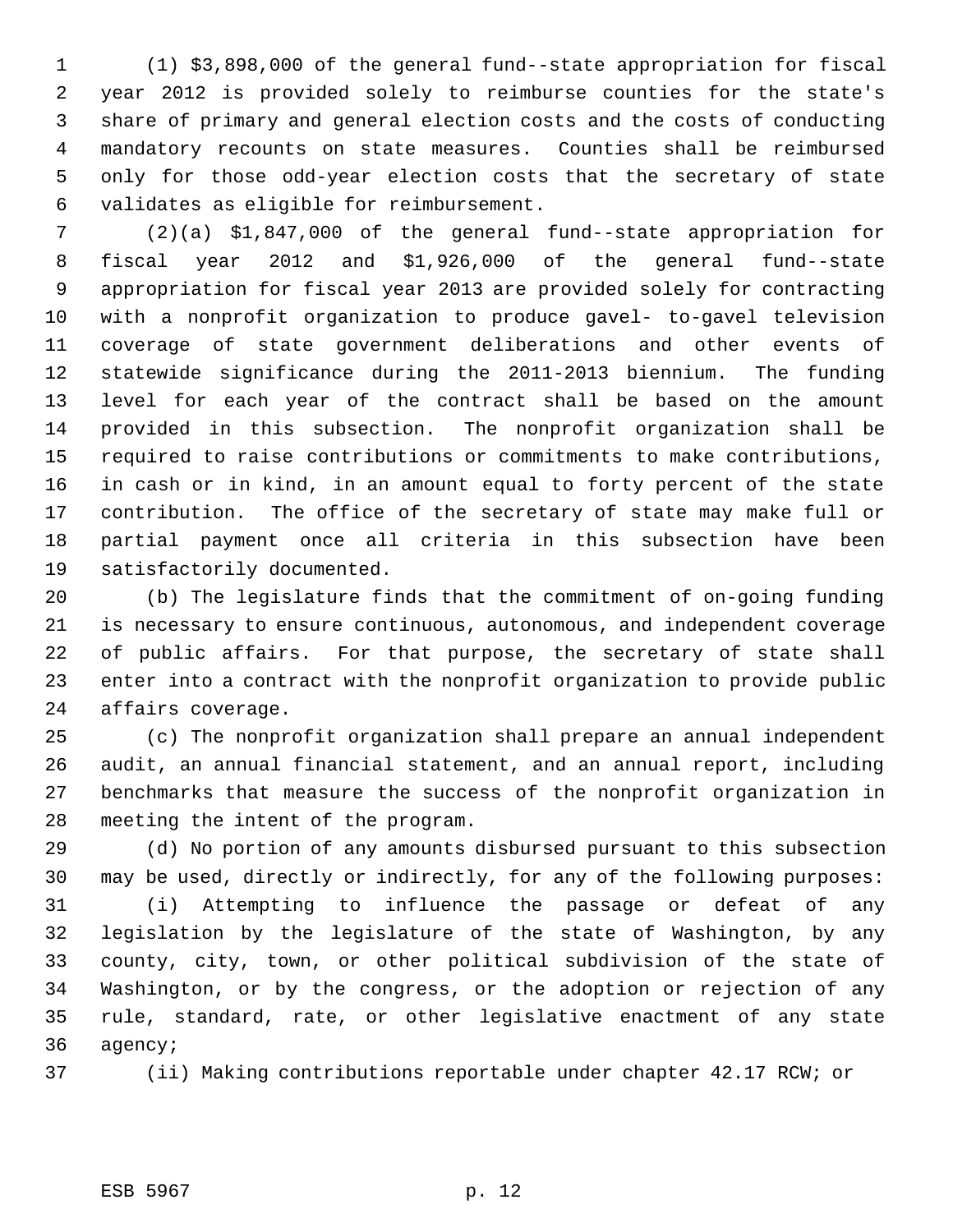(1) $3,898,000 of the general fund--state appropriation for fiscal year 2012 is provided solely to reimburse counties for the state's share of primary and general election costs and the costs of conducting mandatory recounts on state measures. Counties shall be reimbursed only for those odd-year election costs that the secretary of state validates as eligible for reimbursement.

(2)(a) $1,847,000 of the general fund--state appropriation for fiscal year 2012 and $1,926,000 of the general fund--state appropriation for fiscal year 2013 are provided solely for contracting with a nonprofit organization to produce gavel- to-gavel television coverage of state government deliberations and other events of statewide significance during the 2011-2013 biennium. The funding level for each year of the contract shall be based on the amount provided in this subsection. The nonprofit organization shall be required to raise contributions or commitments to make contributions, in cash or in kind, in an amount equal to forty percent of the state contribution. The office of the secretary of state may make full or partial payment once all criteria in this subsection have been satisfactorily documented.

(b) The legislature finds that the commitment of on-going funding is necessary to ensure continuous, autonomous, and independent coverage of public affairs. For that purpose, the secretary of state shall enter into a contract with the nonprofit organization to provide public affairs coverage.

(c) The nonprofit organization shall prepare an annual independent audit, an annual financial statement, and an annual report, including benchmarks that measure the success of the nonprofit organization in meeting the intent of the program.

(d) No portion of any amounts disbursed pursuant to this subsection may be used, directly or indirectly, for any of the following purposes:

(i) Attempting to influence the passage or defeat of any legislation by the legislature of the state of Washington, by any county, city, town, or other political subdivision of the state of Washington, or by the congress, or the adoption or rejection of any rule, standard, rate, or other legislative enactment of any state agency;

(ii) Making contributions reportable under chapter 42.17 RCW; or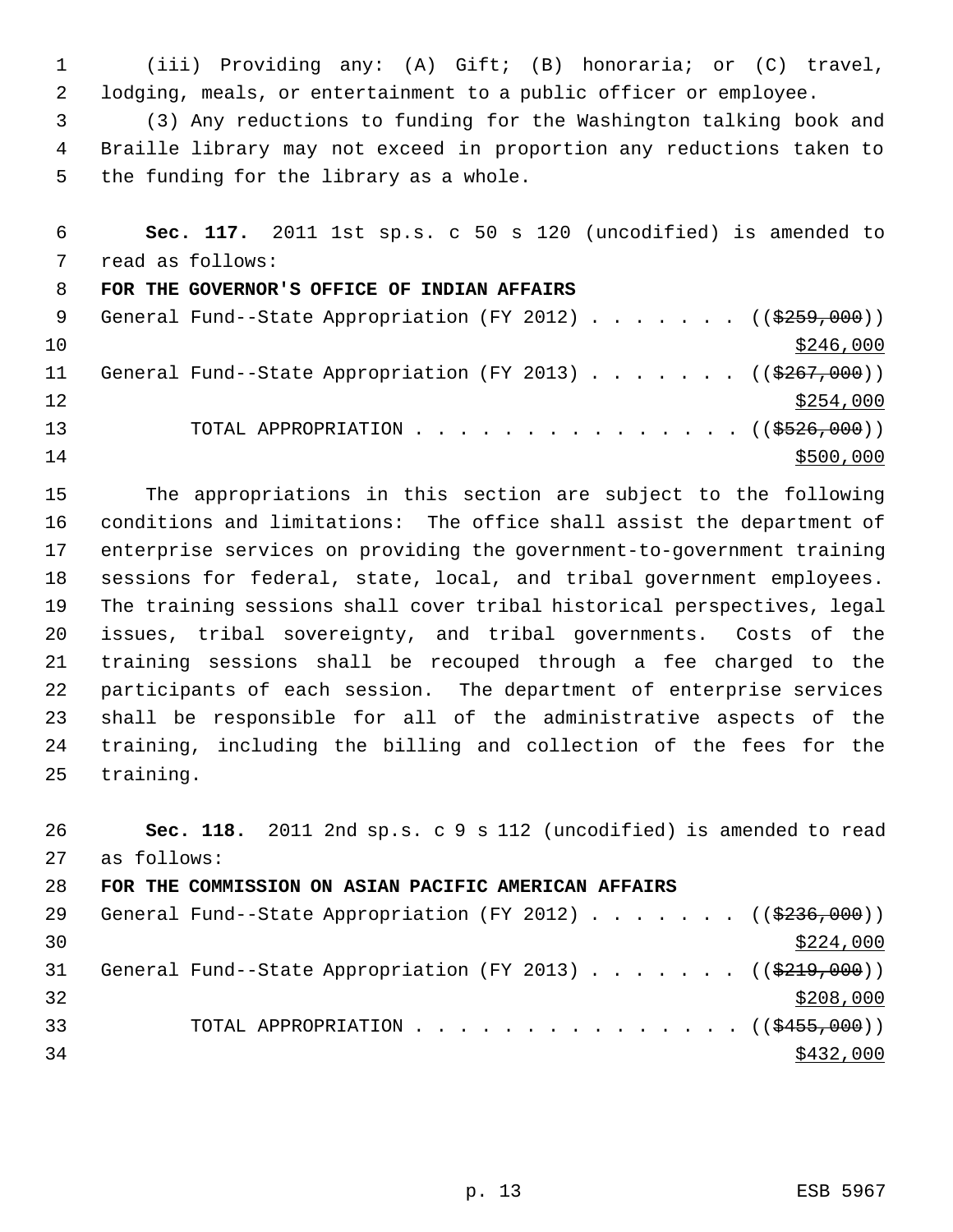(iii) Providing any: (A) Gift; (B) honoraria; or (C) travel, lodging, meals, or entertainment to a public officer or employee.

(3) Any reductions to funding for the Washington talking book and Braille library may not exceed in proportion any reductions taken to the funding for the library as a whole.

**Sec. 117.** 2011 1st sp.s. c 50 s 120 (uncodified) is amended to read as follows:

**FOR THE GOVERNOR'S OFFICE OF INDIAN AFFAIRS**

General Fund--State Appropriation (FY 2012) . . . . . . . ((~~$259,000~~)) $246,000

General Fund--State Appropriation (FY 2013) . . . . . . . ((~~$267,000~~)) $254,000

TOTAL APPROPRIATION . . . . . . . . . . . . . . . ((~~$526,000~~)) $500,000

The appropriations in this section are subject to the following conditions and limitations: The office shall assist the department of enterprise services on providing the government-to-government training sessions for federal, state, local, and tribal government employees. The training sessions shall cover tribal historical perspectives, legal issues, tribal sovereignty, and tribal governments. Costs of the training sessions shall be recouped through a fee charged to the participants of each session. The department of enterprise services shall be responsible for all of the administrative aspects of the training, including the billing and collection of the fees for the training.

**Sec. 118.** 2011 2nd sp.s. c 9 s 112 (uncodified) is amended to read as follows:

**FOR THE COMMISSION ON ASIAN PACIFIC AMERICAN AFFAIRS**

General Fund--State Appropriation (FY 2012) . . . . . . . ((~~$236,000~~)) $224,000

General Fund--State Appropriation (FY 2013) . . . . . . . ((~~$219,000~~)) $208,000

TOTAL APPROPRIATION . . . . . . . . . . . . . . . ((~~$455,000~~)) $432,000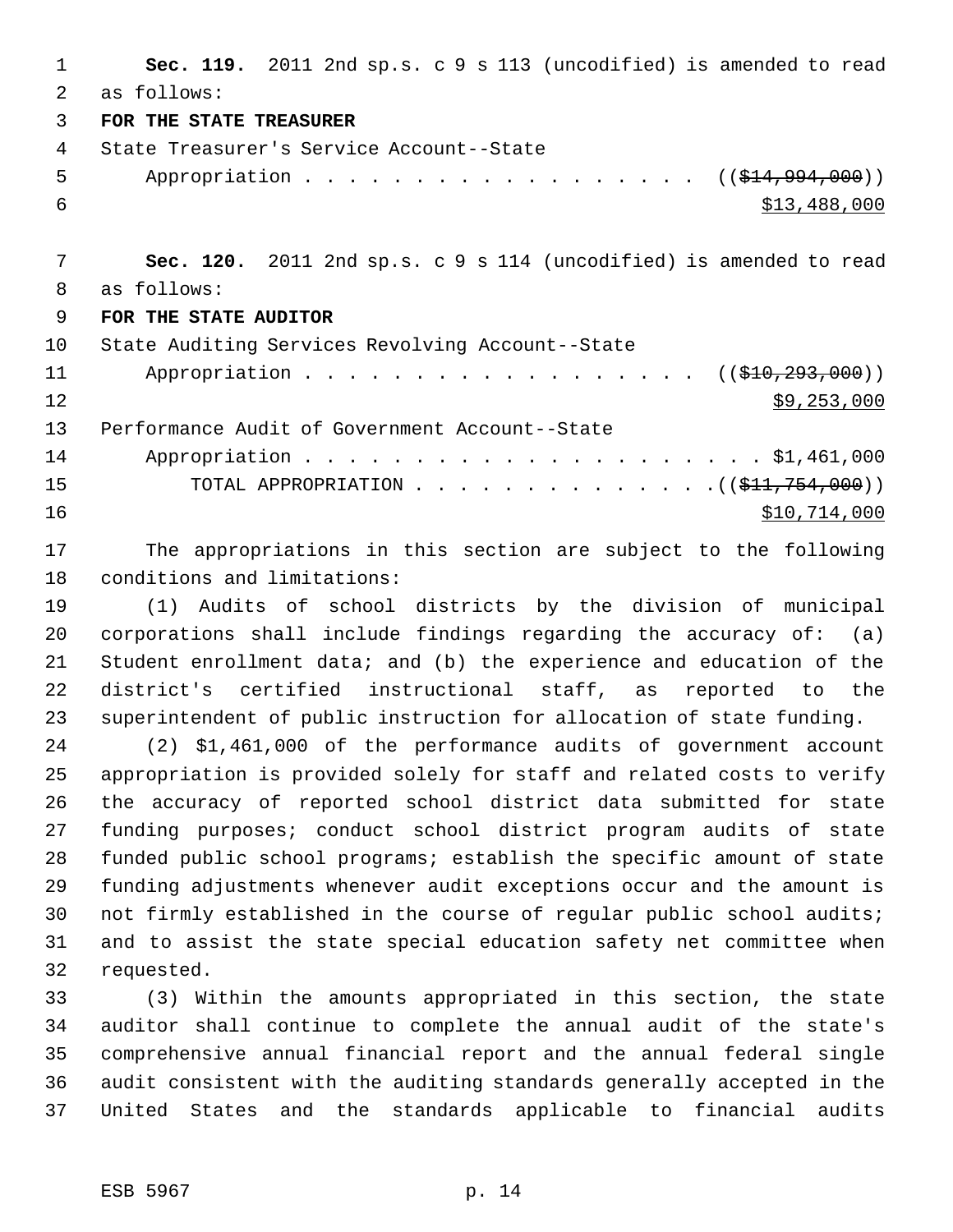**Sec. 119.** 2011 2nd sp.s. c 9 s 113 (uncodified) is amended to read as follows:

**FOR THE STATE TREASURER**

State Treasurer's Service Account--State
Appropriation . . . . . . . . . . . . . . . . . . . (( ~~$14,994,000~~ ))
$13,488,000

**Sec. 120.** 2011 2nd sp.s. c 9 s 114 (uncodified) is amended to read as follows:

**FOR THE STATE AUDITOR**

State Auditing Services Revolving Account--State
Appropriation . . . . . . . . . . . . . . . . . . . (( ~~$10,293,000~~ ))
$9,253,000

Performance Audit of Government Account--State
Appropriation . . . . . . . . . . . . . . . . . . . . . . $1,461,000

TOTAL APPROPRIATION . . . . . . . . . . . . . . . (( ~~$11,754,000~~ ))
$10,714,000

The appropriations in this section are subject to the following conditions and limitations:

(1) Audits of school districts by the division of municipal corporations shall include findings regarding the accuracy of: (a) Student enrollment data; and (b) the experience and education of the district's certified instructional staff, as reported to the superintendent of public instruction for allocation of state funding.

(2) $1,461,000 of the performance audits of government account appropriation is provided solely for staff and related costs to verify the accuracy of reported school district data submitted for state funding purposes; conduct school district program audits of state funded public school programs; establish the specific amount of state funding adjustments whenever audit exceptions occur and the amount is not firmly established in the course of regular public school audits; and to assist the state special education safety net committee when requested.

(3) Within the amounts appropriated in this section, the state auditor shall continue to complete the annual audit of the state's comprehensive annual financial report and the annual federal single audit consistent with the auditing standards generally accepted in the United States and the standards applicable to financial audits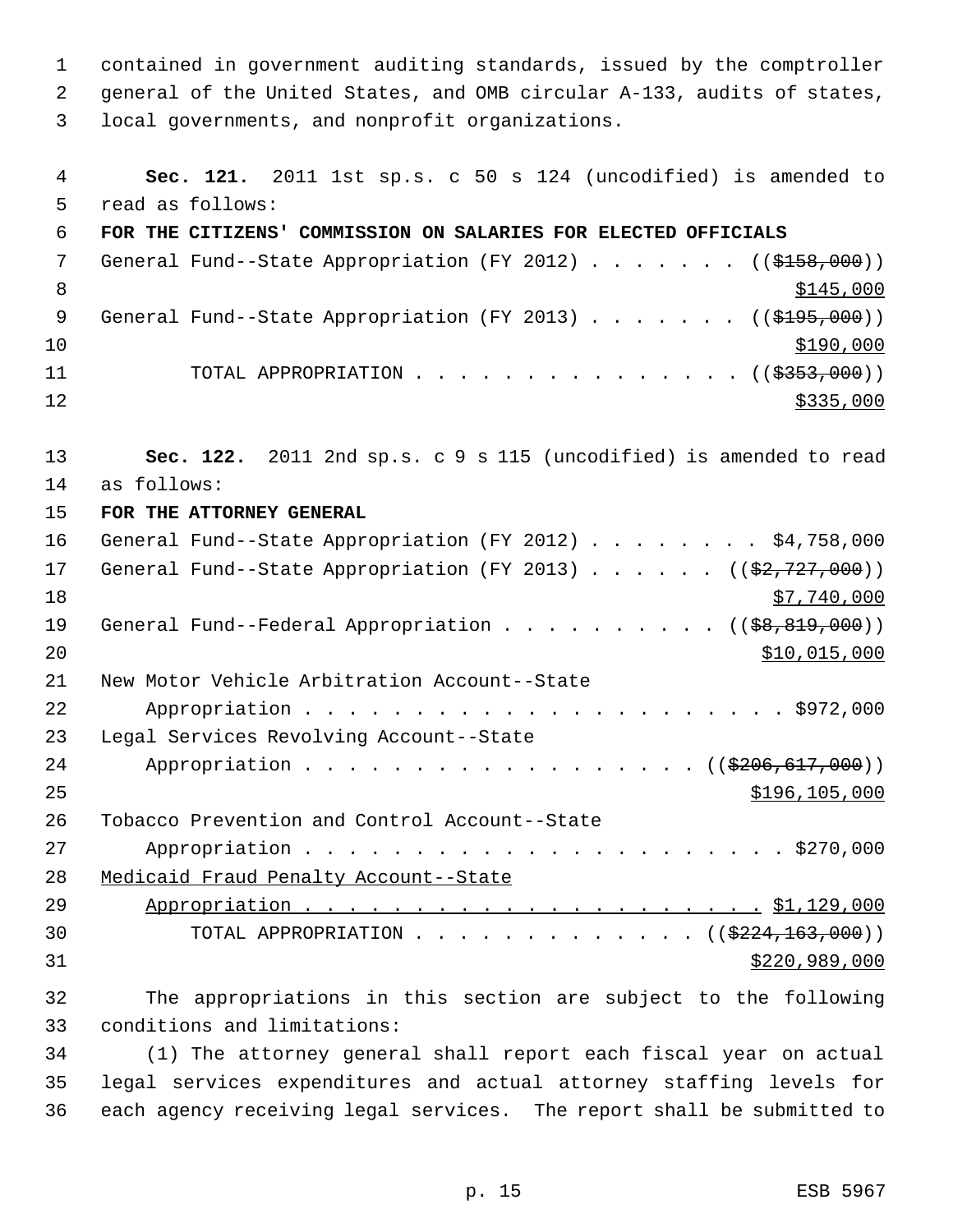contained in government auditing standards, issued by the comptroller general of the United States, and OMB circular A-133, audits of states, local governments, and nonprofit organizations.

**Sec. 121.** 2011 1st sp.s. c 50 s 124 (uncodified) is amended to read as follows:

**FOR THE CITIZENS' COMMISSION ON SALARIES FOR ELECTED OFFICIALS**

General Fund--State Appropriation (FY 2012) . . . . . . . ((~~$158,000~~))
$145,000

General Fund--State Appropriation (FY 2013) . . . . . . . ((~~$195,000~~))
$190,000

TOTAL APPROPRIATION . . . . . . . . . . . . . . . ((~~$353,000~~))
$335,000

**Sec. 122.** 2011 2nd sp.s. c 9 s 115 (uncodified) is amended to read as follows:

**FOR THE ATTORNEY GENERAL**

General Fund--State Appropriation (FY 2012) . . . . . . . . $4,758,000

General Fund--State Appropriation (FY 2013) . . . . . . ((~~$2,727,000~~))
$7,740,000

General Fund--Federal Appropriation . . . . . . . . . . ((~~$8,819,000~~))
$10,015,000

New Motor Vehicle Arbitration Account--State
Appropriation . . . . . . . . . . . . . . . . . . . . . . . $972,000

Legal Services Revolving Account--State
Appropriation . . . . . . . . . . . . . . . . . . ((~~$206,617,000~~))
$196,105,000

Tobacco Prevention and Control Account--State
Appropriation . . . . . . . . . . . . . . . . . . . . . . . $270,000

Medicaid Fraud Penalty Account--State
Appropriation . . . . . . . . . . . . . . . . . . . . . . $1,129,000

TOTAL APPROPRIATION . . . . . . . . . . . . . ((~~$224,163,000~~))
$220,989,000

The appropriations in this section are subject to the following conditions and limitations:

(1) The attorney general shall report each fiscal year on actual legal services expenditures and actual attorney staffing levels for each agency receiving legal services. The report shall be submitted to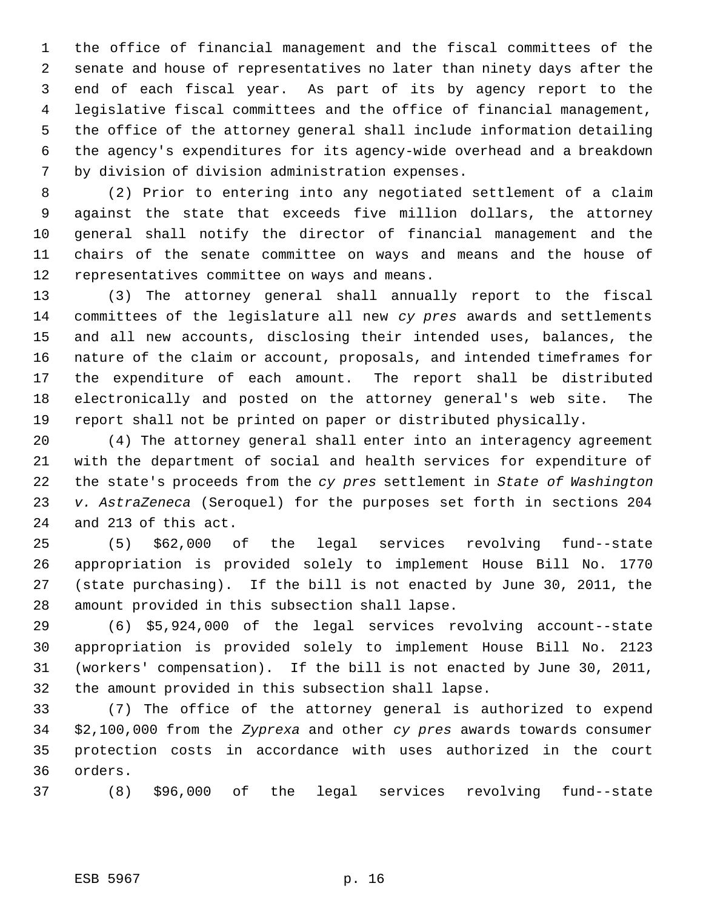the office of financial management and the fiscal committees of the senate and house of representatives no later than ninety days after the end of each fiscal year. As part of its by agency report to the legislative fiscal committees and the office of financial management, the office of the attorney general shall include information detailing the agency's expenditures for its agency-wide overhead and a breakdown by division of division administration expenses.

(2) Prior to entering into any negotiated settlement of a claim against the state that exceeds five million dollars, the attorney general shall notify the director of financial management and the chairs of the senate committee on ways and means and the house of representatives committee on ways and means.

(3) The attorney general shall annually report to the fiscal committees of the legislature all new *cy pres* awards and settlements and all new accounts, disclosing their intended uses, balances, the nature of the claim or account, proposals, and intended timeframes for the expenditure of each amount. The report shall be distributed electronically and posted on the attorney general's web site. The report shall not be printed on paper or distributed physically.

(4) The attorney general shall enter into an interagency agreement with the department of social and health services for expenditure of the state's proceeds from the *cy pres* settlement in *State of Washington v. AstraZeneca* (Seroquel) for the purposes set forth in sections 204 and 213 of this act.

(5) $62,000 of the legal services revolving fund--state appropriation is provided solely to implement House Bill No. 1770 (state purchasing). If the bill is not enacted by June 30, 2011, the amount provided in this subsection shall lapse.

(6) $5,924,000 of the legal services revolving account--state appropriation is provided solely to implement House Bill No. 2123 (workers' compensation). If the bill is not enacted by June 30, 2011, the amount provided in this subsection shall lapse.

(7) The office of the attorney general is authorized to expend $2,100,000 from the *Zyprexa* and other *cy pres* awards towards consumer protection costs in accordance with uses authorized in the court orders.

(8) $96,000 of the legal services revolving fund--state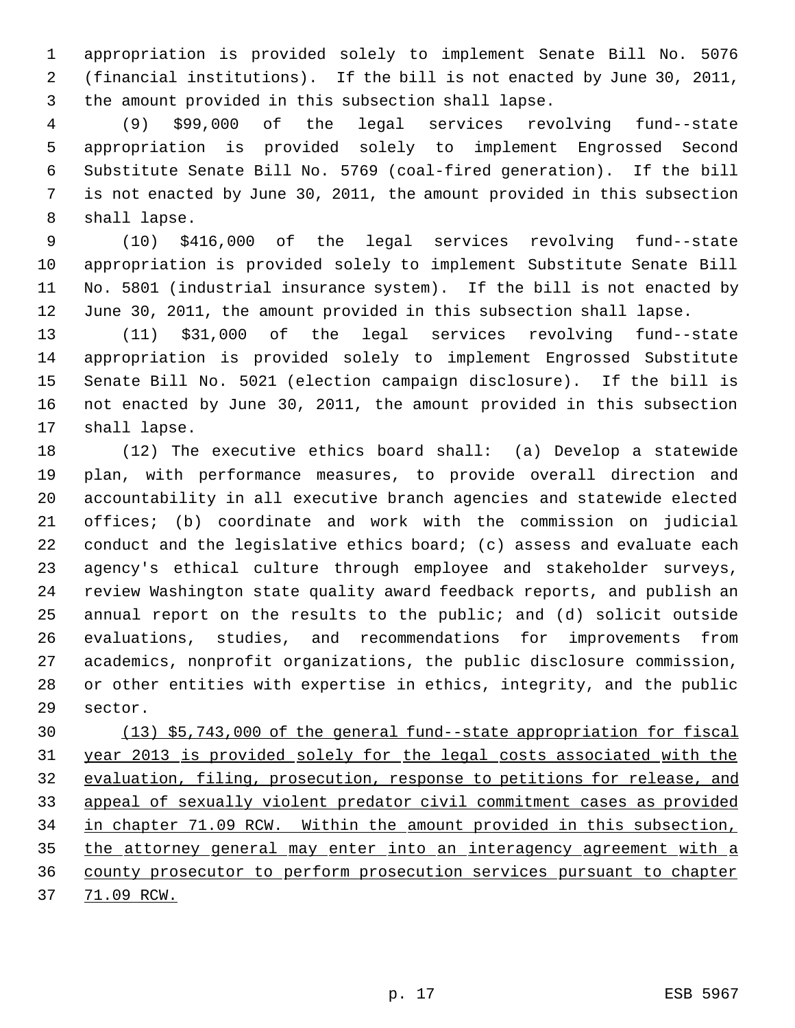appropriation is provided solely to implement Senate Bill No. 5076 (financial institutions). If the bill is not enacted by June 30, 2011, the amount provided in this subsection shall lapse.

(9) $99,000 of the legal services revolving fund--state appropriation is provided solely to implement Engrossed Second Substitute Senate Bill No. 5769 (coal-fired generation). If the bill is not enacted by June 30, 2011, the amount provided in this subsection shall lapse.

(10) $416,000 of the legal services revolving fund--state appropriation is provided solely to implement Substitute Senate Bill No. 5801 (industrial insurance system). If the bill is not enacted by June 30, 2011, the amount provided in this subsection shall lapse.

(11) $31,000 of the legal services revolving fund--state appropriation is provided solely to implement Engrossed Substitute Senate Bill No. 5021 (election campaign disclosure). If the bill is not enacted by June 30, 2011, the amount provided in this subsection shall lapse.

(12) The executive ethics board shall: (a) Develop a statewide plan, with performance measures, to provide overall direction and accountability in all executive branch agencies and statewide elected offices; (b) coordinate and work with the commission on judicial conduct and the legislative ethics board; (c) assess and evaluate each agency's ethical culture through employee and stakeholder surveys, review Washington state quality award feedback reports, and publish an annual report on the results to the public; and (d) solicit outside evaluations, studies, and recommendations for improvements from academics, nonprofit organizations, the public disclosure commission, or other entities with expertise in ethics, integrity, and the public sector.

<u>(13) $5,743,000 of the general fund--state appropriation for fiscal year 2013 is provided solely for the legal costs associated with the evaluation, filing, prosecution, response to petitions for release, and appeal of sexually violent predator civil commitment cases as provided in chapter 71.09 RCW. Within the amount provided in this subsection, the attorney general may enter into an interagency agreement with a county prosecutor to perform prosecution services pursuant to chapter 71.09 RCW.</u>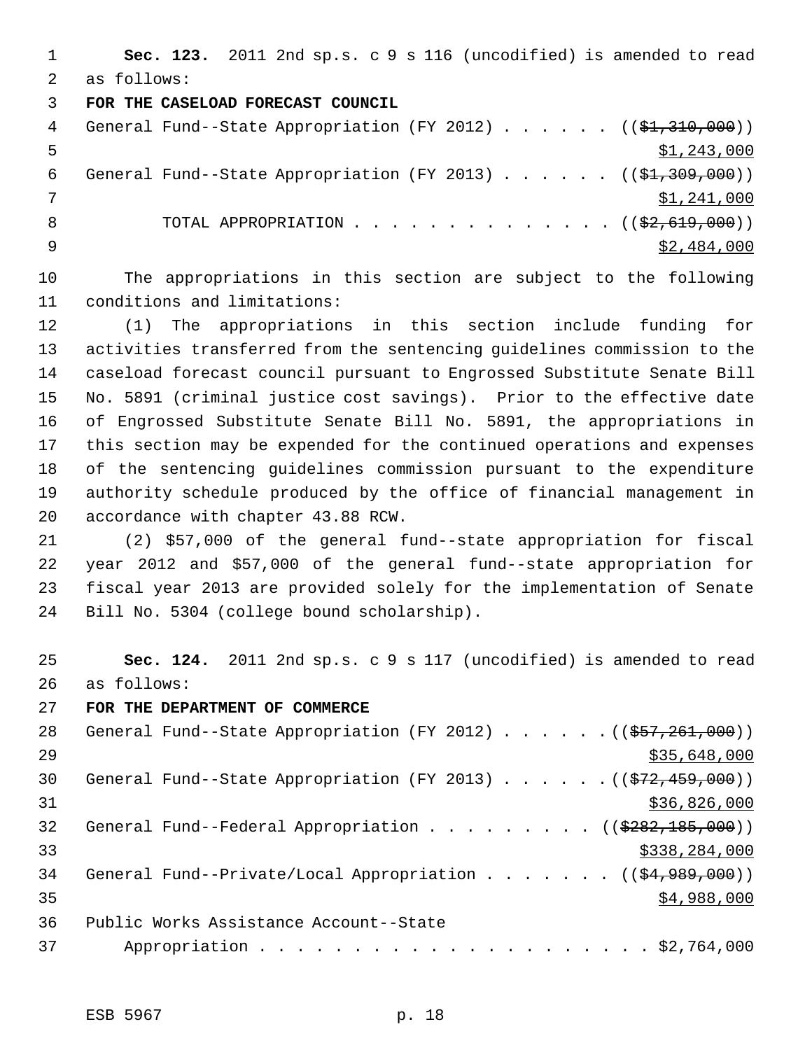**Sec. 123.** 2011 2nd sp.s. c 9 s 116 (uncodified) is amended to read as follows:

**FOR THE CASELOAD FORECAST COUNCIL**

General Fund--State Appropriation (FY 2012) . . . . . . ((~~$1,310,000~~)) $1,243,000

General Fund--State Appropriation (FY 2013) . . . . . . ((~~$1,309,000~~)) $1,241,000

TOTAL APPROPRIATION . . . . . . . . . . . . . . ((~~$2,619,000~~)) $2,484,000

The appropriations in this section are subject to the following conditions and limitations:

(1) The appropriations in this section include funding for activities transferred from the sentencing guidelines commission to the caseload forecast council pursuant to Engrossed Substitute Senate Bill No. 5891 (criminal justice cost savings). Prior to the effective date of Engrossed Substitute Senate Bill No. 5891, the appropriations in this section may be expended for the continued operations and expenses of the sentencing guidelines commission pursuant to the expenditure authority schedule produced by the office of financial management in accordance with chapter 43.88 RCW.

(2) $57,000 of the general fund--state appropriation for fiscal year 2012 and $57,000 of the general fund--state appropriation for fiscal year 2013 are provided solely for the implementation of Senate Bill No. 5304 (college bound scholarship).

**Sec. 124.** 2011 2nd sp.s. c 9 s 117 (uncodified) is amended to read as follows:

**FOR THE DEPARTMENT OF COMMERCE**

General Fund--State Appropriation (FY 2012) . . . . . . ((~~$57,261,000~~)) $35,648,000

General Fund--State Appropriation (FY 2013) . . . . . . ((~~$72,459,000~~)) $36,826,000

General Fund--Federal Appropriation . . . . . . . . . ((~~$282,185,000~~)) $338,284,000

General Fund--Private/Local Appropriation . . . . . . . ((~~$4,989,000~~)) $4,988,000

Public Works Assistance Account--State Appropriation . . . . . . . . . . . . . . . . . . . . . . $2,764,000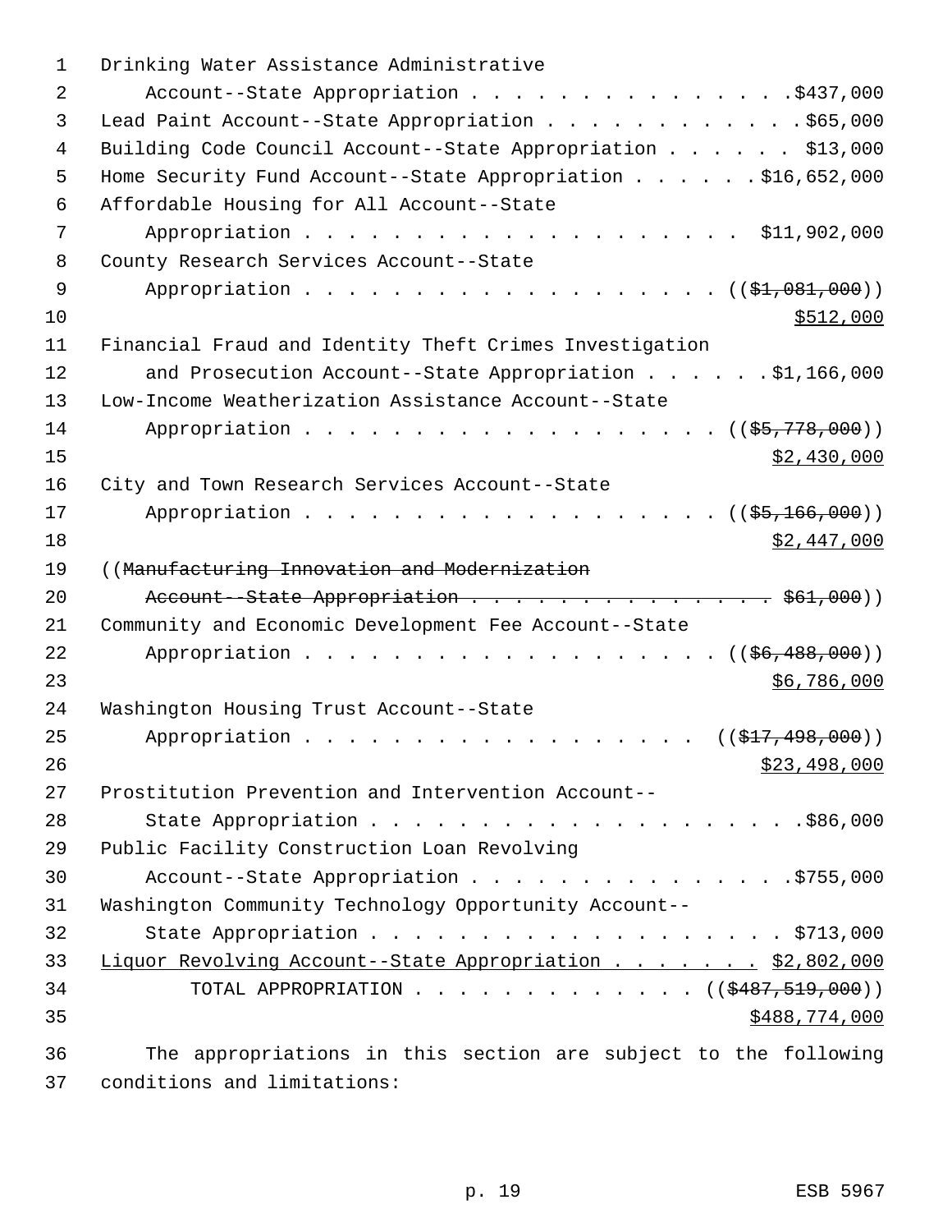Drinking Water Assistance Administrative
    Account--State Appropriation . . . . . . . . . . . . . . .$437,000
Lead Paint Account--State Appropriation . . . . . . . . . . . .$65,000
Building Code Council Account--State Appropriation . . . . . . $13,000
Home Security Fund Account--State Appropriation . . . . . . $16,652,000
Affordable Housing for All Account--State
    Appropriation . . . . . . . . . . . . . . . . . . . . $11,902,000
County Research Services Account--State
    Appropriation . . . . . . . . . . . . . . . . . . . . ((~~$1,081,000~~))
$512,000
Financial Fraud and Identity Theft Crimes Investigation
    and Prosecution Account--State Appropriation . . . . . . $1,166,000
Low-Income Weatherization Assistance Account--State
    Appropriation . . . . . . . . . . . . . . . . . . . . ((~~$5,778,000~~))
$2,430,000
City and Town Research Services Account--State
    Appropriation . . . . . . . . . . . . . . . . . . . . ((~~$5,166,000~~))
$2,447,000
((~~Manufacturing Innovation and Modernization~~
    ~~Account--State Appropriation . . . . . . . . . . . . . . . $61,000~~))
Community and Economic Development Fee Account--State
    Appropriation . . . . . . . . . . . . . . . . . . . . ((~~$6,488,000~~))
$6,786,000
Washington Housing Trust Account--State
    Appropriation . . . . . . . . . . . . . . . . . . . ((~~$17,498,000~~))
$23,498,000
Prostitution Prevention and Intervention Account--
    State Appropriation . . . . . . . . . . . . . . . . . . . . .$86,000
Public Facility Construction Loan Revolving
    Account--State Appropriation . . . . . . . . . . . . . . .$755,000
Washington Community Technology Opportunity Account--
    State Appropriation . . . . . . . . . . . . . . . . . . . . $713,000
Liquor Revolving Account--State Appropriation . . . . . . . . $2,802,000
        TOTAL APPROPRIATION . . . . . . . . . . . . . . ((~~$487,519,000~~))
$488,774,000

The appropriations in this section are subject to the following conditions and limitations: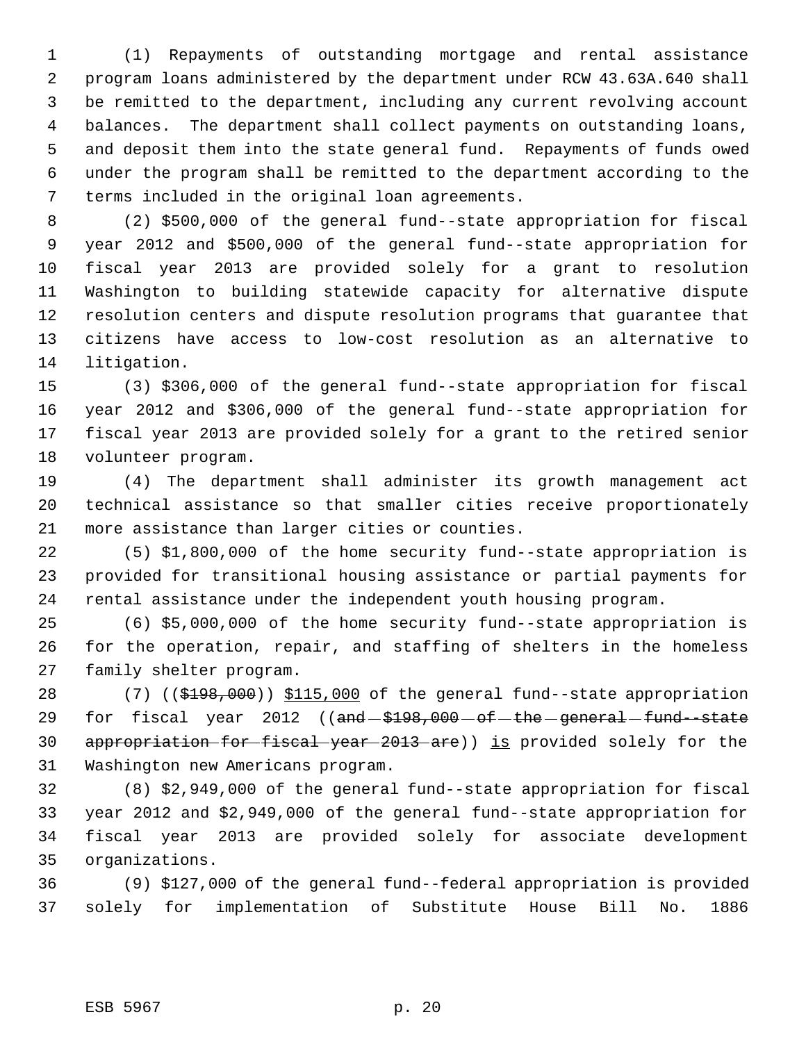(1) Repayments of outstanding mortgage and rental assistance program loans administered by the department under RCW 43.63A.640 shall be remitted to the department, including any current revolving account balances. The department shall collect payments on outstanding loans, and deposit them into the state general fund. Repayments of funds owed under the program shall be remitted to the department according to the terms included in the original loan agreements.

(2) $500,000 of the general fund--state appropriation for fiscal year 2012 and $500,000 of the general fund--state appropriation for fiscal year 2013 are provided solely for a grant to resolution Washington to building statewide capacity for alternative dispute resolution centers and dispute resolution programs that guarantee that citizens have access to low-cost resolution as an alternative to litigation.

(3) $306,000 of the general fund--state appropriation for fiscal year 2012 and $306,000 of the general fund--state appropriation for fiscal year 2013 are provided solely for a grant to the retired senior volunteer program.

(4) The department shall administer its growth management act technical assistance so that smaller cities receive proportionately more assistance than larger cities or counties.

(5) $1,800,000 of the home security fund--state appropriation is provided for transitional housing assistance or partial payments for rental assistance under the independent youth housing program.

(6) $5,000,000 of the home security fund--state appropriation is for the operation, repair, and staffing of shelters in the homeless family shelter program.

(7) ((~~$198,000~~)) <u>$115,000</u> of the general fund--state appropriation for fiscal year 2012 ((~~and $198,000 of the general fund--state appropriation for fiscal year 2013 are~~)) <u>is</u> provided solely for the Washington new Americans program.

(8) $2,949,000 of the general fund--state appropriation for fiscal year 2012 and $2,949,000 of the general fund--state appropriation for fiscal year 2013 are provided solely for associate development organizations.

(9) $127,000 of the general fund--federal appropriation is provided solely for implementation of Substitute House Bill No. 1886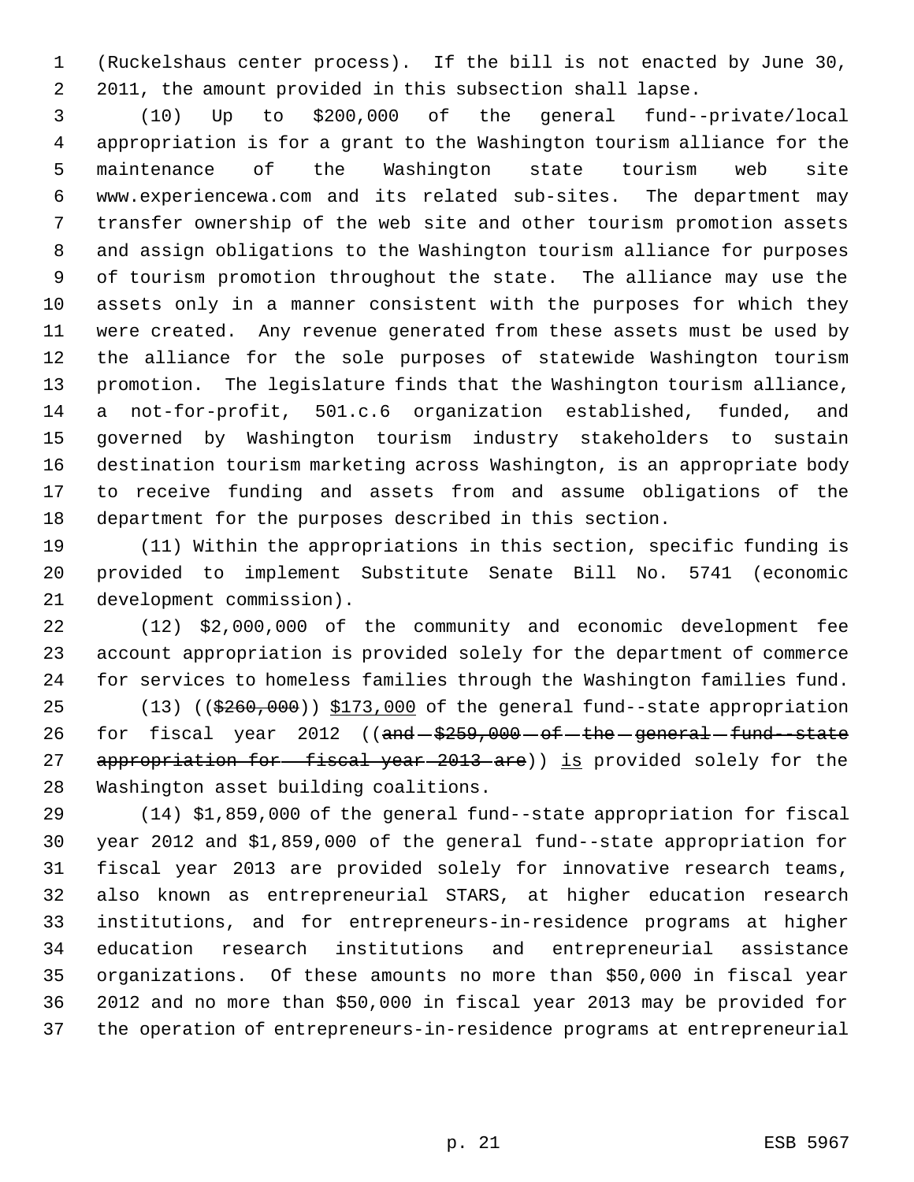(Ruckelshaus center process). If the bill is not enacted by June 30, 2011, the amount provided in this subsection shall lapse.

(10) Up to $200,000 of the general fund--private/local appropriation is for a grant to the Washington tourism alliance for the maintenance of the Washington state tourism web site www.experiencewa.com and its related sub-sites. The department may transfer ownership of the web site and other tourism promotion assets and assign obligations to the Washington tourism alliance for purposes of tourism promotion throughout the state. The alliance may use the assets only in a manner consistent with the purposes for which they were created. Any revenue generated from these assets must be used by the alliance for the sole purposes of statewide Washington tourism promotion. The legislature finds that the Washington tourism alliance, a not-for-profit, 501.c.6 organization established, funded, and governed by Washington tourism industry stakeholders to sustain destination tourism marketing across Washington, is an appropriate body to receive funding and assets from and assume obligations of the department for the purposes described in this section.

(11) Within the appropriations in this section, specific funding is provided to implement Substitute Senate Bill No. 5741 (economic development commission).

(12) $2,000,000 of the community and economic development fee account appropriation is provided solely for the department of commerce for services to homeless families through the Washington families fund.

(13) ((~~$260,000~~)) <u>$173,000</u> of the general fund--state appropriation for fiscal year 2012 ((~~and $259,000 of the general fund--state appropriation for fiscal year 2013 are~~)) <u>is</u> provided solely for the Washington asset building coalitions.

(14) $1,859,000 of the general fund--state appropriation for fiscal year 2012 and $1,859,000 of the general fund--state appropriation for fiscal year 2013 are provided solely for innovative research teams, also known as entrepreneurial STARS, at higher education research institutions, and for entrepreneurs-in-residence programs at higher education research institutions and entrepreneurial assistance organizations. Of these amounts no more than $50,000 in fiscal year 2012 and no more than $50,000 in fiscal year 2013 may be provided for the operation of entrepreneurs-in-residence programs at entrepreneurial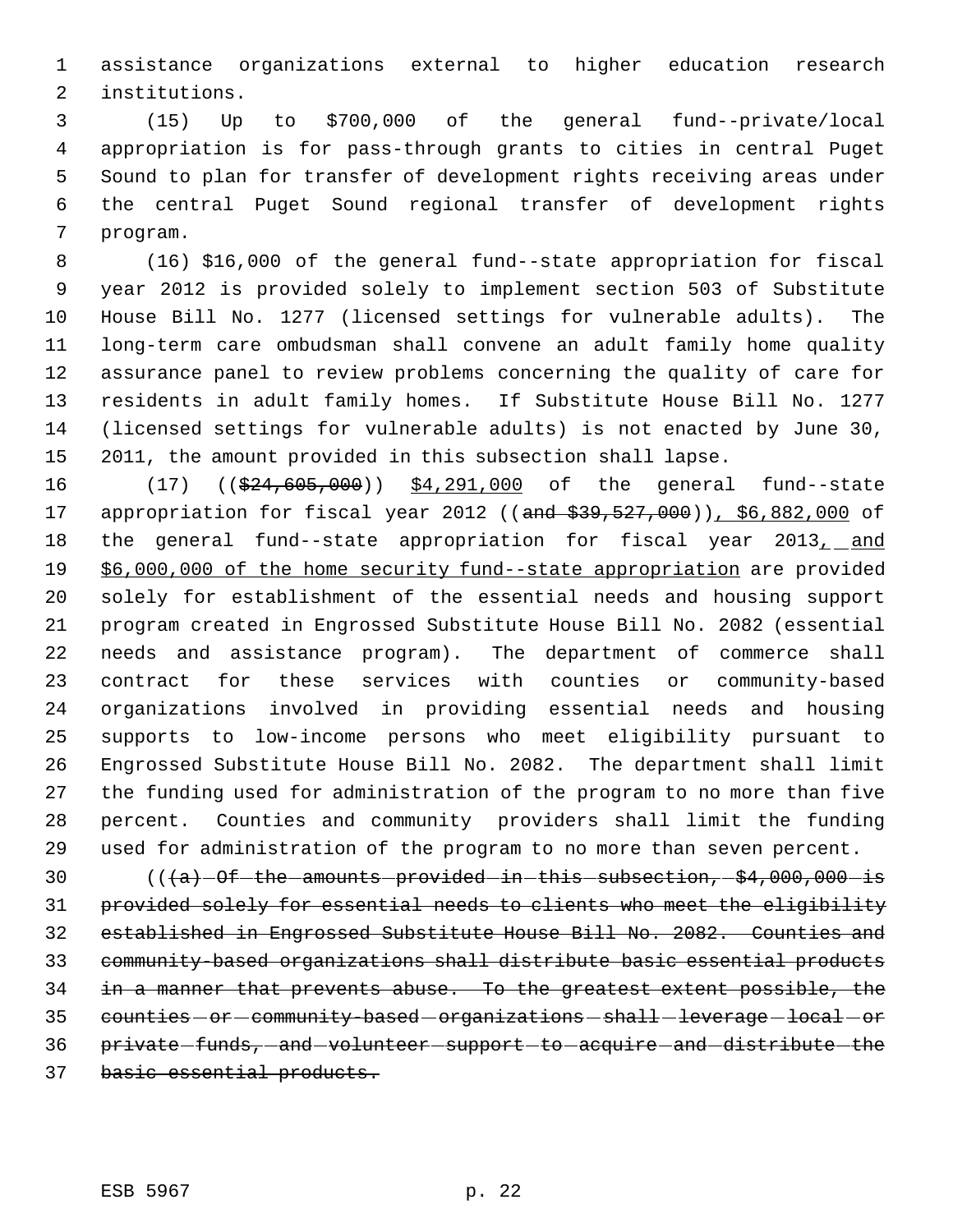assistance organizations external to higher education research institutions.

(15) Up to $700,000 of the general fund--private/local appropriation is for pass-through grants to cities in central Puget Sound to plan for transfer of development rights receiving areas under the central Puget Sound regional transfer of development rights program.

(16) $16,000 of the general fund--state appropriation for fiscal year 2012 is provided solely to implement section 503 of Substitute House Bill No. 1277 (licensed settings for vulnerable adults). The long-term care ombudsman shall convene an adult family home quality assurance panel to review problems concerning the quality of care for residents in adult family homes. If Substitute House Bill No. 1277 (licensed settings for vulnerable adults) is not enacted by June 30, 2011, the amount provided in this subsection shall lapse.

(17) ((~~$24,605,000~~)) $4,291,000 of the general fund--state appropriation for fiscal year 2012 ((~~and $39,527,000~~)), $6,882,000 of the general fund--state appropriation for fiscal year 2013, and $6,000,000 of the home security fund--state appropriation are provided solely for establishment of the essential needs and housing support program created in Engrossed Substitute House Bill No. 2082 (essential needs and assistance program). The department of commerce shall contract for these services with counties or community-based organizations involved in providing essential needs and housing supports to low-income persons who meet eligibility pursuant to Engrossed Substitute House Bill No. 2082. The department shall limit the funding used for administration of the program to no more than five percent. Counties and community providers shall limit the funding used for administration of the program to no more than seven percent.

((~~(a) Of the amounts provided in this subsection, $4,000,000 is provided solely for essential needs to clients who meet the eligibility established in Engrossed Substitute House Bill No. 2082. Counties and community-based organizations shall distribute basic essential products in a manner that prevents abuse. To the greatest extent possible, the counties or community-based organizations shall leverage local or private funds, and volunteer support to acquire and distribute the basic essential products.~~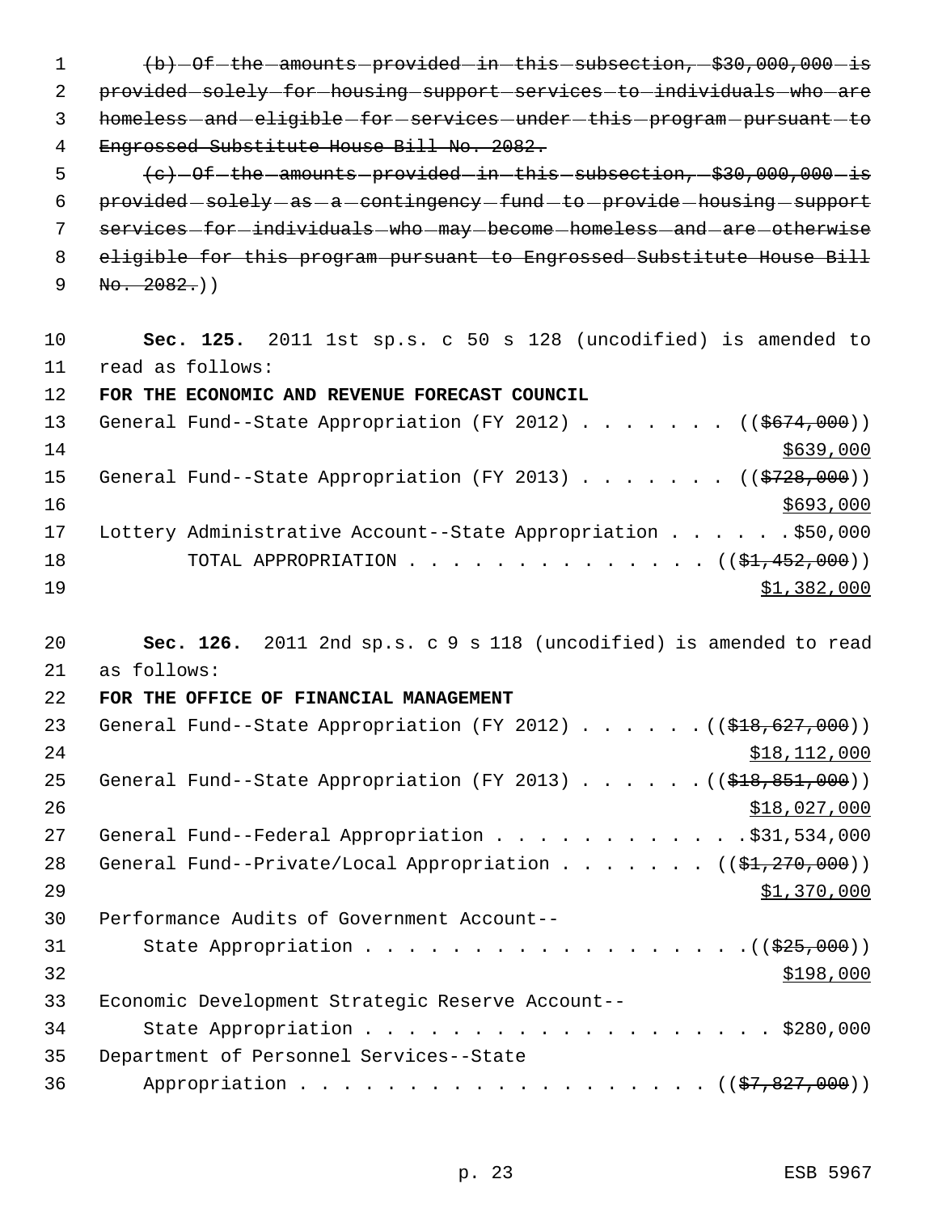~~(b) Of the amounts provided in this subsection, $30,000,000 is provided solely for housing support services to individuals who are homeless and eligible for services under this program pursuant to Engrossed Substitute House Bill No. 2082.~~

~~(c) Of the amounts provided in this subsection, $30,000,000 is provided solely as a contingency fund to provide housing support services for individuals who may become homeless and are otherwise eligible for this program pursuant to Engrossed Substitute House Bill No. 2082.~~))

**Sec. 125.** 2011 1st sp.s. c 50 s 128 (uncodified) is amended to read as follows:

**FOR THE ECONOMIC AND REVENUE FORECAST COUNCIL**

General Fund--State Appropriation (FY 2012) . . . . . . . . ((~~$674,000~~)) <u>$639,000</u>

General Fund--State Appropriation (FY 2013) . . . . . . . . ((~~$728,000~~)) <u>$693,000</u>

Lottery Administrative Account--State Appropriation . . . . . . $50,000

TOTAL APPROPRIATION . . . . . . . . . . . . . . . ((~~$1,452,000~~)) <u>$1,382,000</u>

**Sec. 126.** 2011 2nd sp.s. c 9 s 118 (uncodified) is amended to read as follows:

**FOR THE OFFICE OF FINANCIAL MANAGEMENT**

General Fund--State Appropriation (FY 2012) . . . . . . ((~~$18,627,000~~)) <u>$18,112,000</u>

General Fund--State Appropriation (FY 2013) . . . . . . ((~~$18,851,000~~)) <u>$18,027,000</u>

General Fund--Federal Appropriation . . . . . . . . . . . . $31,534,000

General Fund--Private/Local Appropriation . . . . . . . . ((~~$1,270,000~~)) <u>$1,370,000</u>

Performance Audits of Government Account--
State Appropriation . . . . . . . . . . . . . . . . . . ((~~$25,000~~)) <u>$198,000</u>

Economic Development Strategic Reserve Account--
State Appropriation . . . . . . . . . . . . . . . . . . . $280,000

Department of Personnel Services--State
Appropriation . . . . . . . . . . . . . . . . . . . ((~~$7,827,000~~))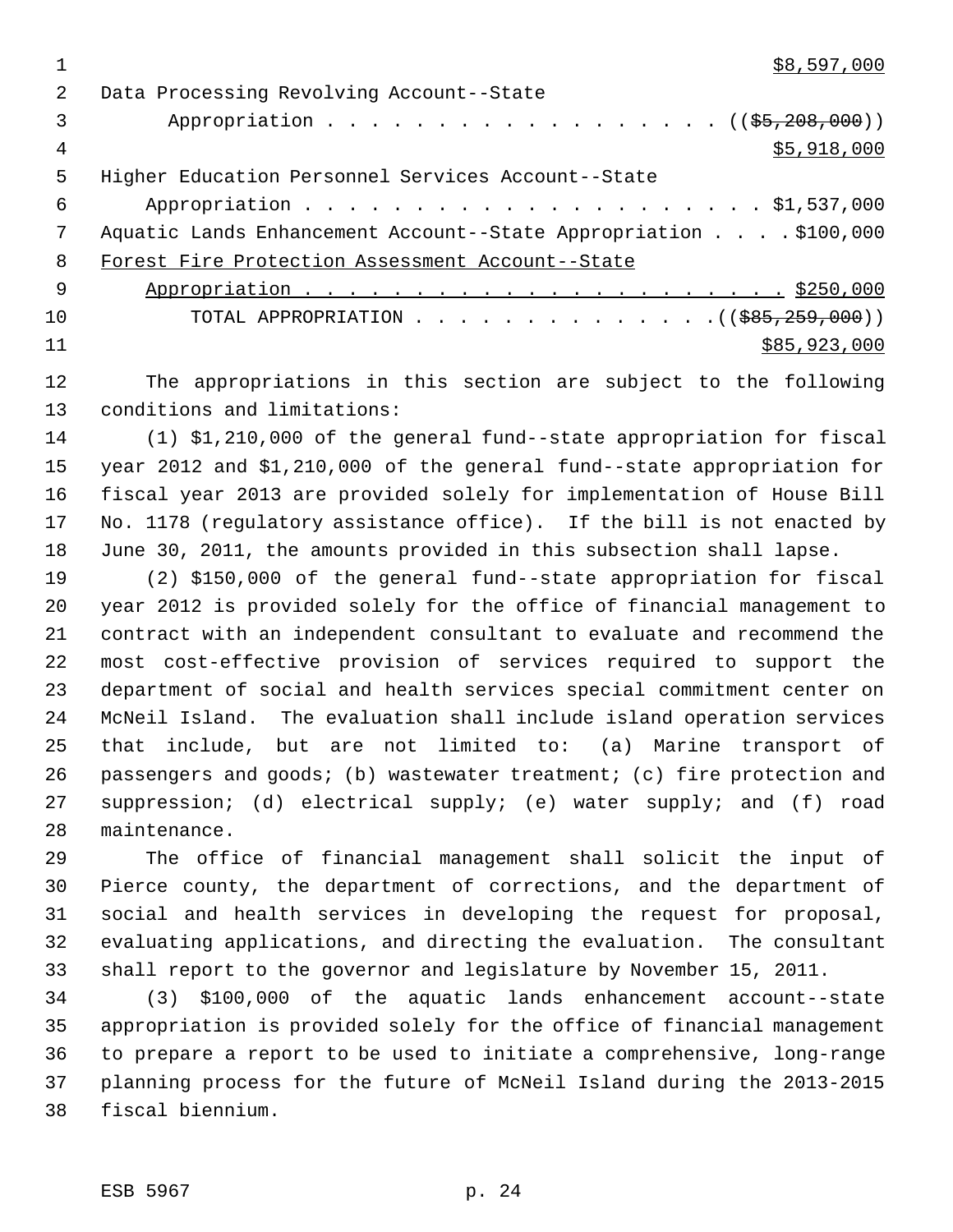$8,597,000

Data Processing Revolving Account--State
Appropriation . . . . . . . . . . . . . . . . . . (($5,208,000))
$5,918,000

Higher Education Personnel Services Account--State
Appropriation . . . . . . . . . . . . . . . . . . . . . . $1,537,000

Aquatic Lands Enhancement Account--State Appropriation . . . . $100,000

Forest Fire Protection Assessment Account--State
Appropriation . . . . . . . . . . . . . . . . . . . . . . $250,000

TOTAL APPROPRIATION . . . . . . . . . . . . . . .(($85,259,000))
$85,923,000

The appropriations in this section are subject to the following conditions and limitations:

(1) $1,210,000 of the general fund--state appropriation for fiscal year 2012 and $1,210,000 of the general fund--state appropriation for fiscal year 2013 are provided solely for implementation of House Bill No. 1178 (regulatory assistance office). If the bill is not enacted by June 30, 2011, the amounts provided in this subsection shall lapse.

(2) $150,000 of the general fund--state appropriation for fiscal year 2012 is provided solely for the office of financial management to contract with an independent consultant to evaluate and recommend the most cost-effective provision of services required to support the department of social and health services special commitment center on McNeil Island. The evaluation shall include island operation services that include, but are not limited to: (a) Marine transport of passengers and goods; (b) wastewater treatment; (c) fire protection and suppression; (d) electrical supply; (e) water supply; and (f) road maintenance.

The office of financial management shall solicit the input of Pierce county, the department of corrections, and the department of social and health services in developing the request for proposal, evaluating applications, and directing the evaluation. The consultant shall report to the governor and legislature by November 15, 2011.

(3) $100,000 of the aquatic lands enhancement account--state appropriation is provided solely for the office of financial management to prepare a report to be used to initiate a comprehensive, long-range planning process for the future of McNeil Island during the 2013-2015 fiscal biennium.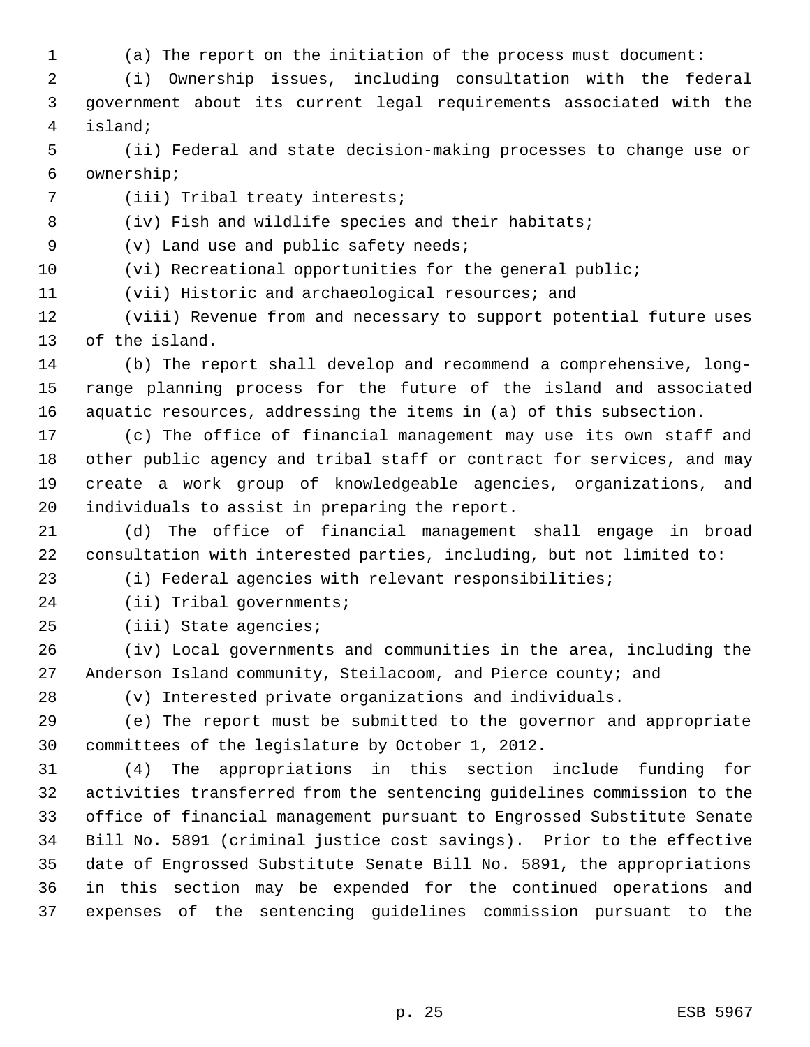(a) The report on the initiation of the process must document:

(i) Ownership issues, including consultation with the federal government about its current legal requirements associated with the island;

(ii) Federal and state decision-making processes to change use or ownership;

(iii) Tribal treaty interests;

(iv) Fish and wildlife species and their habitats;

(v) Land use and public safety needs;

(vi) Recreational opportunities for the general public;

(vii) Historic and archaeological resources; and

(viii) Revenue from and necessary to support potential future uses of the island.

(b) The report shall develop and recommend a comprehensive, long-range planning process for the future of the island and associated aquatic resources, addressing the items in (a) of this subsection.

(c) The office of financial management may use its own staff and other public agency and tribal staff or contract for services, and may create a work group of knowledgeable agencies, organizations, and individuals to assist in preparing the report.

(d) The office of financial management shall engage in broad consultation with interested parties, including, but not limited to:

(i) Federal agencies with relevant responsibilities;

(ii) Tribal governments;

(iii) State agencies;

(iv) Local governments and communities in the area, including the Anderson Island community, Steilacoom, and Pierce county; and

(v) Interested private organizations and individuals.

(e) The report must be submitted to the governor and appropriate committees of the legislature by October 1, 2012.

(4) The appropriations in this section include funding for activities transferred from the sentencing guidelines commission to the office of financial management pursuant to Engrossed Substitute Senate Bill No. 5891 (criminal justice cost savings). Prior to the effective date of Engrossed Substitute Senate Bill No. 5891, the appropriations in this section may be expended for the continued operations and expenses of the sentencing guidelines commission pursuant to the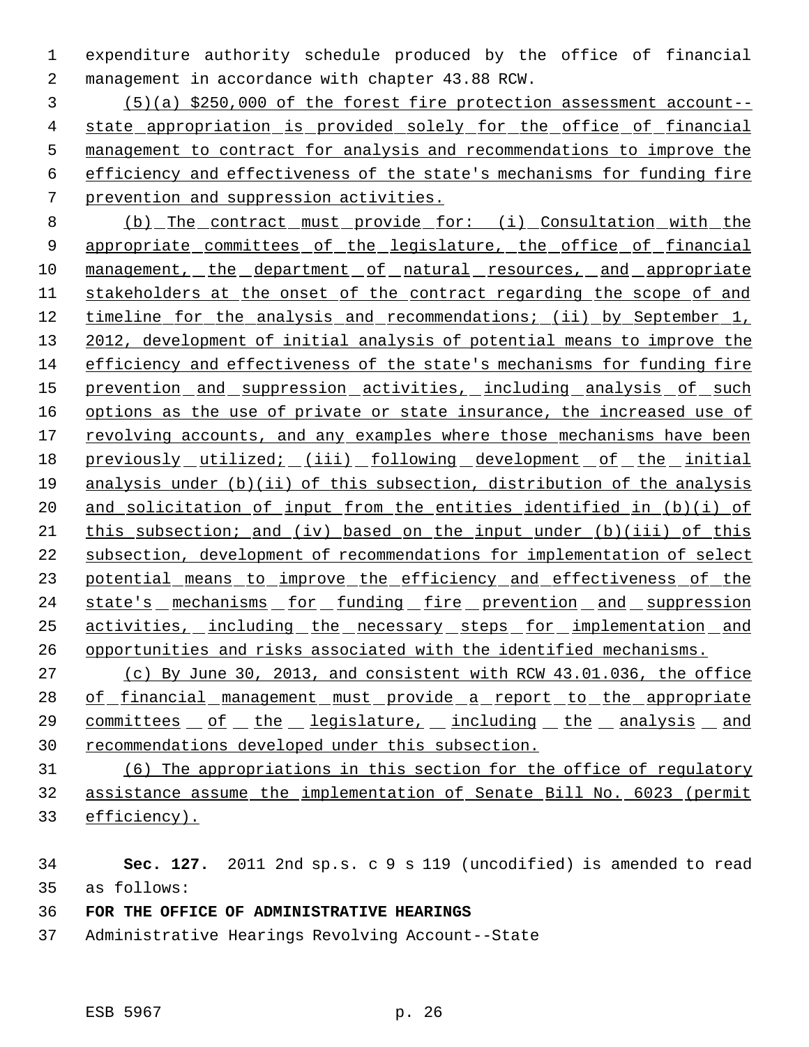expenditure authority schedule produced by the office of financial management in accordance with chapter 43.88 RCW.

(5)(a) $250,000 of the forest fire protection assessment account--state appropriation is provided solely for the office of financial management to contract for analysis and recommendations to improve the efficiency and effectiveness of the state's mechanisms for funding fire prevention and suppression activities.

(b) The contract must provide for: (i) Consultation with the appropriate committees of the legislature, the office of financial management, the department of natural resources, and appropriate stakeholders at the onset of the contract regarding the scope of and timeline for the analysis and recommendations; (ii) by September 1, 2012, development of initial analysis of potential means to improve the efficiency and effectiveness of the state's mechanisms for funding fire prevention and suppression activities, including analysis of such options as the use of private or state insurance, the increased use of revolving accounts, and any examples where those mechanisms have been previously utilized; (iii) following development of the initial analysis under (b)(ii) of this subsection, distribution of the analysis and solicitation of input from the entities identified in (b)(i) of this subsection; and (iv) based on the input under (b)(iii) of this subsection, development of recommendations for implementation of select potential means to improve the efficiency and effectiveness of the state's mechanisms for funding fire prevention and suppression activities, including the necessary steps for implementation and opportunities and risks associated with the identified mechanisms.

(c) By June 30, 2013, and consistent with RCW 43.01.036, the office of financial management must provide a report to the appropriate committees of the legislature, including the analysis and recommendations developed under this subsection.

(6) The appropriations in this section for the office of regulatory assistance assume the implementation of Senate Bill No. 6023 (permit efficiency).

**Sec. 127.** 2011 2nd sp.s. c 9 s 119 (uncodified) is amended to read as follows:

**FOR THE OFFICE OF ADMINISTRATIVE HEARINGS**

Administrative Hearings Revolving Account--State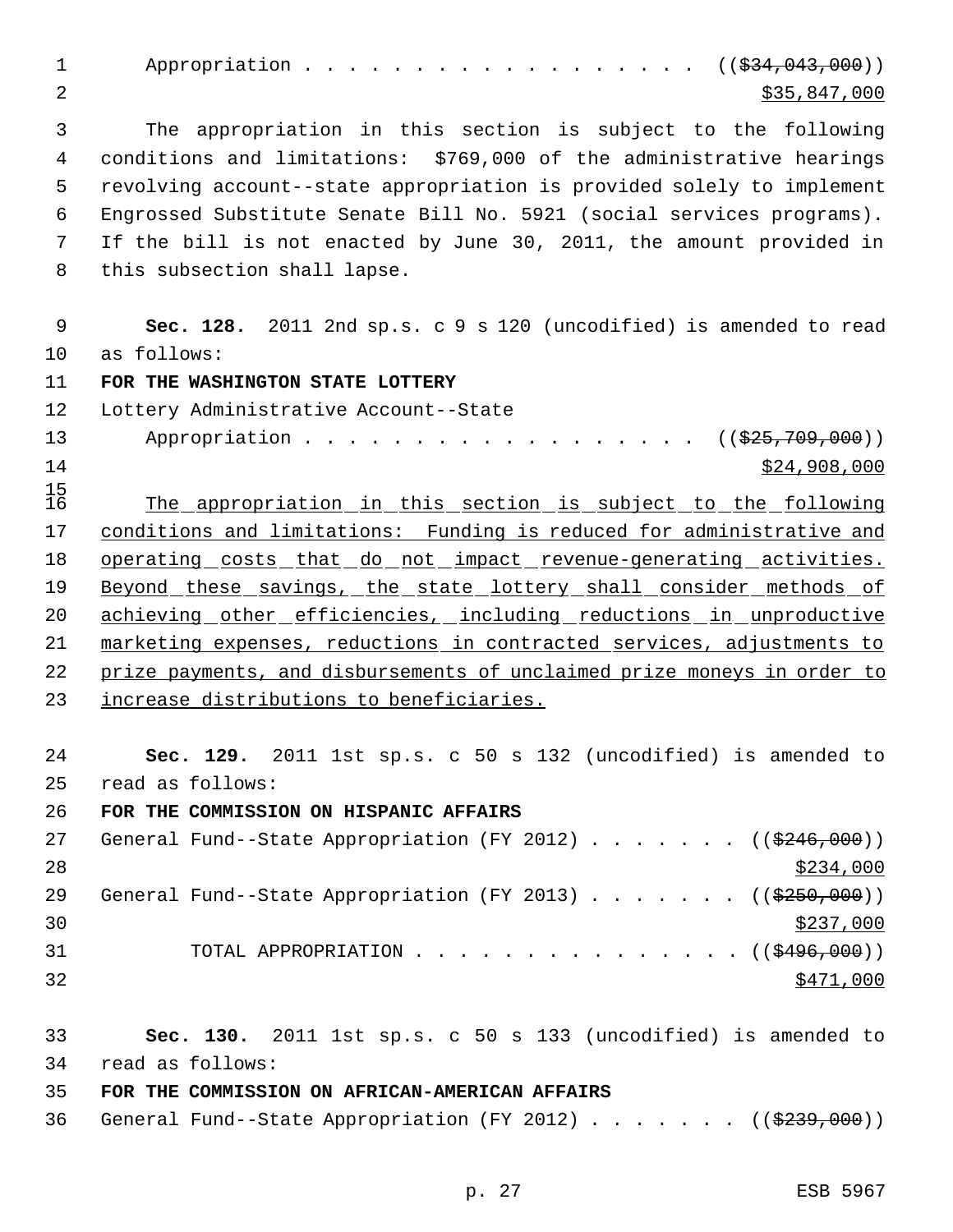Appropriation . . . . . . . . . . . . . . . . . . ((~~$34,043,000~~))
<u>$35,847,000</u>

The appropriation in this section is subject to the following conditions and limitations: $769,000 of the administrative hearings revolving account--state appropriation is provided solely to implement Engrossed Substitute Senate Bill No. 5921 (social services programs). If the bill is not enacted by June 30, 2011, the amount provided in this subsection shall lapse.

**Sec. 128.** 2011 2nd sp.s. c 9 s 120 (uncodified) is amended to read as follows:

**FOR THE WASHINGTON STATE LOTTERY**

Lottery Administrative Account--State
Appropriation . . . . . . . . . . . . . . . . . . ((~~$25,709,000~~))
<u>$24,908,000</u>

<u>The appropriation in this section is subject to the following conditions and limitations: Funding is reduced for administrative and operating costs that do not impact revenue-generating activities. Beyond these savings, the state lottery shall consider methods of achieving other efficiencies, including reductions in unproductive marketing expenses, reductions in contracted services, adjustments to prize payments, and disbursements of unclaimed prize moneys in order to increase distributions to beneficiaries.</u>

**Sec. 129.** 2011 1st sp.s. c 50 s 132 (uncodified) is amended to read as follows:

**FOR THE COMMISSION ON HISPANIC AFFAIRS**

General Fund--State Appropriation (FY 2012) . . . . . . . ((~~$246,000~~))
<u>$234,000</u>
General Fund--State Appropriation (FY 2013) . . . . . . . ((~~$250,000~~))
<u>$237,000</u>
TOTAL APPROPRIATION . . . . . . . . . . . . . . . ((~~$496,000~~))
<u>$471,000</u>

**Sec. 130.** 2011 1st sp.s. c 50 s 133 (uncodified) is amended to read as follows:

**FOR THE COMMISSION ON AFRICAN-AMERICAN AFFAIRS**

General Fund--State Appropriation (FY 2012) . . . . . . . ((~~$239,000~~))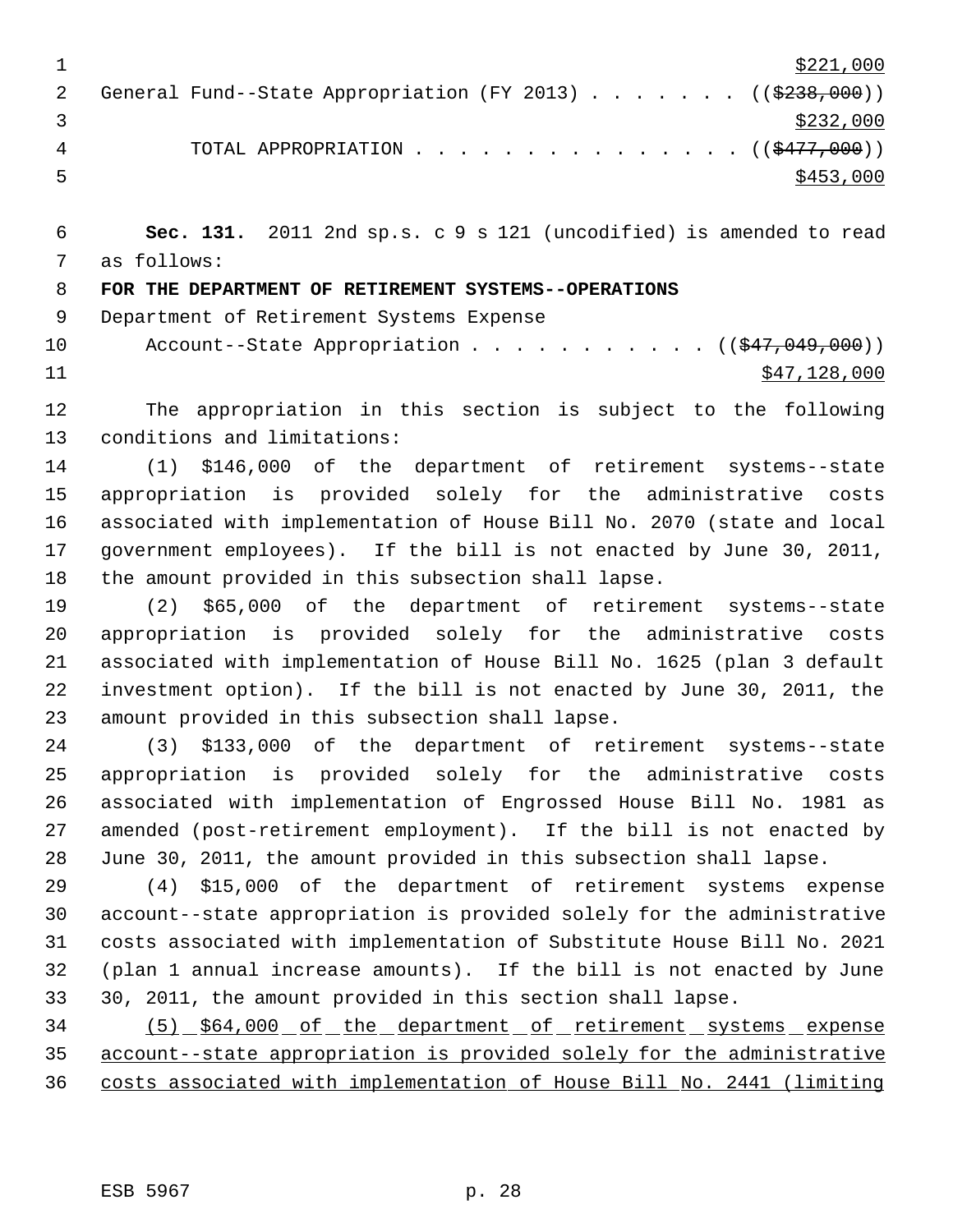$221,000

General Fund--State Appropriation (FY 2013) . . . . . . . ((~~$238,000~~))
$232,000

TOTAL APPROPRIATION . . . . . . . . . . . . . . . ((~~$477,000~~))
$453,000

**Sec. 131.** 2011 2nd sp.s. c 9 s 121 (uncodified) is amended to read as follows:

**FOR THE DEPARTMENT OF RETIREMENT SYSTEMS--OPERATIONS**

Department of Retirement Systems Expense
Account--State Appropriation . . . . . . . . . . . ((~~$47,049,000~~))
$47,128,000

The appropriation in this section is subject to the following conditions and limitations:

(1) $146,000 of the department of retirement systems--state appropriation is provided solely for the administrative costs associated with implementation of House Bill No. 2070 (state and local government employees). If the bill is not enacted by June 30, 2011, the amount provided in this subsection shall lapse.

(2) $65,000 of the department of retirement systems--state appropriation is provided solely for the administrative costs associated with implementation of House Bill No. 1625 (plan 3 default investment option). If the bill is not enacted by June 30, 2011, the amount provided in this subsection shall lapse.

(3) $133,000 of the department of retirement systems--state appropriation is provided solely for the administrative costs associated with implementation of Engrossed House Bill No. 1981 as amended (post-retirement employment). If the bill is not enacted by June 30, 2011, the amount provided in this subsection shall lapse.

(4) $15,000 of the department of retirement systems expense account--state appropriation is provided solely for the administrative costs associated with implementation of Substitute House Bill No. 2021 (plan 1 annual increase amounts). If the bill is not enacted by June 30, 2011, the amount provided in this section shall lapse.

<u>(5) $64,000 of the department of retirement systems expense account--state appropriation is provided solely for the administrative costs associated with implementation of House Bill No. 2441 (limiting</u>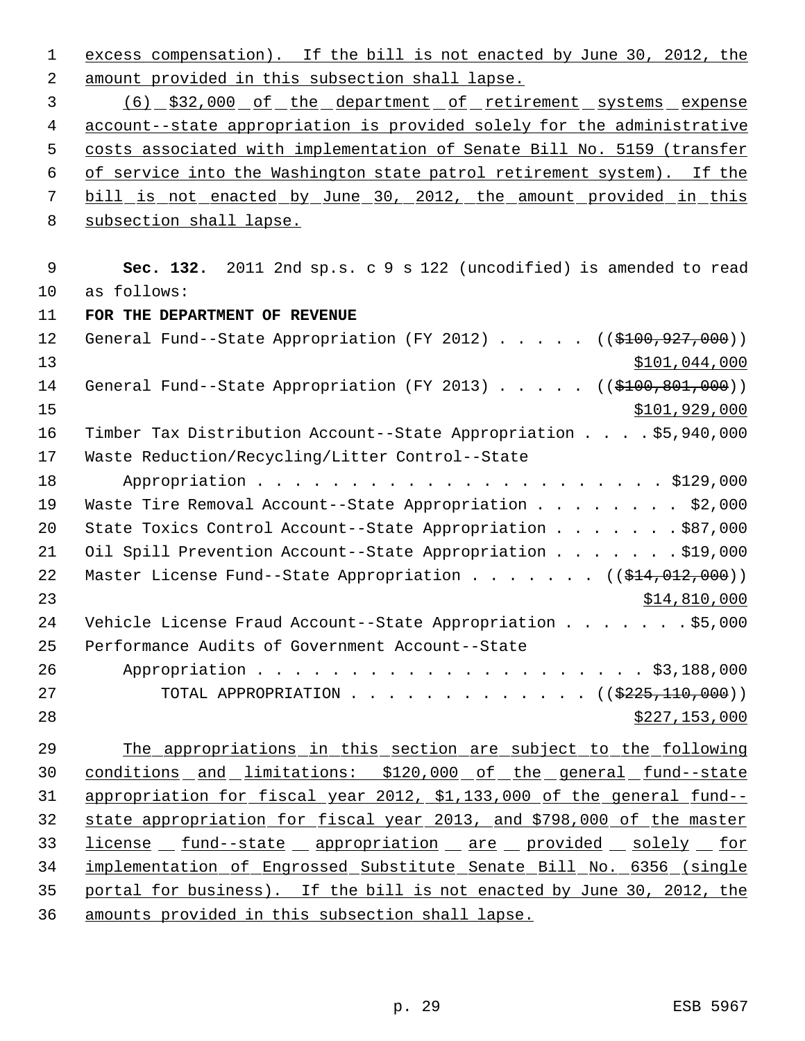excess compensation). If the bill is not enacted by June 30, 2012, the amount provided in this subsection shall lapse.

(6) $32,000 of the department of retirement systems expense account--state appropriation is provided solely for the administrative costs associated with implementation of Senate Bill No. 5159 (transfer of service into the Washington state patrol retirement system). If the bill is not enacted by June 30, 2012, the amount provided in this subsection shall lapse.

**Sec. 132.** 2011 2nd sp.s. c 9 s 122 (uncodified) is amended to read as follows:

**FOR THE DEPARTMENT OF REVENUE**

General Fund--State Appropriation (FY 2012) . . . . . (($100,927,000)) $101,044,000

General Fund--State Appropriation (FY 2013) . . . . . (($100,801,000)) $101,929,000

Timber Tax Distribution Account--State Appropriation . . . . $5,940,000

Waste Reduction/Recycling/Litter Control--State Appropriation . . . . . . . . . . . . . . . . . . . . . . . $129,000

Waste Tire Removal Account--State Appropriation . . . . . . . . $2,000

State Toxics Control Account--State Appropriation . . . . . . . $87,000

Oil Spill Prevention Account--State Appropriation . . . . . . . $19,000

Master License Fund--State Appropriation . . . . . . . . (($14,012,000)) $14,810,000

Vehicle License Fraud Account--State Appropriation . . . . . . . $5,000

Performance Audits of Government Account--State Appropriation . . . . . . . . . . . . . . . . . . . . . . $3,188,000

TOTAL APPROPRIATION . . . . . . . . . . . . . . (($225,110,000)) $227,153,000

The appropriations in this section are subject to the following conditions and limitations: $120,000 of the general fund--state appropriation for fiscal year 2012, $1,133,000 of the general fund--state appropriation for fiscal year 2013, and $798,000 of the master license fund--state appropriation are provided solely for implementation of Engrossed Substitute Senate Bill No. 6356 (single portal for business). If the bill is not enacted by June 30, 2012, the amounts provided in this subsection shall lapse.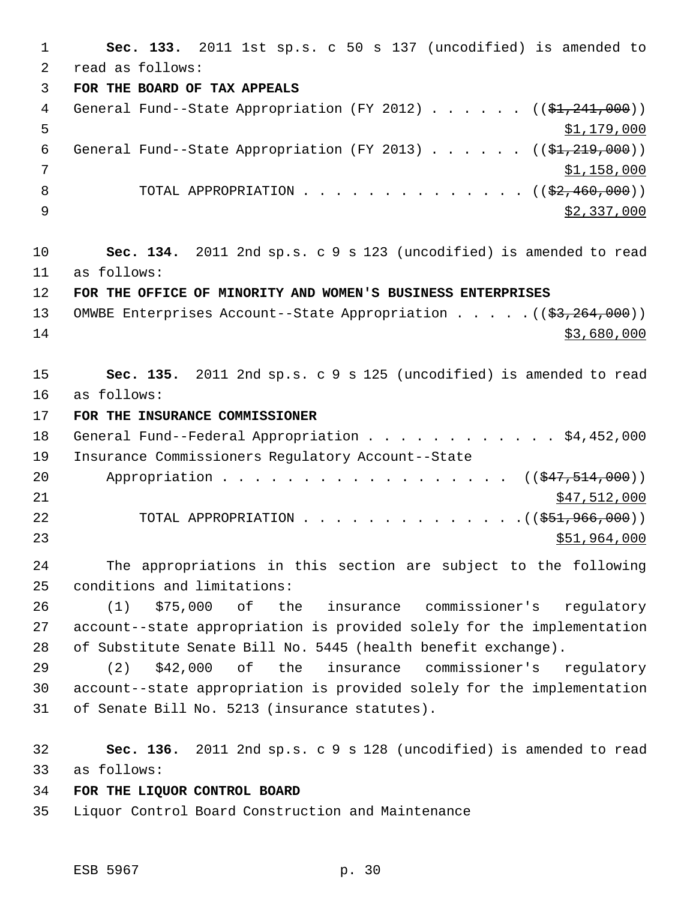**Sec. 133.** 2011 1st sp.s. c 50 s 137 (uncodified) is amended to read as follows:

**FOR THE BOARD OF TAX APPEALS**

General Fund--State Appropriation (FY 2012) . . . . . . ((~~$1,241,000~~))
$1,179,000

General Fund--State Appropriation (FY 2013) . . . . . . ((~~$1,219,000~~))
$1,158,000

TOTAL APPROPRIATION . . . . . . . . . . . . . . ((~~$2,460,000~~))
$2,337,000

**Sec. 134.** 2011 2nd sp.s. c 9 s 123 (uncodified) is amended to read as follows:

**FOR THE OFFICE OF MINORITY AND WOMEN'S BUSINESS ENTERPRISES**

OMWBE Enterprises Account--State Appropriation . . . . . ((~~$3,264,000~~))
$3,680,000

**Sec. 135.** 2011 2nd sp.s. c 9 s 125 (uncodified) is amended to read as follows:

**FOR THE INSURANCE COMMISSIONER**

General Fund--Federal Appropriation . . . . . . . . . . . . $4,452,000

Insurance Commissioners Regulatory Account--State Appropriation . . . . . . . . . . . . . . . . . . ((~~$47,514,000~~))
$47,512,000

TOTAL APPROPRIATION . . . . . . . . . . . . . . ((~~$51,966,000~~))
$51,964,000

The appropriations in this section are subject to the following conditions and limitations:

(1) $75,000 of the insurance commissioner's regulatory account--state appropriation is provided solely for the implementation of Substitute Senate Bill No. 5445 (health benefit exchange).

(2) $42,000 of the insurance commissioner's regulatory account--state appropriation is provided solely for the implementation of Senate Bill No. 5213 (insurance statutes).

**Sec. 136.** 2011 2nd sp.s. c 9 s 128 (uncodified) is amended to read as follows:

**FOR THE LIQUOR CONTROL BOARD**

Liquor Control Board Construction and Maintenance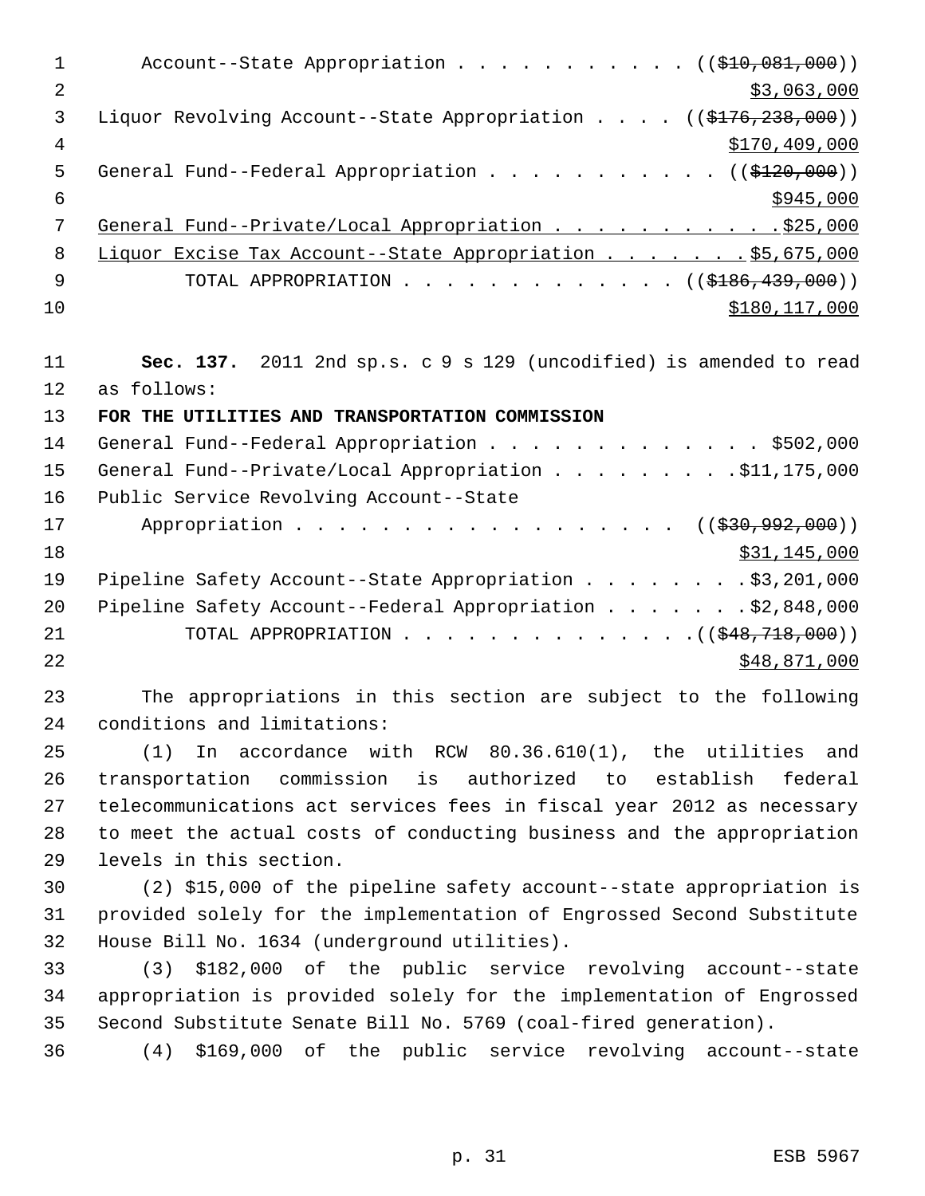Account--State Appropriation . . . . . . . . . . . (( ~~$10,081,000~~ ))
$3,063,000

Liquor Revolving Account--State Appropriation . . . . (( ~~$176,238,000~~ ))
$170,409,000

General Fund--Federal Appropriation . . . . . . . . . . . (( ~~$120,000~~ ))
$945,000

General Fund--Private/Local Appropriation . . . . . . . . . . . $25,000

Liquor Excise Tax Account--State Appropriation . . . . . . . $5,675,000

TOTAL APPROPRIATION . . . . . . . . . . . . . . (( ~~$186,439,000~~ ))
$180,117,000

**Sec. 137.** 2011 2nd sp.s. c 9 s 129 (uncodified) is amended to read as follows:

**FOR THE UTILITIES AND TRANSPORTATION COMMISSION**

General Fund--Federal Appropriation . . . . . . . . . . . . . . $502,000

General Fund--Private/Local Appropriation . . . . . . . . . $11,175,000

Public Service Revolving Account--State
Appropriation . . . . . . . . . . . . . . . . . . . (( ~~$30,992,000~~ ))
$31,145,000

Pipeline Safety Account--State Appropriation . . . . . . . . $3,201,000

Pipeline Safety Account--Federal Appropriation . . . . . . . $2,848,000

TOTAL APPROPRIATION . . . . . . . . . . . . . . (( ~~$48,718,000~~ ))
$48,871,000

The appropriations in this section are subject to the following conditions and limitations:

(1) In accordance with RCW 80.36.610(1), the utilities and transportation commission is authorized to establish federal telecommunications act services fees in fiscal year 2012 as necessary to meet the actual costs of conducting business and the appropriation levels in this section.

(2) $15,000 of the pipeline safety account--state appropriation is provided solely for the implementation of Engrossed Second Substitute House Bill No. 1634 (underground utilities).

(3) $182,000 of the public service revolving account--state appropriation is provided solely for the implementation of Engrossed Second Substitute Senate Bill No. 5769 (coal-fired generation).

(4) $169,000 of the public service revolving account--state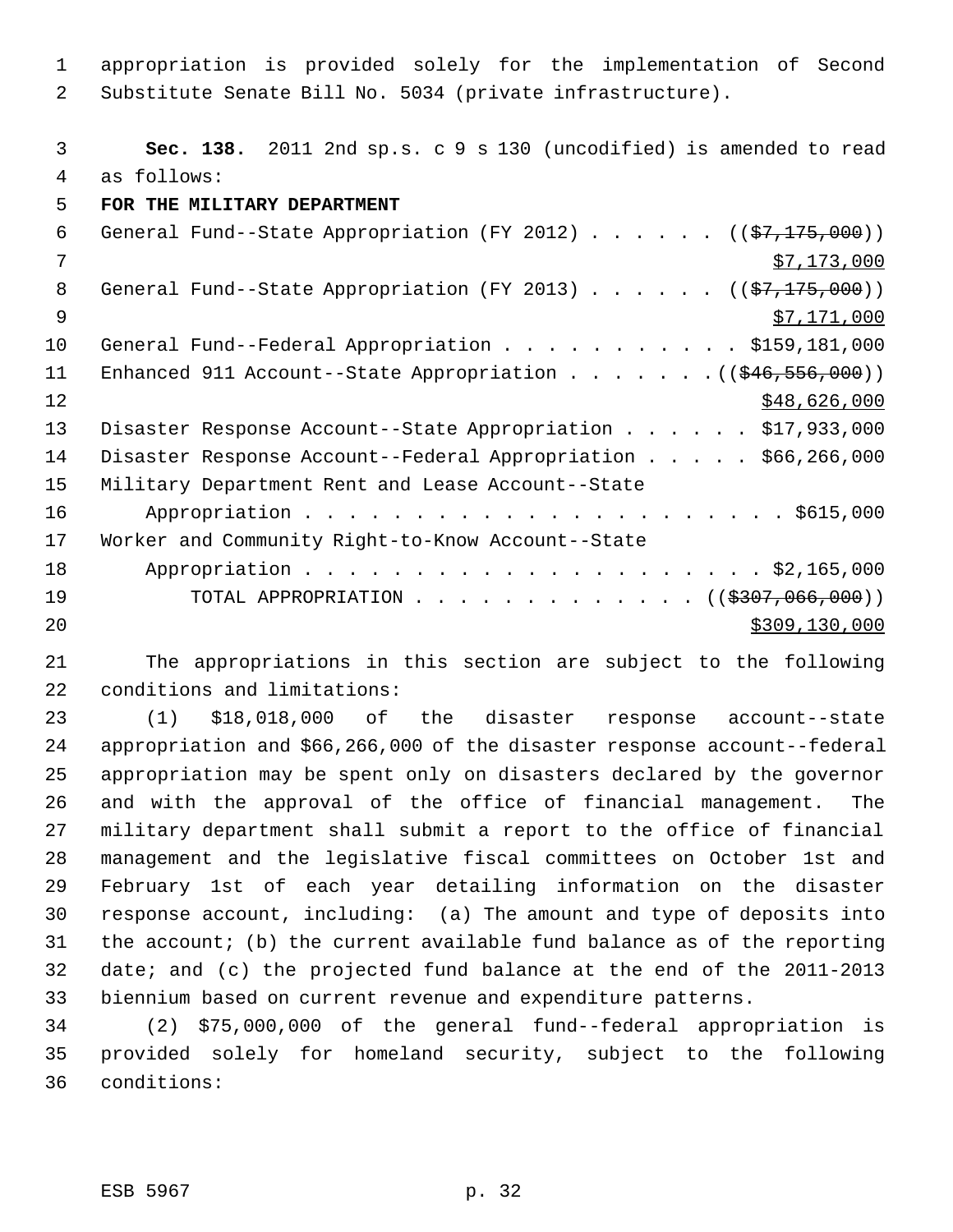appropriation is provided solely for the implementation of Second Substitute Senate Bill No. 5034 (private infrastructure).

**Sec. 138.** 2011 2nd sp.s. c 9 s 130 (uncodified) is amended to read as follows:

**FOR THE MILITARY DEPARTMENT**

General Fund--State Appropriation (FY 2012) . . . . . . ((~~$7,175,000~~)) $7,173,000

General Fund--State Appropriation (FY 2013) . . . . . . ((~~$7,175,000~~)) $7,171,000

General Fund--Federal Appropriation . . . . . . . . . . . $159,181,000

Enhanced 911 Account--State Appropriation . . . . . . . ((~~$46,556,000~~)) $48,626,000

Disaster Response Account--State Appropriation . . . . . . $17,933,000

Disaster Response Account--Federal Appropriation . . . . . $66,266,000

Military Department Rent and Lease Account--State Appropriation . . . . . . . . . . . . . . . . . . . . . . $615,000

Worker and Community Right-to-Know Account--State Appropriation . . . . . . . . . . . . . . . . . . . . . . $2,165,000

TOTAL APPROPRIATION . . . . . . . . . . . . . ((~~$307,066,000~~)) $309,130,000

The appropriations in this section are subject to the following conditions and limitations:

(1) $18,018,000 of the disaster response account--state appropriation and $66,266,000 of the disaster response account--federal appropriation may be spent only on disasters declared by the governor and with the approval of the office of financial management. The military department shall submit a report to the office of financial management and the legislative fiscal committees on October 1st and February 1st of each year detailing information on the disaster response account, including: (a) The amount and type of deposits into the account; (b) the current available fund balance as of the reporting date; and (c) the projected fund balance at the end of the 2011-2013 biennium based on current revenue and expenditure patterns.

(2) $75,000,000 of the general fund--federal appropriation is provided solely for homeland security, subject to the following conditions: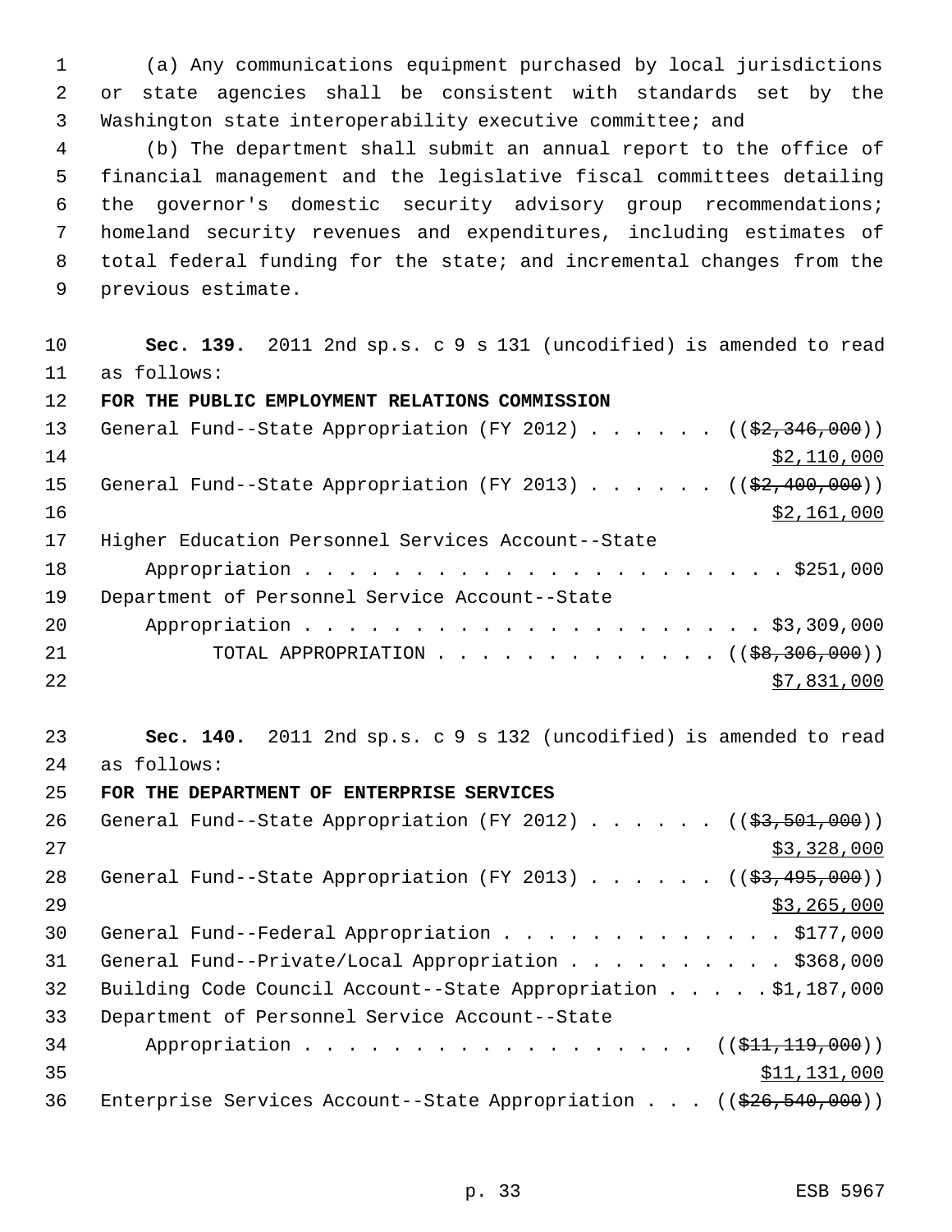(a) Any communications equipment purchased by local jurisdictions or state agencies shall be consistent with standards set by the Washington state interoperability executive committee; and

(b) The department shall submit an annual report to the office of financial management and the legislative fiscal committees detailing the governor's domestic security advisory group recommendations; homeland security revenues and expenditures, including estimates of total federal funding for the state; and incremental changes from the previous estimate.

**Sec. 139.** 2011 2nd sp.s. c 9 s 131 (uncodified) is amended to read as follows:

**FOR THE PUBLIC EMPLOYMENT RELATIONS COMMISSION**

General Fund--State Appropriation (FY 2012) . . . . . . ((~~$2,346,000~~))
<u>$2,110,000</u>

General Fund--State Appropriation (FY 2013) . . . . . . ((~~$2,400,000~~))
<u>$2,161,000</u>

Higher Education Personnel Services Account--State
Appropriation . . . . . . . . . . . . . . . . . . . . . . . $251,000

Department of Personnel Service Account--State
Appropriation . . . . . . . . . . . . . . . . . . . . . . $3,309,000

TOTAL APPROPRIATION . . . . . . . . . . . . . ((~~$8,306,000~~))
<u>$7,831,000</u>

**Sec. 140.** 2011 2nd sp.s. c 9 s 132 (uncodified) is amended to read as follows:

**FOR THE DEPARTMENT OF ENTERPRISE SERVICES**

General Fund--State Appropriation (FY 2012) . . . . . . ((~~$3,501,000~~))
<u>$3,328,000</u>

General Fund--State Appropriation (FY 2013) . . . . . . ((~~$3,495,000~~))
<u>$3,265,000</u>

General Fund--Federal Appropriation . . . . . . . . . . . . . $177,000

General Fund--Private/Local Appropriation . . . . . . . . . . $368,000

Building Code Council Account--State Appropriation . . . . . $1,187,000

Department of Personnel Service Account--State
Appropriation . . . . . . . . . . . . . . . . . . ((~~$11,119,000~~))
<u>$11,131,000</u>

Enterprise Services Account--State Appropriation . . . ((~~$26,540,000~~))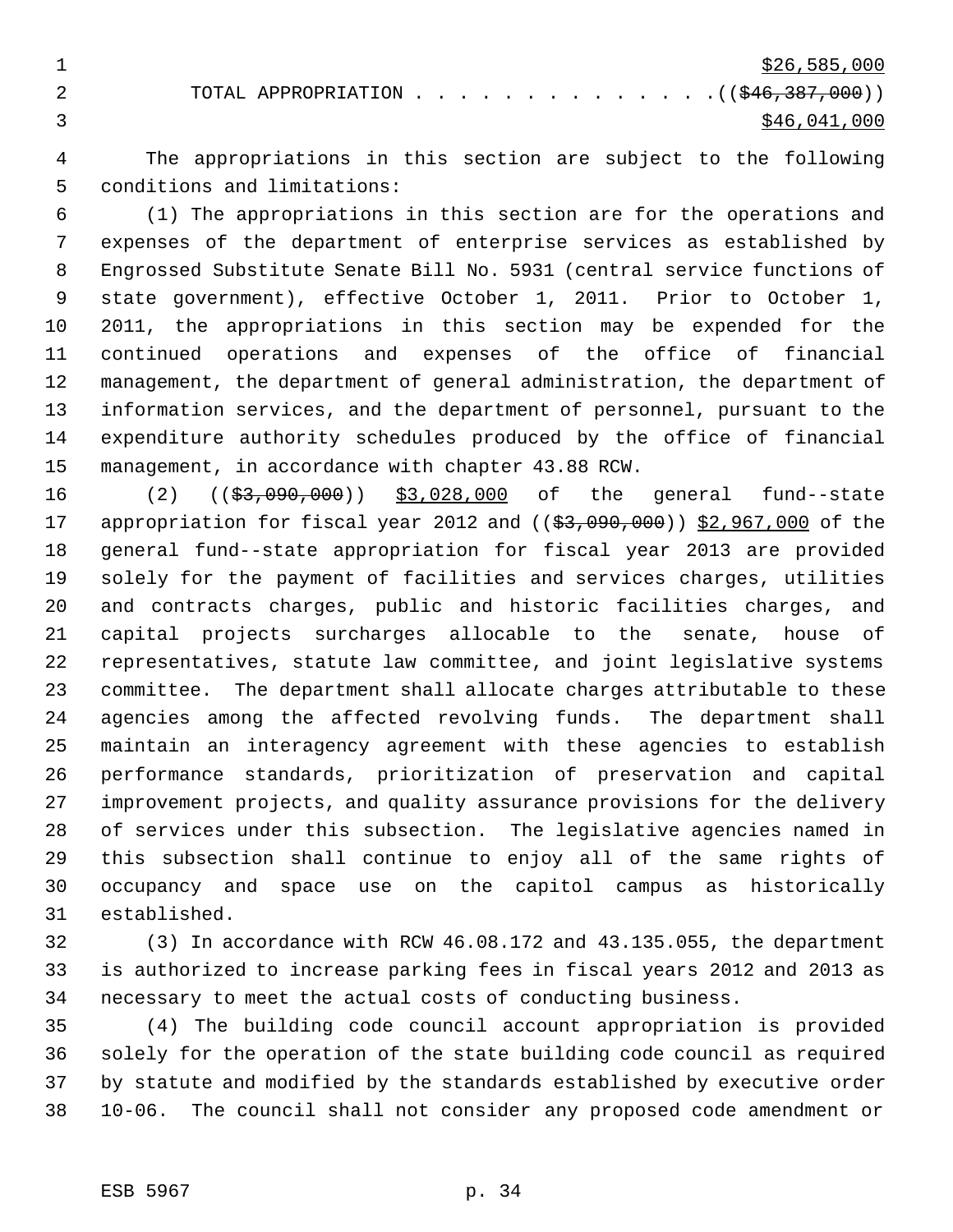$26,585,000

TOTAL APPROPRIATION . . . . . . . . . . . . . . (( ~~$46,387,000~~ ))
$46,041,000

The appropriations in this section are subject to the following conditions and limitations:

(1) The appropriations in this section are for the operations and expenses of the department of enterprise services as established by Engrossed Substitute Senate Bill No. 5931 (central service functions of state government), effective October 1, 2011. Prior to October 1, 2011, the appropriations in this section may be expended for the continued operations and expenses of the office of financial management, the department of general administration, the department of information services, and the department of personnel, pursuant to the expenditure authority schedules produced by the office of financial management, in accordance with chapter 43.88 RCW.

(2) (( ~~$3,090,000~~ )) $3,028,000 of the general fund--state appropriation for fiscal year 2012 and (( ~~$3,090,000~~ )) $2,967,000 of the general fund--state appropriation for fiscal year 2013 are provided solely for the payment of facilities and services charges, utilities and contracts charges, public and historic facilities charges, and capital projects surcharges allocable to the senate, house of representatives, statute law committee, and joint legislative systems committee. The department shall allocate charges attributable to these agencies among the affected revolving funds. The department shall maintain an interagency agreement with these agencies to establish performance standards, prioritization of preservation and capital improvement projects, and quality assurance provisions for the delivery of services under this subsection. The legislative agencies named in this subsection shall continue to enjoy all of the same rights of occupancy and space use on the capitol campus as historically established.

(3) In accordance with RCW 46.08.172 and 43.135.055, the department is authorized to increase parking fees in fiscal years 2012 and 2013 as necessary to meet the actual costs of conducting business.

(4) The building code council account appropriation is provided solely for the operation of the state building code council as required by statute and modified by the standards established by executive order 10-06. The council shall not consider any proposed code amendment or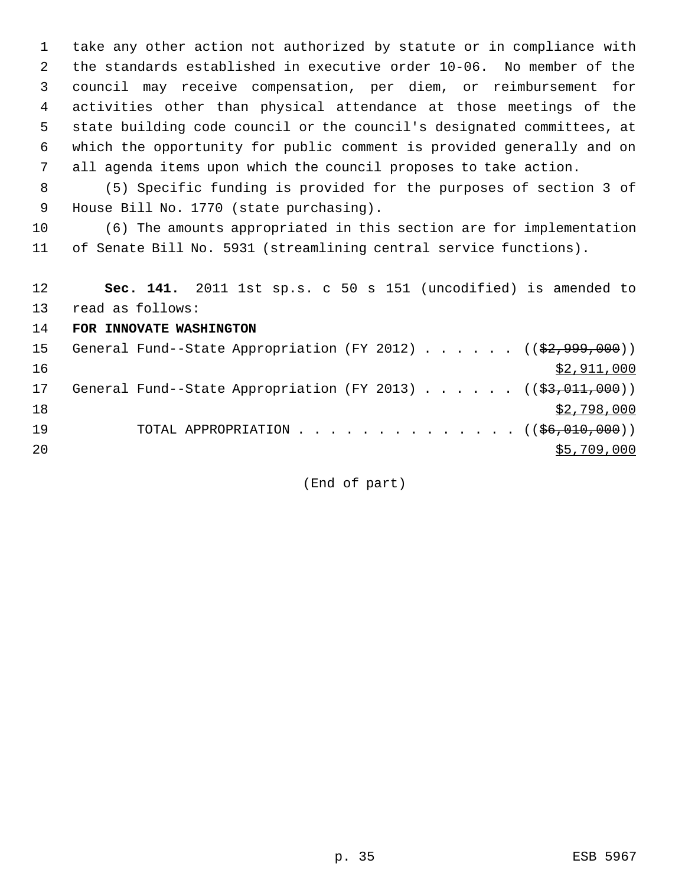take any other action not authorized by statute or in compliance with the standards established in executive order 10-06. No member of the council may receive compensation, per diem, or reimbursement for activities other than physical attendance at those meetings of the state building code council or the council's designated committees, at which the opportunity for public comment is provided generally and on all agenda items upon which the council proposes to take action.

(5) Specific funding is provided for the purposes of section 3 of House Bill No. 1770 (state purchasing).

(6) The amounts appropriated in this section are for implementation of Senate Bill No. 5931 (streamlining central service functions).

**Sec. 141.** 2011 1st sp.s. c 50 s 151 (uncodified) is amended to read as follows:

**FOR INNOVATE WASHINGTON**

General Fund--State Appropriation (FY 2012) . . . . . . ((~~$2,999,000~~)) <u>$2,911,000</u>

General Fund--State Appropriation (FY 2013) . . . . . . ((~~$3,011,000~~)) <u>$2,798,000</u>

TOTAL APPROPRIATION . . . . . . . . . . . . . . ((~~$6,010,000~~)) <u>$5,709,000</u>

(End of part)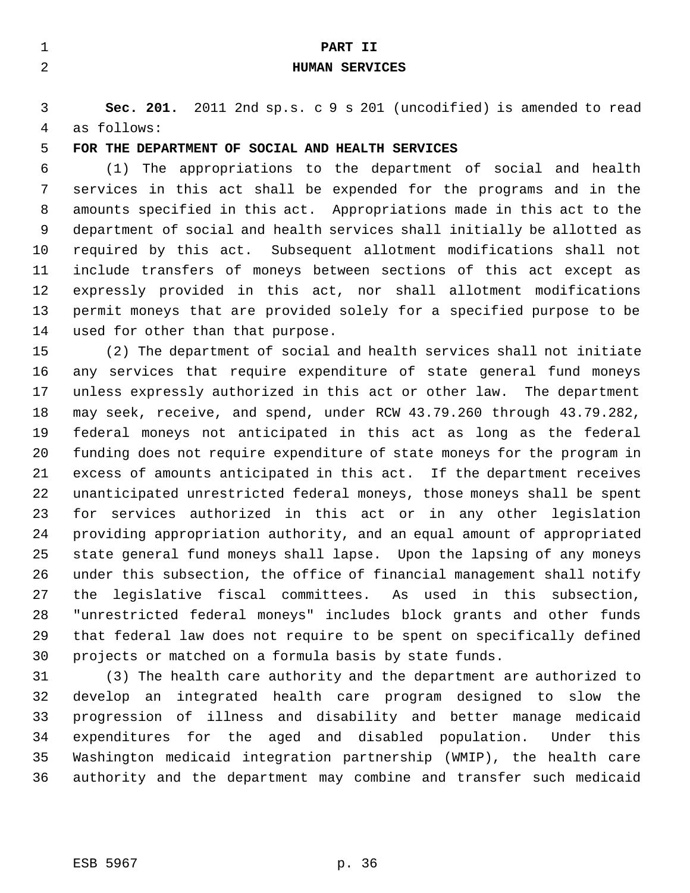## PART II
## HUMAN SERVICES

**Sec. 201.** 2011 2nd sp.s. c 9 s 201 (uncodified) is amended to read as follows:

**FOR THE DEPARTMENT OF SOCIAL AND HEALTH SERVICES**

(1) The appropriations to the department of social and health services in this act shall be expended for the programs and in the amounts specified in this act. Appropriations made in this act to the department of social and health services shall initially be allotted as required by this act. Subsequent allotment modifications shall not include transfers of moneys between sections of this act except as expressly provided in this act, nor shall allotment modifications permit moneys that are provided solely for a specified purpose to be used for other than that purpose.

(2) The department of social and health services shall not initiate any services that require expenditure of state general fund moneys unless expressly authorized in this act or other law. The department may seek, receive, and spend, under RCW 43.79.260 through 43.79.282, federal moneys not anticipated in this act as long as the federal funding does not require expenditure of state moneys for the program in excess of amounts anticipated in this act. If the department receives unanticipated unrestricted federal moneys, those moneys shall be spent for services authorized in this act or in any other legislation providing appropriation authority, and an equal amount of appropriated state general fund moneys shall lapse. Upon the lapsing of any moneys under this subsection, the office of financial management shall notify the legislative fiscal committees. As used in this subsection, "unrestricted federal moneys" includes block grants and other funds that federal law does not require to be spent on specifically defined projects or matched on a formula basis by state funds.

(3) The health care authority and the department are authorized to develop an integrated health care program designed to slow the progression of illness and disability and better manage medicaid expenditures for the aged and disabled population. Under this Washington medicaid integration partnership (WMIP), the health care authority and the department may combine and transfer such medicaid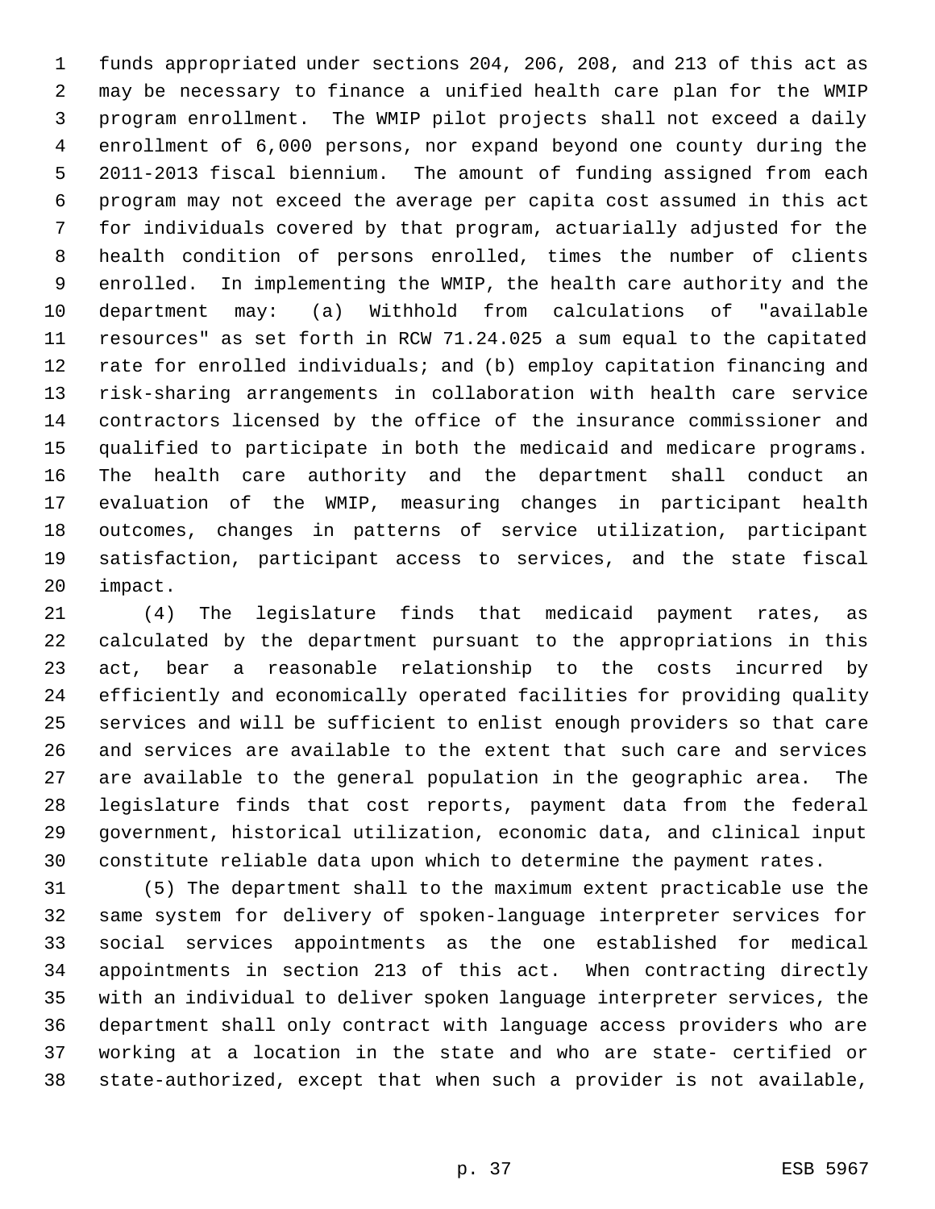funds appropriated under sections 204, 206, 208, and 213 of this act as may be necessary to finance a unified health care plan for the WMIP program enrollment. The WMIP pilot projects shall not exceed a daily enrollment of 6,000 persons, nor expand beyond one county during the 2011-2013 fiscal biennium. The amount of funding assigned from each program may not exceed the average per capita cost assumed in this act for individuals covered by that program, actuarially adjusted for the health condition of persons enrolled, times the number of clients enrolled. In implementing the WMIP, the health care authority and the department may: (a) Withhold from calculations of "available resources" as set forth in RCW 71.24.025 a sum equal to the capitated rate for enrolled individuals; and (b) employ capitation financing and risk-sharing arrangements in collaboration with health care service contractors licensed by the office of the insurance commissioner and qualified to participate in both the medicaid and medicare programs. The health care authority and the department shall conduct an evaluation of the WMIP, measuring changes in participant health outcomes, changes in patterns of service utilization, participant satisfaction, participant access to services, and the state fiscal impact.

(4) The legislature finds that medicaid payment rates, as calculated by the department pursuant to the appropriations in this act, bear a reasonable relationship to the costs incurred by efficiently and economically operated facilities for providing quality services and will be sufficient to enlist enough providers so that care and services are available to the extent that such care and services are available to the general population in the geographic area. The legislature finds that cost reports, payment data from the federal government, historical utilization, economic data, and clinical input constitute reliable data upon which to determine the payment rates.

(5) The department shall to the maximum extent practicable use the same system for delivery of spoken-language interpreter services for social services appointments as the one established for medical appointments in section 213 of this act. When contracting directly with an individual to deliver spoken language interpreter services, the department shall only contract with language access providers who are working at a location in the state and who are state- certified or state-authorized, except that when such a provider is not available,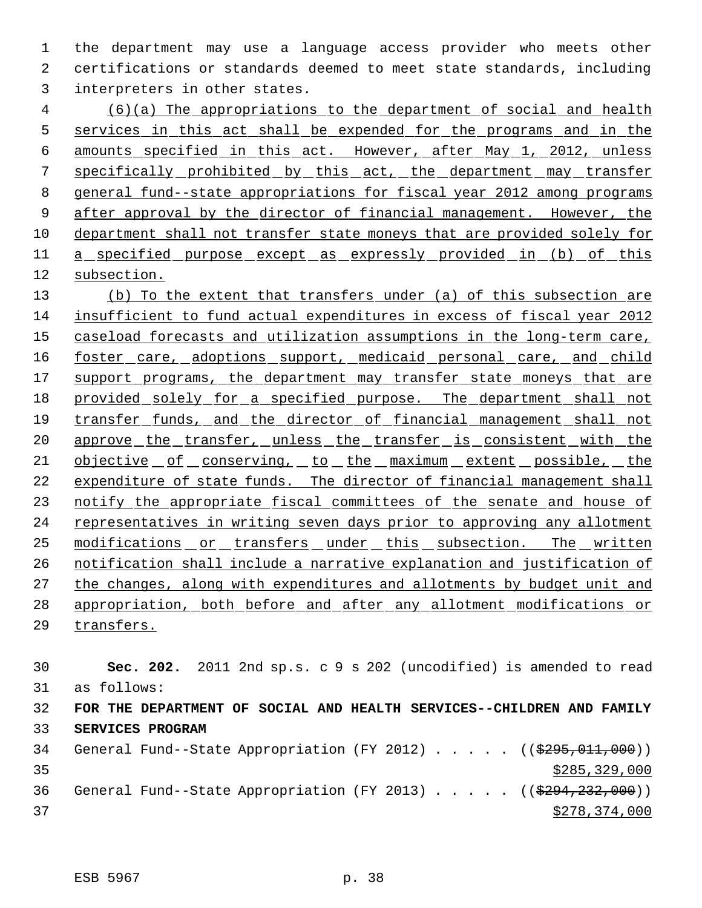the department may use a language access provider who meets other certifications or standards deemed to meet state standards, including interpreters in other states.

(6)(a) The appropriations to the department of social and health services in this act shall be expended for the programs and in the amounts specified in this act. However, after May 1, 2012, unless specifically prohibited by this act, the department may transfer general fund--state appropriations for fiscal year 2012 among programs after approval by the director of financial management. However, the department shall not transfer state moneys that are provided solely for a specified purpose except as expressly provided in (b) of this subsection.

(b) To the extent that transfers under (a) of this subsection are insufficient to fund actual expenditures in excess of fiscal year 2012 caseload forecasts and utilization assumptions in the long-term care, foster care, adoptions support, medicaid personal care, and child support programs, the department may transfer state moneys that are provided solely for a specified purpose. The department shall not transfer funds, and the director of financial management shall not approve the transfer, unless the transfer is consistent with the objective of conserving, to the maximum extent possible, the expenditure of state funds. The director of financial management shall notify the appropriate fiscal committees of the senate and house of representatives in writing seven days prior to approving any allotment modifications or transfers under this subsection. The written notification shall include a narrative explanation and justification of the changes, along with expenditures and allotments by budget unit and appropriation, both before and after any allotment modifications or transfers.

**Sec. 202.** 2011 2nd sp.s. c 9 s 202 (uncodified) is amended to read as follows:

**FOR THE DEPARTMENT OF SOCIAL AND HEALTH SERVICES--CHILDREN AND FAMILY SERVICES PROGRAM**

General Fund--State Appropriation (FY 2012) . . . . . ((~~$295,011,000~~))
$285,329,000

General Fund--State Appropriation (FY 2013) . . . . . ((~~$294,232,000~~))
$278,374,000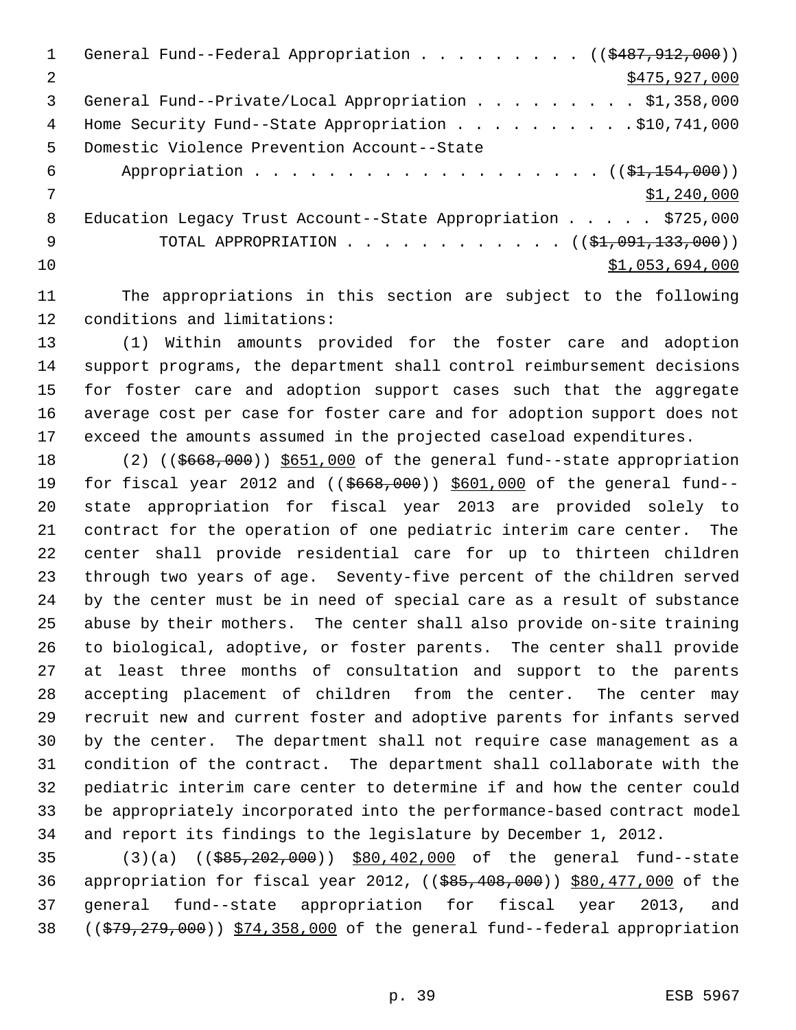General Fund--Federal Appropriation . . . . . . . . . (($487,912,000))
$475,927,000

General Fund--Private/Local Appropriation . . . . . . . . . $1,358,000

Home Security Fund--State Appropriation . . . . . . . . . . $10,741,000

Domestic Violence Prevention Account--State Appropriation . . . . . . . . . . . . . . . . . . . (($1,154,000))
$1,240,000

Education Legacy Trust Account--State Appropriation . . . . . $725,000

TOTAL APPROPRIATION . . . . . . . . . . . . (($1,091,133,000))
$1,053,694,000

The appropriations in this section are subject to the following conditions and limitations:

(1) Within amounts provided for the foster care and adoption support programs, the department shall control reimbursement decisions for foster care and adoption support cases such that the aggregate average cost per case for foster care and for adoption support does not exceed the amounts assumed in the projected caseload expenditures.

(2) (($668,000)) $651,000 of the general fund--state appropriation for fiscal year 2012 and (($668,000)) $601,000 of the general fund--state appropriation for fiscal year 2013 are provided solely to contract for the operation of one pediatric interim care center. The center shall provide residential care for up to thirteen children through two years of age. Seventy-five percent of the children served by the center must be in need of special care as a result of substance abuse by their mothers. The center shall also provide on-site training to biological, adoptive, or foster parents. The center shall provide at least three months of consultation and support to the parents accepting placement of children from the center. The center may recruit new and current foster and adoptive parents for infants served by the center. The department shall not require case management as a condition of the contract. The department shall collaborate with the pediatric interim care center to determine if and how the center could be appropriately incorporated into the performance-based contract model and report its findings to the legislature by December 1, 2012.

(3)(a) (($85,202,000)) $80,402,000 of the general fund--state appropriation for fiscal year 2012, (($85,408,000)) $80,477,000 of the general fund--state appropriation for fiscal year 2013, and (($79,279,000)) $74,358,000 of the general fund--federal appropriation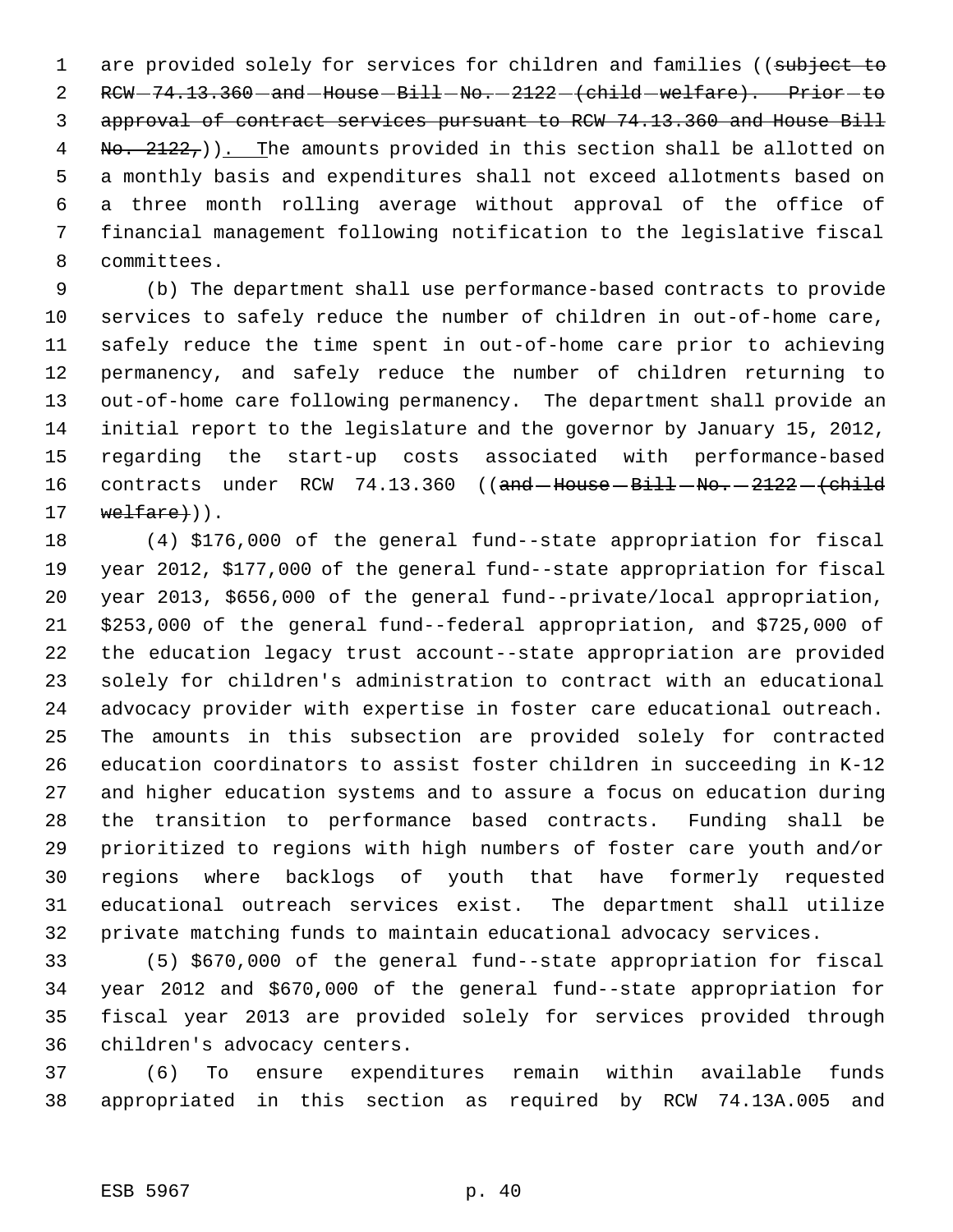are provided solely for services for children and families ((~~subject to RCW 74.13.360 and House Bill No. 2122 (child welfare). Prior to approval of contract services pursuant to RCW 74.13.360 and House Bill No. 2122,~~)). The amounts provided in this section shall be allotted on a monthly basis and expenditures shall not exceed allotments based on a three month rolling average without approval of the office of financial management following notification to the legislative fiscal committees.

(b) The department shall use performance-based contracts to provide services to safely reduce the number of children in out-of-home care, safely reduce the time spent in out-of-home care prior to achieving permanency, and safely reduce the number of children returning to out-of-home care following permanency. The department shall provide an initial report to the legislature and the governor by January 15, 2012, regarding the start-up costs associated with performance-based contracts under RCW 74.13.360 ((~~and House Bill No. 2122 (child welfare)~~)).

(4) $176,000 of the general fund--state appropriation for fiscal year 2012, $177,000 of the general fund--state appropriation for fiscal year 2013, $656,000 of the general fund--private/local appropriation, $253,000 of the general fund--federal appropriation, and $725,000 of the education legacy trust account--state appropriation are provided solely for children's administration to contract with an educational advocacy provider with expertise in foster care educational outreach. The amounts in this subsection are provided solely for contracted education coordinators to assist foster children in succeeding in K-12 and higher education systems and to assure a focus on education during the transition to performance based contracts. Funding shall be prioritized to regions with high numbers of foster care youth and/or regions where backlogs of youth that have formerly requested educational outreach services exist. The department shall utilize private matching funds to maintain educational advocacy services.

(5) $670,000 of the general fund--state appropriation for fiscal year 2012 and $670,000 of the general fund--state appropriation for fiscal year 2013 are provided solely for services provided through children's advocacy centers.

(6) To ensure expenditures remain within available funds appropriated in this section as required by RCW 74.13A.005 and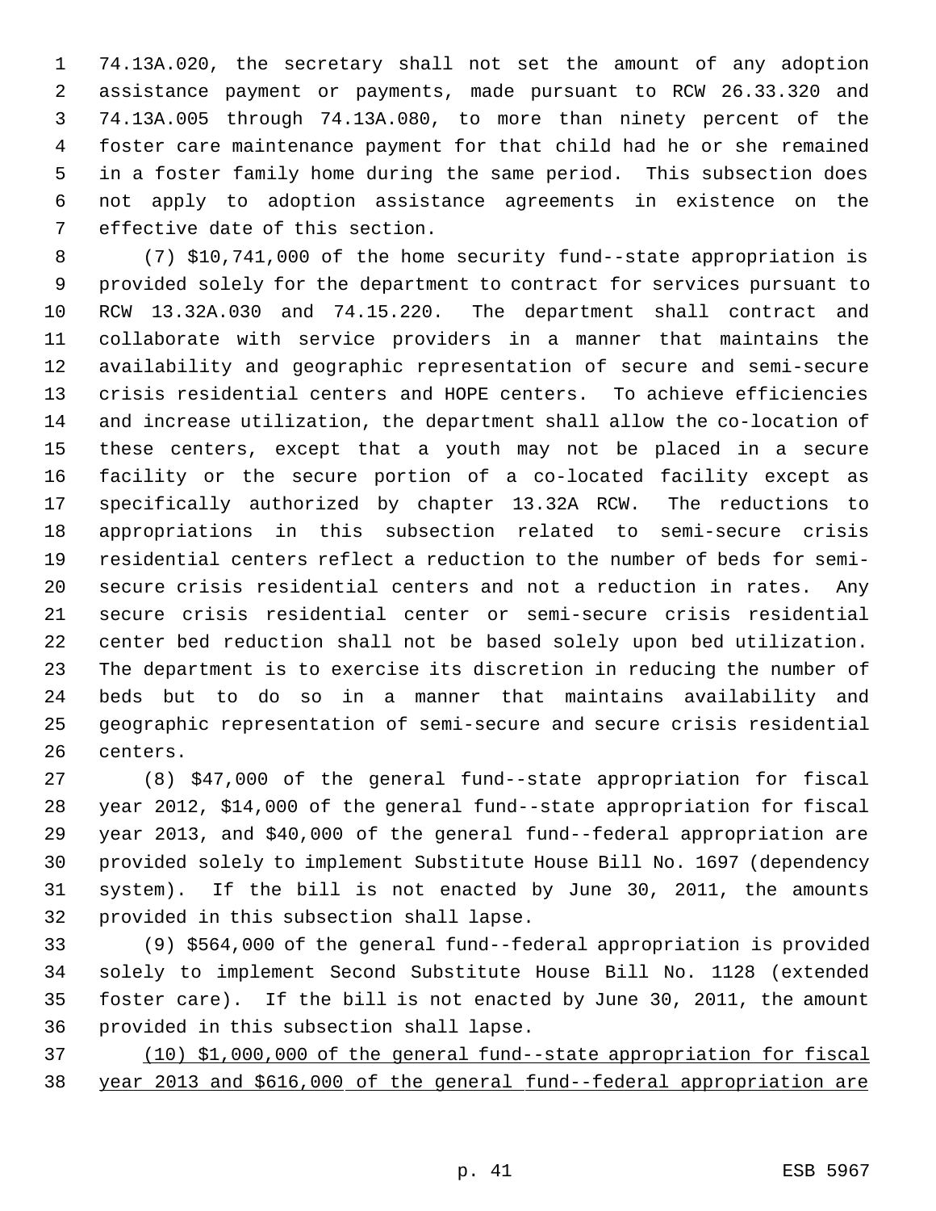74.13A.020, the secretary shall not set the amount of any adoption assistance payment or payments, made pursuant to RCW 26.33.320 and 74.13A.005 through 74.13A.080, to more than ninety percent of the foster care maintenance payment for that child had he or she remained in a foster family home during the same period. This subsection does not apply to adoption assistance agreements in existence on the effective date of this section.

(7) $10,741,000 of the home security fund--state appropriation is provided solely for the department to contract for services pursuant to RCW 13.32A.030 and 74.15.220. The department shall contract and collaborate with service providers in a manner that maintains the availability and geographic representation of secure and semi-secure crisis residential centers and HOPE centers. To achieve efficiencies and increase utilization, the department shall allow the co-location of these centers, except that a youth may not be placed in a secure facility or the secure portion of a co-located facility except as specifically authorized by chapter 13.32A RCW. The reductions to appropriations in this subsection related to semi-secure crisis residential centers reflect a reduction to the number of beds for semi-secure crisis residential centers and not a reduction in rates. Any secure crisis residential center or semi-secure crisis residential center bed reduction shall not be based solely upon bed utilization. The department is to exercise its discretion in reducing the number of beds but to do so in a manner that maintains availability and geographic representation of semi-secure and secure crisis residential centers.

(8) $47,000 of the general fund--state appropriation for fiscal year 2012, $14,000 of the general fund--state appropriation for fiscal year 2013, and $40,000 of the general fund--federal appropriation are provided solely to implement Substitute House Bill No. 1697 (dependency system). If the bill is not enacted by June 30, 2011, the amounts provided in this subsection shall lapse.

(9) $564,000 of the general fund--federal appropriation is provided solely to implement Second Substitute House Bill No. 1128 (extended foster care). If the bill is not enacted by June 30, 2011, the amount provided in this subsection shall lapse.

<u>(10) $1,000,000 of the general fund--state appropriation for fiscal year 2013 and $616,000 of the general fund--federal appropriation are</u>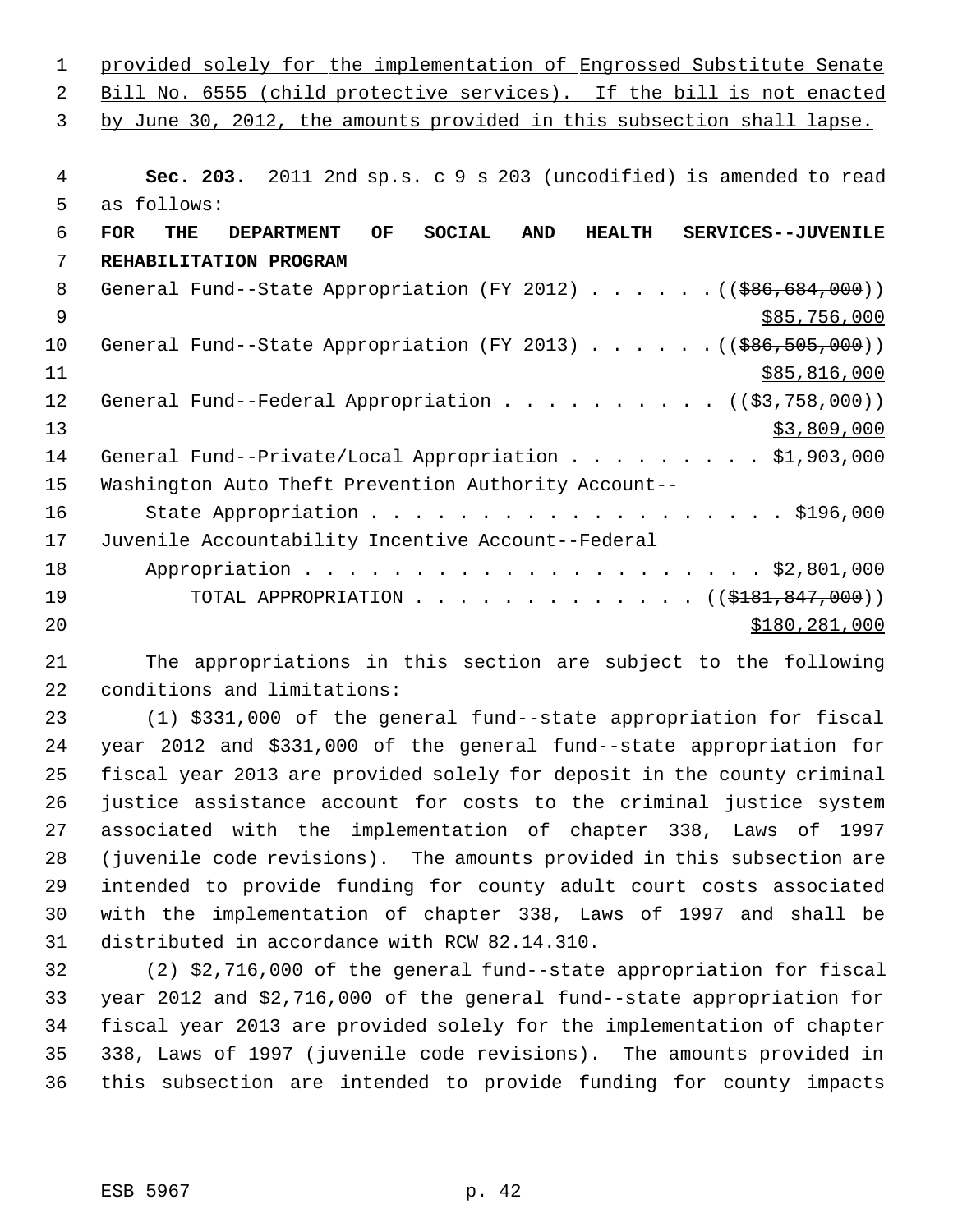provided solely for the implementation of Engrossed Substitute Senate Bill No. 6555 (child protective services). If the bill is not enacted by June 30, 2012, the amounts provided in this subsection shall lapse.

**Sec. 203.** 2011 2nd sp.s. c 9 s 203 (uncodified) is amended to read as follows:

**FOR THE DEPARTMENT OF SOCIAL AND HEALTH SERVICES--JUVENILE REHABILITATION PROGRAM**

General Fund--State Appropriation (FY 2012) . . . . . . ((~~$86,684,000~~)) $85,756,000

General Fund--State Appropriation (FY 2013) . . . . . . ((~~$86,505,000~~)) $85,816,000

General Fund--Federal Appropriation . . . . . . . . . . ((~~$3,758,000~~)) $3,809,000

General Fund--Private/Local Appropriation . . . . . . . . . $1,903,000

Washington Auto Theft Prevention Authority Account--State Appropriation . . . . . . . . . . . . . . . . . . . . $196,000

Juvenile Accountability Incentive Account--Federal Appropriation . . . . . . . . . . . . . . . . . . . . . . $2,801,000

TOTAL APPROPRIATION . . . . . . . . . . . . . ((~~$181,847,000~~)) $180,281,000

The appropriations in this section are subject to the following conditions and limitations:

(1) $331,000 of the general fund--state appropriation for fiscal year 2012 and $331,000 of the general fund--state appropriation for fiscal year 2013 are provided solely for deposit in the county criminal justice assistance account for costs to the criminal justice system associated with the implementation of chapter 338, Laws of 1997 (juvenile code revisions). The amounts provided in this subsection are intended to provide funding for county adult court costs associated with the implementation of chapter 338, Laws of 1997 and shall be distributed in accordance with RCW 82.14.310.

(2) $2,716,000 of the general fund--state appropriation for fiscal year 2012 and $2,716,000 of the general fund--state appropriation for fiscal year 2013 are provided solely for the implementation of chapter 338, Laws of 1997 (juvenile code revisions). The amounts provided in this subsection are intended to provide funding for county impacts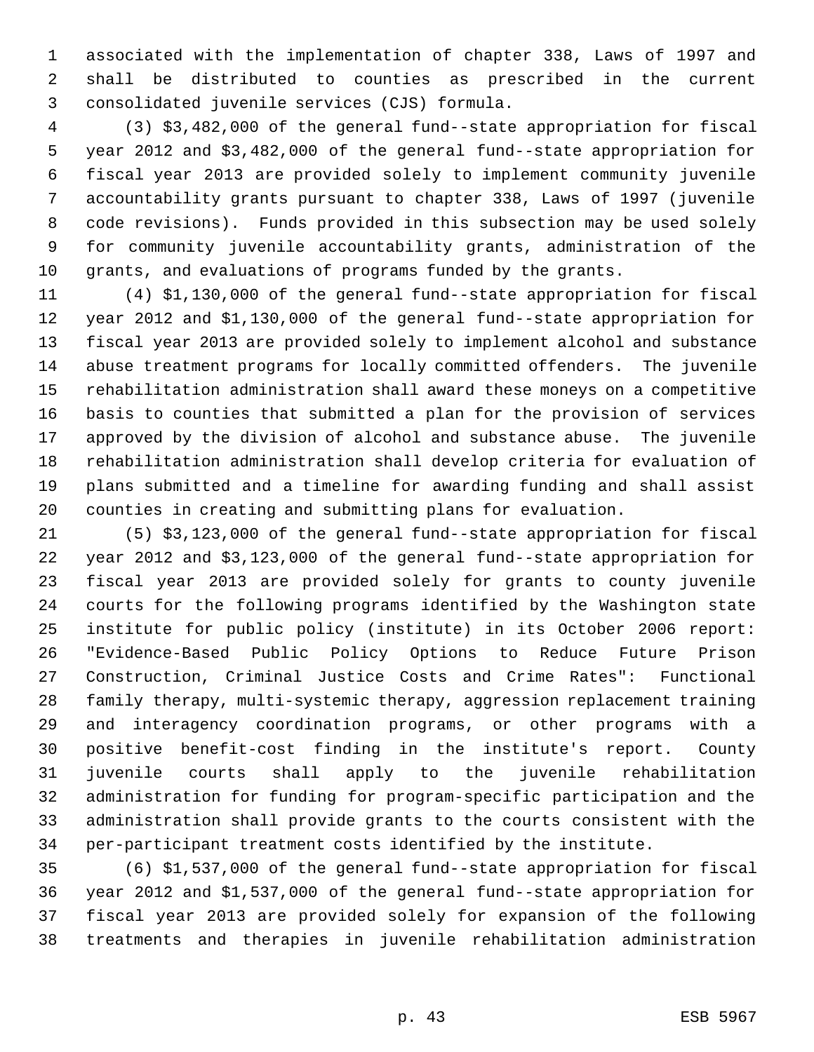associated with the implementation of chapter 338, Laws of 1997 and shall be distributed to counties as prescribed in the current consolidated juvenile services (CJS) formula.

(3) $3,482,000 of the general fund--state appropriation for fiscal year 2012 and $3,482,000 of the general fund--state appropriation for fiscal year 2013 are provided solely to implement community juvenile accountability grants pursuant to chapter 338, Laws of 1997 (juvenile code revisions). Funds provided in this subsection may be used solely for community juvenile accountability grants, administration of the grants, and evaluations of programs funded by the grants.

(4) $1,130,000 of the general fund--state appropriation for fiscal year 2012 and $1,130,000 of the general fund--state appropriation for fiscal year 2013 are provided solely to implement alcohol and substance abuse treatment programs for locally committed offenders. The juvenile rehabilitation administration shall award these moneys on a competitive basis to counties that submitted a plan for the provision of services approved by the division of alcohol and substance abuse. The juvenile rehabilitation administration shall develop criteria for evaluation of plans submitted and a timeline for awarding funding and shall assist counties in creating and submitting plans for evaluation.

(5) $3,123,000 of the general fund--state appropriation for fiscal year 2012 and $3,123,000 of the general fund--state appropriation for fiscal year 2013 are provided solely for grants to county juvenile courts for the following programs identified by the Washington state institute for public policy (institute) in its October 2006 report: "Evidence-Based Public Policy Options to Reduce Future Prison Construction, Criminal Justice Costs and Crime Rates": Functional family therapy, multi-systemic therapy, aggression replacement training and interagency coordination programs, or other programs with a positive benefit-cost finding in the institute's report. County juvenile courts shall apply to the juvenile rehabilitation administration for funding for program-specific participation and the administration shall provide grants to the courts consistent with the per-participant treatment costs identified by the institute.

(6) $1,537,000 of the general fund--state appropriation for fiscal year 2012 and $1,537,000 of the general fund--state appropriation for fiscal year 2013 are provided solely for expansion of the following treatments and therapies in juvenile rehabilitation administration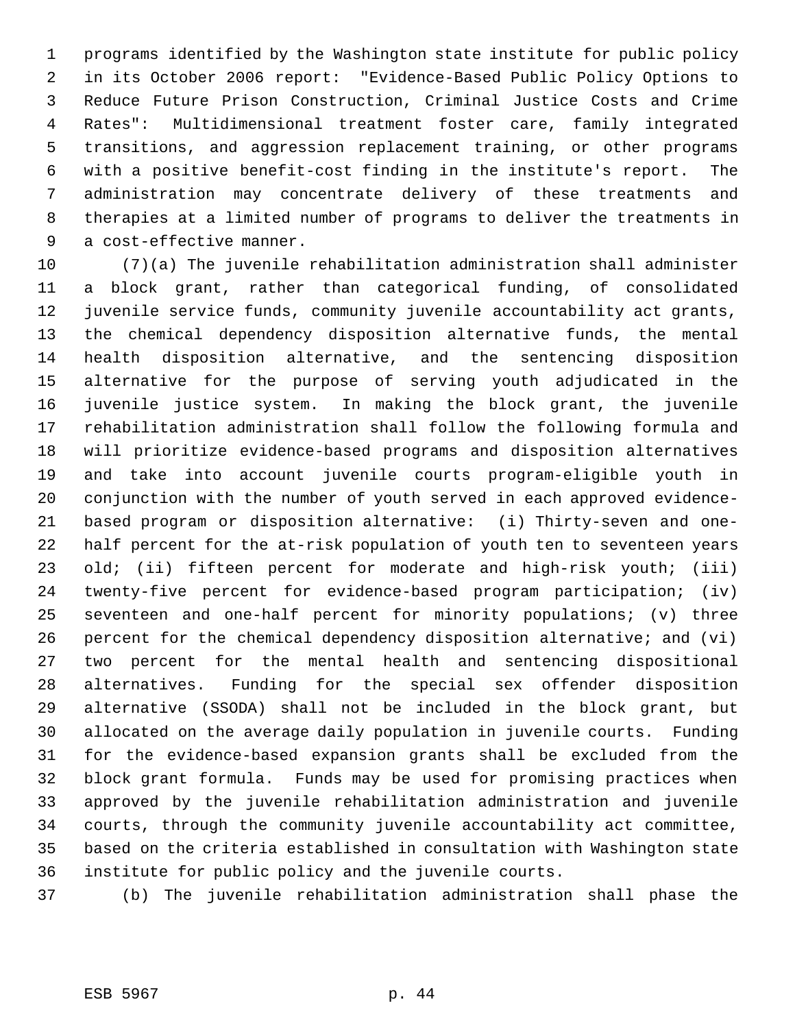programs identified by the Washington state institute for public policy in its October 2006 report: "Evidence-Based Public Policy Options to Reduce Future Prison Construction, Criminal Justice Costs and Crime Rates": Multidimensional treatment foster care, family integrated transitions, and aggression replacement training, or other programs with a positive benefit-cost finding in the institute's report. The administration may concentrate delivery of these treatments and therapies at a limited number of programs to deliver the treatments in a cost-effective manner.

(7)(a) The juvenile rehabilitation administration shall administer a block grant, rather than categorical funding, of consolidated juvenile service funds, community juvenile accountability act grants, the chemical dependency disposition alternative funds, the mental health disposition alternative, and the sentencing disposition alternative for the purpose of serving youth adjudicated in the juvenile justice system. In making the block grant, the juvenile rehabilitation administration shall follow the following formula and will prioritize evidence-based programs and disposition alternatives and take into account juvenile courts program-eligible youth in conjunction with the number of youth served in each approved evidence-based program or disposition alternative: (i) Thirty-seven and one-half percent for the at-risk population of youth ten to seventeen years old; (ii) fifteen percent for moderate and high-risk youth; (iii) twenty-five percent for evidence-based program participation; (iv) seventeen and one-half percent for minority populations; (v) three percent for the chemical dependency disposition alternative; and (vi) two percent for the mental health and sentencing dispositional alternatives. Funding for the special sex offender disposition alternative (SSODA) shall not be included in the block grant, but allocated on the average daily population in juvenile courts. Funding for the evidence-based expansion grants shall be excluded from the block grant formula. Funds may be used for promising practices when approved by the juvenile rehabilitation administration and juvenile courts, through the community juvenile accountability act committee, based on the criteria established in consultation with Washington state institute for public policy and the juvenile courts.

(b) The juvenile rehabilitation administration shall phase the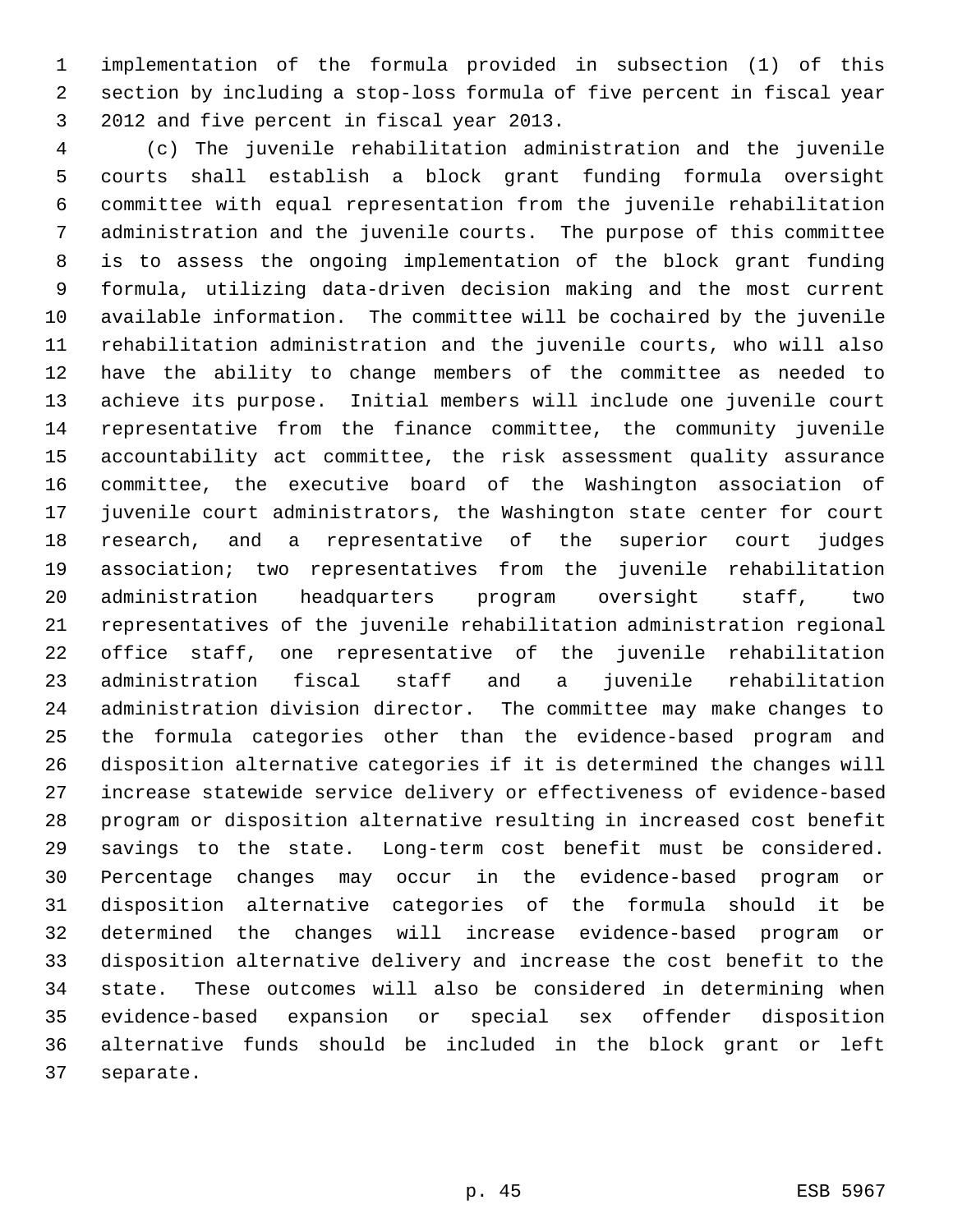implementation of the formula provided in subsection (1) of this section by including a stop-loss formula of five percent in fiscal year 2012 and five percent in fiscal year 2013.

(c) The juvenile rehabilitation administration and the juvenile courts shall establish a block grant funding formula oversight committee with equal representation from the juvenile rehabilitation administration and the juvenile courts. The purpose of this committee is to assess the ongoing implementation of the block grant funding formula, utilizing data-driven decision making and the most current available information. The committee will be cochaired by the juvenile rehabilitation administration and the juvenile courts, who will also have the ability to change members of the committee as needed to achieve its purpose. Initial members will include one juvenile court representative from the finance committee, the community juvenile accountability act committee, the risk assessment quality assurance committee, the executive board of the Washington association of juvenile court administrators, the Washington state center for court research, and a representative of the superior court judges association; two representatives from the juvenile rehabilitation administration headquarters program oversight staff, two representatives of the juvenile rehabilitation administration regional office staff, one representative of the juvenile rehabilitation administration fiscal staff and a juvenile rehabilitation administration division director. The committee may make changes to the formula categories other than the evidence-based program and disposition alternative categories if it is determined the changes will increase statewide service delivery or effectiveness of evidence-based program or disposition alternative resulting in increased cost benefit savings to the state. Long-term cost benefit must be considered. Percentage changes may occur in the evidence-based program or disposition alternative categories of the formula should it be determined the changes will increase evidence-based program or disposition alternative delivery and increase the cost benefit to the state. These outcomes will also be considered in determining when evidence-based expansion or special sex offender disposition alternative funds should be included in the block grant or left separate.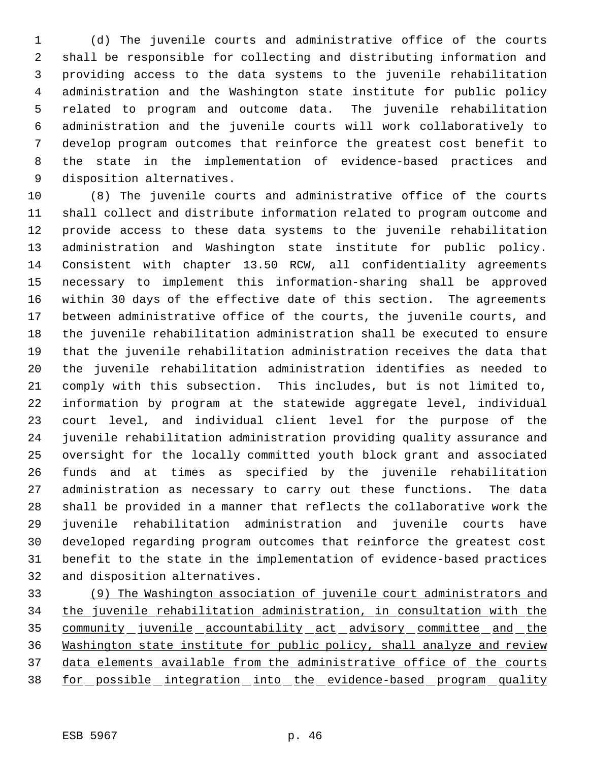(d) The juvenile courts and administrative office of the courts shall be responsible for collecting and distributing information and providing access to the data systems to the juvenile rehabilitation administration and the Washington state institute for public policy related to program and outcome data. The juvenile rehabilitation administration and the juvenile courts will work collaboratively to develop program outcomes that reinforce the greatest cost benefit to the state in the implementation of evidence-based practices and disposition alternatives.

(8) The juvenile courts and administrative office of the courts shall collect and distribute information related to program outcome and provide access to these data systems to the juvenile rehabilitation administration and Washington state institute for public policy. Consistent with chapter 13.50 RCW, all confidentiality agreements necessary to implement this information-sharing shall be approved within 30 days of the effective date of this section. The agreements between administrative office of the courts, the juvenile courts, and the juvenile rehabilitation administration shall be executed to ensure that the juvenile rehabilitation administration receives the data that the juvenile rehabilitation administration identifies as needed to comply with this subsection. This includes, but is not limited to, information by program at the statewide aggregate level, individual court level, and individual client level for the purpose of the juvenile rehabilitation administration providing quality assurance and oversight for the locally committed youth block grant and associated funds and at times as specified by the juvenile rehabilitation administration as necessary to carry out these functions. The data shall be provided in a manner that reflects the collaborative work the juvenile rehabilitation administration and juvenile courts have developed regarding program outcomes that reinforce the greatest cost benefit to the state in the implementation of evidence-based practices and disposition alternatives.

<u>(9) The Washington association of juvenile court administrators and the juvenile rehabilitation administration, in consultation with the community juvenile accountability act advisory committee and the Washington state institute for public policy, shall analyze and review data elements available from the administrative office of the courts for possible integration into the evidence-based program quality</u>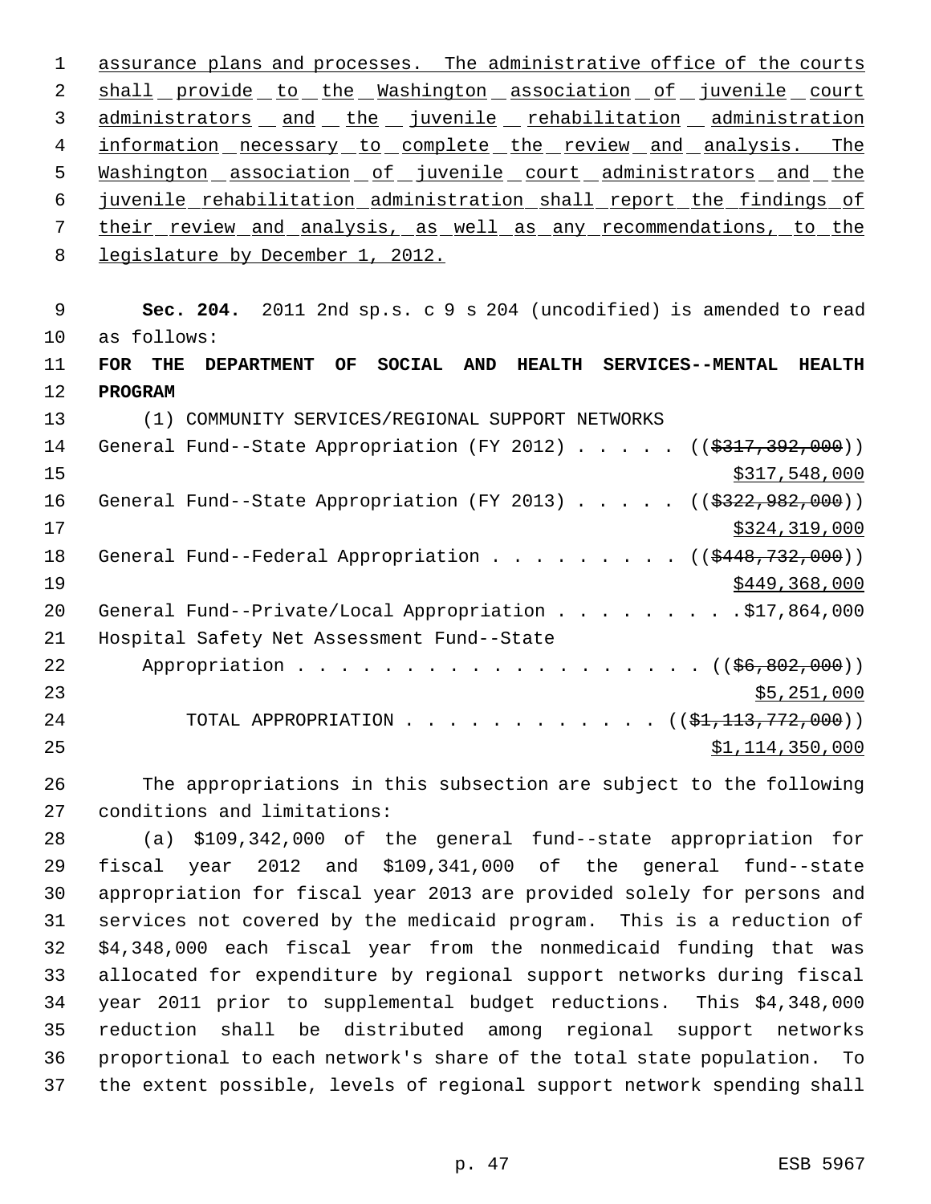assurance plans and processes. The administrative office of the courts shall provide to the Washington association of juvenile court administrators and the juvenile rehabilitation administration information necessary to complete the review and analysis. The Washington association of juvenile court administrators and the juvenile rehabilitation administration shall report the findings of their review and analysis, as well as any recommendations, to the legislature by December 1, 2012.

**Sec. 204.** 2011 2nd sp.s. c 9 s 204 (uncodified) is amended to read as follows:

**FOR THE DEPARTMENT OF SOCIAL AND HEALTH SERVICES--MENTAL HEALTH PROGRAM**

(1) COMMUNITY SERVICES/REGIONAL SUPPORT NETWORKS

General Fund--State Appropriation (FY 2012) . . . . . ((~~$317,392,000~~)) $317,548,000

General Fund--State Appropriation (FY 2013) . . . . . ((~~$322,982,000~~)) $324,319,000

General Fund--Federal Appropriation . . . . . . . . . ((~~$448,732,000~~)) $449,368,000

General Fund--Private/Local Appropriation . . . . . . . . . $17,864,000

Hospital Safety Net Assessment Fund--State Appropriation . . . . . . . . . . . . . . . . . . . . ((~~$6,802,000~~)) $5,251,000

TOTAL APPROPRIATION . . . . . . . . . . . . ((~~$1,113,772,000~~)) $1,114,350,000

The appropriations in this subsection are subject to the following conditions and limitations:

(a) $109,342,000 of the general fund--state appropriation for fiscal year 2012 and $109,341,000 of the general fund--state appropriation for fiscal year 2013 are provided solely for persons and services not covered by the medicaid program. This is a reduction of $4,348,000 each fiscal year from the nonmedicaid funding that was allocated for expenditure by regional support networks during fiscal year 2011 prior to supplemental budget reductions. This $4,348,000 reduction shall be distributed among regional support networks proportional to each network's share of the total state population. To the extent possible, levels of regional support network spending shall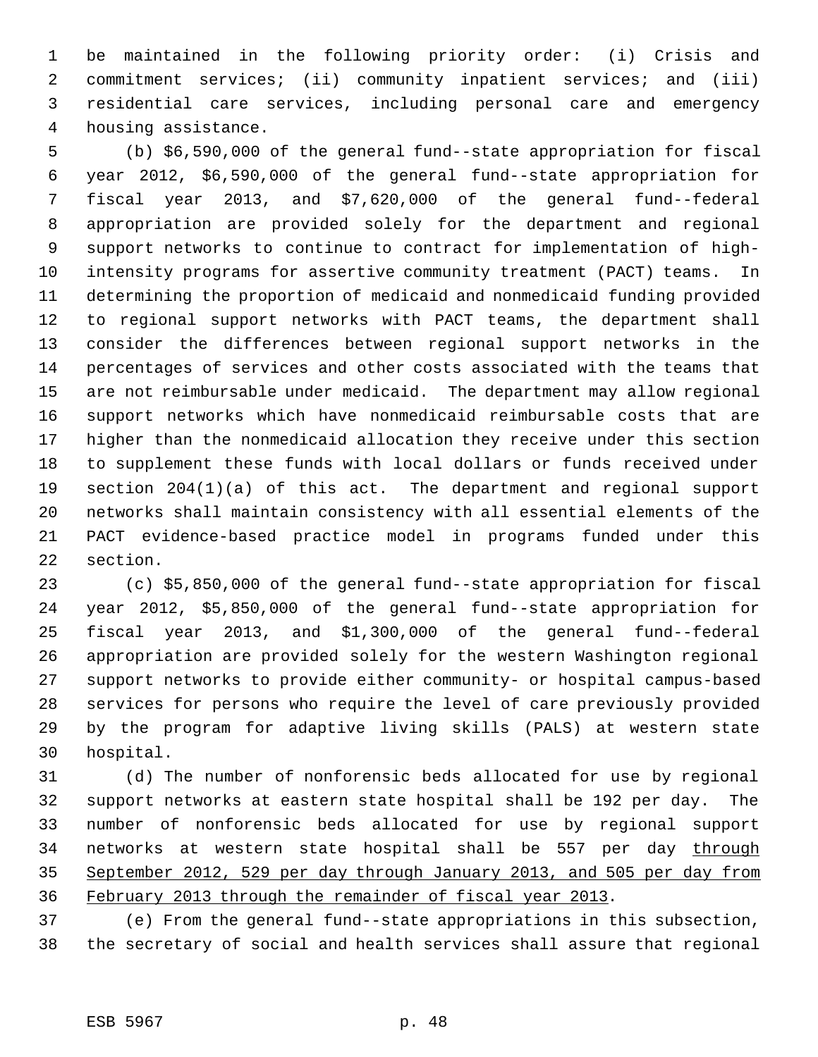be maintained in the following priority order: (i) Crisis and commitment services; (ii) community inpatient services; and (iii) residential care services, including personal care and emergency housing assistance.

(b) $6,590,000 of the general fund--state appropriation for fiscal year 2012, $6,590,000 of the general fund--state appropriation for fiscal year 2013, and $7,620,000 of the general fund--federal appropriation are provided solely for the department and regional support networks to continue to contract for implementation of high-intensity programs for assertive community treatment (PACT) teams. In determining the proportion of medicaid and nonmedicaid funding provided to regional support networks with PACT teams, the department shall consider the differences between regional support networks in the percentages of services and other costs associated with the teams that are not reimbursable under medicaid. The department may allow regional support networks which have nonmedicaid reimbursable costs that are higher than the nonmedicaid allocation they receive under this section to supplement these funds with local dollars or funds received under section 204(1)(a) of this act. The department and regional support networks shall maintain consistency with all essential elements of the PACT evidence-based practice model in programs funded under this section.

(c) $5,850,000 of the general fund--state appropriation for fiscal year 2012, $5,850,000 of the general fund--state appropriation for fiscal year 2013, and $1,300,000 of the general fund--federal appropriation are provided solely for the western Washington regional support networks to provide either community- or hospital campus-based services for persons who require the level of care previously provided by the program for adaptive living skills (PALS) at western state hospital.

(d) The number of nonforensic beds allocated for use by regional support networks at eastern state hospital shall be 192 per day. The number of nonforensic beds allocated for use by regional support networks at western state hospital shall be 557 per day through September 2012, 529 per day through January 2013, and 505 per day from February 2013 through the remainder of fiscal year 2013.

(e) From the general fund--state appropriations in this subsection, the secretary of social and health services shall assure that regional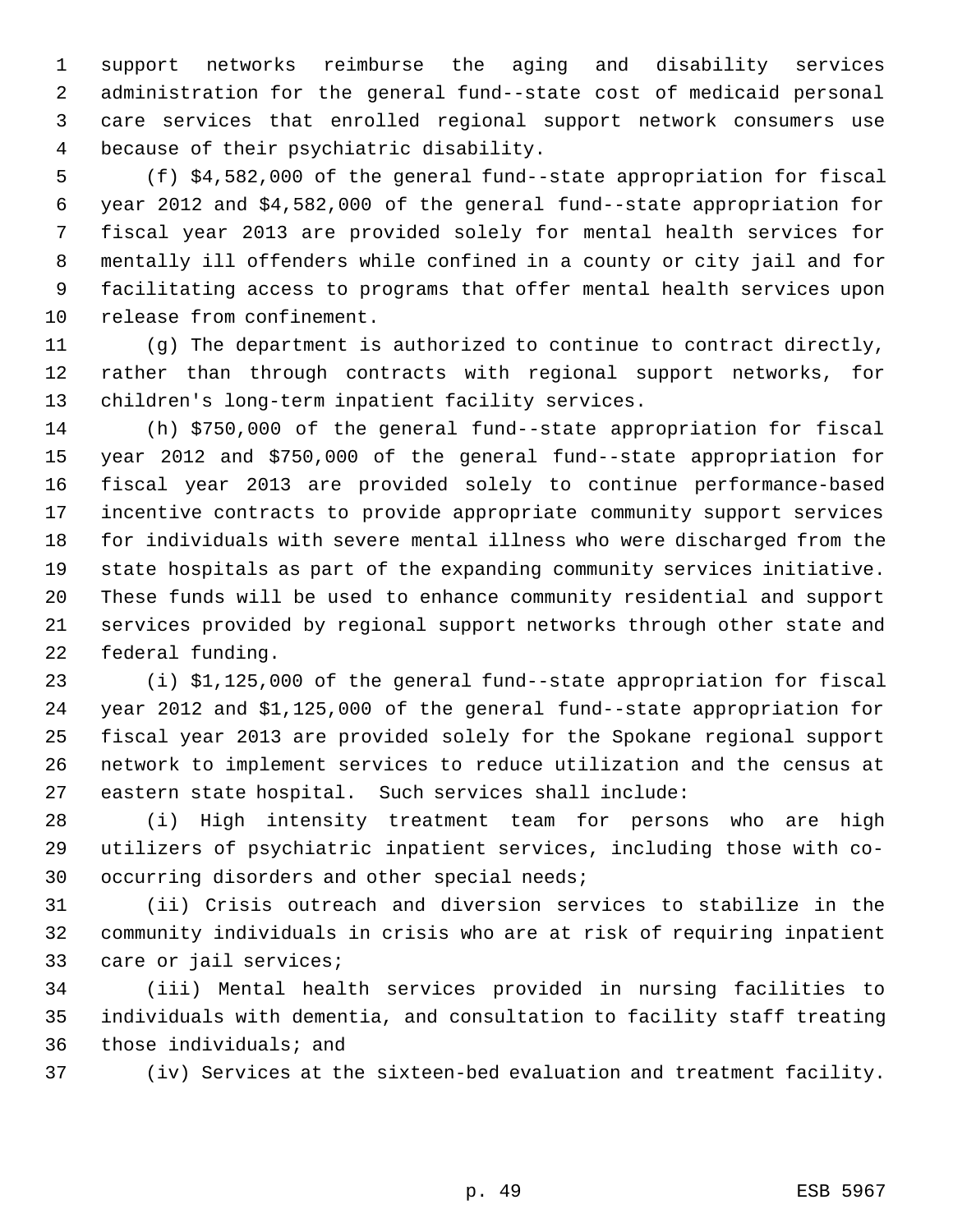support networks reimburse the aging and disability services administration for the general fund--state cost of medicaid personal care services that enrolled regional support network consumers use because of their psychiatric disability.

(f) $4,582,000 of the general fund--state appropriation for fiscal year 2012 and $4,582,000 of the general fund--state appropriation for fiscal year 2013 are provided solely for mental health services for mentally ill offenders while confined in a county or city jail and for facilitating access to programs that offer mental health services upon release from confinement.

(g) The department is authorized to continue to contract directly, rather than through contracts with regional support networks, for children's long-term inpatient facility services.

(h) $750,000 of the general fund--state appropriation for fiscal year 2012 and $750,000 of the general fund--state appropriation for fiscal year 2013 are provided solely to continue performance-based incentive contracts to provide appropriate community support services for individuals with severe mental illness who were discharged from the state hospitals as part of the expanding community services initiative. These funds will be used to enhance community residential and support services provided by regional support networks through other state and federal funding.

(i) $1,125,000 of the general fund--state appropriation for fiscal year 2012 and $1,125,000 of the general fund--state appropriation for fiscal year 2013 are provided solely for the Spokane regional support network to implement services to reduce utilization and the census at eastern state hospital. Such services shall include:

(i) High intensity treatment team for persons who are high utilizers of psychiatric inpatient services, including those with co-occurring disorders and other special needs;

(ii) Crisis outreach and diversion services to stabilize in the community individuals in crisis who are at risk of requiring inpatient care or jail services;

(iii) Mental health services provided in nursing facilities to individuals with dementia, and consultation to facility staff treating those individuals; and

(iv) Services at the sixteen-bed evaluation and treatment facility.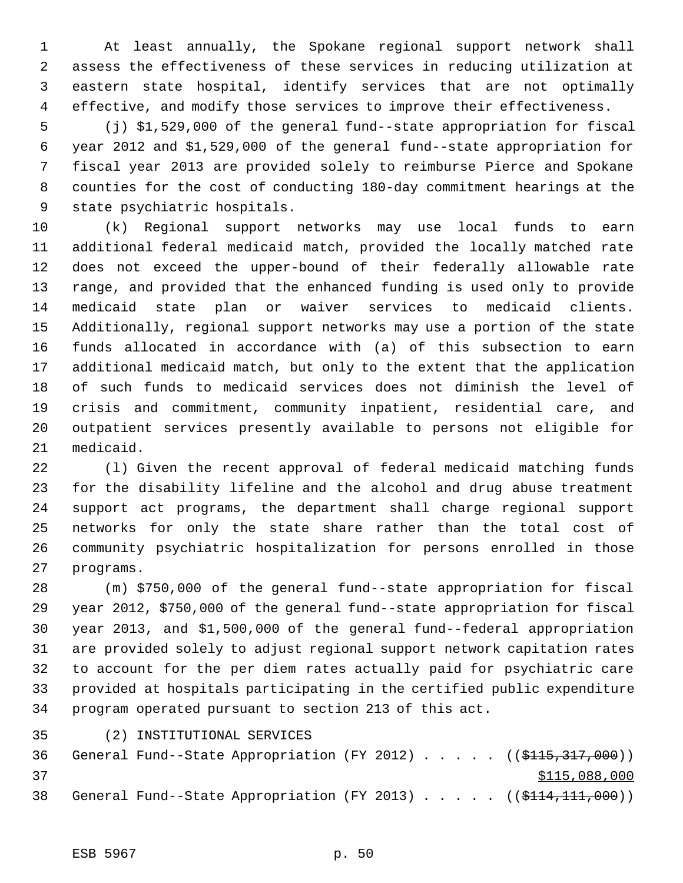At least annually, the Spokane regional support network shall assess the effectiveness of these services in reducing utilization at eastern state hospital, identify services that are not optimally effective, and modify those services to improve their effectiveness.

(j) $1,529,000 of the general fund--state appropriation for fiscal year 2012 and $1,529,000 of the general fund--state appropriation for fiscal year 2013 are provided solely to reimburse Pierce and Spokane counties for the cost of conducting 180-day commitment hearings at the state psychiatric hospitals.

(k) Regional support networks may use local funds to earn additional federal medicaid match, provided the locally matched rate does not exceed the upper-bound of their federally allowable rate range, and provided that the enhanced funding is used only to provide medicaid state plan or waiver services to medicaid clients. Additionally, regional support networks may use a portion of the state funds allocated in accordance with (a) of this subsection to earn additional medicaid match, but only to the extent that the application of such funds to medicaid services does not diminish the level of crisis and commitment, community inpatient, residential care, and outpatient services presently available to persons not eligible for medicaid.

(l) Given the recent approval of federal medicaid matching funds for the disability lifeline and the alcohol and drug abuse treatment support act programs, the department shall charge regional support networks for only the state share rather than the total cost of community psychiatric hospitalization for persons enrolled in those programs.

(m) $750,000 of the general fund--state appropriation for fiscal year 2012, $750,000 of the general fund--state appropriation for fiscal year 2013, and $1,500,000 of the general fund--federal appropriation are provided solely to adjust regional support network capitation rates to account for the per diem rates actually paid for psychiatric care provided at hospitals participating in the certified public expenditure program operated pursuant to section 213 of this act.

(2) INSTITUTIONAL SERVICES

General Fund--State Appropriation (FY 2012) . . . . . ((~~$115,317,000~~))
$115,088,000

General Fund--State Appropriation (FY 2013) . . . . . ((~~$114,111,000~~))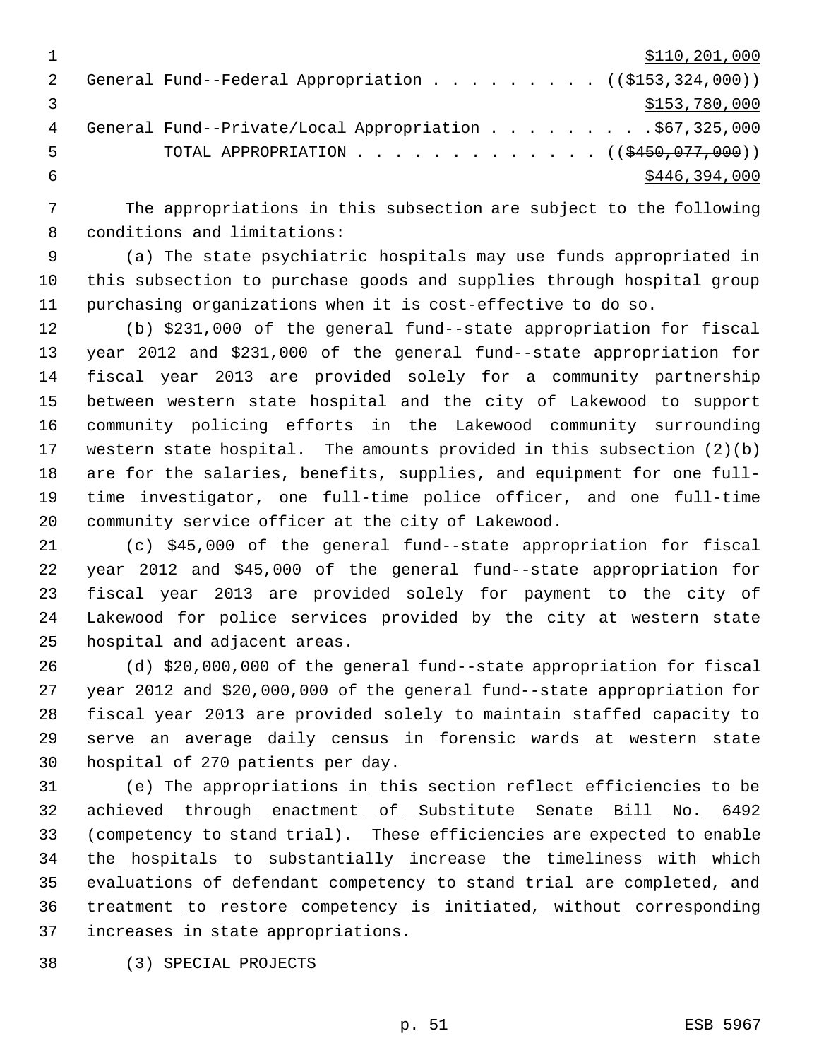$110,201,000

General Fund--Federal Appropriation . . . . . . . . . ((~~$153,324,000~~))

$153,780,000

General Fund--Private/Local Appropriation . . . . . . . . .$67,325,000

TOTAL APPROPRIATION . . . . . . . . . . . . . ((~~$450,077,000~~))

$446,394,000

The appropriations in this subsection are subject to the following conditions and limitations:

(a) The state psychiatric hospitals may use funds appropriated in this subsection to purchase goods and supplies through hospital group purchasing organizations when it is cost-effective to do so.

(b) $231,000 of the general fund--state appropriation for fiscal year 2012 and $231,000 of the general fund--state appropriation for fiscal year 2013 are provided solely for a community partnership between western state hospital and the city of Lakewood to support community policing efforts in the Lakewood community surrounding western state hospital. The amounts provided in this subsection (2)(b) are for the salaries, benefits, supplies, and equipment for one full-time investigator, one full-time police officer, and one full-time community service officer at the city of Lakewood.

(c) $45,000 of the general fund--state appropriation for fiscal year 2012 and $45,000 of the general fund--state appropriation for fiscal year 2013 are provided solely for payment to the city of Lakewood for police services provided by the city at western state hospital and adjacent areas.

(d) $20,000,000 of the general fund--state appropriation for fiscal year 2012 and $20,000,000 of the general fund--state appropriation for fiscal year 2013 are provided solely to maintain staffed capacity to serve an average daily census in forensic wards at western state hospital of 270 patients per day.

<u>(e) The appropriations in this section reflect efficiencies to be achieved through enactment of Substitute Senate Bill No. 6492 (competency to stand trial). These efficiencies are expected to enable the hospitals to substantially increase the timeliness with which evaluations of defendant competency to stand trial are completed, and treatment to restore competency is initiated, without corresponding increases in state appropriations.</u>

(3) SPECIAL PROJECTS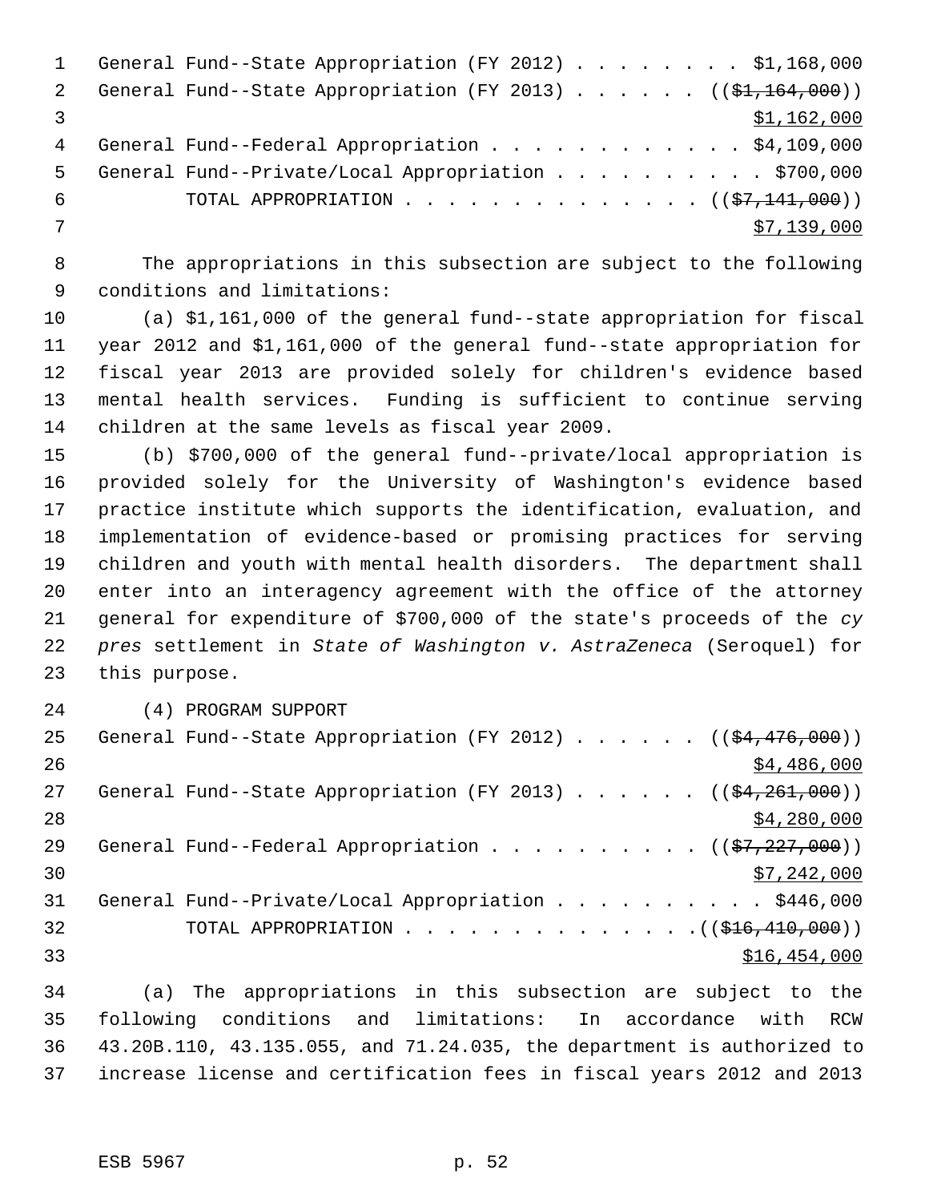General Fund--State Appropriation (FY 2012) . . . . . . . . $1,168,000
General Fund--State Appropriation (FY 2013) . . . . . . ((~~$1,164,000~~))
$1,162,000
General Fund--Federal Appropriation . . . . . . . . . . . . $4,109,000
General Fund--Private/Local Appropriation . . . . . . . . . . $700,000
TOTAL APPROPRIATION . . . . . . . . . . . . . . ((~~$7,141,000~~))
$7,139,000

The appropriations in this subsection are subject to the following conditions and limitations:

(a) $1,161,000 of the general fund--state appropriation for fiscal year 2012 and $1,161,000 of the general fund--state appropriation for fiscal year 2013 are provided solely for children's evidence based mental health services. Funding is sufficient to continue serving children at the same levels as fiscal year 2009.

(b) $700,000 of the general fund--private/local appropriation is provided solely for the University of Washington's evidence based practice institute which supports the identification, evaluation, and implementation of evidence-based or promising practices for serving children and youth with mental health disorders. The department shall enter into an interagency agreement with the office of the attorney general for expenditure of $700,000 of the state's proceeds of the *cy pres* settlement in *State of Washington v. AstraZeneca* (Seroquel) for this purpose.

(4) PROGRAM SUPPORT

General Fund--State Appropriation (FY 2012) . . . . . . ((~~$4,476,000~~))
$4,486,000
General Fund--State Appropriation (FY 2013) . . . . . . ((~~$4,261,000~~))
$4,280,000
General Fund--Federal Appropriation . . . . . . . . . . ((~~$7,227,000~~))
$7,242,000
General Fund--Private/Local Appropriation . . . . . . . . . . $446,000
TOTAL APPROPRIATION . . . . . . . . . . . . . .((~~$16,410,000~~))
$16,454,000

(a) The appropriations in this subsection are subject to the following conditions and limitations: In accordance with RCW 43.20B.110, 43.135.055, and 71.24.035, the department is authorized to increase license and certification fees in fiscal years 2012 and 2013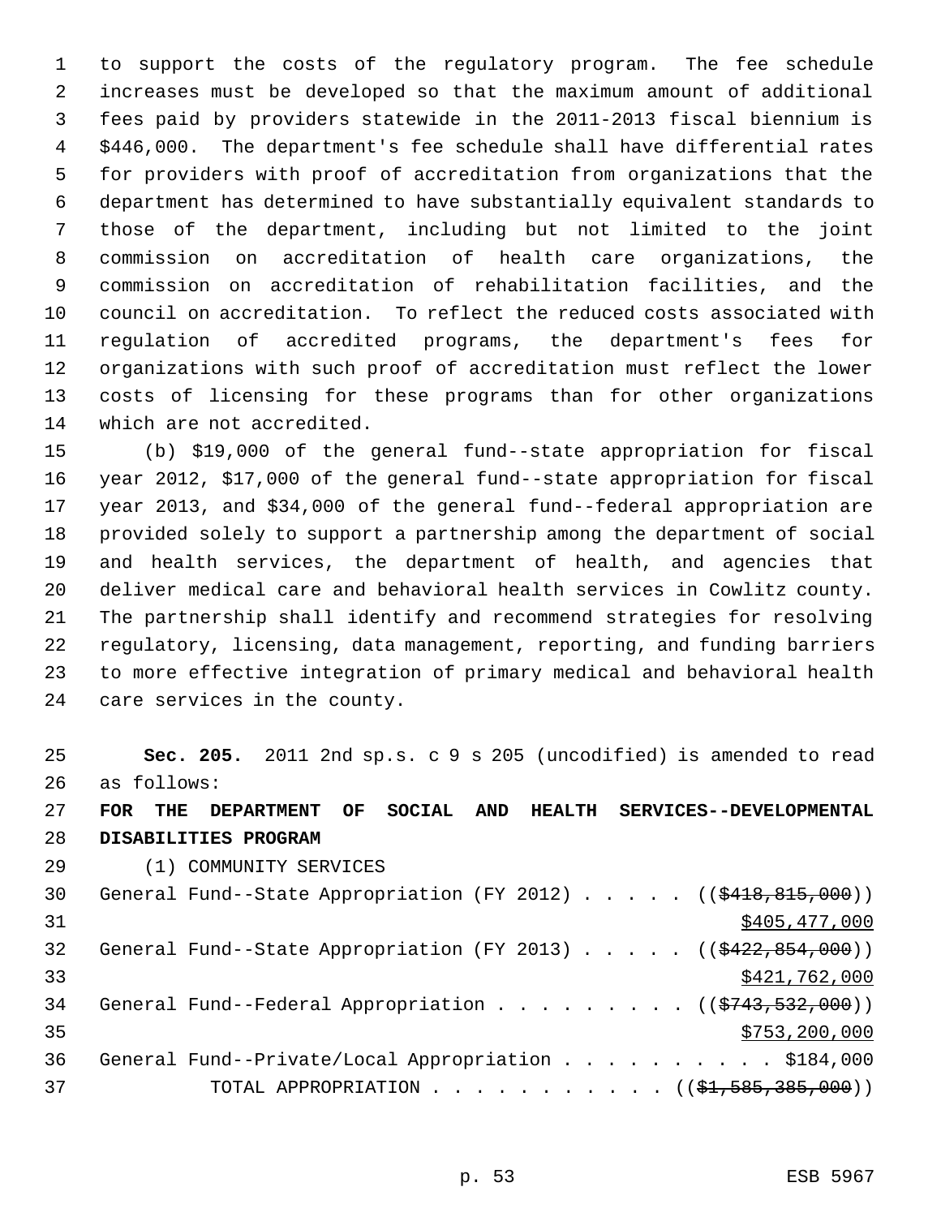to support the costs of the regulatory program. The fee schedule increases must be developed so that the maximum amount of additional fees paid by providers statewide in the 2011-2013 fiscal biennium is $446,000. The department's fee schedule shall have differential rates for providers with proof of accreditation from organizations that the department has determined to have substantially equivalent standards to those of the department, including but not limited to the joint commission on accreditation of health care organizations, the commission on accreditation of rehabilitation facilities, and the council on accreditation. To reflect the reduced costs associated with regulation of accredited programs, the department's fees for organizations with such proof of accreditation must reflect the lower costs of licensing for these programs than for other organizations which are not accredited.

(b) $19,000 of the general fund--state appropriation for fiscal year 2012, $17,000 of the general fund--state appropriation for fiscal year 2013, and $34,000 of the general fund--federal appropriation are provided solely to support a partnership among the department of social and health services, the department of health, and agencies that deliver medical care and behavioral health services in Cowlitz county. The partnership shall identify and recommend strategies for resolving regulatory, licensing, data management, reporting, and funding barriers to more effective integration of primary medical and behavioral health care services in the county.

**Sec. 205.** 2011 2nd sp.s. c 9 s 205 (uncodified) is amended to read as follows:

**FOR THE DEPARTMENT OF SOCIAL AND HEALTH SERVICES--DEVELOPMENTAL DISABILITIES PROGRAM**

(1) COMMUNITY SERVICES

General Fund--State Appropriation (FY 2012) . . . . . (($418,815,000))
$405,477,000

General Fund--State Appropriation (FY 2013) . . . . . (($422,854,000))
$421,762,000

General Fund--Federal Appropriation . . . . . . . . . (($743,532,000))
$753,200,000

General Fund--Private/Local Appropriation . . . . . . . . . . $184,000

TOTAL APPROPRIATION . . . . . . . . . . . (($1,585,385,000))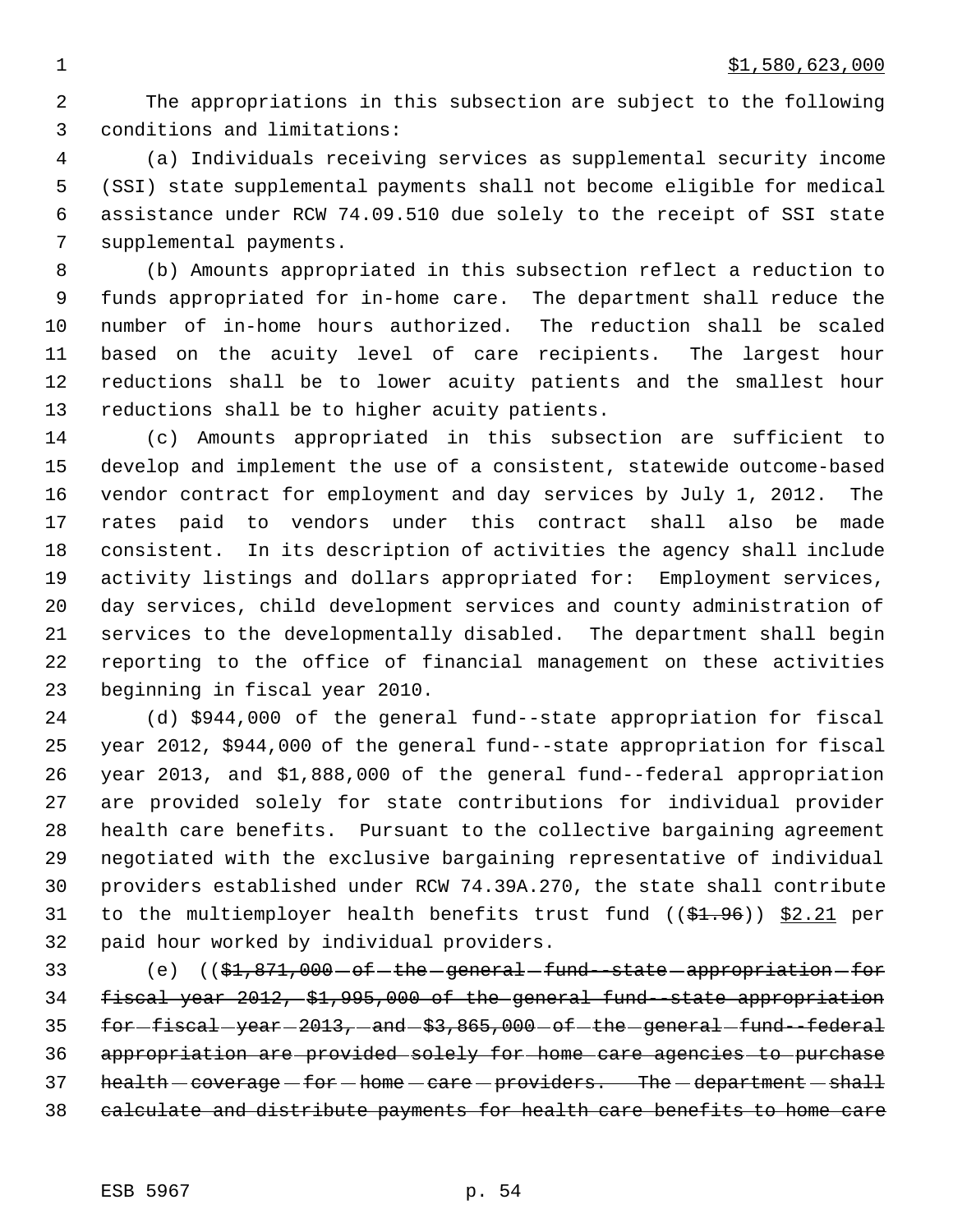$1,580,623,000

The appropriations in this subsection are subject to the following conditions and limitations:

(a) Individuals receiving services as supplemental security income (SSI) state supplemental payments shall not become eligible for medical assistance under RCW 74.09.510 due solely to the receipt of SSI state supplemental payments.

(b) Amounts appropriated in this subsection reflect a reduction to funds appropriated for in-home care. The department shall reduce the number of in-home hours authorized. The reduction shall be scaled based on the acuity level of care recipients. The largest hour reductions shall be to lower acuity patients and the smallest hour reductions shall be to higher acuity patients.

(c) Amounts appropriated in this subsection are sufficient to develop and implement the use of a consistent, statewide outcome-based vendor contract for employment and day services by July 1, 2012. The rates paid to vendors under this contract shall also be made consistent. In its description of activities the agency shall include activity listings and dollars appropriated for: Employment services, day services, child development services and county administration of services to the developmentally disabled. The department shall begin reporting to the office of financial management on these activities beginning in fiscal year 2010.

(d) $944,000 of the general fund--state appropriation for fiscal year 2012, $944,000 of the general fund--state appropriation for fiscal year 2013, and $1,888,000 of the general fund--federal appropriation are provided solely for state contributions for individual provider health care benefits. Pursuant to the collective bargaining agreement negotiated with the exclusive bargaining representative of individual providers established under RCW 74.39A.270, the state shall contribute to the multiemployer health benefits trust fund ((~~$1.96~~)) $2.21 per paid hour worked by individual providers.

(e) ((~~$1,871,000 of the general fund--state appropriation for fiscal year 2012, $1,995,000 of the general fund--state appropriation for fiscal year 2013, and $3,865,000 of the general fund--federal appropriation are provided solely for home care agencies to purchase health coverage for home care providers. The department shall calculate and distribute payments for health care benefits to home care~~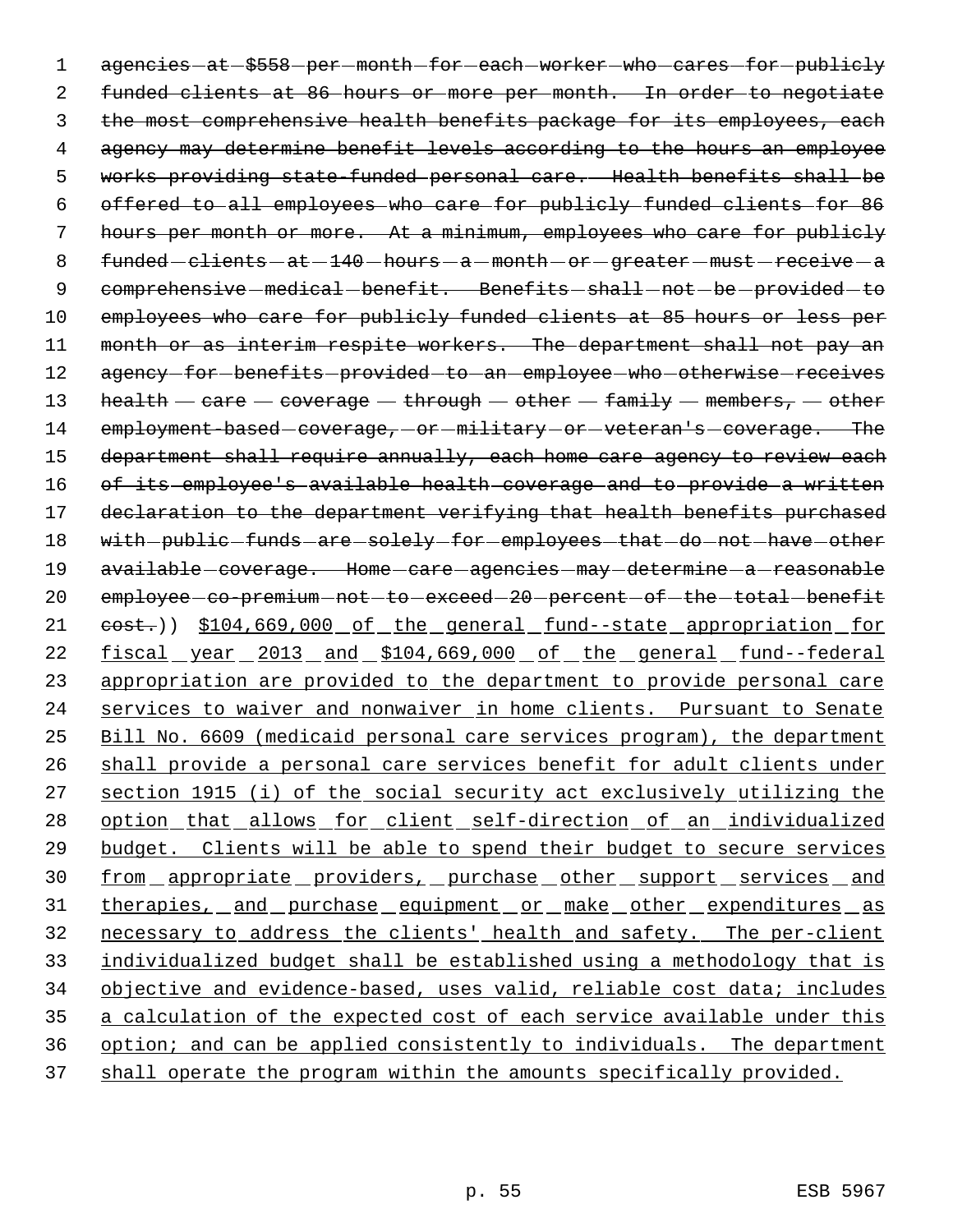~~agencies at $558 per month for each worker who cares for publicly funded clients at 86 hours or more per month. In order to negotiate the most comprehensive health benefits package for its employees, each agency may determine benefit levels according to the hours an employee works providing state-funded personal care. Health benefits shall be offered to all employees who care for publicly funded clients for 86 hours per month or more. At a minimum, employees who care for publicly funded clients at 140 hours a month or greater must receive a comprehensive medical benefit. Benefits shall not be provided to employees who care for publicly funded clients at 85 hours or less per month or as interim respite workers. The department shall not pay an agency for benefits provided to an employee who otherwise receives health care coverage through other family members, other employment-based coverage, or military or veteran's coverage. The department shall require annually, each home care agency to review each of its employee's available health coverage and to provide a written declaration to the department verifying that health benefits purchased with public funds are solely for employees that do not have other available coverage. Home care agencies may determine a reasonable employee co-premium not to exceed 20 percent of the total benefit cost.~~)) <u>$104,669,000 of the general fund--state appropriation for fiscal year 2013 and $104,669,000 of the general fund--federal appropriation are provided to the department to provide personal care services to waiver and nonwaiver in home clients. Pursuant to Senate Bill No. 6609 (medicaid personal care services program), the department shall provide a personal care services benefit for adult clients under section 1915 (i) of the social security act exclusively utilizing the option that allows for client self-direction of an individualized budget. Clients will be able to spend their budget to secure services from appropriate providers, purchase other support services and therapies, and purchase equipment or make other expenditures as necessary to address the clients' health and safety. The per-client individualized budget shall be established using a methodology that is objective and evidence-based, uses valid, reliable cost data; includes a calculation of the expected cost of each service available under this option; and can be applied consistently to individuals. The department shall operate the program within the amounts specifically provided.</u>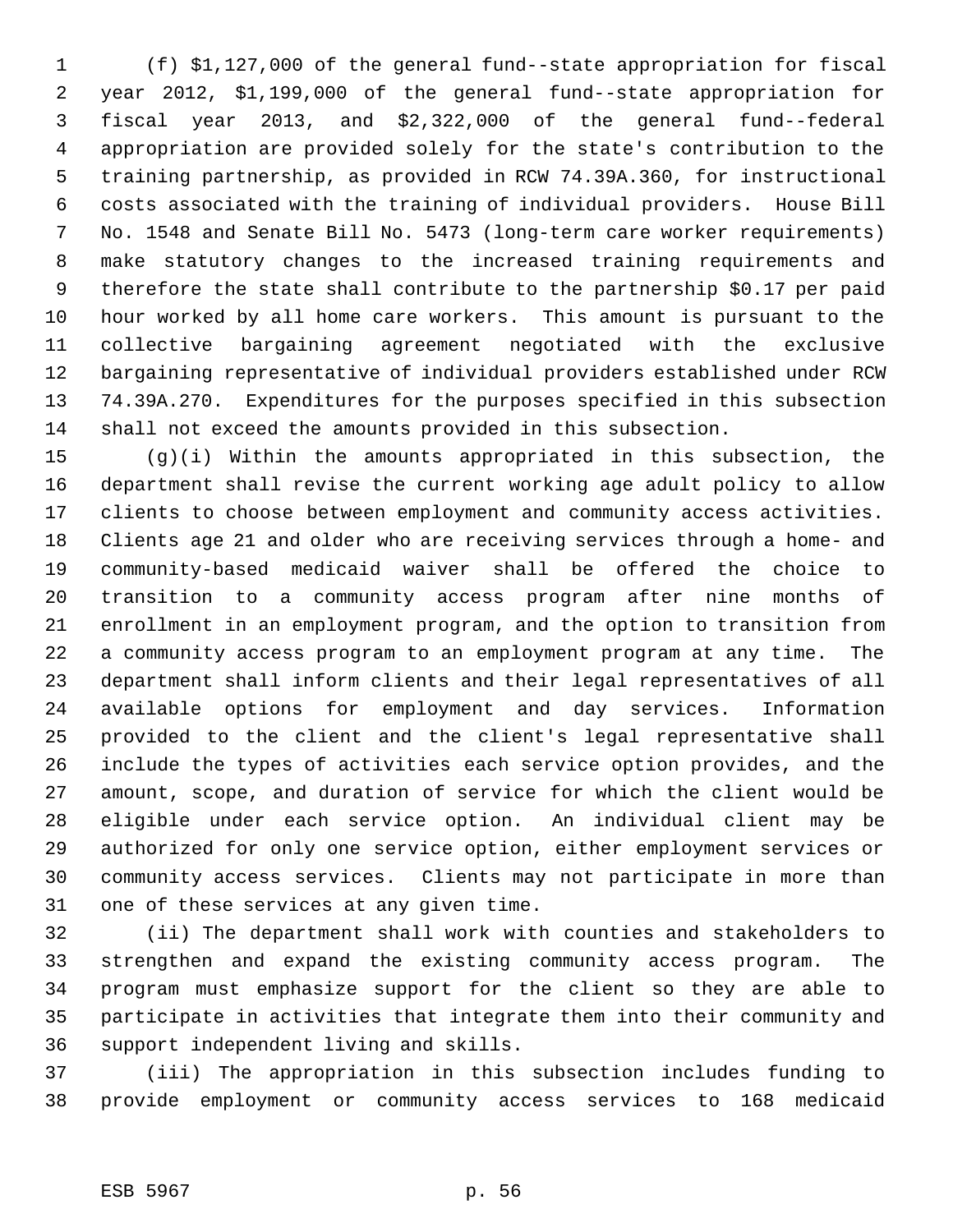(f) $1,127,000 of the general fund--state appropriation for fiscal year 2012, $1,199,000 of the general fund--state appropriation for fiscal year 2013, and $2,322,000 of the general fund--federal appropriation are provided solely for the state's contribution to the training partnership, as provided in RCW 74.39A.360, for instructional costs associated with the training of individual providers. House Bill No. 1548 and Senate Bill No. 5473 (long-term care worker requirements) make statutory changes to the increased training requirements and therefore the state shall contribute to the partnership $0.17 per paid hour worked by all home care workers. This amount is pursuant to the collective bargaining agreement negotiated with the exclusive bargaining representative of individual providers established under RCW 74.39A.270. Expenditures for the purposes specified in this subsection shall not exceed the amounts provided in this subsection.

(g)(i) Within the amounts appropriated in this subsection, the department shall revise the current working age adult policy to allow clients to choose between employment and community access activities. Clients age 21 and older who are receiving services through a home- and community-based medicaid waiver shall be offered the choice to transition to a community access program after nine months of enrollment in an employment program, and the option to transition from a community access program to an employment program at any time. The department shall inform clients and their legal representatives of all available options for employment and day services. Information provided to the client and the client's legal representative shall include the types of activities each service option provides, and the amount, scope, and duration of service for which the client would be eligible under each service option. An individual client may be authorized for only one service option, either employment services or community access services. Clients may not participate in more than one of these services at any given time.

(ii) The department shall work with counties and stakeholders to strengthen and expand the existing community access program. The program must emphasize support for the client so they are able to participate in activities that integrate them into their community and support independent living and skills.

(iii) The appropriation in this subsection includes funding to provide employment or community access services to 168 medicaid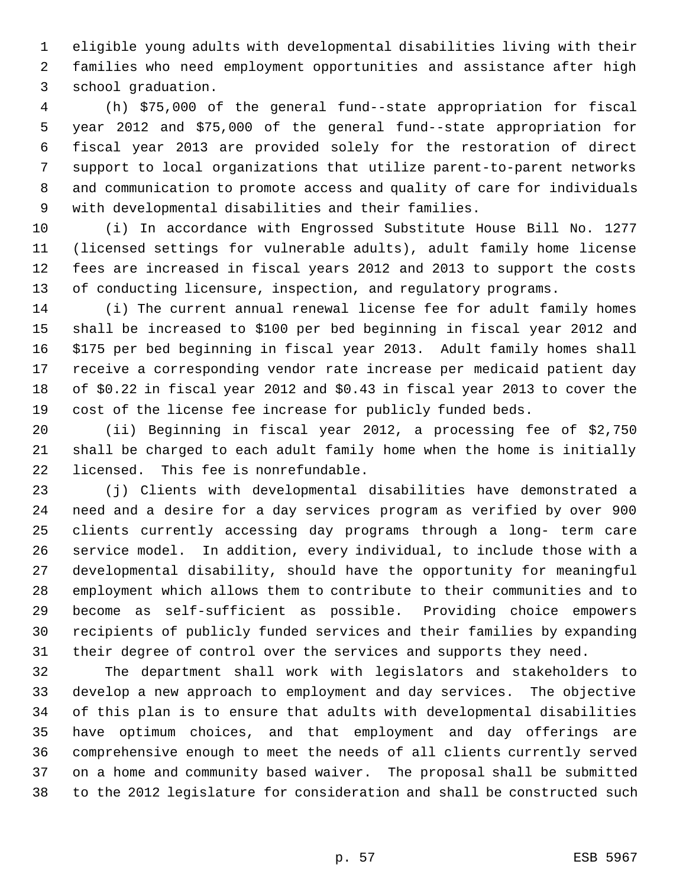eligible young adults with developmental disabilities living with their families who need employment opportunities and assistance after high school graduation.

(h) $75,000 of the general fund--state appropriation for fiscal year 2012 and $75,000 of the general fund--state appropriation for fiscal year 2013 are provided solely for the restoration of direct support to local organizations that utilize parent-to-parent networks and communication to promote access and quality of care for individuals with developmental disabilities and their families.

(i) In accordance with Engrossed Substitute House Bill No. 1277 (licensed settings for vulnerable adults), adult family home license fees are increased in fiscal years 2012 and 2013 to support the costs of conducting licensure, inspection, and regulatory programs.

(i) The current annual renewal license fee for adult family homes shall be increased to $100 per bed beginning in fiscal year 2012 and $175 per bed beginning in fiscal year 2013. Adult family homes shall receive a corresponding vendor rate increase per medicaid patient day of $0.22 in fiscal year 2012 and $0.43 in fiscal year 2013 to cover the cost of the license fee increase for publicly funded beds.

(ii) Beginning in fiscal year 2012, a processing fee of $2,750 shall be charged to each adult family home when the home is initially licensed. This fee is nonrefundable.

(j) Clients with developmental disabilities have demonstrated a need and a desire for a day services program as verified by over 900 clients currently accessing day programs through a long- term care service model. In addition, every individual, to include those with a developmental disability, should have the opportunity for meaningful employment which allows them to contribute to their communities and to become as self-sufficient as possible. Providing choice empowers recipients of publicly funded services and their families by expanding their degree of control over the services and supports they need.

The department shall work with legislators and stakeholders to develop a new approach to employment and day services. The objective of this plan is to ensure that adults with developmental disabilities have optimum choices, and that employment and day offerings are comprehensive enough to meet the needs of all clients currently served on a home and community based waiver. The proposal shall be submitted to the 2012 legislature for consideration and shall be constructed such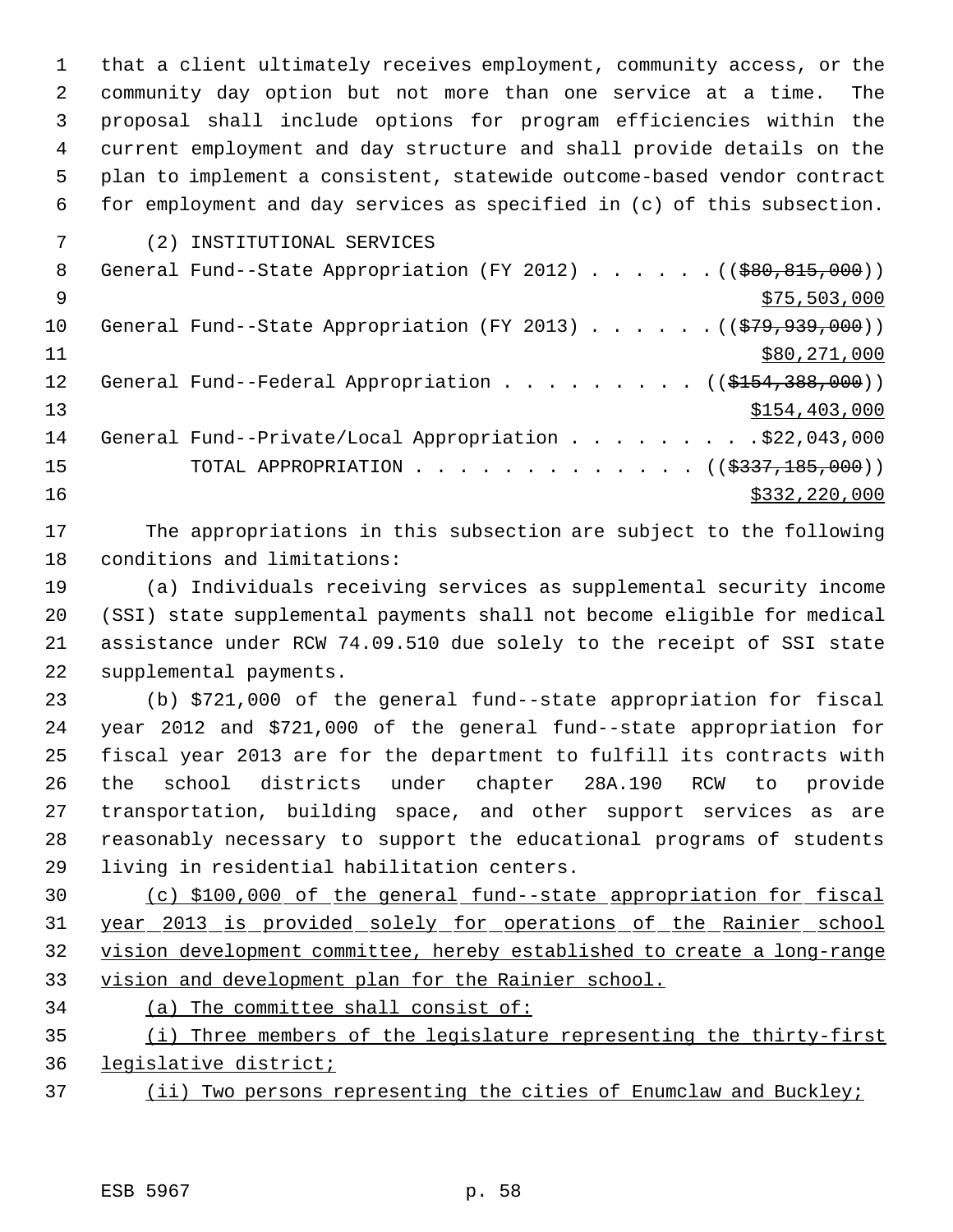that a client ultimately receives employment, community access, or the community day option but not more than one service at a time. The proposal shall include options for program efficiencies within the current employment and day structure and shall provide details on the plan to implement a consistent, statewide outcome-based vendor contract for employment and day services as specified in (c) of this subsection.

(2) INSTITUTIONAL SERVICES

General Fund--State Appropriation (FY 2012) . . . . . . (($80,815,000))
$75,503,000

General Fund--State Appropriation (FY 2013) . . . . . . (($79,939,000))
$80,271,000

General Fund--Federal Appropriation . . . . . . . . . (($154,388,000))
$154,403,000

General Fund--Private/Local Appropriation . . . . . . . . .$22,043,000

TOTAL APPROPRIATION . . . . . . . . . . . . . (($337,185,000))
$332,220,000

The appropriations in this subsection are subject to the following conditions and limitations:

(a) Individuals receiving services as supplemental security income (SSI) state supplemental payments shall not become eligible for medical assistance under RCW 74.09.510 due solely to the receipt of SSI state supplemental payments.

(b) $721,000 of the general fund--state appropriation for fiscal year 2012 and $721,000 of the general fund--state appropriation for fiscal year 2013 are for the department to fulfill its contracts with the school districts under chapter 28A.190 RCW to provide transportation, building space, and other support services as are reasonably necessary to support the educational programs of students living in residential habilitation centers.

(c) $100,000 of the general fund--state appropriation for fiscal year 2013 is provided solely for operations of the Rainier school vision development committee, hereby established to create a long-range vision and development plan for the Rainier school.

(a) The committee shall consist of:

(i) Three members of the legislature representing the thirty-first legislative district;

(ii) Two persons representing the cities of Enumclaw and Buckley;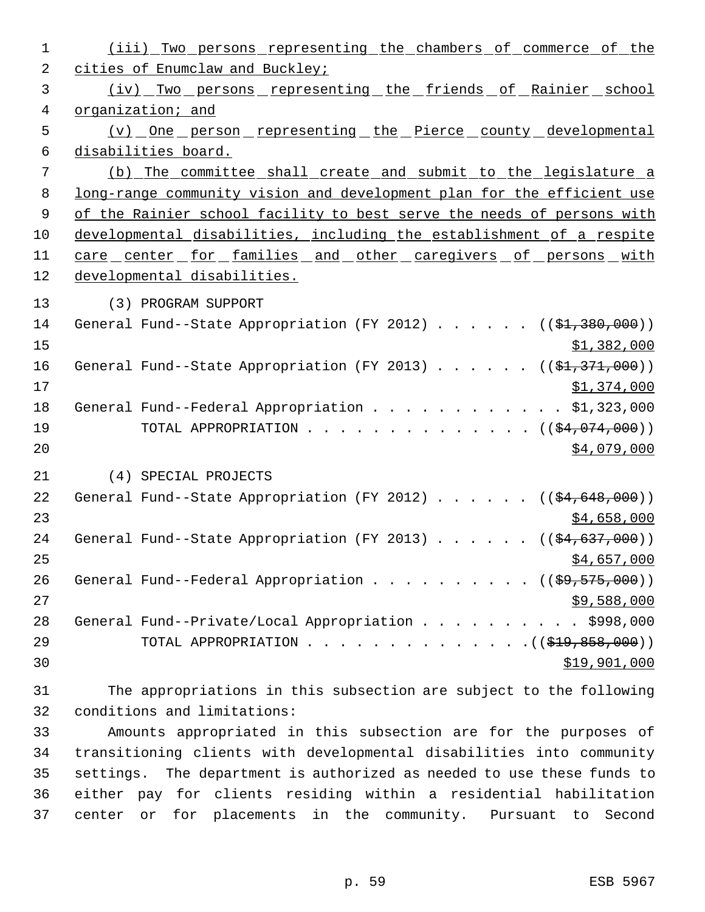(iii) Two persons representing the chambers of commerce of the cities of Enumclaw and Buckley;

(iv) Two persons representing the friends of Rainier school organization; and

(v) One person representing the Pierce county developmental disabilities board.

(b) The committee shall create and submit to the legislature a long-range community vision and development plan for the efficient use of the Rainier school facility to best serve the needs of persons with developmental disabilities, including the establishment of a respite care center for families and other caregivers of persons with developmental disabilities.

(3) PROGRAM SUPPORT

General Fund--State Appropriation (FY 2012) . . . . . . (($1,380,000)) $1,382,000

General Fund--State Appropriation (FY 2013) . . . . . . (($1,371,000)) $1,374,000

General Fund--Federal Appropriation . . . . . . . . . . . . $1,323,000

TOTAL APPROPRIATION . . . . . . . . . . . . . . (($4,074,000)) $4,079,000

(4) SPECIAL PROJECTS

General Fund--State Appropriation (FY 2012) . . . . . . (($4,648,000)) $4,658,000

General Fund--State Appropriation (FY 2013) . . . . . . (($4,637,000)) $4,657,000

General Fund--Federal Appropriation . . . . . . . . . . (($9,575,000)) $9,588,000

General Fund--Private/Local Appropriation . . . . . . . . . . $998,000

TOTAL APPROPRIATION . . . . . . . . . . . . . .(($19,858,000)) $19,901,000

The appropriations in this subsection are subject to the following conditions and limitations:

Amounts appropriated in this subsection are for the purposes of transitioning clients with developmental disabilities into community settings. The department is authorized as needed to use these funds to either pay for clients residing within a residential habilitation center or for placements in the community. Pursuant to Second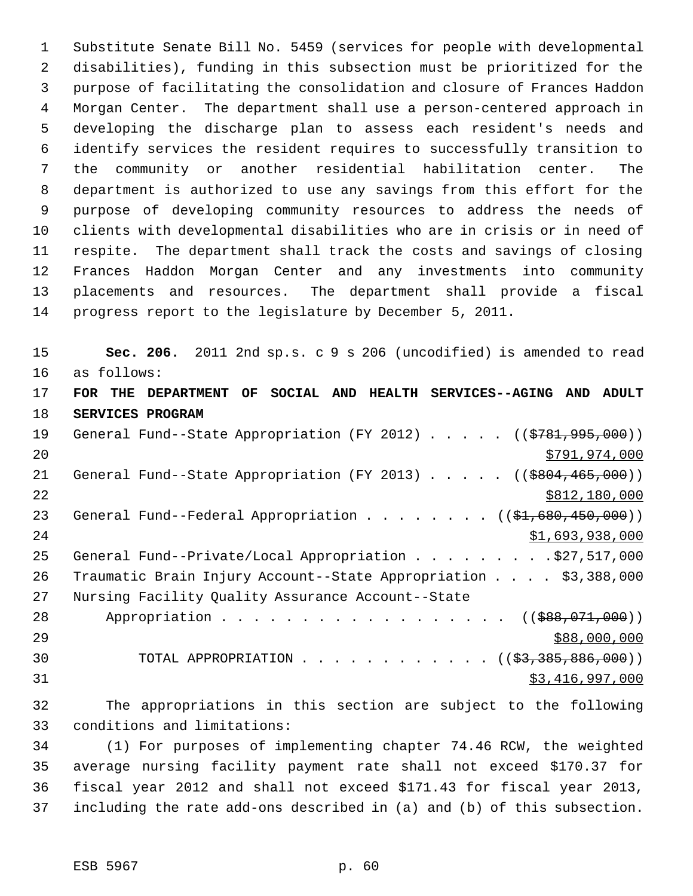Substitute Senate Bill No. 5459 (services for people with developmental disabilities), funding in this subsection must be prioritized for the purpose of facilitating the consolidation and closure of Frances Haddon Morgan Center. The department shall use a person-centered approach in developing the discharge plan to assess each resident's needs and identify services the resident requires to successfully transition to the community or another residential habilitation center. The department is authorized to use any savings from this effort for the purpose of developing community resources to address the needs of clients with developmental disabilities who are in crisis or in need of respite. The department shall track the costs and savings of closing Frances Haddon Morgan Center and any investments into community placements and resources. The department shall provide a fiscal progress report to the legislature by December 5, 2011.

**Sec. 206.** 2011 2nd sp.s. c 9 s 206 (uncodified) is amended to read as follows:

**FOR THE DEPARTMENT OF SOCIAL AND HEALTH SERVICES--AGING AND ADULT SERVICES PROGRAM**

General Fund--State Appropriation (FY 2012) . . . . . ((~~$781,995,000~~))
$791,974,000

General Fund--State Appropriation (FY 2013) . . . . . ((~~$804,465,000~~))
$812,180,000

General Fund--Federal Appropriation . . . . . . . . ((~~$1,680,450,000~~))
$1,693,938,000

General Fund--Private/Local Appropriation . . . . . . . . . $27,517,000

Traumatic Brain Injury Account--State Appropriation . . . . $3,388,000

Nursing Facility Quality Assurance Account--State Appropriation . . . . . . . . . . . . . . . . . . ((~~$88,071,000~~))
$88,000,000

TOTAL APPROPRIATION . . . . . . . . . . . . ((~~$3,385,886,000~~))
$3,416,997,000

The appropriations in this section are subject to the following conditions and limitations:

(1) For purposes of implementing chapter 74.46 RCW, the weighted average nursing facility payment rate shall not exceed $170.37 for fiscal year 2012 and shall not exceed $171.43 for fiscal year 2013, including the rate add-ons described in (a) and (b) of this subsection.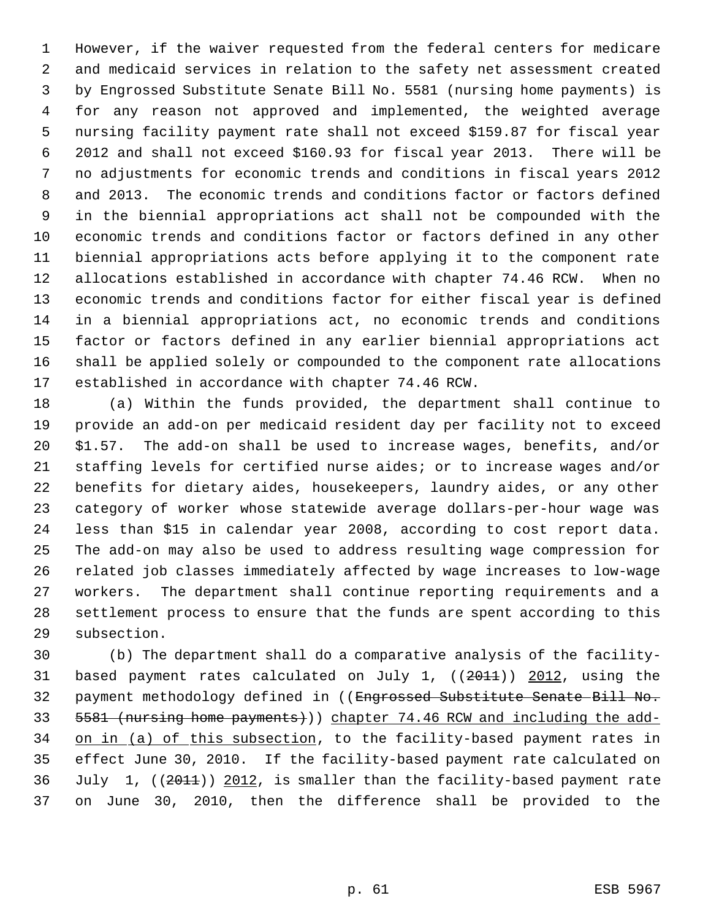However, if the waiver requested from the federal centers for medicare and medicaid services in relation to the safety net assessment created by Engrossed Substitute Senate Bill No. 5581 (nursing home payments) is for any reason not approved and implemented, the weighted average nursing facility payment rate shall not exceed $159.87 for fiscal year 2012 and shall not exceed $160.93 for fiscal year 2013. There will be no adjustments for economic trends and conditions in fiscal years 2012 and 2013. The economic trends and conditions factor or factors defined in the biennial appropriations act shall not be compounded with the economic trends and conditions factor or factors defined in any other biennial appropriations acts before applying it to the component rate allocations established in accordance with chapter 74.46 RCW. When no economic trends and conditions factor for either fiscal year is defined in a biennial appropriations act, no economic trends and conditions factor or factors defined in any earlier biennial appropriations act shall be applied solely or compounded to the component rate allocations established in accordance with chapter 74.46 RCW.

(a) Within the funds provided, the department shall continue to provide an add-on per medicaid resident day per facility not to exceed $1.57. The add-on shall be used to increase wages, benefits, and/or staffing levels for certified nurse aides; or to increase wages and/or benefits for dietary aides, housekeepers, laundry aides, or any other category of worker whose statewide average dollars-per-hour wage was less than $15 in calendar year 2008, according to cost report data. The add-on may also be used to address resulting wage compression for related job classes immediately affected by wage increases to low-wage workers. The department shall continue reporting requirements and a settlement process to ensure that the funds are spent according to this subsection.

(b) The department shall do a comparative analysis of the facility-based payment rates calculated on July 1, ((~~2011~~)) 2012, using the payment methodology defined in ((~~Engrossed Substitute Senate Bill No. 5581 (nursing home payments)~~)) chapter 74.46 RCW and including the add-on in (a) of this subsection, to the facility-based payment rates in effect June 30, 2010. If the facility-based payment rate calculated on July 1, ((~~2011~~)) 2012, is smaller than the facility-based payment rate on June 30, 2010, then the difference shall be provided to the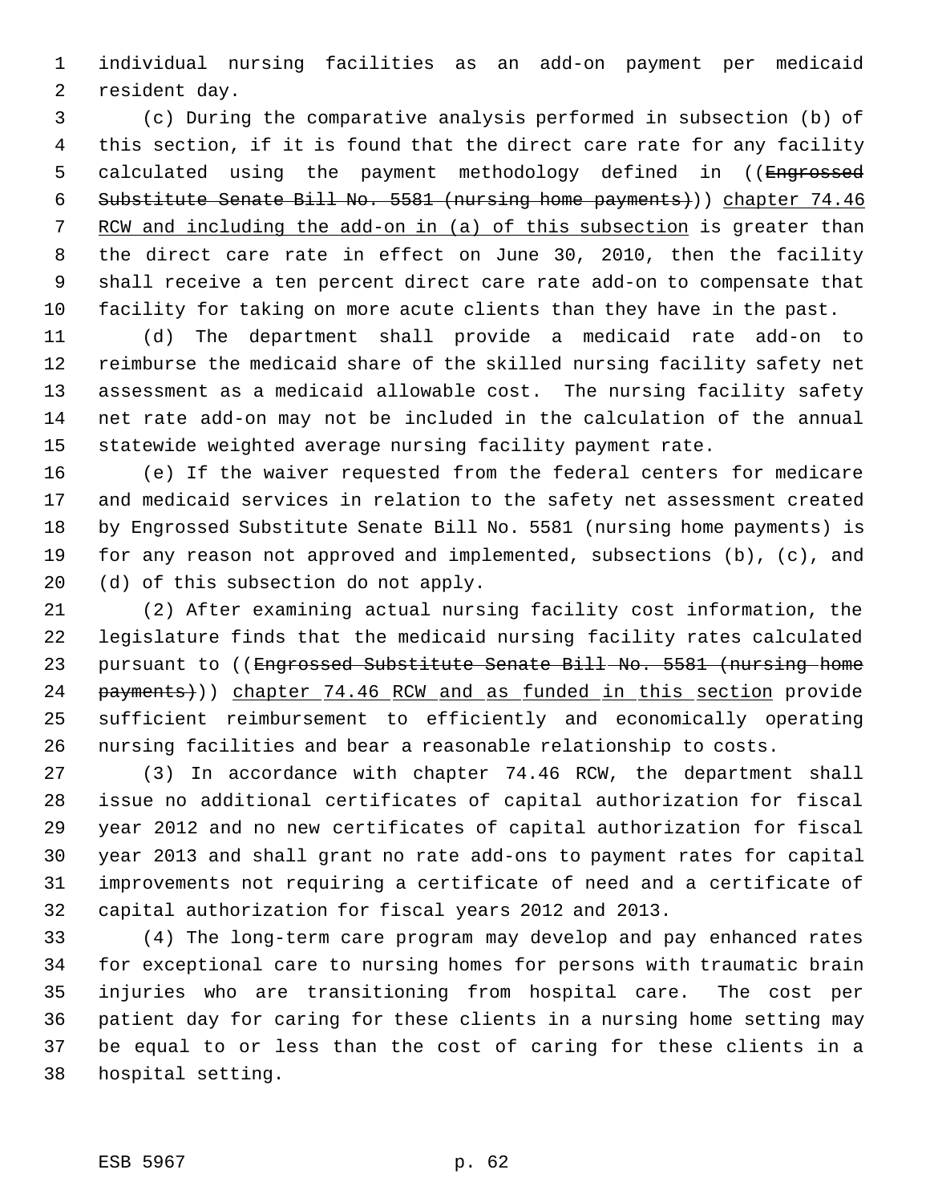individual nursing facilities as an add-on payment per medicaid resident day.

(c) During the comparative analysis performed in subsection (b) of this section, if it is found that the direct care rate for any facility calculated using the payment methodology defined in ((~~Engrossed Substitute Senate Bill No. 5581 (nursing home payments)~~)) <u>chapter 74.46 RCW and including the add-on in (a) of this subsection</u> is greater than the direct care rate in effect on June 30, 2010, then the facility shall receive a ten percent direct care rate add-on to compensate that facility for taking on more acute clients than they have in the past.

(d) The department shall provide a medicaid rate add-on to reimburse the medicaid share of the skilled nursing facility safety net assessment as a medicaid allowable cost. The nursing facility safety net rate add-on may not be included in the calculation of the annual statewide weighted average nursing facility payment rate.

(e) If the waiver requested from the federal centers for medicare and medicaid services in relation to the safety net assessment created by Engrossed Substitute Senate Bill No. 5581 (nursing home payments) is for any reason not approved and implemented, subsections (b), (c), and (d) of this subsection do not apply.

(2) After examining actual nursing facility cost information, the legislature finds that the medicaid nursing facility rates calculated pursuant to ((~~Engrossed Substitute Senate Bill No. 5581 (nursing home payments)~~)) <u>chapter 74.46 RCW and as funded in this section</u> provide sufficient reimbursement to efficiently and economically operating nursing facilities and bear a reasonable relationship to costs.

(3) In accordance with chapter 74.46 RCW, the department shall issue no additional certificates of capital authorization for fiscal year 2012 and no new certificates of capital authorization for fiscal year 2013 and shall grant no rate add-ons to payment rates for capital improvements not requiring a certificate of need and a certificate of capital authorization for fiscal years 2012 and 2013.

(4) The long-term care program may develop and pay enhanced rates for exceptional care to nursing homes for persons with traumatic brain injuries who are transitioning from hospital care. The cost per patient day for caring for these clients in a nursing home setting may be equal to or less than the cost of caring for these clients in a hospital setting.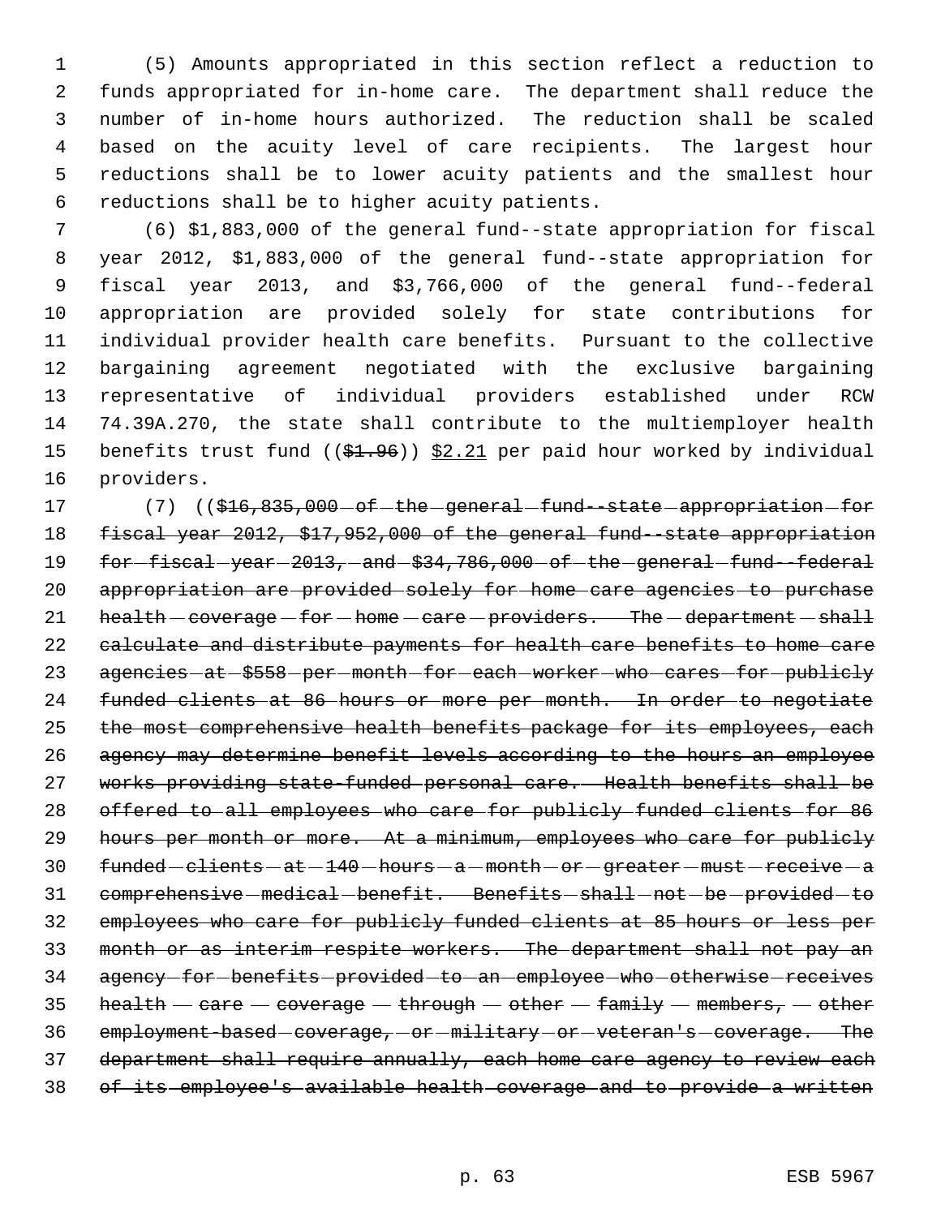(5) Amounts appropriated in this section reflect a reduction to funds appropriated for in-home care. The department shall reduce the number of in-home hours authorized. The reduction shall be scaled based on the acuity level of care recipients. The largest hour reductions shall be to lower acuity patients and the smallest hour reductions shall be to higher acuity patients.

(6) $1,883,000 of the general fund--state appropriation for fiscal year 2012, $1,883,000 of the general fund--state appropriation for fiscal year 2013, and $3,766,000 of the general fund--federal appropriation are provided solely for state contributions for individual provider health care benefits. Pursuant to the collective bargaining agreement negotiated with the exclusive bargaining representative of individual providers established under RCW 74.39A.270, the state shall contribute to the multiemployer health benefits trust fund ((~~$1.96~~)) <u>$2.21</u> per paid hour worked by individual providers.

(7) ((~~$16,835,000 of the general fund--state appropriation for fiscal year 2012, $17,952,000 of the general fund--state appropriation for fiscal year 2013, and $34,786,000 of the general fund--federal appropriation are provided solely for home care agencies to purchase health coverage for home care providers. The department shall calculate and distribute payments for health care benefits to home care agencies at $558 per month for each worker who cares for publicly funded clients at 86 hours or more per month. In order to negotiate the most comprehensive health benefits package for its employees, each agency may determine benefit levels according to the hours an employee works providing state-funded personal care. Health benefits shall be offered to all employees who care for publicly funded clients for 86 hours per month or more. At a minimum, employees who care for publicly funded clients at 140 hours a month or greater must receive a comprehensive medical benefit. Benefits shall not be provided to employees who care for publicly funded clients at 85 hours or less per month or as interim respite workers. The department shall not pay an agency for benefits provided to an employee who otherwise receives health care coverage through other family members, other employment-based coverage, or military or veteran's coverage. The department shall require annually, each home care agency to review each of its employee's available health coverage and to provide a written~~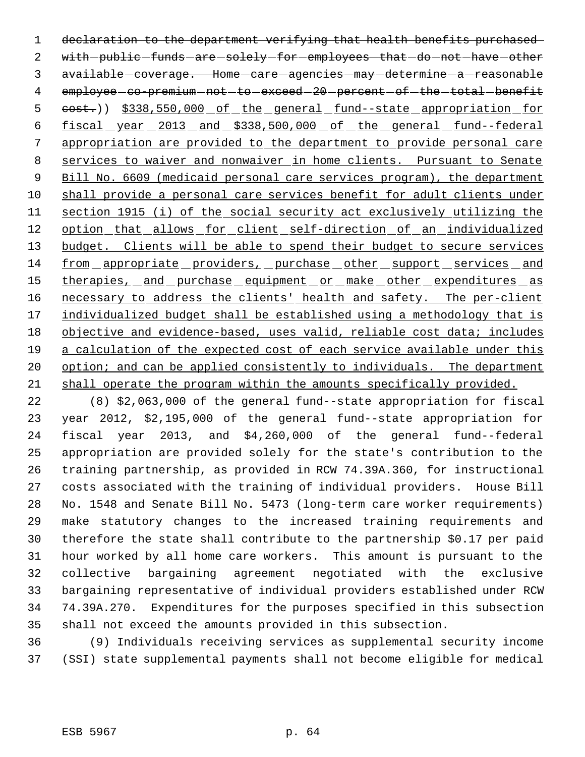~~declaration to the department verifying that health benefits purchased with public funds are solely for employees that do not have other available coverage. Home care agencies may determine a reasonable employee co-premium not to exceed 20 percent of the total benefit cost.~~)) <u>$338,550,000 of the general fund--state appropriation for fiscal year 2013 and $338,500,000 of the general fund--federal appropriation are provided to the department to provide personal care services to waiver and nonwaiver in home clients. Pursuant to Senate Bill No. 6609 (medicaid personal care services program), the department shall provide a personal care services benefit for adult clients under section 1915 (i) of the social security act exclusively utilizing the option that allows for client self-direction of an individualized budget. Clients will be able to spend their budget to secure services from appropriate providers, purchase other support services and therapies, and purchase equipment or make other expenditures as necessary to address the clients' health and safety. The per-client individualized budget shall be established using a methodology that is objective and evidence-based, uses valid, reliable cost data; includes a calculation of the expected cost of each service available under this option; and can be applied consistently to individuals. The department shall operate the program within the amounts specifically provided.</u>

(8) $2,063,000 of the general fund--state appropriation for fiscal year 2012, $2,195,000 of the general fund--state appropriation for fiscal year 2013, and $4,260,000 of the general fund--federal appropriation are provided solely for the state's contribution to the training partnership, as provided in RCW 74.39A.360, for instructional costs associated with the training of individual providers. House Bill No. 1548 and Senate Bill No. 5473 (long-term care worker requirements) make statutory changes to the increased training requirements and therefore the state shall contribute to the partnership $0.17 per paid hour worked by all home care workers. This amount is pursuant to the collective bargaining agreement negotiated with the exclusive bargaining representative of individual providers established under RCW 74.39A.270. Expenditures for the purposes specified in this subsection shall not exceed the amounts provided in this subsection.

(9) Individuals receiving services as supplemental security income (SSI) state supplemental payments shall not become eligible for medical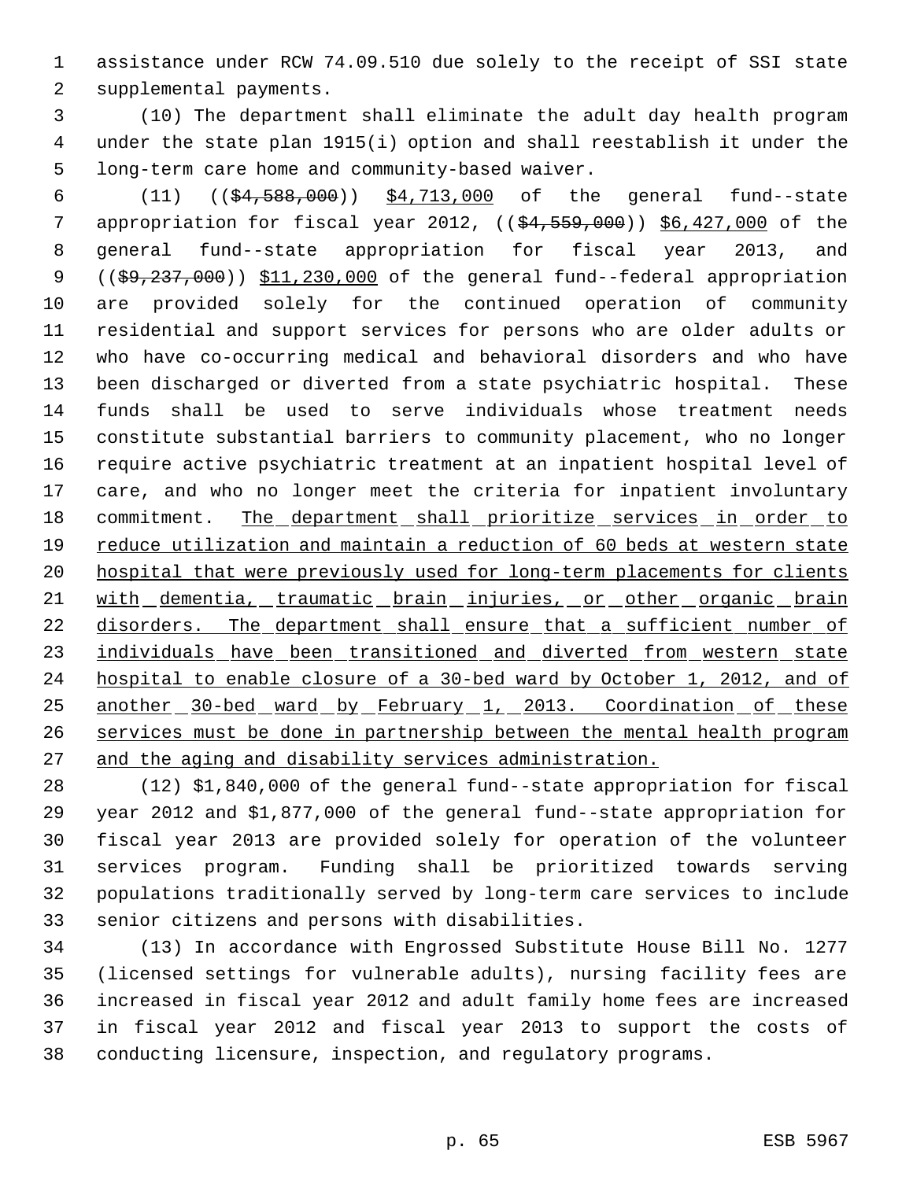assistance under RCW 74.09.510 due solely to the receipt of SSI state supplemental payments.

(10) The department shall eliminate the adult day health program under the state plan 1915(i) option and shall reestablish it under the long-term care home and community-based waiver.

(11) ((~~$4,588,000~~)) <u>$4,713,000</u> of the general fund--state appropriation for fiscal year 2012, ((~~$4,559,000~~)) <u>$6,427,000</u> of the general fund--state appropriation for fiscal year 2013, and ((~~$9,237,000~~)) <u>$11,230,000</u> of the general fund--federal appropriation are provided solely for the continued operation of community residential and support services for persons who are older adults or who have co-occurring medical and behavioral disorders and who have been discharged or diverted from a state psychiatric hospital. These funds shall be used to serve individuals whose treatment needs constitute substantial barriers to community placement, who no longer require active psychiatric treatment at an inpatient hospital level of care, and who no longer meet the criteria for inpatient involuntary commitment. <u>The department shall prioritize services in order to reduce utilization and maintain a reduction of 60 beds at western state hospital that were previously used for long-term placements for clients with dementia, traumatic brain injuries, or other organic brain disorders. The department shall ensure that a sufficient number of individuals have been transitioned and diverted from western state hospital to enable closure of a 30-bed ward by October 1, 2012, and of another 30-bed ward by February 1, 2013. Coordination of these services must be done in partnership between the mental health program and the aging and disability services administration.</u>

(12) $1,840,000 of the general fund--state appropriation for fiscal year 2012 and $1,877,000 of the general fund--state appropriation for fiscal year 2013 are provided solely for operation of the volunteer services program. Funding shall be prioritized towards serving populations traditionally served by long-term care services to include senior citizens and persons with disabilities.

(13) In accordance with Engrossed Substitute House Bill No. 1277 (licensed settings for vulnerable adults), nursing facility fees are increased in fiscal year 2012 and adult family home fees are increased in fiscal year 2012 and fiscal year 2013 to support the costs of conducting licensure, inspection, and regulatory programs.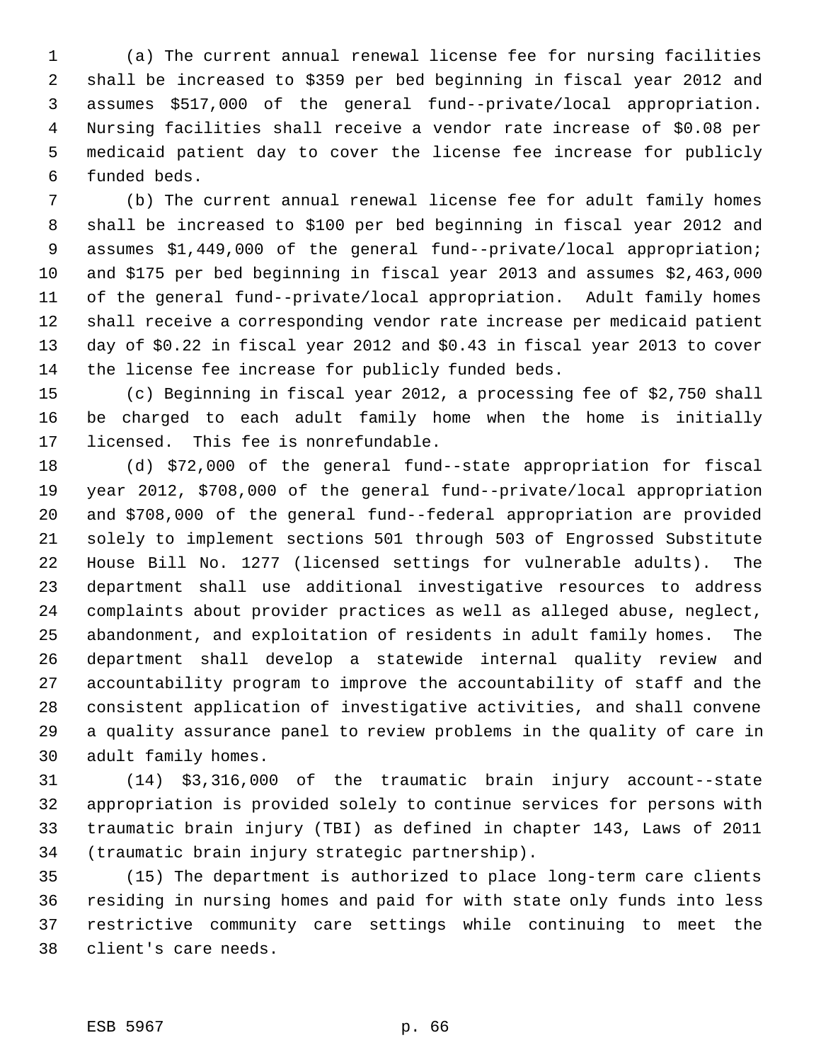(a) The current annual renewal license fee for nursing facilities shall be increased to $359 per bed beginning in fiscal year 2012 and assumes $517,000 of the general fund--private/local appropriation. Nursing facilities shall receive a vendor rate increase of $0.08 per medicaid patient day to cover the license fee increase for publicly funded beds.

(b) The current annual renewal license fee for adult family homes shall be increased to $100 per bed beginning in fiscal year 2012 and assumes $1,449,000 of the general fund--private/local appropriation; and $175 per bed beginning in fiscal year 2013 and assumes $2,463,000 of the general fund--private/local appropriation. Adult family homes shall receive a corresponding vendor rate increase per medicaid patient day of $0.22 in fiscal year 2012 and $0.43 in fiscal year 2013 to cover the license fee increase for publicly funded beds.

(c) Beginning in fiscal year 2012, a processing fee of $2,750 shall be charged to each adult family home when the home is initially licensed. This fee is nonrefundable.

(d) $72,000 of the general fund--state appropriation for fiscal year 2012, $708,000 of the general fund--private/local appropriation and $708,000 of the general fund--federal appropriation are provided solely to implement sections 501 through 503 of Engrossed Substitute House Bill No. 1277 (licensed settings for vulnerable adults). The department shall use additional investigative resources to address complaints about provider practices as well as alleged abuse, neglect, abandonment, and exploitation of residents in adult family homes. The department shall develop a statewide internal quality review and accountability program to improve the accountability of staff and the consistent application of investigative activities, and shall convene a quality assurance panel to review problems in the quality of care in adult family homes.

(14) $3,316,000 of the traumatic brain injury account--state appropriation is provided solely to continue services for persons with traumatic brain injury (TBI) as defined in chapter 143, Laws of 2011 (traumatic brain injury strategic partnership).

(15) The department is authorized to place long-term care clients residing in nursing homes and paid for with state only funds into less restrictive community care settings while continuing to meet the client's care needs.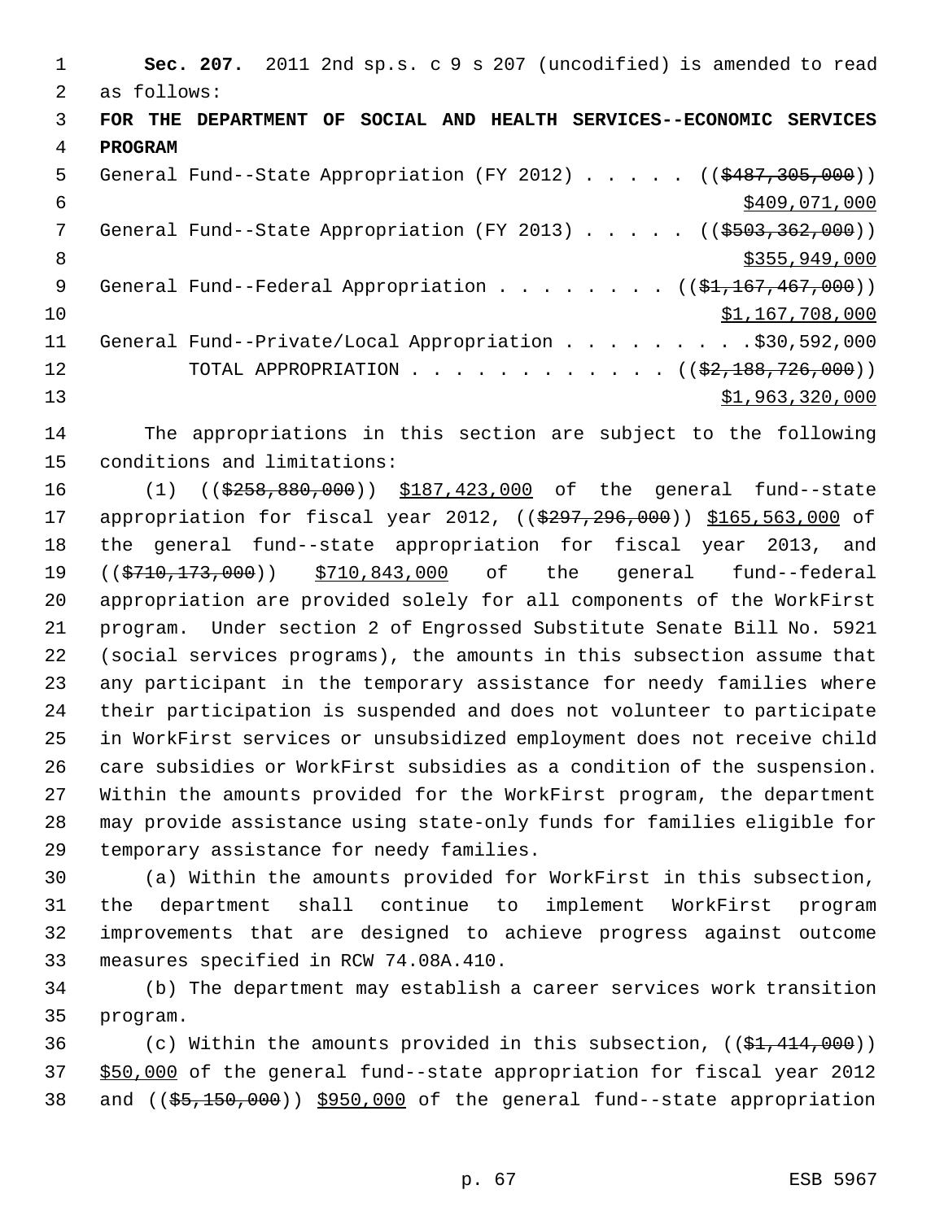**Sec. 207.** 2011 2nd sp.s. c 9 s 207 (uncodified) is amended to read as follows:

**FOR THE DEPARTMENT OF SOCIAL AND HEALTH SERVICES--ECONOMIC SERVICES PROGRAM**

General Fund--State Appropriation (FY 2012) . . . . . ((~~$487,305,000~~)) $409,071,000

General Fund--State Appropriation (FY 2013) . . . . . ((~~$503,362,000~~)) $355,949,000

General Fund--Federal Appropriation . . . . . . . . ((~~$1,167,467,000~~)) $1,167,708,000

General Fund--Private/Local Appropriation . . . . . . . . . $30,592,000

TOTAL APPROPRIATION . . . . . . . . . . . . ((~~$2,188,726,000~~)) $1,963,320,000

The appropriations in this section are subject to the following conditions and limitations:

(1) ((~~$258,880,000~~)) $187,423,000 of the general fund--state appropriation for fiscal year 2012, ((~~$297,296,000~~)) $165,563,000 of the general fund--state appropriation for fiscal year 2013, and ((~~$710,173,000~~)) $710,843,000 of the general fund--federal appropriation are provided solely for all components of the WorkFirst program. Under section 2 of Engrossed Substitute Senate Bill No. 5921 (social services programs), the amounts in this subsection assume that any participant in the temporary assistance for needy families where their participation is suspended and does not volunteer to participate in WorkFirst services or unsubsidized employment does not receive child care subsidies or WorkFirst subsidies as a condition of the suspension. Within the amounts provided for the WorkFirst program, the department may provide assistance using state-only funds for families eligible for temporary assistance for needy families.

(a) Within the amounts provided for WorkFirst in this subsection, the department shall continue to implement WorkFirst program improvements that are designed to achieve progress against outcome measures specified in RCW 74.08A.410.

(b) The department may establish a career services work transition program.

(c) Within the amounts provided in this subsection, ((~~$1,414,000~~)) $50,000 of the general fund--state appropriation for fiscal year 2012 and ((~~$5,150,000~~)) $950,000 of the general fund--state appropriation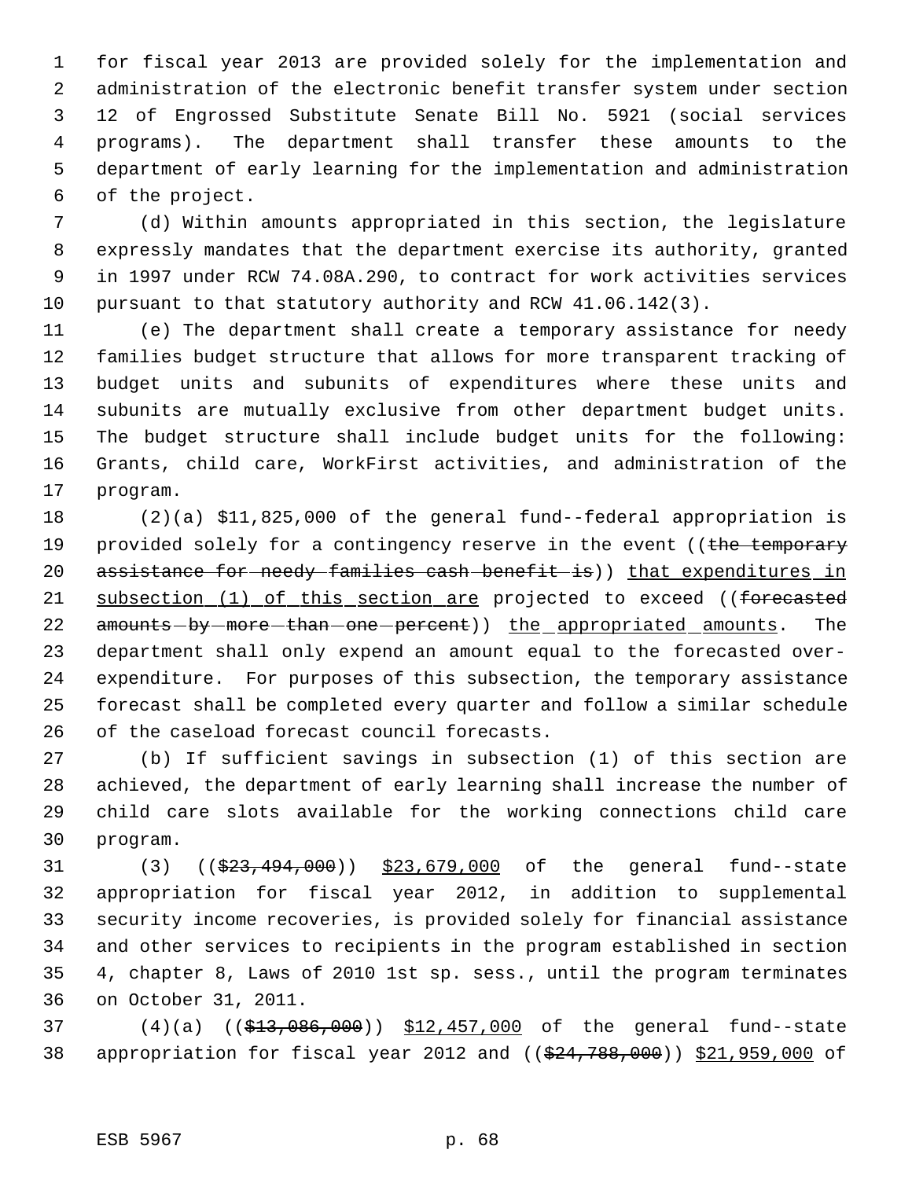for fiscal year 2013 are provided solely for the implementation and administration of the electronic benefit transfer system under section 12 of Engrossed Substitute Senate Bill No. 5921 (social services programs). The department shall transfer these amounts to the department of early learning for the implementation and administration of the project.

(d) Within amounts appropriated in this section, the legislature expressly mandates that the department exercise its authority, granted in 1997 under RCW 74.08A.290, to contract for work activities services pursuant to that statutory authority and RCW 41.06.142(3).

(e) The department shall create a temporary assistance for needy families budget structure that allows for more transparent tracking of budget units and subunits of expenditures where these units and subunits are mutually exclusive from other department budget units. The budget structure shall include budget units for the following: Grants, child care, WorkFirst activities, and administration of the program.

(2)(a) $11,825,000 of the general fund--federal appropriation is provided solely for a contingency reserve in the event ((~~the temporary assistance for needy families cash benefit is~~)) <u>that expenditures in subsection (1) of this section are</u> projected to exceed ((~~forecasted amounts by more than one percent~~)) <u>the appropriated amounts</u>. The department shall only expend an amount equal to the forecasted over-expenditure. For purposes of this subsection, the temporary assistance forecast shall be completed every quarter and follow a similar schedule of the caseload forecast council forecasts.

(b) If sufficient savings in subsection (1) of this section are achieved, the department of early learning shall increase the number of child care slots available for the working connections child care program.

(3) ((~~$23,494,000~~)) <u>$23,679,000</u> of the general fund--state appropriation for fiscal year 2012, in addition to supplemental security income recoveries, is provided solely for financial assistance and other services to recipients in the program established in section 4, chapter 8, Laws of 2010 1st sp. sess., until the program terminates on October 31, 2011.

(4)(a) ((~~$13,086,000~~)) <u>$12,457,000</u> of the general fund--state appropriation for fiscal year 2012 and ((~~$24,788,000~~)) <u>$21,959,000</u> of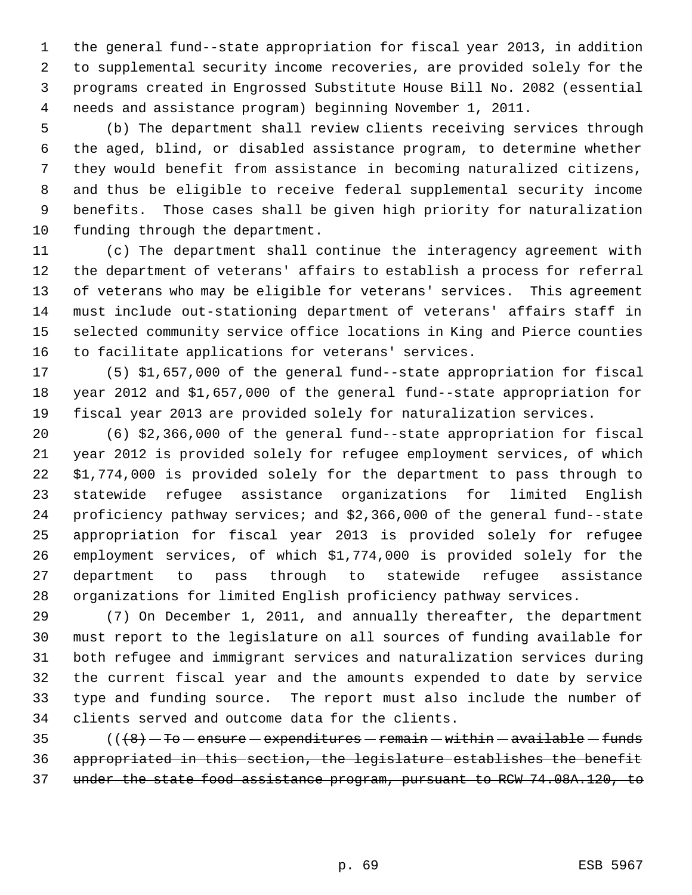the general fund--state appropriation for fiscal year 2013, in addition to supplemental security income recoveries, are provided solely for the programs created in Engrossed Substitute House Bill No. 2082 (essential needs and assistance program) beginning November 1, 2011.

(b) The department shall review clients receiving services through the aged, blind, or disabled assistance program, to determine whether they would benefit from assistance in becoming naturalized citizens, and thus be eligible to receive federal supplemental security income benefits. Those cases shall be given high priority for naturalization funding through the department.

(c) The department shall continue the interagency agreement with the department of veterans' affairs to establish a process for referral of veterans who may be eligible for veterans' services. This agreement must include out-stationing department of veterans' affairs staff in selected community service office locations in King and Pierce counties to facilitate applications for veterans' services.

(5) $1,657,000 of the general fund--state appropriation for fiscal year 2012 and $1,657,000 of the general fund--state appropriation for fiscal year 2013 are provided solely for naturalization services.

(6) $2,366,000 of the general fund--state appropriation for fiscal year 2012 is provided solely for refugee employment services, of which $1,774,000 is provided solely for the department to pass through to statewide refugee assistance organizations for limited English proficiency pathway services; and $2,366,000 of the general fund--state appropriation for fiscal year 2013 is provided solely for refugee employment services, of which $1,774,000 is provided solely for the department to pass through to statewide refugee assistance organizations for limited English proficiency pathway services.

(7) On December 1, 2011, and annually thereafter, the department must report to the legislature on all sources of funding available for both refugee and immigrant services and naturalization services during the current fiscal year and the amounts expended to date by service type and funding source. The report must also include the number of clients served and outcome data for the clients.

(( ~~(8) To ensure expenditures remain within available funds appropriated in this section, the legislature establishes the benefit under the state food assistance program, pursuant to RCW 74.08A.120, to~~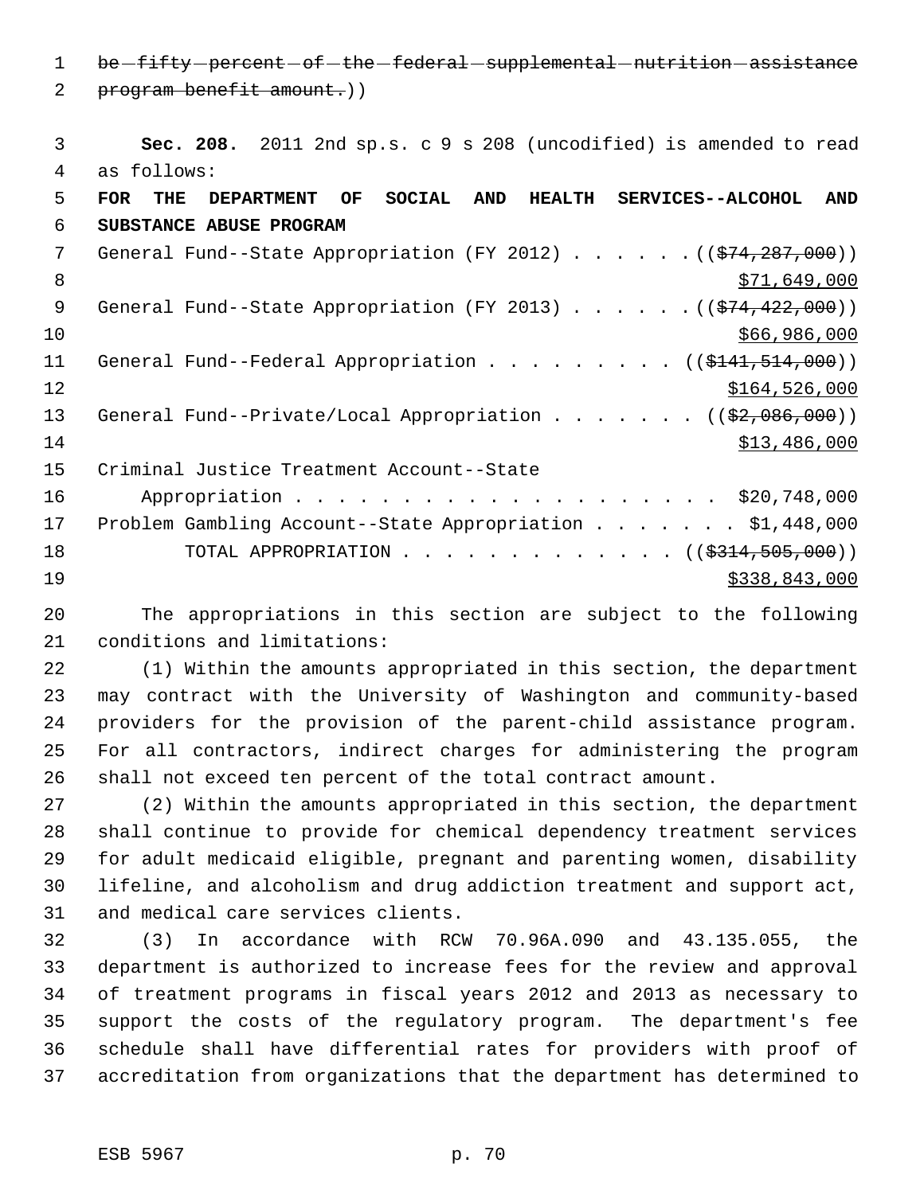~~be fifty percent of the federal supplemental nutrition assistance program benefit amount.~~))

**Sec. 208.** 2011 2nd sp.s. c 9 s 208 (uncodified) is amended to read as follows:

**FOR THE DEPARTMENT OF SOCIAL AND HEALTH SERVICES--ALCOHOL AND SUBSTANCE ABUSE PROGRAM**

General Fund--State Appropriation (FY 2012) . . . . . . ((~~$74,287,000~~))
<u>$71,649,000</u>

General Fund--State Appropriation (FY 2013) . . . . . . ((~~$74,422,000~~))
<u>$66,986,000</u>

General Fund--Federal Appropriation . . . . . . . . . ((~~$141,514,000~~))
<u>$164,526,000</u>

General Fund--Private/Local Appropriation . . . . . . . ((~~$2,086,000~~))
<u>$13,486,000</u>

Criminal Justice Treatment Account--State Appropriation . . . . . . . . . . . . . . . . . . . . $20,748,000

Problem Gambling Account--State Appropriation . . . . . . . $1,448,000

TOTAL APPROPRIATION . . . . . . . . . . . . . ((~~$314,505,000~~))
<u>$338,843,000</u>

The appropriations in this section are subject to the following conditions and limitations:

(1) Within the amounts appropriated in this section, the department may contract with the University of Washington and community-based providers for the provision of the parent-child assistance program. For all contractors, indirect charges for administering the program shall not exceed ten percent of the total contract amount.

(2) Within the amounts appropriated in this section, the department shall continue to provide for chemical dependency treatment services for adult medicaid eligible, pregnant and parenting women, disability lifeline, and alcoholism and drug addiction treatment and support act, and medical care services clients.

(3) In accordance with RCW 70.96A.090 and 43.135.055, the department is authorized to increase fees for the review and approval of treatment programs in fiscal years 2012 and 2013 as necessary to support the costs of the regulatory program. The department's fee schedule shall have differential rates for providers with proof of accreditation from organizations that the department has determined to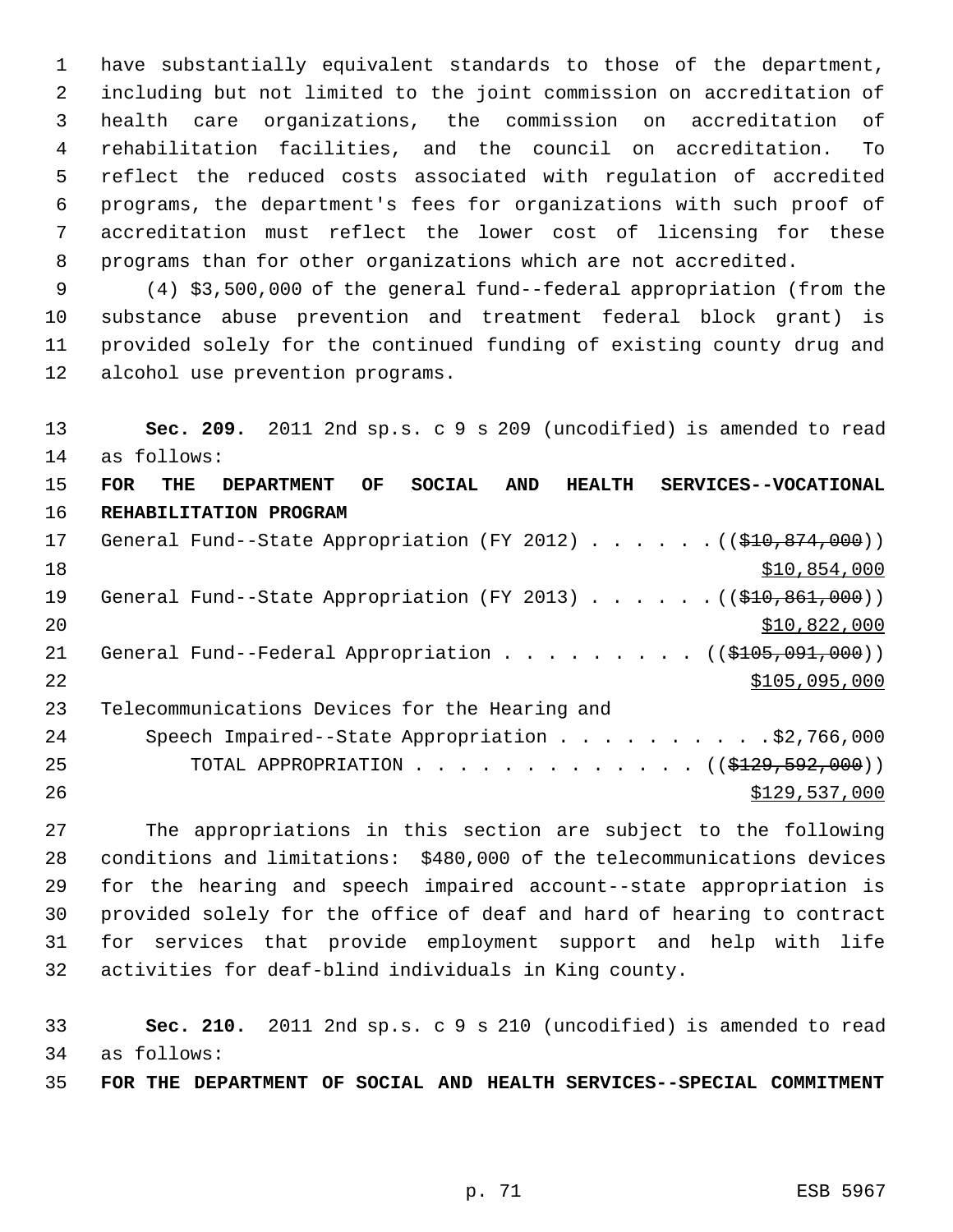have substantially equivalent standards to those of the department, including but not limited to the joint commission on accreditation of health care organizations, the commission on accreditation of rehabilitation facilities, and the council on accreditation. To reflect the reduced costs associated with regulation of accredited programs, the department's fees for organizations with such proof of accreditation must reflect the lower cost of licensing for these programs than for other organizations which are not accredited.

(4) $3,500,000 of the general fund--federal appropriation (from the substance abuse prevention and treatment federal block grant) is provided solely for the continued funding of existing county drug and alcohol use prevention programs.

**Sec. 209.** 2011 2nd sp.s. c 9 s 209 (uncodified) is amended to read as follows:

**FOR THE DEPARTMENT OF SOCIAL AND HEALTH SERVICES--VOCATIONAL REHABILITATION PROGRAM**

General Fund--State Appropriation (FY 2012) . . . . . . ((~~$10,874,000~~)) $10,854,000

General Fund--State Appropriation (FY 2013) . . . . . . ((~~$10,861,000~~)) $10,822,000

General Fund--Federal Appropriation . . . . . . . . . ((~~$105,091,000~~)) $105,095,000

Telecommunications Devices for the Hearing and Speech Impaired--State Appropriation . . . . . . . . . . $2,766,000

TOTAL APPROPRIATION . . . . . . . . . . . . . ((~~$129,592,000~~)) $129,537,000

The appropriations in this section are subject to the following conditions and limitations: $480,000 of the telecommunications devices for the hearing and speech impaired account--state appropriation is provided solely for the office of deaf and hard of hearing to contract for services that provide employment support and help with life activities for deaf-blind individuals in King county.

**Sec. 210.** 2011 2nd sp.s. c 9 s 210 (uncodified) is amended to read as follows:

**FOR THE DEPARTMENT OF SOCIAL AND HEALTH SERVICES--SPECIAL COMMITMENT**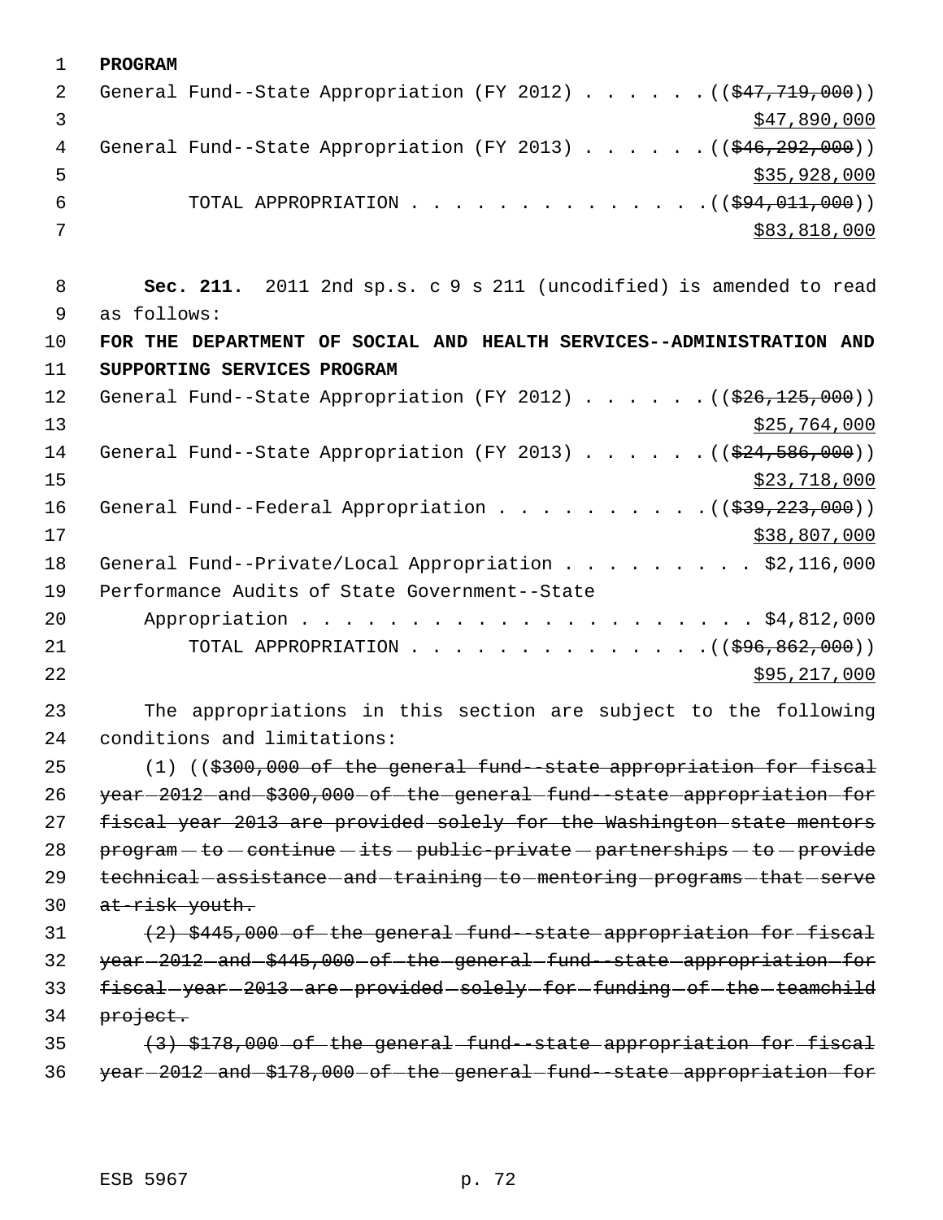**PROGRAM**

General Fund--State Appropriation (FY 2012) . . . . . . ((~~$47,719,000~~))
<u>$47,890,000</u>

General Fund--State Appropriation (FY 2013) . . . . . . ((~~$46,292,000~~))
<u>$35,928,000</u>

TOTAL APPROPRIATION . . . . . . . . . . . . . . ((~~$94,011,000~~))
<u>$83,818,000</u>

**Sec. 211.** 2011 2nd sp.s. c 9 s 211 (uncodified) is amended to read as follows:

**FOR THE DEPARTMENT OF SOCIAL AND HEALTH SERVICES--ADMINISTRATION AND SUPPORTING SERVICES PROGRAM**

General Fund--State Appropriation (FY 2012) . . . . . . ((~~$26,125,000~~))
<u>$25,764,000</u>

General Fund--State Appropriation (FY 2013) . . . . . . ((~~$24,586,000~~))
<u>$23,718,000</u>

General Fund--Federal Appropriation . . . . . . . . . . ((~~$39,223,000~~))
<u>$38,807,000</u>

General Fund--Private/Local Appropriation . . . . . . . . . $2,116,000

Performance Audits of State Government--State Appropriation . . . . . . . . . . . . . . . . . . . . . $4,812,000

TOTAL APPROPRIATION . . . . . . . . . . . . . . ((~~$96,862,000~~))
<u>$95,217,000</u>

The appropriations in this section are subject to the following conditions and limitations:

(1) ((~~$300,000 of the general fund--state appropriation for fiscal year 2012 and $300,000 of the general fund--state appropriation for fiscal year 2013 are provided solely for the Washington state mentors program to continue its public-private partnerships to provide technical assistance and training to mentoring programs that serve at-risk youth.~~

~~(2) $445,000 of the general fund--state appropriation for fiscal year 2012 and $445,000 of the general fund--state appropriation for fiscal year 2013 are provided solely for funding of the teamchild project.~~

~~(3) $178,000 of the general fund--state appropriation for fiscal year 2012 and $178,000 of the general fund--state appropriation for~~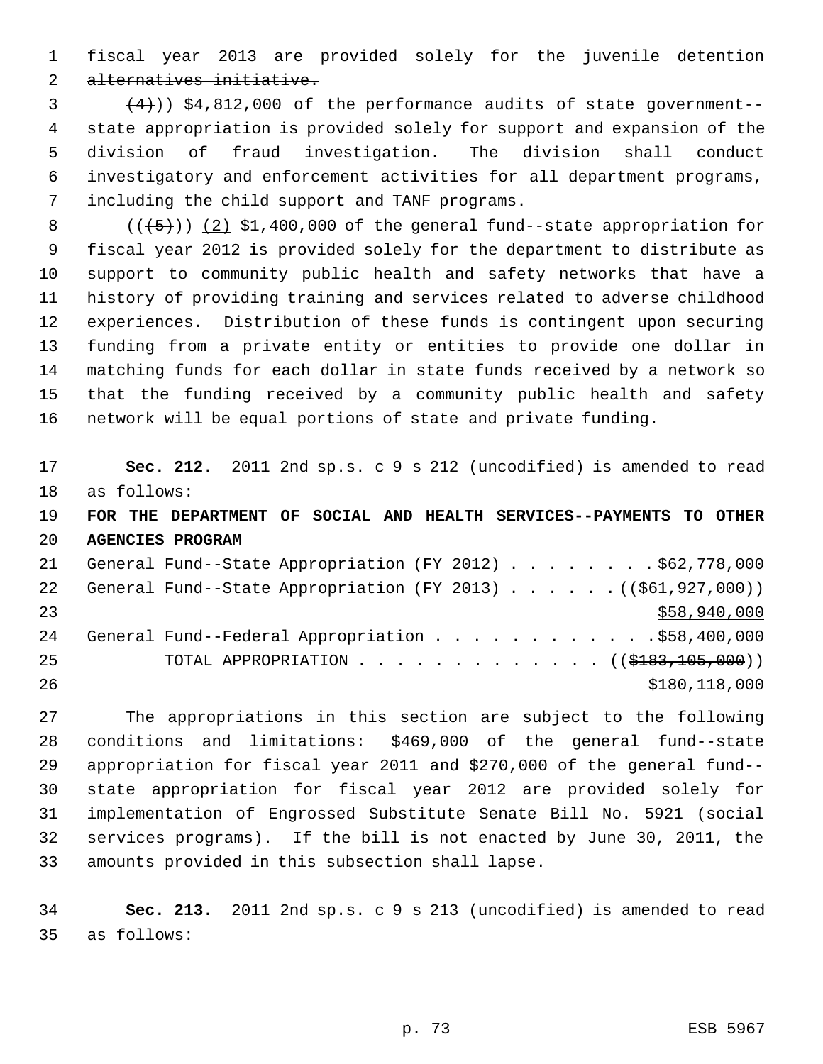~~fiscal year 2013 are provided solely for the juvenile detention alternatives initiative.~~

~~(4)~~)) $4,812,000 of the performance audits of state government--state appropriation is provided solely for support and expansion of the division of fraud investigation. The division shall conduct investigatory and enforcement activities for all department programs, including the child support and TANF programs.

((~~(5)~~)) (2) $1,400,000 of the general fund--state appropriation for fiscal year 2012 is provided solely for the department to distribute as support to community public health and safety networks that have a history of providing training and services related to adverse childhood experiences. Distribution of these funds is contingent upon securing funding from a private entity or entities to provide one dollar in matching funds for each dollar in state funds received by a network so that the funding received by a community public health and safety network will be equal portions of state and private funding.

**Sec. 212.** 2011 2nd sp.s. c 9 s 212 (uncodified) is amended to read as follows:

**FOR THE DEPARTMENT OF SOCIAL AND HEALTH SERVICES--PAYMENTS TO OTHER AGENCIES PROGRAM**

General Fund--State Appropriation (FY 2012) . . . . . . . . $62,778,000
General Fund--State Appropriation (FY 2013) . . . . . . ((~~$61,927,000~~))
$58,940,000
General Fund--Federal Appropriation . . . . . . . . . . . . $58,400,000
TOTAL APPROPRIATION . . . . . . . . . . . . . ((~~$183,105,000~~))
$180,118,000

The appropriations in this section are subject to the following conditions and limitations: $469,000 of the general fund--state appropriation for fiscal year 2011 and $270,000 of the general fund--state appropriation for fiscal year 2012 are provided solely for implementation of Engrossed Substitute Senate Bill No. 5921 (social services programs). If the bill is not enacted by June 30, 2011, the amounts provided in this subsection shall lapse.

**Sec. 213.** 2011 2nd sp.s. c 9 s 213 (uncodified) is amended to read as follows: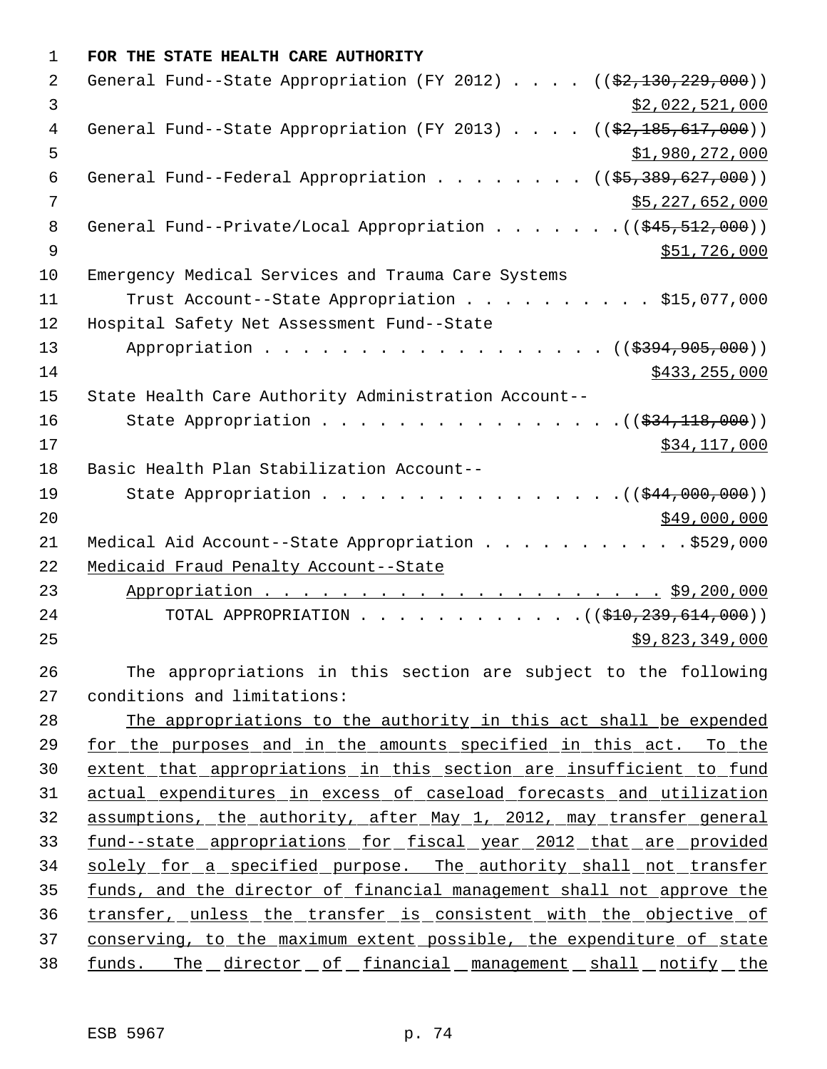**FOR THE STATE HEALTH CARE AUTHORITY**

General Fund--State Appropriation (FY 2012) . . . . ((~~$2,130,229,000~~))
<u>$2,022,521,000</u>

General Fund--State Appropriation (FY 2013) . . . . ((~~$2,185,617,000~~))
<u>$1,980,272,000</u>

General Fund--Federal Appropriation . . . . . . . . ((~~$5,389,627,000~~))
<u>$5,227,652,000</u>

General Fund--Private/Local Appropriation . . . . . . . ((~~$45,512,000~~))
<u>$51,726,000</u>

Emergency Medical Services and Trauma Care Systems
Trust Account--State Appropriation . . . . . . . . . . $15,077,000

Hospital Safety Net Assessment Fund--State
Appropriation . . . . . . . . . . . . . . . . . . ((~~$394,905,000~~))
<u>$433,255,000</u>

State Health Care Authority Administration Account--
State Appropriation . . . . . . . . . . . . . . . .((~~$34,118,000~~))
<u>$34,117,000</u>

Basic Health Plan Stabilization Account--
State Appropriation . . . . . . . . . . . . . . . .((~~$44,000,000~~))
<u>$49,000,000</u>

Medical Aid Account--State Appropriation . . . . . . . . . . .$529,000

<u>Medicaid Fraud Penalty Account--State</u>
<u>Appropriation . . . . . . . . . . . . . . . . . . . . . . $9,200,000</u>

TOTAL APPROPRIATION . . . . . . . . . . . .((~~$10,239,614,000~~))
<u>$9,823,349,000</u>

The appropriations in this section are subject to the following conditions and limitations:

<u>The appropriations to the authority in this act shall be expended for the purposes and in the amounts specified in this act. To the extent that appropriations in this section are insufficient to fund actual expenditures in excess of caseload forecasts and utilization assumptions, the authority, after May 1, 2012, may transfer general fund--state appropriations for fiscal year 2012 that are provided solely for a specified purpose. The authority shall not transfer funds, and the director of financial management shall not approve the transfer, unless the transfer is consistent with the objective of conserving, to the maximum extent possible, the expenditure of state funds. The director of financial management shall notify the</u>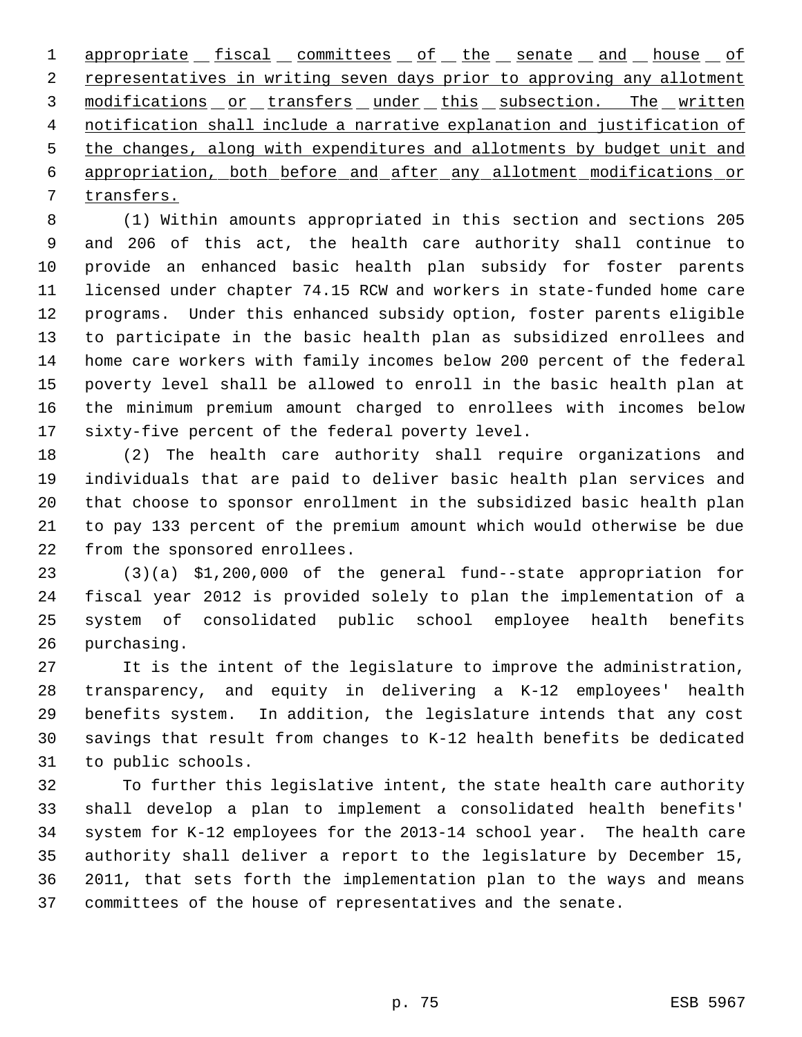appropriate fiscal committees of the senate and house of representatives in writing seven days prior to approving any allotment modifications or transfers under this subsection. The written notification shall include a narrative explanation and justification of the changes, along with expenditures and allotments by budget unit and appropriation, both before and after any allotment modifications or transfers.

(1) Within amounts appropriated in this section and sections 205 and 206 of this act, the health care authority shall continue to provide an enhanced basic health plan subsidy for foster parents licensed under chapter 74.15 RCW and workers in state-funded home care programs. Under this enhanced subsidy option, foster parents eligible to participate in the basic health plan as subsidized enrollees and home care workers with family incomes below 200 percent of the federal poverty level shall be allowed to enroll in the basic health plan at the minimum premium amount charged to enrollees with incomes below sixty-five percent of the federal poverty level.

(2) The health care authority shall require organizations and individuals that are paid to deliver basic health plan services and that choose to sponsor enrollment in the subsidized basic health plan to pay 133 percent of the premium amount which would otherwise be due from the sponsored enrollees.

(3)(a) $1,200,000 of the general fund--state appropriation for fiscal year 2012 is provided solely to plan the implementation of a system of consolidated public school employee health benefits purchasing.

It is the intent of the legislature to improve the administration, transparency, and equity in delivering a K-12 employees' health benefits system. In addition, the legislature intends that any cost savings that result from changes to K-12 health benefits be dedicated to public schools.

To further this legislative intent, the state health care authority shall develop a plan to implement a consolidated health benefits' system for K-12 employees for the 2013-14 school year. The health care authority shall deliver a report to the legislature by December 15, 2011, that sets forth the implementation plan to the ways and means committees of the house of representatives and the senate.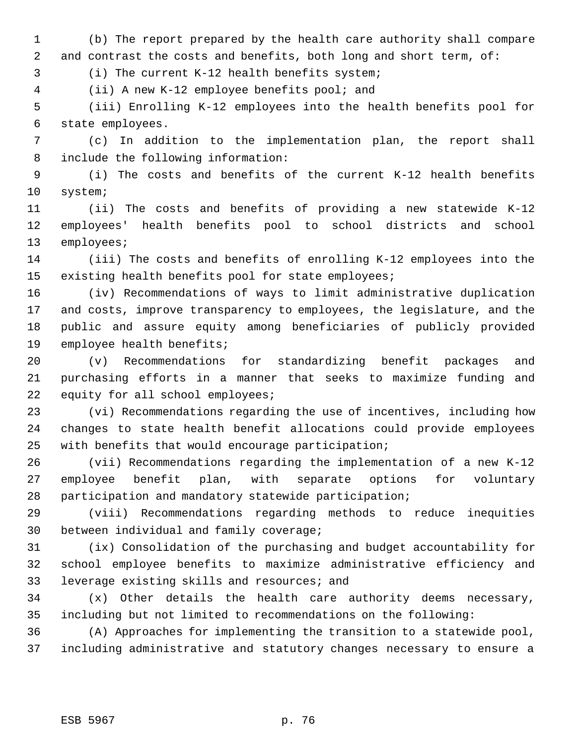(b) The report prepared by the health care authority shall compare and contrast the costs and benefits, both long and short term, of:

(i) The current K-12 health benefits system;

(ii) A new K-12 employee benefits pool; and

(iii) Enrolling K-12 employees into the health benefits pool for state employees.

(c) In addition to the implementation plan, the report shall include the following information:

(i) The costs and benefits of the current K-12 health benefits system;

(ii) The costs and benefits of providing a new statewide K-12 employees' health benefits pool to school districts and school employees;

(iii) The costs and benefits of enrolling K-12 employees into the existing health benefits pool for state employees;

(iv) Recommendations of ways to limit administrative duplication and costs, improve transparency to employees, the legislature, and the public and assure equity among beneficiaries of publicly provided employee health benefits;

(v) Recommendations for standardizing benefit packages and purchasing efforts in a manner that seeks to maximize funding and equity for all school employees;

(vi) Recommendations regarding the use of incentives, including how changes to state health benefit allocations could provide employees with benefits that would encourage participation;

(vii) Recommendations regarding the implementation of a new K-12 employee benefit plan, with separate options for voluntary participation and mandatory statewide participation;

(viii) Recommendations regarding methods to reduce inequities between individual and family coverage;

(ix) Consolidation of the purchasing and budget accountability for school employee benefits to maximize administrative efficiency and leverage existing skills and resources; and

(x) Other details the health care authority deems necessary, including but not limited to recommendations on the following:

(A) Approaches for implementing the transition to a statewide pool, including administrative and statutory changes necessary to ensure a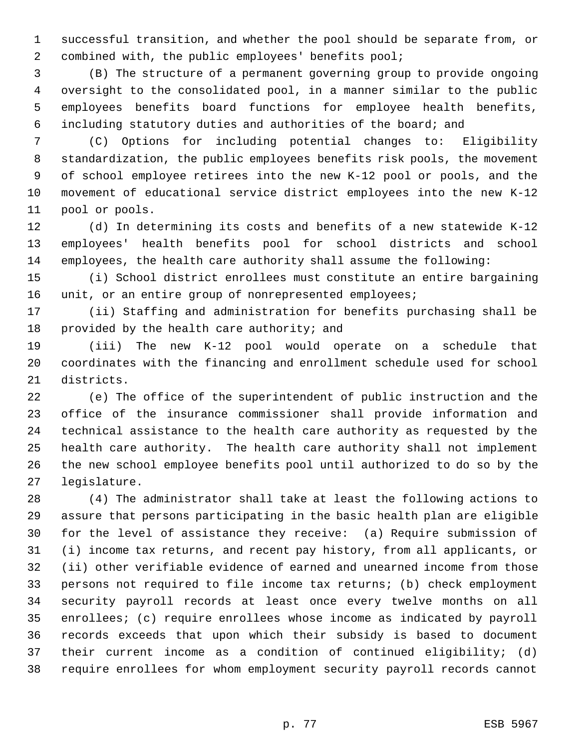successful transition, and whether the pool should be separate from, or combined with, the public employees' benefits pool;

(B) The structure of a permanent governing group to provide ongoing oversight to the consolidated pool, in a manner similar to the public employees benefits board functions for employee health benefits, including statutory duties and authorities of the board; and

(C) Options for including potential changes to: Eligibility standardization, the public employees benefits risk pools, the movement of school employee retirees into the new K-12 pool or pools, and the movement of educational service district employees into the new K-12 pool or pools.

(d) In determining its costs and benefits of a new statewide K-12 employees' health benefits pool for school districts and school employees, the health care authority shall assume the following:

(i) School district enrollees must constitute an entire bargaining unit, or an entire group of nonrepresented employees;

(ii) Staffing and administration for benefits purchasing shall be provided by the health care authority; and

(iii) The new K-12 pool would operate on a schedule that coordinates with the financing and enrollment schedule used for school districts.

(e) The office of the superintendent of public instruction and the office of the insurance commissioner shall provide information and technical assistance to the health care authority as requested by the health care authority. The health care authority shall not implement the new school employee benefits pool until authorized to do so by the legislature.

(4) The administrator shall take at least the following actions to assure that persons participating in the basic health plan are eligible for the level of assistance they receive: (a) Require submission of (i) income tax returns, and recent pay history, from all applicants, or (ii) other verifiable evidence of earned and unearned income from those persons not required to file income tax returns; (b) check employment security payroll records at least once every twelve months on all enrollees; (c) require enrollees whose income as indicated by payroll records exceeds that upon which their subsidy is based to document their current income as a condition of continued eligibility; (d) require enrollees for whom employment security payroll records cannot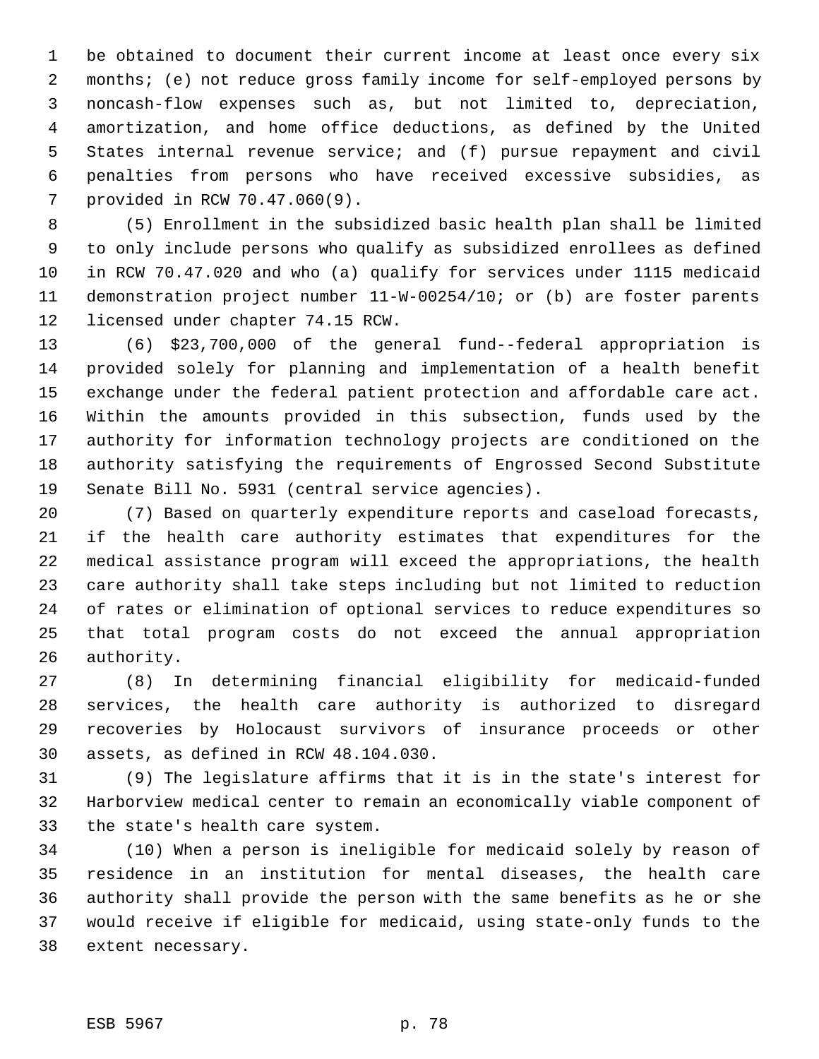be obtained to document their current income at least once every six months; (e) not reduce gross family income for self-employed persons by noncash-flow expenses such as, but not limited to, depreciation, amortization, and home office deductions, as defined by the United States internal revenue service; and (f) pursue repayment and civil penalties from persons who have received excessive subsidies, as provided in RCW 70.47.060(9).

(5) Enrollment in the subsidized basic health plan shall be limited to only include persons who qualify as subsidized enrollees as defined in RCW 70.47.020 and who (a) qualify for services under 1115 medicaid demonstration project number 11-W-00254/10; or (b) are foster parents licensed under chapter 74.15 RCW.

(6) $23,700,000 of the general fund--federal appropriation is provided solely for planning and implementation of a health benefit exchange under the federal patient protection and affordable care act. Within the amounts provided in this subsection, funds used by the authority for information technology projects are conditioned on the authority satisfying the requirements of Engrossed Second Substitute Senate Bill No. 5931 (central service agencies).

(7) Based on quarterly expenditure reports and caseload forecasts, if the health care authority estimates that expenditures for the medical assistance program will exceed the appropriations, the health care authority shall take steps including but not limited to reduction of rates or elimination of optional services to reduce expenditures so that total program costs do not exceed the annual appropriation authority.

(8) In determining financial eligibility for medicaid-funded services, the health care authority is authorized to disregard recoveries by Holocaust survivors of insurance proceeds or other assets, as defined in RCW 48.104.030.

(9) The legislature affirms that it is in the state's interest for Harborview medical center to remain an economically viable component of the state's health care system.

(10) When a person is ineligible for medicaid solely by reason of residence in an institution for mental diseases, the health care authority shall provide the person with the same benefits as he or she would receive if eligible for medicaid, using state-only funds to the extent necessary.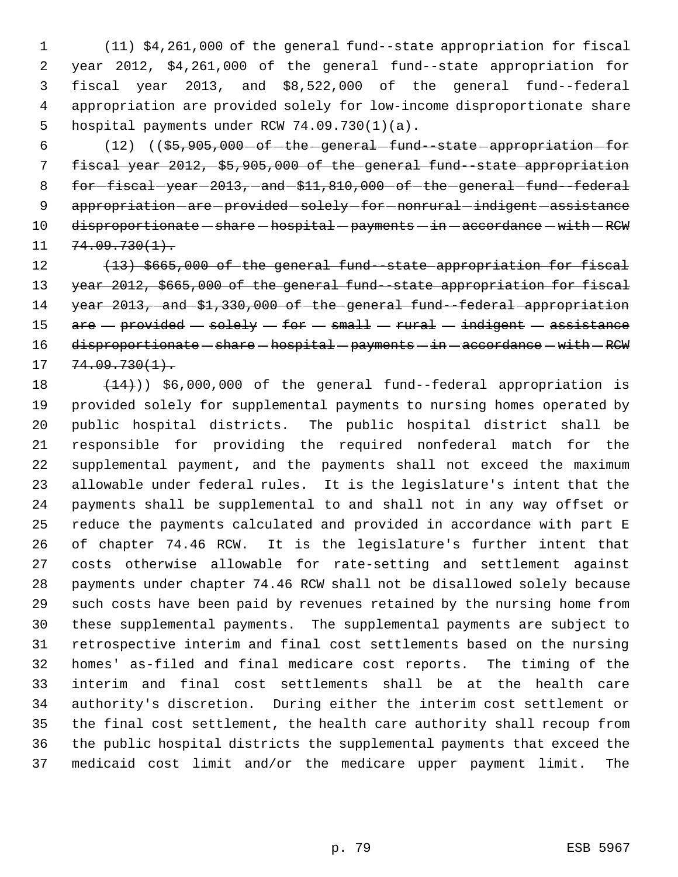(11) $4,261,000 of the general fund--state appropriation for fiscal year 2012, $4,261,000 of the general fund--state appropriation for fiscal year 2013, and $8,522,000 of the general fund--federal appropriation are provided solely for low-income disproportionate share hospital payments under RCW 74.09.730(1)(a).

(12) ((~~$5,905,000 of the general fund--state appropriation for fiscal year 2012, $5,905,000 of the general fund--state appropriation for fiscal year 2013, and $11,810,000 of the general fund--federal appropriation are provided solely for nonrural indigent assistance disproportionate share hospital payments in accordance with RCW 74.09.730(1).~~

~~(13) $665,000 of the general fund--state appropriation for fiscal year 2012, $665,000 of the general fund--state appropriation for fiscal year 2013, and $1,330,000 of the general fund--federal appropriation are provided solely for small rural indigent assistance disproportionate share hospital payments in accordance with RCW 74.09.730(1).~~

~~(14)~~)) $6,000,000 of the general fund--federal appropriation is provided solely for supplemental payments to nursing homes operated by public hospital districts. The public hospital district shall be responsible for providing the required nonfederal match for the supplemental payment, and the payments shall not exceed the maximum allowable under federal rules. It is the legislature's intent that the payments shall be supplemental to and shall not in any way offset or reduce the payments calculated and provided in accordance with part E of chapter 74.46 RCW. It is the legislature's further intent that costs otherwise allowable for rate-setting and settlement against payments under chapter 74.46 RCW shall not be disallowed solely because such costs have been paid by revenues retained by the nursing home from these supplemental payments. The supplemental payments are subject to retrospective interim and final cost settlements based on the nursing homes' as-filed and final medicare cost reports. The timing of the interim and final cost settlements shall be at the health care authority's discretion. During either the interim cost settlement or the final cost settlement, the health care authority shall recoup from the public hospital districts the supplemental payments that exceed the medicaid cost limit and/or the medicare upper payment limit. The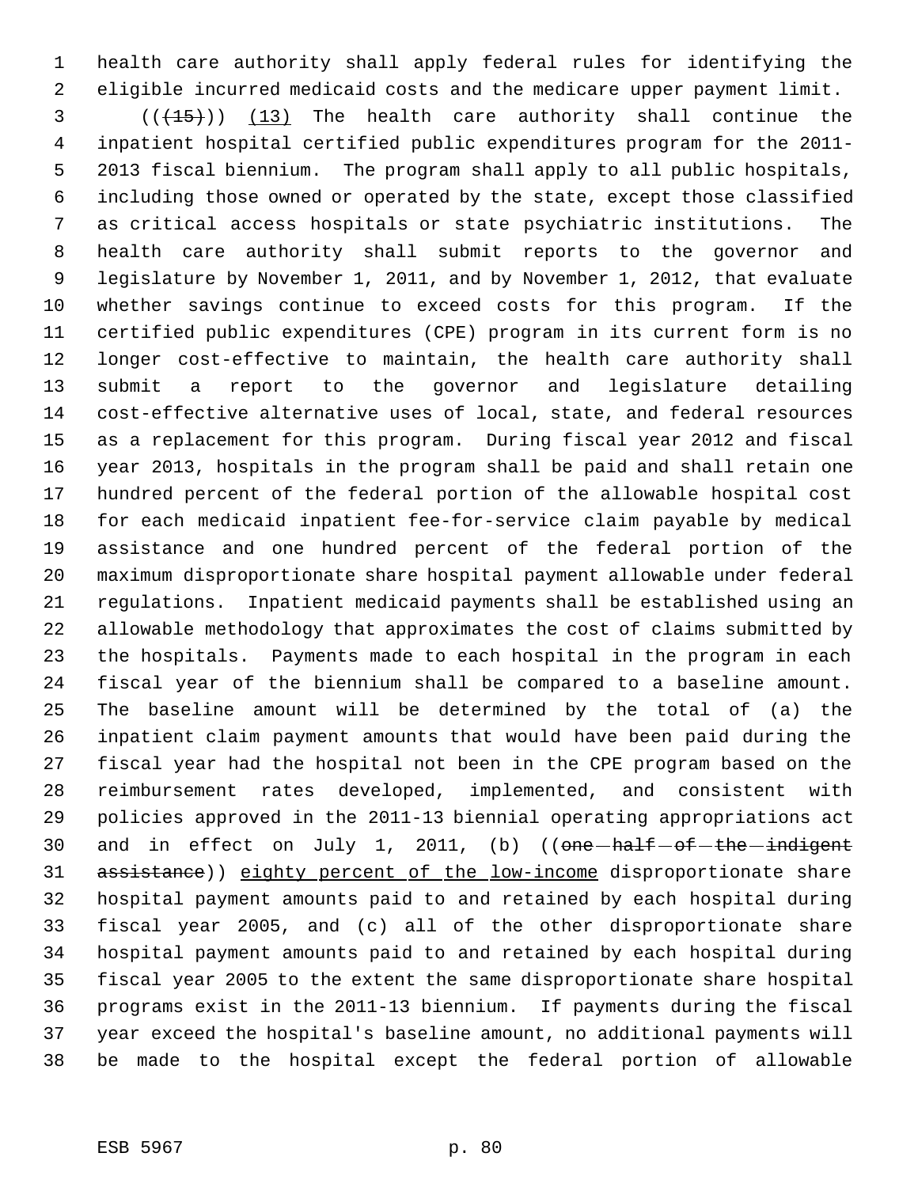health care authority shall apply federal rules for identifying the eligible incurred medicaid costs and the medicare upper payment limit.

((~~(15)~~)) (13) The health care authority shall continue the inpatient hospital certified public expenditures program for the 2011-2013 fiscal biennium. The program shall apply to all public hospitals, including those owned or operated by the state, except those classified as critical access hospitals or state psychiatric institutions. The health care authority shall submit reports to the governor and legislature by November 1, 2011, and by November 1, 2012, that evaluate whether savings continue to exceed costs for this program. If the certified public expenditures (CPE) program in its current form is no longer cost-effective to maintain, the health care authority shall submit a report to the governor and legislature detailing cost-effective alternative uses of local, state, and federal resources as a replacement for this program. During fiscal year 2012 and fiscal year 2013, hospitals in the program shall be paid and shall retain one hundred percent of the federal portion of the allowable hospital cost for each medicaid inpatient fee-for-service claim payable by medical assistance and one hundred percent of the federal portion of the maximum disproportionate share hospital payment allowable under federal regulations. Inpatient medicaid payments shall be established using an allowable methodology that approximates the cost of claims submitted by the hospitals. Payments made to each hospital in the program in each fiscal year of the biennium shall be compared to a baseline amount. The baseline amount will be determined by the total of (a) the inpatient claim payment amounts that would have been paid during the fiscal year had the hospital not been in the CPE program based on the reimbursement rates developed, implemented, and consistent with policies approved in the 2011-13 biennial operating appropriations act and in effect on July 1, 2011, (b) ((~~one half of the indigent assistance~~)) eighty percent of the low-income disproportionate share hospital payment amounts paid to and retained by each hospital during fiscal year 2005, and (c) all of the other disproportionate share hospital payment amounts paid to and retained by each hospital during fiscal year 2005 to the extent the same disproportionate share hospital programs exist in the 2011-13 biennium. If payments during the fiscal year exceed the hospital's baseline amount, no additional payments will be made to the hospital except the federal portion of allowable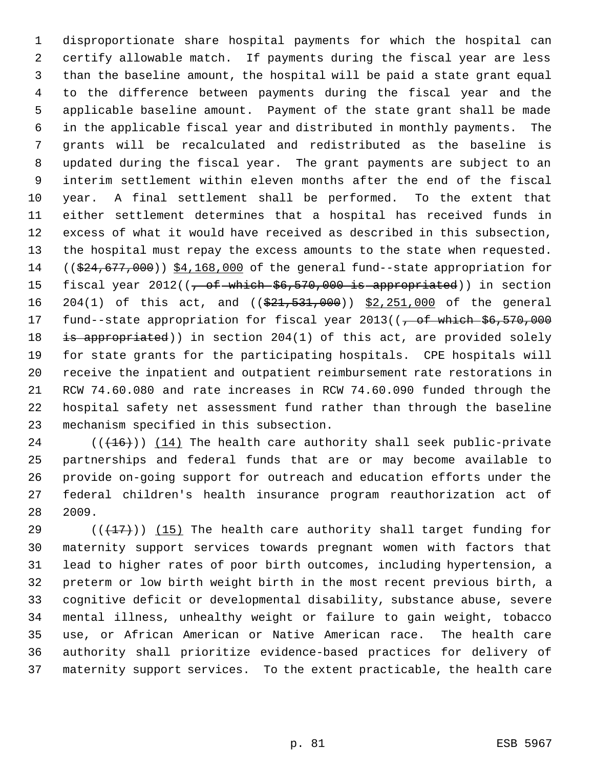disproportionate share hospital payments for which the hospital can certify allowable match. If payments during the fiscal year are less than the baseline amount, the hospital will be paid a state grant equal to the difference between payments during the fiscal year and the applicable baseline amount. Payment of the state grant shall be made in the applicable fiscal year and distributed in monthly payments. The grants will be recalculated and redistributed as the baseline is updated during the fiscal year. The grant payments are subject to an interim settlement within eleven months after the end of the fiscal year. A final settlement shall be performed. To the extent that either settlement determines that a hospital has received funds in excess of what it would have received as described in this subsection, the hospital must repay the excess amounts to the state when requested. ((~~$24,677,000~~)) $4,168,000 of the general fund--state appropriation for fiscal year 2012((~~, of which $6,570,000 is appropriated~~)) in section 204(1) of this act, and ((~~$21,531,000~~)) $2,251,000 of the general fund--state appropriation for fiscal year 2013((~~, of which $6,570,000 is appropriated~~)) in section 204(1) of this act, are provided solely for state grants for the participating hospitals. CPE hospitals will receive the inpatient and outpatient reimbursement rate restorations in RCW 74.60.080 and rate increases in RCW 74.60.090 funded through the hospital safety net assessment fund rather than through the baseline mechanism specified in this subsection.

((~~(16)~~)) (14) The health care authority shall seek public-private partnerships and federal funds that are or may become available to provide on-going support for outreach and education efforts under the federal children's health insurance program reauthorization act of 2009.

((~~(17)~~)) (15) The health care authority shall target funding for maternity support services towards pregnant women with factors that lead to higher rates of poor birth outcomes, including hypertension, a preterm or low birth weight birth in the most recent previous birth, a cognitive deficit or developmental disability, substance abuse, severe mental illness, unhealthy weight or failure to gain weight, tobacco use, or African American or Native American race. The health care authority shall prioritize evidence-based practices for delivery of maternity support services. To the extent practicable, the health care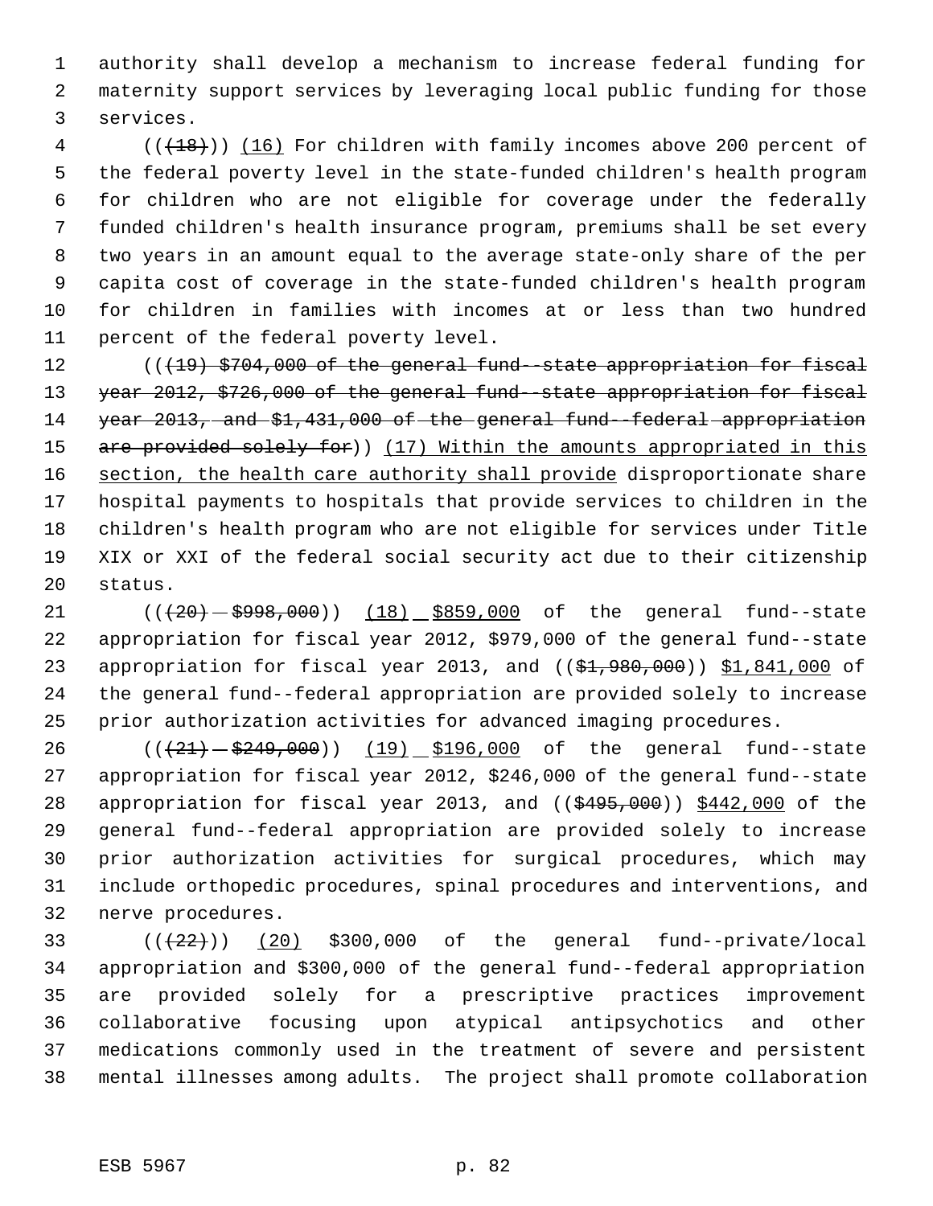authority shall develop a mechanism to increase federal funding for maternity support services by leveraging local public funding for those services.

(((18))) (16) For children with family incomes above 200 percent of the federal poverty level in the state-funded children's health program for children who are not eligible for coverage under the federally funded children's health insurance program, premiums shall be set every two years in an amount equal to the average state-only share of the per capita cost of coverage in the state-funded children's health program for children in families with incomes at or less than two hundred percent of the federal poverty level.

(((19) $704,000 of the general fund--state appropriation for fiscal year 2012, $726,000 of the general fund--state appropriation for fiscal year 2013, and $1,431,000 of the general fund--federal appropriation are provided solely for)) (17) Within the amounts appropriated in this section, the health care authority shall provide disproportionate share hospital payments to hospitals that provide services to children in the children's health program who are not eligible for services under Title XIX or XXI of the federal social security act due to their citizenship status.

(((20) $998,000)) (18) $859,000 of the general fund--state appropriation for fiscal year 2012, $979,000 of the general fund--state appropriation for fiscal year 2013, and (($1,980,000)) $1,841,000 of the general fund--federal appropriation are provided solely to increase prior authorization activities for advanced imaging procedures.

(((21) $249,000)) (19) $196,000 of the general fund--state appropriation for fiscal year 2012, $246,000 of the general fund--state appropriation for fiscal year 2013, and (($495,000)) $442,000 of the general fund--federal appropriation are provided solely to increase prior authorization activities for surgical procedures, which may include orthopedic procedures, spinal procedures and interventions, and nerve procedures.

(((22))) (20) $300,000 of the general fund--private/local appropriation and $300,000 of the general fund--federal appropriation are provided solely for a prescriptive practices improvement collaborative focusing upon atypical antipsychotics and other medications commonly used in the treatment of severe and persistent mental illnesses among adults. The project shall promote collaboration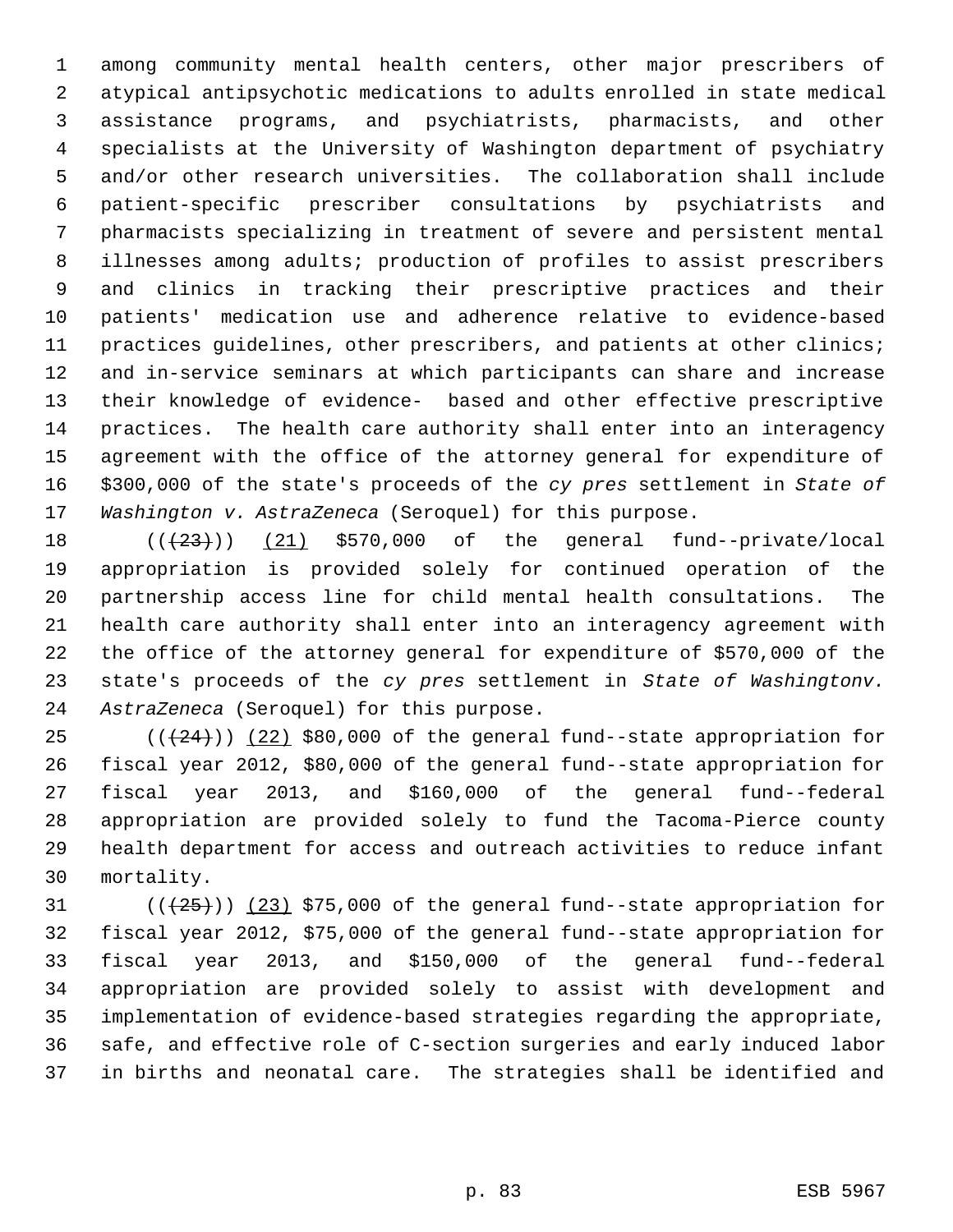among community mental health centers, other major prescribers of atypical antipsychotic medications to adults enrolled in state medical assistance programs, and psychiatrists, pharmacists, and other specialists at the University of Washington department of psychiatry and/or other research universities. The collaboration shall include patient-specific prescriber consultations by psychiatrists and pharmacists specializing in treatment of severe and persistent mental illnesses among adults; production of profiles to assist prescribers and clinics in tracking their prescriptive practices and their patients' medication use and adherence relative to evidence-based practices guidelines, other prescribers, and patients at other clinics; and in-service seminars at which participants can share and increase their knowledge of evidence- based and other effective prescriptive practices. The health care authority shall enter into an interagency agreement with the office of the attorney general for expenditure of $300,000 of the state's proceeds of the *cy pres* settlement in *State of Washington v. AstraZeneca* (Seroquel) for this purpose.

((~~(23)~~)) <u>(21)</u> $570,000 of the general fund--private/local appropriation is provided solely for continued operation of the partnership access line for child mental health consultations. The health care authority shall enter into an interagency agreement with the office of the attorney general for expenditure of $570,000 of the state's proceeds of the *cy pres* settlement in *State of Washingtonv. AstraZeneca* (Seroquel) for this purpose.

((~~(24)~~)) <u>(22)</u> $80,000 of the general fund--state appropriation for fiscal year 2012, $80,000 of the general fund--state appropriation for fiscal year 2013, and $160,000 of the general fund--federal appropriation are provided solely to fund the Tacoma-Pierce county health department for access and outreach activities to reduce infant mortality.

((~~(25)~~)) <u>(23)</u> $75,000 of the general fund--state appropriation for fiscal year 2012, $75,000 of the general fund--state appropriation for fiscal year 2013, and $150,000 of the general fund--federal appropriation are provided solely to assist with development and implementation of evidence-based strategies regarding the appropriate, safe, and effective role of C-section surgeries and early induced labor in births and neonatal care. The strategies shall be identified and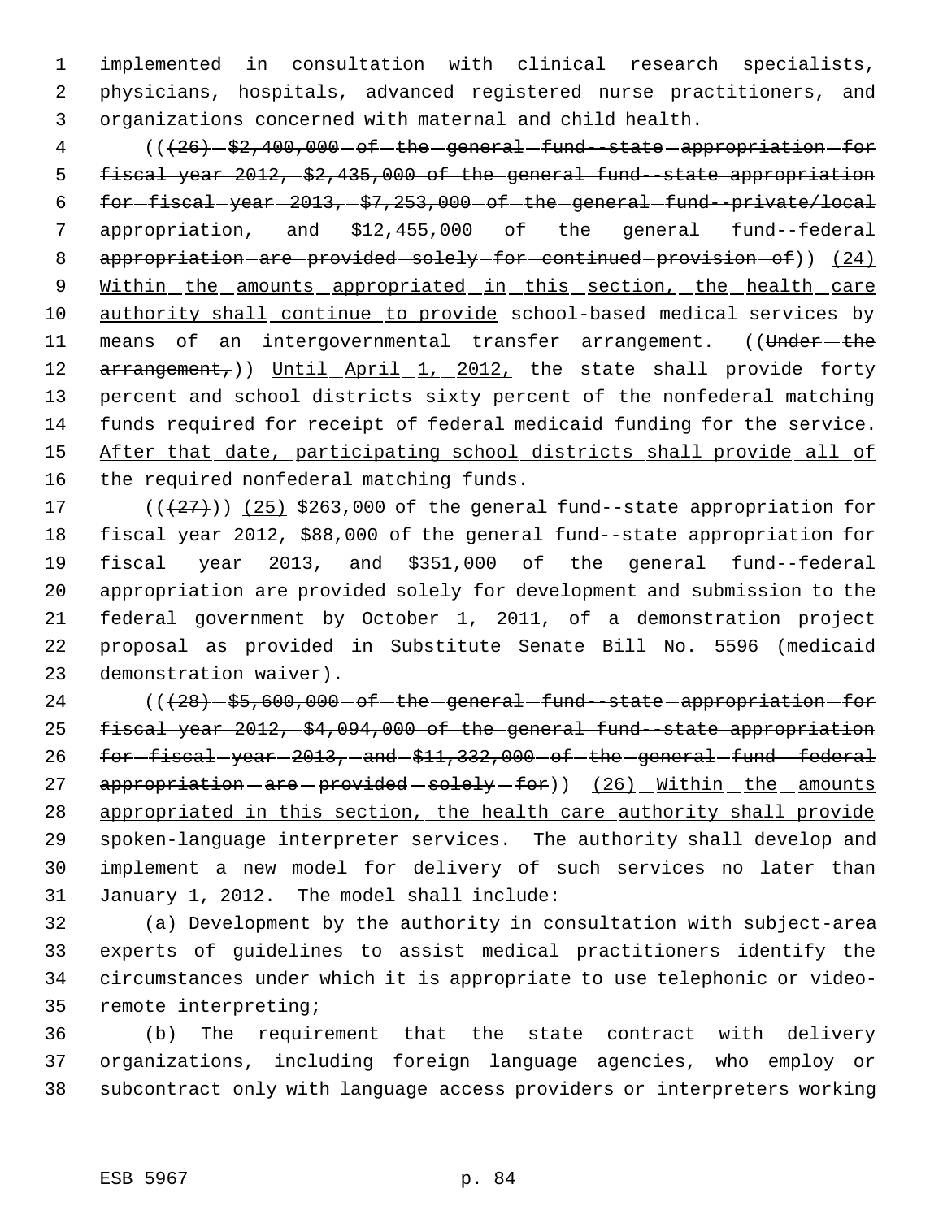implemented in consultation with clinical research specialists, physicians, hospitals, advanced registered nurse practitioners, and organizations concerned with maternal and child health.

((~~(26) $2,400,000 of the general fund--state appropriation for fiscal year 2012, $2,435,000 of the general fund--state appropriation for fiscal year 2013, $7,253,000 of the general fund--private/local appropriation, and $12,455,000 of the general fund--federal appropriation are provided solely for continued provision of~~)) (24) Within the amounts appropriated in this section, the health care authority shall continue to provide school-based medical services by means of an intergovernmental transfer arrangement. ((~~Under the arrangement,~~)) Until April 1, 2012, the state shall provide forty percent and school districts sixty percent of the nonfederal matching funds required for receipt of federal medicaid funding for the service. After that date, participating school districts shall provide all of the required nonfederal matching funds.

((~~(27)~~)) (25) $263,000 of the general fund--state appropriation for fiscal year 2012, $88,000 of the general fund--state appropriation for fiscal year 2013, and $351,000 of the general fund--federal appropriation are provided solely for development and submission to the federal government by October 1, 2011, of a demonstration project proposal as provided in Substitute Senate Bill No. 5596 (medicaid demonstration waiver).

((~~(28) $5,600,000 of the general fund--state appropriation for fiscal year 2012, $4,094,000 of the general fund--state appropriation for fiscal year 2013, and $11,332,000 of the general fund--federal appropriation are provided solely for~~)) (26) Within the amounts appropriated in this section, the health care authority shall provide spoken-language interpreter services. The authority shall develop and implement a new model for delivery of such services no later than January 1, 2012. The model shall include:

(a) Development by the authority in consultation with subject-area experts of guidelines to assist medical practitioners identify the circumstances under which it is appropriate to use telephonic or video-remote interpreting;

(b) The requirement that the state contract with delivery organizations, including foreign language agencies, who employ or subcontract only with language access providers or interpreters working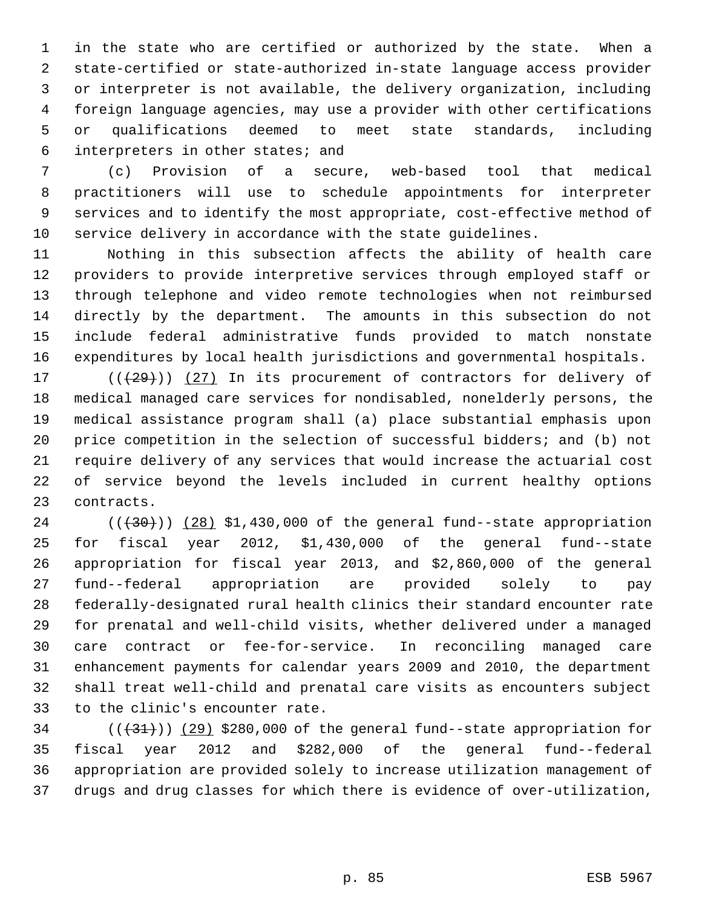in the state who are certified or authorized by the state. When a state-certified or state-authorized in-state language access provider or interpreter is not available, the delivery organization, including foreign language agencies, may use a provider with other certifications or qualifications deemed to meet state standards, including interpreters in other states; and

(c) Provision of a secure, web-based tool that medical practitioners will use to schedule appointments for interpreter services and to identify the most appropriate, cost-effective method of service delivery in accordance with the state guidelines.

Nothing in this subsection affects the ability of health care providers to provide interpretive services through employed staff or through telephone and video remote technologies when not reimbursed directly by the department. The amounts in this subsection do not include federal administrative funds provided to match nonstate expenditures by local health jurisdictions and governmental hospitals.

((~~(29)~~)) (27) In its procurement of contractors for delivery of medical managed care services for nondisabled, nonelderly persons, the medical assistance program shall (a) place substantial emphasis upon price competition in the selection of successful bidders; and (b) not require delivery of any services that would increase the actuarial cost of service beyond the levels included in current healthy options contracts.

((~~(30)~~)) (28) $1,430,000 of the general fund--state appropriation for fiscal year 2012, $1,430,000 of the general fund--state appropriation for fiscal year 2013, and $2,860,000 of the general fund--federal appropriation are provided solely to pay federally-designated rural health clinics their standard encounter rate for prenatal and well-child visits, whether delivered under a managed care contract or fee-for-service. In reconciling managed care enhancement payments for calendar years 2009 and 2010, the department shall treat well-child and prenatal care visits as encounters subject to the clinic's encounter rate.

((~~(31)~~)) (29) $280,000 of the general fund--state appropriation for fiscal year 2012 and $282,000 of the general fund--federal appropriation are provided solely to increase utilization management of drugs and drug classes for which there is evidence of over-utilization,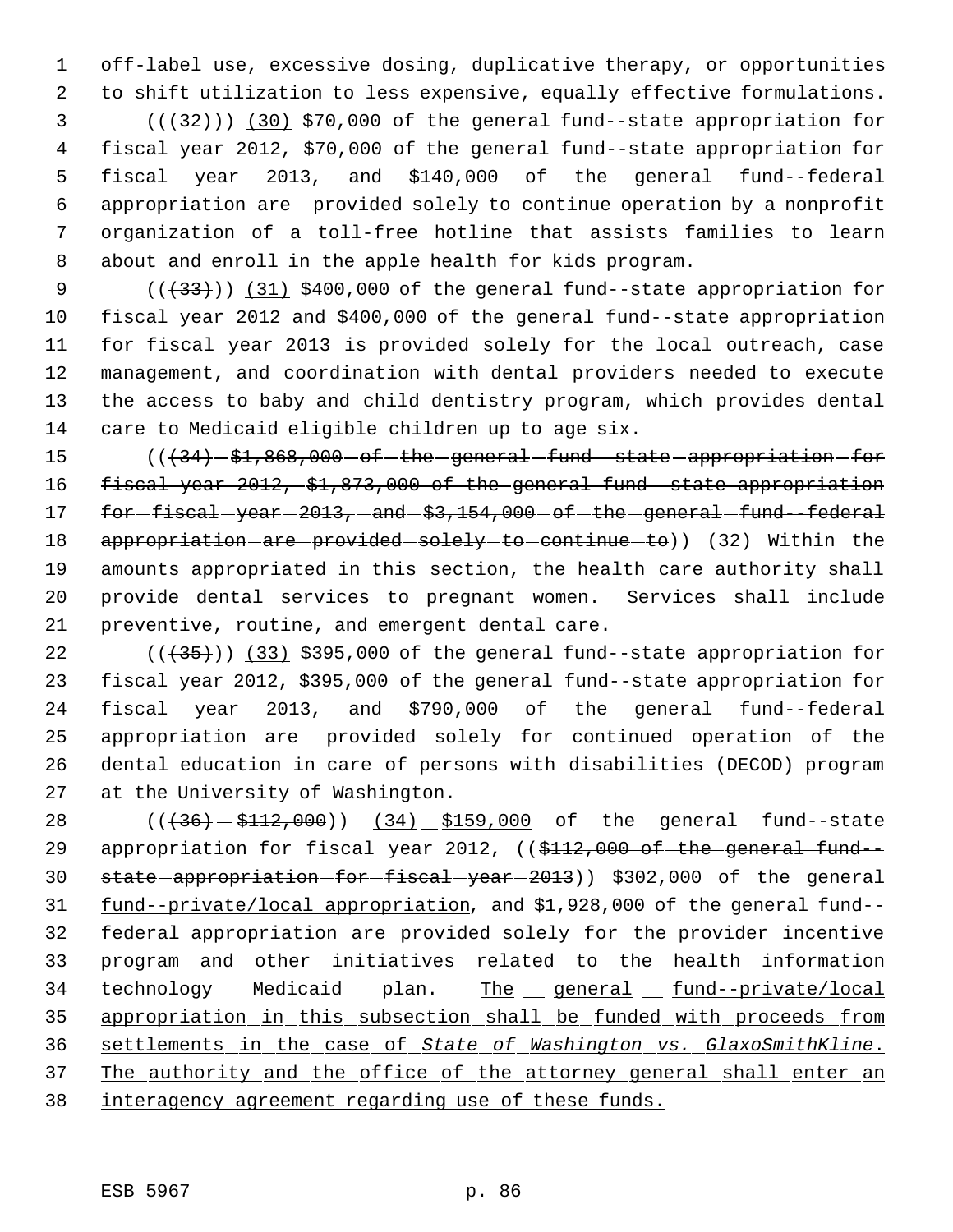off-label use, excessive dosing, duplicative therapy, or opportunities to shift utilization to less expensive, equally effective formulations.

(((32))) (30) $70,000 of the general fund--state appropriation for fiscal year 2012, $70,000 of the general fund--state appropriation for fiscal year 2013, and $140,000 of the general fund--federal appropriation are provided solely to continue operation by a nonprofit organization of a toll-free hotline that assists families to learn about and enroll in the apple health for kids program.

(((33))) (31) $400,000 of the general fund--state appropriation for fiscal year 2012 and $400,000 of the general fund--state appropriation for fiscal year 2013 is provided solely for the local outreach, case management, and coordination with dental providers needed to execute the access to baby and child dentistry program, which provides dental care to Medicaid eligible children up to age six.

(((34) $1,868,000 of the general fund--state appropriation for fiscal year 2012, $1,873,000 of the general fund--state appropriation for fiscal year 2013, and $3,154,000 of the general fund--federal appropriation are provided solely to continue to)) (32) Within the amounts appropriated in this section, the health care authority shall provide dental services to pregnant women. Services shall include preventive, routine, and emergent dental care.

(((35))) (33) $395,000 of the general fund--state appropriation for fiscal year 2012, $395,000 of the general fund--state appropriation for fiscal year 2013, and $790,000 of the general fund--federal appropriation are provided solely for continued operation of the dental education in care of persons with disabilities (DECOD) program at the University of Washington.

(((36) $112,000)) (34) $159,000 of the general fund--state appropriation for fiscal year 2012, (($112,000 of the general fund--state appropriation for fiscal year 2013)) $302,000 of the general fund--private/local appropriation, and $1,928,000 of the general fund--federal appropriation are provided solely for the provider incentive program and other initiatives related to the health information technology Medicaid plan. The general fund--private/local appropriation in this subsection shall be funded with proceeds from settlements in the case of *State of Washington vs. GlaxoSmithKline*. The authority and the office of the attorney general shall enter an interagency agreement regarding use of these funds.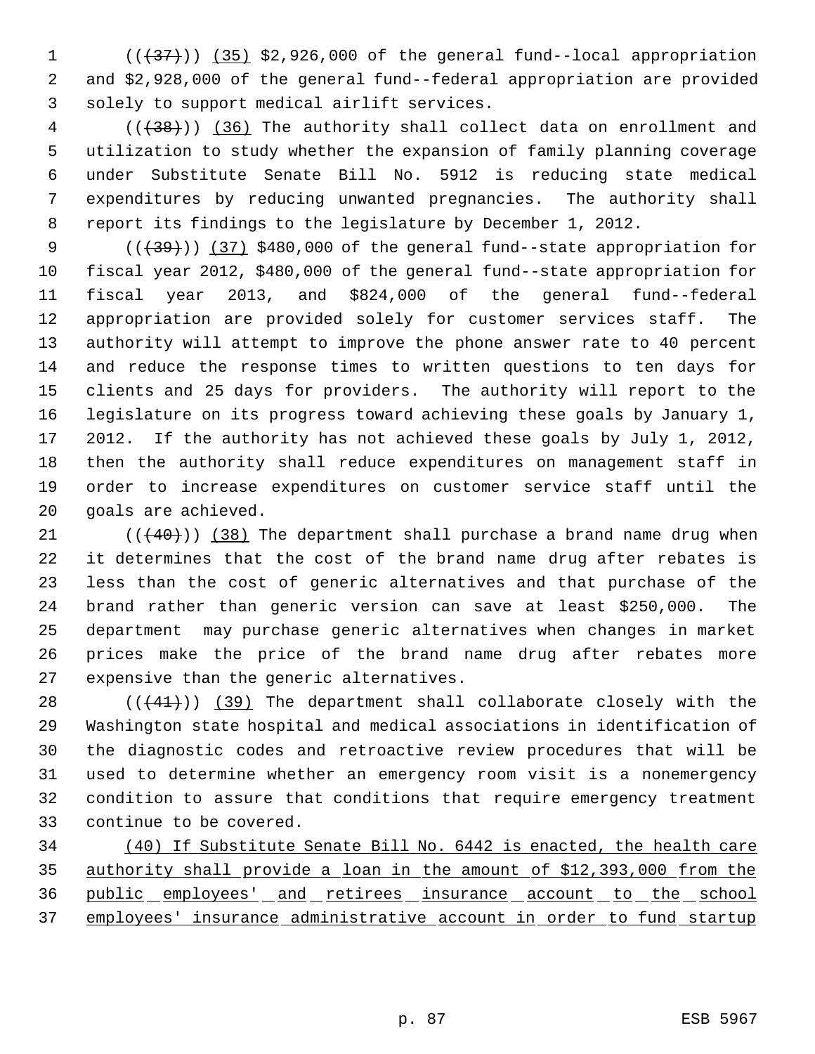(((37))) (35) $2,926,000 of the general fund--local appropriation and $2,928,000 of the general fund--federal appropriation are provided solely to support medical airlift services.

(((38))) (36) The authority shall collect data on enrollment and utilization to study whether the expansion of family planning coverage under Substitute Senate Bill No. 5912 is reducing state medical expenditures by reducing unwanted pregnancies. The authority shall report its findings to the legislature by December 1, 2012.

(((39))) (37) $480,000 of the general fund--state appropriation for fiscal year 2012, $480,000 of the general fund--state appropriation for fiscal year 2013, and $824,000 of the general fund--federal appropriation are provided solely for customer services staff. The authority will attempt to improve the phone answer rate to 40 percent and reduce the response times to written questions to ten days for clients and 25 days for providers. The authority will report to the legislature on its progress toward achieving these goals by January 1, 2012. If the authority has not achieved these goals by July 1, 2012, then the authority shall reduce expenditures on management staff in order to increase expenditures on customer service staff until the goals are achieved.

(((40))) (38) The department shall purchase a brand name drug when it determines that the cost of the brand name drug after rebates is less than the cost of generic alternatives and that purchase of the brand rather than generic version can save at least $250,000. The department may purchase generic alternatives when changes in market prices make the price of the brand name drug after rebates more expensive than the generic alternatives.

(((41))) (39) The department shall collaborate closely with the Washington state hospital and medical associations in identification of the diagnostic codes and retroactive review procedures that will be used to determine whether an emergency room visit is a nonemergency condition to assure that conditions that require emergency treatment continue to be covered.

(40) If Substitute Senate Bill No. 6442 is enacted, the health care authority shall provide a loan in the amount of $12,393,000 from the public employees' and retirees insurance account to the school employees' insurance administrative account in order to fund startup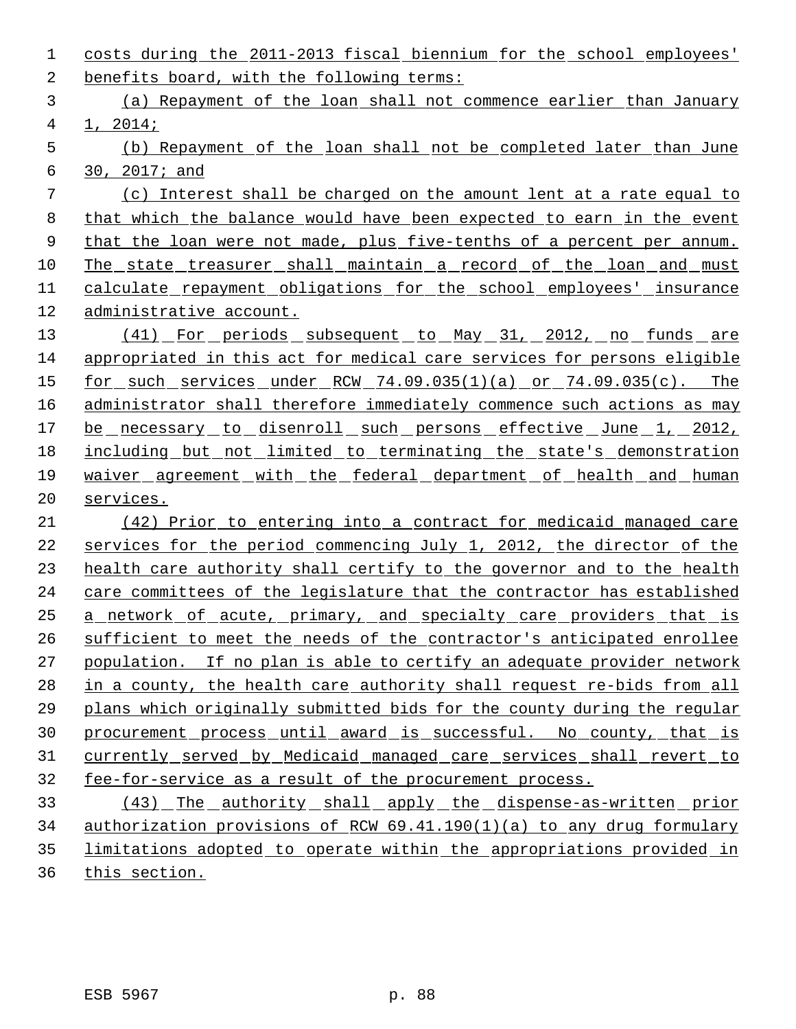costs during the 2011-2013 fiscal biennium for the school employees' benefits board, with the following terms:

(a) Repayment of the loan shall not commence earlier than January 1, 2014;

(b) Repayment of the loan shall not be completed later than June 30, 2017; and

(c) Interest shall be charged on the amount lent at a rate equal to that which the balance would have been expected to earn in the event that the loan were not made, plus five-tenths of a percent per annum. The state treasurer shall maintain a record of the loan and must calculate repayment obligations for the school employees' insurance administrative account.

(41) For periods subsequent to May 31, 2012, no funds are appropriated in this act for medical care services for persons eligible for such services under RCW 74.09.035(1)(a) or 74.09.035(c). The administrator shall therefore immediately commence such actions as may be necessary to disenroll such persons effective June 1, 2012, including but not limited to terminating the state's demonstration waiver agreement with the federal department of health and human services.

(42) Prior to entering into a contract for medicaid managed care services for the period commencing July 1, 2012, the director of the health care authority shall certify to the governor and to the health care committees of the legislature that the contractor has established a network of acute, primary, and specialty care providers that is sufficient to meet the needs of the contractor's anticipated enrollee population. If no plan is able to certify an adequate provider network in a county, the health care authority shall request re-bids from all plans which originally submitted bids for the county during the regular procurement process until award is successful. No county, that is currently served by Medicaid managed care services shall revert to fee-for-service as a result of the procurement process.

(43) The authority shall apply the dispense-as-written prior authorization provisions of RCW 69.41.190(1)(a) to any drug formulary limitations adopted to operate within the appropriations provided in this section.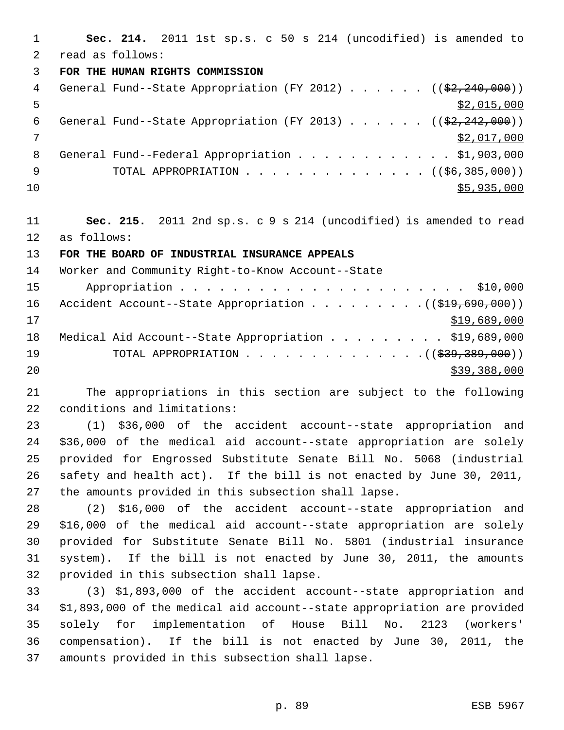**Sec. 214.** 2011 1st sp.s. c 50 s 214 (uncodified) is amended to read as follows:

**FOR THE HUMAN RIGHTS COMMISSION**

General Fund--State Appropriation (FY 2012) . . . . . . ((~~$2,240,000~~))
$2,015,000

General Fund--State Appropriation (FY 2013) . . . . . . ((~~$2,242,000~~))
$2,017,000

General Fund--Federal Appropriation . . . . . . . . . . . . $1,903,000

TOTAL APPROPRIATION . . . . . . . . . . . . . . . ((~~$6,385,000~~))
$5,935,000

**Sec. 215.** 2011 2nd sp.s. c 9 s 214 (uncodified) is amended to read as follows:

**FOR THE BOARD OF INDUSTRIAL INSURANCE APPEALS**

Worker and Community Right-to-Know Account--State Appropriation . . . . . . . . . . . . . . . . . . . . . . . $10,000

Accident Account--State Appropriation . . . . . . . . . .((~~$19,690,000~~))
$19,689,000

Medical Aid Account--State Appropriation . . . . . . . . . $19,689,000

TOTAL APPROPRIATION . . . . . . . . . . . . . . .((~~$39,389,000~~))
$39,388,000

The appropriations in this section are subject to the following conditions and limitations:

(1) $36,000 of the accident account--state appropriation and $36,000 of the medical aid account--state appropriation are solely provided for Engrossed Substitute Senate Bill No. 5068 (industrial safety and health act). If the bill is not enacted by June 30, 2011, the amounts provided in this subsection shall lapse.

(2) $16,000 of the accident account--state appropriation and $16,000 of the medical aid account--state appropriation are solely provided for Substitute Senate Bill No. 5801 (industrial insurance system). If the bill is not enacted by June 30, 2011, the amounts provided in this subsection shall lapse.

(3) $1,893,000 of the accident account--state appropriation and $1,893,000 of the medical aid account--state appropriation are provided solely for implementation of House Bill No. 2123 (workers' compensation). If the bill is not enacted by June 30, 2011, the amounts provided in this subsection shall lapse.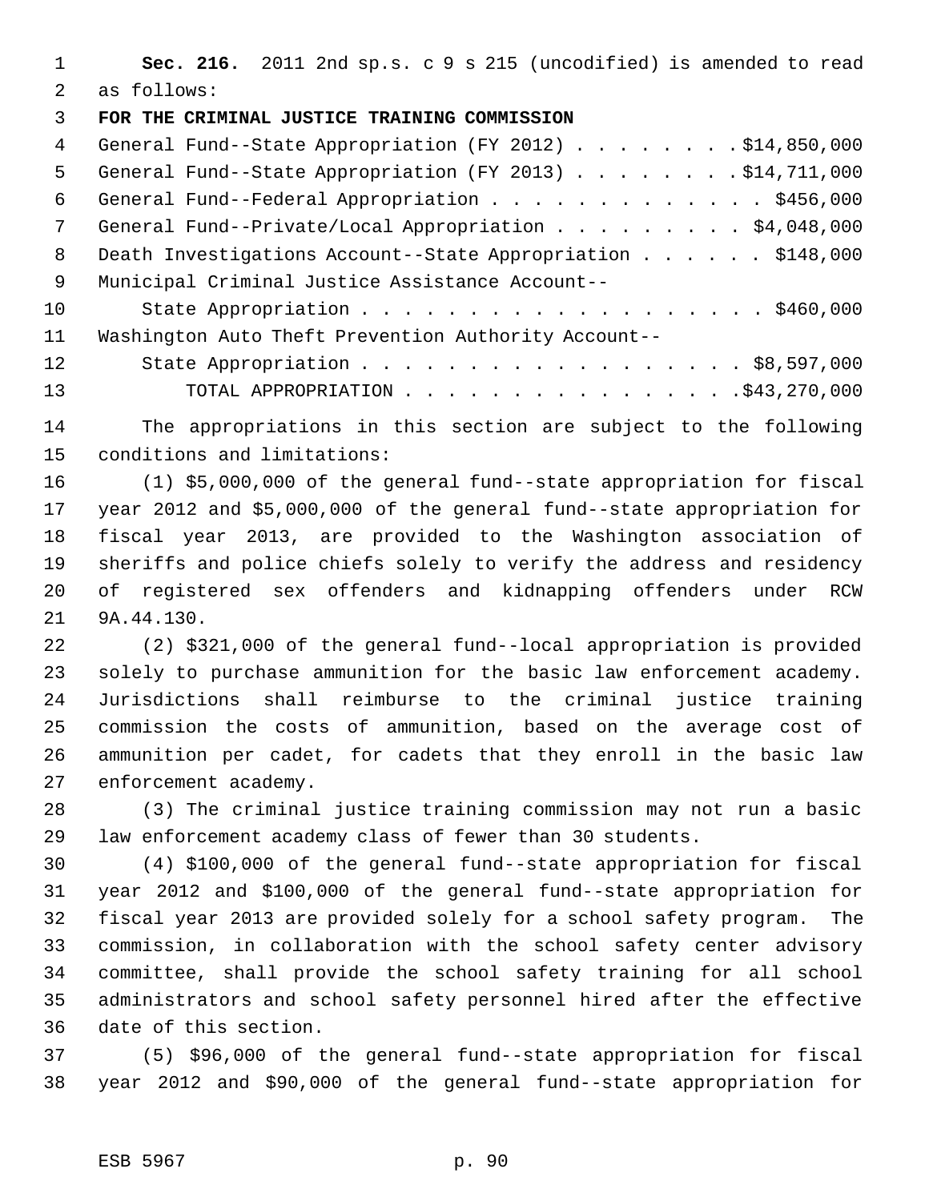**Sec. 216.** 2011 2nd sp.s. c 9 s 215 (uncodified) is amended to read as follows:

**FOR THE CRIMINAL JUSTICE TRAINING COMMISSION**

General Fund--State Appropriation (FY 2012) . . . . . . . . $14,850,000
General Fund--State Appropriation (FY 2013) . . . . . . . . $14,711,000
General Fund--Federal Appropriation . . . . . . . . . . . . . $456,000
General Fund--Private/Local Appropriation . . . . . . . . . $4,048,000
Death Investigations Account--State Appropriation . . . . . . $148,000
Municipal Criminal Justice Assistance Account--
State Appropriation . . . . . . . . . . . . . . . . . . . . $460,000
Washington Auto Theft Prevention Authority Account--
State Appropriation . . . . . . . . . . . . . . . . . . . $8,597,000
TOTAL APPROPRIATION . . . . . . . . . . . . . . . .$43,270,000

The appropriations in this section are subject to the following conditions and limitations:

(1) $5,000,000 of the general fund--state appropriation for fiscal year 2012 and $5,000,000 of the general fund--state appropriation for fiscal year 2013, are provided to the Washington association of sheriffs and police chiefs solely to verify the address and residency of registered sex offenders and kidnapping offenders under RCW 9A.44.130.

(2) $321,000 of the general fund--local appropriation is provided solely to purchase ammunition for the basic law enforcement academy. Jurisdictions shall reimburse to the criminal justice training commission the costs of ammunition, based on the average cost of ammunition per cadet, for cadets that they enroll in the basic law enforcement academy.

(3) The criminal justice training commission may not run a basic law enforcement academy class of fewer than 30 students.

(4) $100,000 of the general fund--state appropriation for fiscal year 2012 and $100,000 of the general fund--state appropriation for fiscal year 2013 are provided solely for a school safety program. The commission, in collaboration with the school safety center advisory committee, shall provide the school safety training for all school administrators and school safety personnel hired after the effective date of this section.

(5) $96,000 of the general fund--state appropriation for fiscal year 2012 and $90,000 of the general fund--state appropriation for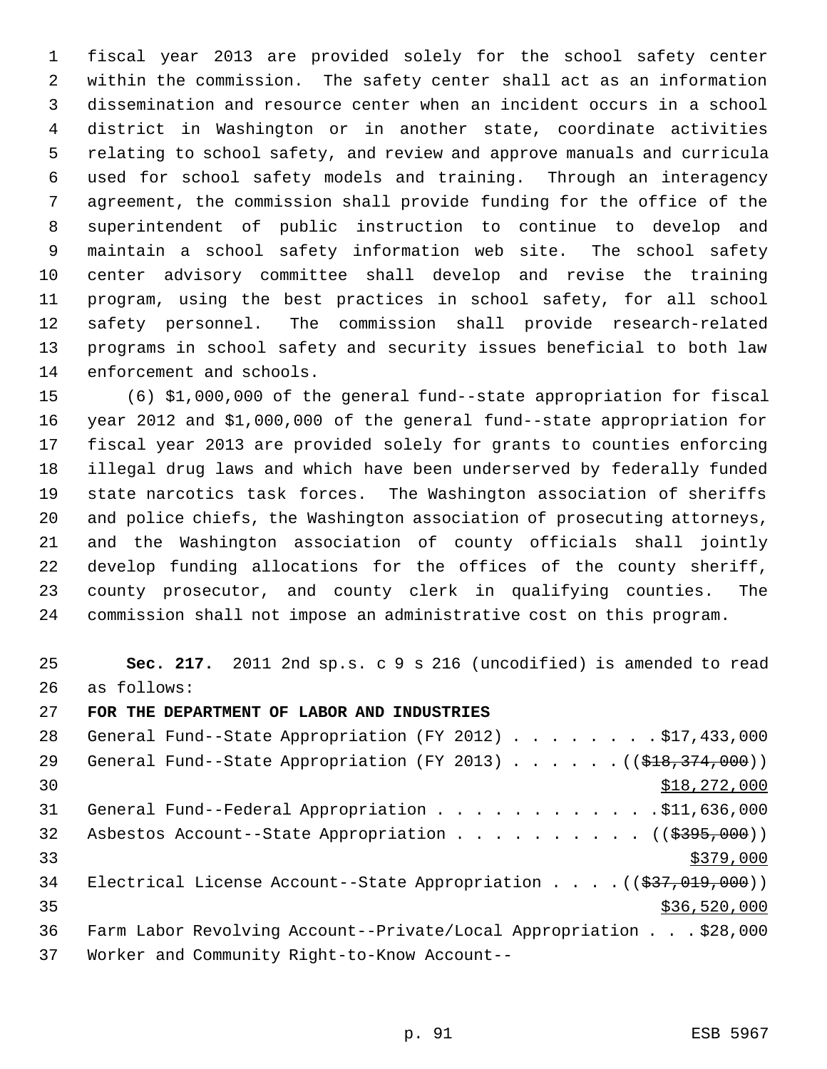fiscal year 2013 are provided solely for the school safety center within the commission. The safety center shall act as an information dissemination and resource center when an incident occurs in a school district in Washington or in another state, coordinate activities relating to school safety, and review and approve manuals and curricula used for school safety models and training. Through an interagency agreement, the commission shall provide funding for the office of the superintendent of public instruction to continue to develop and maintain a school safety information web site. The school safety center advisory committee shall develop and revise the training program, using the best practices in school safety, for all school safety personnel. The commission shall provide research-related programs in school safety and security issues beneficial to both law enforcement and schools.

(6) $1,000,000 of the general fund--state appropriation for fiscal year 2012 and $1,000,000 of the general fund--state appropriation for fiscal year 2013 are provided solely for grants to counties enforcing illegal drug laws and which have been underserved by federally funded state narcotics task forces. The Washington association of sheriffs and police chiefs, the Washington association of prosecuting attorneys, and the Washington association of county officials shall jointly develop funding allocations for the offices of the county sheriff, county prosecutor, and county clerk in qualifying counties. The commission shall not impose an administrative cost on this program.

**Sec. 217.** 2011 2nd sp.s. c 9 s 216 (uncodified) is amended to read as follows:

**FOR THE DEPARTMENT OF LABOR AND INDUSTRIES**

General Fund--State Appropriation (FY 2012) . . . . . . . . $17,433,000

General Fund--State Appropriation (FY 2013) . . . . . . (($18,374,000))
$18,272,000

General Fund--Federal Appropriation . . . . . . . . . . . $11,636,000

Asbestos Account--State Appropriation . . . . . . . . . . (($395,000))
$379,000

Electrical License Account--State Appropriation . . . . (($37,019,000))
$36,520,000

Farm Labor Revolving Account--Private/Local Appropriation . . . $28,000

Worker and Community Right-to-Know Account--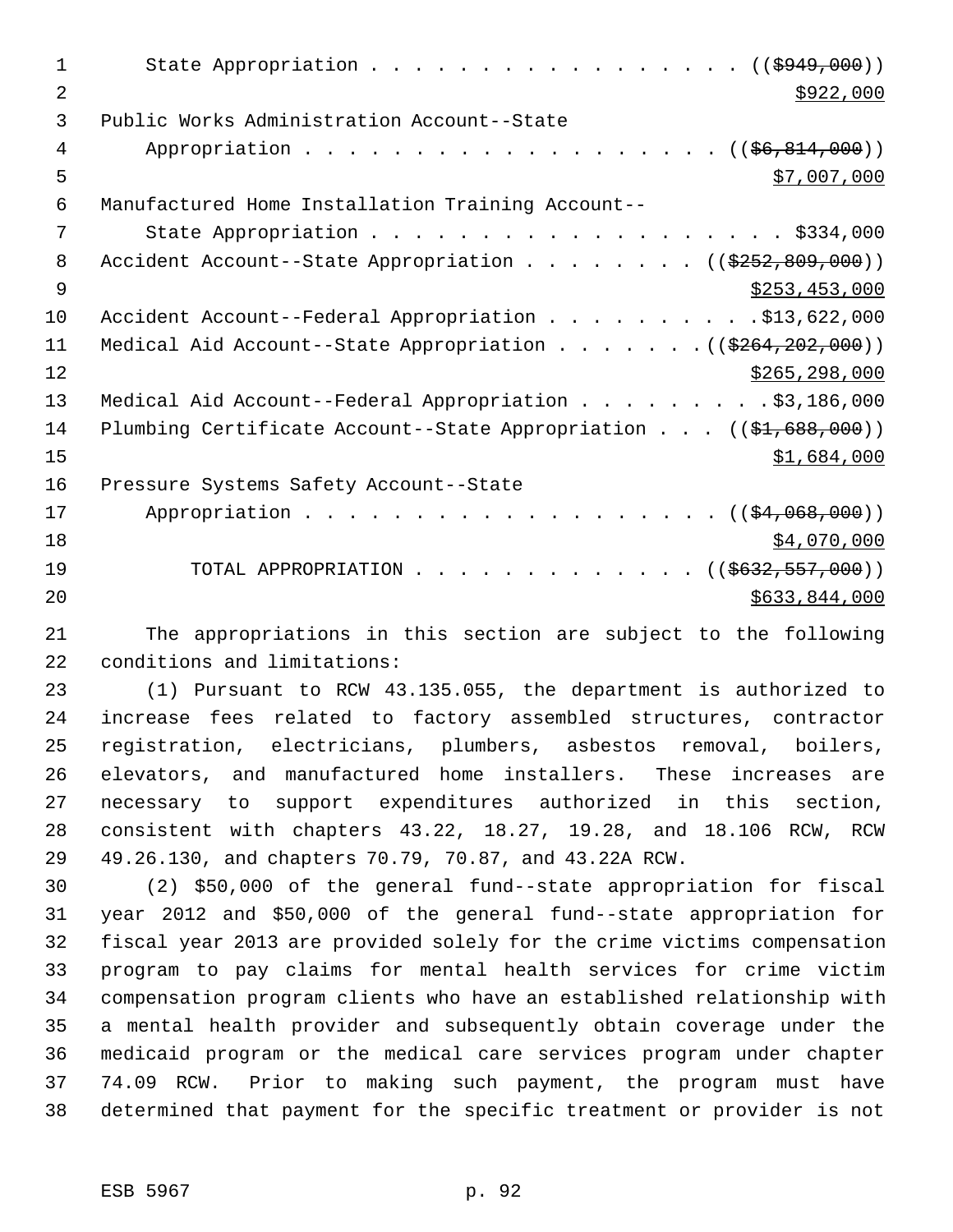State Appropriation . . . . . . . . . . . . . . . . . . ((~~$949,000~~))
$922,000

Public Works Administration Account--State
Appropriation . . . . . . . . . . . . . . . . . . . . ((~~$6,814,000~~))
$7,007,000

Manufactured Home Installation Training Account--
State Appropriation . . . . . . . . . . . . . . . . . . . . $334,000

Accident Account--State Appropriation . . . . . . . . ((~~$252,809,000~~))
$253,453,000

Accident Account--Federal Appropriation . . . . . . . . . .$13,622,000

Medical Aid Account--State Appropriation . . . . . . . ((~~$264,202,000~~))
$265,298,000

Medical Aid Account--Federal Appropriation . . . . . . . . . $3,186,000

Plumbing Certificate Account--State Appropriation . . . ((~~$1,688,000~~))
$1,684,000

Pressure Systems Safety Account--State
Appropriation . . . . . . . . . . . . . . . . . . . . ((~~$4,068,000~~))
$4,070,000

TOTAL APPROPRIATION . . . . . . . . . . . . . . ((~~$632,557,000~~))
$633,844,000

The appropriations in this section are subject to the following conditions and limitations:

(1) Pursuant to RCW 43.135.055, the department is authorized to increase fees related to factory assembled structures, contractor registration, electricians, plumbers, asbestos removal, boilers, elevators, and manufactured home installers. These increases are necessary to support expenditures authorized in this section, consistent with chapters 43.22, 18.27, 19.28, and 18.106 RCW, RCW 49.26.130, and chapters 70.79, 70.87, and 43.22A RCW.

(2) $50,000 of the general fund--state appropriation for fiscal year 2012 and $50,000 of the general fund--state appropriation for fiscal year 2013 are provided solely for the crime victims compensation program to pay claims for mental health services for crime victim compensation program clients who have an established relationship with a mental health provider and subsequently obtain coverage under the medicaid program or the medical care services program under chapter 74.09 RCW. Prior to making such payment, the program must have determined that payment for the specific treatment or provider is not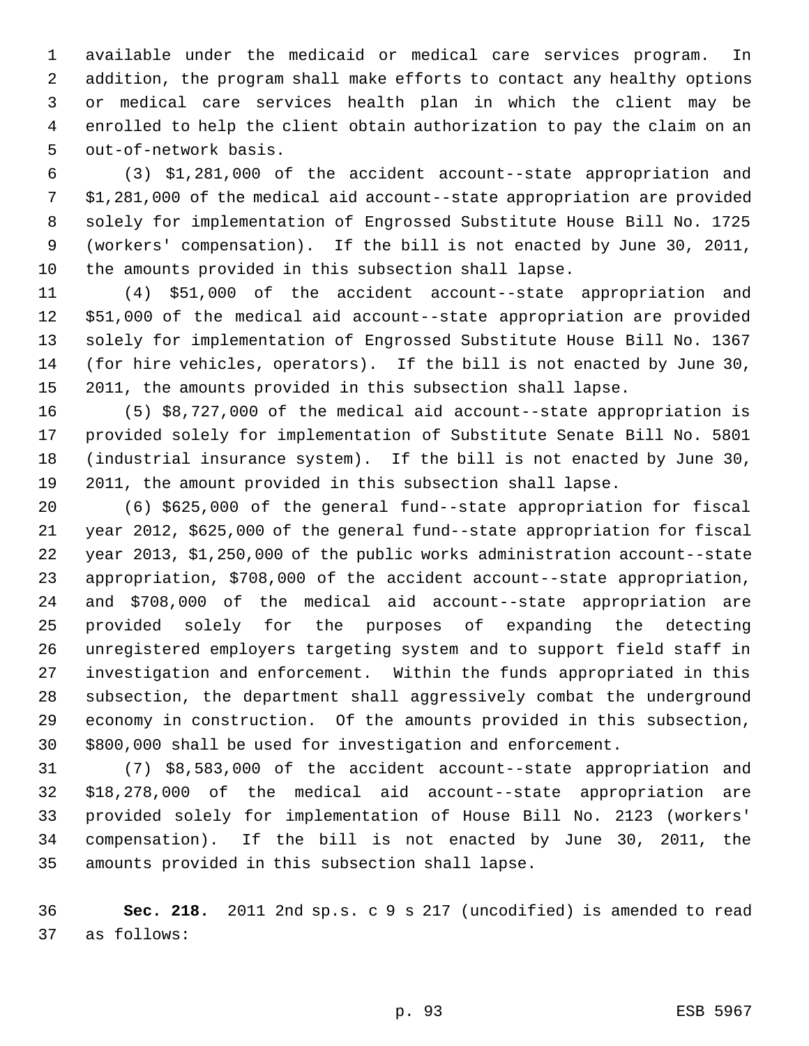available under the medicaid or medical care services program. In addition, the program shall make efforts to contact any healthy options or medical care services health plan in which the client may be enrolled to help the client obtain authorization to pay the claim on an out-of-network basis.

(3) $1,281,000 of the accident account--state appropriation and $1,281,000 of the medical aid account--state appropriation are provided solely for implementation of Engrossed Substitute House Bill No. 1725 (workers' compensation). If the bill is not enacted by June 30, 2011, the amounts provided in this subsection shall lapse.

(4) $51,000 of the accident account--state appropriation and $51,000 of the medical aid account--state appropriation are provided solely for implementation of Engrossed Substitute House Bill No. 1367 (for hire vehicles, operators). If the bill is not enacted by June 30, 2011, the amounts provided in this subsection shall lapse.

(5) $8,727,000 of the medical aid account--state appropriation is provided solely for implementation of Substitute Senate Bill No. 5801 (industrial insurance system). If the bill is not enacted by June 30, 2011, the amount provided in this subsection shall lapse.

(6) $625,000 of the general fund--state appropriation for fiscal year 2012, $625,000 of the general fund--state appropriation for fiscal year 2013, $1,250,000 of the public works administration account--state appropriation, $708,000 of the accident account--state appropriation, and $708,000 of the medical aid account--state appropriation are provided solely for the purposes of expanding the detecting unregistered employers targeting system and to support field staff in investigation and enforcement. Within the funds appropriated in this subsection, the department shall aggressively combat the underground economy in construction. Of the amounts provided in this subsection, $800,000 shall be used for investigation and enforcement.

(7) $8,583,000 of the accident account--state appropriation and $18,278,000 of the medical aid account--state appropriation are provided solely for implementation of House Bill No. 2123 (workers' compensation). If the bill is not enacted by June 30, 2011, the amounts provided in this subsection shall lapse.

**Sec. 218.** 2011 2nd sp.s. c 9 s 217 (uncodified) is amended to read as follows: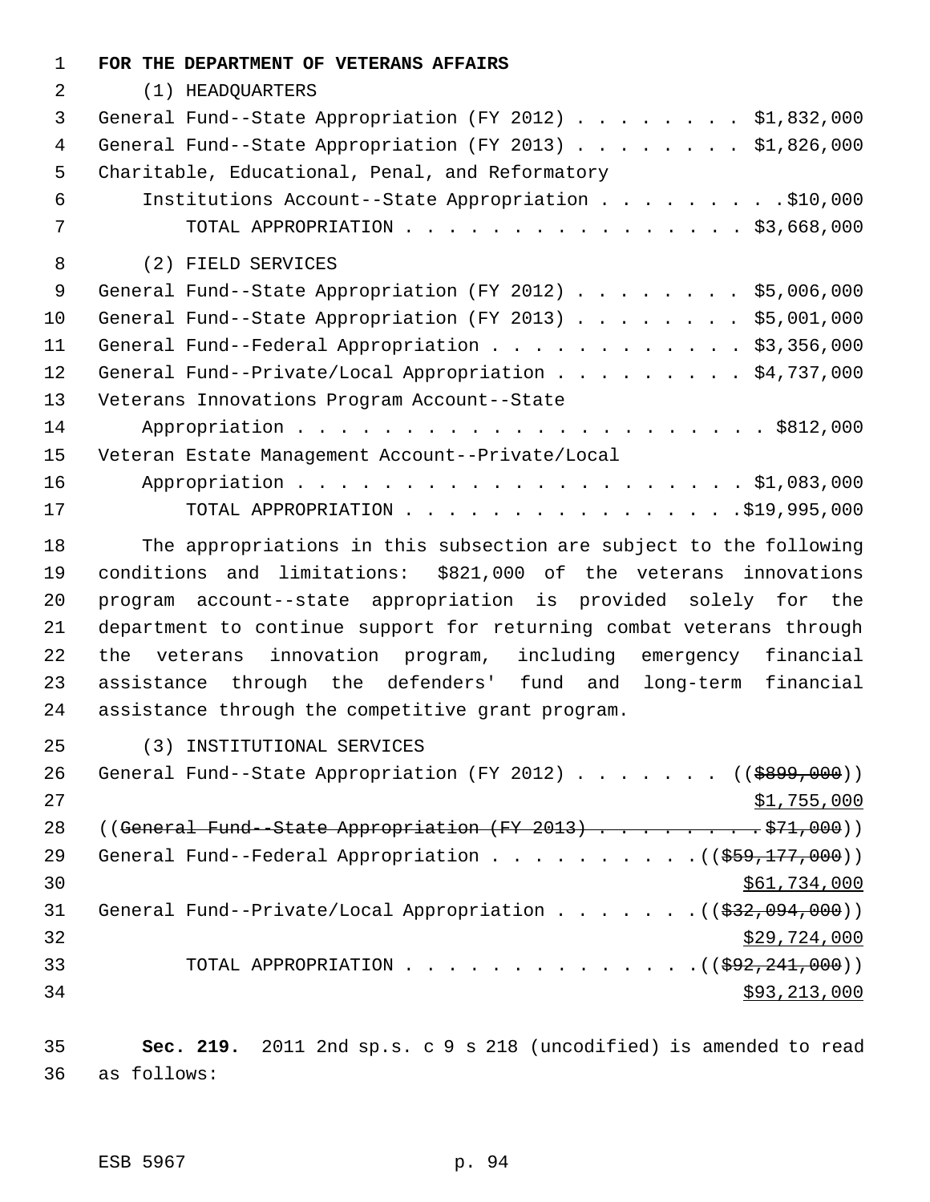**FOR THE DEPARTMENT OF VETERANS AFFAIRS**

(1) HEADQUARTERS

General Fund--State Appropriation (FY 2012) . . . . . . . . $1,832,000
General Fund--State Appropriation (FY 2013) . . . . . . . . $1,826,000
Charitable, Educational, Penal, and Reformatory
Institutions Account--State Appropriation . . . . . . . . .$10,000
TOTAL APPROPRIATION . . . . . . . . . . . . . . . . $3,668,000

(2) FIELD SERVICES

General Fund--State Appropriation (FY 2012) . . . . . . . . $5,006,000
General Fund--State Appropriation (FY 2013) . . . . . . . . $5,001,000
General Fund--Federal Appropriation . . . . . . . . . . . . $3,356,000
General Fund--Private/Local Appropriation . . . . . . . . . $4,737,000
Veterans Innovations Program Account--State
Appropriation . . . . . . . . . . . . . . . . . . . . . . $812,000
Veteran Estate Management Account--Private/Local
Appropriation . . . . . . . . . . . . . . . . . . . . . $1,083,000
TOTAL APPROPRIATION . . . . . . . . . . . . . . . .$19,995,000

The appropriations in this subsection are subject to the following conditions and limitations: $821,000 of the veterans innovations program account--state appropriation is provided solely for the department to continue support for returning combat veterans through the veterans innovation program, including emergency financial assistance through the defenders' fund and long-term financial assistance through the competitive grant program.

(3) INSTITUTIONAL SERVICES

General Fund--State Appropriation (FY 2012) . . . . . . . ((~~$899,000~~))
$1,755,000
((~~General Fund--State Appropriation (FY 2013) . . . . . . . . .$71,000~~))
General Fund--Federal Appropriation . . . . . . . . . .((~~$59,177,000~~))
$61,734,000
General Fund--Private/Local Appropriation . . . . . . .((~~$32,094,000~~))
$29,724,000
TOTAL APPROPRIATION . . . . . . . . . . . . . .((~~$92,241,000~~))
$93,213,000

**Sec. 219.** 2011 2nd sp.s. c 9 s 218 (uncodified) is amended to read as follows: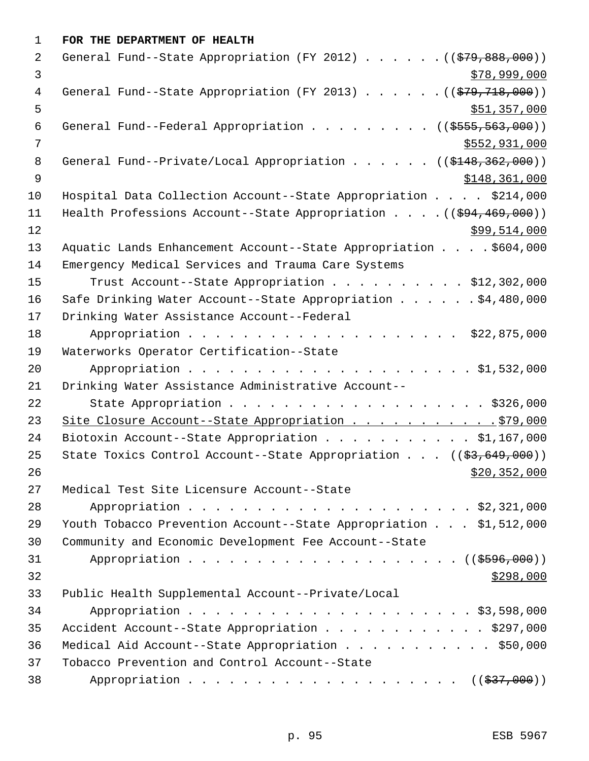**FOR THE DEPARTMENT OF HEALTH**

General Fund--State Appropriation (FY 2012) . . . . . . ((~~$79,888,000~~))
$78,999,000

General Fund--State Appropriation (FY 2013) . . . . . . ((~~$79,718,000~~))
$51,357,000

General Fund--Federal Appropriation . . . . . . . . . ((~~$555,563,000~~))
$552,931,000

General Fund--Private/Local Appropriation . . . . . . ((~~$148,362,000~~))
$148,361,000

Hospital Data Collection Account--State Appropriation . . . . $214,000

Health Professions Account--State Appropriation . . . . ((~~$94,469,000~~))
$99,514,000

Aquatic Lands Enhancement Account--State Appropriation . . . . $604,000

Emergency Medical Services and Trauma Care Systems
Trust Account--State Appropriation . . . . . . . . . . $12,302,000

Safe Drinking Water Account--State Appropriation . . . . . . $4,480,000

Drinking Water Assistance Account--Federal
Appropriation . . . . . . . . . . . . . . . . . . . . $22,875,000

Waterworks Operator Certification--State
Appropriation . . . . . . . . . . . . . . . . . . . . . $1,532,000

Drinking Water Assistance Administrative Account--
State Appropriation . . . . . . . . . . . . . . . . . . . $326,000

Site Closure Account--State Appropriation . . . . . . . . . . . $79,000

Biotoxin Account--State Appropriation . . . . . . . . . . . $1,167,000

State Toxics Control Account--State Appropriation . . . ((~~$3,649,000~~))
$20,352,000

Medical Test Site Licensure Account--State
Appropriation . . . . . . . . . . . . . . . . . . . . . $2,321,000

Youth Tobacco Prevention Account--State Appropriation . . . $1,512,000

Community and Economic Development Fee Account--State
Appropriation . . . . . . . . . . . . . . . . . . . . . ((~~$596,000~~))
$298,000

Public Health Supplemental Account--Private/Local
Appropriation . . . . . . . . . . . . . . . . . . . . . $3,598,000

Accident Account--State Appropriation . . . . . . . . . . . . $297,000

Medical Aid Account--State Appropriation . . . . . . . . . . . $50,000

Tobacco Prevention and Control Account--State
Appropriation . . . . . . . . . . . . . . . . . . . . . ((~~$37,000~~))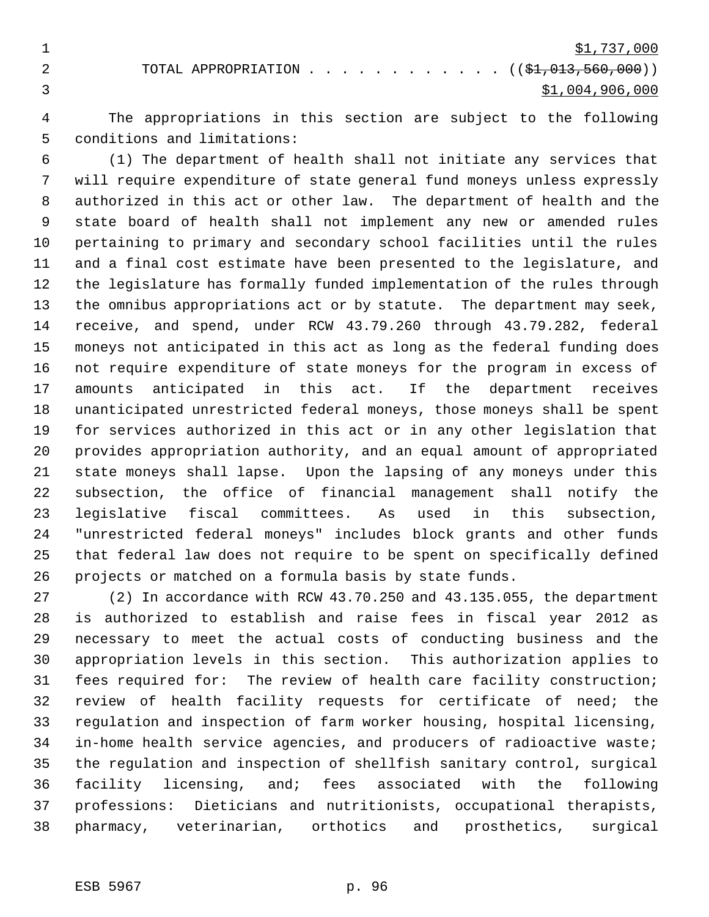$1,737,000

TOTAL APPROPRIATION . . . . . . . . . . . . ((~~$1,013,560,000~~))
$1,004,906,000

The appropriations in this section are subject to the following conditions and limitations:

(1) The department of health shall not initiate any services that will require expenditure of state general fund moneys unless expressly authorized in this act or other law. The department of health and the state board of health shall not implement any new or amended rules pertaining to primary and secondary school facilities until the rules and a final cost estimate have been presented to the legislature, and the legislature has formally funded implementation of the rules through the omnibus appropriations act or by statute. The department may seek, receive, and spend, under RCW 43.79.260 through 43.79.282, federal moneys not anticipated in this act as long as the federal funding does not require expenditure of state moneys for the program in excess of amounts anticipated in this act. If the department receives unanticipated unrestricted federal moneys, those moneys shall be spent for services authorized in this act or in any other legislation that provides appropriation authority, and an equal amount of appropriated state moneys shall lapse. Upon the lapsing of any moneys under this subsection, the office of financial management shall notify the legislative fiscal committees. As used in this subsection, "unrestricted federal moneys" includes block grants and other funds that federal law does not require to be spent on specifically defined projects or matched on a formula basis by state funds.

(2) In accordance with RCW 43.70.250 and 43.135.055, the department is authorized to establish and raise fees in fiscal year 2012 as necessary to meet the actual costs of conducting business and the appropriation levels in this section. This authorization applies to fees required for: The review of health care facility construction; review of health facility requests for certificate of need; the regulation and inspection of farm worker housing, hospital licensing, in-home health service agencies, and producers of radioactive waste; the regulation and inspection of shellfish sanitary control, surgical facility licensing, and; fees associated with the following professions: Dieticians and nutritionists, occupational therapists, pharmacy, veterinarian, orthotics and prosthetics, surgical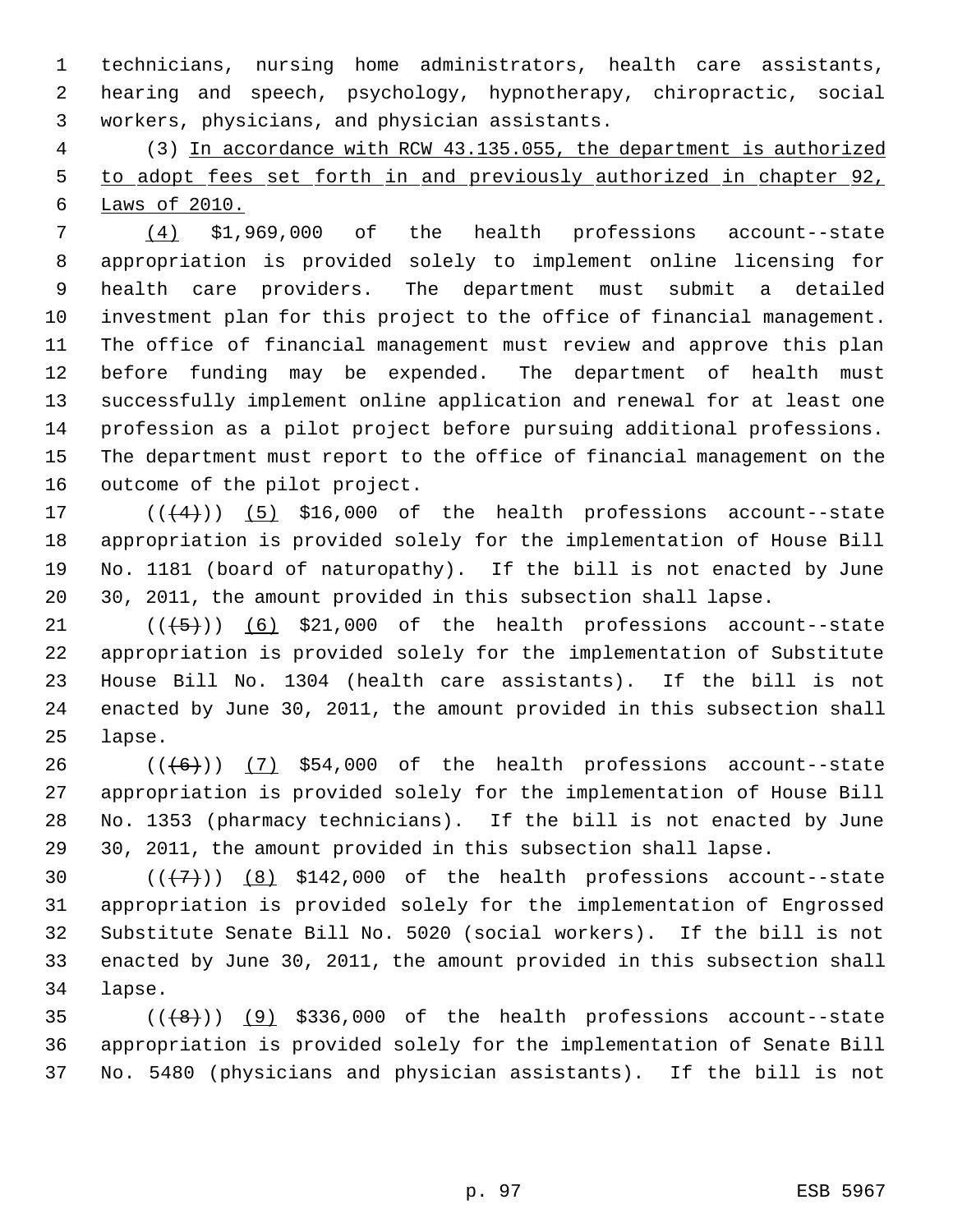technicians, nursing home administrators, health care assistants, hearing and speech, psychology, hypnotherapy, chiropractic, social workers, physicians, and physician assistants.

(3) In accordance with RCW 43.135.055, the department is authorized to adopt fees set forth in and previously authorized in chapter 92, Laws of 2010.

(4) $1,969,000 of the health professions account--state appropriation is provided solely to implement online licensing for health care providers. The department must submit a detailed investment plan for this project to the office of financial management. The office of financial management must review and approve this plan before funding may be expended. The department of health must successfully implement online application and renewal for at least one profession as a pilot project before pursuing additional professions. The department must report to the office of financial management on the outcome of the pilot project.

(((4))) (5) $16,000 of the health professions account--state appropriation is provided solely for the implementation of House Bill No. 1181 (board of naturopathy). If the bill is not enacted by June 30, 2011, the amount provided in this subsection shall lapse.

(((5))) (6) $21,000 of the health professions account--state appropriation is provided solely for the implementation of Substitute House Bill No. 1304 (health care assistants). If the bill is not enacted by June 30, 2011, the amount provided in this subsection shall lapse.

(((6))) (7) $54,000 of the health professions account--state appropriation is provided solely for the implementation of House Bill No. 1353 (pharmacy technicians). If the bill is not enacted by June 30, 2011, the amount provided in this subsection shall lapse.

(((7))) (8) $142,000 of the health professions account--state appropriation is provided solely for the implementation of Engrossed Substitute Senate Bill No. 5020 (social workers). If the bill is not enacted by June 30, 2011, the amount provided in this subsection shall lapse.

(((8))) (9) $336,000 of the health professions account--state appropriation is provided solely for the implementation of Senate Bill No. 5480 (physicians and physician assistants). If the bill is not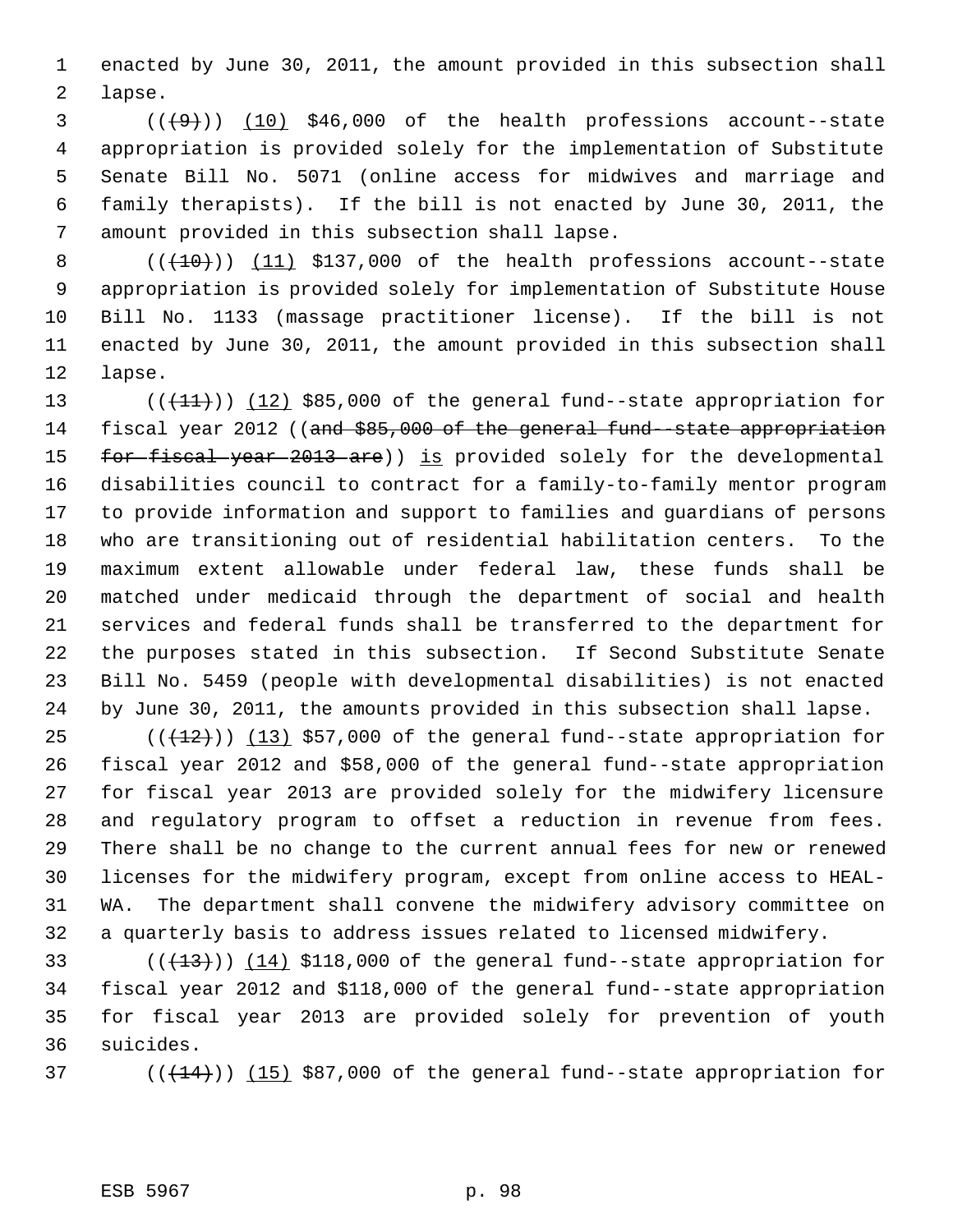enacted by June 30, 2011, the amount provided in this subsection shall lapse.

(((9))) (10) $46,000 of the health professions account--state appropriation is provided solely for the implementation of Substitute Senate Bill No. 5071 (online access for midwives and marriage and family therapists). If the bill is not enacted by June 30, 2011, the amount provided in this subsection shall lapse.

(((10))) (11) $137,000 of the health professions account--state appropriation is provided solely for implementation of Substitute House Bill No. 1133 (massage practitioner license). If the bill is not enacted by June 30, 2011, the amount provided in this subsection shall lapse.

(((11))) (12) $85,000 of the general fund--state appropriation for fiscal year 2012 ((~~and $85,000 of the general fund--state appropriation for fiscal year 2013 are~~)) is provided solely for the developmental disabilities council to contract for a family-to-family mentor program to provide information and support to families and guardians of persons who are transitioning out of residential habilitation centers. To the maximum extent allowable under federal law, these funds shall be matched under medicaid through the department of social and health services and federal funds shall be transferred to the department for the purposes stated in this subsection. If Second Substitute Senate Bill No. 5459 (people with developmental disabilities) is not enacted by June 30, 2011, the amounts provided in this subsection shall lapse.

(((12))) (13) $57,000 of the general fund--state appropriation for fiscal year 2012 and $58,000 of the general fund--state appropriation for fiscal year 2013 are provided solely for the midwifery licensure and regulatory program to offset a reduction in revenue from fees. There shall be no change to the current annual fees for new or renewed licenses for the midwifery program, except from online access to HEAL-WA. The department shall convene the midwifery advisory committee on a quarterly basis to address issues related to licensed midwifery.

(((13))) (14) $118,000 of the general fund--state appropriation for fiscal year 2012 and $118,000 of the general fund--state appropriation for fiscal year 2013 are provided solely for prevention of youth suicides.

(((14))) (15) $87,000 of the general fund--state appropriation for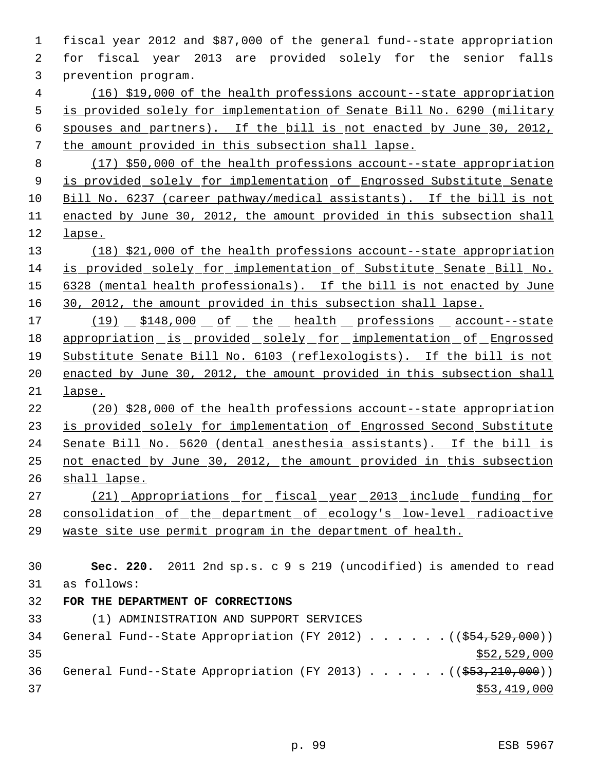fiscal year 2012 and $87,000 of the general fund--state appropriation for fiscal year 2013 are provided solely for the senior falls prevention program.

(16) $19,000 of the health professions account--state appropriation is provided solely for implementation of Senate Bill No. 6290 (military spouses and partners). If the bill is not enacted by June 30, 2012, the amount provided in this subsection shall lapse.

(17) $50,000 of the health professions account--state appropriation is provided solely for implementation of Engrossed Substitute Senate Bill No. 6237 (career pathway/medical assistants). If the bill is not enacted by June 30, 2012, the amount provided in this subsection shall lapse.

(18) $21,000 of the health professions account--state appropriation is provided solely for implementation of Substitute Senate Bill No. 6328 (mental health professionals). If the bill is not enacted by June 30, 2012, the amount provided in this subsection shall lapse.

(19) $148,000 of the health professions account--state appropriation is provided solely for implementation of Engrossed Substitute Senate Bill No. 6103 (reflexologists). If the bill is not enacted by June 30, 2012, the amount provided in this subsection shall lapse.

(20) $28,000 of the health professions account--state appropriation is provided solely for implementation of Engrossed Second Substitute Senate Bill No. 5620 (dental anesthesia assistants). If the bill is not enacted by June 30, 2012, the amount provided in this subsection shall lapse.

(21) Appropriations for fiscal year 2013 include funding for consolidation of the department of ecology's low-level radioactive waste site use permit program in the department of health.

**Sec. 220.** 2011 2nd sp.s. c 9 s 219 (uncodified) is amended to read as follows:

**FOR THE DEPARTMENT OF CORRECTIONS**

(1) ADMINISTRATION AND SUPPORT SERVICES

General Fund--State Appropriation (FY 2012) . . . . . . (($54,529,000)) $52,529,000

General Fund--State Appropriation (FY 2013) . . . . . . (($53,210,000)) $53,419,000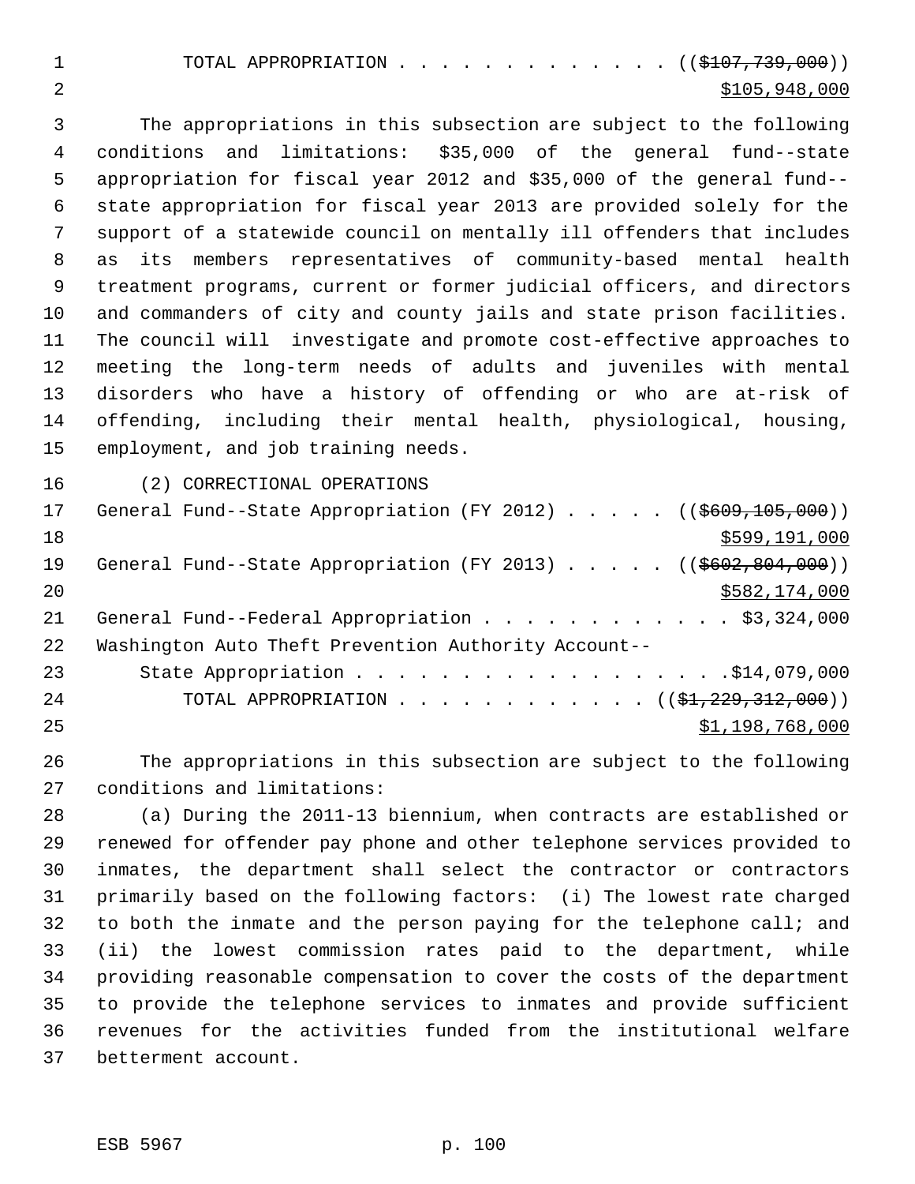TOTAL APPROPRIATION . . . . . . . . . . . . . ~~(($107,739,000))~~ $105,948,000

The appropriations in this subsection are subject to the following conditions and limitations: $35,000 of the general fund--state appropriation for fiscal year 2012 and $35,000 of the general fund--state appropriation for fiscal year 2013 are provided solely for the support of a statewide council on mentally ill offenders that includes as its members representatives of community-based mental health treatment programs, current or former judicial officers, and directors and commanders of city and county jails and state prison facilities. The council will investigate and promote cost-effective approaches to meeting the long-term needs of adults and juveniles with mental disorders who have a history of offending or who are at-risk of offending, including their mental health, physiological, housing, employment, and job training needs.

(2) CORRECTIONAL OPERATIONS

General Fund--State Appropriation (FY 2012) . . . . . ~~(($609,105,000))~~ $599,191,000

General Fund--State Appropriation (FY 2013) . . . . . ~~(($602,804,000))~~ $582,174,000

General Fund--Federal Appropriation . . . . . . . . . . . . $3,324,000

Washington Auto Theft Prevention Authority Account--State Appropriation . . . . . . . . . . . . . . . . . . .$14,079,000

TOTAL APPROPRIATION . . . . . . . . . . . . ~~(($1,229,312,000))~~ $1,198,768,000

The appropriations in this subsection are subject to the following conditions and limitations:

(a) During the 2011-13 biennium, when contracts are established or renewed for offender pay phone and other telephone services provided to inmates, the department shall select the contractor or contractors primarily based on the following factors: (i) The lowest rate charged to both the inmate and the person paying for the telephone call; and (ii) the lowest commission rates paid to the department, while providing reasonable compensation to cover the costs of the department to provide the telephone services to inmates and provide sufficient revenues for the activities funded from the institutional welfare betterment account.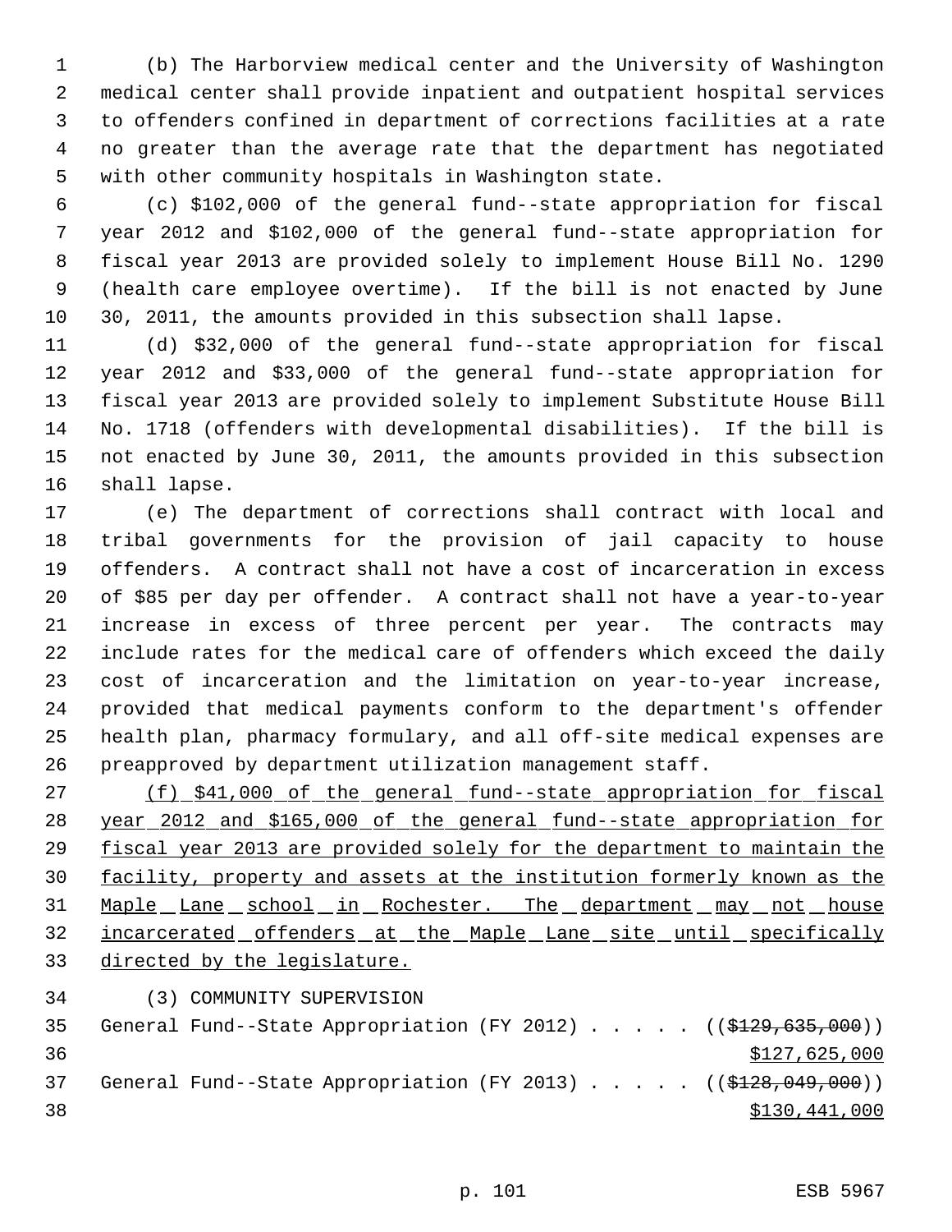(b) The Harborview medical center and the University of Washington medical center shall provide inpatient and outpatient hospital services to offenders confined in department of corrections facilities at a rate no greater than the average rate that the department has negotiated with other community hospitals in Washington state.

(c) $102,000 of the general fund--state appropriation for fiscal year 2012 and $102,000 of the general fund--state appropriation for fiscal year 2013 are provided solely to implement House Bill No. 1290 (health care employee overtime). If the bill is not enacted by June 30, 2011, the amounts provided in this subsection shall lapse.

(d) $32,000 of the general fund--state appropriation for fiscal year 2012 and $33,000 of the general fund--state appropriation for fiscal year 2013 are provided solely to implement Substitute House Bill No. 1718 (offenders with developmental disabilities). If the bill is not enacted by June 30, 2011, the amounts provided in this subsection shall lapse.

(e) The department of corrections shall contract with local and tribal governments for the provision of jail capacity to house offenders. A contract shall not have a cost of incarceration in excess of $85 per day per offender. A contract shall not have a year-to-year increase in excess of three percent per year. The contracts may include rates for the medical care of offenders which exceed the daily cost of incarceration and the limitation on year-to-year increase, provided that medical payments conform to the department's offender health plan, pharmacy formulary, and all off-site medical expenses are preapproved by department utilization management staff.

(f) $41,000 of the general fund--state appropriation for fiscal year 2012 and $165,000 of the general fund--state appropriation for fiscal year 2013 are provided solely for the department to maintain the facility, property and assets at the institution formerly known as the Maple Lane school in Rochester. The department may not house incarcerated offenders at the Maple Lane site until specifically directed by the legislature.

(3) COMMUNITY SUPERVISION

General Fund--State Appropriation (FY 2012) . . . . . ((~~$129,635,000~~)) $127,625,000

General Fund--State Appropriation (FY 2013) . . . . . ((~~$128,049,000~~)) $130,441,000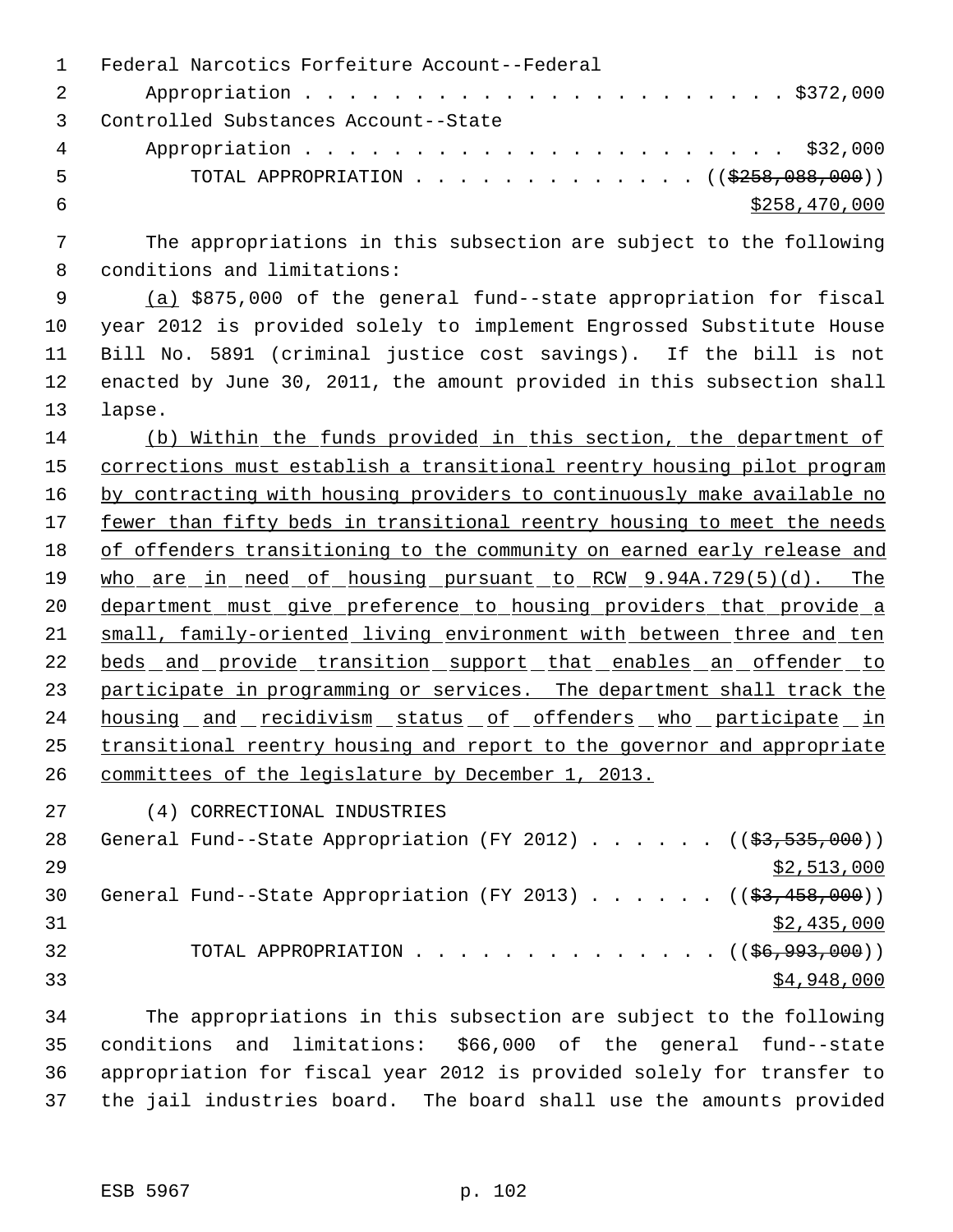Federal Narcotics Forfeiture Account--Federal
Appropriation . . . . . . . . . . . . . . . . . . . . . . $372,000

Controlled Substances Account--State
Appropriation . . . . . . . . . . . . . . . . . . . . . . $32,000

TOTAL APPROPRIATION . . . . . . . . . . . . . . (($258,088,000))
$258,470,000

The appropriations in this subsection are subject to the following conditions and limitations:

(a) $875,000 of the general fund--state appropriation for fiscal year 2012 is provided solely to implement Engrossed Substitute House Bill No. 5891 (criminal justice cost savings). If the bill is not enacted by June 30, 2011, the amount provided in this subsection shall lapse.

(b) Within the funds provided in this section, the department of corrections must establish a transitional reentry housing pilot program by contracting with housing providers to continuously make available no fewer than fifty beds in transitional reentry housing to meet the needs of offenders transitioning to the community on earned early release and who are in need of housing pursuant to RCW 9.94A.729(5)(d). The department must give preference to housing providers that provide a small, family-oriented living environment with between three and ten beds and provide transition support that enables an offender to participate in programming or services. The department shall track the housing and recidivism status of offenders who participate in transitional reentry housing and report to the governor and appropriate committees of the legislature by December 1, 2013.

(4) CORRECTIONAL INDUSTRIES

General Fund--State Appropriation (FY 2012) . . . . . . (($3,535,000))
$2,513,000

General Fund--State Appropriation (FY 2013) . . . . . . (($3,458,000))
$2,435,000

TOTAL APPROPRIATION . . . . . . . . . . . . . . (($6,993,000))
$4,948,000

The appropriations in this subsection are subject to the following conditions and limitations: $66,000 of the general fund--state appropriation for fiscal year 2012 is provided solely for transfer to the jail industries board. The board shall use the amounts provided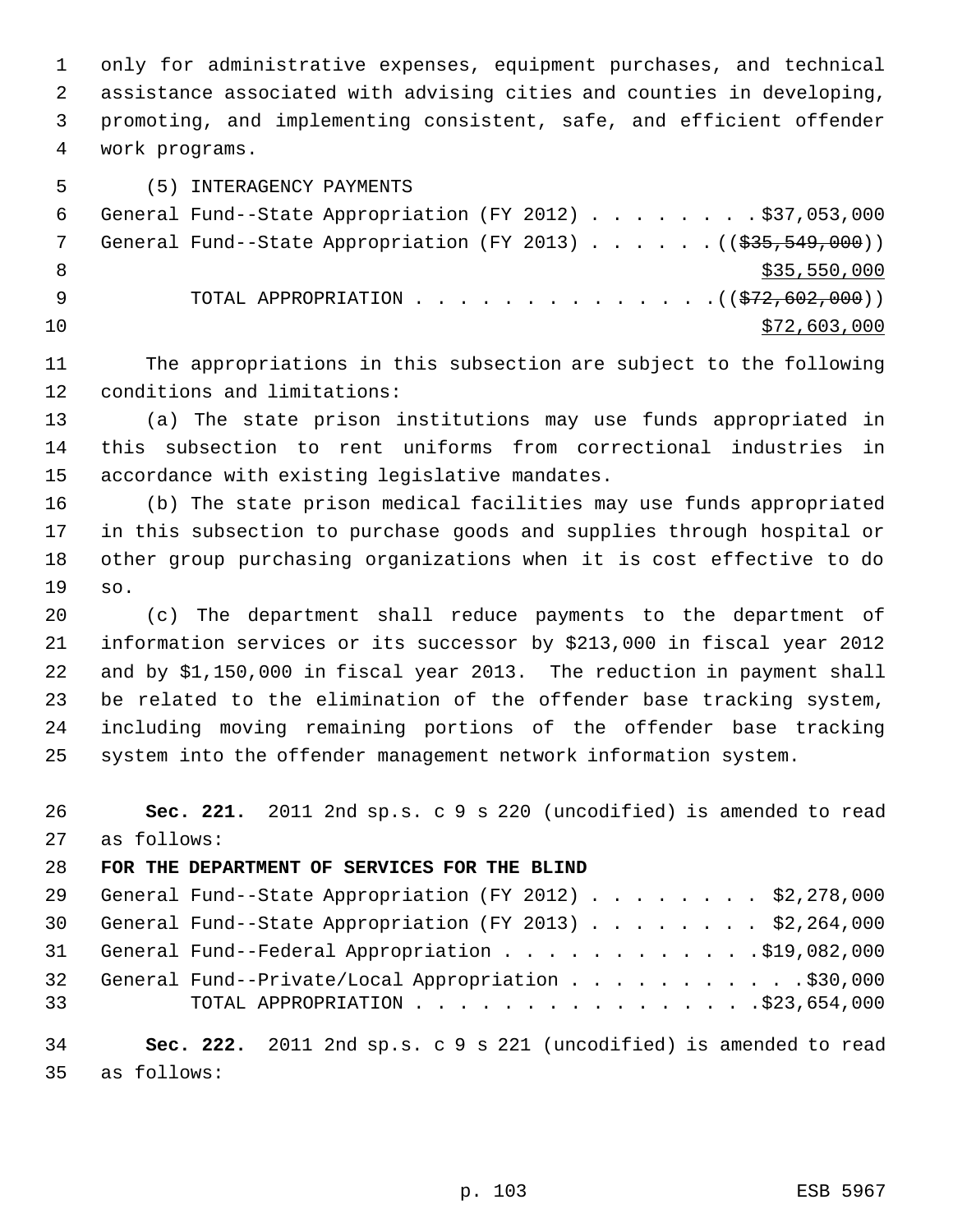only for administrative expenses, equipment purchases, and technical assistance associated with advising cities and counties in developing, promoting, and implementing consistent, safe, and efficient offender work programs.

(5) INTERAGENCY PAYMENTS

General Fund--State Appropriation (FY 2012) . . . . . . . . $37,053,000
General Fund--State Appropriation (FY 2013) . . . . . . ((~~$35,549,000~~))
<u>$35,550,000</u>
TOTAL APPROPRIATION . . . . . . . . . . . . . . ((~~$72,602,000~~))
<u>$72,603,000</u>

The appropriations in this subsection are subject to the following conditions and limitations:

(a) The state prison institutions may use funds appropriated in this subsection to rent uniforms from correctional industries in accordance with existing legislative mandates.

(b) The state prison medical facilities may use funds appropriated in this subsection to purchase goods and supplies through hospital or other group purchasing organizations when it is cost effective to do so.

(c) The department shall reduce payments to the department of information services or its successor by $213,000 in fiscal year 2012 and by $1,150,000 in fiscal year 2013. The reduction in payment shall be related to the elimination of the offender base tracking system, including moving remaining portions of the offender base tracking system into the offender management network information system.

**Sec. 221.** 2011 2nd sp.s. c 9 s 220 (uncodified) is amended to read as follows:

**FOR THE DEPARTMENT OF SERVICES FOR THE BLIND**

General Fund--State Appropriation (FY 2012) . . . . . . . . $2,278,000
General Fund--State Appropriation (FY 2013) . . . . . . . . $2,264,000
General Fund--Federal Appropriation . . . . . . . . . . . .$19,082,000
General Fund--Private/Local Appropriation . . . . . . . . . . .$30,000
TOTAL APPROPRIATION . . . . . . . . . . . . . . . .$23,654,000

**Sec. 222.** 2011 2nd sp.s. c 9 s 221 (uncodified) is amended to read as follows: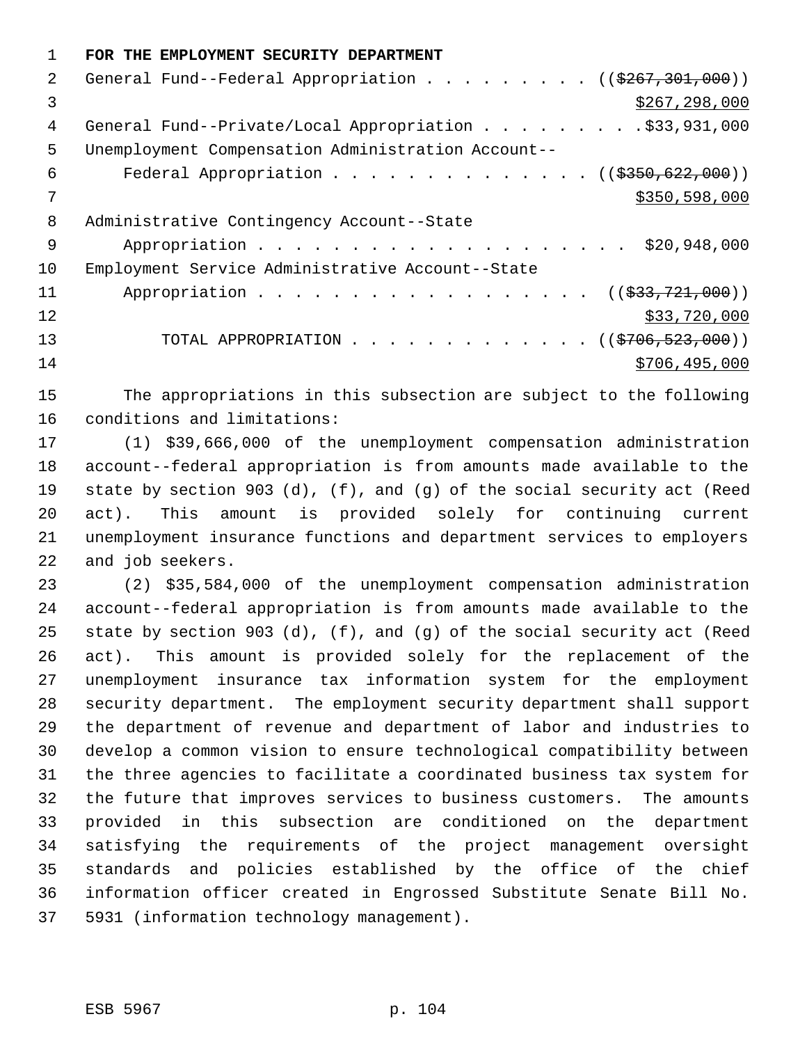**FOR THE EMPLOYMENT SECURITY DEPARTMENT**

General Fund--Federal Appropriation . . . . . . . . . (( ~~$267,301,000~~ ))
<u>$267,298,000</u>

General Fund--Private/Local Appropriation . . . . . . . . .$33,931,000

Unemployment Compensation Administration Account--
Federal Appropriation . . . . . . . . . . . . . . (( ~~$350,622,000~~ ))
<u>$350,598,000</u>

Administrative Contingency Account--State
Appropriation . . . . . . . . . . . . . . . . . . . . . $20,948,000

Employment Service Administrative Account--State
Appropriation . . . . . . . . . . . . . . . . . . . (( ~~$33,721,000~~ ))
<u>$33,720,000</u>

TOTAL APPROPRIATION . . . . . . . . . . . . . (( ~~$706,523,000~~ ))
<u>$706,495,000</u>

The appropriations in this subsection are subject to the following conditions and limitations:

(1) $39,666,000 of the unemployment compensation administration account--federal appropriation is from amounts made available to the state by section 903 (d), (f), and (g) of the social security act (Reed act). This amount is provided solely for continuing current unemployment insurance functions and department services to employers and job seekers.

(2) $35,584,000 of the unemployment compensation administration account--federal appropriation is from amounts made available to the state by section 903 (d), (f), and (g) of the social security act (Reed act). This amount is provided solely for the replacement of the unemployment insurance tax information system for the employment security department. The employment security department shall support the department of revenue and department of labor and industries to develop a common vision to ensure technological compatibility between the three agencies to facilitate a coordinated business tax system for the future that improves services to business customers. The amounts provided in this subsection are conditioned on the department satisfying the requirements of the project management oversight standards and policies established by the office of the chief information officer created in Engrossed Substitute Senate Bill No. 5931 (information technology management).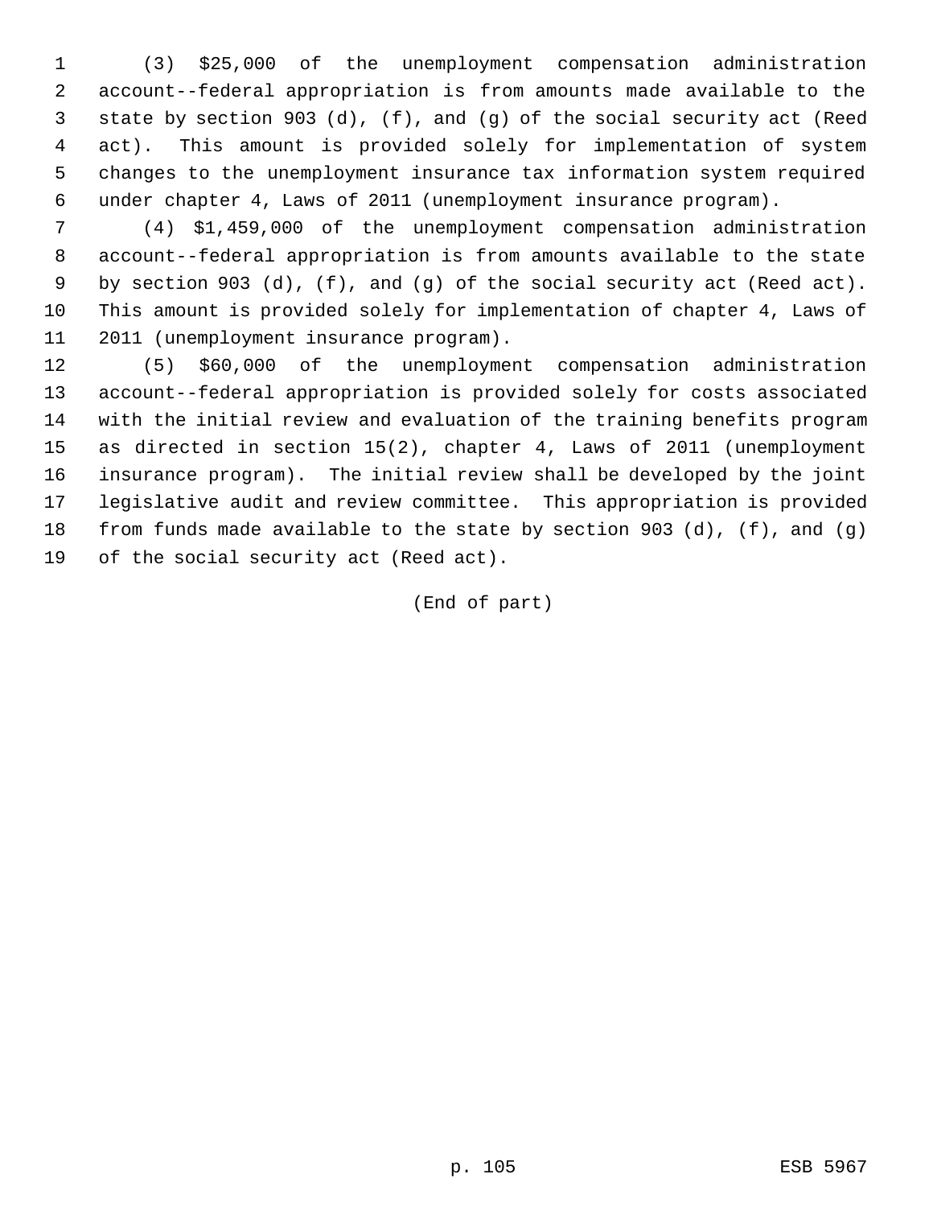(3) $25,000 of the unemployment compensation administration account--federal appropriation is from amounts made available to the state by section 903 (d), (f), and (g) of the social security act (Reed act). This amount is provided solely for implementation of system changes to the unemployment insurance tax information system required under chapter 4, Laws of 2011 (unemployment insurance program).

(4) $1,459,000 of the unemployment compensation administration account--federal appropriation is from amounts available to the state by section 903 (d), (f), and (g) of the social security act (Reed act). This amount is provided solely for implementation of chapter 4, Laws of 2011 (unemployment insurance program).

(5) $60,000 of the unemployment compensation administration account--federal appropriation is provided solely for costs associated with the initial review and evaluation of the training benefits program as directed in section 15(2), chapter 4, Laws of 2011 (unemployment insurance program). The initial review shall be developed by the joint legislative audit and review committee. This appropriation is provided from funds made available to the state by section 903 (d), (f), and (g) of the social security act (Reed act).

(End of part)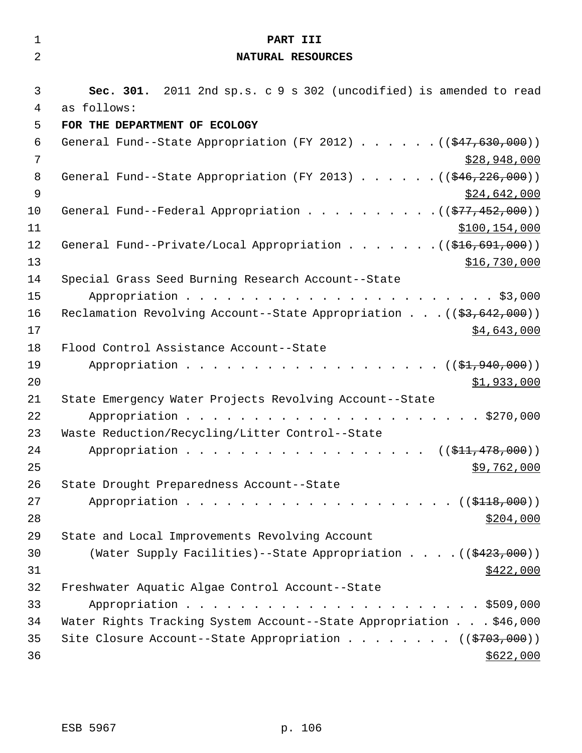# PART III

## NATURAL RESOURCES

**Sec. 301.** 2011 2nd sp.s. c 9 s 302 (uncodified) is amended to read as follows:

**FOR THE DEPARTMENT OF ECOLOGY**

General Fund--State Appropriation (FY 2012) . . . . . . ((~~$47,630,000~~))
<u>$28,948,000</u>

General Fund--State Appropriation (FY 2013) . . . . . . ((~~$46,226,000~~))
<u>$24,642,000</u>

General Fund--Federal Appropriation . . . . . . . . . . ((~~$77,452,000~~))
<u>$100,154,000</u>

General Fund--Private/Local Appropriation . . . . . . . ((~~$16,691,000~~))
<u>$16,730,000</u>

Special Grass Seed Burning Research Account--State Appropriation . . . . . . . . . . . . . . . . . . . . . . . . $3,000

Reclamation Revolving Account--State Appropriation . . . ((~~$3,642,000~~))
<u>$4,643,000</u>

Flood Control Assistance Account--State Appropriation . . . . . . . . . . . . . . . . . . . . ((~~$1,940,000~~))
<u>$1,933,000</u>

State Emergency Water Projects Revolving Account--State Appropriation . . . . . . . . . . . . . . . . . . . . . . . . $270,000

Waste Reduction/Recycling/Litter Control--State Appropriation . . . . . . . . . . . . . . . . . . . ((~~$11,478,000~~))
<u>$9,762,000</u>

State Drought Preparedness Account--State Appropriation . . . . . . . . . . . . . . . . . . . . . ((~~$118,000~~))
<u>$204,000</u>

State and Local Improvements Revolving Account (Water Supply Facilities)--State Appropriation . . . . ((~~$423,000~~))
<u>$422,000</u>

Freshwater Aquatic Algae Control Account--State Appropriation . . . . . . . . . . . . . . . . . . . . . . . . $509,000

Water Rights Tracking System Account--State Appropriation . . . $46,000

Site Closure Account--State Appropriation . . . . . . . . . ((~~$703,000~~))
<u>$622,000</u>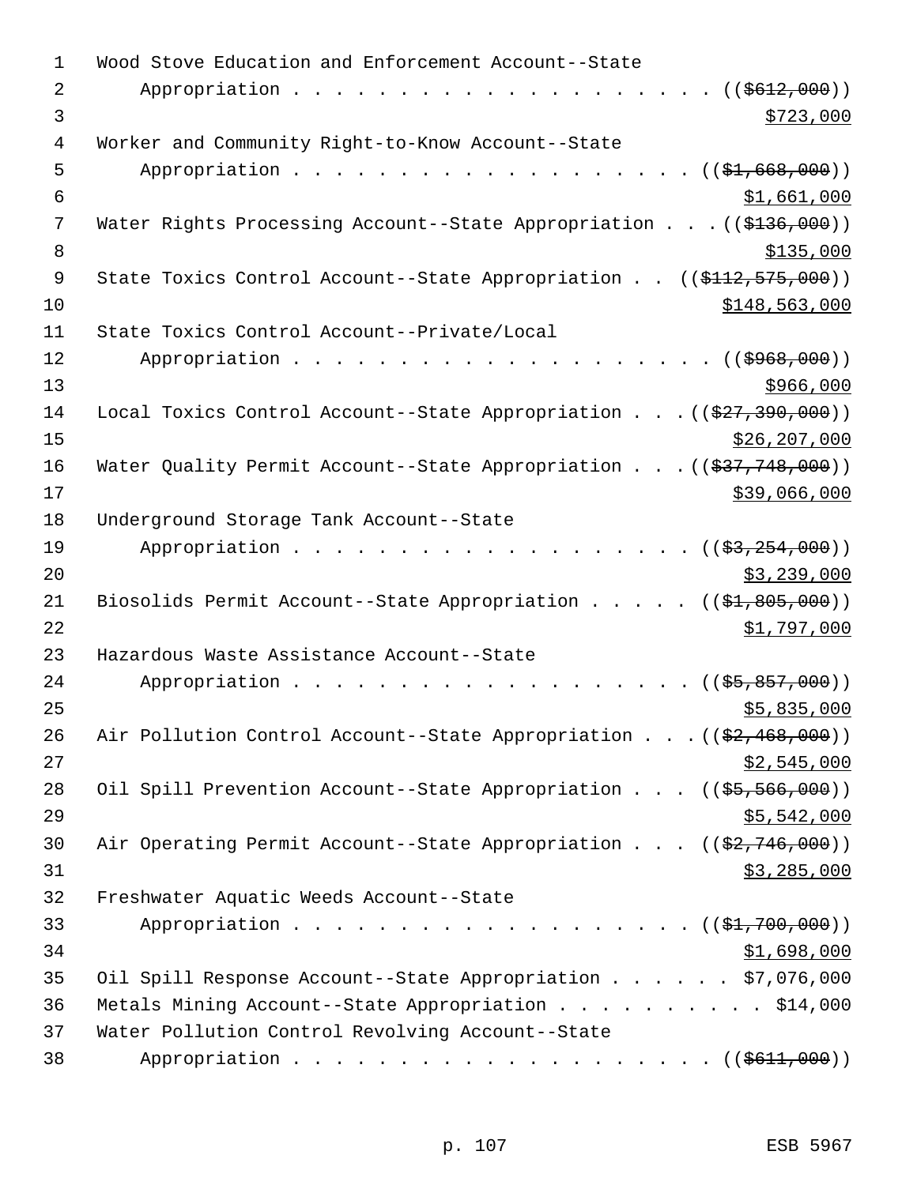Wood Stove Education and Enforcement Account--State
    Appropriation . . . . . . . . . . . . . . . . . . . . . (( ~~$612,000~~ ))
<u>$723,000</u>

Worker and Community Right-to-Know Account--State
    Appropriation . . . . . . . . . . . . . . . . . . . . (( ~~$1,668,000~~ ))
<u>$1,661,000</u>

Water Rights Processing Account--State Appropriation . . . (( ~~$136,000~~ ))
<u>$135,000</u>

State Toxics Control Account--State Appropriation . . (( ~~$112,575,000~~ ))
<u>$148,563,000</u>

State Toxics Control Account--Private/Local
    Appropriation . . . . . . . . . . . . . . . . . . . . . (( ~~$968,000~~ ))
<u>$966,000</u>

Local Toxics Control Account--State Appropriation . . . (( ~~$27,390,000~~ ))
<u>$26,207,000</u>

Water Quality Permit Account--State Appropriation . . . (( ~~$37,748,000~~ ))
<u>$39,066,000</u>

Underground Storage Tank Account--State
    Appropriation . . . . . . . . . . . . . . . . . . . . (( ~~$3,254,000~~ ))
<u>$3,239,000</u>

Biosolids Permit Account--State Appropriation . . . . . (( ~~$1,805,000~~ ))
<u>$1,797,000</u>

Hazardous Waste Assistance Account--State
    Appropriation . . . . . . . . . . . . . . . . . . . . (( ~~$5,857,000~~ ))
<u>$5,835,000</u>

Air Pollution Control Account--State Appropriation . . . (( ~~$2,468,000~~ ))
<u>$2,545,000</u>

Oil Spill Prevention Account--State Appropriation . . . (( ~~$5,566,000~~ ))
<u>$5,542,000</u>

Air Operating Permit Account--State Appropriation . . . (( ~~$2,746,000~~ ))
<u>$3,285,000</u>

Freshwater Aquatic Weeds Account--State
    Appropriation . . . . . . . . . . . . . . . . . . . . (( ~~$1,700,000~~ ))
<u>$1,698,000</u>

Oil Spill Response Account--State Appropriation . . . . . . $7,076,000

Metals Mining Account--State Appropriation . . . . . . . . . . $14,000

Water Pollution Control Revolving Account--State
    Appropriation . . . . . . . . . . . . . . . . . . . . . (( ~~$611,000~~ ))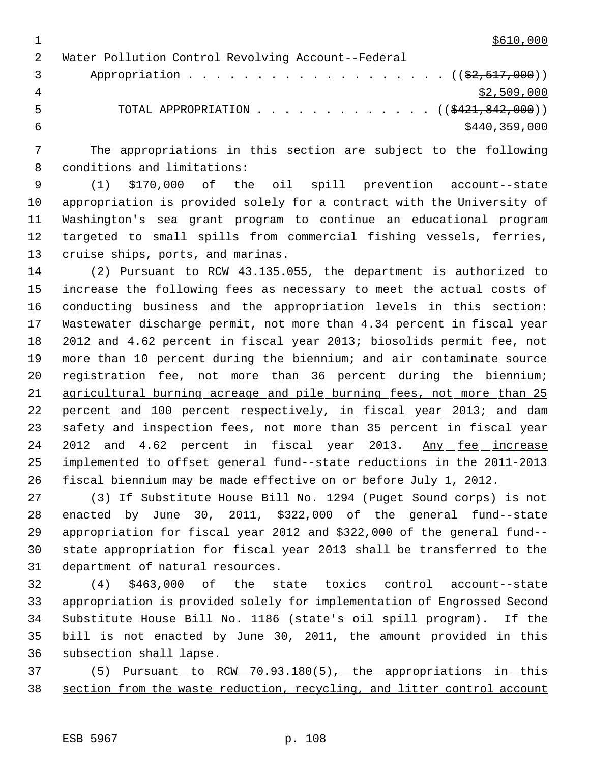$610,000

Water Pollution Control Revolving Account--Federal
Appropriation . . . . . . . . . . . . . . . . . . . . (($2,517,000))
$2,509,000

TOTAL APPROPRIATION . . . . . . . . . . . . . . (($421,842,000))
$440,359,000

The appropriations in this section are subject to the following conditions and limitations:

(1) $170,000 of the oil spill prevention account--state appropriation is provided solely for a contract with the University of Washington's sea grant program to continue an educational program targeted to small spills from commercial fishing vessels, ferries, cruise ships, ports, and marinas.

(2) Pursuant to RCW 43.135.055, the department is authorized to increase the following fees as necessary to meet the actual costs of conducting business and the appropriation levels in this section: Wastewater discharge permit, not more than 4.34 percent in fiscal year 2012 and 4.62 percent in fiscal year 2013; biosolids permit fee, not more than 10 percent during the biennium; and air contaminate source registration fee, not more than 36 percent during the biennium; agricultural burning acreage and pile burning fees, not more than 25 percent and 100 percent respectively, in fiscal year 2013; and dam safety and inspection fees, not more than 35 percent in fiscal year 2012 and 4.62 percent in fiscal year 2013. Any fee increase implemented to offset general fund--state reductions in the 2011-2013 fiscal biennium may be made effective on or before July 1, 2012.

(3) If Substitute House Bill No. 1294 (Puget Sound corps) is not enacted by June 30, 2011, $322,000 of the general fund--state appropriation for fiscal year 2012 and $322,000 of the general fund--state appropriation for fiscal year 2013 shall be transferred to the department of natural resources.

(4) $463,000 of the state toxics control account--state appropriation is provided solely for implementation of Engrossed Second Substitute House Bill No. 1186 (state's oil spill program). If the bill is not enacted by June 30, 2011, the amount provided in this subsection shall lapse.

(5) Pursuant to RCW 70.93.180(5), the appropriations in this section from the waste reduction, recycling, and litter control account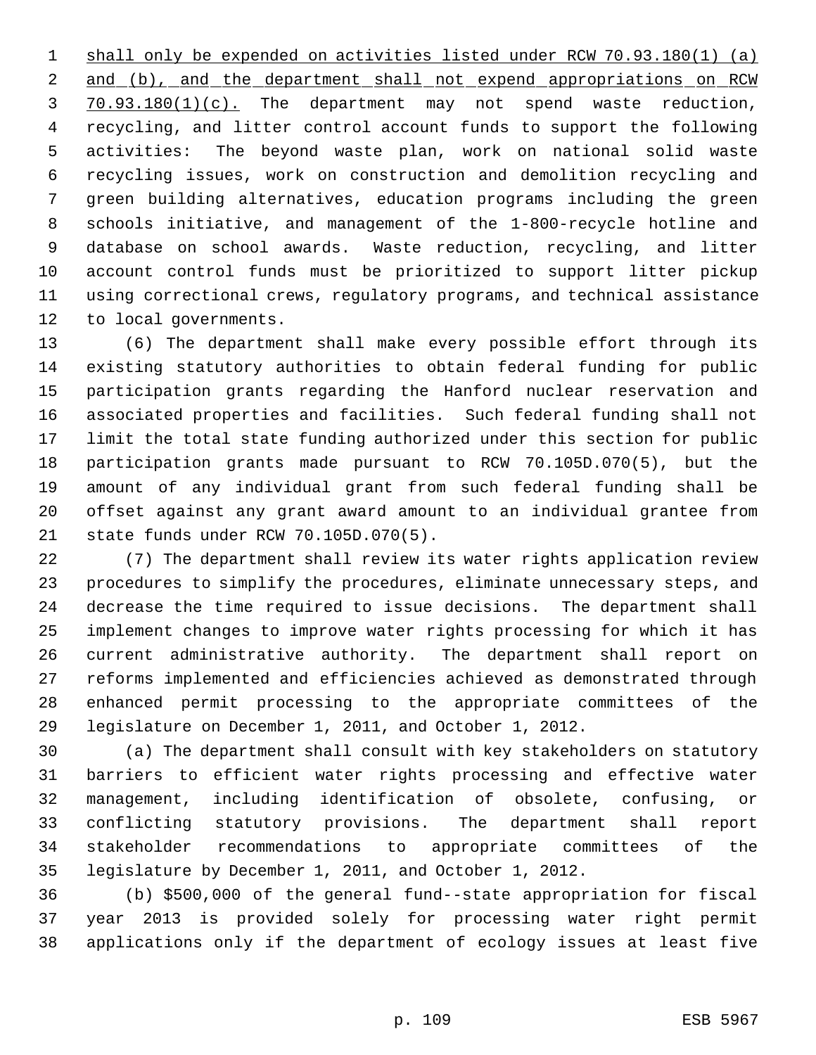shall only be expended on activities listed under RCW 70.93.180(1) (a) and (b), and the department shall not expend appropriations on RCW 70.93.180(1)(c). The department may not spend waste reduction, recycling, and litter control account funds to support the following activities: The beyond waste plan, work on national solid waste recycling issues, work on construction and demolition recycling and green building alternatives, education programs including the green schools initiative, and management of the 1-800-recycle hotline and database on school awards. Waste reduction, recycling, and litter account control funds must be prioritized to support litter pickup using correctional crews, regulatory programs, and technical assistance to local governments.

(6) The department shall make every possible effort through its existing statutory authorities to obtain federal funding for public participation grants regarding the Hanford nuclear reservation and associated properties and facilities. Such federal funding shall not limit the total state funding authorized under this section for public participation grants made pursuant to RCW 70.105D.070(5), but the amount of any individual grant from such federal funding shall be offset against any grant award amount to an individual grantee from state funds under RCW 70.105D.070(5).

(7) The department shall review its water rights application review procedures to simplify the procedures, eliminate unnecessary steps, and decrease the time required to issue decisions. The department shall implement changes to improve water rights processing for which it has current administrative authority. The department shall report on reforms implemented and efficiencies achieved as demonstrated through enhanced permit processing to the appropriate committees of the legislature on December 1, 2011, and October 1, 2012.

(a) The department shall consult with key stakeholders on statutory barriers to efficient water rights processing and effective water management, including identification of obsolete, confusing, or conflicting statutory provisions. The department shall report stakeholder recommendations to appropriate committees of the legislature by December 1, 2011, and October 1, 2012.

(b) $500,000 of the general fund--state appropriation for fiscal year 2013 is provided solely for processing water right permit applications only if the department of ecology issues at least five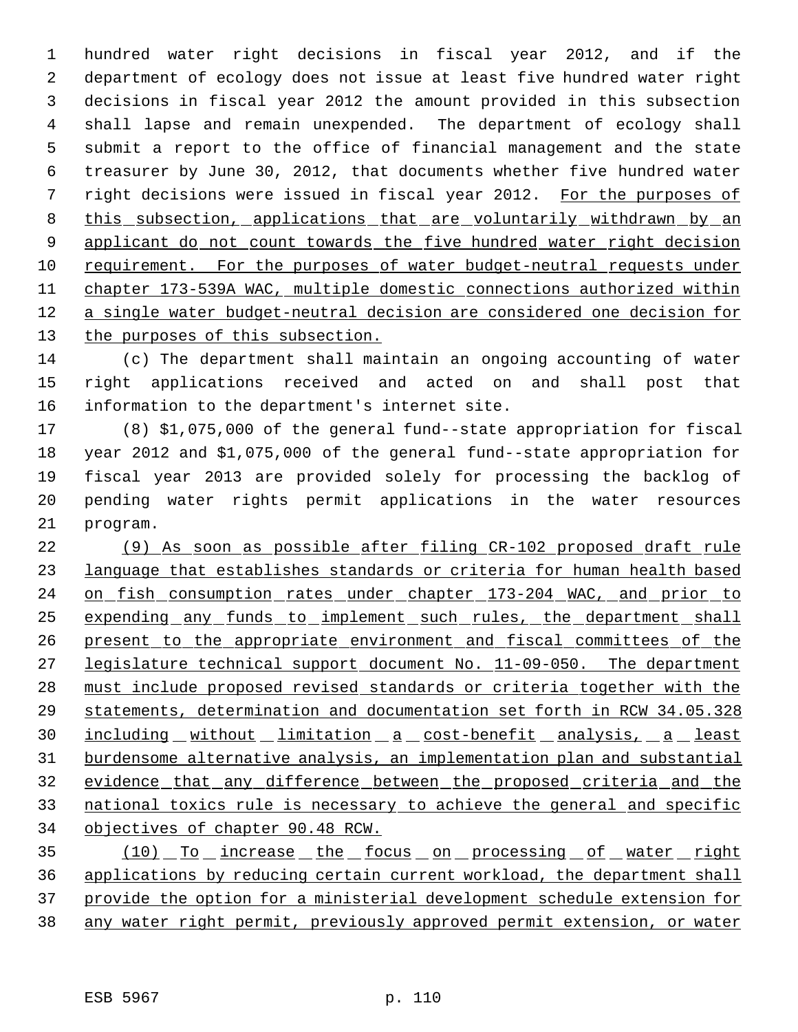hundred water right decisions in fiscal year 2012, and if the department of ecology does not issue at least five hundred water right decisions in fiscal year 2012 the amount provided in this subsection shall lapse and remain unexpended. The department of ecology shall submit a report to the office of financial management and the state treasurer by June 30, 2012, that documents whether five hundred water right decisions were issued in fiscal year 2012. <u>For the purposes of this subsection, applications that are voluntarily withdrawn by an applicant do not count towards the five hundred water right decision requirement. For the purposes of water budget-neutral requests under chapter 173-539A WAC, multiple domestic connections authorized within a single water budget-neutral decision are considered one decision for the purposes of this subsection.</u>

(c) The department shall maintain an ongoing accounting of water right applications received and acted on and shall post that information to the department's internet site.

(8) $1,075,000 of the general fund--state appropriation for fiscal year 2012 and $1,075,000 of the general fund--state appropriation for fiscal year 2013 are provided solely for processing the backlog of pending water rights permit applications in the water resources program.

<u>(9) As soon as possible after filing CR-102 proposed draft rule language that establishes standards or criteria for human health based on fish consumption rates under chapter 173-204 WAC, and prior to expending any funds to implement such rules, the department shall present to the appropriate environment and fiscal committees of the legislature technical support document No. 11-09-050. The department must include proposed revised standards or criteria together with the statements, determination and documentation set forth in RCW 34.05.328 including without limitation a cost-benefit analysis, a least burdensome alternative analysis, an implementation plan and substantial evidence that any difference between the proposed criteria and the national toxics rule is necessary to achieve the general and specific objectives of chapter 90.48 RCW.</u>

<u>(10) To increase the focus on processing of water right applications by reducing certain current workload, the department shall provide the option for a ministerial development schedule extension for any water right permit, previously approved permit extension, or water</u>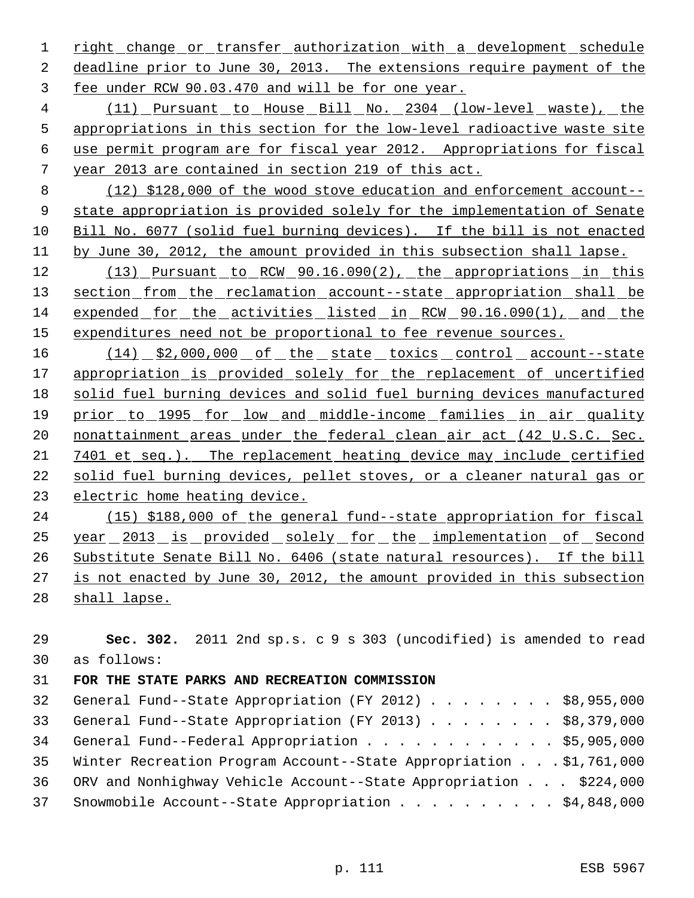right change or transfer authorization with a development schedule deadline prior to June 30, 2013. The extensions require payment of the fee under RCW 90.03.470 and will be for one year.

(11) Pursuant to House Bill No. 2304 (low-level waste), the appropriations in this section for the low-level radioactive waste site use permit program are for fiscal year 2012. Appropriations for fiscal year 2013 are contained in section 219 of this act.

(12) $128,000 of the wood stove education and enforcement account--state appropriation is provided solely for the implementation of Senate Bill No. 6077 (solid fuel burning devices). If the bill is not enacted by June 30, 2012, the amount provided in this subsection shall lapse.

(13) Pursuant to RCW 90.16.090(2), the appropriations in this section from the reclamation account--state appropriation shall be expended for the activities listed in RCW 90.16.090(1), and the expenditures need not be proportional to fee revenue sources.

(14) $2,000,000 of the state toxics control account--state appropriation is provided solely for the replacement of uncertified solid fuel burning devices and solid fuel burning devices manufactured prior to 1995 for low and middle-income families in air quality nonattainment areas under the federal clean air act (42 U.S.C. Sec. 7401 et seq.). The replacement heating device may include certified solid fuel burning devices, pellet stoves, or a cleaner natural gas or electric home heating device.

(15) $188,000 of the general fund--state appropriation for fiscal year 2013 is provided solely for the implementation of Second Substitute Senate Bill No. 6406 (state natural resources). If the bill is not enacted by June 30, 2012, the amount provided in this subsection shall lapse.

**Sec. 302.** 2011 2nd sp.s. c 9 s 303 (uncodified) is amended to read as follows:

**FOR THE STATE PARKS AND RECREATION COMMISSION**

General Fund--State Appropriation (FY 2012) . . . . . . . . $8,955,000
General Fund--State Appropriation (FY 2013) . . . . . . . . $8,379,000
General Fund--Federal Appropriation . . . . . . . . . . . . $5,905,000
Winter Recreation Program Account--State Appropriation . . . $1,761,000
ORV and Nonhighway Vehicle Account--State Appropriation . . . $224,000
Snowmobile Account--State Appropriation . . . . . . . . . . $4,848,000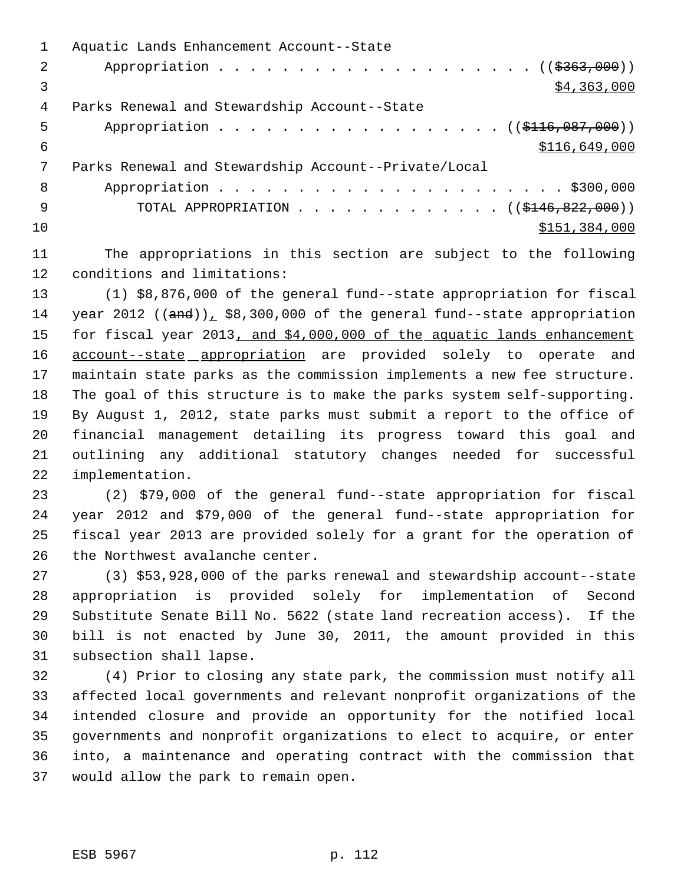Aquatic Lands Enhancement Account--State
Appropriation . . . . . . . . . . . . . . . . . . . . . ((~~$363,000~~))
<u>$4,363,000</u>

Parks Renewal and Stewardship Account--State
Appropriation . . . . . . . . . . . . . . . . . . . ((~~$116,087,000~~))
<u>$116,649,000</u>

Parks Renewal and Stewardship Account--Private/Local
Appropriation . . . . . . . . . . . . . . . . . . . . . . . $300,000

TOTAL APPROPRIATION . . . . . . . . . . . . . ((~~$146,822,000~~))
<u>$151,384,000</u>

The appropriations in this section are subject to the following conditions and limitations:

(1) $8,876,000 of the general fund--state appropriation for fiscal year 2012 ((~~and~~))<u>,</u> $8,300,000 of the general fund--state appropriation for fiscal year 2013<u>, and $4,000,000 of the aquatic lands enhancement account--state appropriation</u> are provided solely to operate and maintain state parks as the commission implements a new fee structure. The goal of this structure is to make the parks system self-supporting. By August 1, 2012, state parks must submit a report to the office of financial management detailing its progress toward this goal and outlining any additional statutory changes needed for successful implementation.

(2) $79,000 of the general fund--state appropriation for fiscal year 2012 and $79,000 of the general fund--state appropriation for fiscal year 2013 are provided solely for a grant for the operation of the Northwest avalanche center.

(3) $53,928,000 of the parks renewal and stewardship account--state appropriation is provided solely for implementation of Second Substitute Senate Bill No. 5622 (state land recreation access). If the bill is not enacted by June 30, 2011, the amount provided in this subsection shall lapse.

(4) Prior to closing any state park, the commission must notify all affected local governments and relevant nonprofit organizations of the intended closure and provide an opportunity for the notified local governments and nonprofit organizations to elect to acquire, or enter into, a maintenance and operating contract with the commission that would allow the park to remain open.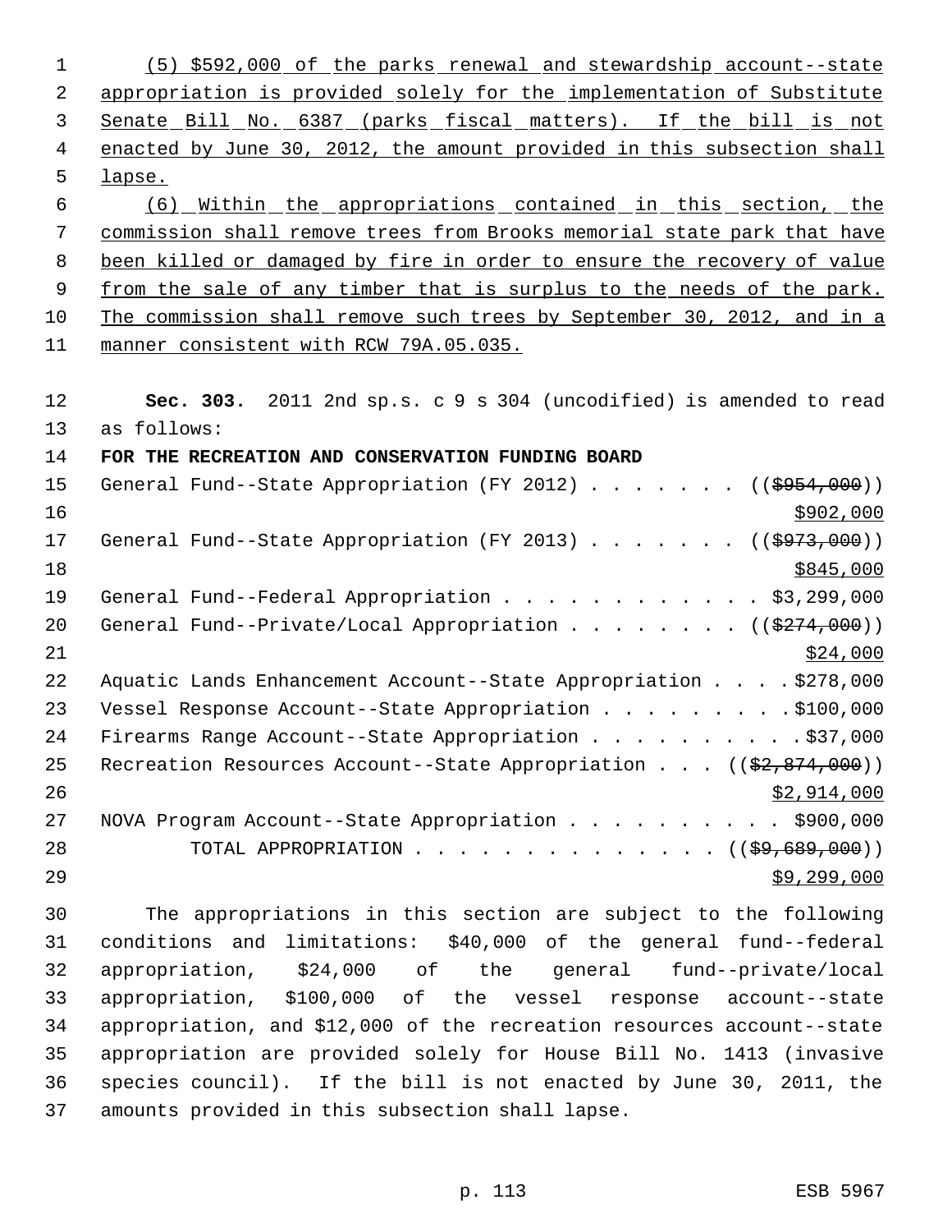(5) $592,000 of the parks renewal and stewardship account--state appropriation is provided solely for the implementation of Substitute Senate Bill No. 6387 (parks fiscal matters). If the bill is not enacted by June 30, 2012, the amount provided in this subsection shall lapse.

(6) Within the appropriations contained in this section, the commission shall remove trees from Brooks memorial state park that have been killed or damaged by fire in order to ensure the recovery of value from the sale of any timber that is surplus to the needs of the park. The commission shall remove such trees by September 30, 2012, and in a manner consistent with RCW 79A.05.035.

**Sec. 303.** 2011 2nd sp.s. c 9 s 304 (uncodified) is amended to read as follows:

**FOR THE RECREATION AND CONSERVATION FUNDING BOARD**

General Fund--State Appropriation (FY 2012) . . . . . . . (($954,000)) $902,000

General Fund--State Appropriation (FY 2013) . . . . . . . (($973,000)) $845,000

General Fund--Federal Appropriation . . . . . . . . . . . . $3,299,000

General Fund--Private/Local Appropriation . . . . . . . . (($274,000)) $24,000

Aquatic Lands Enhancement Account--State Appropriation . . . . $278,000

Vessel Response Account--State Appropriation . . . . . . . . . $100,000

Firearms Range Account--State Appropriation . . . . . . . . . . $37,000

Recreation Resources Account--State Appropriation . . . (($2,874,000)) $2,914,000

NOVA Program Account--State Appropriation . . . . . . . . . . $900,000

TOTAL APPROPRIATION . . . . . . . . . . . . . . (($9,689,000)) $9,299,000

The appropriations in this section are subject to the following conditions and limitations: $40,000 of the general fund--federal appropriation, $24,000 of the general fund--private/local appropriation, $100,000 of the vessel response account--state appropriation, and $12,000 of the recreation resources account--state appropriation are provided solely for House Bill No. 1413 (invasive species council). If the bill is not enacted by June 30, 2011, the amounts provided in this subsection shall lapse.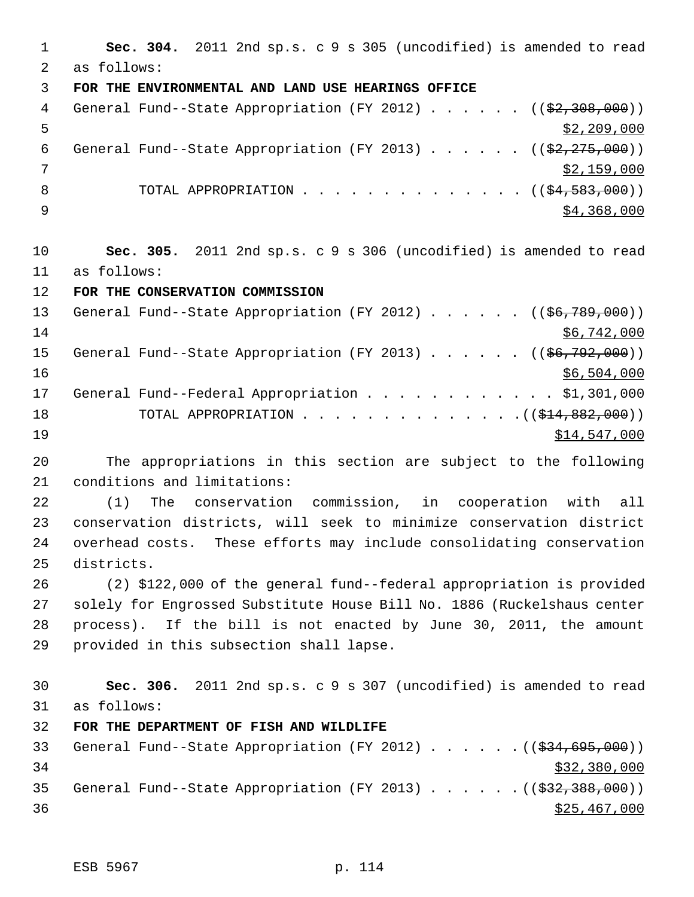**Sec. 304.** 2011 2nd sp.s. c 9 s 305 (uncodified) is amended to read as follows:

**FOR THE ENVIRONMENTAL AND LAND USE HEARINGS OFFICE**

General Fund--State Appropriation (FY 2012) . . . . . . ((~~$2,308,000~~)) $2,209,000

General Fund--State Appropriation (FY 2013) . . . . . . ((~~$2,275,000~~)) $2,159,000

TOTAL APPROPRIATION . . . . . . . . . . . . . . ((~~$4,583,000~~)) $4,368,000

**Sec. 305.** 2011 2nd sp.s. c 9 s 306 (uncodified) is amended to read as follows:

**FOR THE CONSERVATION COMMISSION**

General Fund--State Appropriation (FY 2012) . . . . . . ((~~$6,789,000~~)) $6,742,000

General Fund--State Appropriation (FY 2013) . . . . . . ((~~$6,792,000~~)) $6,504,000

General Fund--Federal Appropriation . . . . . . . . . . . . $1,301,000

TOTAL APPROPRIATION . . . . . . . . . . . . . . .((~~$14,882,000~~)) $14,547,000

The appropriations in this section are subject to the following conditions and limitations:

(1) The conservation commission, in cooperation with all conservation districts, will seek to minimize conservation district overhead costs. These efforts may include consolidating conservation districts.

(2) $122,000 of the general fund--federal appropriation is provided solely for Engrossed Substitute House Bill No. 1886 (Ruckelshaus center process). If the bill is not enacted by June 30, 2011, the amount provided in this subsection shall lapse.

**Sec. 306.** 2011 2nd sp.s. c 9 s 307 (uncodified) is amended to read as follows:

**FOR THE DEPARTMENT OF FISH AND WILDLIFE**

General Fund--State Appropriation (FY 2012) . . . . . . .((~~$34,695,000~~)) $32,380,000

General Fund--State Appropriation (FY 2013) . . . . . . .((~~$32,388,000~~)) $25,467,000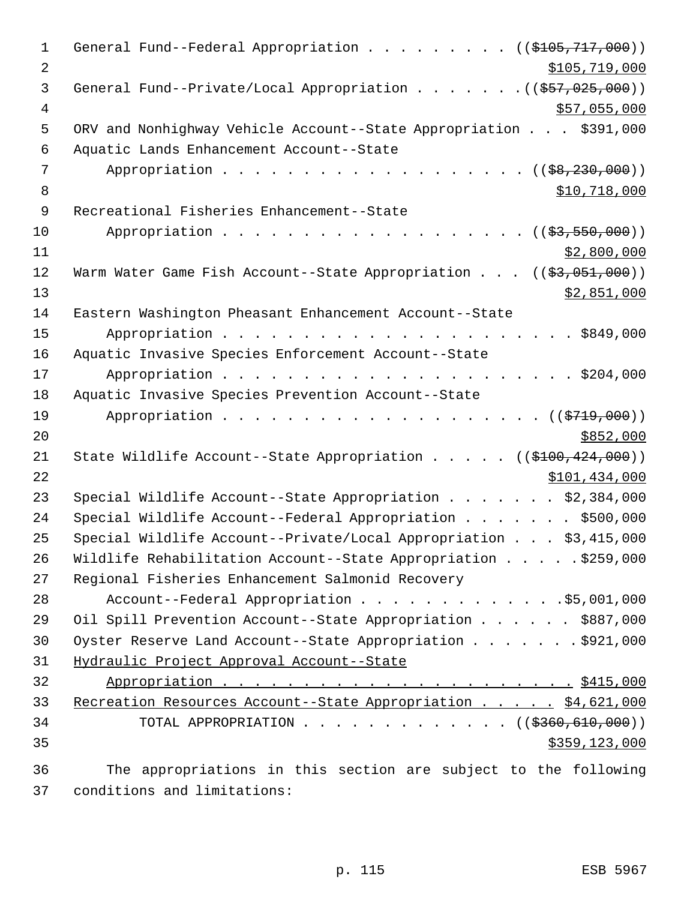General Fund--Federal Appropriation . . . . . . . . . ((~~$105,717,000~~))
<u>$105,719,000</u>

General Fund--Private/Local Appropriation . . . . . . . ((~~$57,025,000~~))
<u>$57,055,000</u>

ORV and Nonhighway Vehicle Account--State Appropriation . . . $391,000

Aquatic Lands Enhancement Account--State
Appropriation . . . . . . . . . . . . . . . . . . . . ((~~$8,230,000~~))
<u>$10,718,000</u>

Recreational Fisheries Enhancement--State
Appropriation . . . . . . . . . . . . . . . . . . . . ((~~$3,550,000~~))
<u>$2,800,000</u>

Warm Water Game Fish Account--State Appropriation . . . ((~~$3,051,000~~))
<u>$2,851,000</u>

Eastern Washington Pheasant Enhancement Account--State
Appropriation . . . . . . . . . . . . . . . . . . . . . . . $849,000

Aquatic Invasive Species Enforcement Account--State
Appropriation . . . . . . . . . . . . . . . . . . . . . . . $204,000

Aquatic Invasive Species Prevention Account--State
Appropriation . . . . . . . . . . . . . . . . . . . . . . ((~~$719,000~~))
<u>$852,000</u>

State Wildlife Account--State Appropriation . . . . . ((~~$100,424,000~~))
<u>$101,434,000</u>

Special Wildlife Account--State Appropriation . . . . . . . $2,384,000

Special Wildlife Account--Federal Appropriation . . . . . . . $500,000

Special Wildlife Account--Private/Local Appropriation . . . $3,415,000

Wildlife Rehabilitation Account--State Appropriation . . . . . $259,000

Regional Fisheries Enhancement Salmonid Recovery
Account--Federal Appropriation . . . . . . . . . . . . . $5,001,000

Oil Spill Prevention Account--State Appropriation . . . . . . $887,000

Oyster Reserve Land Account--State Appropriation . . . . . . . $921,000

<u>Hydraulic Project Approval Account--State</u>
<u>Appropriation . . . . . . . . . . . . . . . . . . . . . . . $415,000</u>

<u>Recreation Resources Account--State Appropriation . . . . . $4,621,000</u>

TOTAL APPROPRIATION . . . . . . . . . . . . . . ((~~$360,610,000~~))
<u>$359,123,000</u>

The appropriations in this section are subject to the following conditions and limitations: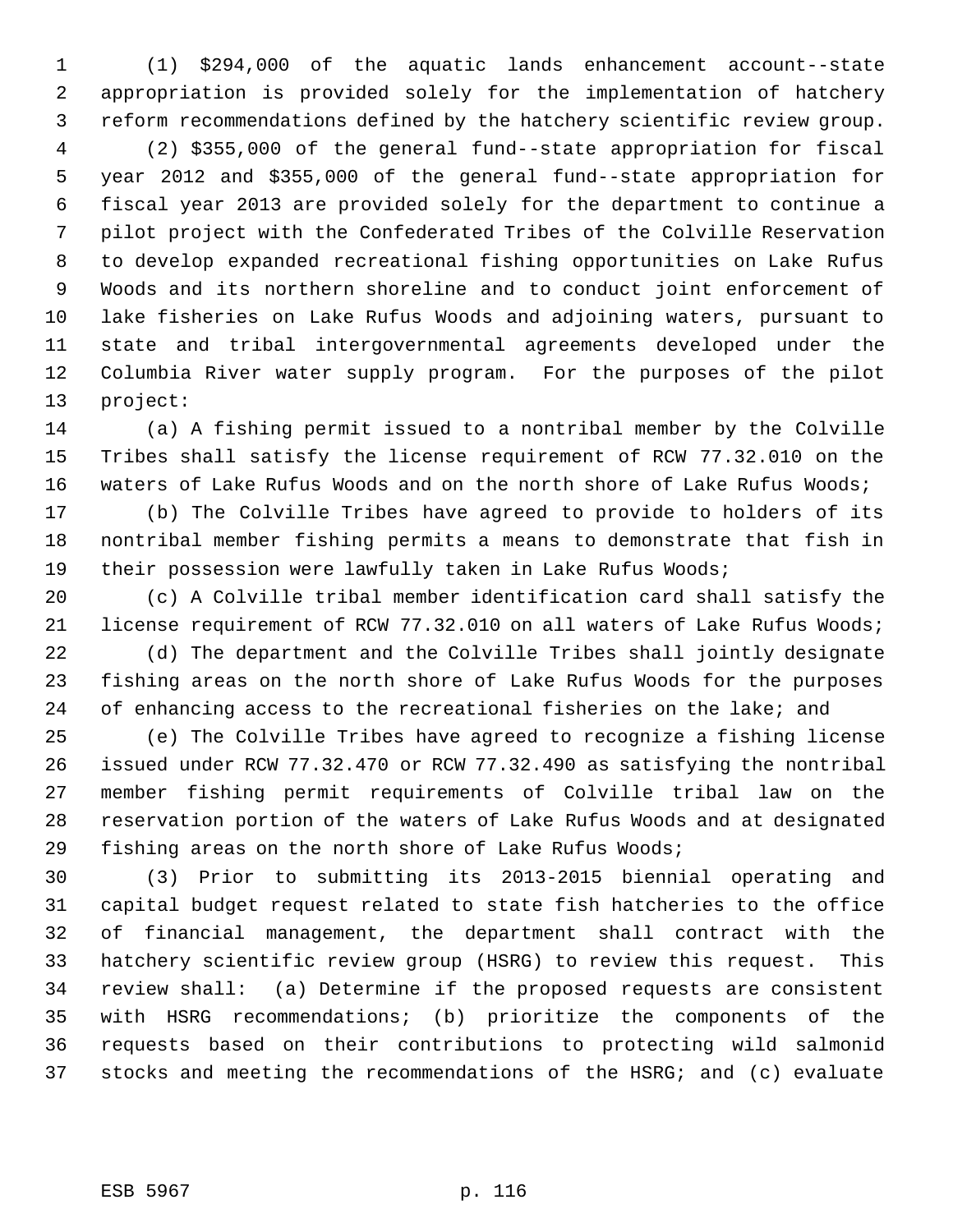(1) $294,000 of the aquatic lands enhancement account--state appropriation is provided solely for the implementation of hatchery reform recommendations defined by the hatchery scientific review group.

(2) $355,000 of the general fund--state appropriation for fiscal year 2012 and $355,000 of the general fund--state appropriation for fiscal year 2013 are provided solely for the department to continue a pilot project with the Confederated Tribes of the Colville Reservation to develop expanded recreational fishing opportunities on Lake Rufus Woods and its northern shoreline and to conduct joint enforcement of lake fisheries on Lake Rufus Woods and adjoining waters, pursuant to state and tribal intergovernmental agreements developed under the Columbia River water supply program. For the purposes of the pilot project:

(a) A fishing permit issued to a nontribal member by the Colville Tribes shall satisfy the license requirement of RCW 77.32.010 on the waters of Lake Rufus Woods and on the north shore of Lake Rufus Woods;

(b) The Colville Tribes have agreed to provide to holders of its nontribal member fishing permits a means to demonstrate that fish in their possession were lawfully taken in Lake Rufus Woods;

(c) A Colville tribal member identification card shall satisfy the license requirement of RCW 77.32.010 on all waters of Lake Rufus Woods;

(d) The department and the Colville Tribes shall jointly designate fishing areas on the north shore of Lake Rufus Woods for the purposes of enhancing access to the recreational fisheries on the lake; and

(e) The Colville Tribes have agreed to recognize a fishing license issued under RCW 77.32.470 or RCW 77.32.490 as satisfying the nontribal member fishing permit requirements of Colville tribal law on the reservation portion of the waters of Lake Rufus Woods and at designated fishing areas on the north shore of Lake Rufus Woods;

(3) Prior to submitting its 2013-2015 biennial operating and capital budget request related to state fish hatcheries to the office of financial management, the department shall contract with the hatchery scientific review group (HSRG) to review this request. This review shall: (a) Determine if the proposed requests are consistent with HSRG recommendations; (b) prioritize the components of the requests based on their contributions to protecting wild salmonid stocks and meeting the recommendations of the HSRG; and (c) evaluate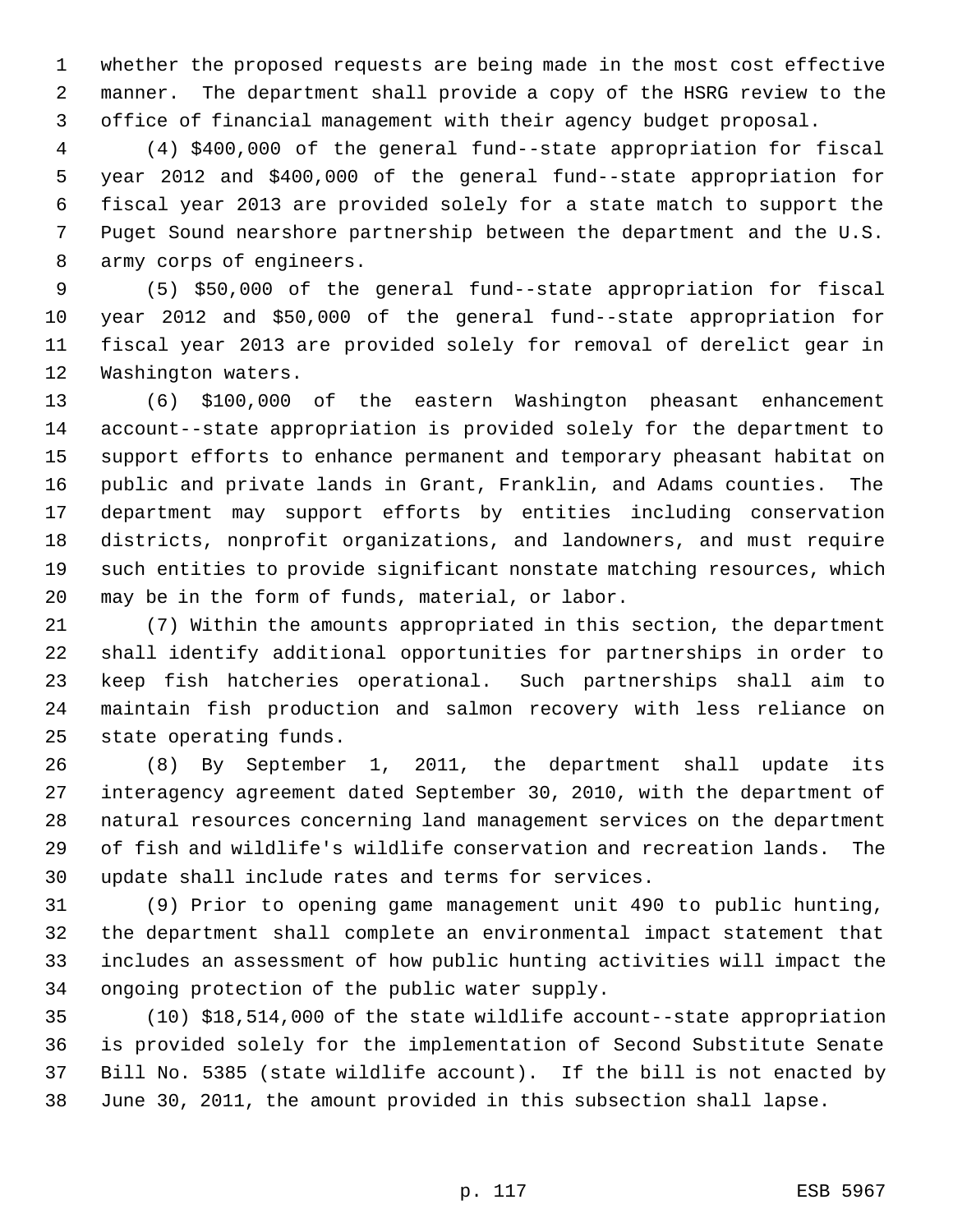whether the proposed requests are being made in the most cost effective manner. The department shall provide a copy of the HSRG review to the office of financial management with their agency budget proposal.

(4) $400,000 of the general fund--state appropriation for fiscal year 2012 and $400,000 of the general fund--state appropriation for fiscal year 2013 are provided solely for a state match to support the Puget Sound nearshore partnership between the department and the U.S. army corps of engineers.

(5) $50,000 of the general fund--state appropriation for fiscal year 2012 and $50,000 of the general fund--state appropriation for fiscal year 2013 are provided solely for removal of derelict gear in Washington waters.

(6) $100,000 of the eastern Washington pheasant enhancement account--state appropriation is provided solely for the department to support efforts to enhance permanent and temporary pheasant habitat on public and private lands in Grant, Franklin, and Adams counties. The department may support efforts by entities including conservation districts, nonprofit organizations, and landowners, and must require such entities to provide significant nonstate matching resources, which may be in the form of funds, material, or labor.

(7) Within the amounts appropriated in this section, the department shall identify additional opportunities for partnerships in order to keep fish hatcheries operational. Such partnerships shall aim to maintain fish production and salmon recovery with less reliance on state operating funds.

(8) By September 1, 2011, the department shall update its interagency agreement dated September 30, 2010, with the department of natural resources concerning land management services on the department of fish and wildlife's wildlife conservation and recreation lands. The update shall include rates and terms for services.

(9) Prior to opening game management unit 490 to public hunting, the department shall complete an environmental impact statement that includes an assessment of how public hunting activities will impact the ongoing protection of the public water supply.

(10) $18,514,000 of the state wildlife account--state appropriation is provided solely for the implementation of Second Substitute Senate Bill No. 5385 (state wildlife account). If the bill is not enacted by June 30, 2011, the amount provided in this subsection shall lapse.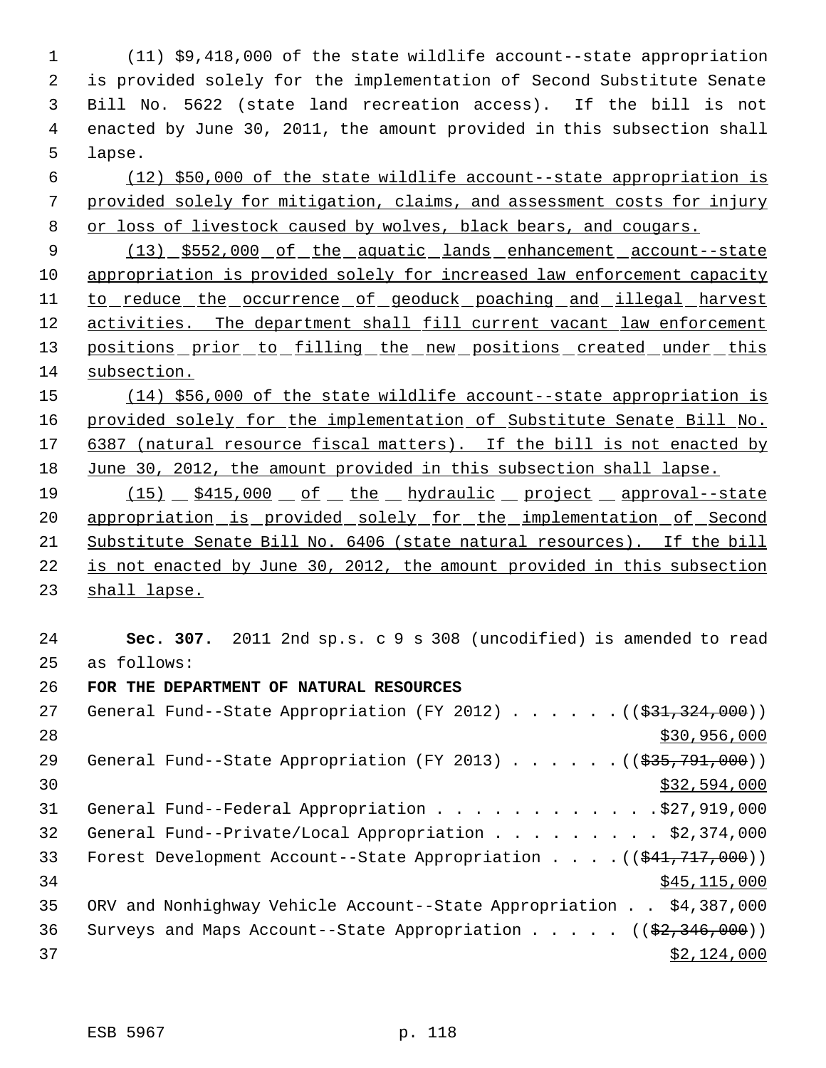(11) $9,418,000 of the state wildlife account--state appropriation is provided solely for the implementation of Second Substitute Senate Bill No. 5622 (state land recreation access). If the bill is not enacted by June 30, 2011, the amount provided in this subsection shall lapse.

(12) $50,000 of the state wildlife account--state appropriation is provided solely for mitigation, claims, and assessment costs for injury or loss of livestock caused by wolves, black bears, and cougars.

(13) $552,000 of the aquatic lands enhancement account--state appropriation is provided solely for increased law enforcement capacity to reduce the occurrence of geoduck poaching and illegal harvest activities. The department shall fill current vacant law enforcement positions prior to filling the new positions created under this subsection.

(14) $56,000 of the state wildlife account--state appropriation is provided solely for the implementation of Substitute Senate Bill No. 6387 (natural resource fiscal matters). If the bill is not enacted by June 30, 2012, the amount provided in this subsection shall lapse.

(15) $415,000 of the hydraulic project approval--state appropriation is provided solely for the implementation of Second Substitute Senate Bill No. 6406 (state natural resources). If the bill is not enacted by June 30, 2012, the amount provided in this subsection shall lapse.

**Sec. 307.** 2011 2nd sp.s. c 9 s 308 (uncodified) is amended to read as follows:

**FOR THE DEPARTMENT OF NATURAL RESOURCES**

General Fund--State Appropriation (FY 2012) . . . . . . (($31,324,000)) $30,956,000

General Fund--State Appropriation (FY 2013) . . . . . . (($35,791,000)) $32,594,000

General Fund--Federal Appropriation . . . . . . . . . . . . $27,919,000

General Fund--Private/Local Appropriation . . . . . . . . . $2,374,000

Forest Development Account--State Appropriation . . . . (($41,717,000)) $45,115,000

ORV and Nonhighway Vehicle Account--State Appropriation . . $4,387,000

Surveys and Maps Account--State Appropriation . . . . . (($2,346,000)) $2,124,000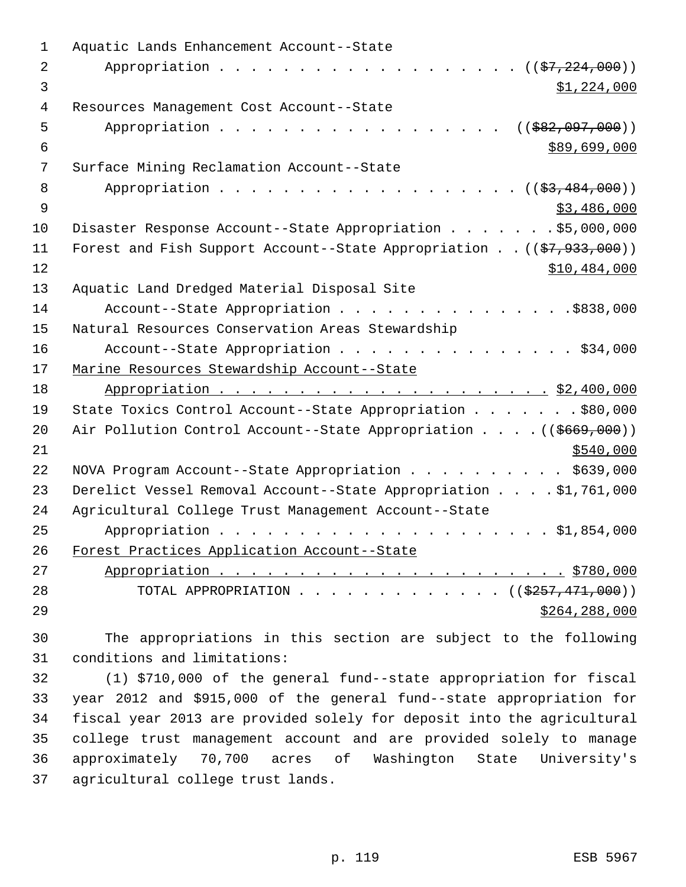Aquatic Lands Enhancement Account--State
Appropriation . . . . . . . . . . . . . . . . . . . . ((~~$7,224,000~~))
<u>$1,224,000</u>
Resources Management Cost Account--State
Appropriation . . . . . . . . . . . . . . . . . . . ((~~$82,097,000~~))
<u>$89,699,000</u>
Surface Mining Reclamation Account--State
Appropriation . . . . . . . . . . . . . . . . . . . . ((~~$3,484,000~~))
<u>$3,486,000</u>
Disaster Response Account--State Appropriation . . . . . . . $5,000,000
Forest and Fish Support Account--State Appropriation . . ((~~$7,933,000~~))
<u>$10,484,000</u>
Aquatic Land Dredged Material Disposal Site
Account--State Appropriation . . . . . . . . . . . . . . . $838,000
Natural Resources Conservation Areas Stewardship
Account--State Appropriation . . . . . . . . . . . . . . . $34,000
<u>Marine Resources Stewardship Account--State</u>
<u>Appropriation . . . . . . . . . . . . . . . . . . . . . . $2,400,000</u>
State Toxics Control Account--State Appropriation . . . . . . . $80,000
Air Pollution Control Account--State Appropriation . . . . ((~~$669,000~~))
<u>$540,000</u>
NOVA Program Account--State Appropriation . . . . . . . . . . $639,000
Derelict Vessel Removal Account--State Appropriation . . . . $1,761,000
Agricultural College Trust Management Account--State
Appropriation . . . . . . . . . . . . . . . . . . . . . . $1,854,000
<u>Forest Practices Application Account--State</u>
<u>Appropriation . . . . . . . . . . . . . . . . . . . . . . . $780,000</u>
TOTAL APPROPRIATION . . . . . . . . . . . . . . ((~~$257,471,000~~))
<u>$264,288,000</u>

The appropriations in this section are subject to the following conditions and limitations:

(1) $710,000 of the general fund--state appropriation for fiscal year 2012 and $915,000 of the general fund--state appropriation for fiscal year 2013 are provided solely for deposit into the agricultural college trust management account and are provided solely to manage approximately 70,700 acres of Washington State University's agricultural college trust lands.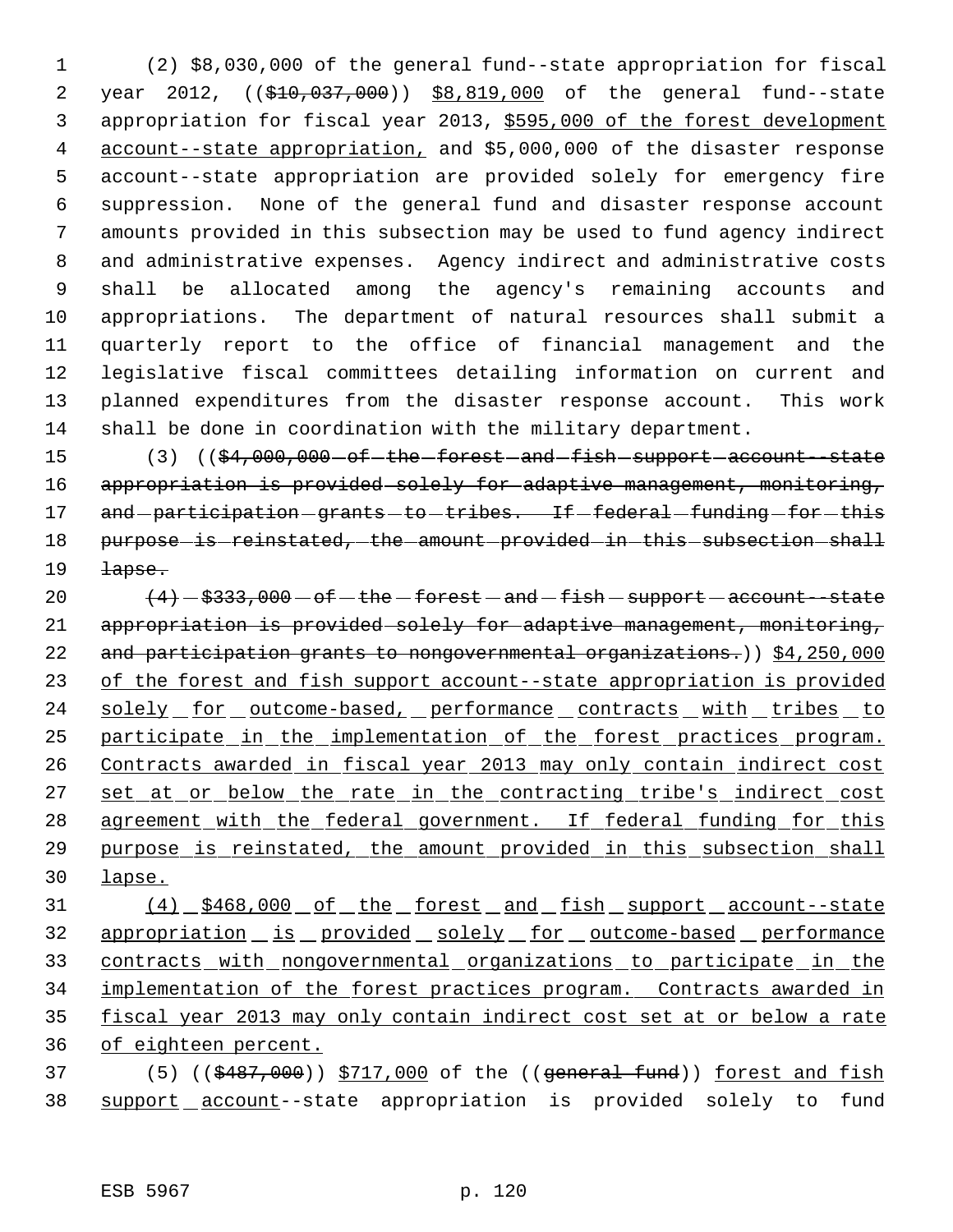(2) $8,030,000 of the general fund--state appropriation for fiscal year 2012, (($10,037,000)) $8,819,000 of the general fund--state appropriation for fiscal year 2013, $595,000 of the forest development account--state appropriation, and $5,000,000 of the disaster response account--state appropriation are provided solely for emergency fire suppression. None of the general fund and disaster response account amounts provided in this subsection may be used to fund agency indirect and administrative expenses. Agency indirect and administrative costs shall be allocated among the agency's remaining accounts and appropriations. The department of natural resources shall submit a quarterly report to the office of financial management and the legislative fiscal committees detailing information on current and planned expenditures from the disaster response account. This work shall be done in coordination with the military department.

(3) (($4,000,000 of the forest and fish support account--state appropriation is provided solely for adaptive management, monitoring, and participation grants to tribes. If federal funding for this purpose is reinstated, the amount provided in this subsection shall lapse.

(4) $333,000 of the forest and fish support account--state appropriation is provided solely for adaptive management, monitoring, and participation grants to nongovernmental organizations.)) $4,250,000 of the forest and fish support account--state appropriation is provided solely for outcome-based, performance contracts with tribes to participate in the implementation of the forest practices program. Contracts awarded in fiscal year 2013 may only contain indirect cost set at or below the rate in the contracting tribe's indirect cost agreement with the federal government. If federal funding for this purpose is reinstated, the amount provided in this subsection shall lapse.

(4) $468,000 of the forest and fish support account--state appropriation is provided solely for outcome-based performance contracts with nongovernmental organizations to participate in the implementation of the forest practices program. Contracts awarded in fiscal year 2013 may only contain indirect cost set at or below a rate of eighteen percent.

(5) (($487,000)) $717,000 of the ((general fund)) forest and fish support account--state appropriation is provided solely to fund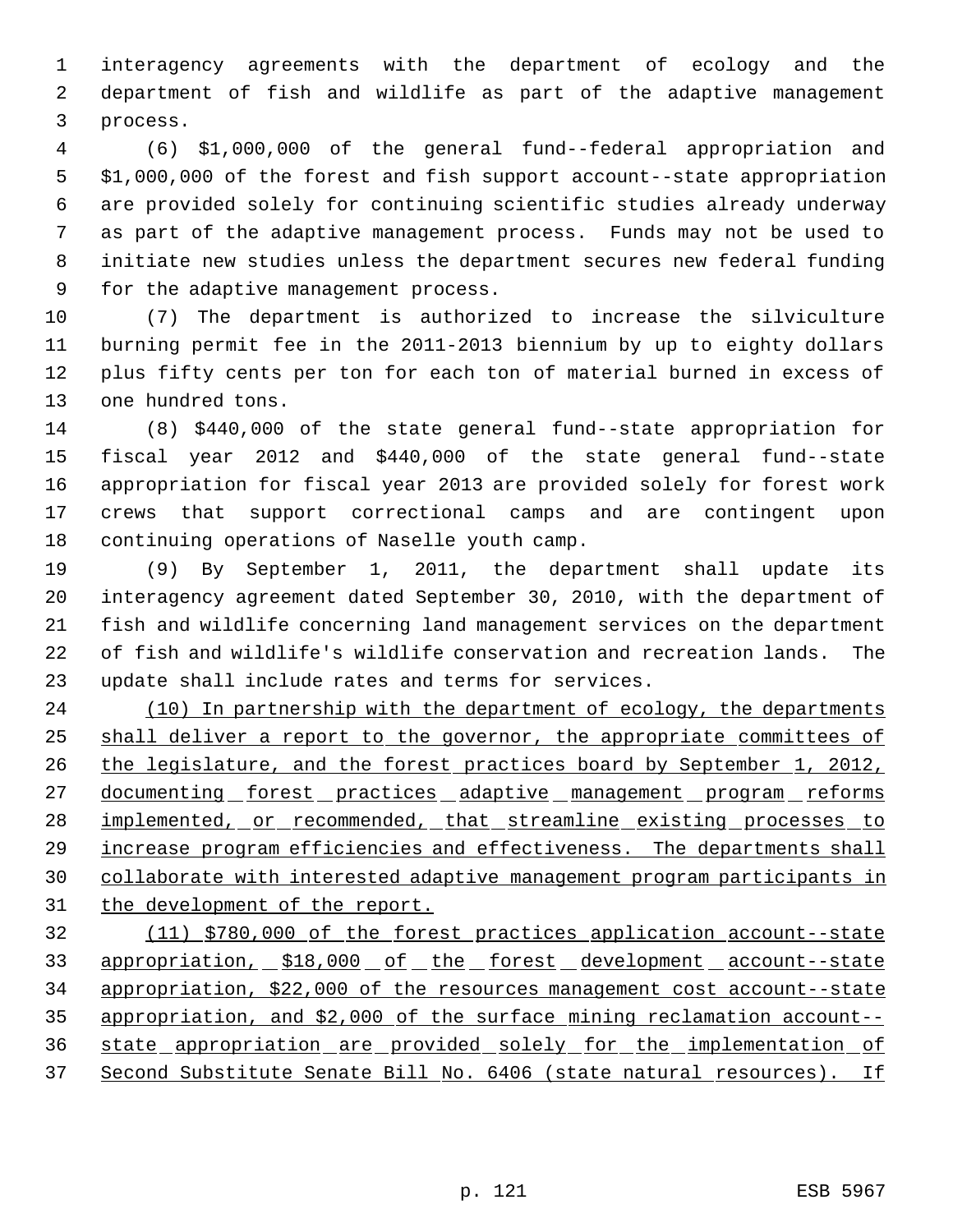interagency agreements with the department of ecology and the department of fish and wildlife as part of the adaptive management process.

(6) $1,000,000 of the general fund--federal appropriation and $1,000,000 of the forest and fish support account--state appropriation are provided solely for continuing scientific studies already underway as part of the adaptive management process. Funds may not be used to initiate new studies unless the department secures new federal funding for the adaptive management process.

(7) The department is authorized to increase the silviculture burning permit fee in the 2011-2013 biennium by up to eighty dollars plus fifty cents per ton for each ton of material burned in excess of one hundred tons.

(8) $440,000 of the state general fund--state appropriation for fiscal year 2012 and $440,000 of the state general fund--state appropriation for fiscal year 2013 are provided solely for forest work crews that support correctional camps and are contingent upon continuing operations of Naselle youth camp.

(9) By September 1, 2011, the department shall update its interagency agreement dated September 30, 2010, with the department of fish and wildlife concerning land management services on the department of fish and wildlife's wildlife conservation and recreation lands. The update shall include rates and terms for services.

<u>(10) In partnership with the department of ecology, the departments shall deliver a report to the governor, the appropriate committees of the legislature, and the forest practices board by September 1, 2012, documenting forest practices adaptive management program reforms implemented, or recommended, that streamline existing processes to increase program efficiencies and effectiveness. The departments shall collaborate with interested adaptive management program participants in the development of the report.</u>

<u>(11) $780,000 of the forest practices application account--state appropriation, $18,000 of the forest development account--state appropriation, $22,000 of the resources management cost account--state appropriation, and $2,000 of the surface mining reclamation account--state appropriation are provided solely for the implementation of Second Substitute Senate Bill No. 6406 (state natural resources). If</u>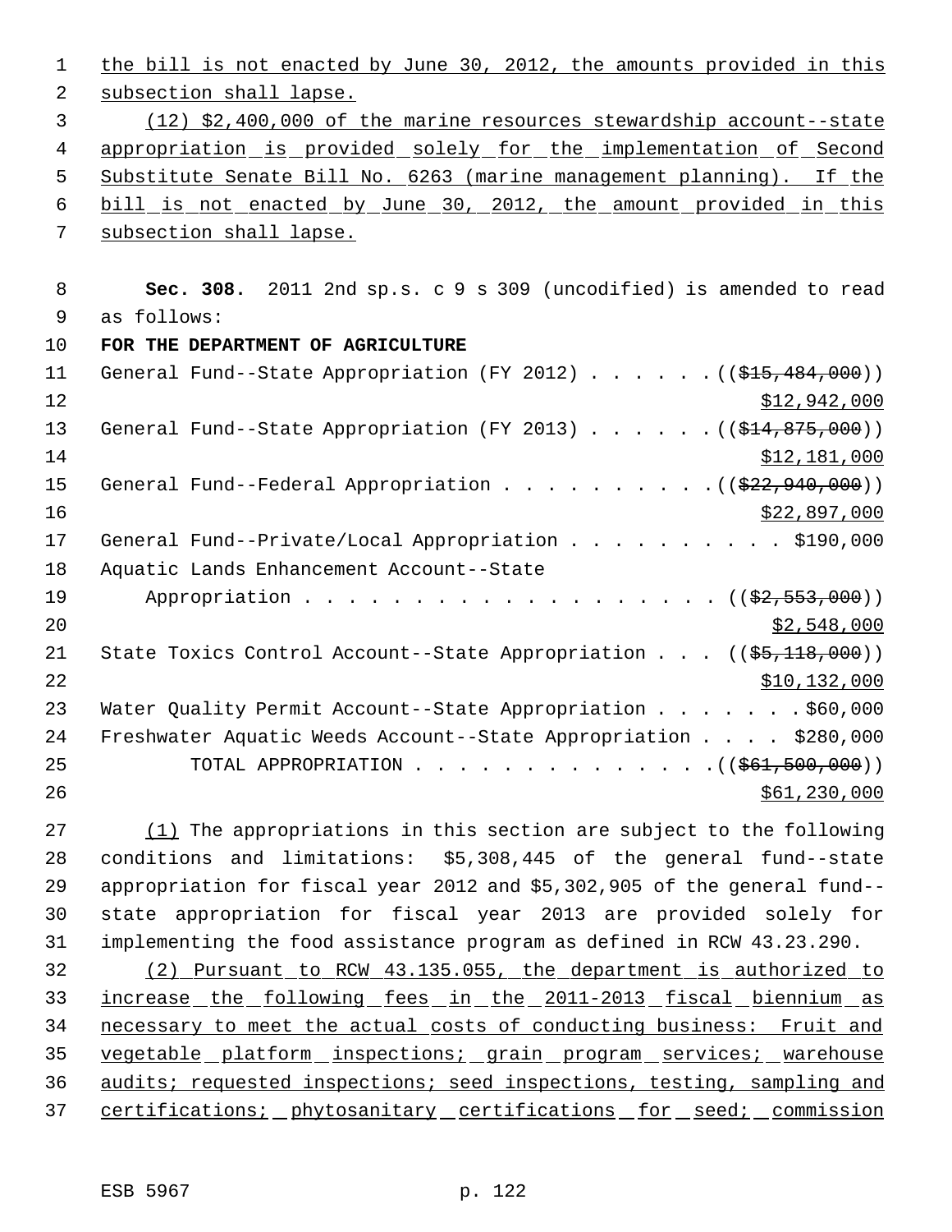the bill is not enacted by June 30, 2012, the amounts provided in this subsection shall lapse.

(12) $2,400,000 of the marine resources stewardship account--state appropriation is provided solely for the implementation of Second Substitute Senate Bill No. 6263 (marine management planning). If the bill is not enacted by June 30, 2012, the amount provided in this subsection shall lapse.

**Sec. 308.** 2011 2nd sp.s. c 9 s 309 (uncodified) is amended to read as follows:

**FOR THE DEPARTMENT OF AGRICULTURE**

General Fund--State Appropriation (FY 2012) . . . . . . (($15,484,000)) $12,942,000

General Fund--State Appropriation (FY 2013) . . . . . . (($14,875,000)) $12,181,000

General Fund--Federal Appropriation . . . . . . . . . . (($22,940,000)) $22,897,000

General Fund--Private/Local Appropriation . . . . . . . . . . $190,000

Aquatic Lands Enhancement Account--State Appropriation . . . . . . . . . . . . . . . . . . (($2,553,000)) $2,548,000

State Toxics Control Account--State Appropriation . . . (($5,118,000)) $10,132,000

Water Quality Permit Account--State Appropriation . . . . . . . $60,000

Freshwater Aquatic Weeds Account--State Appropriation . . . . $280,000

TOTAL APPROPRIATION . . . . . . . . . . . . . . (($61,500,000)) $61,230,000

(1) The appropriations in this section are subject to the following conditions and limitations: $5,308,445 of the general fund--state appropriation for fiscal year 2012 and $5,302,905 of the general fund--state appropriation for fiscal year 2013 are provided solely for implementing the food assistance program as defined in RCW 43.23.290.

(2) Pursuant to RCW 43.135.055, the department is authorized to increase the following fees in the 2011-2013 fiscal biennium as necessary to meet the actual costs of conducting business: Fruit and vegetable platform inspections; grain program services; warehouse audits; requested inspections; seed inspections, testing, sampling and certifications; phytosanitary certifications for seed; commission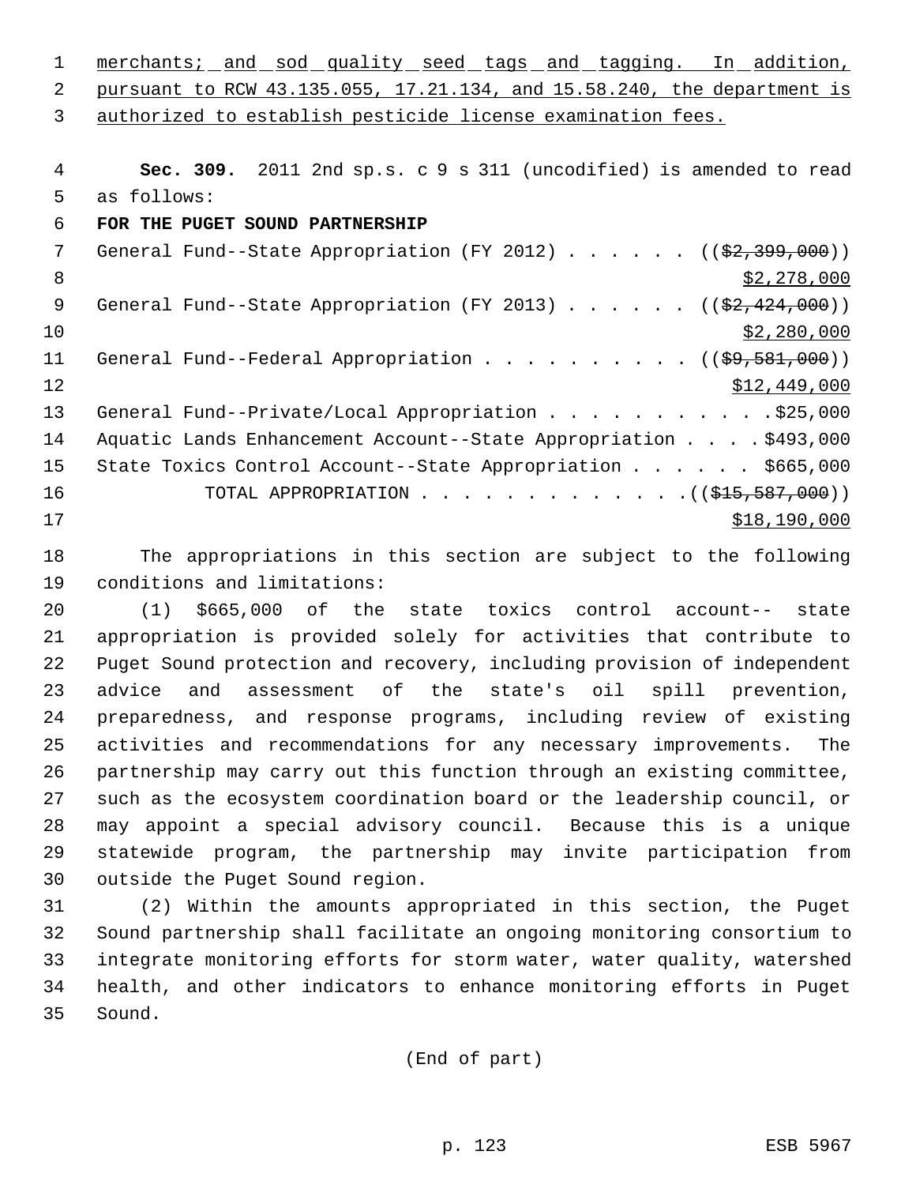merchants; and sod quality seed tags and tagging. In addition, pursuant to RCW 43.135.055, 17.21.134, and 15.58.240, the department is authorized to establish pesticide license examination fees.

**Sec. 309.** 2011 2nd sp.s. c 9 s 311 (uncodified) is amended to read as follows:

**FOR THE PUGET SOUND PARTNERSHIP**

General Fund--State Appropriation (FY 2012) . . . . . . ((~~$2,399,000~~))
$2,278,000

General Fund--State Appropriation (FY 2013) . . . . . . ((~~$2,424,000~~))
$2,280,000

General Fund--Federal Appropriation . . . . . . . . . . ((~~$9,581,000~~))
$12,449,000

General Fund--Private/Local Appropriation . . . . . . . . . . . $25,000

Aquatic Lands Enhancement Account--State Appropriation . . . . $493,000

State Toxics Control Account--State Appropriation . . . . . . $665,000

TOTAL APPROPRIATION . . . . . . . . . . . . . ((~~$15,587,000~~))
$18,190,000

The appropriations in this section are subject to the following conditions and limitations:

(1) $665,000 of the state toxics control account-- state appropriation is provided solely for activities that contribute to Puget Sound protection and recovery, including provision of independent advice and assessment of the state's oil spill prevention, preparedness, and response programs, including review of existing activities and recommendations for any necessary improvements. The partnership may carry out this function through an existing committee, such as the ecosystem coordination board or the leadership council, or may appoint a special advisory council. Because this is a unique statewide program, the partnership may invite participation from outside the Puget Sound region.

(2) Within the amounts appropriated in this section, the Puget Sound partnership shall facilitate an ongoing monitoring consortium to integrate monitoring efforts for storm water, water quality, watershed health, and other indicators to enhance monitoring efforts in Puget Sound.

(End of part)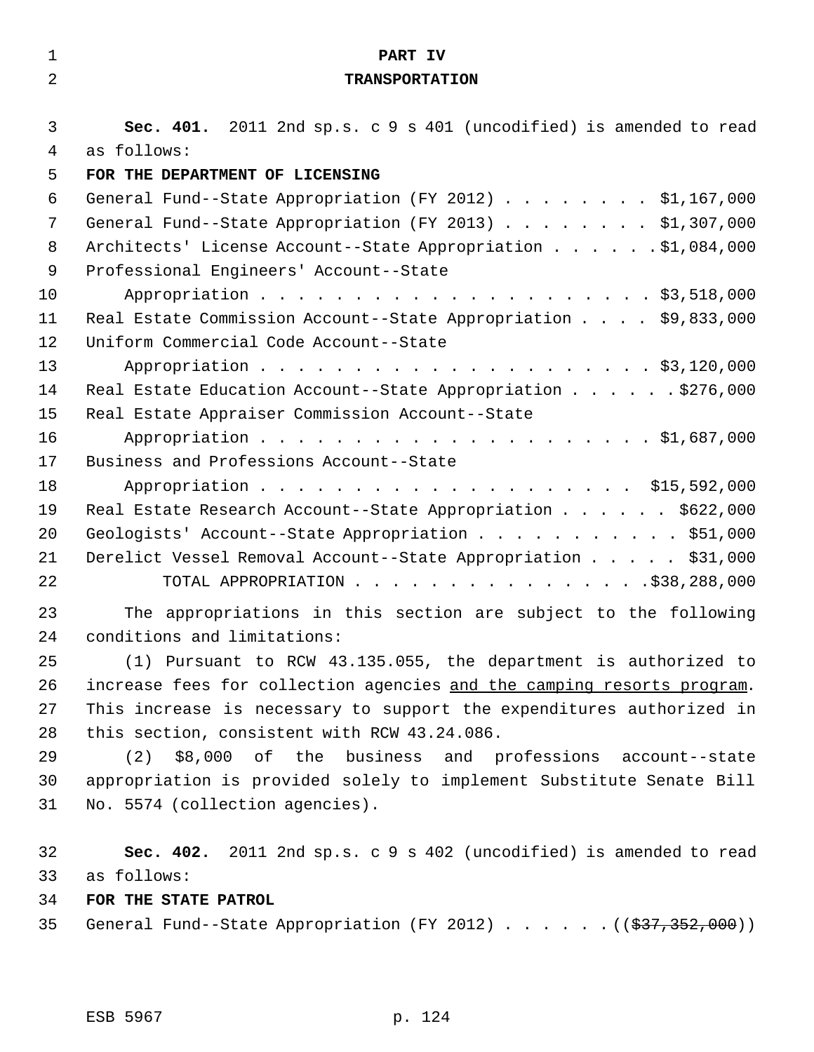**PART IV**

**TRANSPORTATION**

**Sec. 401.** 2011 2nd sp.s. c 9 s 401 (uncodified) is amended to read as follows:

**FOR THE DEPARTMENT OF LICENSING**

General Fund--State Appropriation (FY 2012) . . . . . . . . $1,167,000
General Fund--State Appropriation (FY 2013) . . . . . . . . $1,307,000
Architects' License Account--State Appropriation . . . . . . $1,084,000
Professional Engineers' Account--State
Appropriation . . . . . . . . . . . . . . . . . . . . . . $3,518,000
Real Estate Commission Account--State Appropriation . . . . $9,833,000
Uniform Commercial Code Account--State
Appropriation . . . . . . . . . . . . . . . . . . . . . . $3,120,000
Real Estate Education Account--State Appropriation . . . . . . $276,000
Real Estate Appraiser Commission Account--State
Appropriation . . . . . . . . . . . . . . . . . . . . . . $1,687,000
Business and Professions Account--State
Appropriation . . . . . . . . . . . . . . . . . . . . . $15,592,000
Real Estate Research Account--State Appropriation . . . . . . $622,000
Geologists' Account--State Appropriation . . . . . . . . . . . $51,000
Derelict Vessel Removal Account--State Appropriation . . . . . $31,000
TOTAL APPROPRIATION . . . . . . . . . . . . . . . . $38,288,000

The appropriations in this section are subject to the following conditions and limitations:

(1) Pursuant to RCW 43.135.055, the department is authorized to increase fees for collection agencies <u>and the camping resorts program</u>. This increase is necessary to support the expenditures authorized in this section, consistent with RCW 43.24.086.

(2) $8,000 of the business and professions account--state appropriation is provided solely to implement Substitute Senate Bill No. 5574 (collection agencies).

**Sec. 402.** 2011 2nd sp.s. c 9 s 402 (uncodified) is amended to read as follows:

**FOR THE STATE PATROL**

General Fund--State Appropriation (FY 2012) . . . . . . (( ~~$37,352,000~~ ))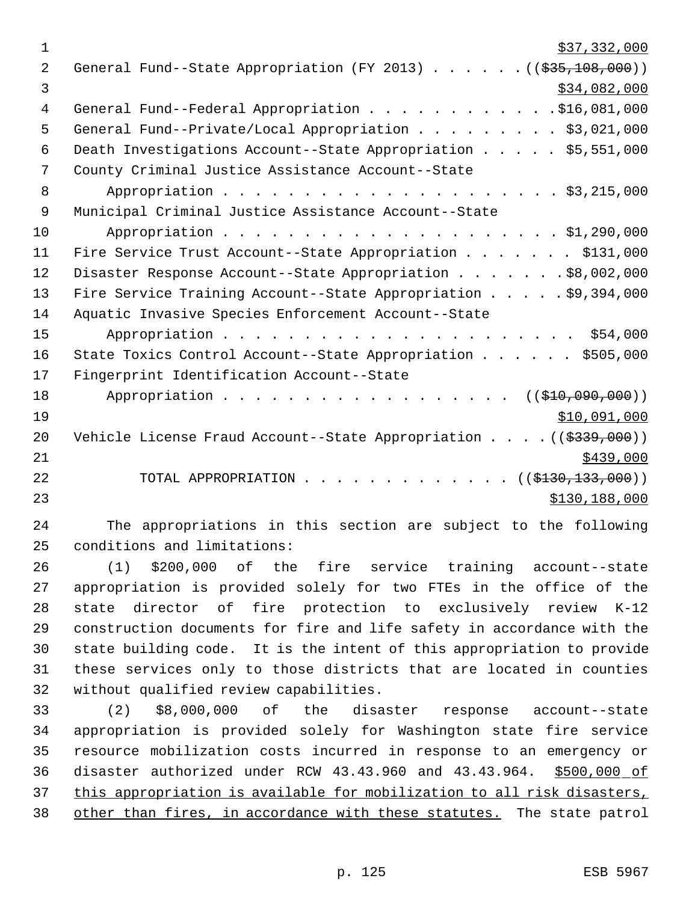$37,332,000

General Fund--State Appropriation (FY 2013) . . . . . . ((~~$35,108,000~~))

$34,082,000

General Fund--Federal Appropriation . . . . . . . . . . . . $16,081,000

General Fund--Private/Local Appropriation . . . . . . . . . $3,021,000

Death Investigations Account--State Appropriation . . . . . $5,551,000

County Criminal Justice Assistance Account--State Appropriation . . . . . . . . . . . . . . . . . . . . . . $3,215,000

Municipal Criminal Justice Assistance Account--State Appropriation . . . . . . . . . . . . . . . . . . . . . . $1,290,000

Fire Service Trust Account--State Appropriation . . . . . . . $131,000

Disaster Response Account--State Appropriation . . . . . . . $8,002,000

Fire Service Training Account--State Appropriation . . . . . $9,394,000

Aquatic Invasive Species Enforcement Account--State Appropriation . . . . . . . . . . . . . . . . . . . . . . $54,000

State Toxics Control Account--State Appropriation . . . . . . $505,000

Fingerprint Identification Account--State Appropriation . . . . . . . . . . . . . . . . . . . ((~~$10,090,000~~))

$10,091,000

Vehicle License Fraud Account--State Appropriation . . . . ((~~$339,000~~))

$439,000

TOTAL APPROPRIATION . . . . . . . . . . . . . ((~~$130,133,000~~))

$130,188,000

The appropriations in this section are subject to the following conditions and limitations:

(1) $200,000 of the fire service training account--state appropriation is provided solely for two FTEs in the office of the state director of fire protection to exclusively review K-12 construction documents for fire and life safety in accordance with the state building code. It is the intent of this appropriation to provide these services only to those districts that are located in counties without qualified review capabilities.

(2) $8,000,000 of the disaster response account--state appropriation is provided solely for Washington state fire service resource mobilization costs incurred in response to an emergency or disaster authorized under RCW 43.43.960 and 43.43.964. <u>$500,000 of this appropriation is available for mobilization to all risk disasters, other than fires, in accordance with these statutes.</u> The state patrol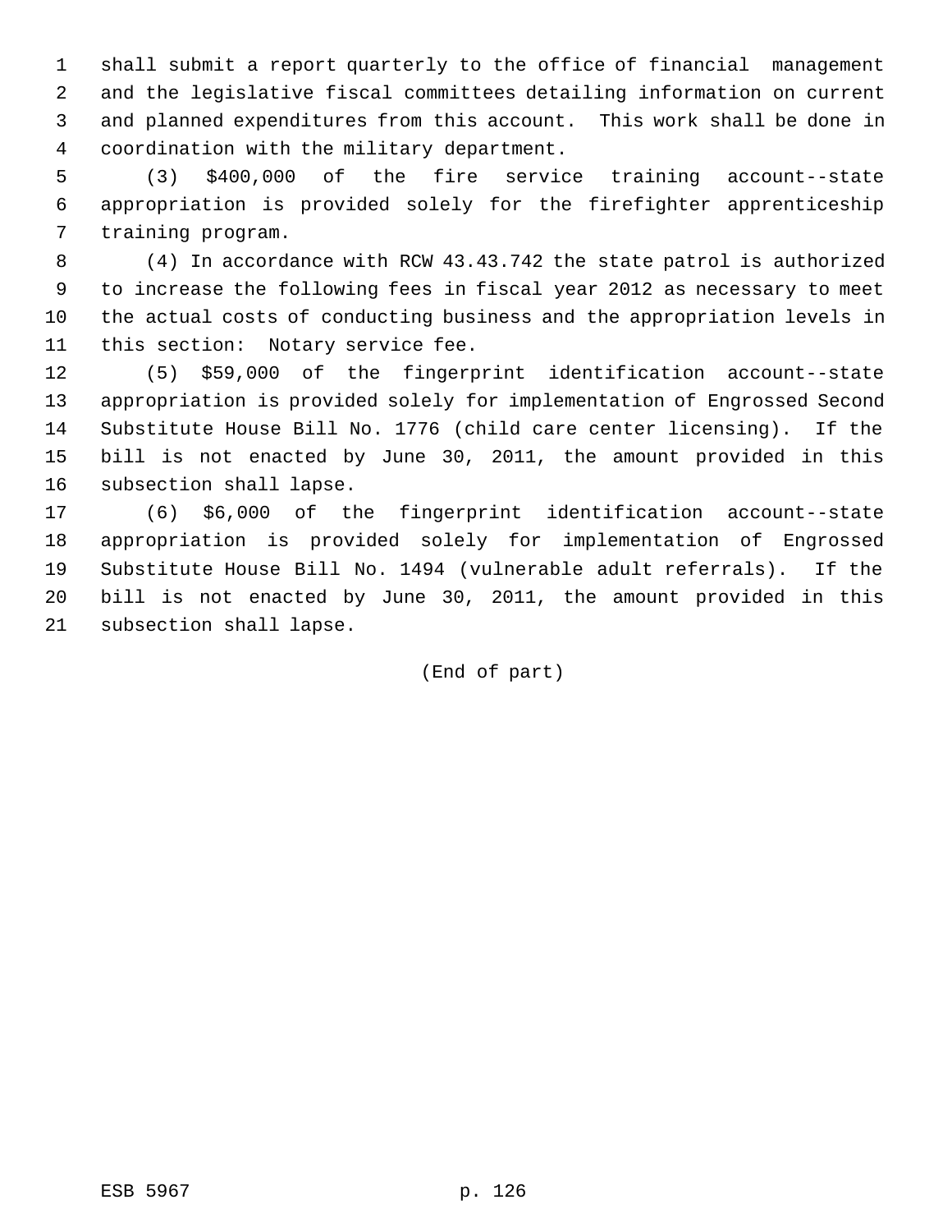shall submit a report quarterly to the office of financial management and the legislative fiscal committees detailing information on current and planned expenditures from this account. This work shall be done in coordination with the military department.

(3) $400,000 of the fire service training account--state appropriation is provided solely for the firefighter apprenticeship training program.

(4) In accordance with RCW 43.43.742 the state patrol is authorized to increase the following fees in fiscal year 2012 as necessary to meet the actual costs of conducting business and the appropriation levels in this section: Notary service fee.

(5) $59,000 of the fingerprint identification account--state appropriation is provided solely for implementation of Engrossed Second Substitute House Bill No. 1776 (child care center licensing). If the bill is not enacted by June 30, 2011, the amount provided in this subsection shall lapse.

(6) $6,000 of the fingerprint identification account--state appropriation is provided solely for implementation of Engrossed Substitute House Bill No. 1494 (vulnerable adult referrals). If the bill is not enacted by June 30, 2011, the amount provided in this subsection shall lapse.

(End of part)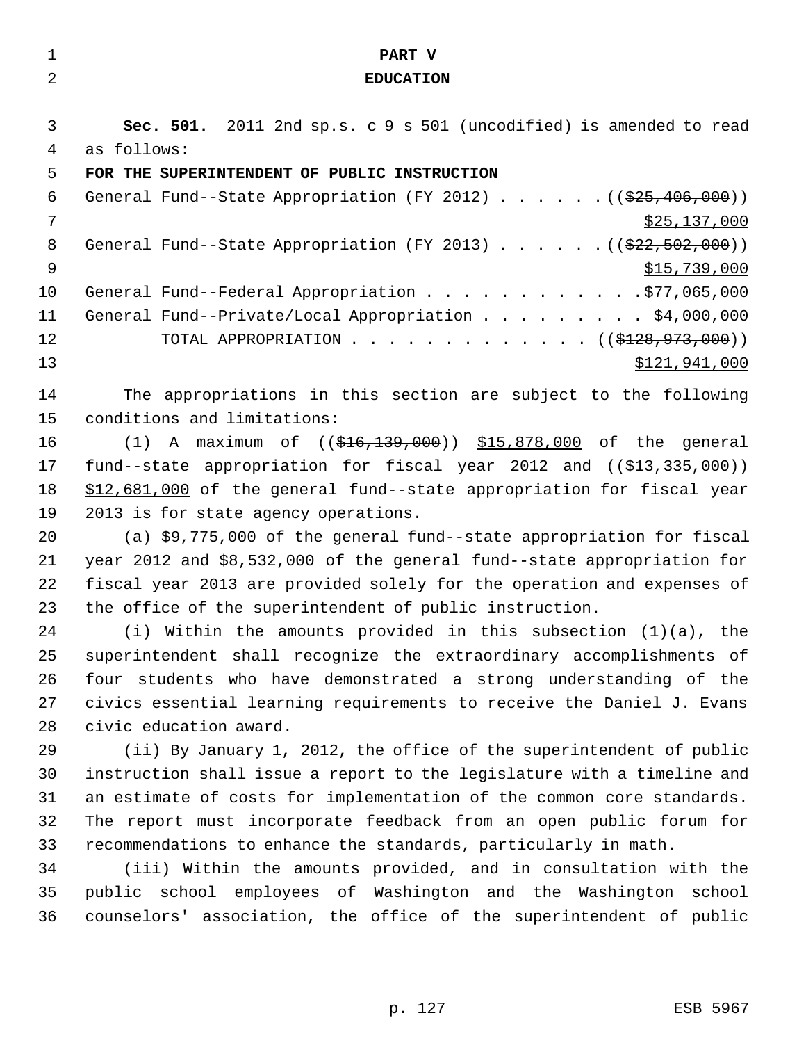# PART V
## EDUCATION

**Sec. 501.** 2011 2nd sp.s. c 9 s 501 (uncodified) is amended to read as follows:

**FOR THE SUPERINTENDENT OF PUBLIC INSTRUCTION**

General Fund--State Appropriation (FY 2012) . . . . . . ((~~$25,406,000~~)) <u>$25,137,000</u>

General Fund--State Appropriation (FY 2013) . . . . . . ((~~$22,502,000~~)) <u>$15,739,000</u>

General Fund--Federal Appropriation . . . . . . . . . . . . $77,065,000

General Fund--Private/Local Appropriation . . . . . . . . . $4,000,000

TOTAL APPROPRIATION . . . . . . . . . . . . . . ((~~$128,973,000~~)) <u>$121,941,000</u>

The appropriations in this section are subject to the following conditions and limitations:

(1) A maximum of ((~~$16,139,000~~)) <u>$15,878,000</u> of the general fund--state appropriation for fiscal year 2012 and ((~~$13,335,000~~)) <u>$12,681,000</u> of the general fund--state appropriation for fiscal year 2013 is for state agency operations.

(a) $9,775,000 of the general fund--state appropriation for fiscal year 2012 and $8,532,000 of the general fund--state appropriation for fiscal year 2013 are provided solely for the operation and expenses of the office of the superintendent of public instruction.

(i) Within the amounts provided in this subsection (1)(a), the superintendent shall recognize the extraordinary accomplishments of four students who have demonstrated a strong understanding of the civics essential learning requirements to receive the Daniel J. Evans civic education award.

(ii) By January 1, 2012, the office of the superintendent of public instruction shall issue a report to the legislature with a timeline and an estimate of costs for implementation of the common core standards. The report must incorporate feedback from an open public forum for recommendations to enhance the standards, particularly in math.

(iii) Within the amounts provided, and in consultation with the public school employees of Washington and the Washington school counselors' association, the office of the superintendent of public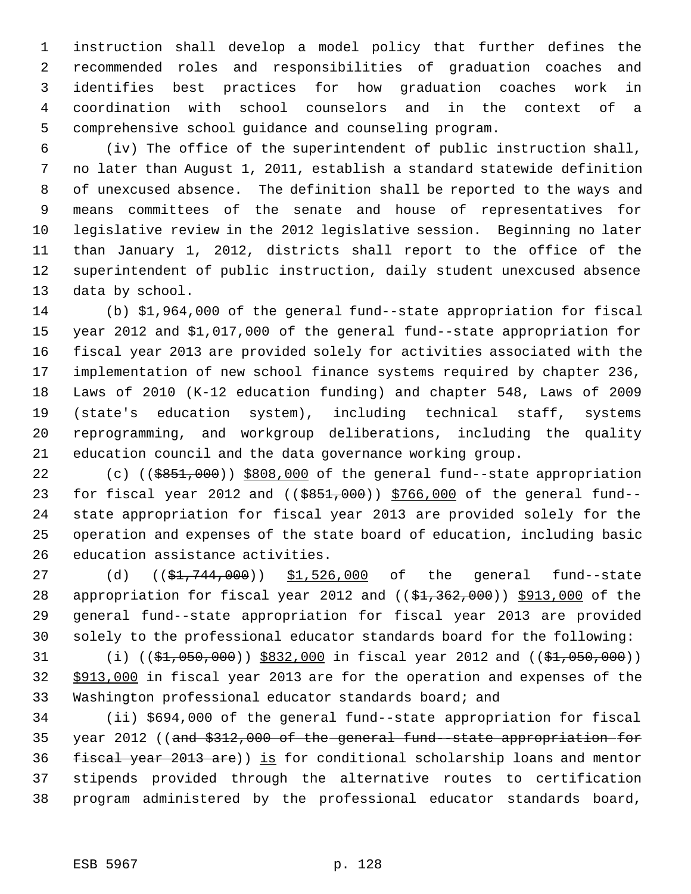instruction shall develop a model policy that further defines the recommended roles and responsibilities of graduation coaches and identifies best practices for how graduation coaches work in coordination with school counselors and in the context of a comprehensive school guidance and counseling program.

(iv) The office of the superintendent of public instruction shall, no later than August 1, 2011, establish a standard statewide definition of unexcused absence. The definition shall be reported to the ways and means committees of the senate and house of representatives for legislative review in the 2012 legislative session. Beginning no later than January 1, 2012, districts shall report to the office of the superintendent of public instruction, daily student unexcused absence data by school.

(b) $1,964,000 of the general fund--state appropriation for fiscal year 2012 and $1,017,000 of the general fund--state appropriation for fiscal year 2013 are provided solely for activities associated with the implementation of new school finance systems required by chapter 236, Laws of 2010 (K-12 education funding) and chapter 548, Laws of 2009 (state's education system), including technical staff, systems reprogramming, and workgroup deliberations, including the quality education council and the data governance working group.

(c) ((~~$851,000~~)) <u>$808,000</u> of the general fund--state appropriation for fiscal year 2012 and ((~~$851,000~~)) <u>$766,000</u> of the general fund--state appropriation for fiscal year 2013 are provided solely for the operation and expenses of the state board of education, including basic education assistance activities.

(d) ((~~$1,744,000~~)) <u>$1,526,000</u> of the general fund--state appropriation for fiscal year 2012 and ((~~$1,362,000~~)) <u>$913,000</u> of the general fund--state appropriation for fiscal year 2013 are provided solely to the professional educator standards board for the following:

(i) ((~~$1,050,000~~)) <u>$832,000</u> in fiscal year 2012 and ((~~$1,050,000~~)) <u>$913,000</u> in fiscal year 2013 are for the operation and expenses of the Washington professional educator standards board; and

(ii) $694,000 of the general fund--state appropriation for fiscal year 2012 ((~~and $312,000 of the general fund--state appropriation for fiscal year 2013 are~~)) <u>is</u> for conditional scholarship loans and mentor stipends provided through the alternative routes to certification program administered by the professional educator standards board,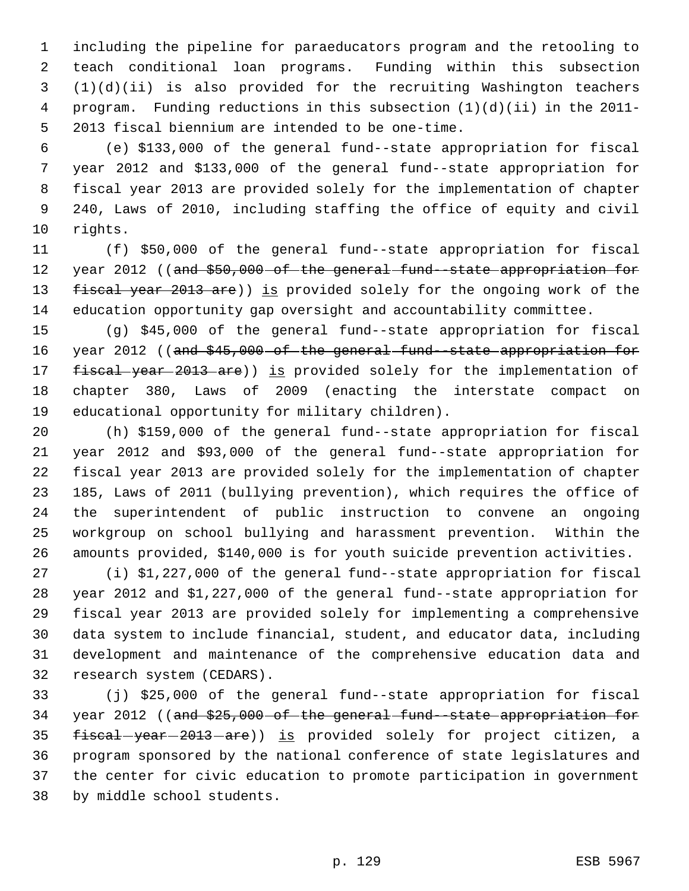including the pipeline for paraeducators program and the retooling to teach conditional loan programs. Funding within this subsection (1)(d)(ii) is also provided for the recruiting Washington teachers program. Funding reductions in this subsection (1)(d)(ii) in the 2011-2013 fiscal biennium are intended to be one-time.

(e) $133,000 of the general fund--state appropriation for fiscal year 2012 and $133,000 of the general fund--state appropriation for fiscal year 2013 are provided solely for the implementation of chapter 240, Laws of 2010, including staffing the office of equity and civil rights.

(f) $50,000 of the general fund--state appropriation for fiscal year 2012 ((~~and $50,000 of the general fund--state appropriation for fiscal year 2013 are~~)) is provided solely for the ongoing work of the education opportunity gap oversight and accountability committee.

(g) $45,000 of the general fund--state appropriation for fiscal year 2012 ((~~and $45,000 of the general fund--state appropriation for fiscal year 2013 are~~)) is provided solely for the implementation of chapter 380, Laws of 2009 (enacting the interstate compact on educational opportunity for military children).

(h) $159,000 of the general fund--state appropriation for fiscal year 2012 and $93,000 of the general fund--state appropriation for fiscal year 2013 are provided solely for the implementation of chapter 185, Laws of 2011 (bullying prevention), which requires the office of the superintendent of public instruction to convene an ongoing workgroup on school bullying and harassment prevention. Within the amounts provided, $140,000 is for youth suicide prevention activities.

(i) $1,227,000 of the general fund--state appropriation for fiscal year 2012 and $1,227,000 of the general fund--state appropriation for fiscal year 2013 are provided solely for implementing a comprehensive data system to include financial, student, and educator data, including development and maintenance of the comprehensive education data and research system (CEDARS).

(j) $25,000 of the general fund--state appropriation for fiscal year 2012 ((~~and $25,000 of the general fund--state appropriation for fiscal year 2013 are~~)) is provided solely for project citizen, a program sponsored by the national conference of state legislatures and the center for civic education to promote participation in government by middle school students.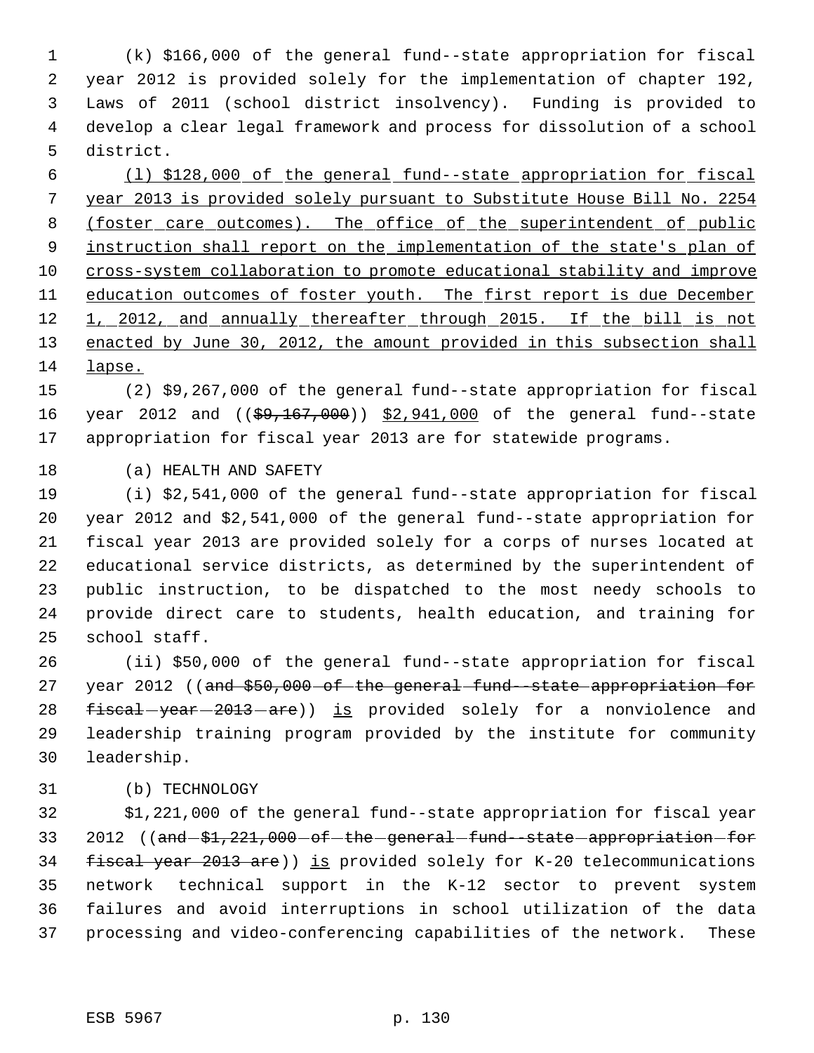(k) $166,000 of the general fund--state appropriation for fiscal year 2012 is provided solely for the implementation of chapter 192, Laws of 2011 (school district insolvency). Funding is provided to develop a clear legal framework and process for dissolution of a school district.

(l) $128,000 of the general fund--state appropriation for fiscal year 2013 is provided solely pursuant to Substitute House Bill No. 2254 (foster care outcomes). The office of the superintendent of public instruction shall report on the implementation of the state's plan of cross-system collaboration to promote educational stability and improve education outcomes of foster youth. The first report is due December 1, 2012, and annually thereafter through 2015. If the bill is not enacted by June 30, 2012, the amount provided in this subsection shall lapse.

(2) $9,267,000 of the general fund--state appropriation for fiscal year 2012 and (($9,167,000)) $2,941,000 of the general fund--state appropriation for fiscal year 2013 are for statewide programs.

(a) HEALTH AND SAFETY

(i) $2,541,000 of the general fund--state appropriation for fiscal year 2012 and $2,541,000 of the general fund--state appropriation for fiscal year 2013 are provided solely for a corps of nurses located at educational service districts, as determined by the superintendent of public instruction, to be dispatched to the most needy schools to provide direct care to students, health education, and training for school staff.

(ii) $50,000 of the general fund--state appropriation for fiscal year 2012 ((and $50,000 of the general fund--state appropriation for fiscal year 2013 are)) is provided solely for a nonviolence and leadership training program provided by the institute for community leadership.

(b) TECHNOLOGY

$1,221,000 of the general fund--state appropriation for fiscal year 2012 ((and $1,221,000 of the general fund--state appropriation for fiscal year 2013 are)) is provided solely for K-20 telecommunications network technical support in the K-12 sector to prevent system failures and avoid interruptions in school utilization of the data processing and video-conferencing capabilities of the network. These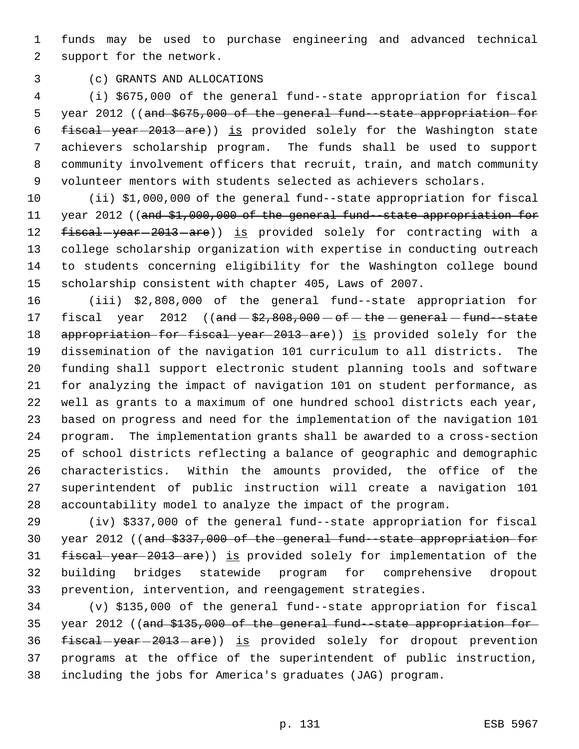funds may be used to purchase engineering and advanced technical support for the network.

(c) GRANTS AND ALLOCATIONS

(i) $675,000 of the general fund--state appropriation for fiscal year 2012 ((~~and $675,000 of the general fund--state appropriation for fiscal year 2013 are~~)) is provided solely for the Washington state achievers scholarship program. The funds shall be used to support community involvement officers that recruit, train, and match community volunteer mentors with students selected as achievers scholars.

(ii) $1,000,000 of the general fund--state appropriation for fiscal year 2012 ((~~and $1,000,000 of the general fund--state appropriation for fiscal year 2013 are~~)) is provided solely for contracting with a college scholarship organization with expertise in conducting outreach to students concerning eligibility for the Washington college bound scholarship consistent with chapter 405, Laws of 2007.

(iii) $2,808,000 of the general fund--state appropriation for fiscal year 2012 ((~~and $2,808,000 of the general fund--state appropriation for fiscal year 2013 are~~)) is provided solely for the dissemination of the navigation 101 curriculum to all districts. The funding shall support electronic student planning tools and software for analyzing the impact of navigation 101 on student performance, as well as grants to a maximum of one hundred school districts each year, based on progress and need for the implementation of the navigation 101 program. The implementation grants shall be awarded to a cross-section of school districts reflecting a balance of geographic and demographic characteristics. Within the amounts provided, the office of the superintendent of public instruction will create a navigation 101 accountability model to analyze the impact of the program.

(iv) $337,000 of the general fund--state appropriation for fiscal year 2012 ((~~and $337,000 of the general fund--state appropriation for fiscal year 2013 are~~)) is provided solely for implementation of the building bridges statewide program for comprehensive dropout prevention, intervention, and reengagement strategies.

(v) $135,000 of the general fund--state appropriation for fiscal year 2012 ((~~and $135,000 of the general fund--state appropriation for fiscal year 2013 are~~)) is provided solely for dropout prevention programs at the office of the superintendent of public instruction, including the jobs for America's graduates (JAG) program.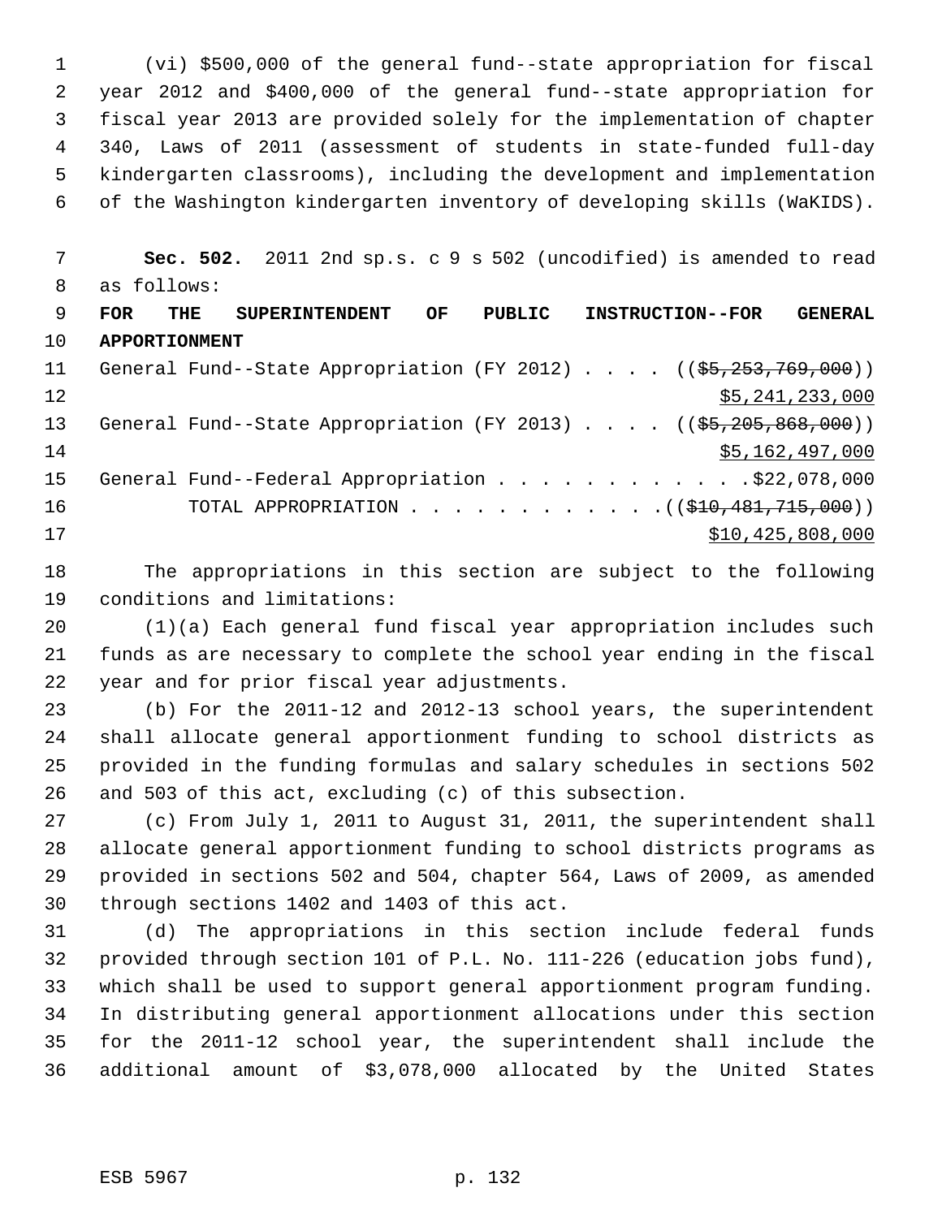(vi) $500,000 of the general fund--state appropriation for fiscal year 2012 and $400,000 of the general fund--state appropriation for fiscal year 2013 are provided solely for the implementation of chapter 340, Laws of 2011 (assessment of students in state-funded full-day kindergarten classrooms), including the development and implementation of the Washington kindergarten inventory of developing skills (WaKIDS).

**Sec. 502.** 2011 2nd sp.s. c 9 s 502 (uncodified) is amended to read as follows:

**FOR THE SUPERINTENDENT OF PUBLIC INSTRUCTION--FOR GENERAL APPORTIONMENT**

General Fund--State Appropriation (FY 2012) . . . . ((~~$5,253,769,000~~))
<u>$5,241,233,000</u>

General Fund--State Appropriation (FY 2013) . . . . ((~~$5,205,868,000~~))
<u>$5,162,497,000</u>

General Fund--Federal Appropriation . . . . . . . . . . . . $22,078,000

TOTAL APPROPRIATION . . . . . . . . . . . . ((~~$10,481,715,000~~))
<u>$10,425,808,000</u>

The appropriations in this section are subject to the following conditions and limitations:

(1)(a) Each general fund fiscal year appropriation includes such funds as are necessary to complete the school year ending in the fiscal year and for prior fiscal year adjustments.

(b) For the 2011-12 and 2012-13 school years, the superintendent shall allocate general apportionment funding to school districts as provided in the funding formulas and salary schedules in sections 502 and 503 of this act, excluding (c) of this subsection.

(c) From July 1, 2011 to August 31, 2011, the superintendent shall allocate general apportionment funding to school districts programs as provided in sections 502 and 504, chapter 564, Laws of 2009, as amended through sections 1402 and 1403 of this act.

(d) The appropriations in this section include federal funds provided through section 101 of P.L. No. 111-226 (education jobs fund), which shall be used to support general apportionment program funding. In distributing general apportionment allocations under this section for the 2011-12 school year, the superintendent shall include the additional amount of $3,078,000 allocated by the United States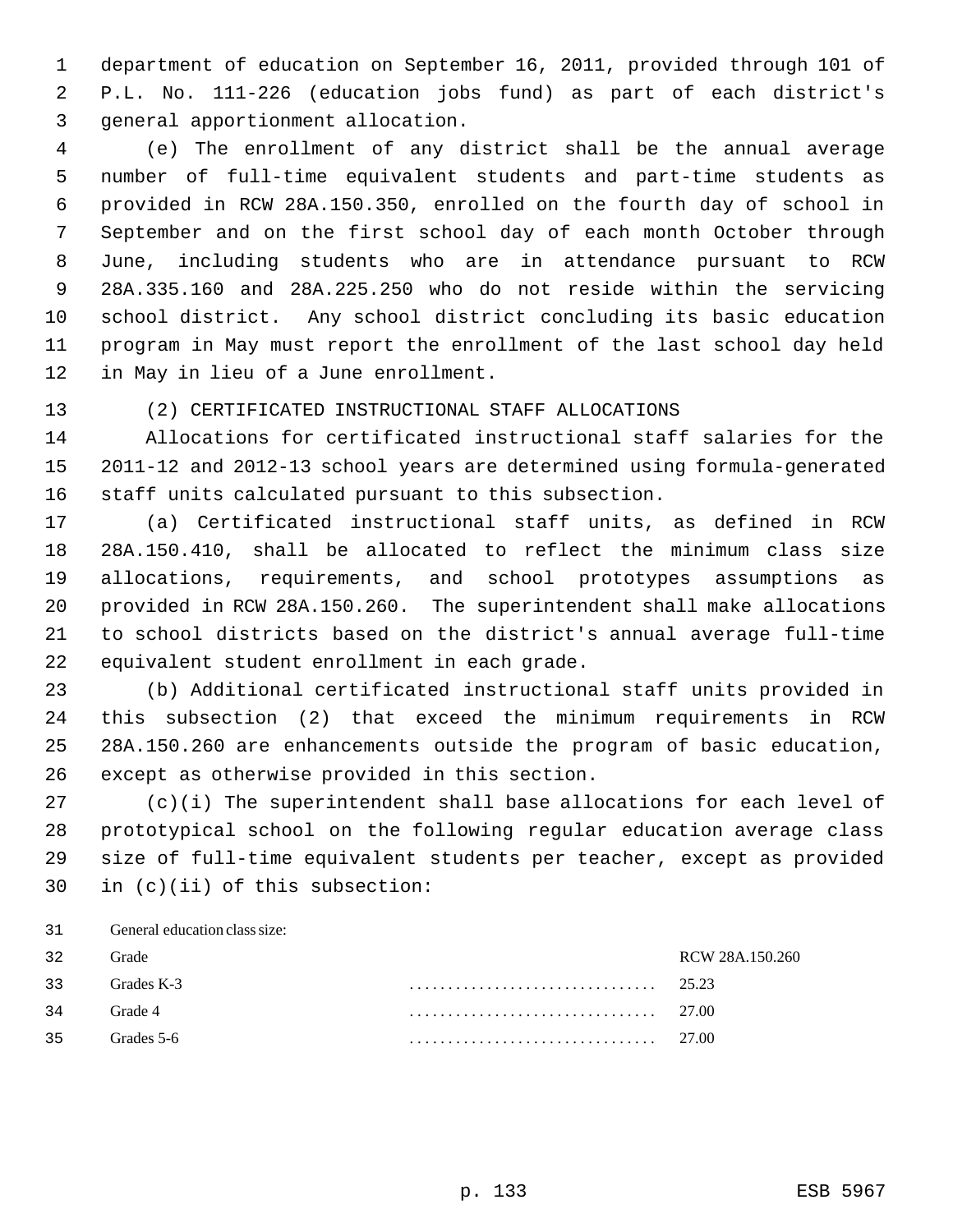department of education on September 16, 2011, provided through 101 of P.L. No. 111-226 (education jobs fund) as part of each district's general apportionment allocation.

(e) The enrollment of any district shall be the annual average number of full-time equivalent students and part-time students as provided in RCW 28A.150.350, enrolled on the fourth day of school in September and on the first school day of each month October through June, including students who are in attendance pursuant to RCW 28A.335.160 and 28A.225.250 who do not reside within the servicing school district. Any school district concluding its basic education program in May must report the enrollment of the last school day held in May in lieu of a June enrollment.

(2) CERTIFICATED INSTRUCTIONAL STAFF ALLOCATIONS

Allocations for certificated instructional staff salaries for the 2011-12 and 2012-13 school years are determined using formula-generated staff units calculated pursuant to this subsection.

(a) Certificated instructional staff units, as defined in RCW 28A.150.410, shall be allocated to reflect the minimum class size allocations, requirements, and school prototypes assumptions as provided in RCW 28A.150.260. The superintendent shall make allocations to school districts based on the district's annual average full-time equivalent student enrollment in each grade.

(b) Additional certificated instructional staff units provided in this subsection (2) that exceed the minimum requirements in RCW 28A.150.260 are enhancements outside the program of basic education, except as otherwise provided in this section.

(c)(i) The superintendent shall base allocations for each level of prototypical school on the following regular education average class size of full-time equivalent students per teacher, except as provided in (c)(ii) of this subsection:

General education class size:

| Grade | RCW 28A.150.260 |
|---|---|
| Grades K-3 | 25.23 |
| Grade 4 | 27.00 |
| Grades 5-6 | 27.00 |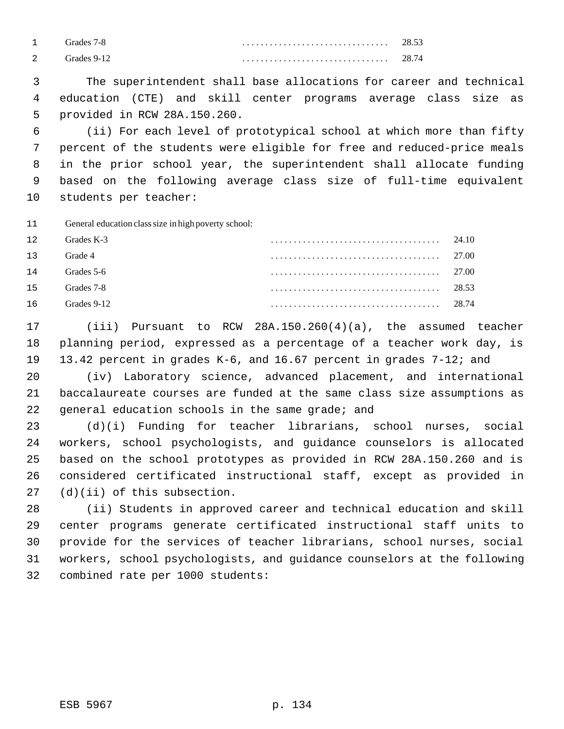| | |
|---|---|
| Grades 7-8 | 28.53 |
| Grades 9-12 | 28.74 |

The superintendent shall base allocations for career and technical education (CTE) and skill center programs average class size as provided in RCW 28A.150.260.

(ii) For each level of prototypical school at which more than fifty percent of the students were eligible for free and reduced-price meals in the prior school year, the superintendent shall allocate funding based on the following average class size of full-time equivalent students per teacher:

| General education class size in high poverty school: | |
|---|---|
| Grades K-3 | 24.10 |
| Grade 4 | 27.00 |
| Grades 5-6 | 27.00 |
| Grades 7-8 | 28.53 |
| Grades 9-12 | 28.74 |

(iii) Pursuant to RCW 28A.150.260(4)(a), the assumed teacher planning period, expressed as a percentage of a teacher work day, is 13.42 percent in grades K-6, and 16.67 percent in grades 7-12; and

(iv) Laboratory science, advanced placement, and international baccalaureate courses are funded at the same class size assumptions as general education schools in the same grade; and

(d)(i) Funding for teacher librarians, school nurses, social workers, school psychologists, and guidance counselors is allocated based on the school prototypes as provided in RCW 28A.150.260 and is considered certificated instructional staff, except as provided in (d)(ii) of this subsection.

(ii) Students in approved career and technical education and skill center programs generate certificated instructional staff units to provide for the services of teacher librarians, school nurses, social workers, school psychologists, and guidance counselors at the following combined rate per 1000 students: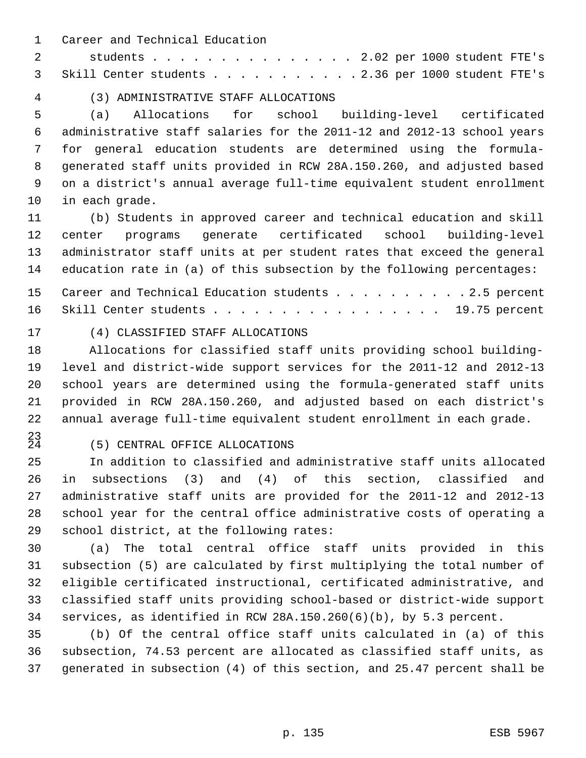Career and Technical Education students . . . . . . . . . . . . . . . . 2.02 per 1000 student FTE's
Skill Center students . . . . . . . . . . . 2.36 per 1000 student FTE's

(3) ADMINISTRATIVE STAFF ALLOCATIONS

(a) Allocations for school building-level certificated administrative staff salaries for the 2011-12 and 2012-13 school years for general education students are determined using the formula-generated staff units provided in RCW 28A.150.260, and adjusted based on a district's annual average full-time equivalent student enrollment in each grade.

(b) Students in approved career and technical education and skill center programs generate certificated school building-level administrator staff units at per student rates that exceed the general education rate in (a) of this subsection by the following percentages:

Career and Technical Education students . . . . . . . . . . . 2.5 percent
Skill Center students . . . . . . . . . . . . . . . . . . 19.75 percent

(4) CLASSIFIED STAFF ALLOCATIONS

Allocations for classified staff units providing school building-level and district-wide support services for the 2011-12 and 2012-13 school years are determined using the formula-generated staff units provided in RCW 28A.150.260, and adjusted based on each district's annual average full-time equivalent student enrollment in each grade.

(5) CENTRAL OFFICE ALLOCATIONS

In addition to classified and administrative staff units allocated in subsections (3) and (4) of this section, classified and administrative staff units are provided for the 2011-12 and 2012-13 school year for the central office administrative costs of operating a school district, at the following rates:

(a) The total central office staff units provided in this subsection (5) are calculated by first multiplying the total number of eligible certificated instructional, certificated administrative, and classified staff units providing school-based or district-wide support services, as identified in RCW 28A.150.260(6)(b), by 5.3 percent.

(b) Of the central office staff units calculated in (a) of this subsection, 74.53 percent are allocated as classified staff units, as generated in subsection (4) of this section, and 25.47 percent shall be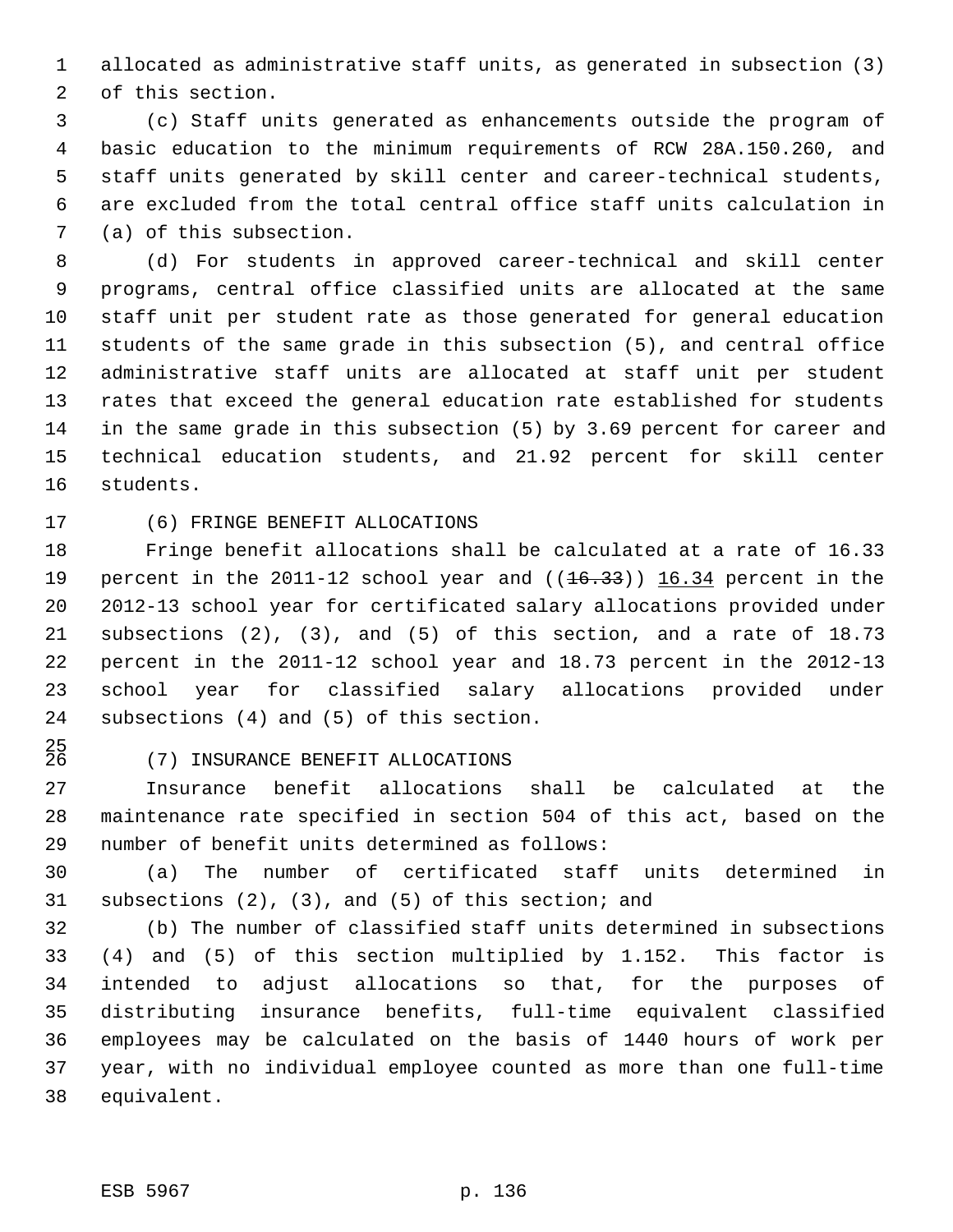allocated as administrative staff units, as generated in subsection (3) of this section.

(c) Staff units generated as enhancements outside the program of basic education to the minimum requirements of RCW 28A.150.260, and staff units generated by skill center and career-technical students, are excluded from the total central office staff units calculation in (a) of this subsection.

(d) For students in approved career-technical and skill center programs, central office classified units are allocated at the same staff unit per student rate as those generated for general education students of the same grade in this subsection (5), and central office administrative staff units are allocated at staff unit per student rates that exceed the general education rate established for students in the same grade in this subsection (5) by 3.69 percent for career and technical education students, and 21.92 percent for skill center students.

(6) FRINGE BENEFIT ALLOCATIONS

Fringe benefit allocations shall be calculated at a rate of 16.33 percent in the 2011-12 school year and ((~~16.33~~)) 16.34 percent in the 2012-13 school year for certificated salary allocations provided under subsections (2), (3), and (5) of this section, and a rate of 18.73 percent in the 2011-12 school year and 18.73 percent in the 2012-13 school year for classified salary allocations provided under subsections (4) and (5) of this section.

(7) INSURANCE BENEFIT ALLOCATIONS

Insurance benefit allocations shall be calculated at the maintenance rate specified in section 504 of this act, based on the number of benefit units determined as follows:

(a) The number of certificated staff units determined in subsections (2), (3), and (5) of this section; and

(b) The number of classified staff units determined in subsections (4) and (5) of this section multiplied by 1.152. This factor is intended to adjust allocations so that, for the purposes of distributing insurance benefits, full-time equivalent classified employees may be calculated on the basis of 1440 hours of work per year, with no individual employee counted as more than one full-time equivalent.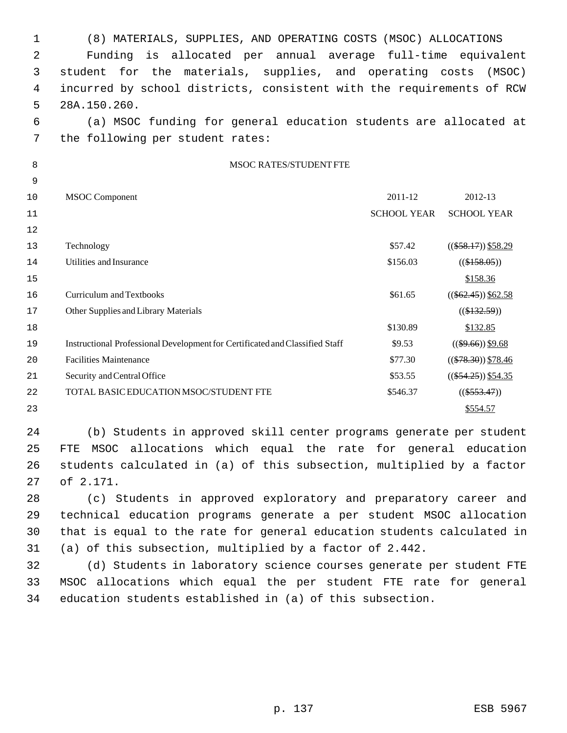(8) MATERIALS, SUPPLIES, AND OPERATING COSTS (MSOC) ALLOCATIONS

Funding is allocated per annual average full-time equivalent student for the materials, supplies, and operating costs (MSOC) incurred by school districts, consistent with the requirements of RCW 28A.150.260.

(a) MSOC funding for general education students are allocated at the following per student rates:

MSOC RATES/STUDENT FTE

| MSOC Component | 2011-12 SCHOOL YEAR | 2012-13 SCHOOL YEAR |
|---|---|---|
| Technology | $57.42 | (( ~~$58.17~~ )) $58.29 |
| Utilities and Insurance | $156.03 | (( ~~$158.05~~ )) $158.36 |
| Curriculum and Textbooks | $61.65 | (( ~~$62.45~~ )) $62.58 |
| Other Supplies and Library Materials | $130.89 | (( ~~$132.59~~ )) $132.85 |
| Instructional Professional Development for Certificated and Classified Staff | $9.53 | (( ~~$9.66~~ )) $9.68 |
| Facilities Maintenance | $77.30 | (( ~~$78.30~~ )) $78.46 |
| Security and Central Office | $53.55 | (( ~~$54.25~~ )) $54.35 |
| TOTAL BASIC EDUCATION MSOC/STUDENT FTE | $546.37 | (( ~~$553.47~~ )) $554.57 |

(b) Students in approved skill center programs generate per student FTE MSOC allocations which equal the rate for general education students calculated in (a) of this subsection, multiplied by a factor of 2.171.

(c) Students in approved exploratory and preparatory career and technical education programs generate a per student MSOC allocation that is equal to the rate for general education students calculated in (a) of this subsection, multiplied by a factor of 2.442.

(d) Students in laboratory science courses generate per student FTE MSOC allocations which equal the per student FTE rate for general education students established in (a) of this subsection.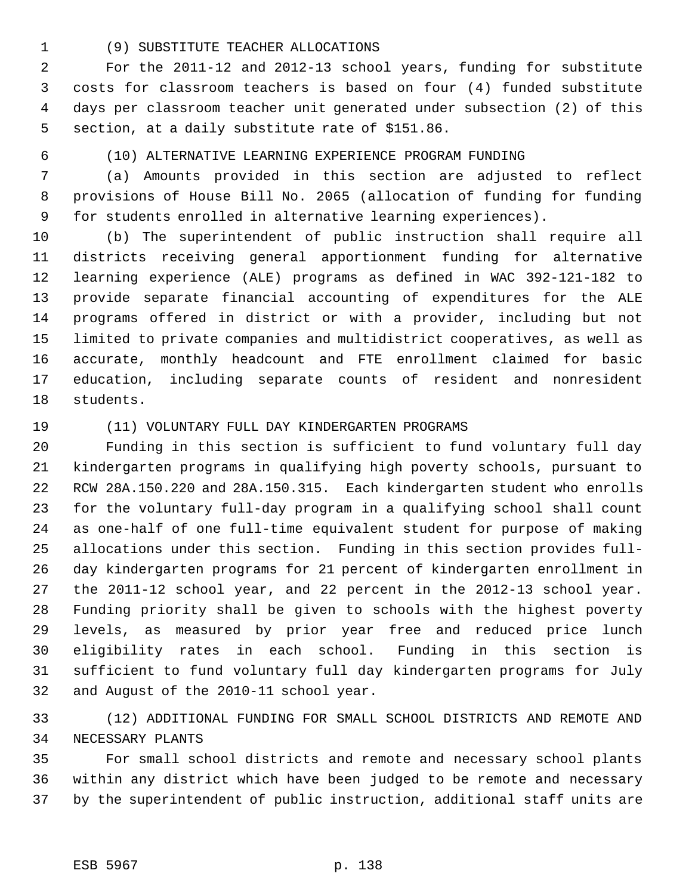(9) SUBSTITUTE TEACHER ALLOCATIONS

For the 2011-12 and 2012-13 school years, funding for substitute costs for classroom teachers is based on four (4) funded substitute days per classroom teacher unit generated under subsection (2) of this section, at a daily substitute rate of $151.86.

(10) ALTERNATIVE LEARNING EXPERIENCE PROGRAM FUNDING

(a) Amounts provided in this section are adjusted to reflect provisions of House Bill No. 2065 (allocation of funding for funding for students enrolled in alternative learning experiences).

(b) The superintendent of public instruction shall require all districts receiving general apportionment funding for alternative learning experience (ALE) programs as defined in WAC 392-121-182 to provide separate financial accounting of expenditures for the ALE programs offered in district or with a provider, including but not limited to private companies and multidistrict cooperatives, as well as accurate, monthly headcount and FTE enrollment claimed for basic education, including separate counts of resident and nonresident students.

(11) VOLUNTARY FULL DAY KINDERGARTEN PROGRAMS

Funding in this section is sufficient to fund voluntary full day kindergarten programs in qualifying high poverty schools, pursuant to RCW 28A.150.220 and 28A.150.315. Each kindergarten student who enrolls for the voluntary full-day program in a qualifying school shall count as one-half of one full-time equivalent student for purpose of making allocations under this section. Funding in this section provides full-day kindergarten programs for 21 percent of kindergarten enrollment in the 2011-12 school year, and 22 percent in the 2012-13 school year. Funding priority shall be given to schools with the highest poverty levels, as measured by prior year free and reduced price lunch eligibility rates in each school. Funding in this section is sufficient to fund voluntary full day kindergarten programs for July and August of the 2010-11 school year.

(12) ADDITIONAL FUNDING FOR SMALL SCHOOL DISTRICTS AND REMOTE AND NECESSARY PLANTS

For small school districts and remote and necessary school plants within any district which have been judged to be remote and necessary by the superintendent of public instruction, additional staff units are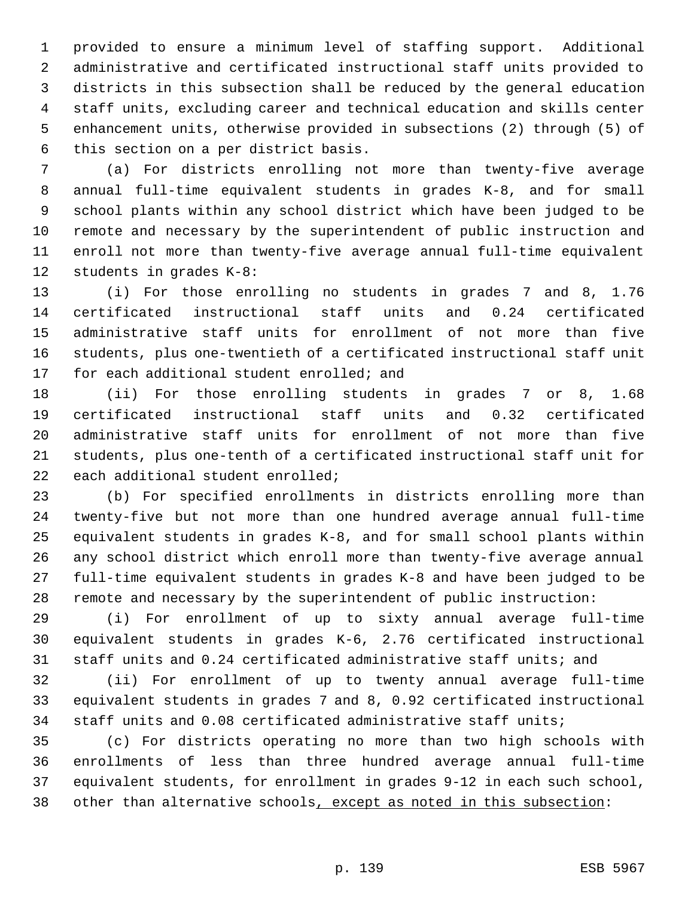provided to ensure a minimum level of staffing support. Additional administrative and certificated instructional staff units provided to districts in this subsection shall be reduced by the general education staff units, excluding career and technical education and skills center enhancement units, otherwise provided in subsections (2) through (5) of this section on a per district basis.

(a) For districts enrolling not more than twenty-five average annual full-time equivalent students in grades K-8, and for small school plants within any school district which have been judged to be remote and necessary by the superintendent of public instruction and enroll not more than twenty-five average annual full-time equivalent students in grades K-8:

(i) For those enrolling no students in grades 7 and 8, 1.76 certificated instructional staff units and 0.24 certificated administrative staff units for enrollment of not more than five students, plus one-twentieth of a certificated instructional staff unit for each additional student enrolled; and

(ii) For those enrolling students in grades 7 or 8, 1.68 certificated instructional staff units and 0.32 certificated administrative staff units for enrollment of not more than five students, plus one-tenth of a certificated instructional staff unit for each additional student enrolled;

(b) For specified enrollments in districts enrolling more than twenty-five but not more than one hundred average annual full-time equivalent students in grades K-8, and for small school plants within any school district which enroll more than twenty-five average annual full-time equivalent students in grades K-8 and have been judged to be remote and necessary by the superintendent of public instruction:

(i) For enrollment of up to sixty annual average full-time equivalent students in grades K-6, 2.76 certificated instructional staff units and 0.24 certificated administrative staff units; and

(ii) For enrollment of up to twenty annual average full-time equivalent students in grades 7 and 8, 0.92 certificated instructional staff units and 0.08 certificated administrative staff units;

(c) For districts operating no more than two high schools with enrollments of less than three hundred average annual full-time equivalent students, for enrollment in grades 9-12 in each such school, other than alternative schools, except as noted in this subsection: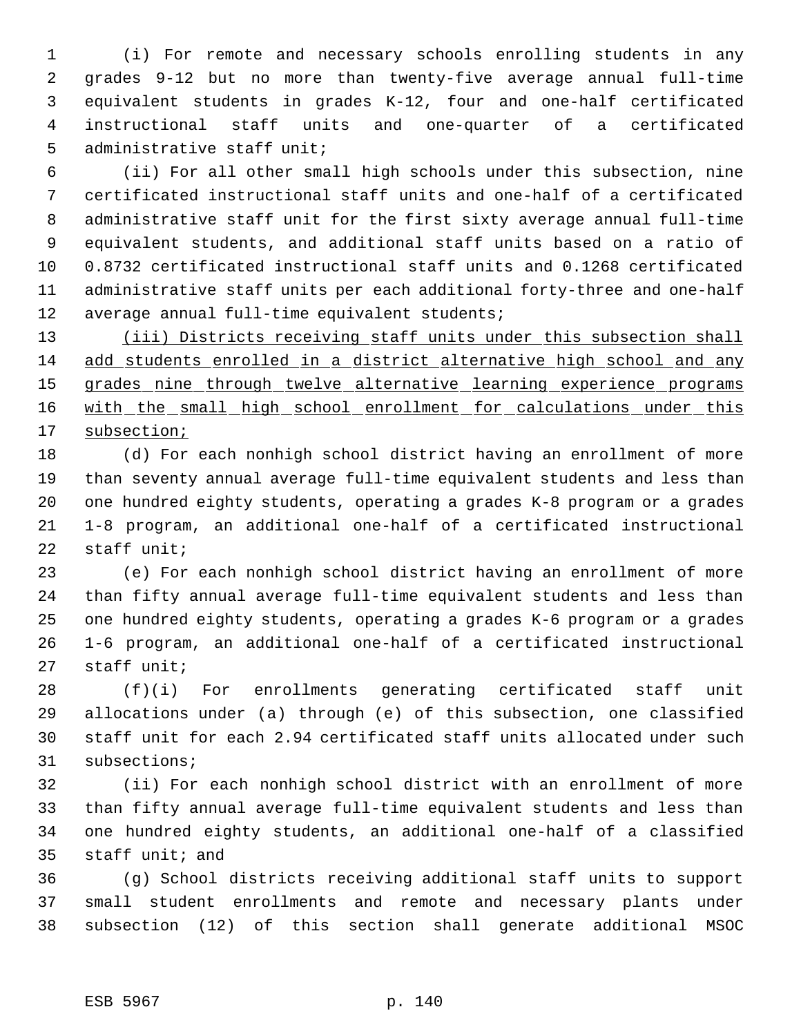(i) For remote and necessary schools enrolling students in any grades 9-12 but no more than twenty-five average annual full-time equivalent students in grades K-12, four and one-half certificated instructional staff units and one-quarter of a certificated administrative staff unit;

(ii) For all other small high schools under this subsection, nine certificated instructional staff units and one-half of a certificated administrative staff unit for the first sixty average annual full-time equivalent students, and additional staff units based on a ratio of 0.8732 certificated instructional staff units and 0.1268 certificated administrative staff units per each additional forty-three and one-half average annual full-time equivalent students;

<u>(iii) Districts receiving staff units under this subsection shall add students enrolled in a district alternative high school and any grades nine through twelve alternative learning experience programs with the small high school enrollment for calculations under this subsection;</u>

(d) For each nonhigh school district having an enrollment of more than seventy annual average full-time equivalent students and less than one hundred eighty students, operating a grades K-8 program or a grades 1-8 program, an additional one-half of a certificated instructional staff unit;

(e) For each nonhigh school district having an enrollment of more than fifty annual average full-time equivalent students and less than one hundred eighty students, operating a grades K-6 program or a grades 1-6 program, an additional one-half of a certificated instructional staff unit;

(f)(i) For enrollments generating certificated staff unit allocations under (a) through (e) of this subsection, one classified staff unit for each 2.94 certificated staff units allocated under such subsections;

(ii) For each nonhigh school district with an enrollment of more than fifty annual average full-time equivalent students and less than one hundred eighty students, an additional one-half of a classified staff unit; and

(g) School districts receiving additional staff units to support small student enrollments and remote and necessary plants under subsection (12) of this section shall generate additional MSOC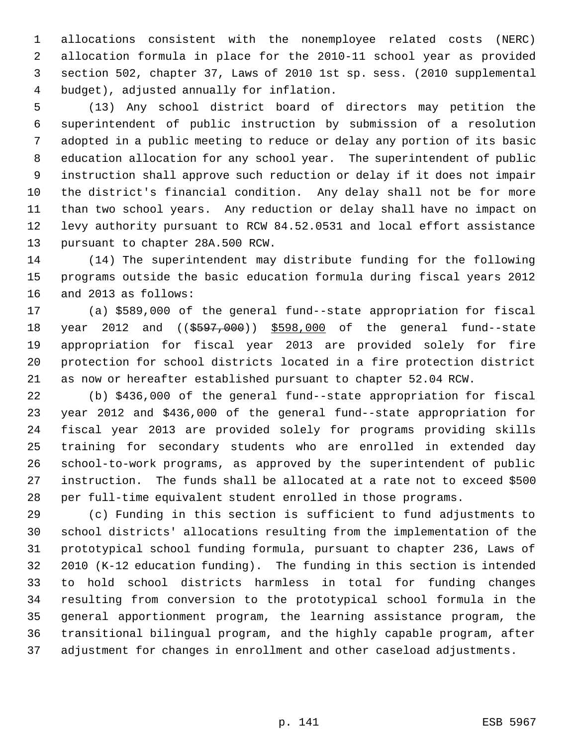allocations consistent with the nonemployee related costs (NERC) allocation formula in place for the 2010-11 school year as provided section 502, chapter 37, Laws of 2010 1st sp. sess. (2010 supplemental budget), adjusted annually for inflation.

(13) Any school district board of directors may petition the superintendent of public instruction by submission of a resolution adopted in a public meeting to reduce or delay any portion of its basic education allocation for any school year. The superintendent of public instruction shall approve such reduction or delay if it does not impair the district's financial condition. Any delay shall not be for more than two school years. Any reduction or delay shall have no impact on levy authority pursuant to RCW 84.52.0531 and local effort assistance pursuant to chapter 28A.500 RCW.

(14) The superintendent may distribute funding for the following programs outside the basic education formula during fiscal years 2012 and 2013 as follows:

(a) $589,000 of the general fund--state appropriation for fiscal year 2012 and ((~~$597,000~~)) <u>$598,000</u> of the general fund--state appropriation for fiscal year 2013 are provided solely for fire protection for school districts located in a fire protection district as now or hereafter established pursuant to chapter 52.04 RCW.

(b) $436,000 of the general fund--state appropriation for fiscal year 2012 and $436,000 of the general fund--state appropriation for fiscal year 2013 are provided solely for programs providing skills training for secondary students who are enrolled in extended day school-to-work programs, as approved by the superintendent of public instruction. The funds shall be allocated at a rate not to exceed $500 per full-time equivalent student enrolled in those programs.

(c) Funding in this section is sufficient to fund adjustments to school districts' allocations resulting from the implementation of the prototypical school funding formula, pursuant to chapter 236, Laws of 2010 (K-12 education funding). The funding in this section is intended to hold school districts harmless in total for funding changes resulting from conversion to the prototypical school formula in the general apportionment program, the learning assistance program, the transitional bilingual program, and the highly capable program, after adjustment for changes in enrollment and other caseload adjustments.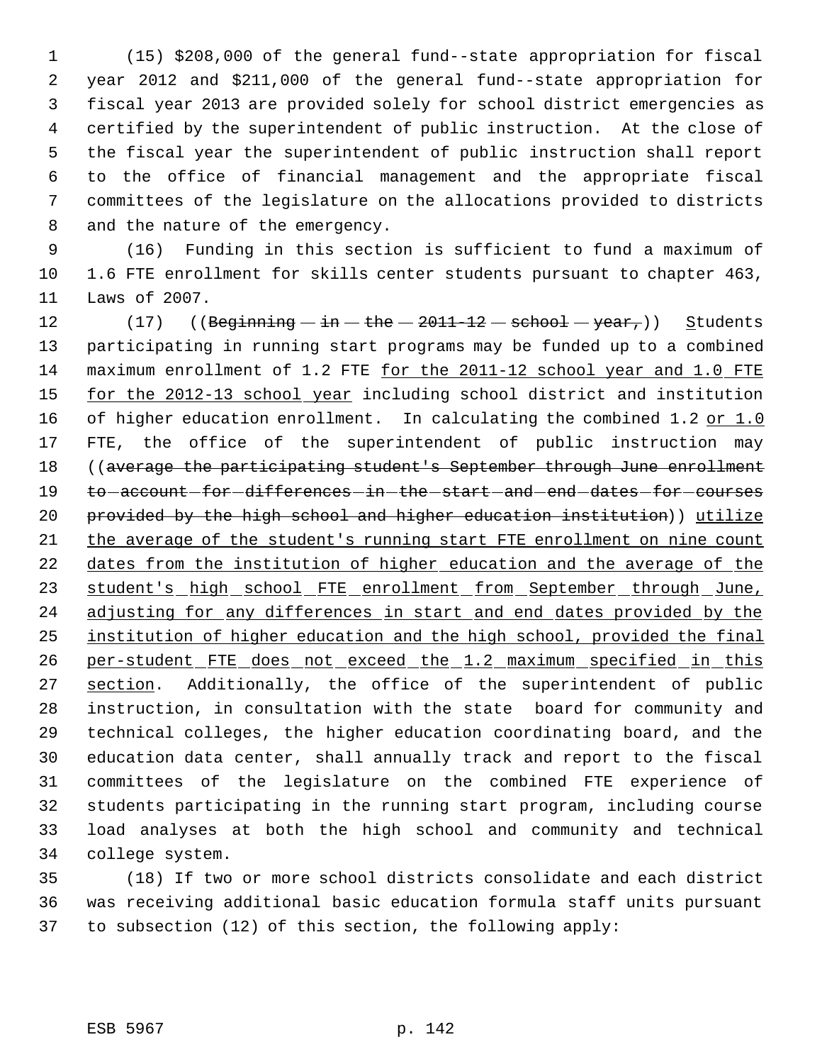(15) $208,000 of the general fund--state appropriation for fiscal year 2012 and $211,000 of the general fund--state appropriation for fiscal year 2013 are provided solely for school district emergencies as certified by the superintendent of public instruction. At the close of the fiscal year the superintendent of public instruction shall report to the office of financial management and the appropriate fiscal committees of the legislature on the allocations provided to districts and the nature of the emergency.

(16) Funding in this section is sufficient to fund a maximum of 1.6 FTE enrollment for skills center students pursuant to chapter 463, Laws of 2007.

(17) ((~~Beginning in the 2011-12 school year,~~)) Students participating in running start programs may be funded up to a combined maximum enrollment of 1.2 FTE for the 2011-12 school year and 1.0 FTE for the 2012-13 school year including school district and institution of higher education enrollment. In calculating the combined 1.2 or 1.0 FTE, the office of the superintendent of public instruction may ((~~average the participating student's September through June enrollment to account for differences in the start and end dates for courses provided by the high school and higher education institution~~)) utilize the average of the student's running start FTE enrollment on nine count dates from the institution of higher education and the average of the student's high school FTE enrollment from September through June, adjusting for any differences in start and end dates provided by the institution of higher education and the high school, provided the final per-student FTE does not exceed the 1.2 maximum specified in this section. Additionally, the office of the superintendent of public instruction, in consultation with the state board for community and technical colleges, the higher education coordinating board, and the education data center, shall annually track and report to the fiscal committees of the legislature on the combined FTE experience of students participating in the running start program, including course load analyses at both the high school and community and technical college system.

(18) If two or more school districts consolidate and each district was receiving additional basic education formula staff units pursuant to subsection (12) of this section, the following apply: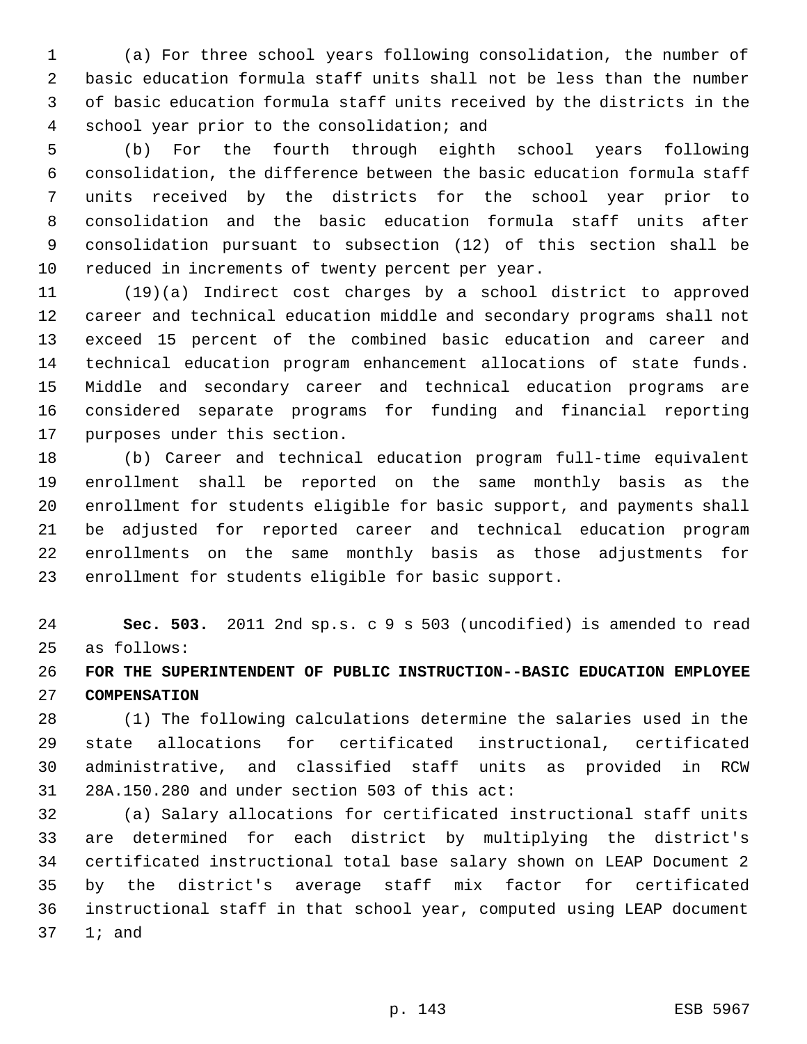(a) For three school years following consolidation, the number of basic education formula staff units shall not be less than the number of basic education formula staff units received by the districts in the school year prior to the consolidation; and

(b) For the fourth through eighth school years following consolidation, the difference between the basic education formula staff units received by the districts for the school year prior to consolidation and the basic education formula staff units after consolidation pursuant to subsection (12) of this section shall be reduced in increments of twenty percent per year.

(19)(a) Indirect cost charges by a school district to approved career and technical education middle and secondary programs shall not exceed 15 percent of the combined basic education and career and technical education program enhancement allocations of state funds. Middle and secondary career and technical education programs are considered separate programs for funding and financial reporting purposes under this section.

(b) Career and technical education program full-time equivalent enrollment shall be reported on the same monthly basis as the enrollment for students eligible for basic support, and payments shall be adjusted for reported career and technical education program enrollments on the same monthly basis as those adjustments for enrollment for students eligible for basic support.

**Sec. 503.** 2011 2nd sp.s. c 9 s 503 (uncodified) is amended to read as follows:

**FOR THE SUPERINTENDENT OF PUBLIC INSTRUCTION--BASIC EDUCATION EMPLOYEE COMPENSATION**

(1) The following calculations determine the salaries used in the state allocations for certificated instructional, certificated administrative, and classified staff units as provided in RCW 28A.150.280 and under section 503 of this act:

(a) Salary allocations for certificated instructional staff units are determined for each district by multiplying the district's certificated instructional total base salary shown on LEAP Document 2 by the district's average staff mix factor for certificated instructional staff in that school year, computed using LEAP document 1; and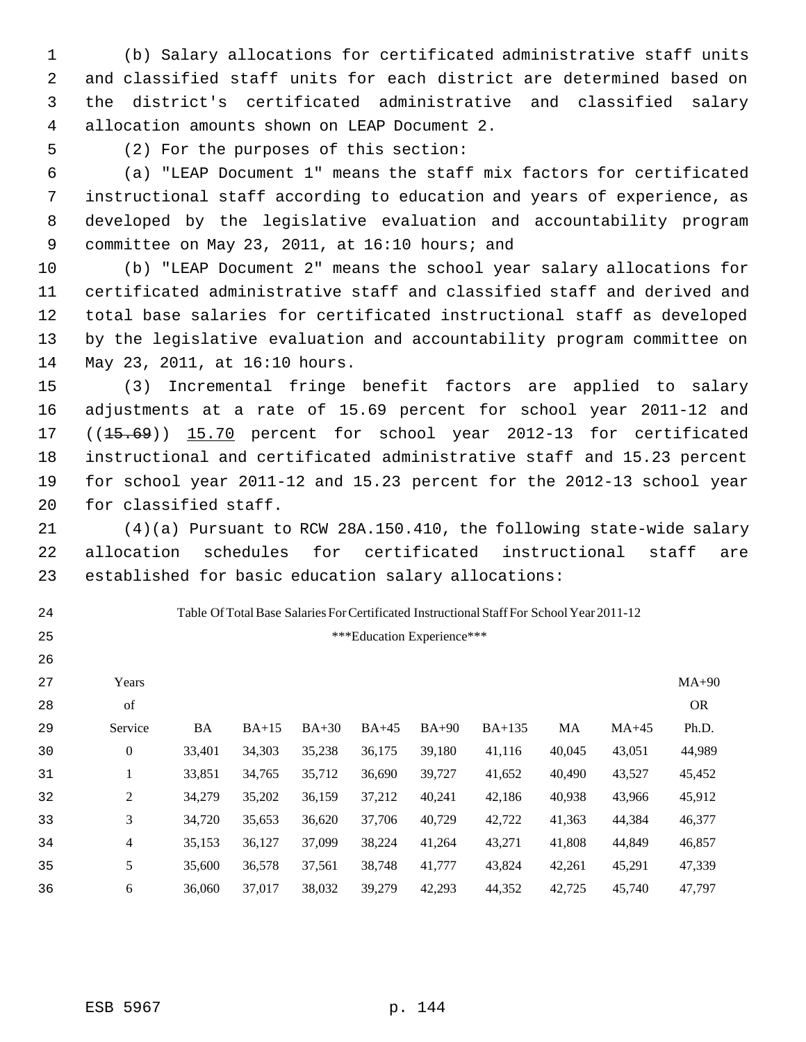(b) Salary allocations for certificated administrative staff units and classified staff units for each district are determined based on the district's certificated administrative and classified salary allocation amounts shown on LEAP Document 2.

(2) For the purposes of this section:

(a) "LEAP Document 1" means the staff mix factors for certificated instructional staff according to education and years of experience, as developed by the legislative evaluation and accountability program committee on May 23, 2011, at 16:10 hours; and

(b) "LEAP Document 2" means the school year salary allocations for certificated administrative staff and classified staff and derived and total base salaries for certificated instructional staff as developed by the legislative evaluation and accountability program committee on May 23, 2011, at 16:10 hours.

(3) Incremental fringe benefit factors are applied to salary adjustments at a rate of 15.69 percent for school year 2011-12 and ((~~15.69~~)) <u>15.70</u> percent for school year 2012-13 for certificated instructional and certificated administrative staff and 15.23 percent for school year 2011-12 and 15.23 percent for the 2012-13 school year for classified staff.

(4)(a) Pursuant to RCW 28A.150.410, the following state-wide salary allocation schedules for certificated instructional staff are established for basic education salary allocations:

Table Of Total Base Salaries For Certificated Instructional Staff For School Year 2011-12

***Education Experience***

| Years of Service | BA | BA+15 | BA+30 | BA+45 | BA+90 | BA+135 | MA | MA+45 | MA+90 OR Ph.D. |
|---|---|---|---|---|---|---|---|---|---|
| 0 | 33,401 | 34,303 | 35,238 | 36,175 | 39,180 | 41,116 | 40,045 | 43,051 | 44,989 |
| 1 | 33,851 | 34,765 | 35,712 | 36,690 | 39,727 | 41,652 | 40,490 | 43,527 | 45,452 |
| 2 | 34,279 | 35,202 | 36,159 | 37,212 | 40,241 | 42,186 | 40,938 | 43,966 | 45,912 |
| 3 | 34,720 | 35,653 | 36,620 | 37,706 | 40,729 | 42,722 | 41,363 | 44,384 | 46,377 |
| 4 | 35,153 | 36,127 | 37,099 | 38,224 | 41,264 | 43,271 | 41,808 | 44,849 | 46,857 |
| 5 | 35,600 | 36,578 | 37,561 | 38,748 | 41,777 | 43,824 | 42,261 | 45,291 | 47,339 |
| 6 | 36,060 | 37,017 | 38,032 | 39,279 | 42,293 | 44,352 | 42,725 | 45,740 | 47,797 |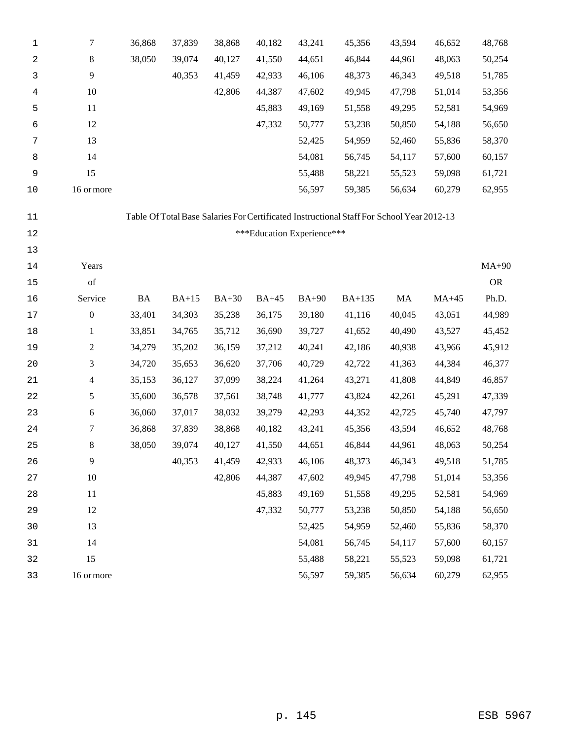| | | | | | | | | | |
|---|---|---|---|---|---|---|---|---|---|
| 7 | 36,868 | 37,839 | 38,868 | 40,182 | 43,241 | 45,356 | 43,594 | 46,652 | 48,768 |
| 8 | 38,050 | 39,074 | 40,127 | 41,550 | 44,651 | 46,844 | 44,961 | 48,063 | 50,254 |
| 9 | | 40,353 | 41,459 | 42,933 | 46,106 | 48,373 | 46,343 | 49,518 | 51,785 |
| 10 | | | 42,806 | 44,387 | 47,602 | 49,945 | 47,798 | 51,014 | 53,356 |
| 11 | | | | 45,883 | 49,169 | 51,558 | 49,295 | 52,581 | 54,969 |
| 12 | | | | 47,332 | 50,777 | 53,238 | 50,850 | 54,188 | 56,650 |
| 13 | | | | | 52,425 | 54,959 | 52,460 | 55,836 | 58,370 |
| 14 | | | | | 54,081 | 56,745 | 54,117 | 57,600 | 60,157 |
| 15 | | | | | 55,488 | 58,221 | 55,523 | 59,098 | 61,721 |
| 16 or more | | | | | 56,597 | 59,385 | 56,634 | 60,279 | 62,955 |

Table Of Total Base Salaries For Certificated Instructional Staff For School Year 2012-13

***Education Experience***

| Years of Service | BA | BA+15 | BA+30 | BA+45 | BA+90 | BA+135 | MA | MA+45 | MA+90 OR Ph.D. |
|---|---|---|---|---|---|---|---|---|---|
| 0 | 33,401 | 34,303 | 35,238 | 36,175 | 39,180 | 41,116 | 40,045 | 43,051 | 44,989 |
| 1 | 33,851 | 34,765 | 35,712 | 36,690 | 39,727 | 41,652 | 40,490 | 43,527 | 45,452 |
| 2 | 34,279 | 35,202 | 36,159 | 37,212 | 40,241 | 42,186 | 40,938 | 43,966 | 45,912 |
| 3 | 34,720 | 35,653 | 36,620 | 37,706 | 40,729 | 42,722 | 41,363 | 44,384 | 46,377 |
| 4 | 35,153 | 36,127 | 37,099 | 38,224 | 41,264 | 43,271 | 41,808 | 44,849 | 46,857 |
| 5 | 35,600 | 36,578 | 37,561 | 38,748 | 41,777 | 43,824 | 42,261 | 45,291 | 47,339 |
| 6 | 36,060 | 37,017 | 38,032 | 39,279 | 42,293 | 44,352 | 42,725 | 45,740 | 47,797 |
| 7 | 36,868 | 37,839 | 38,868 | 40,182 | 43,241 | 45,356 | 43,594 | 46,652 | 48,768 |
| 8 | 38,050 | 39,074 | 40,127 | 41,550 | 44,651 | 46,844 | 44,961 | 48,063 | 50,254 |
| 9 | | 40,353 | 41,459 | 42,933 | 46,106 | 48,373 | 46,343 | 49,518 | 51,785 |
| 10 | | | 42,806 | 44,387 | 47,602 | 49,945 | 47,798 | 51,014 | 53,356 |
| 11 | | | | 45,883 | 49,169 | 51,558 | 49,295 | 52,581 | 54,969 |
| 12 | | | | 47,332 | 50,777 | 53,238 | 50,850 | 54,188 | 56,650 |
| 13 | | | | | 52,425 | 54,959 | 52,460 | 55,836 | 58,370 |
| 14 | | | | | 54,081 | 56,745 | 54,117 | 57,600 | 60,157 |
| 15 | | | | | 55,488 | 58,221 | 55,523 | 59,098 | 61,721 |
| 16 or more | | | | | 56,597 | 59,385 | 56,634 | 60,279 | 62,955 |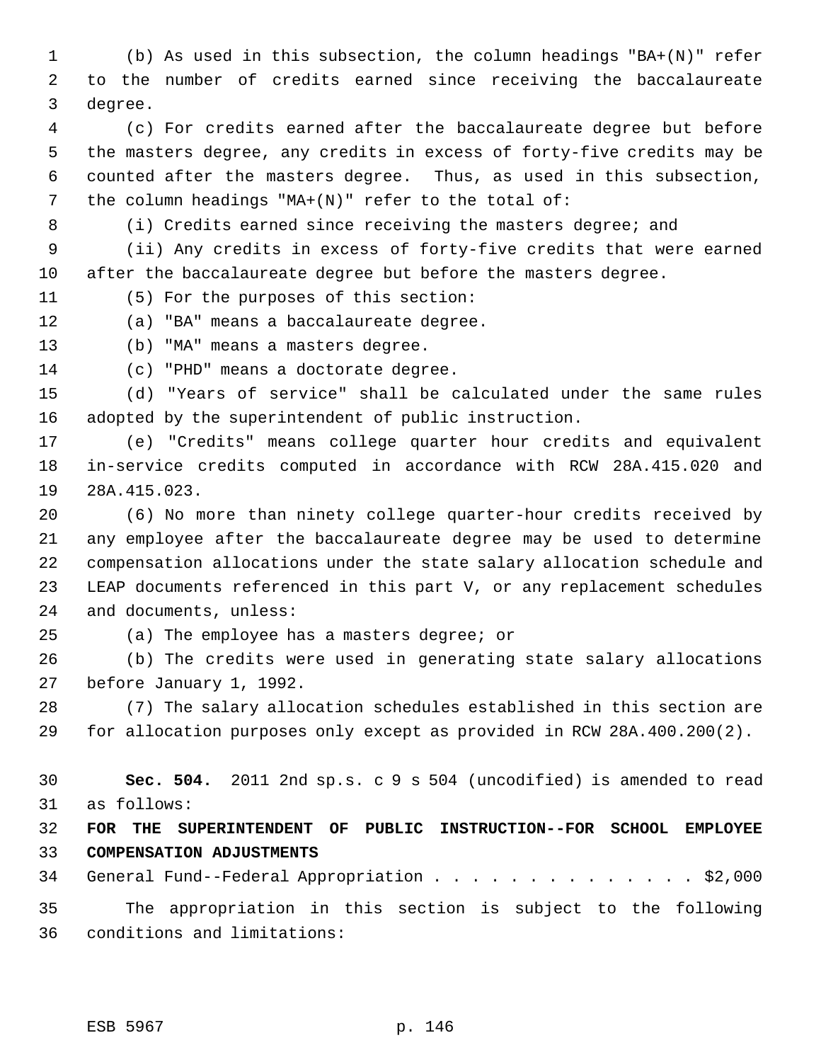(b) As used in this subsection, the column headings "BA+(N)" refer to the number of credits earned since receiving the baccalaureate degree.

(c) For credits earned after the baccalaureate degree but before the masters degree, any credits in excess of forty-five credits may be counted after the masters degree. Thus, as used in this subsection, the column headings "MA+(N)" refer to the total of:

(i) Credits earned since receiving the masters degree; and

(ii) Any credits in excess of forty-five credits that were earned after the baccalaureate degree but before the masters degree.

(5) For the purposes of this section:

(a) "BA" means a baccalaureate degree.

(b) "MA" means a masters degree.

(c) "PHD" means a doctorate degree.

(d) "Years of service" shall be calculated under the same rules adopted by the superintendent of public instruction.

(e) "Credits" means college quarter hour credits and equivalent in-service credits computed in accordance with RCW 28A.415.020 and 28A.415.023.

(6) No more than ninety college quarter-hour credits received by any employee after the baccalaureate degree may be used to determine compensation allocations under the state salary allocation schedule and LEAP documents referenced in this part V, or any replacement schedules and documents, unless:

(a) The employee has a masters degree; or

(b) The credits were used in generating state salary allocations before January 1, 1992.

(7) The salary allocation schedules established in this section are for allocation purposes only except as provided in RCW 28A.400.200(2).

**Sec. 504.** 2011 2nd sp.s. c 9 s 504 (uncodified) is amended to read as follows:

**FOR THE SUPERINTENDENT OF PUBLIC INSTRUCTION--FOR SCHOOL EMPLOYEE COMPENSATION ADJUSTMENTS**

General Fund--Federal Appropriation . . . . . . . . . . . . . . $2,000

The appropriation in this section is subject to the following conditions and limitations: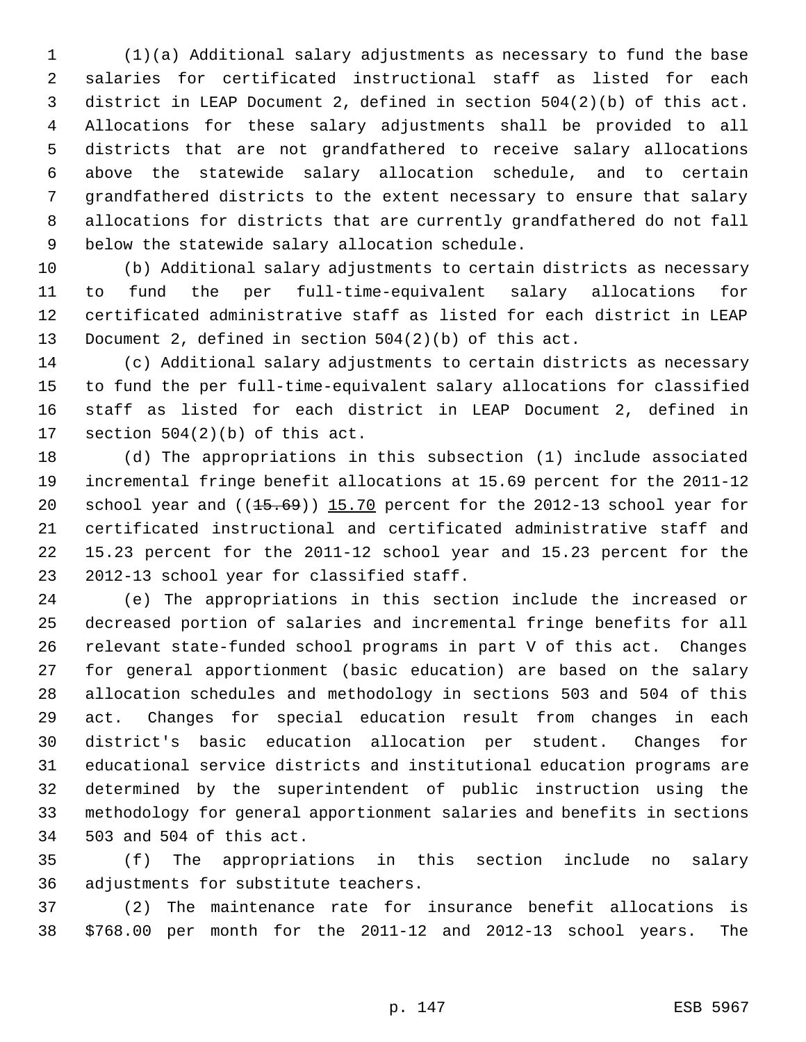(1)(a) Additional salary adjustments as necessary to fund the base salaries for certificated instructional staff as listed for each district in LEAP Document 2, defined in section 504(2)(b) of this act. Allocations for these salary adjustments shall be provided to all districts that are not grandfathered to receive salary allocations above the statewide salary allocation schedule, and to certain grandfathered districts to the extent necessary to ensure that salary allocations for districts that are currently grandfathered do not fall below the statewide salary allocation schedule.

(b) Additional salary adjustments to certain districts as necessary to fund the per full-time-equivalent salary allocations for certificated administrative staff as listed for each district in LEAP Document 2, defined in section 504(2)(b) of this act.

(c) Additional salary adjustments to certain districts as necessary to fund the per full-time-equivalent salary allocations for classified staff as listed for each district in LEAP Document 2, defined in section 504(2)(b) of this act.

(d) The appropriations in this subsection (1) include associated incremental fringe benefit allocations at 15.69 percent for the 2011-12 school year and ((~~15.69~~)) <u>15.70</u> percent for the 2012-13 school year for certificated instructional and certificated administrative staff and 15.23 percent for the 2011-12 school year and 15.23 percent for the 2012-13 school year for classified staff.

(e) The appropriations in this section include the increased or decreased portion of salaries and incremental fringe benefits for all relevant state-funded school programs in part V of this act. Changes for general apportionment (basic education) are based on the salary allocation schedules and methodology in sections 503 and 504 of this act. Changes for special education result from changes in each district's basic education allocation per student. Changes for educational service districts and institutional education programs are determined by the superintendent of public instruction using the methodology for general apportionment salaries and benefits in sections 503 and 504 of this act.

(f) The appropriations in this section include no salary adjustments for substitute teachers.

(2) The maintenance rate for insurance benefit allocations is $768.00 per month for the 2011-12 and 2012-13 school years. The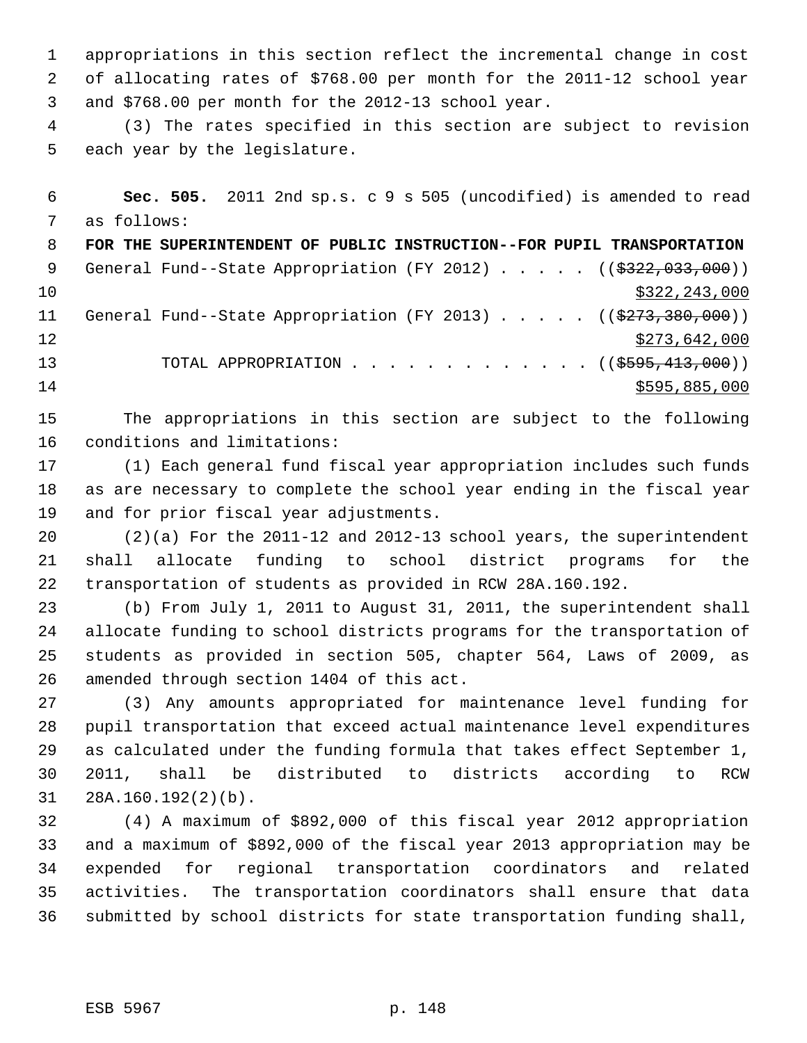appropriations in this section reflect the incremental change in cost of allocating rates of $768.00 per month for the 2011-12 school year and $768.00 per month for the 2012-13 school year.

(3) The rates specified in this section are subject to revision each year by the legislature.

**Sec. 505.** 2011 2nd sp.s. c 9 s 505 (uncodified) is amended to read as follows:

**FOR THE SUPERINTENDENT OF PUBLIC INSTRUCTION--FOR PUPIL TRANSPORTATION**

General Fund--State Appropriation (FY 2012) . . . . . ((~~$322,033,000~~)) $322,243,000

General Fund--State Appropriation (FY 2013) . . . . . ((~~$273,380,000~~)) $273,642,000

TOTAL APPROPRIATION . . . . . . . . . . . . . ((~~$595,413,000~~)) $595,885,000

The appropriations in this section are subject to the following conditions and limitations:

(1) Each general fund fiscal year appropriation includes such funds as are necessary to complete the school year ending in the fiscal year and for prior fiscal year adjustments.

(2)(a) For the 2011-12 and 2012-13 school years, the superintendent shall allocate funding to school district programs for the transportation of students as provided in RCW 28A.160.192.

(b) From July 1, 2011 to August 31, 2011, the superintendent shall allocate funding to school districts programs for the transportation of students as provided in section 505, chapter 564, Laws of 2009, as amended through section 1404 of this act.

(3) Any amounts appropriated for maintenance level funding for pupil transportation that exceed actual maintenance level expenditures as calculated under the funding formula that takes effect September 1, 2011, shall be distributed to districts according to RCW 28A.160.192(2)(b).

(4) A maximum of $892,000 of this fiscal year 2012 appropriation and a maximum of $892,000 of the fiscal year 2013 appropriation may be expended for regional transportation coordinators and related activities. The transportation coordinators shall ensure that data submitted by school districts for state transportation funding shall,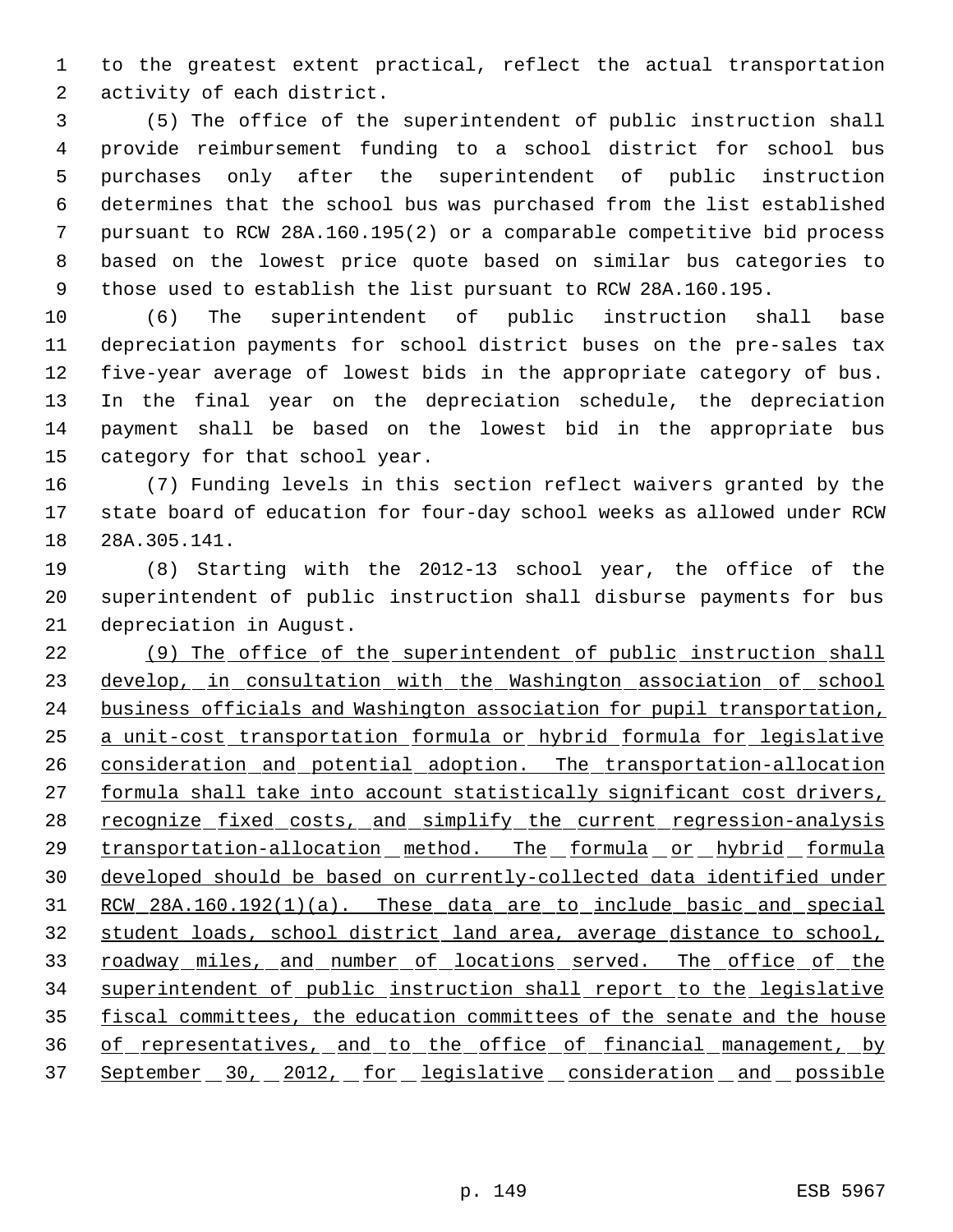to the greatest extent practical, reflect the actual transportation activity of each district.

(5) The office of the superintendent of public instruction shall provide reimbursement funding to a school district for school bus purchases only after the superintendent of public instruction determines that the school bus was purchased from the list established pursuant to RCW 28A.160.195(2) or a comparable competitive bid process based on the lowest price quote based on similar bus categories to those used to establish the list pursuant to RCW 28A.160.195.

(6) The superintendent of public instruction shall base depreciation payments for school district buses on the pre-sales tax five-year average of lowest bids in the appropriate category of bus. In the final year on the depreciation schedule, the depreciation payment shall be based on the lowest bid in the appropriate bus category for that school year.

(7) Funding levels in this section reflect waivers granted by the state board of education for four-day school weeks as allowed under RCW 28A.305.141.

(8) Starting with the 2012-13 school year, the office of the superintendent of public instruction shall disburse payments for bus depreciation in August.

<u>(9) The office of the superintendent of public instruction shall develop, in consultation with the Washington association of school business officials and Washington association for pupil transportation, a unit-cost transportation formula or hybrid formula for legislative consideration and potential adoption. The transportation-allocation formula shall take into account statistically significant cost drivers, recognize fixed costs, and simplify the current regression-analysis transportation-allocation method. The formula or hybrid formula developed should be based on currently-collected data identified under RCW 28A.160.192(1)(a). These data are to include basic and special student loads, school district land area, average distance to school, roadway miles, and number of locations served. The office of the superintendent of public instruction shall report to the legislative fiscal committees, the education committees of the senate and the house of representatives, and to the office of financial management, by September 30, 2012, for legislative consideration and possible</u>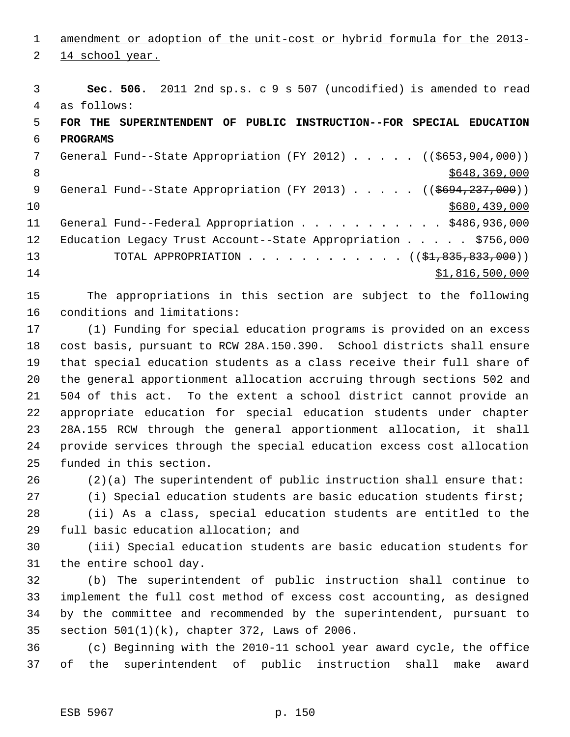amendment or adoption of the unit-cost or hybrid formula for the 2013-14 school year.

**Sec. 506.** 2011 2nd sp.s. c 9 s 507 (uncodified) is amended to read as follows:

**FOR THE SUPERINTENDENT OF PUBLIC INSTRUCTION--FOR SPECIAL EDUCATION PROGRAMS**

General Fund--State Appropriation (FY 2012) . . . . . (($653,904,000)) $648,369,000

General Fund--State Appropriation (FY 2013) . . . . . (($694,237,000)) $680,439,000

General Fund--Federal Appropriation . . . . . . . . . . . $486,936,000

Education Legacy Trust Account--State Appropriation . . . . . $756,000

TOTAL APPROPRIATION . . . . . . . . . . . . (($1,835,833,000)) $1,816,500,000

The appropriations in this section are subject to the following conditions and limitations:

(1) Funding for special education programs is provided on an excess cost basis, pursuant to RCW 28A.150.390. School districts shall ensure that special education students as a class receive their full share of the general apportionment allocation accruing through sections 502 and 504 of this act. To the extent a school district cannot provide an appropriate education for special education students under chapter 28A.155 RCW through the general apportionment allocation, it shall provide services through the special education excess cost allocation funded in this section.

(2)(a) The superintendent of public instruction shall ensure that:

(i) Special education students are basic education students first;

(ii) As a class, special education students are entitled to the full basic education allocation; and

(iii) Special education students are basic education students for the entire school day.

(b) The superintendent of public instruction shall continue to implement the full cost method of excess cost accounting, as designed by the committee and recommended by the superintendent, pursuant to section 501(1)(k), chapter 372, Laws of 2006.

(c) Beginning with the 2010-11 school year award cycle, the office of the superintendent of public instruction shall make award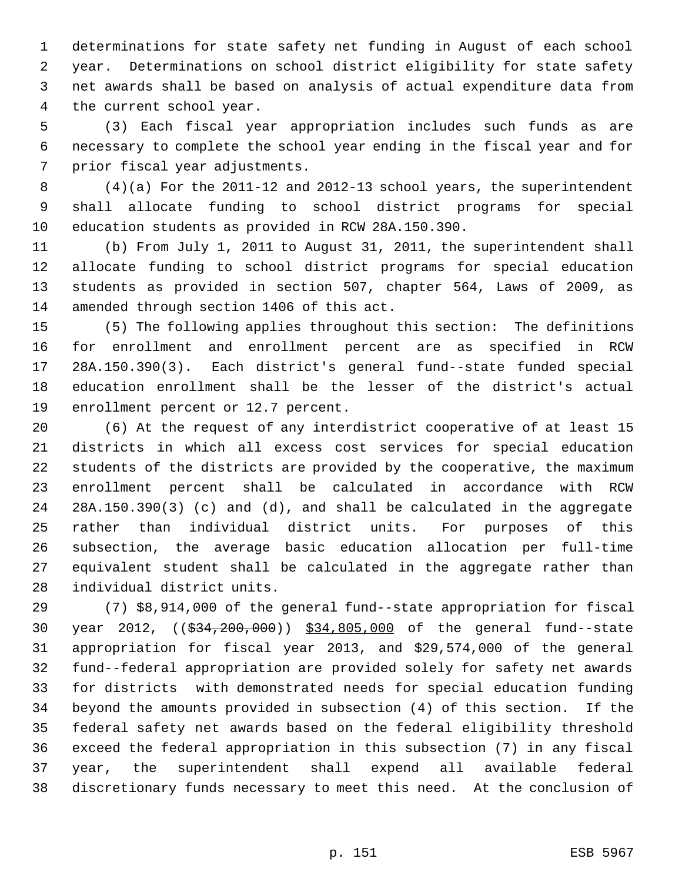determinations for state safety net funding in August of each school year. Determinations on school district eligibility for state safety net awards shall be based on analysis of actual expenditure data from the current school year.

(3) Each fiscal year appropriation includes such funds as are necessary to complete the school year ending in the fiscal year and for prior fiscal year adjustments.

(4)(a) For the 2011-12 and 2012-13 school years, the superintendent shall allocate funding to school district programs for special education students as provided in RCW 28A.150.390.

(b) From July 1, 2011 to August 31, 2011, the superintendent shall allocate funding to school district programs for special education students as provided in section 507, chapter 564, Laws of 2009, as amended through section 1406 of this act.

(5) The following applies throughout this section: The definitions for enrollment and enrollment percent are as specified in RCW 28A.150.390(3). Each district's general fund--state funded special education enrollment shall be the lesser of the district's actual enrollment percent or 12.7 percent.

(6) At the request of any interdistrict cooperative of at least 15 districts in which all excess cost services for special education students of the districts are provided by the cooperative, the maximum enrollment percent shall be calculated in accordance with RCW 28A.150.390(3) (c) and (d), and shall be calculated in the aggregate rather than individual district units. For purposes of this subsection, the average basic education allocation per full-time equivalent student shall be calculated in the aggregate rather than individual district units.

(7) $8,914,000 of the general fund--state appropriation for fiscal year 2012, ((~~$34,200,000~~)) <u>$34,805,000</u> of the general fund--state appropriation for fiscal year 2013, and $29,574,000 of the general fund--federal appropriation are provided solely for safety net awards for districts with demonstrated needs for special education funding beyond the amounts provided in subsection (4) of this section. If the federal safety net awards based on the federal eligibility threshold exceed the federal appropriation in this subsection (7) in any fiscal year, the superintendent shall expend all available federal discretionary funds necessary to meet this need. At the conclusion of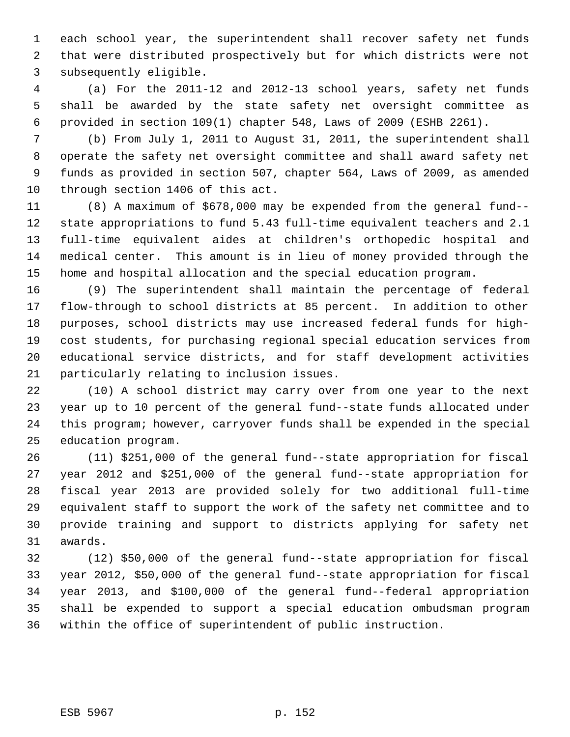each school year, the superintendent shall recover safety net funds that were distributed prospectively but for which districts were not subsequently eligible.

(a) For the 2011-12 and 2012-13 school years, safety net funds shall be awarded by the state safety net oversight committee as provided in section 109(1) chapter 548, Laws of 2009 (ESHB 2261).

(b) From July 1, 2011 to August 31, 2011, the superintendent shall operate the safety net oversight committee and shall award safety net funds as provided in section 507, chapter 564, Laws of 2009, as amended through section 1406 of this act.

(8) A maximum of $678,000 may be expended from the general fund--state appropriations to fund 5.43 full-time equivalent teachers and 2.1 full-time equivalent aides at children's orthopedic hospital and medical center. This amount is in lieu of money provided through the home and hospital allocation and the special education program.

(9) The superintendent shall maintain the percentage of federal flow-through to school districts at 85 percent. In addition to other purposes, school districts may use increased federal funds for high-cost students, for purchasing regional special education services from educational service districts, and for staff development activities particularly relating to inclusion issues.

(10) A school district may carry over from one year to the next year up to 10 percent of the general fund--state funds allocated under this program; however, carryover funds shall be expended in the special education program.

(11) $251,000 of the general fund--state appropriation for fiscal year 2012 and $251,000 of the general fund--state appropriation for fiscal year 2013 are provided solely for two additional full-time equivalent staff to support the work of the safety net committee and to provide training and support to districts applying for safety net awards.

(12) $50,000 of the general fund--state appropriation for fiscal year 2012, $50,000 of the general fund--state appropriation for fiscal year 2013, and $100,000 of the general fund--federal appropriation shall be expended to support a special education ombudsman program within the office of superintendent of public instruction.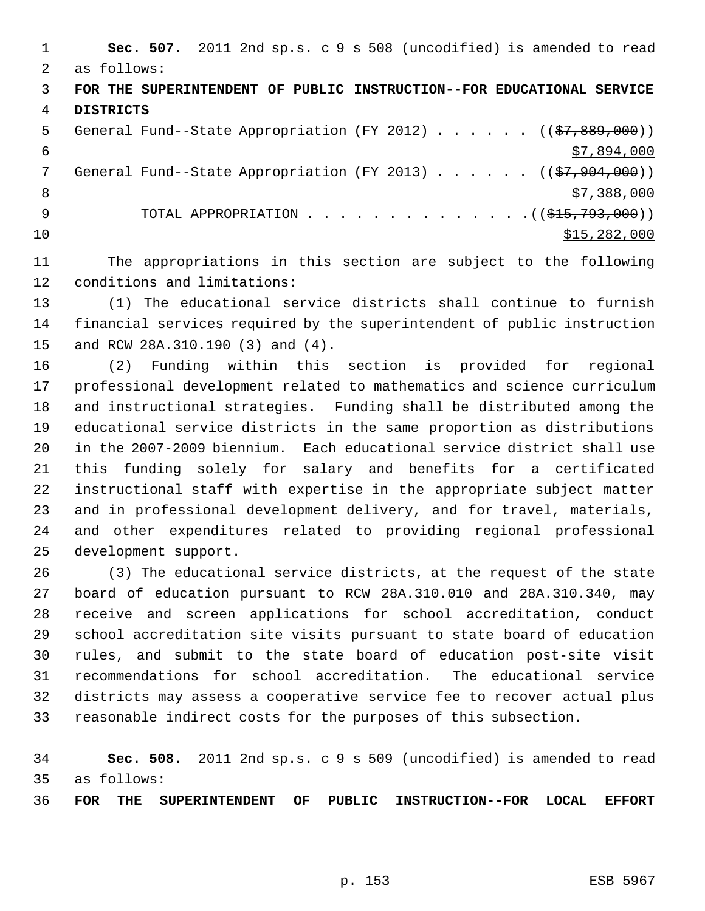**Sec. 507.** 2011 2nd sp.s. c 9 s 508 (uncodified) is amended to read as follows:

**FOR THE SUPERINTENDENT OF PUBLIC INSTRUCTION--FOR EDUCATIONAL SERVICE DISTRICTS**

General Fund--State Appropriation (FY 2012) . . . . . . (($7,889,000))
$7,894,000

General Fund--State Appropriation (FY 2013) . . . . . . (($7,904,000))
$7,388,000

TOTAL APPROPRIATION . . . . . . . . . . . . . . (($15,793,000))
$15,282,000

The appropriations in this section are subject to the following conditions and limitations:

(1) The educational service districts shall continue to furnish financial services required by the superintendent of public instruction and RCW 28A.310.190 (3) and (4).

(2) Funding within this section is provided for regional professional development related to mathematics and science curriculum and instructional strategies. Funding shall be distributed among the educational service districts in the same proportion as distributions in the 2007-2009 biennium. Each educational service district shall use this funding solely for salary and benefits for a certificated instructional staff with expertise in the appropriate subject matter and in professional development delivery, and for travel, materials, and other expenditures related to providing regional professional development support.

(3) The educational service districts, at the request of the state board of education pursuant to RCW 28A.310.010 and 28A.310.340, may receive and screen applications for school accreditation, conduct school accreditation site visits pursuant to state board of education rules, and submit to the state board of education post-site visit recommendations for school accreditation. The educational service districts may assess a cooperative service fee to recover actual plus reasonable indirect costs for the purposes of this subsection.

**Sec. 508.** 2011 2nd sp.s. c 9 s 509 (uncodified) is amended to read as follows:

**FOR THE SUPERINTENDENT OF PUBLIC INSTRUCTION--FOR LOCAL EFFORT**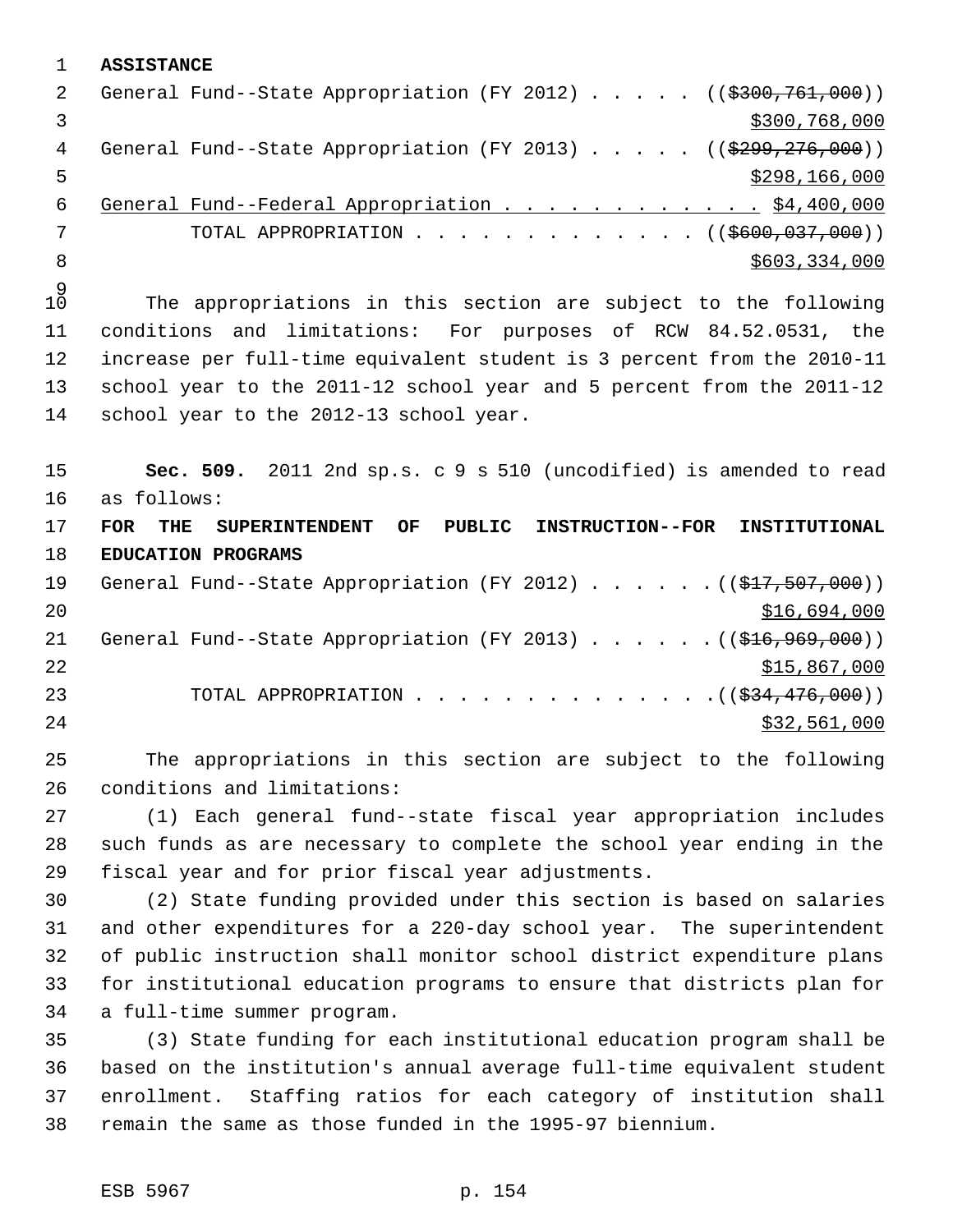**ASSISTANCE**

General Fund--State Appropriation (FY 2012) . . . . . ((~~$300,761,000~~)) <u>$300,768,000</u>

General Fund--State Appropriation (FY 2013) . . . . . ((~~$299,276,000~~)) <u>$298,166,000</u>

<u>General Fund--Federal Appropriation . . . . . . . . . . . . $4,400,000</u>

TOTAL APPROPRIATION . . . . . . . . . . . . . . ((~~$600,037,000~~)) <u>$603,334,000</u>

The appropriations in this section are subject to the following conditions and limitations: For purposes of RCW 84.52.0531, the increase per full-time equivalent student is 3 percent from the 2010-11 school year to the 2011-12 school year and 5 percent from the 2011-12 school year to the 2012-13 school year.

**Sec. 509.** 2011 2nd sp.s. c 9 s 510 (uncodified) is amended to read as follows:

**FOR THE SUPERINTENDENT OF PUBLIC INSTRUCTION--FOR INSTITUTIONAL EDUCATION PROGRAMS**

General Fund--State Appropriation (FY 2012) . . . . . . ((~~$17,507,000~~)) <u>$16,694,000</u>

General Fund--State Appropriation (FY 2013) . . . . . . ((~~$16,969,000~~)) <u>$15,867,000</u>

TOTAL APPROPRIATION . . . . . . . . . . . . . . ((~~$34,476,000~~)) <u>$32,561,000</u>

The appropriations in this section are subject to the following conditions and limitations:

(1) Each general fund--state fiscal year appropriation includes such funds as are necessary to complete the school year ending in the fiscal year and for prior fiscal year adjustments.

(2) State funding provided under this section is based on salaries and other expenditures for a 220-day school year. The superintendent of public instruction shall monitor school district expenditure plans for institutional education programs to ensure that districts plan for a full-time summer program.

(3) State funding for each institutional education program shall be based on the institution's annual average full-time equivalent student enrollment. Staffing ratios for each category of institution shall remain the same as those funded in the 1995-97 biennium.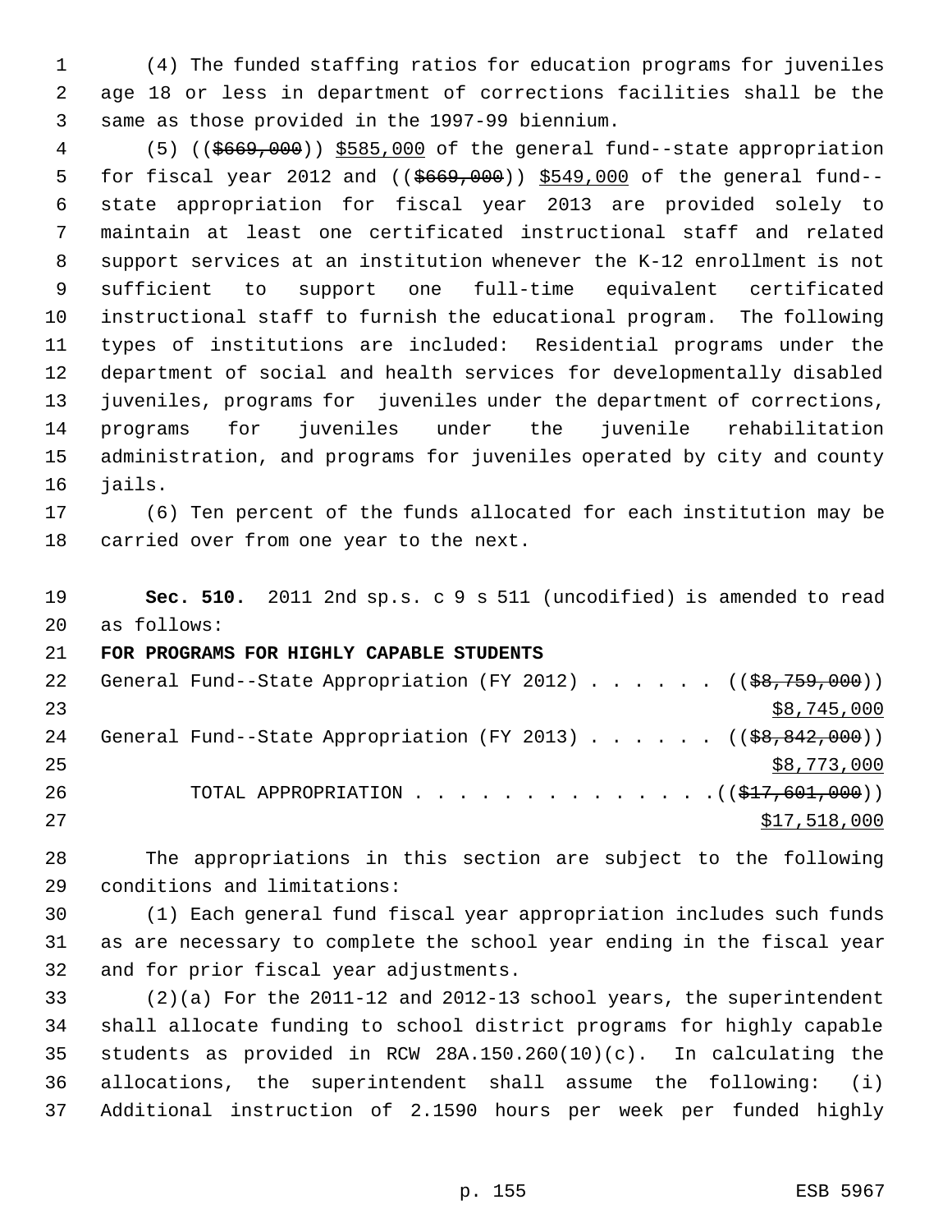(4) The funded staffing ratios for education programs for juveniles age 18 or less in department of corrections facilities shall be the same as those provided in the 1997-99 biennium.

(5) ((~~$669,000~~)) $585,000 of the general fund--state appropriation for fiscal year 2012 and ((~~$669,000~~)) $549,000 of the general fund--state appropriation for fiscal year 2013 are provided solely to maintain at least one certificated instructional staff and related support services at an institution whenever the K-12 enrollment is not sufficient to support one full-time equivalent certificated instructional staff to furnish the educational program. The following types of institutions are included: Residential programs under the department of social and health services for developmentally disabled juveniles, programs for juveniles under the department of corrections, programs for juveniles under the juvenile rehabilitation administration, and programs for juveniles operated by city and county jails.

(6) Ten percent of the funds allocated for each institution may be carried over from one year to the next.

**Sec. 510.** 2011 2nd sp.s. c 9 s 511 (uncodified) is amended to read as follows:

**FOR PROGRAMS FOR HIGHLY CAPABLE STUDENTS**

General Fund--State Appropriation (FY 2012) . . . . . . ((~~$8,759,000~~)) $8,745,000

General Fund--State Appropriation (FY 2013) . . . . . . ((~~$8,842,000~~)) $8,773,000

TOTAL APPROPRIATION . . . . . . . . . . . . . . ((~~$17,601,000~~)) $17,518,000

The appropriations in this section are subject to the following conditions and limitations:

(1) Each general fund fiscal year appropriation includes such funds as are necessary to complete the school year ending in the fiscal year and for prior fiscal year adjustments.

(2)(a) For the 2011-12 and 2012-13 school years, the superintendent shall allocate funding to school district programs for highly capable students as provided in RCW 28A.150.260(10)(c). In calculating the allocations, the superintendent shall assume the following: (i) Additional instruction of 2.1590 hours per week per funded highly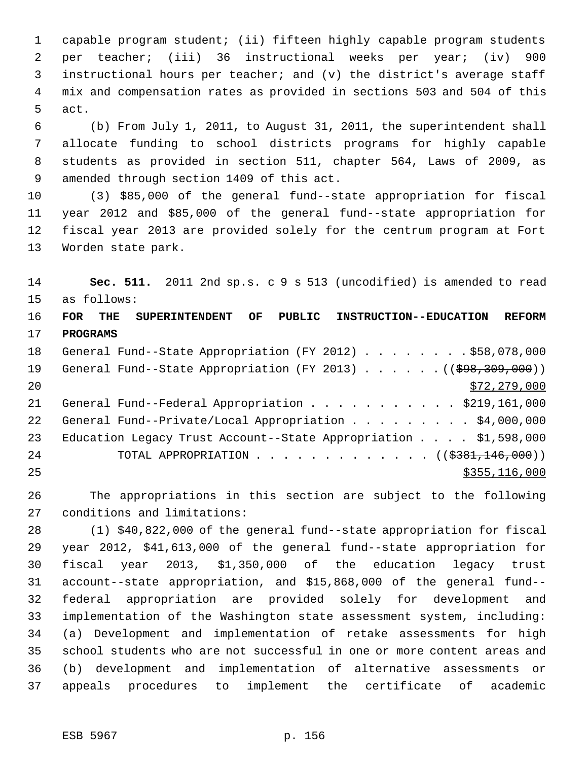capable program student; (ii) fifteen highly capable program students per teacher; (iii) 36 instructional weeks per year; (iv) 900 instructional hours per teacher; and (v) the district's average staff mix and compensation rates as provided in sections 503 and 504 of this act.

(b) From July 1, 2011, to August 31, 2011, the superintendent shall allocate funding to school districts programs for highly capable students as provided in section 511, chapter 564, Laws of 2009, as amended through section 1409 of this act.

(3) $85,000 of the general fund--state appropriation for fiscal year 2012 and $85,000 of the general fund--state appropriation for fiscal year 2013 are provided solely for the centrum program at Fort Worden state park.

**Sec. 511.** 2011 2nd sp.s. c 9 s 513 (uncodified) is amended to read as follows:

**FOR THE SUPERINTENDENT OF PUBLIC INSTRUCTION--EDUCATION REFORM PROGRAMS**

General Fund--State Appropriation (FY 2012) . . . . . . . . $58,078,000
General Fund--State Appropriation (FY 2013) . . . . . . ((~~$98,309,000~~))
<u>$72,279,000</u>
General Fund--Federal Appropriation . . . . . . . . . . . $219,161,000
General Fund--Private/Local Appropriation . . . . . . . . . $4,000,000
Education Legacy Trust Account--State Appropriation . . . . $1,598,000
TOTAL APPROPRIATION . . . . . . . . . . . . . ((~~$381,146,000~~))
<u>$355,116,000</u>

The appropriations in this section are subject to the following conditions and limitations:

(1) $40,822,000 of the general fund--state appropriation for fiscal year 2012, $41,613,000 of the general fund--state appropriation for fiscal year 2013, $1,350,000 of the education legacy trust account--state appropriation, and $15,868,000 of the general fund--federal appropriation are provided solely for development and implementation of the Washington state assessment system, including: (a) Development and implementation of retake assessments for high school students who are not successful in one or more content areas and (b) development and implementation of alternative assessments or appeals procedures to implement the certificate of academic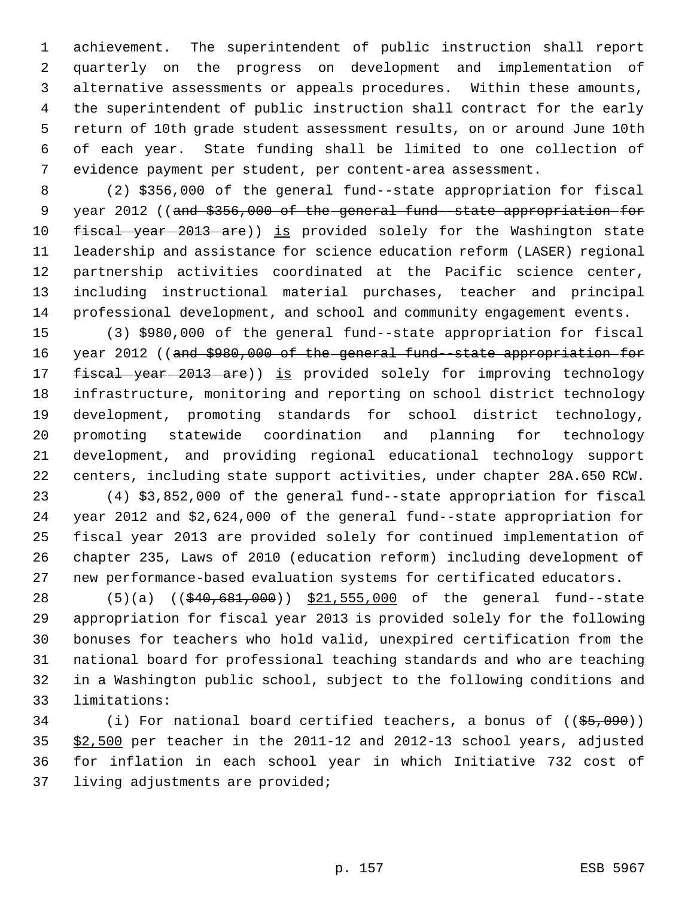achievement. The superintendent of public instruction shall report quarterly on the progress on development and implementation of alternative assessments or appeals procedures. Within these amounts, the superintendent of public instruction shall contract for the early return of 10th grade student assessment results, on or around June 10th of each year. State funding shall be limited to one collection of evidence payment per student, per content-area assessment.

(2) $356,000 of the general fund--state appropriation for fiscal year 2012 ((~~and $356,000 of the general fund--state appropriation for fiscal year 2013 are~~)) is provided solely for the Washington state leadership and assistance for science education reform (LASER) regional partnership activities coordinated at the Pacific science center, including instructional material purchases, teacher and principal professional development, and school and community engagement events.

(3) $980,000 of the general fund--state appropriation for fiscal year 2012 ((~~and $980,000 of the general fund--state appropriation for fiscal year 2013 are~~)) is provided solely for improving technology infrastructure, monitoring and reporting on school district technology development, promoting standards for school district technology, promoting statewide coordination and planning for technology development, and providing regional educational technology support centers, including state support activities, under chapter 28A.650 RCW.

(4) $3,852,000 of the general fund--state appropriation for fiscal year 2012 and $2,624,000 of the general fund--state appropriation for fiscal year 2013 are provided solely for continued implementation of chapter 235, Laws of 2010 (education reform) including development of new performance-based evaluation systems for certificated educators.

(5)(a) ((~~$40,681,000~~)) $21,555,000 of the general fund--state appropriation for fiscal year 2013 is provided solely for the following bonuses for teachers who hold valid, unexpired certification from the national board for professional teaching standards and who are teaching in a Washington public school, subject to the following conditions and limitations:

(i) For national board certified teachers, a bonus of ((~~$5,090~~)) $2,500 per teacher in the 2011-12 and 2012-13 school years, adjusted for inflation in each school year in which Initiative 732 cost of living adjustments are provided;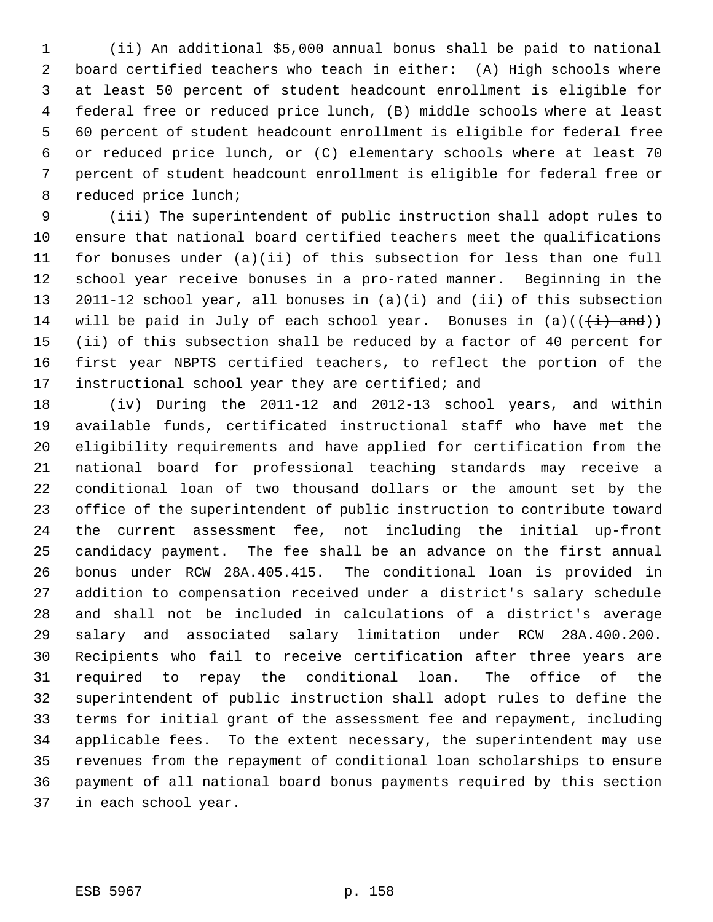(ii) An additional $5,000 annual bonus shall be paid to national board certified teachers who teach in either: (A) High schools where at least 50 percent of student headcount enrollment is eligible for federal free or reduced price lunch, (B) middle schools where at least 60 percent of student headcount enrollment is eligible for federal free or reduced price lunch, or (C) elementary schools where at least 70 percent of student headcount enrollment is eligible for federal free or reduced price lunch;

(iii) The superintendent of public instruction shall adopt rules to ensure that national board certified teachers meet the qualifications for bonuses under (a)(ii) of this subsection for less than one full school year receive bonuses in a pro-rated manner. Beginning in the 2011-12 school year, all bonuses in (a)(i) and (ii) of this subsection will be paid in July of each school year. Bonuses in (a)((~~(i) and~~)) (ii) of this subsection shall be reduced by a factor of 40 percent for first year NBPTS certified teachers, to reflect the portion of the instructional school year they are certified; and

(iv) During the 2011-12 and 2012-13 school years, and within available funds, certificated instructional staff who have met the eligibility requirements and have applied for certification from the national board for professional teaching standards may receive a conditional loan of two thousand dollars or the amount set by the office of the superintendent of public instruction to contribute toward the current assessment fee, not including the initial up-front candidacy payment. The fee shall be an advance on the first annual bonus under RCW 28A.405.415. The conditional loan is provided in addition to compensation received under a district's salary schedule and shall not be included in calculations of a district's average salary and associated salary limitation under RCW 28A.400.200. Recipients who fail to receive certification after three years are required to repay the conditional loan. The office of the superintendent of public instruction shall adopt rules to define the terms for initial grant of the assessment fee and repayment, including applicable fees. To the extent necessary, the superintendent may use revenues from the repayment of conditional loan scholarships to ensure payment of all national board bonus payments required by this section in each school year.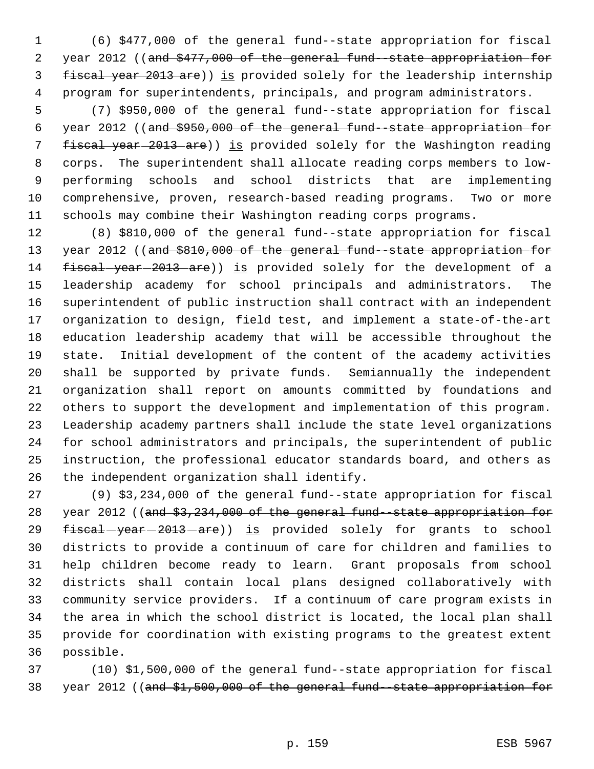(6) $477,000 of the general fund--state appropriation for fiscal year 2012 ((~~and $477,000 of the general fund--state appropriation for fiscal year 2013 are~~)) is provided solely for the leadership internship program for superintendents, principals, and program administrators.

(7) $950,000 of the general fund--state appropriation for fiscal year 2012 ((~~and $950,000 of the general fund--state appropriation for fiscal year 2013 are~~)) is provided solely for the Washington reading corps. The superintendent shall allocate reading corps members to low-performing schools and school districts that are implementing comprehensive, proven, research-based reading programs. Two or more schools may combine their Washington reading corps programs.

(8) $810,000 of the general fund--state appropriation for fiscal year 2012 ((~~and $810,000 of the general fund--state appropriation for fiscal year 2013 are~~)) is provided solely for the development of a leadership academy for school principals and administrators. The superintendent of public instruction shall contract with an independent organization to design, field test, and implement a state-of-the-art education leadership academy that will be accessible throughout the state. Initial development of the content of the academy activities shall be supported by private funds. Semiannually the independent organization shall report on amounts committed by foundations and others to support the development and implementation of this program. Leadership academy partners shall include the state level organizations for school administrators and principals, the superintendent of public instruction, the professional educator standards board, and others as the independent organization shall identify.

(9) $3,234,000 of the general fund--state appropriation for fiscal year 2012 ((~~and $3,234,000 of the general fund--state appropriation for fiscal year 2013 are~~)) is provided solely for grants to school districts to provide a continuum of care for children and families to help children become ready to learn. Grant proposals from school districts shall contain local plans designed collaboratively with community service providers. If a continuum of care program exists in the area in which the school district is located, the local plan shall provide for coordination with existing programs to the greatest extent possible.

(10) $1,500,000 of the general fund--state appropriation for fiscal year 2012 ((~~and $1,500,000 of the general fund--state appropriation for~~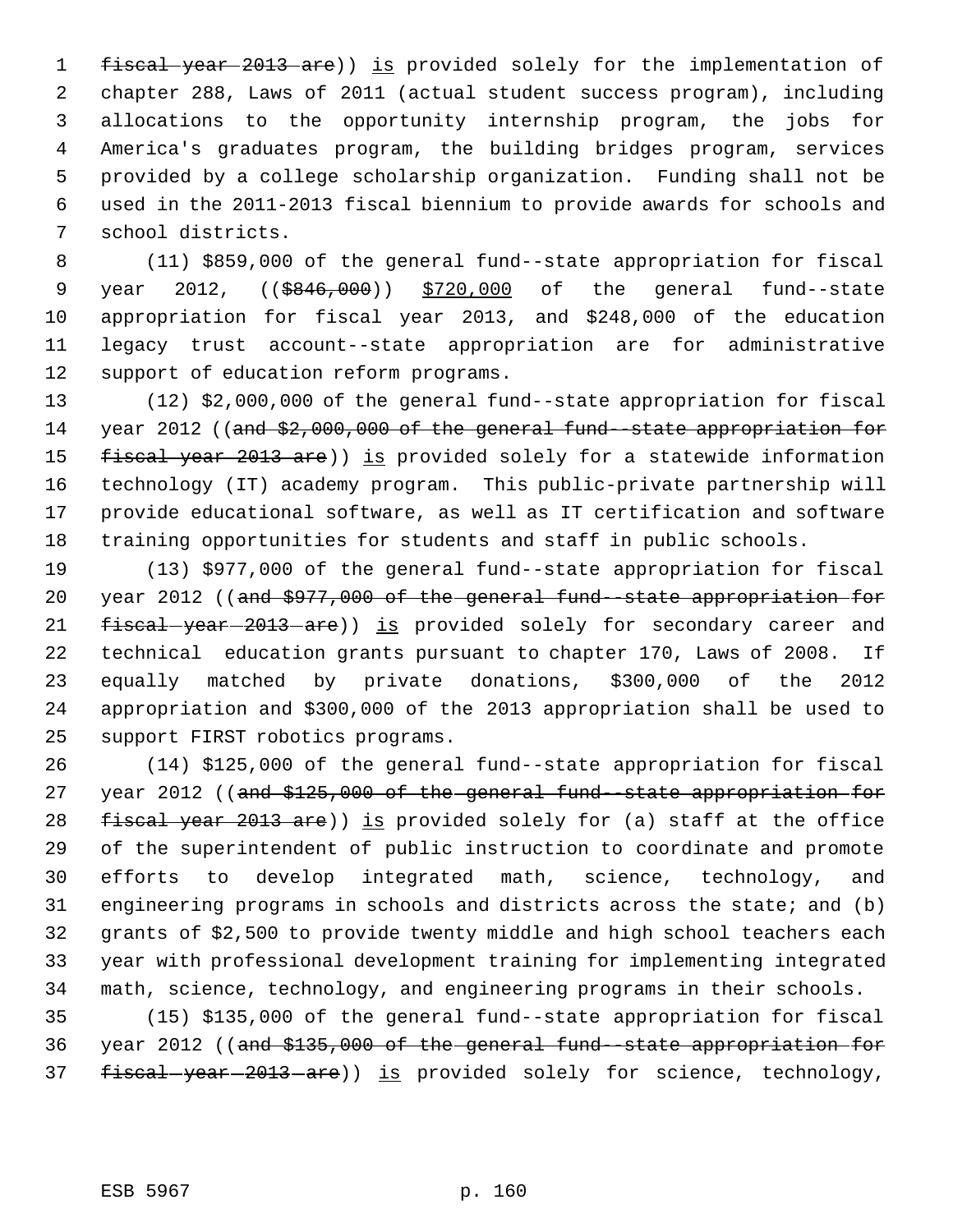~~fiscal year 2013 are~~)) is provided solely for the implementation of chapter 288, Laws of 2011 (actual student success program), including allocations to the opportunity internship program, the jobs for America's graduates program, the building bridges program, services provided by a college scholarship organization. Funding shall not be used in the 2011-2013 fiscal biennium to provide awards for schools and school districts.

(11) $859,000 of the general fund--state appropriation for fiscal year 2012, ((~~$846,000~~)) $720,000 of the general fund--state appropriation for fiscal year 2013, and $248,000 of the education legacy trust account--state appropriation are for administrative support of education reform programs.

(12) $2,000,000 of the general fund--state appropriation for fiscal year 2012 ((~~and $2,000,000 of the general fund--state appropriation for fiscal year 2013 are~~)) is provided solely for a statewide information technology (IT) academy program. This public-private partnership will provide educational software, as well as IT certification and software training opportunities for students and staff in public schools.

(13) $977,000 of the general fund--state appropriation for fiscal year 2012 ((~~and $977,000 of the general fund--state appropriation for fiscal year 2013 are~~)) is provided solely for secondary career and technical education grants pursuant to chapter 170, Laws of 2008. If equally matched by private donations, $300,000 of the 2012 appropriation and $300,000 of the 2013 appropriation shall be used to support FIRST robotics programs.

(14) $125,000 of the general fund--state appropriation for fiscal year 2012 ((~~and $125,000 of the general fund--state appropriation for fiscal year 2013 are~~)) is provided solely for (a) staff at the office of the superintendent of public instruction to coordinate and promote efforts to develop integrated math, science, technology, and engineering programs in schools and districts across the state; and (b) grants of $2,500 to provide twenty middle and high school teachers each year with professional development training for implementing integrated math, science, technology, and engineering programs in their schools.

(15) $135,000 of the general fund--state appropriation for fiscal year 2012 ((~~and $135,000 of the general fund--state appropriation for fiscal year 2013 are~~)) is provided solely for science, technology,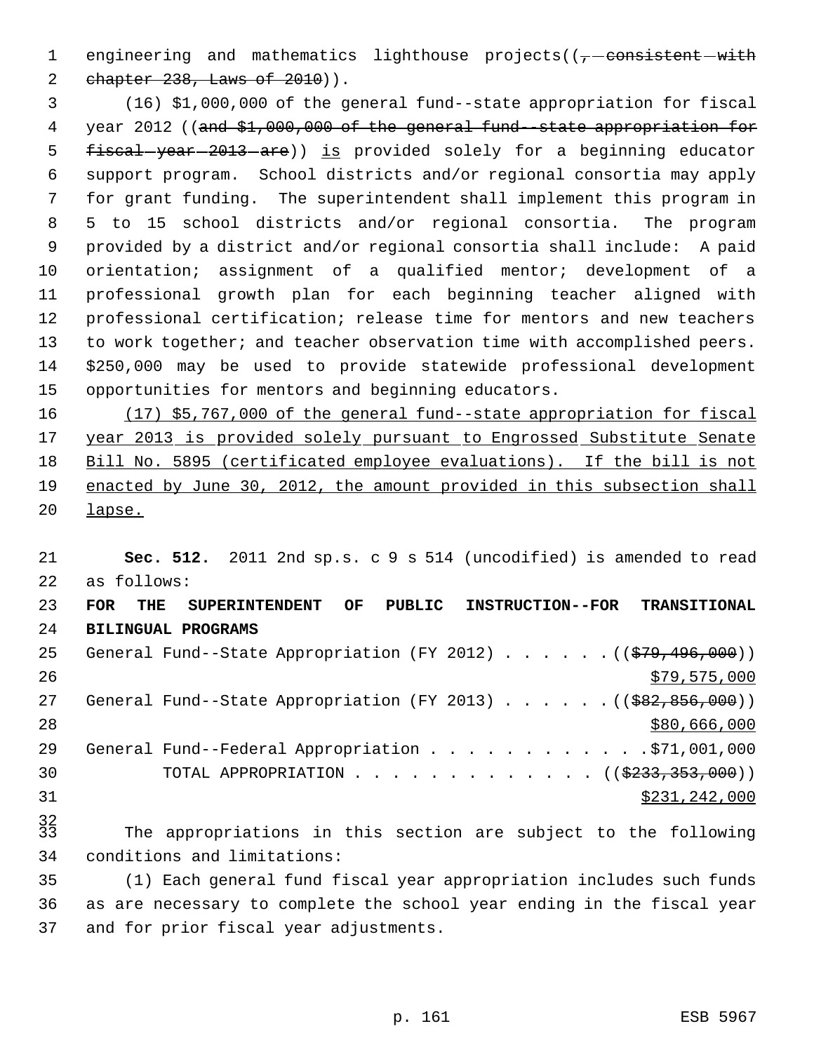engineering and mathematics lighthouse projects((~~, consistent with chapter 238, Laws of 2010~~)).

(16) $1,000,000 of the general fund--state appropriation for fiscal year 2012 ((~~and $1,000,000 of the general fund--state appropriation for fiscal year 2013 are~~)) <u>is</u> provided solely for a beginning educator support program. School districts and/or regional consortia may apply for grant funding. The superintendent shall implement this program in 5 to 15 school districts and/or regional consortia. The program provided by a district and/or regional consortia shall include: A paid orientation; assignment of a qualified mentor; development of a professional growth plan for each beginning teacher aligned with professional certification; release time for mentors and new teachers to work together; and teacher observation time with accomplished peers. $250,000 may be used to provide statewide professional development opportunities for mentors and beginning educators.

<u>(17) $5,767,000 of the general fund--state appropriation for fiscal year 2013 is provided solely pursuant to Engrossed Substitute Senate Bill No. 5895 (certificated employee evaluations). If the bill is not enacted by June 30, 2012, the amount provided in this subsection shall lapse.</u>

**Sec. 512.** 2011 2nd sp.s. c 9 s 514 (uncodified) is amended to read as follows:

**FOR THE SUPERINTENDENT OF PUBLIC INSTRUCTION--FOR TRANSITIONAL BILINGUAL PROGRAMS**

General Fund--State Appropriation (FY 2012) . . . . . . ((~~$79,496,000~~))
<u>$79,575,000</u>

General Fund--State Appropriation (FY 2013) . . . . . . ((~~$82,856,000~~))
<u>$80,666,000</u>

General Fund--Federal Appropriation . . . . . . . . . . . . $71,001,000

TOTAL APPROPRIATION . . . . . . . . . . . . . ((~~$233,353,000~~))
<u>$231,242,000</u>

The appropriations in this section are subject to the following conditions and limitations:

(1) Each general fund fiscal year appropriation includes such funds as are necessary to complete the school year ending in the fiscal year and for prior fiscal year adjustments.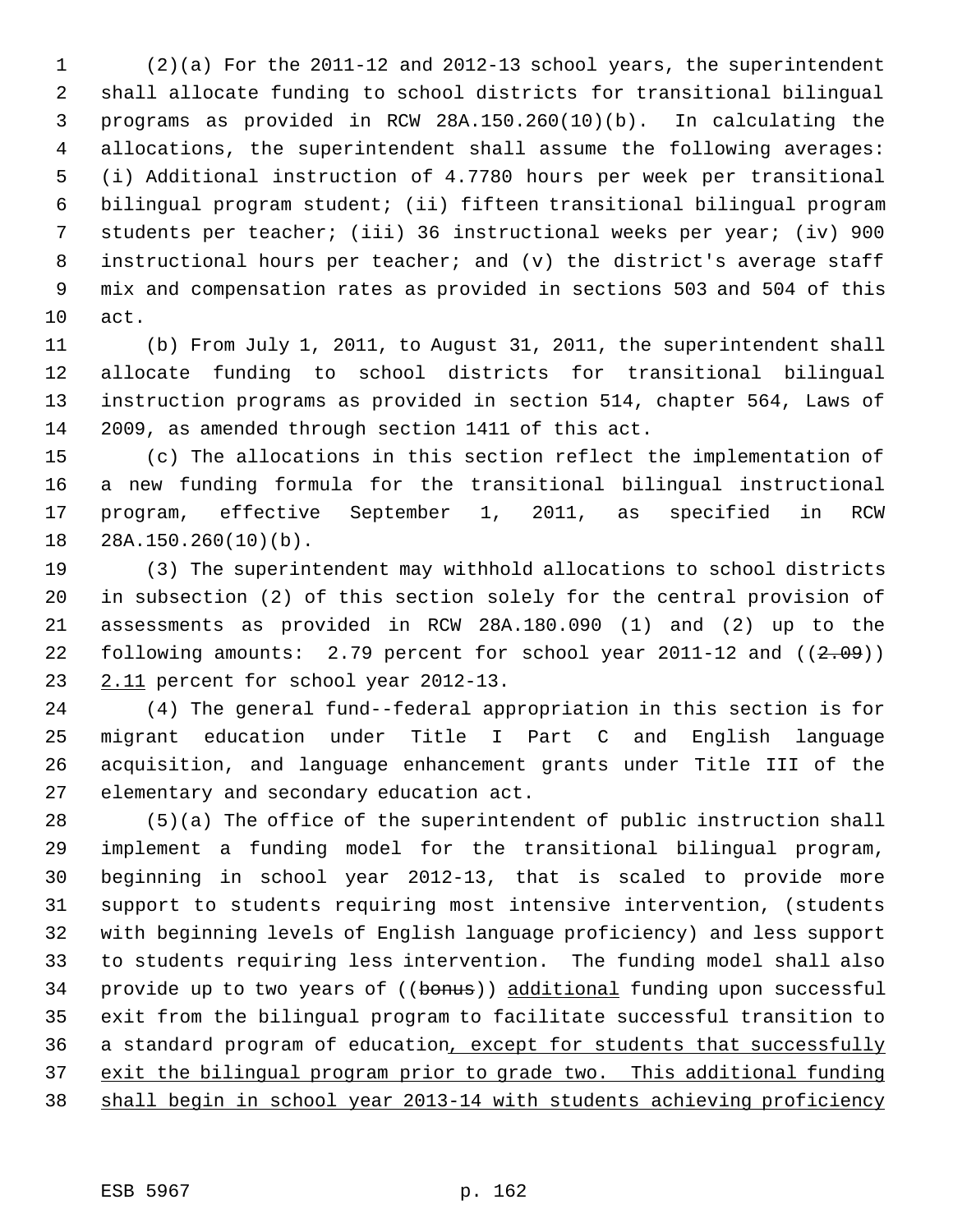(2)(a) For the 2011-12 and 2012-13 school years, the superintendent shall allocate funding to school districts for transitional bilingual programs as provided in RCW 28A.150.260(10)(b). In calculating the allocations, the superintendent shall assume the following averages: (i) Additional instruction of 4.7780 hours per week per transitional bilingual program student; (ii) fifteen transitional bilingual program students per teacher; (iii) 36 instructional weeks per year; (iv) 900 instructional hours per teacher; and (v) the district's average staff mix and compensation rates as provided in sections 503 and 504 of this act.

(b) From July 1, 2011, to August 31, 2011, the superintendent shall allocate funding to school districts for transitional bilingual instruction programs as provided in section 514, chapter 564, Laws of 2009, as amended through section 1411 of this act.

(c) The allocations in this section reflect the implementation of a new funding formula for the transitional bilingual instructional program, effective September 1, 2011, as specified in RCW 28A.150.260(10)(b).

(3) The superintendent may withhold allocations to school districts in subsection (2) of this section solely for the central provision of assessments as provided in RCW 28A.180.090 (1) and (2) up to the following amounts: 2.79 percent for school year 2011-12 and ((~~2.09~~)) <u>2.11</u> percent for school year 2012-13.

(4) The general fund--federal appropriation in this section is for migrant education under Title I Part C and English language acquisition, and language enhancement grants under Title III of the elementary and secondary education act.

(5)(a) The office of the superintendent of public instruction shall implement a funding model for the transitional bilingual program, beginning in school year 2012-13, that is scaled to provide more support to students requiring most intensive intervention, (students with beginning levels of English language proficiency) and less support to students requiring less intervention. The funding model shall also provide up to two years of ((~~bonus~~)) <u>additional</u> funding upon successful exit from the bilingual program to facilitate successful transition to a standard program of education<u>, except for students that successfully exit the bilingual program prior to grade two. This additional funding shall begin in school year 2013-14 with students achieving proficiency</u>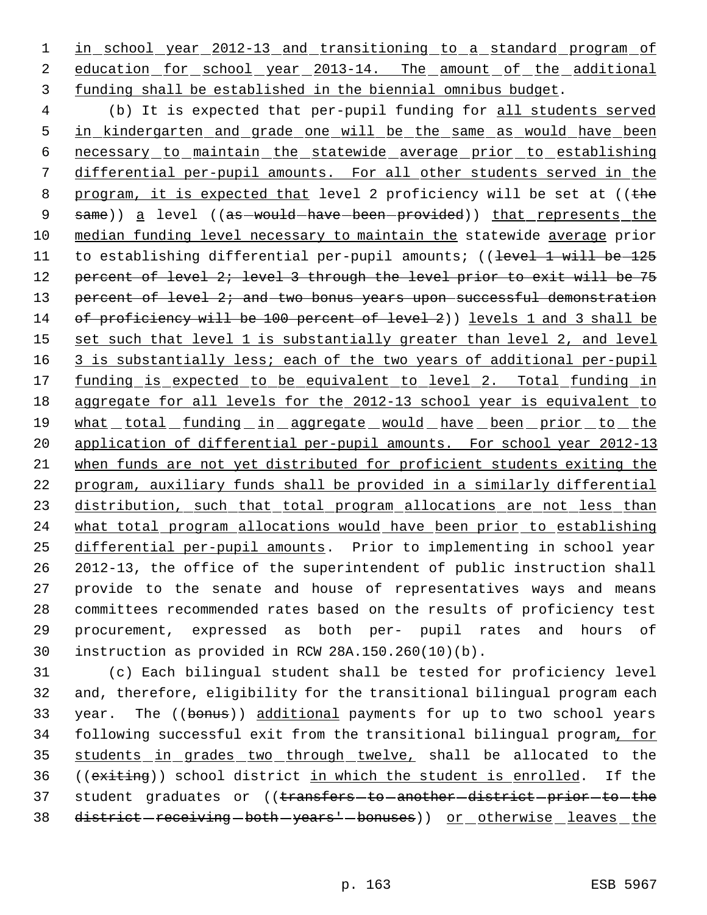in school year 2012-13 and transitioning to a standard program of education for school year 2013-14. The amount of the additional funding shall be established in the biennial omnibus budget.

(b) It is expected that per-pupil funding for all students served in kindergarten and grade one will be the same as would have been necessary to maintain the statewide average prior to establishing differential per-pupil amounts. For all other students served in the program, it is expected that level 2 proficiency will be set at ((the same)) a level ((as would have been provided)) that represents the median funding level necessary to maintain the statewide average prior to establishing differential per-pupil amounts; ((level 1 will be 125 percent of level 2; level 3 through the level prior to exit will be 75 percent of level 2; and two bonus years upon successful demonstration of proficiency will be 100 percent of level 2)) levels 1 and 3 shall be set such that level 1 is substantially greater than level 2, and level 3 is substantially less; each of the two years of additional per-pupil funding is expected to be equivalent to level 2. Total funding in aggregate for all levels for the 2012-13 school year is equivalent to what total funding in aggregate would have been prior to the application of differential per-pupil amounts. For school year 2012-13 when funds are not yet distributed for proficient students exiting the program, auxiliary funds shall be provided in a similarly differential distribution, such that total program allocations are not less than what total program allocations would have been prior to establishing differential per-pupil amounts. Prior to implementing in school year 2012-13, the office of the superintendent of public instruction shall provide to the senate and house of representatives ways and means committees recommended rates based on the results of proficiency test procurement, expressed as both per- pupil rates and hours of instruction as provided in RCW 28A.150.260(10)(b).

(c) Each bilingual student shall be tested for proficiency level and, therefore, eligibility for the transitional bilingual program each year. The ((bonus)) additional payments for up to two school years following successful exit from the transitional bilingual program, for students in grades two through twelve, shall be allocated to the ((exiting)) school district in which the student is enrolled. If the student graduates or ((transfers to another district prior to the district receiving both years' bonuses)) or otherwise leaves the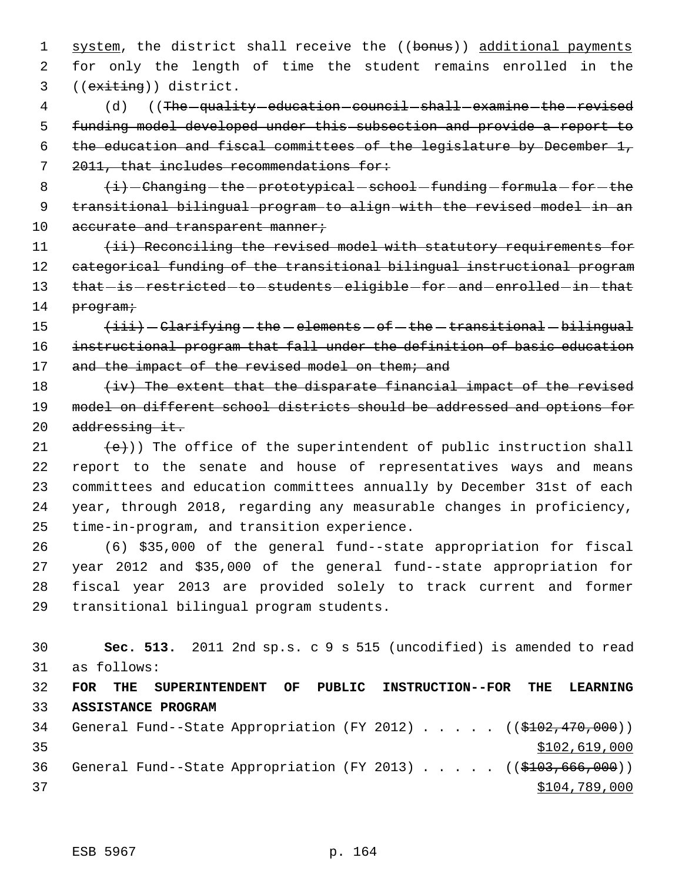system, the district shall receive the ((~~bonus~~)) additional payments for only the length of time the student remains enrolled in the ((~~exiting~~)) district.

(d) ((~~The quality education council shall examine the revised funding model developed under this subsection and provide a report to the education and fiscal committees of the legislature by December 1, 2011, that includes recommendations for:~~

~~(i) Changing the prototypical school funding formula for the transitional bilingual program to align with the revised model in an accurate and transparent manner;~~

~~(ii) Reconciling the revised model with statutory requirements for categorical funding of the transitional bilingual instructional program that is restricted to students eligible for and enrolled in that program;~~

~~(iii) Clarifying the elements of the transitional bilingual instructional program that fall under the definition of basic education and the impact of the revised model on them; and~~

~~(iv) The extent that the disparate financial impact of the revised model on different school districts should be addressed and options for addressing it.~~

~~(e)~~)) The office of the superintendent of public instruction shall report to the senate and house of representatives ways and means committees and education committees annually by December 31st of each year, through 2018, regarding any measurable changes in proficiency, time-in-program, and transition experience.

(6) $35,000 of the general fund--state appropriation for fiscal year 2012 and $35,000 of the general fund--state appropriation for fiscal year 2013 are provided solely to track current and former transitional bilingual program students.

**Sec. 513.** 2011 2nd sp.s. c 9 s 515 (uncodified) is amended to read as follows:

**FOR THE SUPERINTENDENT OF PUBLIC INSTRUCTION--FOR THE LEARNING ASSISTANCE PROGRAM**

General Fund--State Appropriation (FY 2012) . . . . . ((~~$102,470,000~~))
$102,619,000

General Fund--State Appropriation (FY 2013) . . . . . ((~~$103,666,000~~))
$104,789,000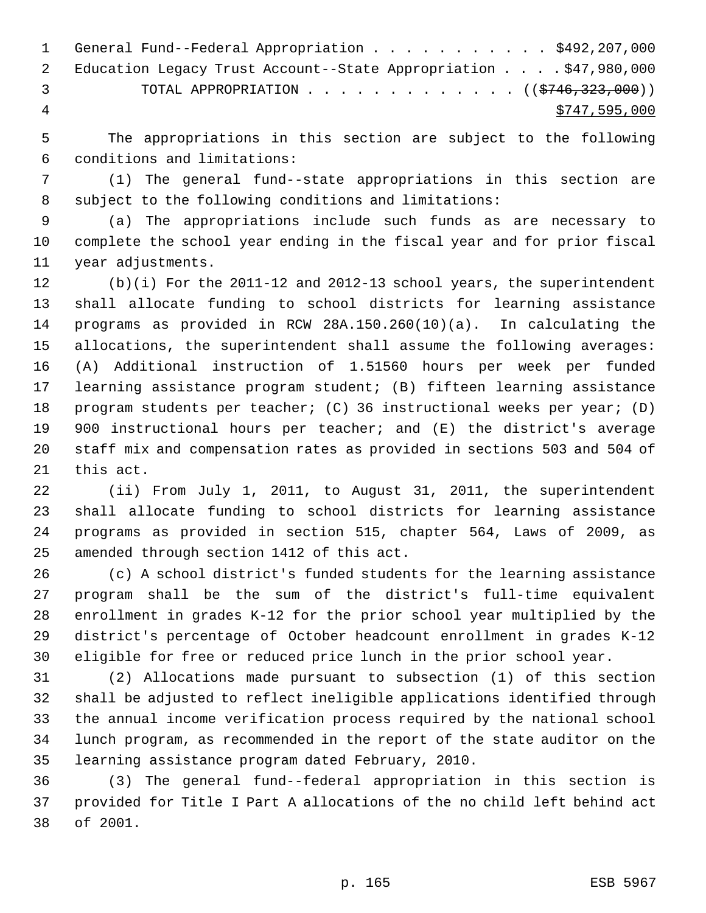General Fund--Federal Appropriation . . . . . . . . . . . $492,207,000
Education Legacy Trust Account--State Appropriation . . . . $47,980,000
TOTAL APPROPRIATION . . . . . . . . . . . . . ((~~$746,323,000~~))
<u>$747,595,000</u>

The appropriations in this section are subject to the following conditions and limitations:

(1) The general fund--state appropriations in this section are subject to the following conditions and limitations:

(a) The appropriations include such funds as are necessary to complete the school year ending in the fiscal year and for prior fiscal year adjustments.

(b)(i) For the 2011-12 and 2012-13 school years, the superintendent shall allocate funding to school districts for learning assistance programs as provided in RCW 28A.150.260(10)(a). In calculating the allocations, the superintendent shall assume the following averages: (A) Additional instruction of 1.51560 hours per week per funded learning assistance program student; (B) fifteen learning assistance program students per teacher; (C) 36 instructional weeks per year; (D) 900 instructional hours per teacher; and (E) the district's average staff mix and compensation rates as provided in sections 503 and 504 of this act.

(ii) From July 1, 2011, to August 31, 2011, the superintendent shall allocate funding to school districts for learning assistance programs as provided in section 515, chapter 564, Laws of 2009, as amended through section 1412 of this act.

(c) A school district's funded students for the learning assistance program shall be the sum of the district's full-time equivalent enrollment in grades K-12 for the prior school year multiplied by the district's percentage of October headcount enrollment in grades K-12 eligible for free or reduced price lunch in the prior school year.

(2) Allocations made pursuant to subsection (1) of this section shall be adjusted to reflect ineligible applications identified through the annual income verification process required by the national school lunch program, as recommended in the report of the state auditor on the learning assistance program dated February, 2010.

(3) The general fund--federal appropriation in this section is provided for Title I Part A allocations of the no child left behind act of 2001.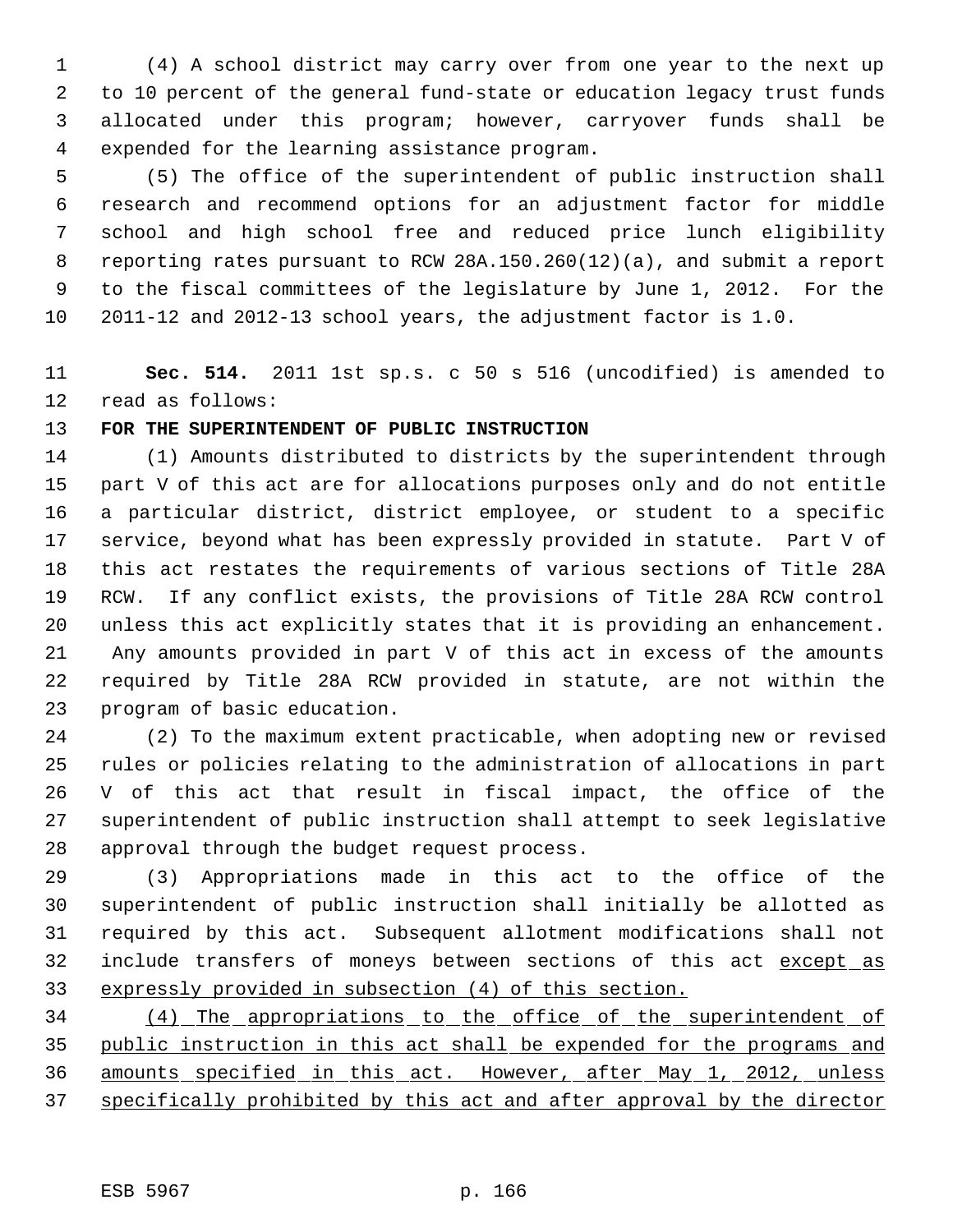(4) A school district may carry over from one year to the next up to 10 percent of the general fund-state or education legacy trust funds allocated under this program; however, carryover funds shall be expended for the learning assistance program.

(5) The office of the superintendent of public instruction shall research and recommend options for an adjustment factor for middle school and high school free and reduced price lunch eligibility reporting rates pursuant to RCW 28A.150.260(12)(a), and submit a report to the fiscal committees of the legislature by June 1, 2012. For the 2011-12 and 2012-13 school years, the adjustment factor is 1.0.

**Sec. 514.** 2011 1st sp.s. c 50 s 516 (uncodified) is amended to read as follows:

**FOR THE SUPERINTENDENT OF PUBLIC INSTRUCTION**

(1) Amounts distributed to districts by the superintendent through part V of this act are for allocations purposes only and do not entitle a particular district, district employee, or student to a specific service, beyond what has been expressly provided in statute. Part V of this act restates the requirements of various sections of Title 28A RCW. If any conflict exists, the provisions of Title 28A RCW control unless this act explicitly states that it is providing an enhancement. Any amounts provided in part V of this act in excess of the amounts required by Title 28A RCW provided in statute, are not within the program of basic education.

(2) To the maximum extent practicable, when adopting new or revised rules or policies relating to the administration of allocations in part V of this act that result in fiscal impact, the office of the superintendent of public instruction shall attempt to seek legislative approval through the budget request process.

(3) Appropriations made in this act to the office of the superintendent of public instruction shall initially be allotted as required by this act. Subsequent allotment modifications shall not include transfers of moneys between sections of this act <u>except as expressly provided in subsection (4) of this section.</u>

<u>(4) The appropriations to the office of the superintendent of public instruction in this act shall be expended for the programs and amounts specified in this act. However, after May 1, 2012, unless specifically prohibited by this act and after approval by the director</u>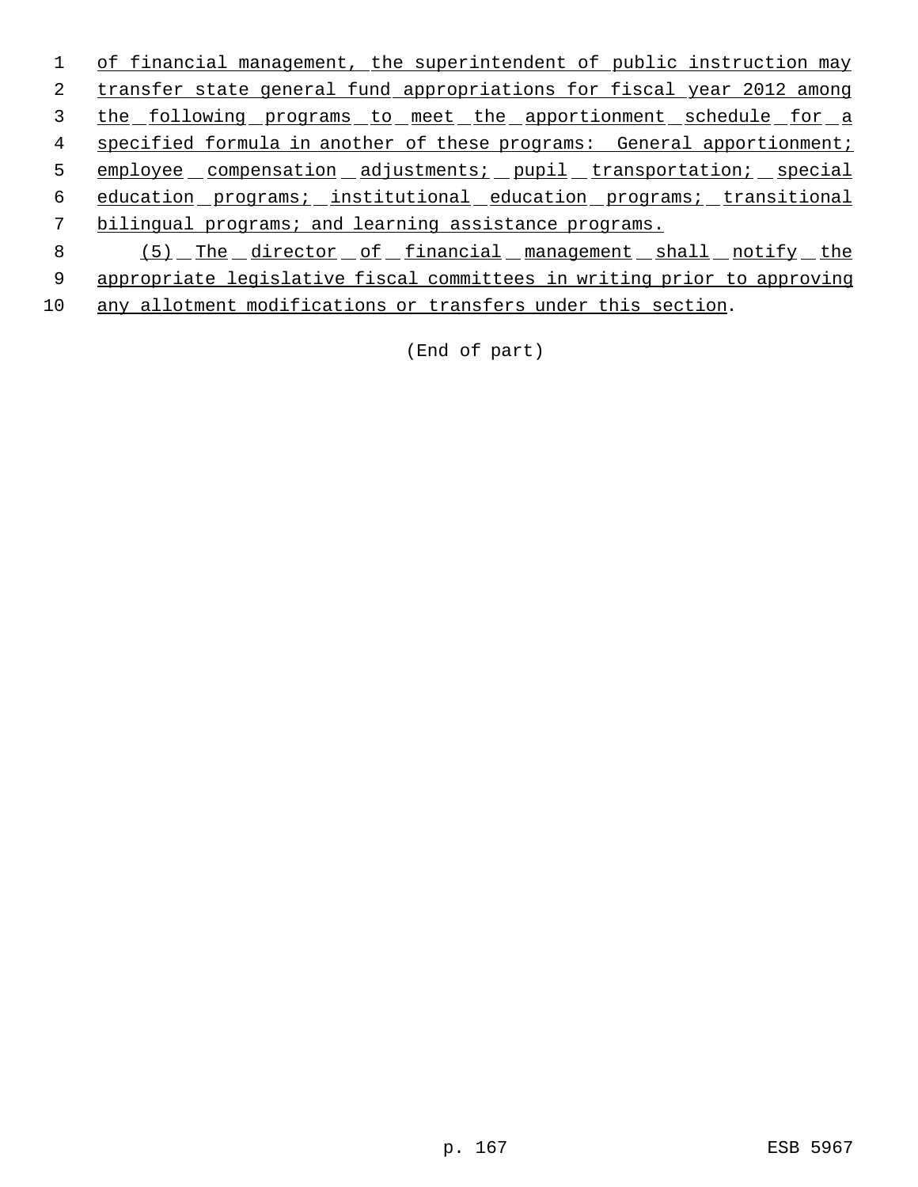of financial management, the superintendent of public instruction may transfer state general fund appropriations for fiscal year 2012 among the following programs to meet the apportionment schedule for a specified formula in another of these programs: General apportionment; employee compensation adjustments; pupil transportation; special education programs; institutional education programs; transitional bilingual programs; and learning assistance programs.

(5) The director of financial management shall notify the appropriate legislative fiscal committees in writing prior to approving any allotment modifications or transfers under this section.

(End of part)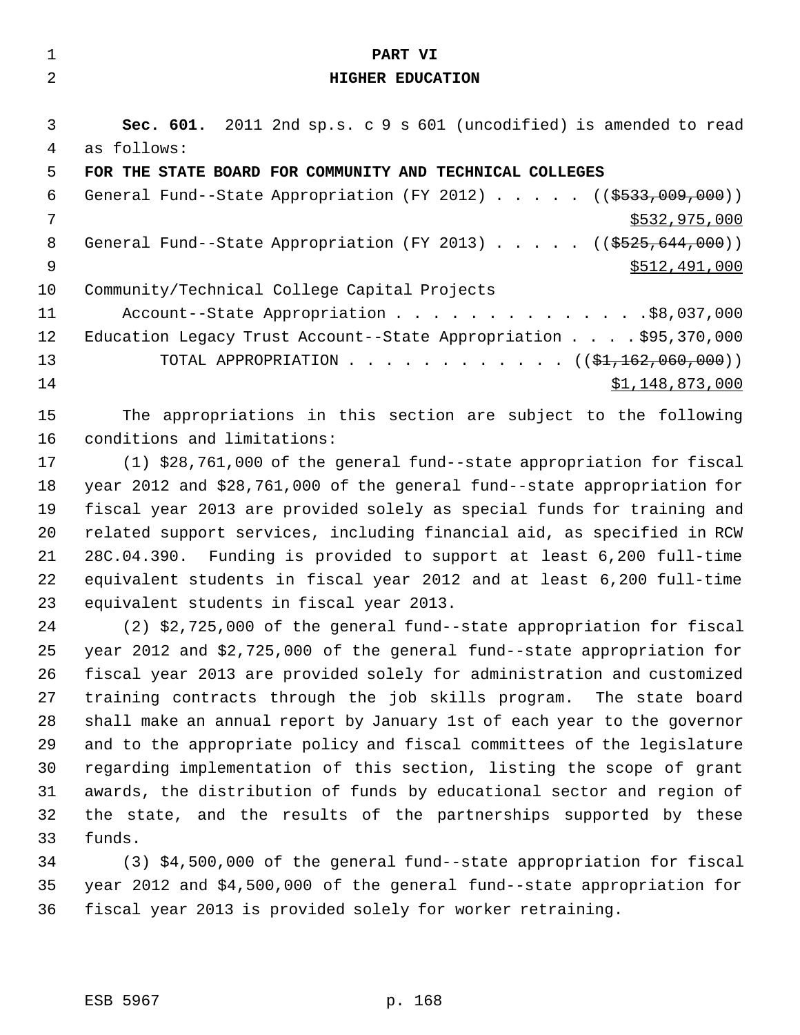# PART VI

## HIGHER EDUCATION

**Sec. 601.** 2011 2nd sp.s. c 9 s 601 (uncodified) is amended to read as follows:

**FOR THE STATE BOARD FOR COMMUNITY AND TECHNICAL COLLEGES**

General Fund--State Appropriation (FY 2012) . . . . . ((~~$533,009,000~~))
$532,975,000

General Fund--State Appropriation (FY 2013) . . . . . ((~~$525,644,000~~))
$512,491,000

Community/Technical College Capital Projects
Account--State Appropriation . . . . . . . . . . . . . . .$8,037,000

Education Legacy Trust Account--State Appropriation . . . . $95,370,000

TOTAL APPROPRIATION . . . . . . . . . . . . ((~~$1,162,060,000~~))
$1,148,873,000

The appropriations in this section are subject to the following conditions and limitations:

(1) $28,761,000 of the general fund--state appropriation for fiscal year 2012 and $28,761,000 of the general fund--state appropriation for fiscal year 2013 are provided solely as special funds for training and related support services, including financial aid, as specified in RCW 28C.04.390. Funding is provided to support at least 6,200 full-time equivalent students in fiscal year 2012 and at least 6,200 full-time equivalent students in fiscal year 2013.

(2) $2,725,000 of the general fund--state appropriation for fiscal year 2012 and $2,725,000 of the general fund--state appropriation for fiscal year 2013 are provided solely for administration and customized training contracts through the job skills program. The state board shall make an annual report by January 1st of each year to the governor and to the appropriate policy and fiscal committees of the legislature regarding implementation of this section, listing the scope of grant awards, the distribution of funds by educational sector and region of the state, and the results of the partnerships supported by these funds.

(3) $4,500,000 of the general fund--state appropriation for fiscal year 2012 and $4,500,000 of the general fund--state appropriation for fiscal year 2013 is provided solely for worker retraining.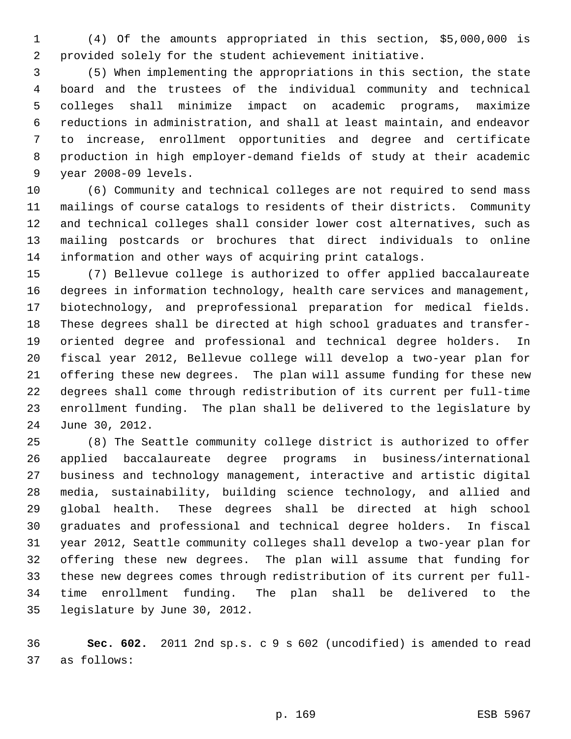(4) Of the amounts appropriated in this section, $5,000,000 is provided solely for the student achievement initiative.

(5) When implementing the appropriations in this section, the state board and the trustees of the individual community and technical colleges shall minimize impact on academic programs, maximize reductions in administration, and shall at least maintain, and endeavor to increase, enrollment opportunities and degree and certificate production in high employer-demand fields of study at their academic year 2008-09 levels.

(6) Community and technical colleges are not required to send mass mailings of course catalogs to residents of their districts. Community and technical colleges shall consider lower cost alternatives, such as mailing postcards or brochures that direct individuals to online information and other ways of acquiring print catalogs.

(7) Bellevue college is authorized to offer applied baccalaureate degrees in information technology, health care services and management, biotechnology, and preprofessional preparation for medical fields. These degrees shall be directed at high school graduates and transfer-oriented degree and professional and technical degree holders. In fiscal year 2012, Bellevue college will develop a two-year plan for offering these new degrees. The plan will assume funding for these new degrees shall come through redistribution of its current per full-time enrollment funding. The plan shall be delivered to the legislature by June 30, 2012.

(8) The Seattle community college district is authorized to offer applied baccalaureate degree programs in business/international business and technology management, interactive and artistic digital media, sustainability, building science technology, and allied and global health. These degrees shall be directed at high school graduates and professional and technical degree holders. In fiscal year 2012, Seattle community colleges shall develop a two-year plan for offering these new degrees. The plan will assume that funding for these new degrees comes through redistribution of its current per full-time enrollment funding. The plan shall be delivered to the legislature by June 30, 2012.

**Sec. 602.** 2011 2nd sp.s. c 9 s 602 (uncodified) is amended to read as follows: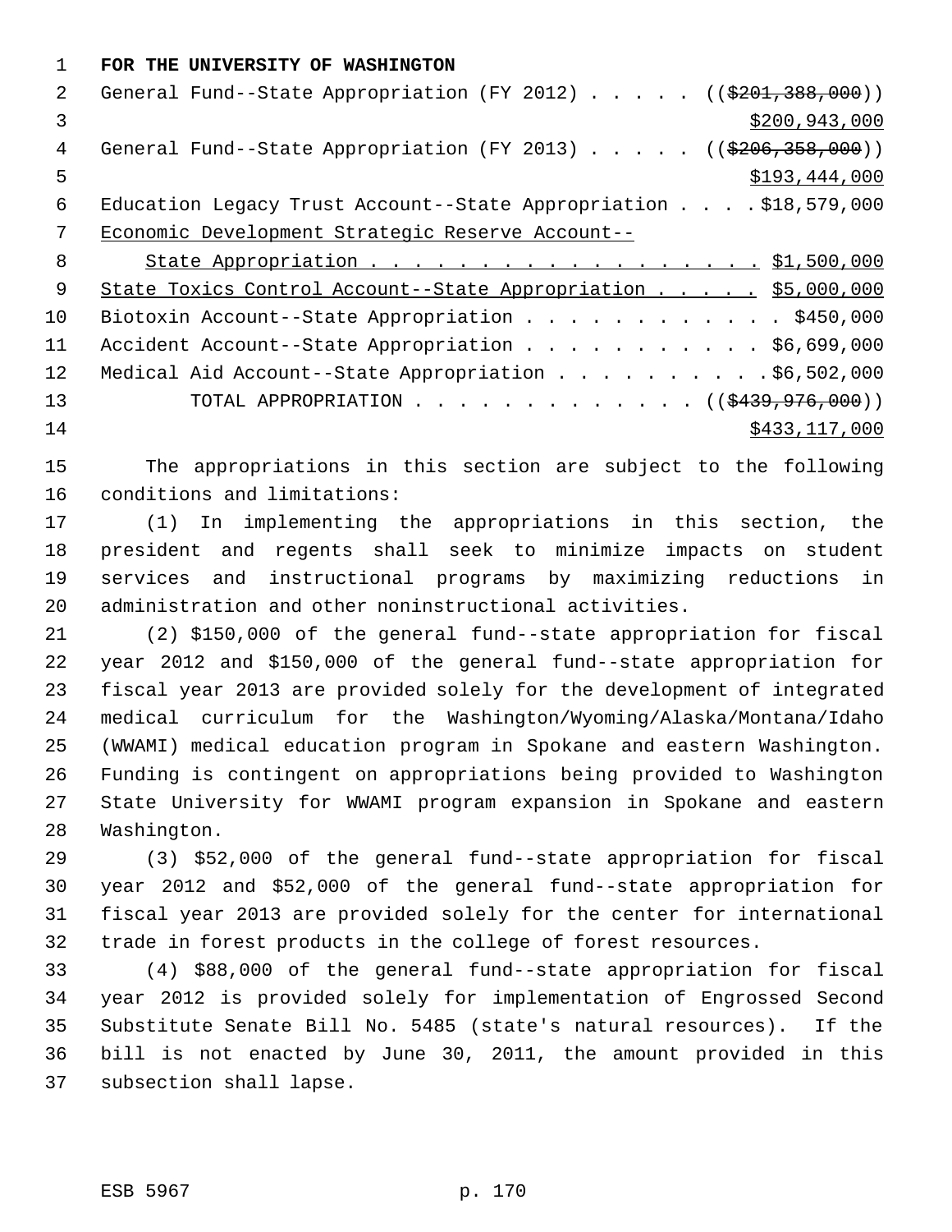**FOR THE UNIVERSITY OF WASHINGTON**

General Fund--State Appropriation (FY 2012) . . . . . ((~~$201,388,000~~)) $200,943,000

General Fund--State Appropriation (FY 2013) . . . . . ((~~$206,358,000~~)) $193,444,000

Education Legacy Trust Account--State Appropriation . . . . $18,579,000

Economic Development Strategic Reserve Account--State Appropriation . . . . . . . . . . . . . . . . . . $1,500,000

State Toxics Control Account--State Appropriation . . . . . $5,000,000

Biotoxin Account--State Appropriation . . . . . . . . . . . . $450,000

Accident Account--State Appropriation . . . . . . . . . . . $6,699,000

Medical Aid Account--State Appropriation . . . . . . . . . . $6,502,000

TOTAL APPROPRIATION . . . . . . . . . . . . . ((~~$439,976,000~~)) $433,117,000

The appropriations in this section are subject to the following conditions and limitations:

(1) In implementing the appropriations in this section, the president and regents shall seek to minimize impacts on student services and instructional programs by maximizing reductions in administration and other noninstructional activities.

(2) $150,000 of the general fund--state appropriation for fiscal year 2012 and $150,000 of the general fund--state appropriation for fiscal year 2013 are provided solely for the development of integrated medical curriculum for the Washington/Wyoming/Alaska/Montana/Idaho (WWAMI) medical education program in Spokane and eastern Washington. Funding is contingent on appropriations being provided to Washington State University for WWAMI program expansion in Spokane and eastern Washington.

(3) $52,000 of the general fund--state appropriation for fiscal year 2012 and $52,000 of the general fund--state appropriation for fiscal year 2013 are provided solely for the center for international trade in forest products in the college of forest resources.

(4) $88,000 of the general fund--state appropriation for fiscal year 2012 is provided solely for implementation of Engrossed Second Substitute Senate Bill No. 5485 (state's natural resources). If the bill is not enacted by June 30, 2011, the amount provided in this subsection shall lapse.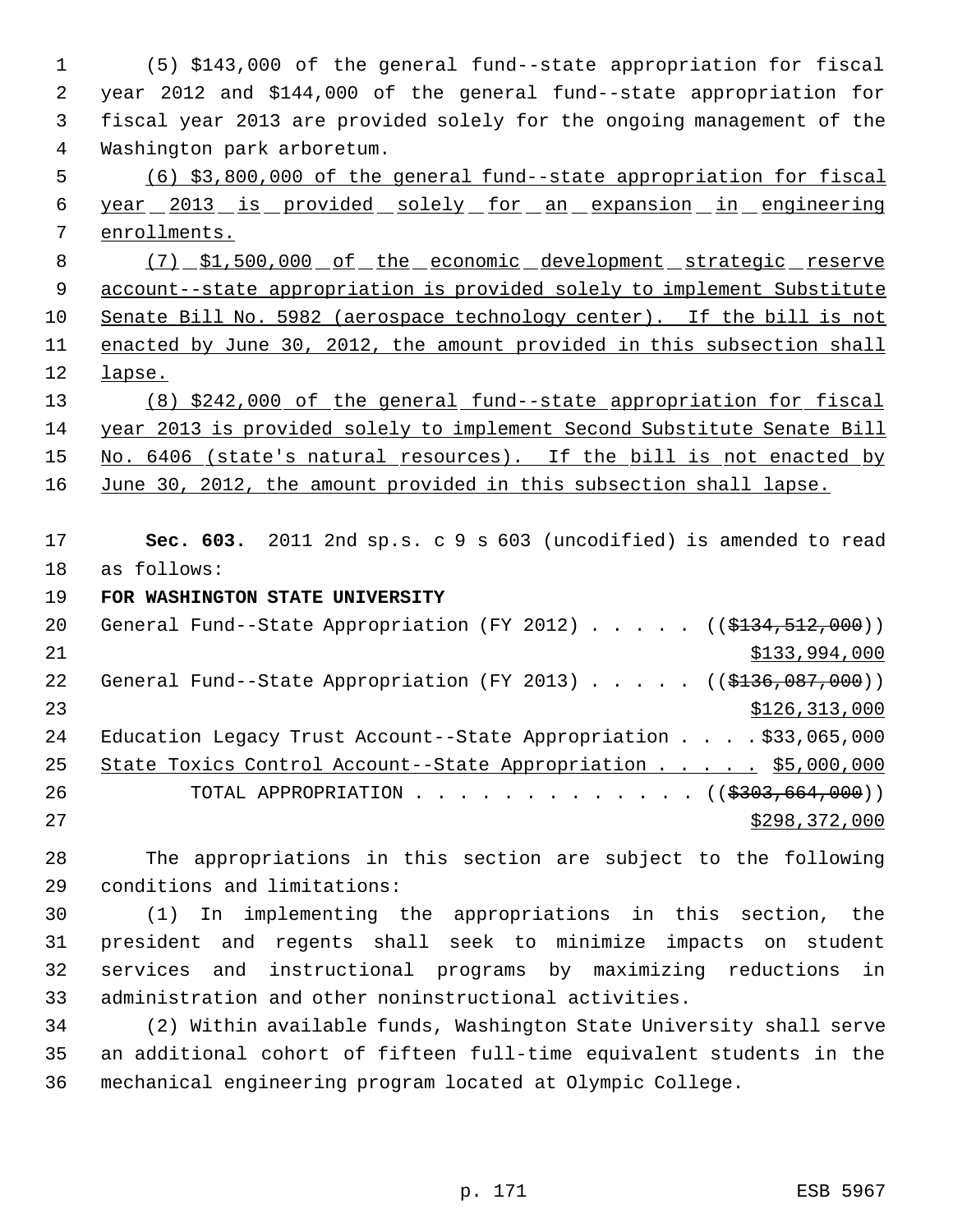(5) $143,000 of the general fund--state appropriation for fiscal year 2012 and $144,000 of the general fund--state appropriation for fiscal year 2013 are provided solely for the ongoing management of the Washington park arboretum.

<u>(6) $3,800,000 of the general fund--state appropriation for fiscal year 2013 is provided solely for an expansion in engineering enrollments.</u>

<u>(7) $1,500,000 of the economic development strategic reserve account--state appropriation is provided solely to implement Substitute Senate Bill No. 5982 (aerospace technology center). If the bill is not enacted by June 30, 2012, the amount provided in this subsection shall lapse.</u>

<u>(8) $242,000 of the general fund--state appropriation for fiscal year 2013 is provided solely to implement Second Substitute Senate Bill No. 6406 (state's natural resources). If the bill is not enacted by June 30, 2012, the amount provided in this subsection shall lapse.</u>

**Sec. 603.** 2011 2nd sp.s. c 9 s 603 (uncodified) is amended to read as follows:

**FOR WASHINGTON STATE UNIVERSITY**

General Fund--State Appropriation (FY 2012) . . . . . ((~~$134,512,000~~)) <u>$133,994,000</u>

General Fund--State Appropriation (FY 2013) . . . . . ((~~$136,087,000~~)) <u>$126,313,000</u>

Education Legacy Trust Account--State Appropriation . . . . $33,065,000

<u>State Toxics Control Account--State Appropriation . . . . . $5,000,000</u>

TOTAL APPROPRIATION . . . . . . . . . . . . . ((~~$303,664,000~~)) <u>$298,372,000</u>

The appropriations in this section are subject to the following conditions and limitations:

(1) In implementing the appropriations in this section, the president and regents shall seek to minimize impacts on student services and instructional programs by maximizing reductions in administration and other noninstructional activities.

(2) Within available funds, Washington State University shall serve an additional cohort of fifteen full-time equivalent students in the mechanical engineering program located at Olympic College.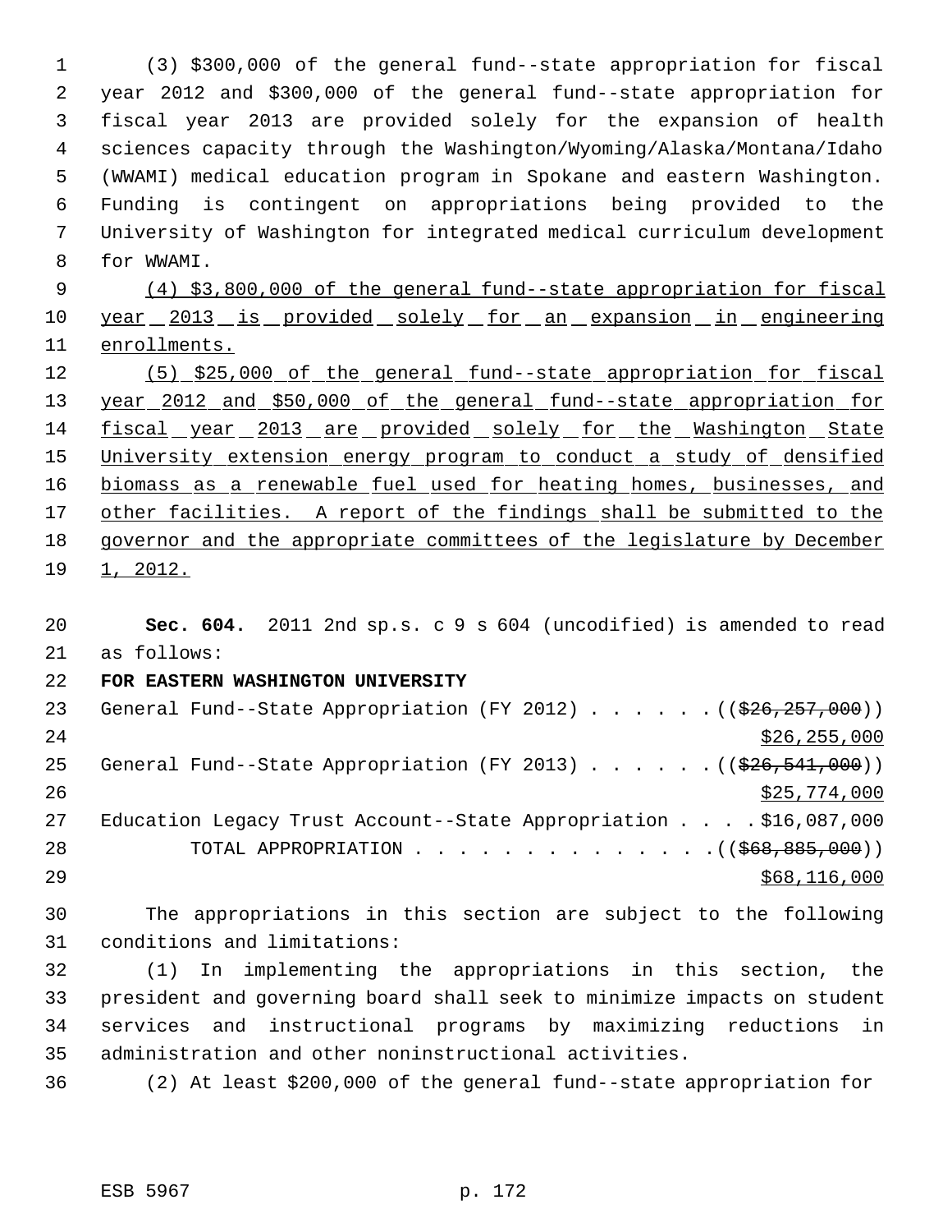(3) $300,000 of the general fund--state appropriation for fiscal year 2012 and $300,000 of the general fund--state appropriation for fiscal year 2013 are provided solely for the expansion of health sciences capacity through the Washington/Wyoming/Alaska/Montana/Idaho (WWAMI) medical education program in Spokane and eastern Washington. Funding is contingent on appropriations being provided to the University of Washington for integrated medical curriculum development for WWAMI.

(4) $3,800,000 of the general fund--state appropriation for fiscal year 2013 is provided solely for an expansion in engineering enrollments.

(5) $25,000 of the general fund--state appropriation for fiscal year 2012 and $50,000 of the general fund--state appropriation for fiscal year 2013 are provided solely for the Washington State University extension energy program to conduct a study of densified biomass as a renewable fuel used for heating homes, businesses, and other facilities. A report of the findings shall be submitted to the governor and the appropriate committees of the legislature by December 1, 2012.

**Sec. 604.** 2011 2nd sp.s. c 9 s 604 (uncodified) is amended to read as follows:

**FOR EASTERN WASHINGTON UNIVERSITY**

General Fund--State Appropriation (FY 2012) . . . . . . (($26,257,000)) $26,255,000

General Fund--State Appropriation (FY 2013) . . . . . . (($26,541,000)) $25,774,000

Education Legacy Trust Account--State Appropriation . . . . $16,087,000

TOTAL APPROPRIATION . . . . . . . . . . . . . . (($68,885,000)) $68,116,000

The appropriations in this section are subject to the following conditions and limitations:

(1) In implementing the appropriations in this section, the president and governing board shall seek to minimize impacts on student services and instructional programs by maximizing reductions in administration and other noninstructional activities.

(2) At least $200,000 of the general fund--state appropriation for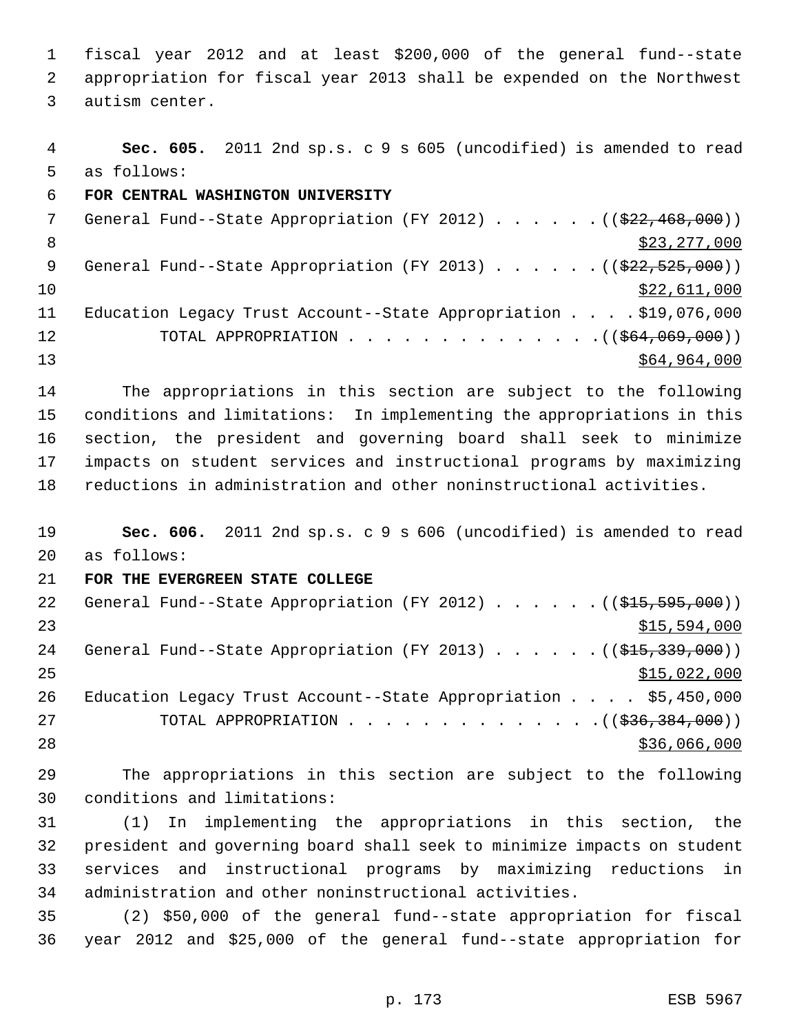fiscal year 2012 and at least $200,000 of the general fund--state appropriation for fiscal year 2013 shall be expended on the Northwest autism center.

**Sec. 605.** 2011 2nd sp.s. c 9 s 605 (uncodified) is amended to read as follows:

**FOR CENTRAL WASHINGTON UNIVERSITY**

General Fund--State Appropriation (FY 2012) . . . . . . (($22,468,000)) $23,277,000

General Fund--State Appropriation (FY 2013) . . . . . . (($22,525,000)) $22,611,000

Education Legacy Trust Account--State Appropriation . . . . $19,076,000

TOTAL APPROPRIATION . . . . . . . . . . . . . . (($64,069,000)) $64,964,000

The appropriations in this section are subject to the following conditions and limitations: In implementing the appropriations in this section, the president and governing board shall seek to minimize impacts on student services and instructional programs by maximizing reductions in administration and other noninstructional activities.

**Sec. 606.** 2011 2nd sp.s. c 9 s 606 (uncodified) is amended to read as follows:

**FOR THE EVERGREEN STATE COLLEGE**

General Fund--State Appropriation (FY 2012) . . . . . . (($15,595,000)) $15,594,000

General Fund--State Appropriation (FY 2013) . . . . . . (($15,339,000)) $15,022,000

Education Legacy Trust Account--State Appropriation . . . . $5,450,000

TOTAL APPROPRIATION . . . . . . . . . . . . . . (($36,384,000)) $36,066,000

The appropriations in this section are subject to the following conditions and limitations:

(1) In implementing the appropriations in this section, the president and governing board shall seek to minimize impacts on student services and instructional programs by maximizing reductions in administration and other noninstructional activities.

(2) $50,000 of the general fund--state appropriation for fiscal year 2012 and $25,000 of the general fund--state appropriation for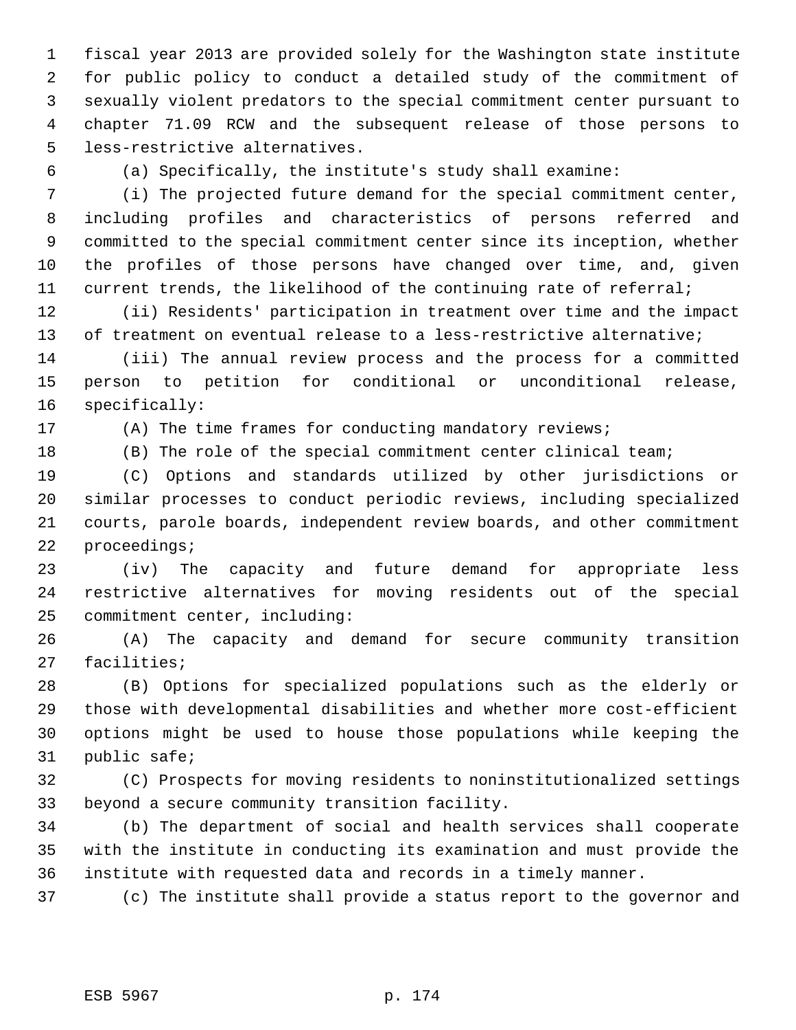fiscal year 2013 are provided solely for the Washington state institute for public policy to conduct a detailed study of the commitment of sexually violent predators to the special commitment center pursuant to chapter 71.09 RCW and the subsequent release of those persons to less-restrictive alternatives.

(a) Specifically, the institute's study shall examine:

(i) The projected future demand for the special commitment center, including profiles and characteristics of persons referred and committed to the special commitment center since its inception, whether the profiles of those persons have changed over time, and, given current trends, the likelihood of the continuing rate of referral;

(ii) Residents' participation in treatment over time and the impact of treatment on eventual release to a less-restrictive alternative;

(iii) The annual review process and the process for a committed person to petition for conditional or unconditional release, specifically:

(A) The time frames for conducting mandatory reviews;

(B) The role of the special commitment center clinical team;

(C) Options and standards utilized by other jurisdictions or similar processes to conduct periodic reviews, including specialized courts, parole boards, independent review boards, and other commitment proceedings;

(iv) The capacity and future demand for appropriate less restrictive alternatives for moving residents out of the special commitment center, including:

(A) The capacity and demand for secure community transition facilities;

(B) Options for specialized populations such as the elderly or those with developmental disabilities and whether more cost-efficient options might be used to house those populations while keeping the public safe;

(C) Prospects for moving residents to noninstitutionalized settings beyond a secure community transition facility.

(b) The department of social and health services shall cooperate with the institute in conducting its examination and must provide the institute with requested data and records in a timely manner.

(c) The institute shall provide a status report to the governor and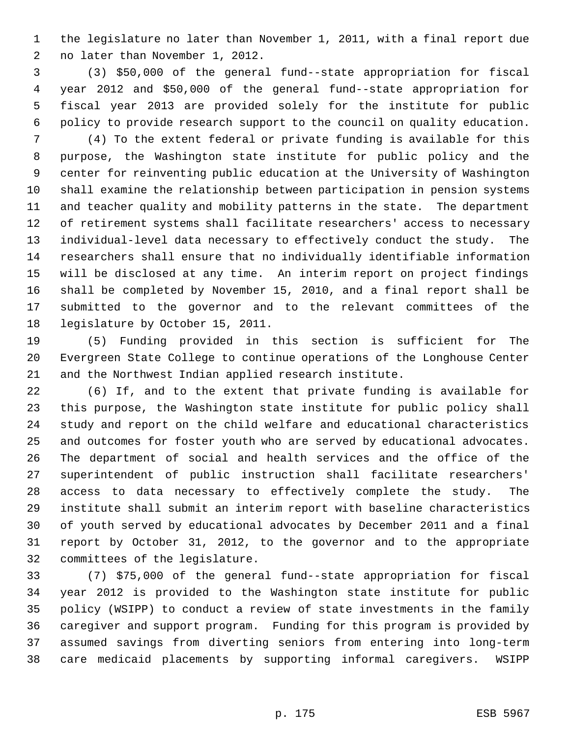the legislature no later than November 1, 2011, with a final report due no later than November 1, 2012.

(3) $50,000 of the general fund--state appropriation for fiscal year 2012 and $50,000 of the general fund--state appropriation for fiscal year 2013 are provided solely for the institute for public policy to provide research support to the council on quality education.

(4) To the extent federal or private funding is available for this purpose, the Washington state institute for public policy and the center for reinventing public education at the University of Washington shall examine the relationship between participation in pension systems and teacher quality and mobility patterns in the state. The department of retirement systems shall facilitate researchers' access to necessary individual-level data necessary to effectively conduct the study. The researchers shall ensure that no individually identifiable information will be disclosed at any time. An interim report on project findings shall be completed by November 15, 2010, and a final report shall be submitted to the governor and to the relevant committees of the legislature by October 15, 2011.

(5) Funding provided in this section is sufficient for The Evergreen State College to continue operations of the Longhouse Center and the Northwest Indian applied research institute.

(6) If, and to the extent that private funding is available for this purpose, the Washington state institute for public policy shall study and report on the child welfare and educational characteristics and outcomes for foster youth who are served by educational advocates. The department of social and health services and the office of the superintendent of public instruction shall facilitate researchers' access to data necessary to effectively complete the study. The institute shall submit an interim report with baseline characteristics of youth served by educational advocates by December 2011 and a final report by October 31, 2012, to the governor and to the appropriate committees of the legislature.

(7) $75,000 of the general fund--state appropriation for fiscal year 2012 is provided to the Washington state institute for public policy (WSIPP) to conduct a review of state investments in the family caregiver and support program. Funding for this program is provided by assumed savings from diverting seniors from entering into long-term care medicaid placements by supporting informal caregivers. WSIPP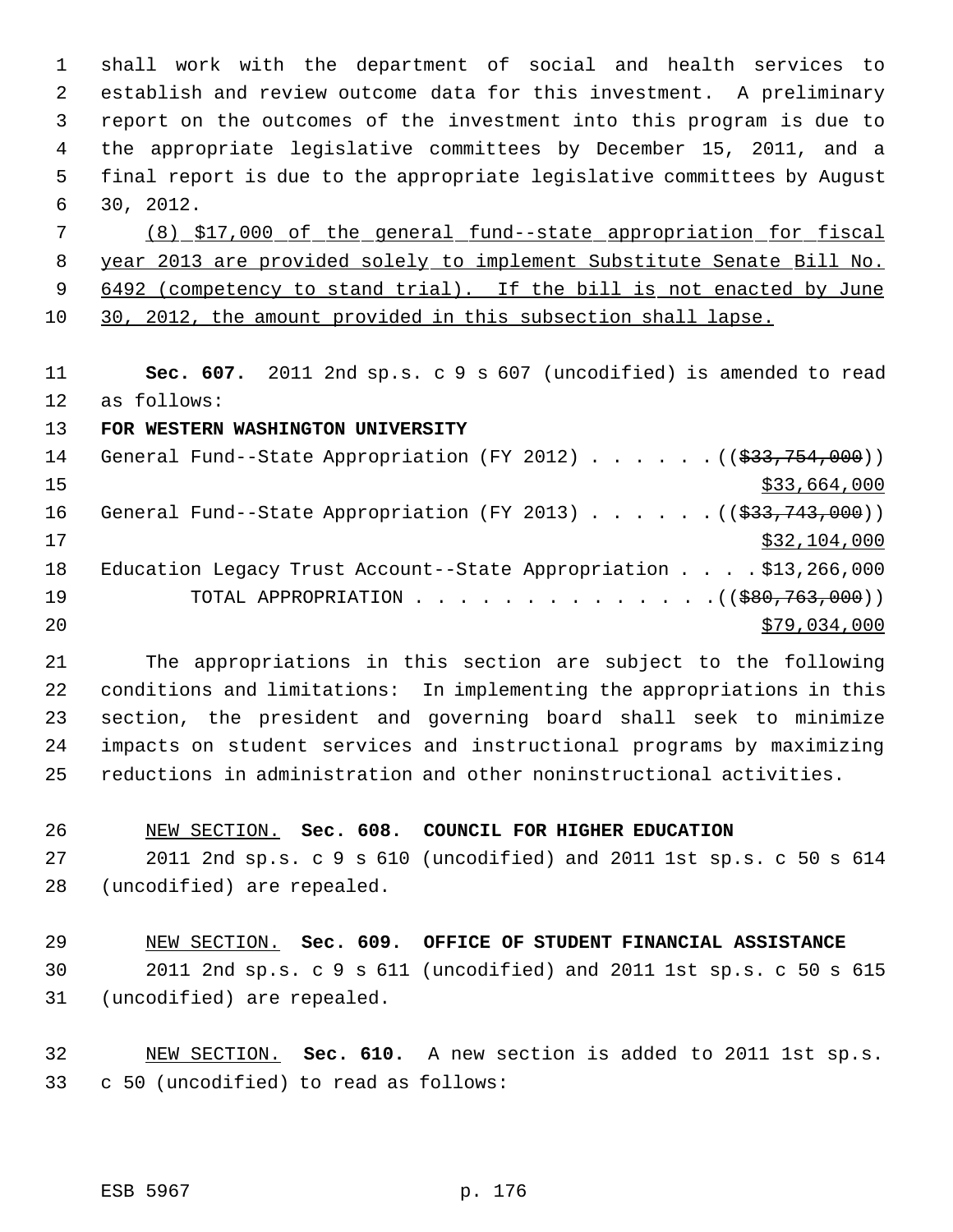shall work with the department of social and health services to establish and review outcome data for this investment. A preliminary report on the outcomes of the investment into this program is due to the appropriate legislative committees by December 15, 2011, and a final report is due to the appropriate legislative committees by August 30, 2012.

(8) $17,000 of the general fund--state appropriation for fiscal year 2013 are provided solely to implement Substitute Senate Bill No. 6492 (competency to stand trial). If the bill is not enacted by June 30, 2012, the amount provided in this subsection shall lapse.

**Sec. 607.** 2011 2nd sp.s. c 9 s 607 (uncodified) is amended to read as follows:

**FOR WESTERN WASHINGTON UNIVERSITY**

General Fund--State Appropriation (FY 2012) . . . . . . (($33,754,000)) $33,664,000

General Fund--State Appropriation (FY 2013) . . . . . . (($33,743,000)) $32,104,000

Education Legacy Trust Account--State Appropriation . . . . $13,266,000

TOTAL APPROPRIATION . . . . . . . . . . . . . . (($80,763,000)) $79,034,000

The appropriations in this section are subject to the following conditions and limitations: In implementing the appropriations in this section, the president and governing board shall seek to minimize impacts on student services and instructional programs by maximizing reductions in administration and other noninstructional activities.

NEW SECTION. **Sec. 608. COUNCIL FOR HIGHER EDUCATION**

2011 2nd sp.s. c 9 s 610 (uncodified) and 2011 1st sp.s. c 50 s 614 (uncodified) are repealed.

NEW SECTION. **Sec. 609. OFFICE OF STUDENT FINANCIAL ASSISTANCE**

2011 2nd sp.s. c 9 s 611 (uncodified) and 2011 1st sp.s. c 50 s 615 (uncodified) are repealed.

NEW SECTION. **Sec. 610.** A new section is added to 2011 1st sp.s. c 50 (uncodified) to read as follows: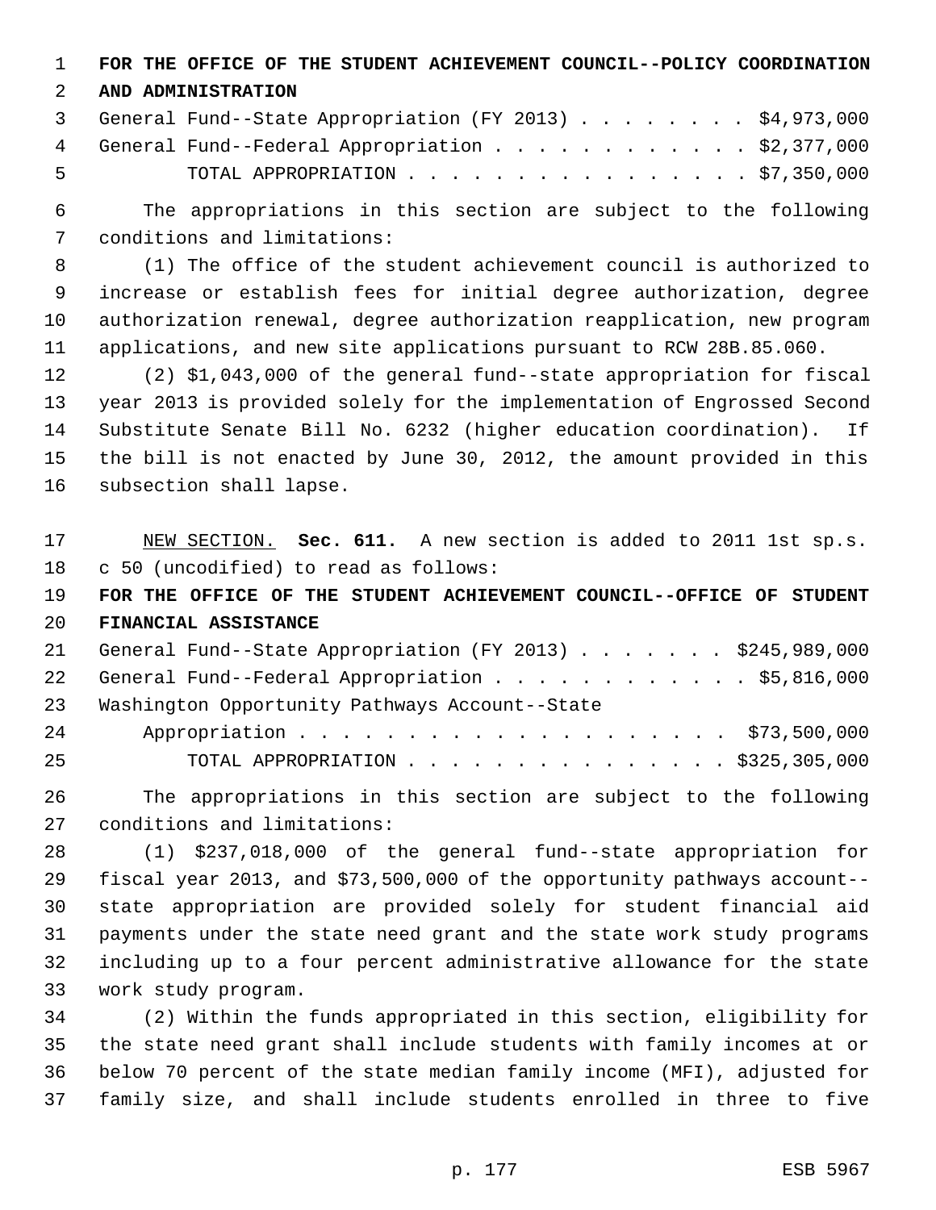**FOR THE OFFICE OF THE STUDENT ACHIEVEMENT COUNCIL--POLICY COORDINATION AND ADMINISTRATION**

General Fund--State Appropriation (FY 2013) . . . . . . . . $4,973,000
General Fund--Federal Appropriation . . . . . . . . . . . . $2,377,000
TOTAL APPROPRIATION . . . . . . . . . . . . . . . . $7,350,000

The appropriations in this section are subject to the following conditions and limitations:

(1) The office of the student achievement council is authorized to increase or establish fees for initial degree authorization, degree authorization renewal, degree authorization reapplication, new program applications, and new site applications pursuant to RCW 28B.85.060.

(2) $1,043,000 of the general fund--state appropriation for fiscal year 2013 is provided solely for the implementation of Engrossed Second Substitute Senate Bill No. 6232 (higher education coordination). If the bill is not enacted by June 30, 2012, the amount provided in this subsection shall lapse.

NEW SECTION. **Sec. 611.** A new section is added to 2011 1st sp.s. c 50 (uncodified) to read as follows:

**FOR THE OFFICE OF THE STUDENT ACHIEVEMENT COUNCIL--OFFICE OF STUDENT FINANCIAL ASSISTANCE**

General Fund--State Appropriation (FY 2013) . . . . . . . $245,989,000
General Fund--Federal Appropriation . . . . . . . . . . . . $5,816,000
Washington Opportunity Pathways Account--State
Appropriation . . . . . . . . . . . . . . . . . . . . $73,500,000
TOTAL APPROPRIATION . . . . . . . . . . . . . . . $325,305,000

The appropriations in this section are subject to the following conditions and limitations:

(1) $237,018,000 of the general fund--state appropriation for fiscal year 2013, and $73,500,000 of the opportunity pathways account--state appropriation are provided solely for student financial aid payments under the state need grant and the state work study programs including up to a four percent administrative allowance for the state work study program.

(2) Within the funds appropriated in this section, eligibility for the state need grant shall include students with family incomes at or below 70 percent of the state median family income (MFI), adjusted for family size, and shall include students enrolled in three to five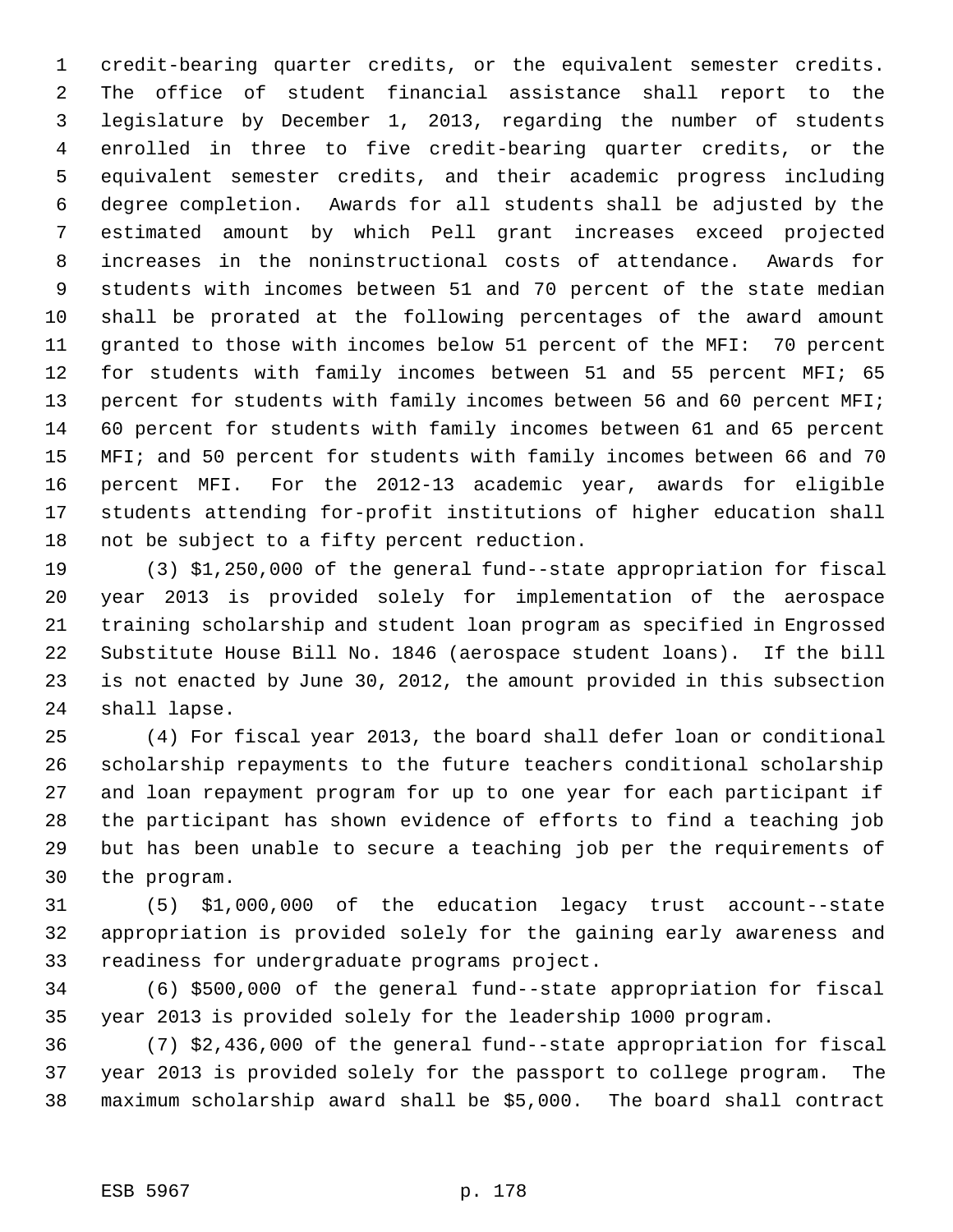credit-bearing quarter credits, or the equivalent semester credits. The office of student financial assistance shall report to the legislature by December 1, 2013, regarding the number of students enrolled in three to five credit-bearing quarter credits, or the equivalent semester credits, and their academic progress including degree completion. Awards for all students shall be adjusted by the estimated amount by which Pell grant increases exceed projected increases in the noninstructional costs of attendance. Awards for students with incomes between 51 and 70 percent of the state median shall be prorated at the following percentages of the award amount granted to those with incomes below 51 percent of the MFI: 70 percent for students with family incomes between 51 and 55 percent MFI; 65 percent for students with family incomes between 56 and 60 percent MFI; 60 percent for students with family incomes between 61 and 65 percent MFI; and 50 percent for students with family incomes between 66 and 70 percent MFI. For the 2012-13 academic year, awards for eligible students attending for-profit institutions of higher education shall not be subject to a fifty percent reduction.

(3) $1,250,000 of the general fund--state appropriation for fiscal year 2013 is provided solely for implementation of the aerospace training scholarship and student loan program as specified in Engrossed Substitute House Bill No. 1846 (aerospace student loans). If the bill is not enacted by June 30, 2012, the amount provided in this subsection shall lapse.

(4) For fiscal year 2013, the board shall defer loan or conditional scholarship repayments to the future teachers conditional scholarship and loan repayment program for up to one year for each participant if the participant has shown evidence of efforts to find a teaching job but has been unable to secure a teaching job per the requirements of the program.

(5) $1,000,000 of the education legacy trust account--state appropriation is provided solely for the gaining early awareness and readiness for undergraduate programs project.

(6) $500,000 of the general fund--state appropriation for fiscal year 2013 is provided solely for the leadership 1000 program.

(7) $2,436,000 of the general fund--state appropriation for fiscal year 2013 is provided solely for the passport to college program. The maximum scholarship award shall be $5,000. The board shall contract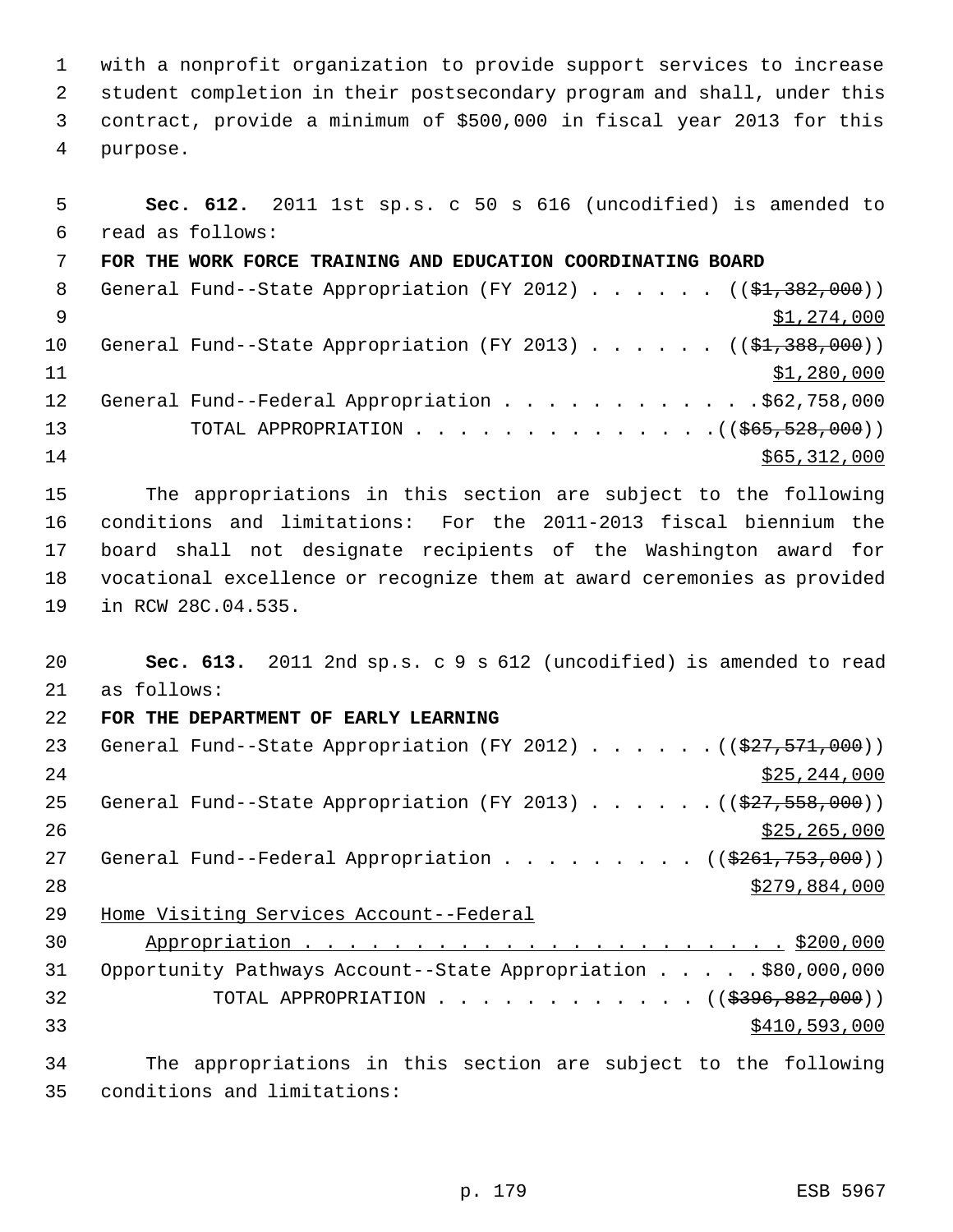with a nonprofit organization to provide support services to increase student completion in their postsecondary program and shall, under this contract, provide a minimum of $500,000 in fiscal year 2013 for this purpose.

**Sec. 612.** 2011 1st sp.s. c 50 s 616 (uncodified) is amended to read as follows:

**FOR THE WORK FORCE TRAINING AND EDUCATION COORDINATING BOARD**

General Fund--State Appropriation (FY 2012) . . . . . . ((~~$1,382,000~~)) $1,274,000

General Fund--State Appropriation (FY 2013) . . . . . . ((~~$1,388,000~~)) $1,280,000

General Fund--Federal Appropriation . . . . . . . . . . . $62,758,000

TOTAL APPROPRIATION . . . . . . . . . . . . . . ((~~$65,528,000~~)) $65,312,000

The appropriations in this section are subject to the following conditions and limitations: For the 2011-2013 fiscal biennium the board shall not designate recipients of the Washington award for vocational excellence or recognize them at award ceremonies as provided in RCW 28C.04.535.

**Sec. 613.** 2011 2nd sp.s. c 9 s 612 (uncodified) is amended to read as follows:

**FOR THE DEPARTMENT OF EARLY LEARNING**

General Fund--State Appropriation (FY 2012) . . . . . . ((~~$27,571,000~~)) $25,244,000

General Fund--State Appropriation (FY 2013) . . . . . . ((~~$27,558,000~~)) $25,265,000

General Fund--Federal Appropriation . . . . . . . . . ((~~$261,753,000~~)) $279,884,000

Home Visiting Services Account--Federal Appropriation . . . . . . . . . . . . . . . . . . . . . . . $200,000

Opportunity Pathways Account--State Appropriation . . . . . $80,000,000

TOTAL APPROPRIATION . . . . . . . . . . . . ((~~$396,882,000~~)) $410,593,000

The appropriations in this section are subject to the following conditions and limitations: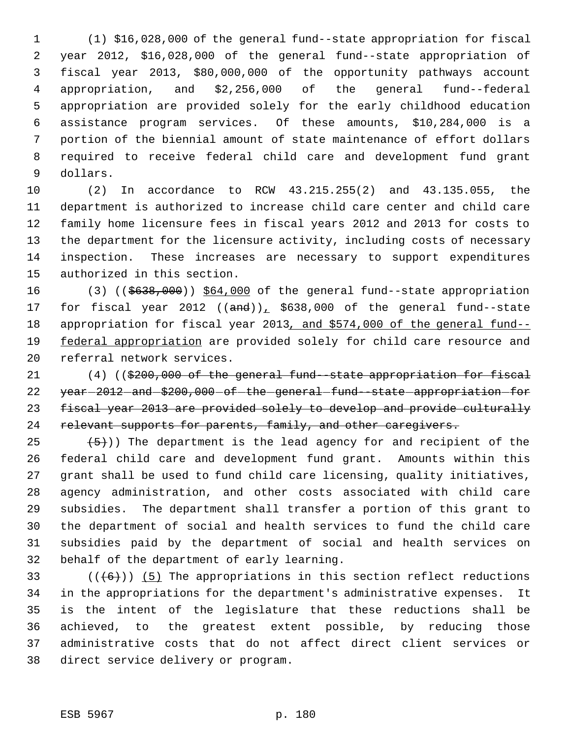(1) $16,028,000 of the general fund--state appropriation for fiscal year 2012, $16,028,000 of the general fund--state appropriation of fiscal year 2013, $80,000,000 of the opportunity pathways account appropriation, and $2,256,000 of the general fund--federal appropriation are provided solely for the early childhood education assistance program services. Of these amounts, $10,284,000 is a portion of the biennial amount of state maintenance of effort dollars required to receive federal child care and development fund grant dollars.

(2) In accordance to RCW 43.215.255(2) and 43.135.055, the department is authorized to increase child care center and child care family home licensure fees in fiscal years 2012 and 2013 for costs to the department for the licensure activity, including costs of necessary inspection. These increases are necessary to support expenditures authorized in this section.

(3) ((~~$638,000~~)) $64,000 of the general fund--state appropriation for fiscal year 2012 ((~~and~~)), $638,000 of the general fund--state appropriation for fiscal year 2013, and $574,000 of the general fund--federal appropriation are provided solely for child care resource and referral network services.

(4) ((~~$200,000 of the general fund--state appropriation for fiscal year 2012 and $200,000 of the general fund--state appropriation for fiscal year 2013 are provided solely to develop and provide culturally relevant supports for parents, family, and other caregivers.~~

~~(5)~~)) The department is the lead agency for and recipient of the federal child care and development fund grant. Amounts within this grant shall be used to fund child care licensing, quality initiatives, agency administration, and other costs associated with child care subsidies. The department shall transfer a portion of this grant to the department of social and health services to fund the child care subsidies paid by the department of social and health services on behalf of the department of early learning.

((~~(6)~~)) (5) The appropriations in this section reflect reductions in the appropriations for the department's administrative expenses. It is the intent of the legislature that these reductions shall be achieved, to the greatest extent possible, by reducing those administrative costs that do not affect direct client services or direct service delivery or program.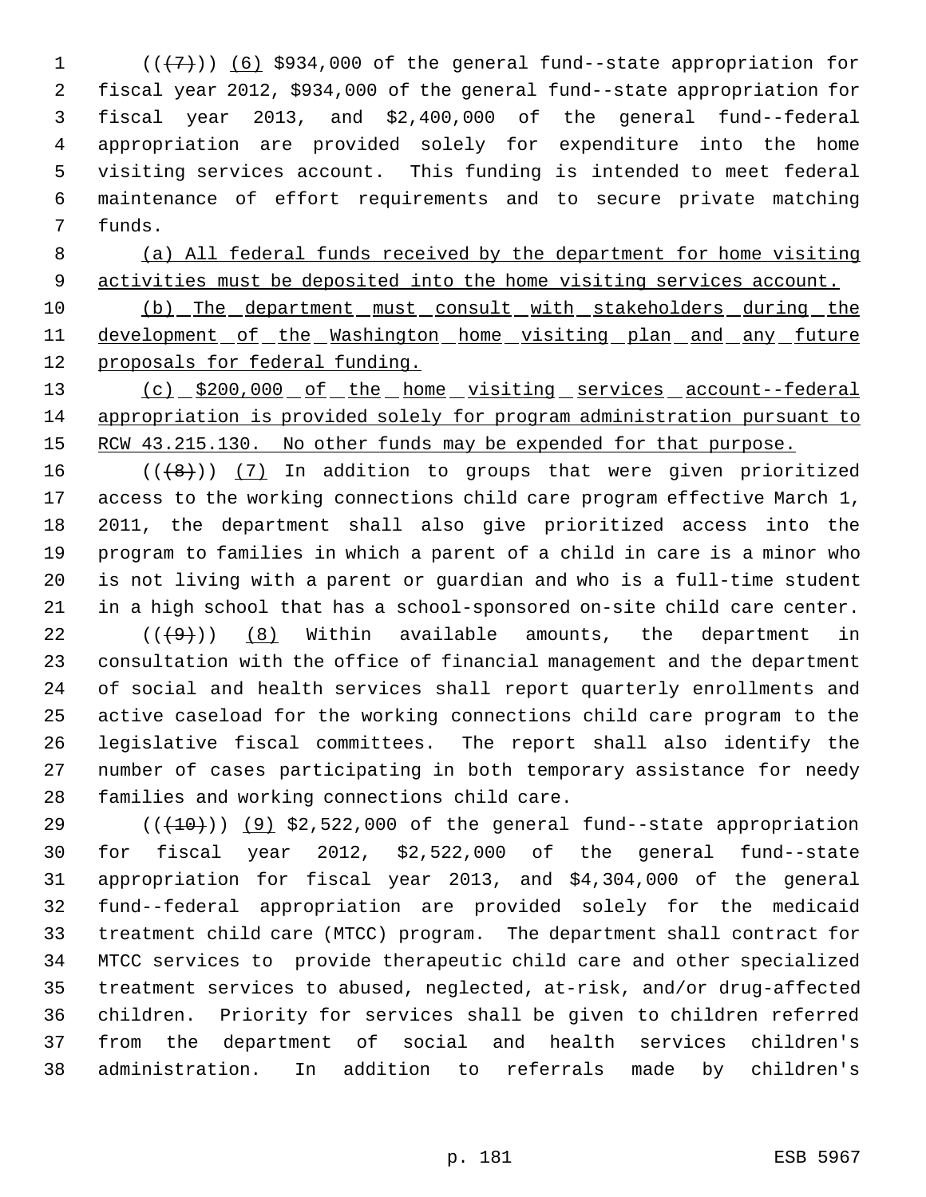((~~(7)~~)) (6) $934,000 of the general fund--state appropriation for fiscal year 2012, $934,000 of the general fund--state appropriation for fiscal year 2013, and $2,400,000 of the general fund--federal appropriation are provided solely for expenditure into the home visiting services account. This funding is intended to meet federal maintenance of effort requirements and to secure private matching funds.

(a) All federal funds received by the department for home visiting activities must be deposited into the home visiting services account.

(b) The department must consult with stakeholders during the development of the Washington home visiting plan and any future proposals for federal funding.

(c) $200,000 of the home visiting services account--federal appropriation is provided solely for program administration pursuant to RCW 43.215.130. No other funds may be expended for that purpose.

((~~(8)~~)) (7) In addition to groups that were given prioritized access to the working connections child care program effective March 1, 2011, the department shall also give prioritized access into the program to families in which a parent of a child in care is a minor who is not living with a parent or guardian and who is a full-time student in a high school that has a school-sponsored on-site child care center.

((~~(9)~~)) (8) Within available amounts, the department in consultation with the office of financial management and the department of social and health services shall report quarterly enrollments and active caseload for the working connections child care program to the legislative fiscal committees. The report shall also identify the number of cases participating in both temporary assistance for needy families and working connections child care.

((~~(10)~~)) (9) $2,522,000 of the general fund--state appropriation for fiscal year 2012, $2,522,000 of the general fund--state appropriation for fiscal year 2013, and $4,304,000 of the general fund--federal appropriation are provided solely for the medicaid treatment child care (MTCC) program. The department shall contract for MTCC services to provide therapeutic child care and other specialized treatment services to abused, neglected, at-risk, and/or drug-affected children. Priority for services shall be given to children referred from the department of social and health services children's administration. In addition to referrals made by children's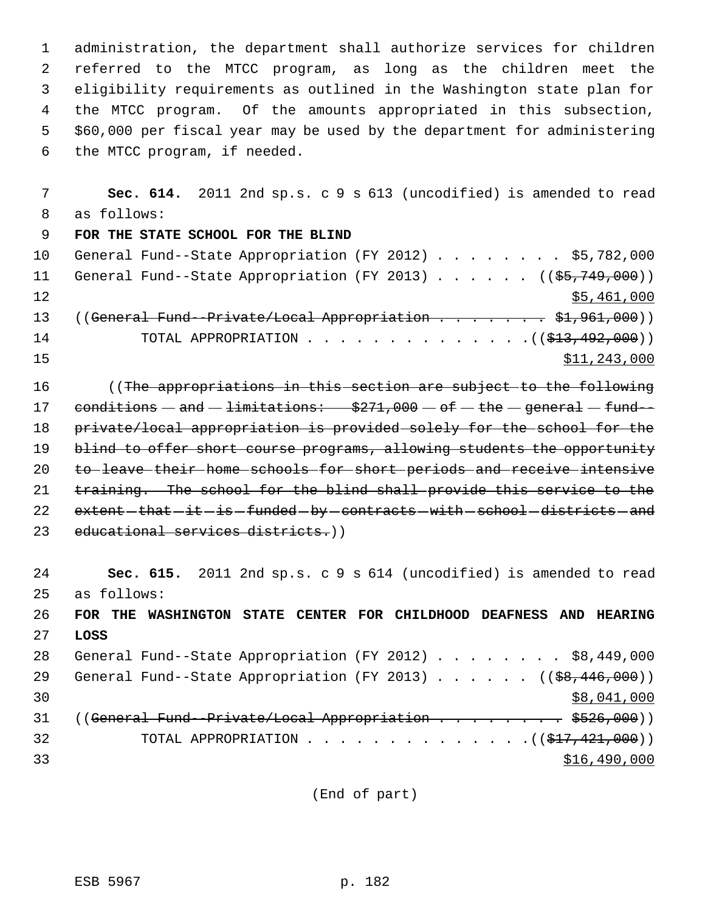administration, the department shall authorize services for children referred to the MTCC program, as long as the children meet the eligibility requirements as outlined in the Washington state plan for the MTCC program. Of the amounts appropriated in this subsection, $60,000 per fiscal year may be used by the department for administering the MTCC program, if needed.

**Sec. 614.** 2011 2nd sp.s. c 9 s 613 (uncodified) is amended to read as follows:

**FOR THE STATE SCHOOL FOR THE BLIND**

General Fund--State Appropriation (FY 2012) . . . . . . . . $5,782,000
General Fund--State Appropriation (FY 2013) . . . . . . ((~~$5,749,000~~))
$5,461,000
((~~General Fund--Private/Local Appropriation . . . . . . . . $1,961,000~~))
TOTAL APPROPRIATION . . . . . . . . . . . . . . ((~~$13,492,000~~))
$11,243,000

((~~The appropriations in this section are subject to the following conditions and limitations: $271,000 of the general fund--private/local appropriation is provided solely for the school for the blind to offer short course programs, allowing students the opportunity to leave their home schools for short periods and receive intensive training. The school for the blind shall provide this service to the extent that it is funded by contracts with school districts and educational services districts.~~))

**Sec. 615.** 2011 2nd sp.s. c 9 s 614 (uncodified) is amended to read as follows:

**FOR THE WASHINGTON STATE CENTER FOR CHILDHOOD DEAFNESS AND HEARING LOSS**

General Fund--State Appropriation (FY 2012) . . . . . . . . $8,449,000
General Fund--State Appropriation (FY 2013) . . . . . . ((~~$8,446,000~~))
$8,041,000
((~~General Fund--Private/Local Appropriation . . . . . . . . . $526,000~~))
TOTAL APPROPRIATION . . . . . . . . . . . . . . ((~~$17,421,000~~))
$16,490,000

(End of part)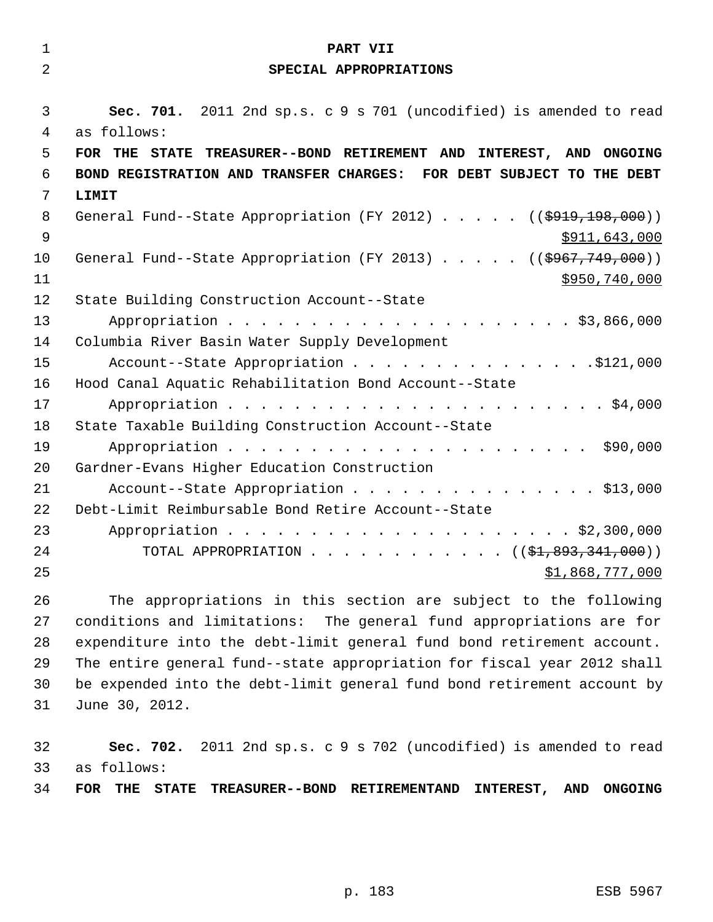# PART VII

## SPECIAL APPROPRIATIONS

**Sec. 701.** 2011 2nd sp.s. c 9 s 701 (uncodified) is amended to read as follows:

**FOR THE STATE TREASURER--BOND RETIREMENT AND INTEREST, AND ONGOING BOND REGISTRATION AND TRANSFER CHARGES: FOR DEBT SUBJECT TO THE DEBT LIMIT**

General Fund--State Appropriation (FY 2012) . . . . . ((~~$919,198,000~~)) $911,643,000

General Fund--State Appropriation (FY 2013) . . . . . ((~~$967,749,000~~)) $950,740,000

State Building Construction Account--State Appropriation . . . . . . . . . . . . . . . . . . . . . . $3,866,000

Columbia River Basin Water Supply Development Account--State Appropriation . . . . . . . . . . . . . . . .$121,000

Hood Canal Aquatic Rehabilitation Bond Account--State Appropriation . . . . . . . . . . . . . . . . . . . . . . . $4,000

State Taxable Building Construction Account--State Appropriation . . . . . . . . . . . . . . . . . . . . . . $90,000

Gardner-Evans Higher Education Construction Account--State Appropriation . . . . . . . . . . . . . . . . $13,000

Debt-Limit Reimbursable Bond Retire Account--State Appropriation . . . . . . . . . . . . . . . . . . . . . . $2,300,000

TOTAL APPROPRIATION . . . . . . . . . . . . ((~~$1,893,341,000~~)) $1,868,777,000

The appropriations in this section are subject to the following conditions and limitations: The general fund appropriations are for expenditure into the debt-limit general fund bond retirement account. The entire general fund--state appropriation for fiscal year 2012 shall be expended into the debt-limit general fund bond retirement account by June 30, 2012.

**Sec. 702.** 2011 2nd sp.s. c 9 s 702 (uncodified) is amended to read as follows:

**FOR THE STATE TREASURER--BOND RETIREMENTAND INTEREST, AND ONGOING**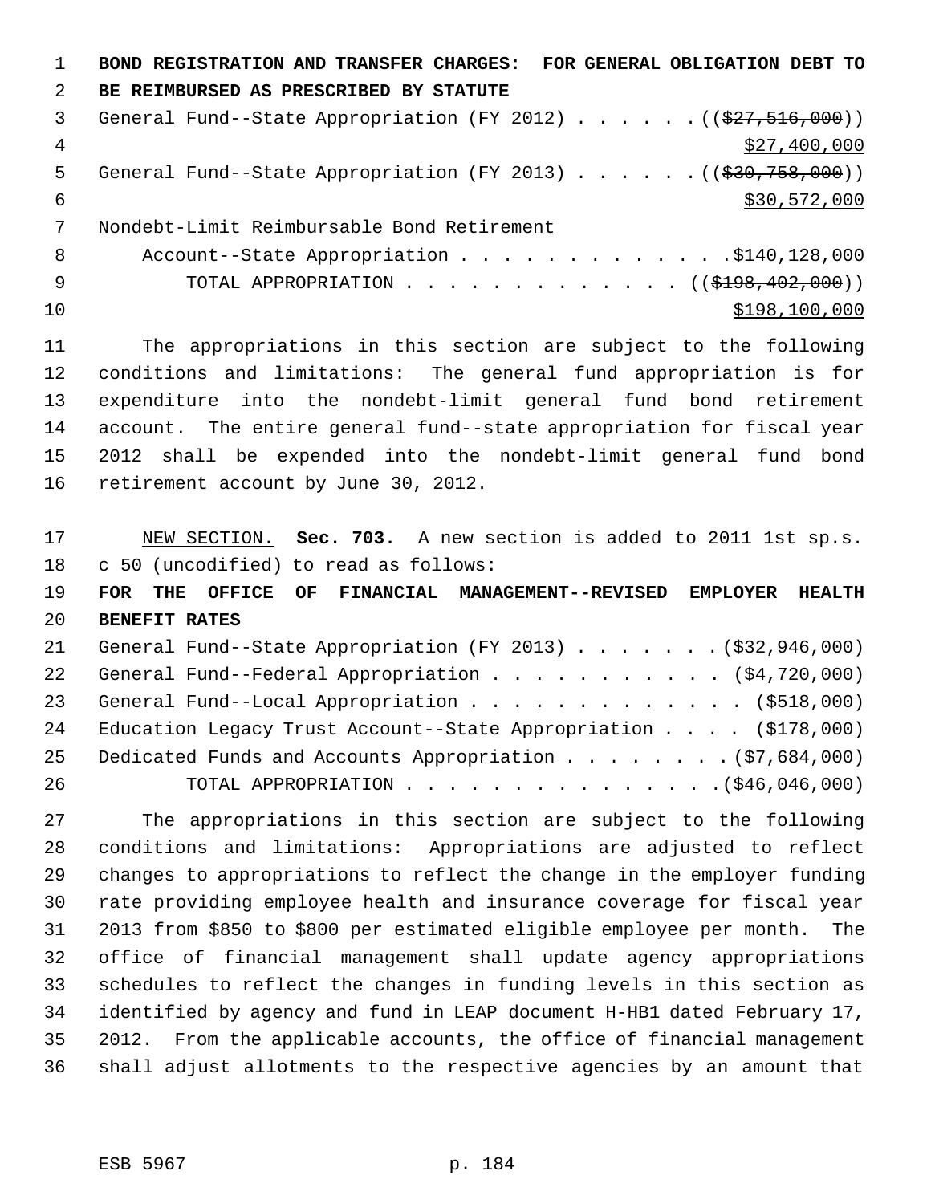**BOND REGISTRATION AND TRANSFER CHARGES: FOR GENERAL OBLIGATION DEBT TO BE REIMBURSED AS PRESCRIBED BY STATUTE**

General Fund--State Appropriation (FY 2012) . . . . . . (($27,516,000)) $27,400,000

General Fund--State Appropriation (FY 2013) . . . . . . (($30,758,000)) $30,572,000

Nondebt-Limit Reimbursable Bond Retirement Account--State Appropriation . . . . . . . . . . . . . $140,128,000

TOTAL APPROPRIATION . . . . . . . . . . . . . (($198,402,000)) $198,100,000

The appropriations in this section are subject to the following conditions and limitations: The general fund appropriation is for expenditure into the nondebt-limit general fund bond retirement account. The entire general fund--state appropriation for fiscal year 2012 shall be expended into the nondebt-limit general fund bond retirement account by June 30, 2012.

NEW SECTION. **Sec. 703.** A new section is added to 2011 1st sp.s. c 50 (uncodified) to read as follows:

**FOR THE OFFICE OF FINANCIAL MANAGEMENT--REVISED EMPLOYER HEALTH BENEFIT RATES**

General Fund--State Appropriation (FY 2013) . . . . . . . ($32,946,000)

General Fund--Federal Appropriation . . . . . . . . . . . ($4,720,000)

General Fund--Local Appropriation . . . . . . . . . . . . . ($518,000)

Education Legacy Trust Account--State Appropriation . . . . ($178,000)

Dedicated Funds and Accounts Appropriation . . . . . . . . ($7,684,000)

TOTAL APPROPRIATION . . . . . . . . . . . . . . . ($46,046,000)

The appropriations in this section are subject to the following conditions and limitations: Appropriations are adjusted to reflect changes to appropriations to reflect the change in the employer funding rate providing employee health and insurance coverage for fiscal year 2013 from $850 to $800 per estimated eligible employee per month. The office of financial management shall update agency appropriations schedules to reflect the changes in funding levels in this section as identified by agency and fund in LEAP document H-HB1 dated February 17, 2012. From the applicable accounts, the office of financial management shall adjust allotments to the respective agencies by an amount that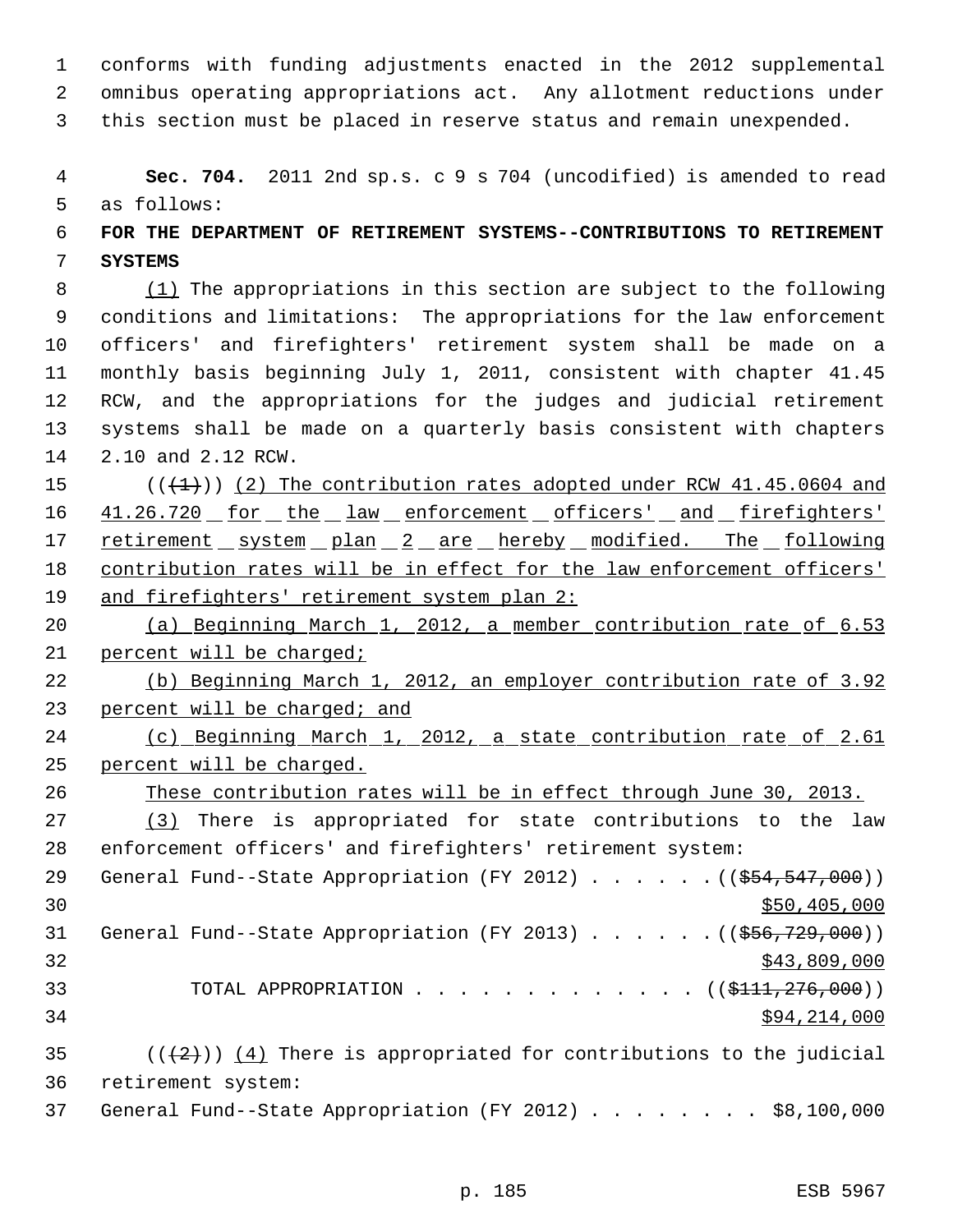conforms with funding adjustments enacted in the 2012 supplemental omnibus operating appropriations act. Any allotment reductions under this section must be placed in reserve status and remain unexpended.

**Sec. 704.** 2011 2nd sp.s. c 9 s 704 (uncodified) is amended to read as follows:

**FOR THE DEPARTMENT OF RETIREMENT SYSTEMS--CONTRIBUTIONS TO RETIREMENT SYSTEMS**

(1) The appropriations in this section are subject to the following conditions and limitations: The appropriations for the law enforcement officers' and firefighters' retirement system shall be made on a monthly basis beginning July 1, 2011, consistent with chapter 41.45 RCW, and the appropriations for the judges and judicial retirement systems shall be made on a quarterly basis consistent with chapters 2.10 and 2.12 RCW.

(((1))) (2) The contribution rates adopted under RCW 41.45.0604 and 41.26.720 for the law enforcement officers' and firefighters' retirement system plan 2 are hereby modified. The following contribution rates will be in effect for the law enforcement officers' and firefighters' retirement system plan 2:

(a) Beginning March 1, 2012, a member contribution rate of 6.53 percent will be charged;

(b) Beginning March 1, 2012, an employer contribution rate of 3.92 percent will be charged; and

(c) Beginning March 1, 2012, a state contribution rate of 2.61 percent will be charged.

These contribution rates will be in effect through June 30, 2013.

(3) There is appropriated for state contributions to the law enforcement officers' and firefighters' retirement system:

General Fund--State Appropriation (FY 2012) . . . . . . (($54,547,000))
$50,405,000

General Fund--State Appropriation (FY 2013) . . . . . . (($56,729,000))
$43,809,000

TOTAL APPROPRIATION . . . . . . . . . . . . . (($111,276,000))
$94,214,000

(((2))) (4) There is appropriated for contributions to the judicial retirement system:

General Fund--State Appropriation (FY 2012) . . . . . . . . $8,100,000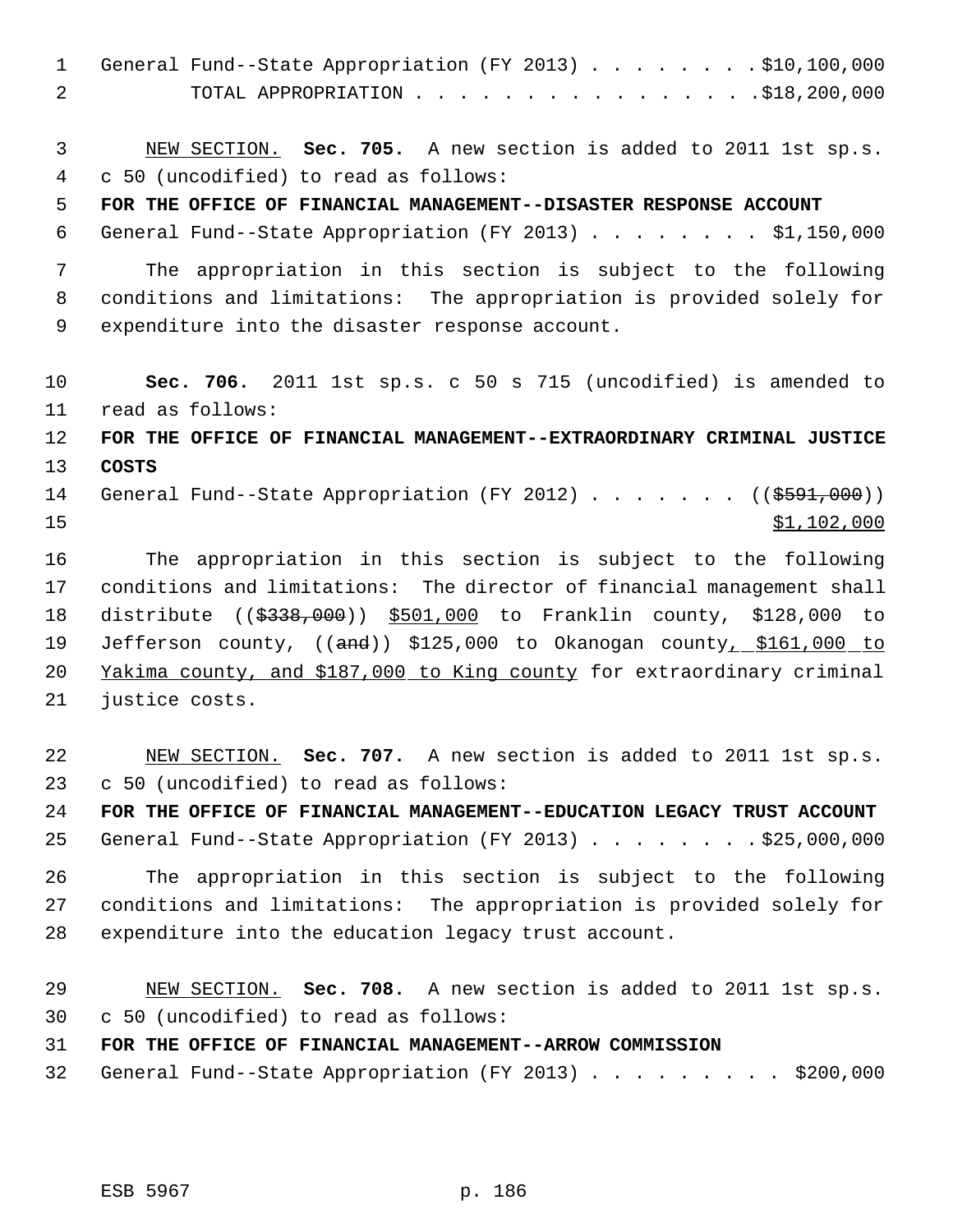General Fund--State Appropriation (FY 2013) . . . . . . . . $10,100,000
TOTAL APPROPRIATION . . . . . . . . . . . . . . . . $18,200,000

NEW SECTION. **Sec. 705.** A new section is added to 2011 1st sp.s. c 50 (uncodified) to read as follows:

**FOR THE OFFICE OF FINANCIAL MANAGEMENT--DISASTER RESPONSE ACCOUNT**

General Fund--State Appropriation (FY 2013) . . . . . . . . $1,150,000

The appropriation in this section is subject to the following conditions and limitations: The appropriation is provided solely for expenditure into the disaster response account.

**Sec. 706.** 2011 1st sp.s. c 50 s 715 (uncodified) is amended to read as follows:

**FOR THE OFFICE OF FINANCIAL MANAGEMENT--EXTRAORDINARY CRIMINAL JUSTICE COSTS**

General Fund--State Appropriation (FY 2012) . . . . . . . (($591,000)) $1,102,000

The appropriation in this section is subject to the following conditions and limitations: The director of financial management shall distribute (($338,000)) $501,000 to Franklin county, $128,000 to Jefferson county, ((and)) $125,000 to Okanogan county, $161,000 to Yakima county, and $187,000 to King county for extraordinary criminal justice costs.

NEW SECTION. **Sec. 707.** A new section is added to 2011 1st sp.s. c 50 (uncodified) to read as follows:

**FOR THE OFFICE OF FINANCIAL MANAGEMENT--EDUCATION LEGACY TRUST ACCOUNT**

General Fund--State Appropriation (FY 2013) . . . . . . . . $25,000,000

The appropriation in this section is subject to the following conditions and limitations: The appropriation is provided solely for expenditure into the education legacy trust account.

NEW SECTION. **Sec. 708.** A new section is added to 2011 1st sp.s. c 50 (uncodified) to read as follows:

**FOR THE OFFICE OF FINANCIAL MANAGEMENT--ARROW COMMISSION**

General Fund--State Appropriation (FY 2013) . . . . . . . . . $200,000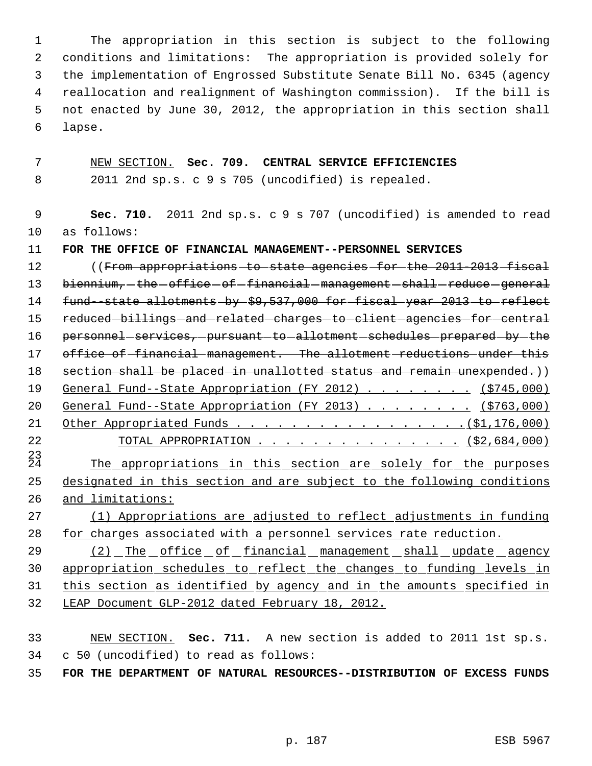The appropriation in this section is subject to the following conditions and limitations: The appropriation is provided solely for the implementation of Engrossed Substitute Senate Bill No. 6345 (agency reallocation and realignment of Washington commission). If the bill is not enacted by June 30, 2012, the appropriation in this section shall lapse.

NEW SECTION. **Sec. 709. CENTRAL SERVICE EFFICIENCIES**

2011 2nd sp.s. c 9 s 705 (uncodified) is repealed.

**Sec. 710.** 2011 2nd sp.s. c 9 s 707 (uncodified) is amended to read as follows:

**FOR THE OFFICE OF FINANCIAL MANAGEMENT--PERSONNEL SERVICES**

((~~From appropriations to state agencies for the 2011-2013 fiscal biennium, the office of financial management shall reduce general fund--state allotments by $9,537,000 for fiscal year 2013 to reflect reduced billings and related charges to client agencies for central personnel services, pursuant to allotment schedules prepared by the office of financial management. The allotment reductions under this section shall be placed in unallotted status and remain unexpended.~~))

General Fund--State Appropriation (FY 2012) . . . . . . . . . ($745,000)
General Fund--State Appropriation (FY 2013) . . . . . . . . . ($763,000)
Other Appropriated Funds . . . . . . . . . . . . . . . . . .($1,176,000)
TOTAL APPROPRIATION . . . . . . . . . . . . . . . . ($2,684,000)

The appropriations in this section are solely for the purposes designated in this section and are subject to the following conditions and limitations:

(1) Appropriations are adjusted to reflect adjustments in funding for charges associated with a personnel services rate reduction.

(2) The office of financial management shall update agency appropriation schedules to reflect the changes to funding levels in this section as identified by agency and in the amounts specified in LEAP Document GLP-2012 dated February 18, 2012.

NEW SECTION. **Sec. 711.** A new section is added to 2011 1st sp.s. c 50 (uncodified) to read as follows:

**FOR THE DEPARTMENT OF NATURAL RESOURCES--DISTRIBUTION OF EXCESS FUNDS**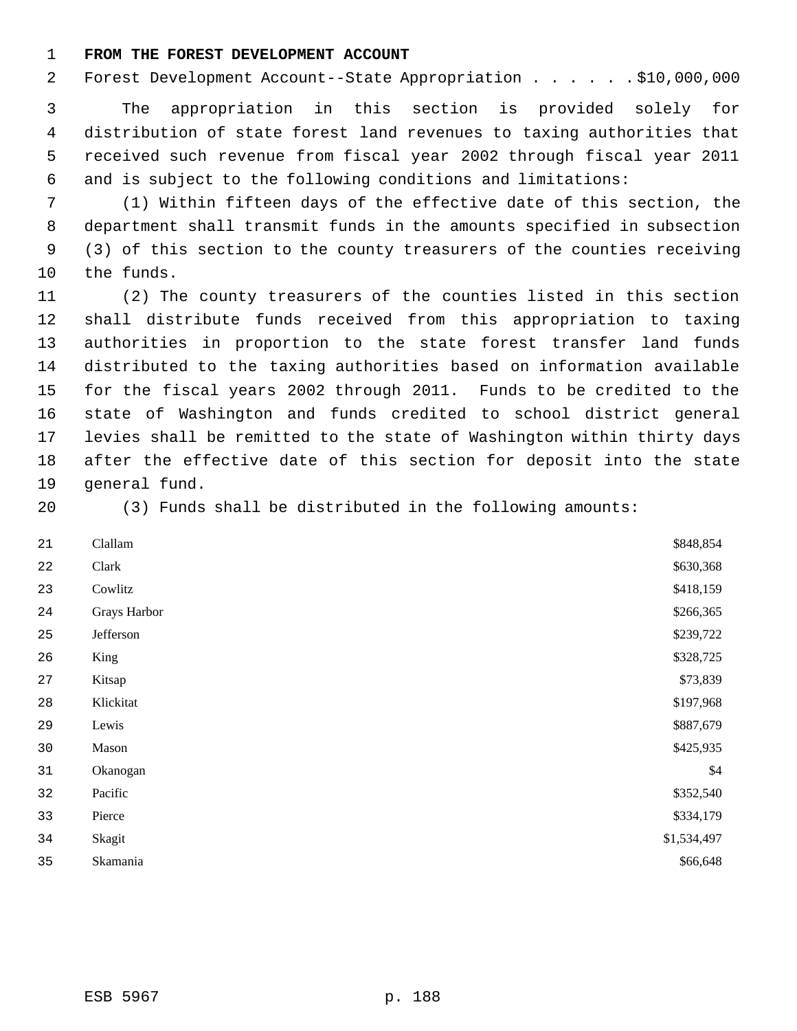**FROM THE FOREST DEVELOPMENT ACCOUNT**

Forest Development Account--State Appropriation . . . . . . $10,000,000

The appropriation in this section is provided solely for distribution of state forest land revenues to taxing authorities that received such revenue from fiscal year 2002 through fiscal year 2011 and is subject to the following conditions and limitations:

(1) Within fifteen days of the effective date of this section, the department shall transmit funds in the amounts specified in subsection (3) of this section to the county treasurers of the counties receiving the funds.

(2) The county treasurers of the counties listed in this section shall distribute funds received from this appropriation to taxing authorities in proportion to the state forest transfer land funds distributed to the taxing authorities based on information available for the fiscal years 2002 through 2011. Funds to be credited to the state of Washington and funds credited to school district general levies shall be remitted to the state of Washington within thirty days after the effective date of this section for deposit into the state general fund.

(3) Funds shall be distributed in the following amounts:

| | |
|---|---:|
| Clallam | $848,854 |
| Clark | $630,368 |
| Cowlitz | $418,159 |
| Grays Harbor | $266,365 |
| Jefferson | $239,722 |
| King | $328,725 |
| Kitsap | $73,839 |
| Klickitat | $197,968 |
| Lewis | $887,679 |
| Mason | $425,935 |
| Okanogan | $4 |
| Pacific | $352,540 |
| Pierce | $334,179 |
| Skagit | $1,534,497 |
| Skamania | $66,648 |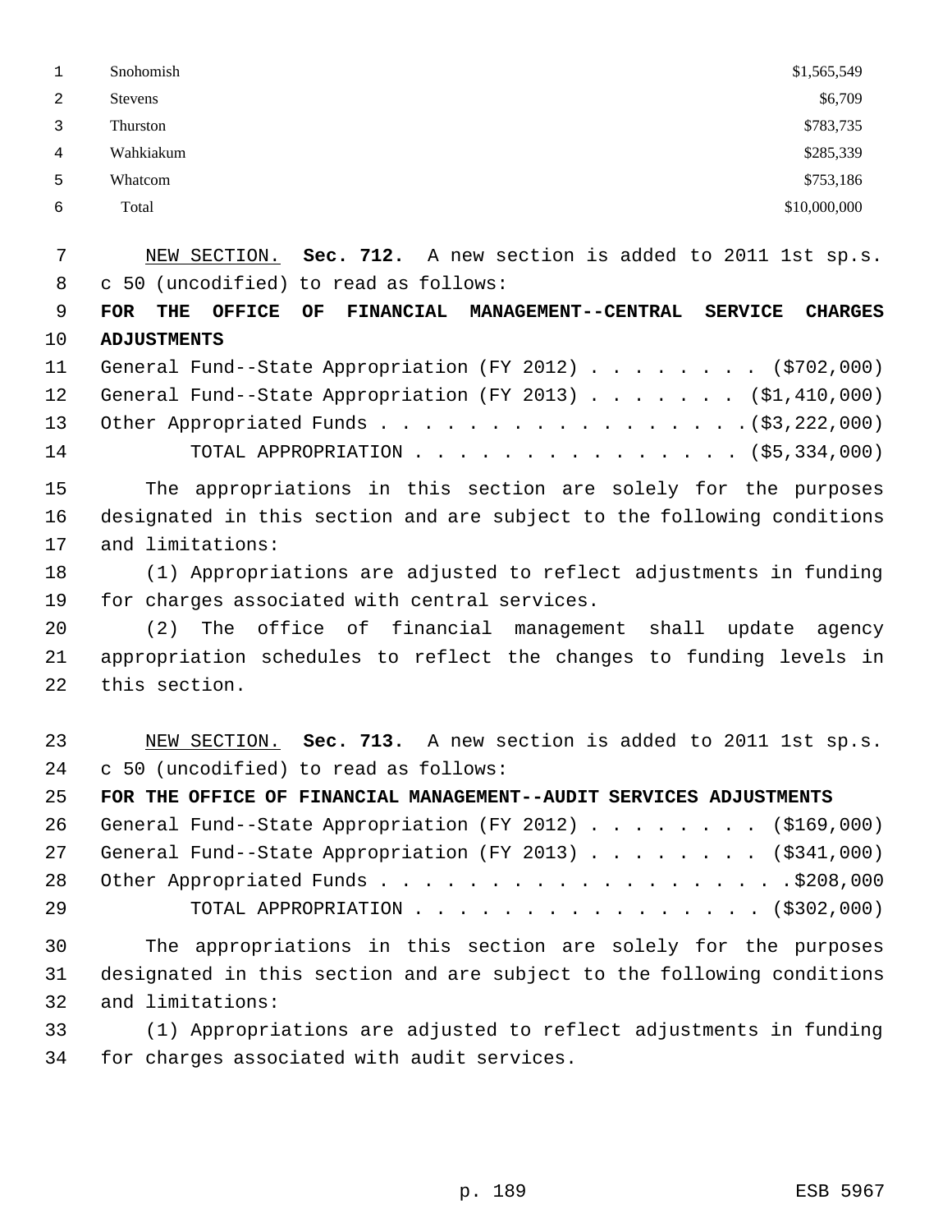| | |
|---|---|
| Snohomish | $1,565,549 |
| Stevens | $6,709 |
| Thurston | $783,735 |
| Wahkiakum | $285,339 |
| Whatcom | $753,186 |
| Total | $10,000,000 |

NEW SECTION. **Sec. 712.** A new section is added to 2011 1st sp.s. c 50 (uncodified) to read as follows:

**FOR THE OFFICE OF FINANCIAL MANAGEMENT--CENTRAL SERVICE CHARGES ADJUSTMENTS**

General Fund--State Appropriation (FY 2012) . . . . . . . . ($702,000)
General Fund--State Appropriation (FY 2013) . . . . . . . ($1,410,000)
Other Appropriated Funds . . . . . . . . . . . . . . . . .($3,222,000)
TOTAL APPROPRIATION . . . . . . . . . . . . . . . ($5,334,000)

The appropriations in this section are solely for the purposes designated in this section and are subject to the following conditions and limitations:

(1) Appropriations are adjusted to reflect adjustments in funding for charges associated with central services.

(2) The office of financial management shall update agency appropriation schedules to reflect the changes to funding levels in this section.

NEW SECTION. **Sec. 713.** A new section is added to 2011 1st sp.s. c 50 (uncodified) to read as follows:

**FOR THE OFFICE OF FINANCIAL MANAGEMENT--AUDIT SERVICES ADJUSTMENTS**

General Fund--State Appropriation (FY 2012) . . . . . . . . ($169,000)
General Fund--State Appropriation (FY 2013) . . . . . . . . ($341,000)
Other Appropriated Funds . . . . . . . . . . . . . . . . . . .$208,000
TOTAL APPROPRIATION . . . . . . . . . . . . . . . . ($302,000)

The appropriations in this section are solely for the purposes designated in this section and are subject to the following conditions and limitations:

(1) Appropriations are adjusted to reflect adjustments in funding for charges associated with audit services.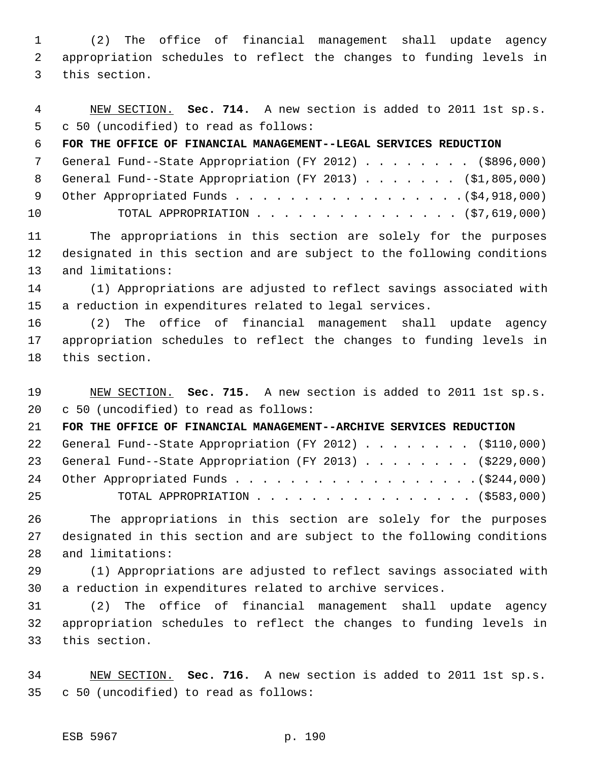(2) The office of financial management shall update agency appropriation schedules to reflect the changes to funding levels in this section.

NEW SECTION. **Sec. 714.** A new section is added to 2011 1st sp.s. c 50 (uncodified) to read as follows:

**FOR THE OFFICE OF FINANCIAL MANAGEMENT--LEGAL SERVICES REDUCTION**

General Fund--State Appropriation (FY 2012) . . . . . . . . ($896,000)
General Fund--State Appropriation (FY 2013) . . . . . . . ($1,805,000)
Other Appropriated Funds . . . . . . . . . . . . . . . . . .($4,918,000)
TOTAL APPROPRIATION . . . . . . . . . . . . . . . ($7,619,000)

The appropriations in this section are solely for the purposes designated in this section and are subject to the following conditions and limitations:

(1) Appropriations are adjusted to reflect savings associated with a reduction in expenditures related to legal services.

(2) The office of financial management shall update agency appropriation schedules to reflect the changes to funding levels in this section.

NEW SECTION. **Sec. 715.** A new section is added to 2011 1st sp.s. c 50 (uncodified) to read as follows:

**FOR THE OFFICE OF FINANCIAL MANAGEMENT--ARCHIVE SERVICES REDUCTION**

General Fund--State Appropriation (FY 2012) . . . . . . . . ($110,000)
General Fund--State Appropriation (FY 2013) . . . . . . . . ($229,000)
Other Appropriated Funds . . . . . . . . . . . . . . . . . . .($244,000)
TOTAL APPROPRIATION . . . . . . . . . . . . . . . . ($583,000)

The appropriations in this section are solely for the purposes designated in this section and are subject to the following conditions and limitations:

(1) Appropriations are adjusted to reflect savings associated with a reduction in expenditures related to archive services.

(2) The office of financial management shall update agency appropriation schedules to reflect the changes to funding levels in this section.

NEW SECTION. **Sec. 716.** A new section is added to 2011 1st sp.s. c 50 (uncodified) to read as follows: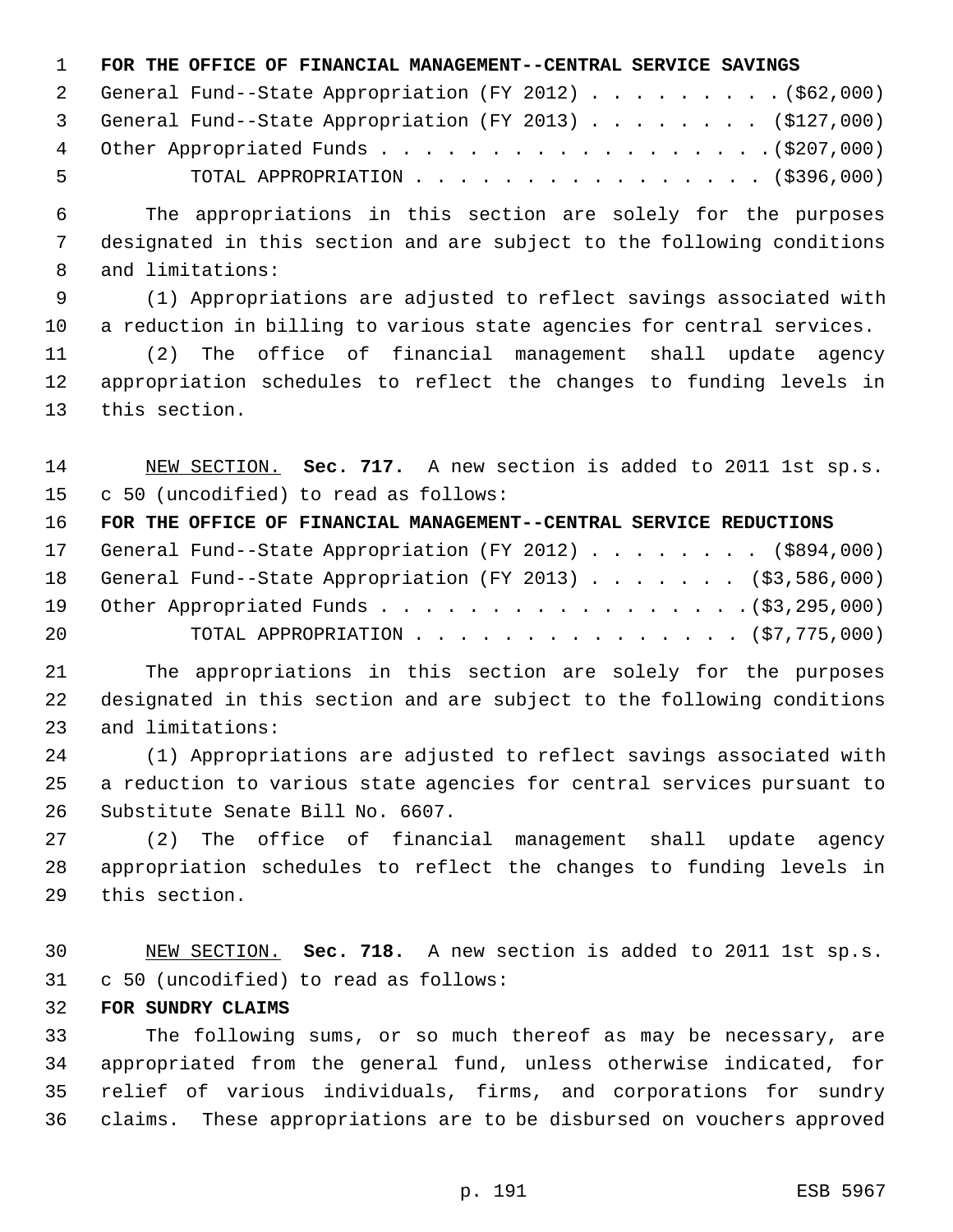**FOR THE OFFICE OF FINANCIAL MANAGEMENT--CENTRAL SERVICE SAVINGS**

General Fund--State Appropriation (FY 2012) . . . . . . . . . ($62,000)
General Fund--State Appropriation (FY 2013) . . . . . . . . ($127,000)
Other Appropriated Funds . . . . . . . . . . . . . . . . . . ($207,000)
TOTAL APPROPRIATION . . . . . . . . . . . . . . . . ($396,000)

The appropriations in this section are solely for the purposes designated in this section and are subject to the following conditions and limitations:

(1) Appropriations are adjusted to reflect savings associated with a reduction in billing to various state agencies for central services.

(2) The office of financial management shall update agency appropriation schedules to reflect the changes to funding levels in this section.

NEW SECTION. **Sec. 717.** A new section is added to 2011 1st sp.s. c 50 (uncodified) to read as follows:

**FOR THE OFFICE OF FINANCIAL MANAGEMENT--CENTRAL SERVICE REDUCTIONS**

General Fund--State Appropriation (FY 2012) . . . . . . . . ($894,000)
General Fund--State Appropriation (FY 2013) . . . . . . . ($3,586,000)
Other Appropriated Funds . . . . . . . . . . . . . . . . . ($3,295,000)
TOTAL APPROPRIATION . . . . . . . . . . . . . . . ($7,775,000)

The appropriations in this section are solely for the purposes designated in this section and are subject to the following conditions and limitations:

(1) Appropriations are adjusted to reflect savings associated with a reduction to various state agencies for central services pursuant to Substitute Senate Bill No. 6607.

(2) The office of financial management shall update agency appropriation schedules to reflect the changes to funding levels in this section.

NEW SECTION. **Sec. 718.** A new section is added to 2011 1st sp.s. c 50 (uncodified) to read as follows:

**FOR SUNDRY CLAIMS**

The following sums, or so much thereof as may be necessary, are appropriated from the general fund, unless otherwise indicated, for relief of various individuals, firms, and corporations for sundry claims. These appropriations are to be disbursed on vouchers approved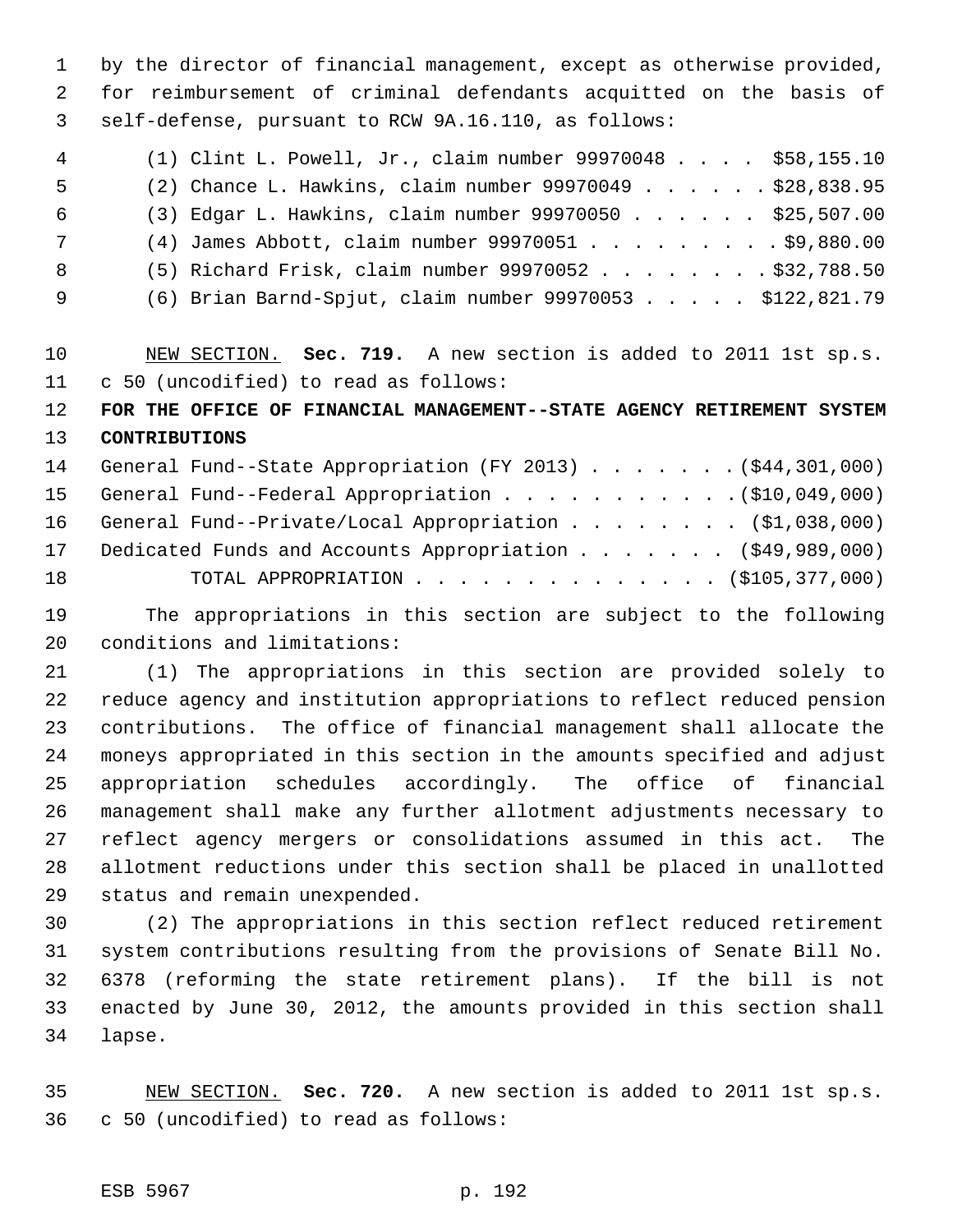by the director of financial management, except as otherwise provided, for reimbursement of criminal defendants acquitted on the basis of self-defense, pursuant to RCW 9A.16.110, as follows:

(1) Clint L. Powell, Jr., claim number 99970048 . . . . $58,155.10
(2) Chance L. Hawkins, claim number 99970049 . . . . . . $28,838.95
(3) Edgar L. Hawkins, claim number 99970050 . . . . . . $25,507.00
(4) James Abbott, claim number 99970051 . . . . . . . . . $9,880.00
(5) Richard Frisk, claim number 99970052 . . . . . . . . $32,788.50
(6) Brian Barnd-Spjut, claim number 99970053 . . . . . $122,821.79

NEW SECTION. **Sec. 719.** A new section is added to 2011 1st sp.s. c 50 (uncodified) to read as follows:

**FOR THE OFFICE OF FINANCIAL MANAGEMENT--STATE AGENCY RETIREMENT SYSTEM CONTRIBUTIONS**

General Fund--State Appropriation (FY 2013) . . . . . . . ($44,301,000)
General Fund--Federal Appropriation . . . . . . . . . . . ($10,049,000)
General Fund--Private/Local Appropriation . . . . . . . . ($1,038,000)
Dedicated Funds and Accounts Appropriation . . . . . . . ($49,989,000)
TOTAL APPROPRIATION . . . . . . . . . . . . . . ($105,377,000)

The appropriations in this section are subject to the following conditions and limitations:

(1) The appropriations in this section are provided solely to reduce agency and institution appropriations to reflect reduced pension contributions. The office of financial management shall allocate the moneys appropriated in this section in the amounts specified and adjust appropriation schedules accordingly. The office of financial management shall make any further allotment adjustments necessary to reflect agency mergers or consolidations assumed in this act. The allotment reductions under this section shall be placed in unallotted status and remain unexpended.

(2) The appropriations in this section reflect reduced retirement system contributions resulting from the provisions of Senate Bill No. 6378 (reforming the state retirement plans). If the bill is not enacted by June 30, 2012, the amounts provided in this section shall lapse.

NEW SECTION. **Sec. 720.** A new section is added to 2011 1st sp.s. c 50 (uncodified) to read as follows: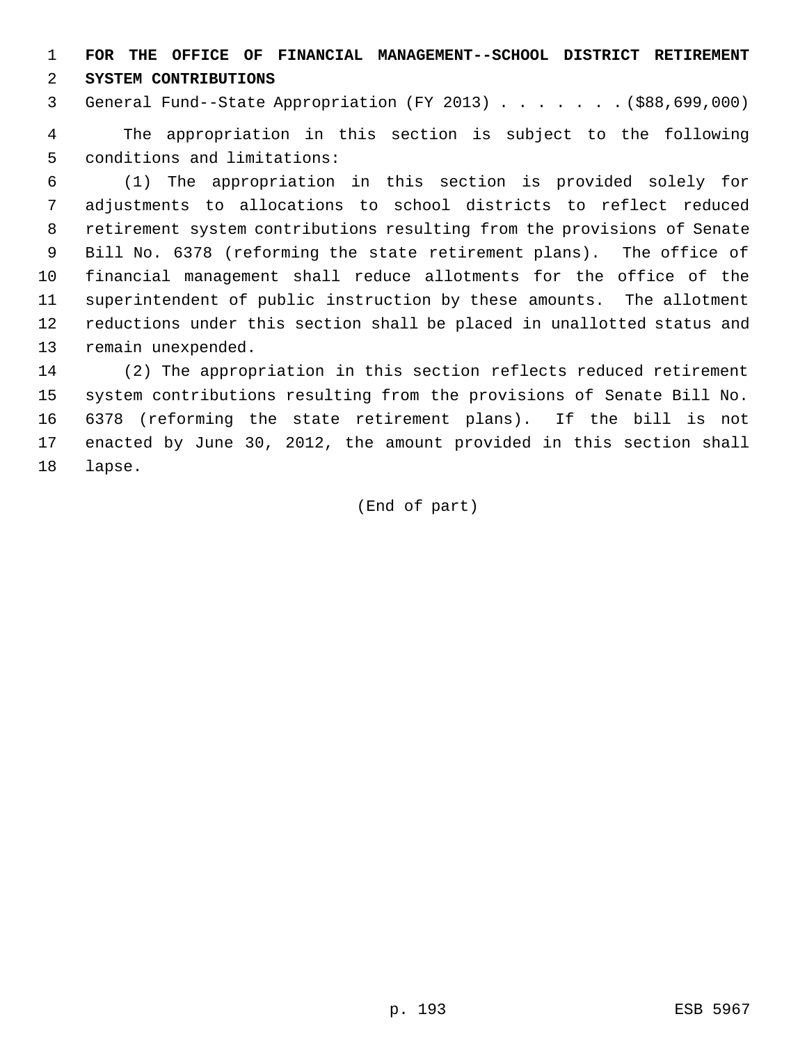**FOR THE OFFICE OF FINANCIAL MANAGEMENT--SCHOOL DISTRICT RETIREMENT SYSTEM CONTRIBUTIONS**

General Fund--State Appropriation (FY 2013) . . . . . . . ($88,699,000)

The appropriation in this section is subject to the following conditions and limitations:

(1) The appropriation in this section is provided solely for adjustments to allocations to school districts to reflect reduced retirement system contributions resulting from the provisions of Senate Bill No. 6378 (reforming the state retirement plans). The office of financial management shall reduce allotments for the office of the superintendent of public instruction by these amounts. The allotment reductions under this section shall be placed in unallotted status and remain unexpended.

(2) The appropriation in this section reflects reduced retirement system contributions resulting from the provisions of Senate Bill No. 6378 (reforming the state retirement plans). If the bill is not enacted by June 30, 2012, the amount provided in this section shall lapse.

(End of part)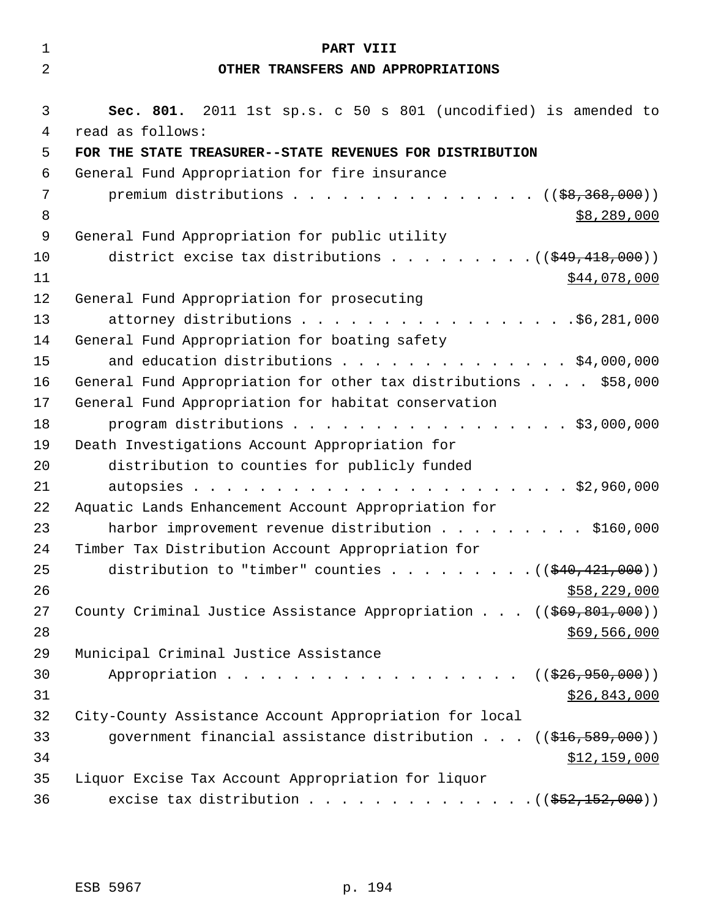# PART VIII
## OTHER TRANSFERS AND APPROPRIATIONS

**Sec. 801.** 2011 1st sp.s. c 50 s 801 (uncodified) is amended to read as follows:

**FOR THE STATE TREASURER--STATE REVENUES FOR DISTRIBUTION**

General Fund Appropriation for fire insurance premium distributions . . . . . . . . . . . . . . . . (( ~~$8,368,000~~ ))
$8,289,000

General Fund Appropriation for public utility district excise tax distributions . . . . . . . . . (( ~~$49,418,000~~ ))
$44,078,000

General Fund Appropriation for prosecuting attorney distributions . . . . . . . . . . . . . . . . . . $6,281,000

General Fund Appropriation for boating safety and education distributions . . . . . . . . . . . . . . . $4,000,000

General Fund Appropriation for other tax distributions . . . . $58,000

General Fund Appropriation for habitat conservation program distributions . . . . . . . . . . . . . . . . . . . $3,000,000

Death Investigations Account Appropriation for distribution to counties for publicly funded autopsies . . . . . . . . . . . . . . . . . . . . . . . . $2,960,000

Aquatic Lands Enhancement Account Appropriation for harbor improvement revenue distribution . . . . . . . . . . $160,000

Timber Tax Distribution Account Appropriation for distribution to "timber" counties . . . . . . . . . (( ~~$40,421,000~~ ))
$58,229,000

County Criminal Justice Assistance Appropriation . . . (( ~~$69,801,000~~ ))
$69,566,000

Municipal Criminal Justice Assistance Appropriation . . . . . . . . . . . . . . . . . . . (( ~~$26,950,000~~ ))
$26,843,000

City-County Assistance Account Appropriation for local government financial assistance distribution . . . (( ~~$16,589,000~~ ))
$12,159,000

Liquor Excise Tax Account Appropriation for liquor excise tax distribution . . . . . . . . . . . . . . (( ~~$52,152,000~~ ))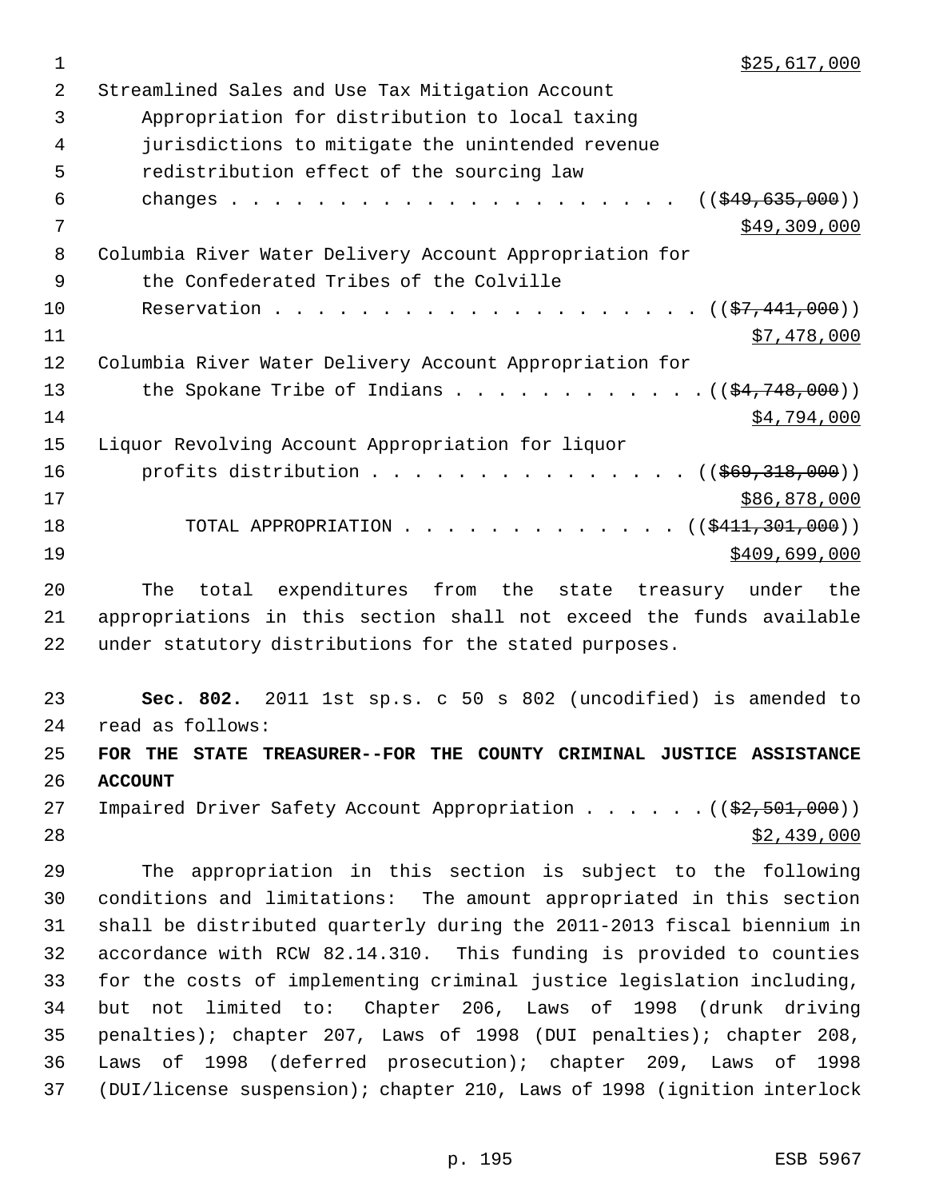$25,617,000

Streamlined Sales and Use Tax Mitigation Account Appropriation for distribution to local taxing jurisdictions to mitigate the unintended revenue redistribution effect of the sourcing law changes . . . . . . . . . . . . . . . . . . . . . . ((~~$49,635,000~~))
$49,309,000

Columbia River Water Delivery Account Appropriation for the Confederated Tribes of the Colville Reservation . . . . . . . . . . . . . . . . . . . . . ((~~$7,441,000~~))
$7,478,000

Columbia River Water Delivery Account Appropriation for the Spokane Tribe of Indians . . . . . . . . . . . . ((~~$4,748,000~~))
$4,794,000

Liquor Revolving Account Appropriation for liquor profits distribution . . . . . . . . . . . . . . . ((~~$69,318,000~~))
$86,878,000

TOTAL APPROPRIATION . . . . . . . . . . . . . ((~~$411,301,000~~))
$409,699,000

The total expenditures from the state treasury under the appropriations in this section shall not exceed the funds available under statutory distributions for the stated purposes.

**Sec. 802.** 2011 1st sp.s. c 50 s 802 (uncodified) is amended to read as follows:

**FOR THE STATE TREASURER--FOR THE COUNTY CRIMINAL JUSTICE ASSISTANCE ACCOUNT**

Impaired Driver Safety Account Appropriation . . . . . . ((~~$2,501,000~~))
$2,439,000

The appropriation in this section is subject to the following conditions and limitations: The amount appropriated in this section shall be distributed quarterly during the 2011-2013 fiscal biennium in accordance with RCW 82.14.310. This funding is provided to counties for the costs of implementing criminal justice legislation including, but not limited to: Chapter 206, Laws of 1998 (drunk driving penalties); chapter 207, Laws of 1998 (DUI penalties); chapter 208, Laws of 1998 (deferred prosecution); chapter 209, Laws of 1998 (DUI/license suspension); chapter 210, Laws of 1998 (ignition interlock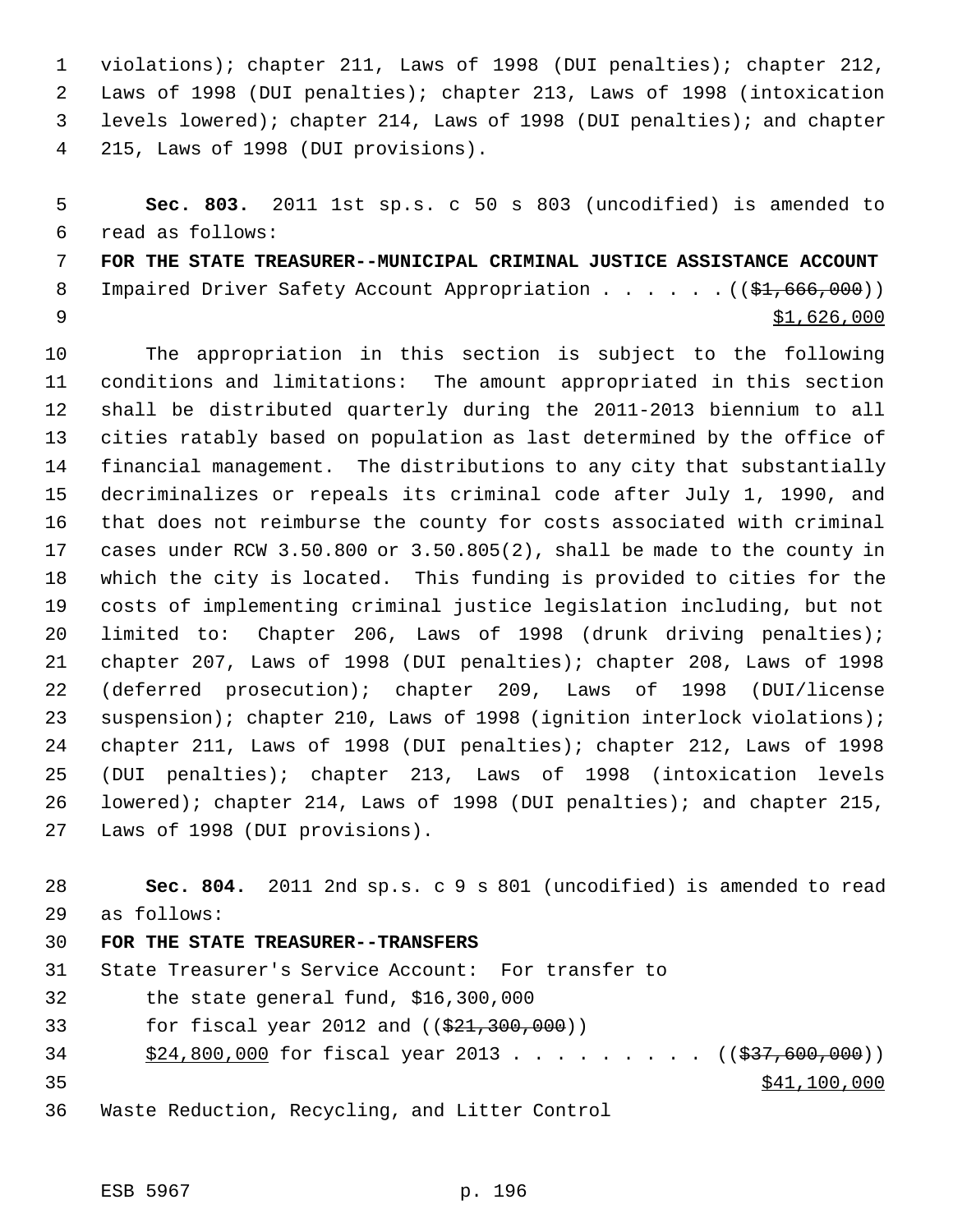violations); chapter 211, Laws of 1998 (DUI penalties); chapter 212, Laws of 1998 (DUI penalties); chapter 213, Laws of 1998 (intoxication levels lowered); chapter 214, Laws of 1998 (DUI penalties); and chapter 215, Laws of 1998 (DUI provisions).

**Sec. 803.** 2011 1st sp.s. c 50 s 803 (uncodified) is amended to read as follows:

**FOR THE STATE TREASURER--MUNICIPAL CRIMINAL JUSTICE ASSISTANCE ACCOUNT**

Impaired Driver Safety Account Appropriation . . . . . . ((~~$1,666,000~~)) <u>$1,626,000</u>

The appropriation in this section is subject to the following conditions and limitations: The amount appropriated in this section shall be distributed quarterly during the 2011-2013 biennium to all cities ratably based on population as last determined by the office of financial management. The distributions to any city that substantially decriminalizes or repeals its criminal code after July 1, 1990, and that does not reimburse the county for costs associated with criminal cases under RCW 3.50.800 or 3.50.805(2), shall be made to the county in which the city is located. This funding is provided to cities for the costs of implementing criminal justice legislation including, but not limited to: Chapter 206, Laws of 1998 (drunk driving penalties); chapter 207, Laws of 1998 (DUI penalties); chapter 208, Laws of 1998 (deferred prosecution); chapter 209, Laws of 1998 (DUI/license suspension); chapter 210, Laws of 1998 (ignition interlock violations); chapter 211, Laws of 1998 (DUI penalties); chapter 212, Laws of 1998 (DUI penalties); chapter 213, Laws of 1998 (intoxication levels lowered); chapter 214, Laws of 1998 (DUI penalties); and chapter 215, Laws of 1998 (DUI provisions).

**Sec. 804.** 2011 2nd sp.s. c 9 s 801 (uncodified) is amended to read as follows:

**FOR THE STATE TREASURER--TRANSFERS**

State Treasurer's Service Account: For transfer to the state general fund, $16,300,000 for fiscal year 2012 and ((~~$21,300,000~~)) <u>$24,800,000</u> for fiscal year 2013 . . . . . . . . . ((~~$37,600,000~~)) <u>$41,100,000</u>

Waste Reduction, Recycling, and Litter Control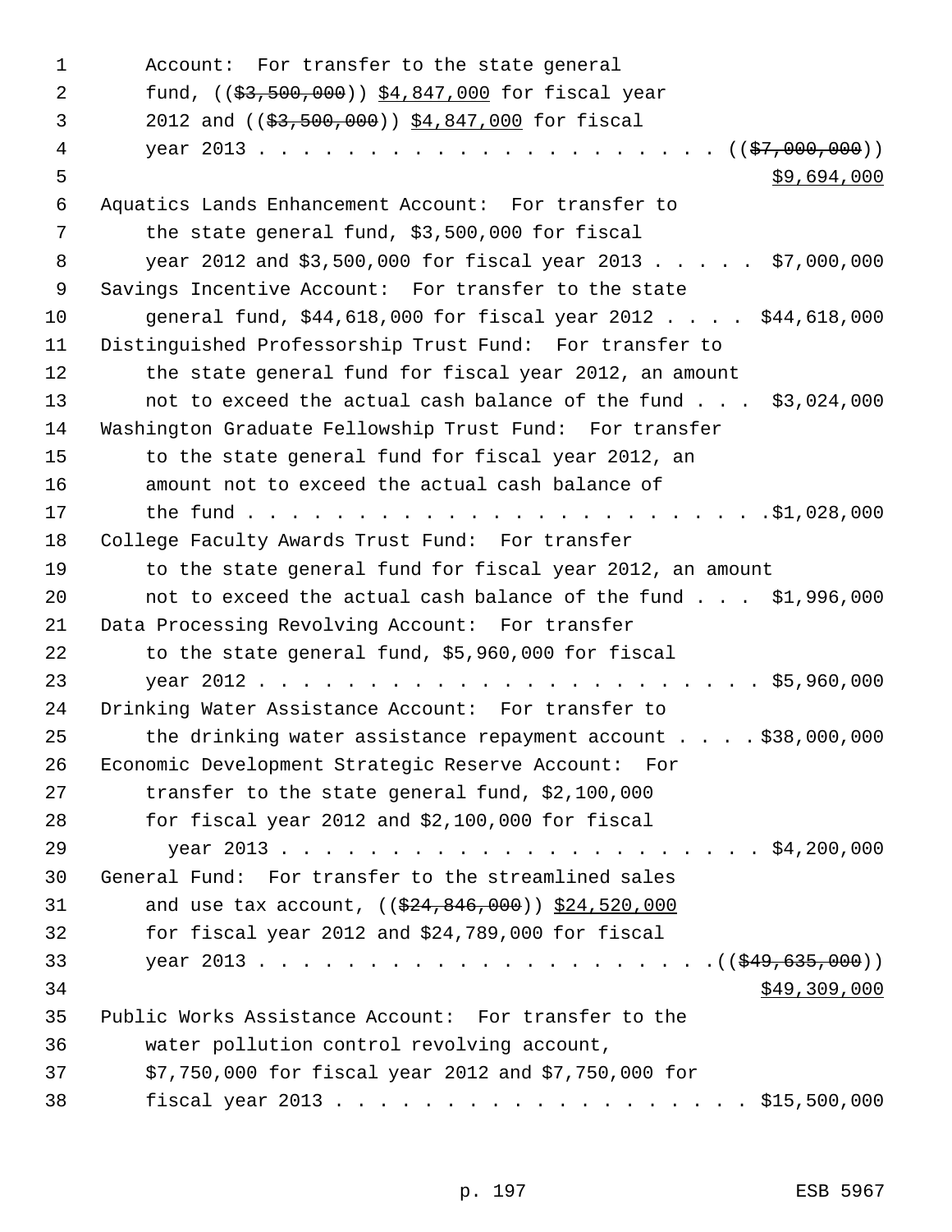Account: For transfer to the state general fund, ((~~$3,500,000~~)) <u>$4,847,000</u> for fiscal year 2012 and ((~~$3,500,000~~)) <u>$4,847,000</u> for fiscal year 2013 . . . . . . . . . . . . . . . . . . . . . ((~~$7,000,000~~)) <u>$9,694,000</u>

Aquatics Lands Enhancement Account: For transfer to the state general fund, $3,500,000 for fiscal year 2012 and $3,500,000 for fiscal year 2013 . . . . . $7,000,000

Savings Incentive Account: For transfer to the state general fund, $44,618,000 for fiscal year 2012 . . . . $44,618,000

Distinguished Professorship Trust Fund: For transfer to the state general fund for fiscal year 2012, an amount not to exceed the actual cash balance of the fund . . . $3,024,000

Washington Graduate Fellowship Trust Fund: For transfer to the state general fund for fiscal year 2012, an amount not to exceed the actual cash balance of the fund . . . . . . . . . . . . . . . . . . . . . . . . .$1,028,000

College Faculty Awards Trust Fund: For transfer to the state general fund for fiscal year 2012, an amount not to exceed the actual cash balance of the fund . . . $1,996,000

Data Processing Revolving Account: For transfer to the state general fund, $5,960,000 for fiscal year 2012 . . . . . . . . . . . . . . . . . . . . . . . . $5,960,000

Drinking Water Assistance Account: For transfer to the drinking water assistance repayment account . . . . $38,000,000

Economic Development Strategic Reserve Account: For transfer to the state general fund, $2,100,000 for fiscal year 2012 and $2,100,000 for fiscal year 2013 . . . . . . . . . . . . . . . . . . . . . . . $4,200,000

General Fund: For transfer to the streamlined sales and use tax account, ((~~$24,846,000~~)) <u>$24,520,000</u> for fiscal year 2012 and $24,789,000 for fiscal year 2013 . . . . . . . . . . . . . . . . . . . . . .((~~$49,635,000~~)) <u>$49,309,000</u>

Public Works Assistance Account: For transfer to the water pollution control revolving account, $7,750,000 for fiscal year 2012 and $7,750,000 for fiscal year 2013 . . . . . . . . . . . . . . . . . . . $15,500,000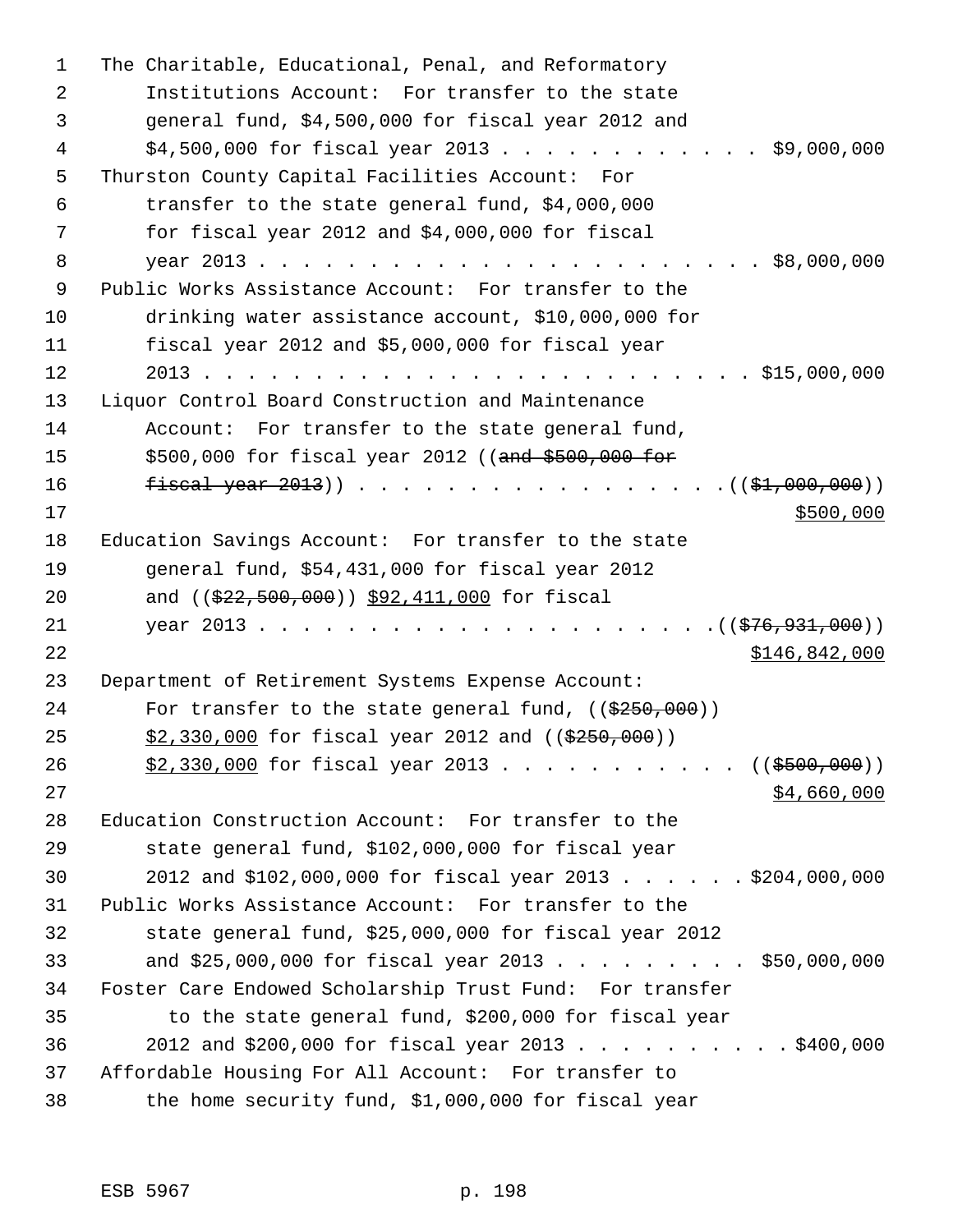The Charitable, Educational, Penal, and Reformatory Institutions Account: For transfer to the state general fund, $4,500,000 for fiscal year 2012 and $4,500,000 for fiscal year 2013 . . . . . . . . . . . . $9,000,000

Thurston County Capital Facilities Account: For transfer to the state general fund, $4,000,000 for fiscal year 2012 and $4,000,000 for fiscal year 2013 . . . . . . . . . . . . . . . . . . . . . . . $8,000,000

Public Works Assistance Account: For transfer to the drinking water assistance account, $10,000,000 for fiscal year 2012 and $5,000,000 for fiscal year 2013 . . . . . . . . . . . . . . . . . . . . . . . . . $15,000,000

Liquor Control Board Construction and Maintenance Account: For transfer to the state general fund, $500,000 for fiscal year 2012 ((~~and $500,000 for fiscal year 2013~~)) . . . . . . . . . . . . . . . . . .((~~$1,000,000~~))
<u>$500,000</u>

Education Savings Account: For transfer to the state general fund, $54,431,000 for fiscal year 2012 and ((~~$22,500,000~~)) <u>$92,411,000</u> for fiscal year 2013 . . . . . . . . . . . . . . . . . . . . . .((~~$76,931,000~~))
<u>$146,842,000</u>

Department of Retirement Systems Expense Account: For transfer to the state general fund, ((~~$250,000~~)) <u>$2,330,000</u> for fiscal year 2012 and ((~~$250,000~~)) <u>$2,330,000</u> for fiscal year 2013 . . . . . . . . . . . ((~~$500,000~~))
<u>$4,660,000</u>

Education Construction Account: For transfer to the state general fund, $102,000,000 for fiscal year 2012 and $102,000,000 for fiscal year 2013 . . . . . . $204,000,000

Public Works Assistance Account: For transfer to the state general fund, $25,000,000 for fiscal year 2012 and $25,000,000 for fiscal year 2013 . . . . . . . . . $50,000,000

Foster Care Endowed Scholarship Trust Fund: For transfer to the state general fund, $200,000 for fiscal year 2012 and $200,000 for fiscal year 2013 . . . . . . . . . . $400,000

Affordable Housing For All Account: For transfer to the home security fund, $1,000,000 for fiscal year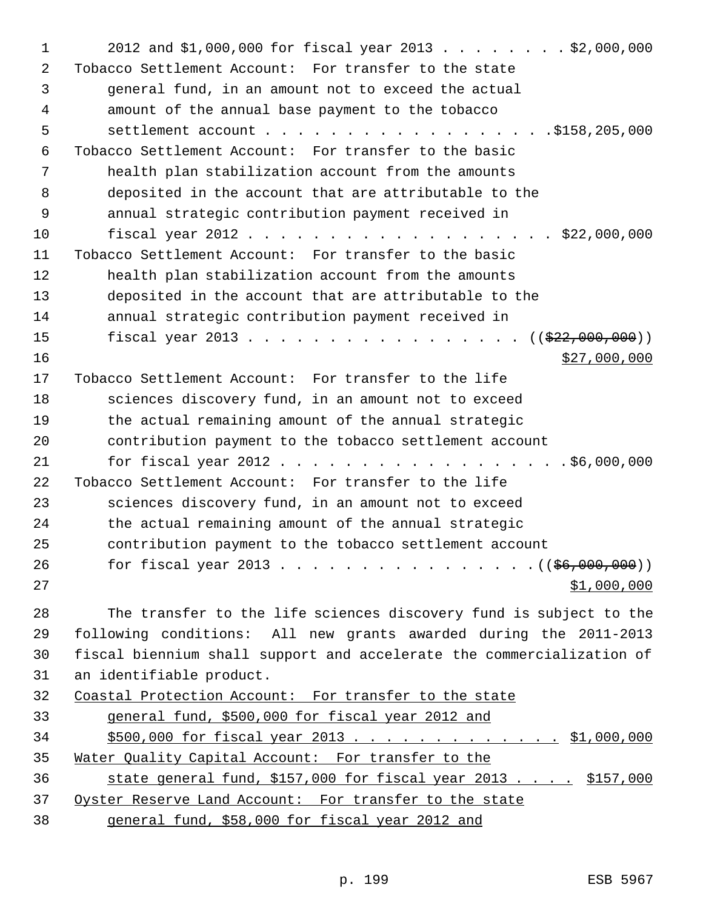2012 and $1,000,000 for fiscal year 2013 . . . . . . . . $2,000,000

Tobacco Settlement Account: For transfer to the state general fund, in an amount not to exceed the actual amount of the annual base payment to the tobacco settlement account . . . . . . . . . . . . . . . . . . $158,205,000

Tobacco Settlement Account: For transfer to the basic health plan stabilization account from the amounts deposited in the account that are attributable to the annual strategic contribution payment received in fiscal year 2012 . . . . . . . . . . . . . . . . . . . $22,000,000

Tobacco Settlement Account: For transfer to the basic health plan stabilization account from the amounts deposited in the account that are attributable to the annual strategic contribution payment received in fiscal year 2013 . . . . . . . . . . . . . . . . . (( ~~$22,000,000~~ ))
$27,000,000

Tobacco Settlement Account: For transfer to the life sciences discovery fund, in an amount not to exceed the actual remaining amount of the annual strategic contribution payment to the tobacco settlement account for fiscal year 2012 . . . . . . . . . . . . . . . . . $6,000,000

Tobacco Settlement Account: For transfer to the life sciences discovery fund, in an amount not to exceed the actual remaining amount of the annual strategic contribution payment to the tobacco settlement account for fiscal year 2013 . . . . . . . . . . . . . . . . (( ~~$6,000,000~~ ))
$1,000,000

The transfer to the life sciences discovery fund is subject to the following conditions: All new grants awarded during the 2011-2013 fiscal biennium shall support and accelerate the commercialization of an identifiable product.

Coastal Protection Account: For transfer to the state general fund, $500,000 for fiscal year 2012 and $500,000 for fiscal year 2013 . . . . . . . . . . . . . $1,000,000

Water Quality Capital Account: For transfer to the state general fund, $157,000 for fiscal year 2013 . . . . $157,000

Oyster Reserve Land Account: For transfer to the state general fund, $58,000 for fiscal year 2012 and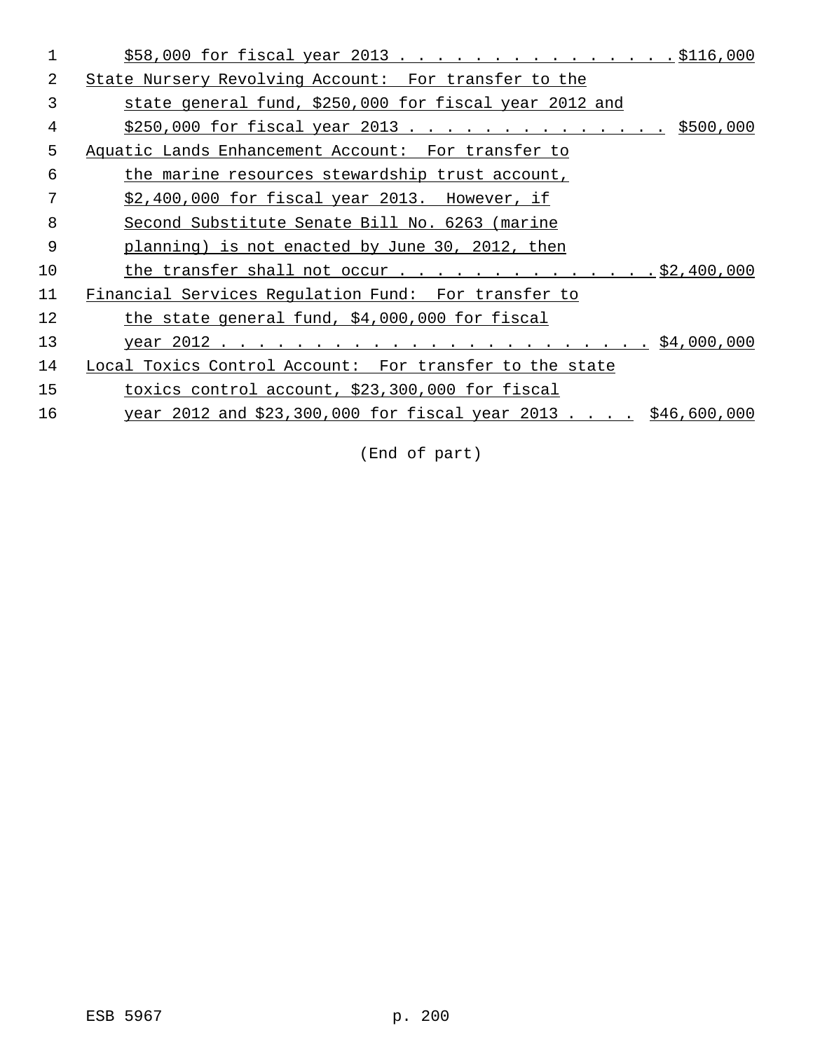$58,000 for fiscal year 2013 . . . . . . . . . . . . . . . $116,000

State Nursery Revolving Account: For transfer to the state general fund, $250,000 for fiscal year 2012 and $250,000 for fiscal year 2013 . . . . . . . . . . . . . . $500,000

Aquatic Lands Enhancement Account: For transfer to the marine resources stewardship trust account, $2,400,000 for fiscal year 2013. However, if Second Substitute Senate Bill No. 6263 (marine planning) is not enacted by June 30, 2012, then the transfer shall not occur . . . . . . . . . . . . . . . $2,400,000

Financial Services Regulation Fund: For transfer to the state general fund, $4,000,000 for fiscal year 2012 . . . . . . . . . . . . . . . . . . . . . . . $4,000,000

Local Toxics Control Account: For transfer to the state toxics control account, $23,300,000 for fiscal year 2012 and $23,300,000 for fiscal year 2013 . . . . $46,600,000

(End of part)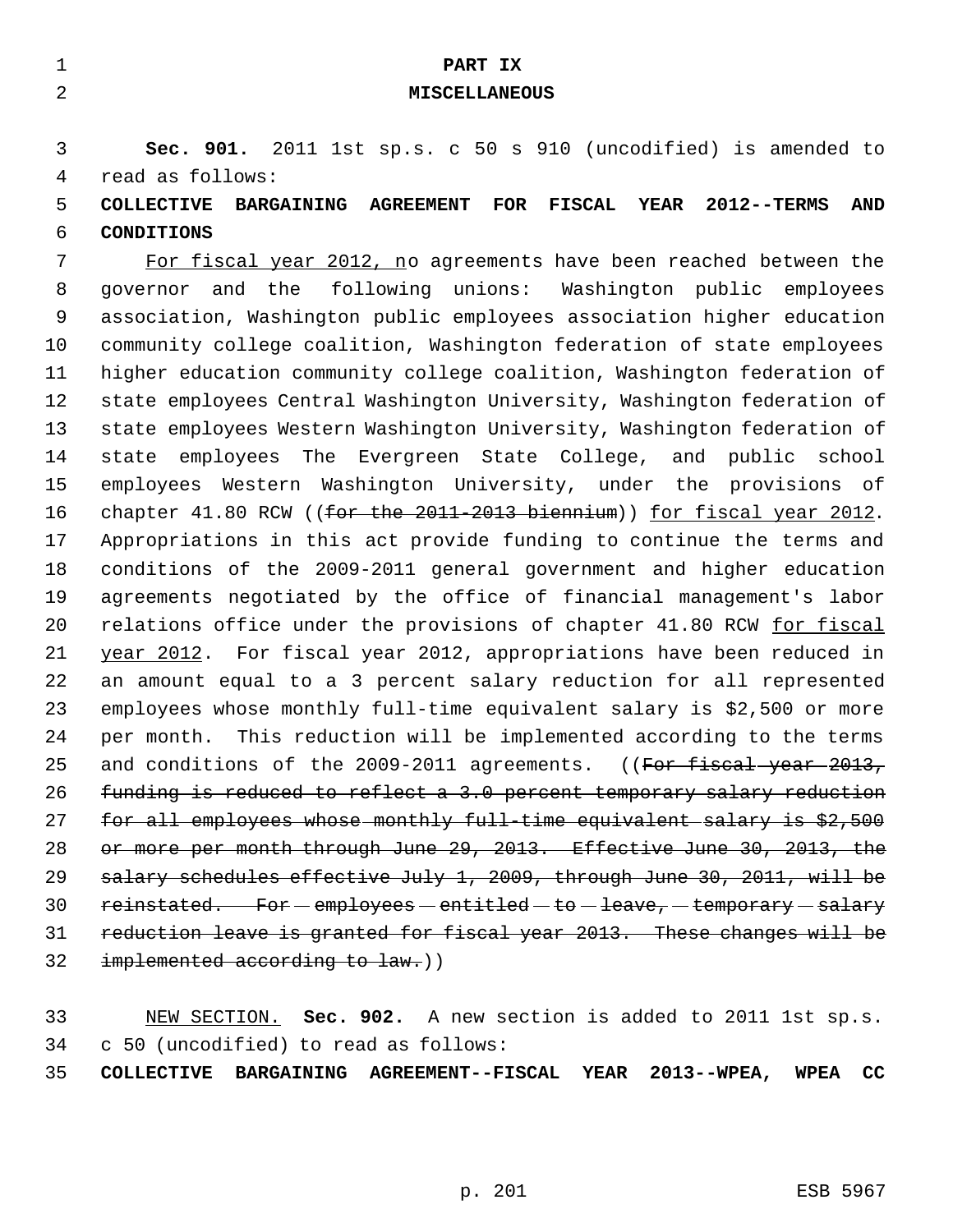## PART IX
## MISCELLANEOUS

**Sec. 901.** 2011 1st sp.s. c 50 s 910 (uncodified) is amended to read as follows:

**COLLECTIVE BARGAINING AGREEMENT FOR FISCAL YEAR 2012--TERMS AND CONDITIONS**

For fiscal year 2012, no agreements have been reached between the governor and the following unions: Washington public employees association, Washington public employees association higher education community college coalition, Washington federation of state employees higher education community college coalition, Washington federation of state employees Central Washington University, Washington federation of state employees Western Washington University, Washington federation of state employees The Evergreen State College, and public school employees Western Washington University, under the provisions of chapter 41.80 RCW ((~~for the 2011-2013 biennium~~)) for fiscal year 2012. Appropriations in this act provide funding to continue the terms and conditions of the 2009-2011 general government and higher education agreements negotiated by the office of financial management's labor relations office under the provisions of chapter 41.80 RCW for fiscal year 2012. For fiscal year 2012, appropriations have been reduced in an amount equal to a 3 percent salary reduction for all represented employees whose monthly full-time equivalent salary is $2,500 or more per month. This reduction will be implemented according to the terms and conditions of the 2009-2011 agreements. ((~~For fiscal year 2013, funding is reduced to reflect a 3.0 percent temporary salary reduction for all employees whose monthly full-time equivalent salary is $2,500 or more per month through June 29, 2013. Effective June 30, 2013, the salary schedules effective July 1, 2009, through June 30, 2011, will be reinstated. For employees entitled to leave, temporary salary reduction leave is granted for fiscal year 2013. These changes will be implemented according to law.~~))

NEW SECTION. **Sec. 902.** A new section is added to 2011 1st sp.s. c 50 (uncodified) to read as follows:

**COLLECTIVE BARGAINING AGREEMENT--FISCAL YEAR 2013--WPEA, WPEA CC**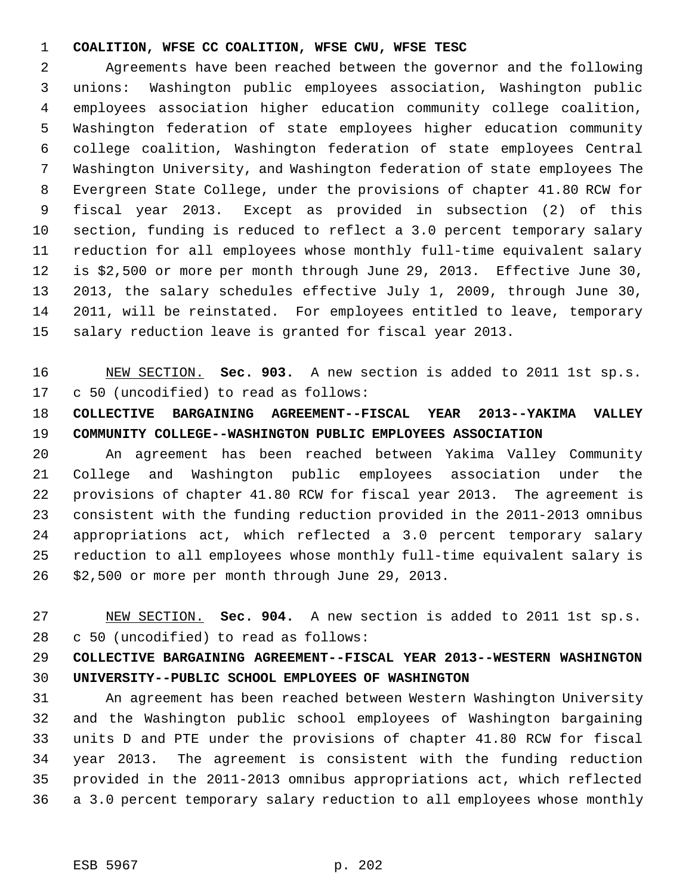**COALITION, WFSE CC COALITION, WFSE CWU, WFSE TESC**

Agreements have been reached between the governor and the following unions: Washington public employees association, Washington public employees association higher education community college coalition, Washington federation of state employees higher education community college coalition, Washington federation of state employees Central Washington University, and Washington federation of state employees The Evergreen State College, under the provisions of chapter 41.80 RCW for fiscal year 2013. Except as provided in subsection (2) of this section, funding is reduced to reflect a 3.0 percent temporary salary reduction for all employees whose monthly full-time equivalent salary is $2,500 or more per month through June 29, 2013. Effective June 30, 2013, the salary schedules effective July 1, 2009, through June 30, 2011, will be reinstated. For employees entitled to leave, temporary salary reduction leave is granted for fiscal year 2013.

NEW SECTION. **Sec. 903.** A new section is added to 2011 1st sp.s. c 50 (uncodified) to read as follows:

**COLLECTIVE BARGAINING AGREEMENT--FISCAL YEAR 2013--YAKIMA VALLEY COMMUNITY COLLEGE--WASHINGTON PUBLIC EMPLOYEES ASSOCIATION**

An agreement has been reached between Yakima Valley Community College and Washington public employees association under the provisions of chapter 41.80 RCW for fiscal year 2013. The agreement is consistent with the funding reduction provided in the 2011-2013 omnibus appropriations act, which reflected a 3.0 percent temporary salary reduction to all employees whose monthly full-time equivalent salary is $2,500 or more per month through June 29, 2013.

NEW SECTION. **Sec. 904.** A new section is added to 2011 1st sp.s. c 50 (uncodified) to read as follows:

**COLLECTIVE BARGAINING AGREEMENT--FISCAL YEAR 2013--WESTERN WASHINGTON UNIVERSITY--PUBLIC SCHOOL EMPLOYEES OF WASHINGTON**

An agreement has been reached between Western Washington University and the Washington public school employees of Washington bargaining units D and PTE under the provisions of chapter 41.80 RCW for fiscal year 2013. The agreement is consistent with the funding reduction provided in the 2011-2013 omnibus appropriations act, which reflected a 3.0 percent temporary salary reduction to all employees whose monthly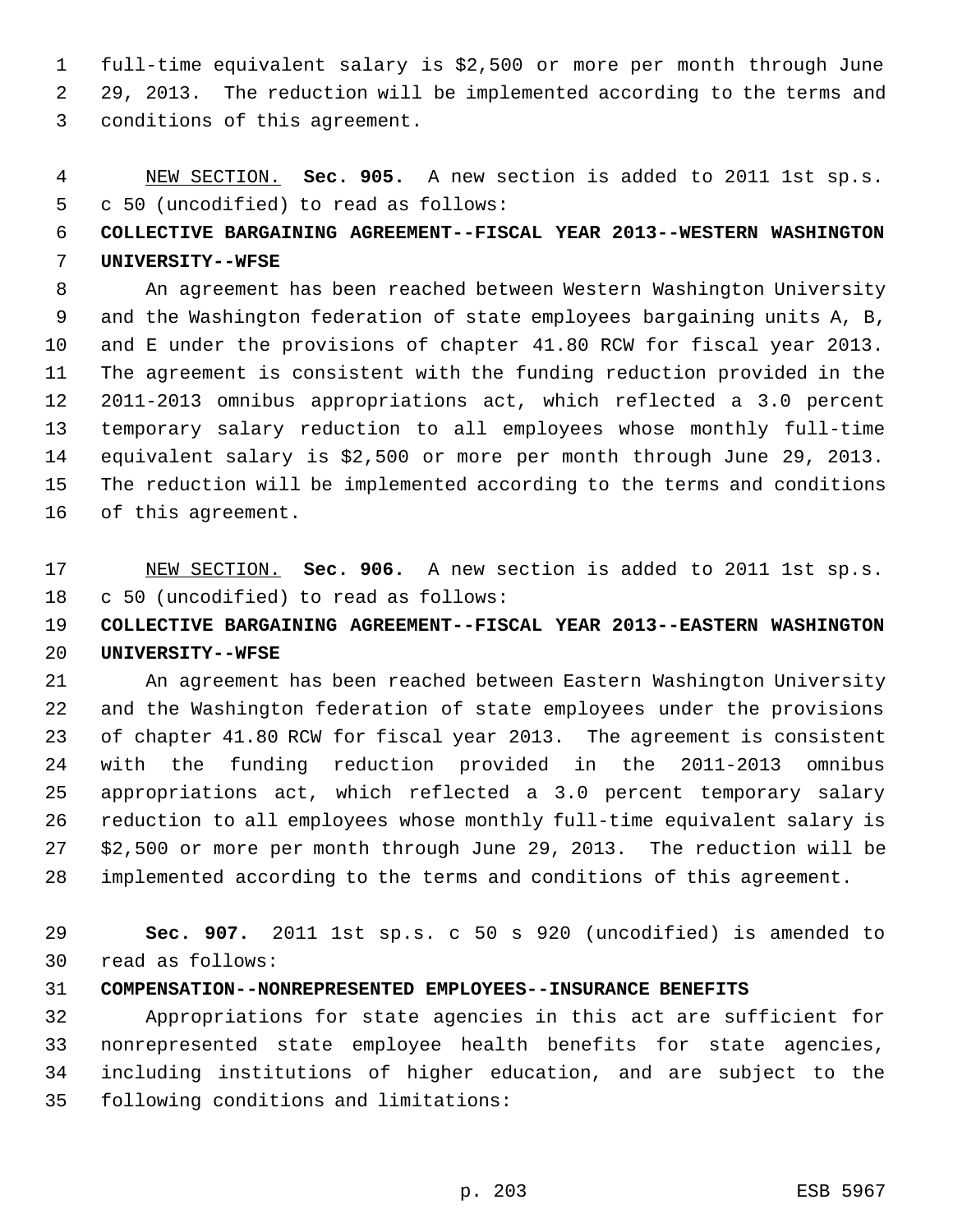full-time equivalent salary is $2,500 or more per month through June 29, 2013. The reduction will be implemented according to the terms and conditions of this agreement.

NEW SECTION. **Sec. 905.** A new section is added to 2011 1st sp.s. c 50 (uncodified) to read as follows:

**COLLECTIVE BARGAINING AGREEMENT--FISCAL YEAR 2013--WESTERN WASHINGTON UNIVERSITY--WFSE**

An agreement has been reached between Western Washington University and the Washington federation of state employees bargaining units A, B, and E under the provisions of chapter 41.80 RCW for fiscal year 2013. The agreement is consistent with the funding reduction provided in the 2011-2013 omnibus appropriations act, which reflected a 3.0 percent temporary salary reduction to all employees whose monthly full-time equivalent salary is $2,500 or more per month through June 29, 2013. The reduction will be implemented according to the terms and conditions of this agreement.

NEW SECTION. **Sec. 906.** A new section is added to 2011 1st sp.s. c 50 (uncodified) to read as follows:

**COLLECTIVE BARGAINING AGREEMENT--FISCAL YEAR 2013--EASTERN WASHINGTON UNIVERSITY--WFSE**

An agreement has been reached between Eastern Washington University and the Washington federation of state employees under the provisions of chapter 41.80 RCW for fiscal year 2013. The agreement is consistent with the funding reduction provided in the 2011-2013 omnibus appropriations act, which reflected a 3.0 percent temporary salary reduction to all employees whose monthly full-time equivalent salary is $2,500 or more per month through June 29, 2013. The reduction will be implemented according to the terms and conditions of this agreement.

**Sec. 907.** 2011 1st sp.s. c 50 s 920 (uncodified) is amended to read as follows:

**COMPENSATION--NONREPRESENTED EMPLOYEES--INSURANCE BENEFITS**

Appropriations for state agencies in this act are sufficient for nonrepresented state employee health benefits for state agencies, including institutions of higher education, and are subject to the following conditions and limitations: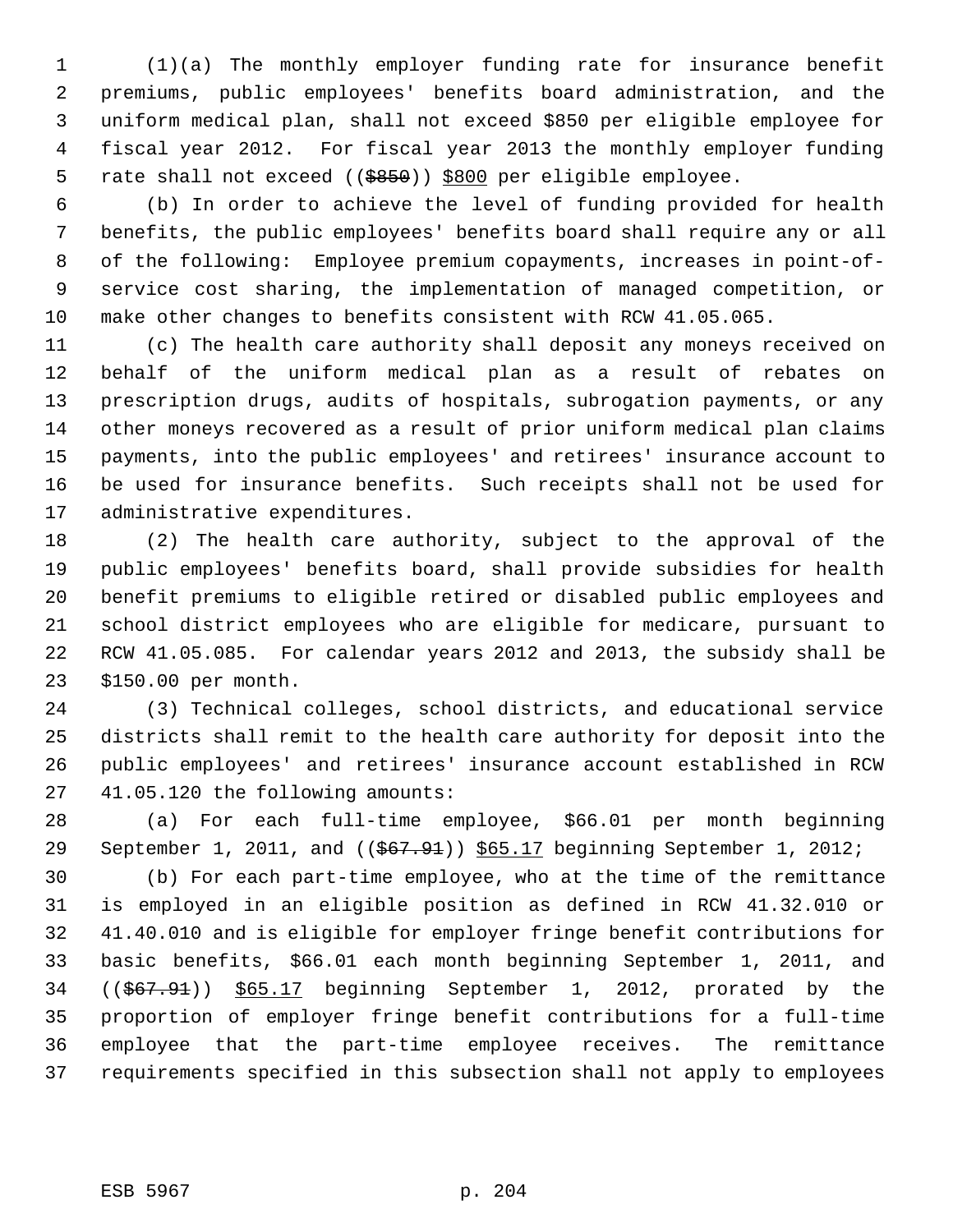(1)(a) The monthly employer funding rate for insurance benefit premiums, public employees' benefits board administration, and the uniform medical plan, shall not exceed $850 per eligible employee for fiscal year 2012. For fiscal year 2013 the monthly employer funding rate shall not exceed ((~~$850~~)) <u>$800</u> per eligible employee.

(b) In order to achieve the level of funding provided for health benefits, the public employees' benefits board shall require any or all of the following: Employee premium copayments, increases in point-of-service cost sharing, the implementation of managed competition, or make other changes to benefits consistent with RCW 41.05.065.

(c) The health care authority shall deposit any moneys received on behalf of the uniform medical plan as a result of rebates on prescription drugs, audits of hospitals, subrogation payments, or any other moneys recovered as a result of prior uniform medical plan claims payments, into the public employees' and retirees' insurance account to be used for insurance benefits. Such receipts shall not be used for administrative expenditures.

(2) The health care authority, subject to the approval of the public employees' benefits board, shall provide subsidies for health benefit premiums to eligible retired or disabled public employees and school district employees who are eligible for medicare, pursuant to RCW 41.05.085. For calendar years 2012 and 2013, the subsidy shall be $150.00 per month.

(3) Technical colleges, school districts, and educational service districts shall remit to the health care authority for deposit into the public employees' and retirees' insurance account established in RCW 41.05.120 the following amounts:

(a) For each full-time employee, $66.01 per month beginning September 1, 2011, and ((~~$67.91~~)) <u>$65.17</u> beginning September 1, 2012;

(b) For each part-time employee, who at the time of the remittance is employed in an eligible position as defined in RCW 41.32.010 or 41.40.010 and is eligible for employer fringe benefit contributions for basic benefits, $66.01 each month beginning September 1, 2011, and ((~~$67.91~~)) <u>$65.17</u> beginning September 1, 2012, prorated by the proportion of employer fringe benefit contributions for a full-time employee that the part-time employee receives. The remittance requirements specified in this subsection shall not apply to employees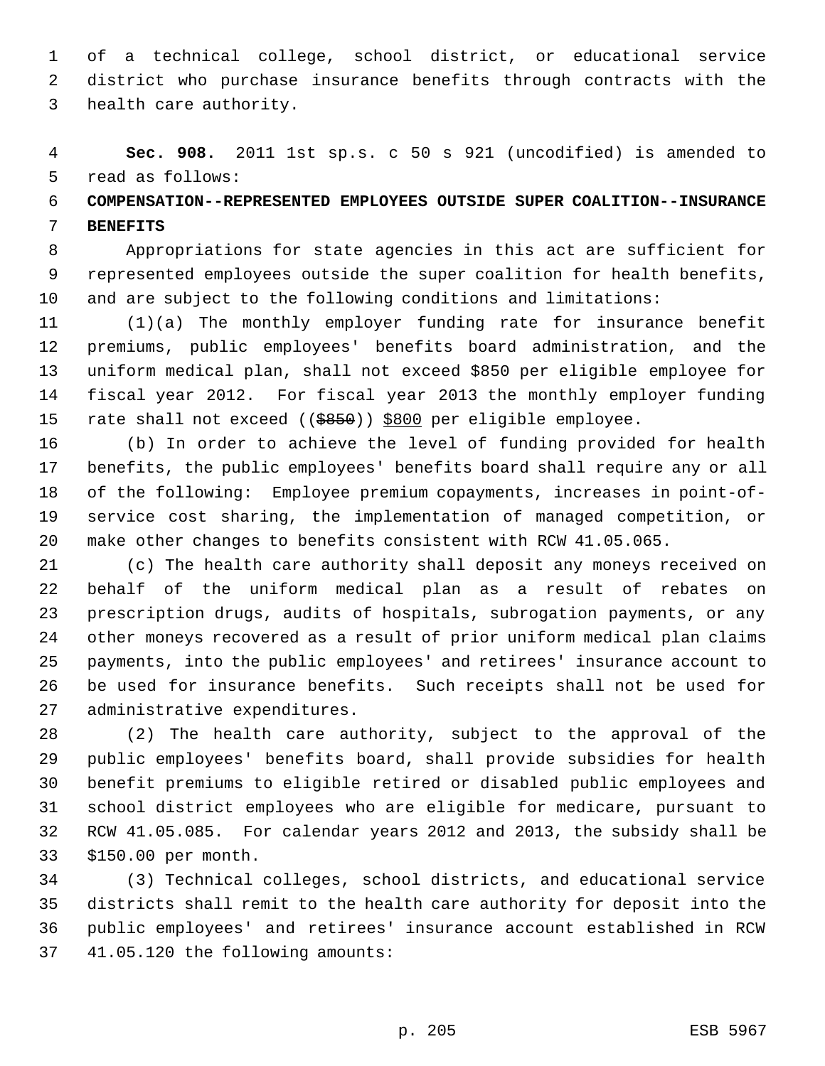of a technical college, school district, or educational service district who purchase insurance benefits through contracts with the health care authority.

**Sec. 908.** 2011 1st sp.s. c 50 s 921 (uncodified) is amended to read as follows:

**COMPENSATION--REPRESENTED EMPLOYEES OUTSIDE SUPER COALITION--INSURANCE BENEFITS**

Appropriations for state agencies in this act are sufficient for represented employees outside the super coalition for health benefits, and are subject to the following conditions and limitations:

(1)(a) The monthly employer funding rate for insurance benefit premiums, public employees' benefits board administration, and the uniform medical plan, shall not exceed $850 per eligible employee for fiscal year 2012. For fiscal year 2013 the monthly employer funding rate shall not exceed ((~~$850~~)) <u>$800</u> per eligible employee.

(b) In order to achieve the level of funding provided for health benefits, the public employees' benefits board shall require any or all of the following: Employee premium copayments, increases in point-of-service cost sharing, the implementation of managed competition, or make other changes to benefits consistent with RCW 41.05.065.

(c) The health care authority shall deposit any moneys received on behalf of the uniform medical plan as a result of rebates on prescription drugs, audits of hospitals, subrogation payments, or any other moneys recovered as a result of prior uniform medical plan claims payments, into the public employees' and retirees' insurance account to be used for insurance benefits. Such receipts shall not be used for administrative expenditures.

(2) The health care authority, subject to the approval of the public employees' benefits board, shall provide subsidies for health benefit premiums to eligible retired or disabled public employees and school district employees who are eligible for medicare, pursuant to RCW 41.05.085. For calendar years 2012 and 2013, the subsidy shall be $150.00 per month.

(3) Technical colleges, school districts, and educational service districts shall remit to the health care authority for deposit into the public employees' and retirees' insurance account established in RCW 41.05.120 the following amounts: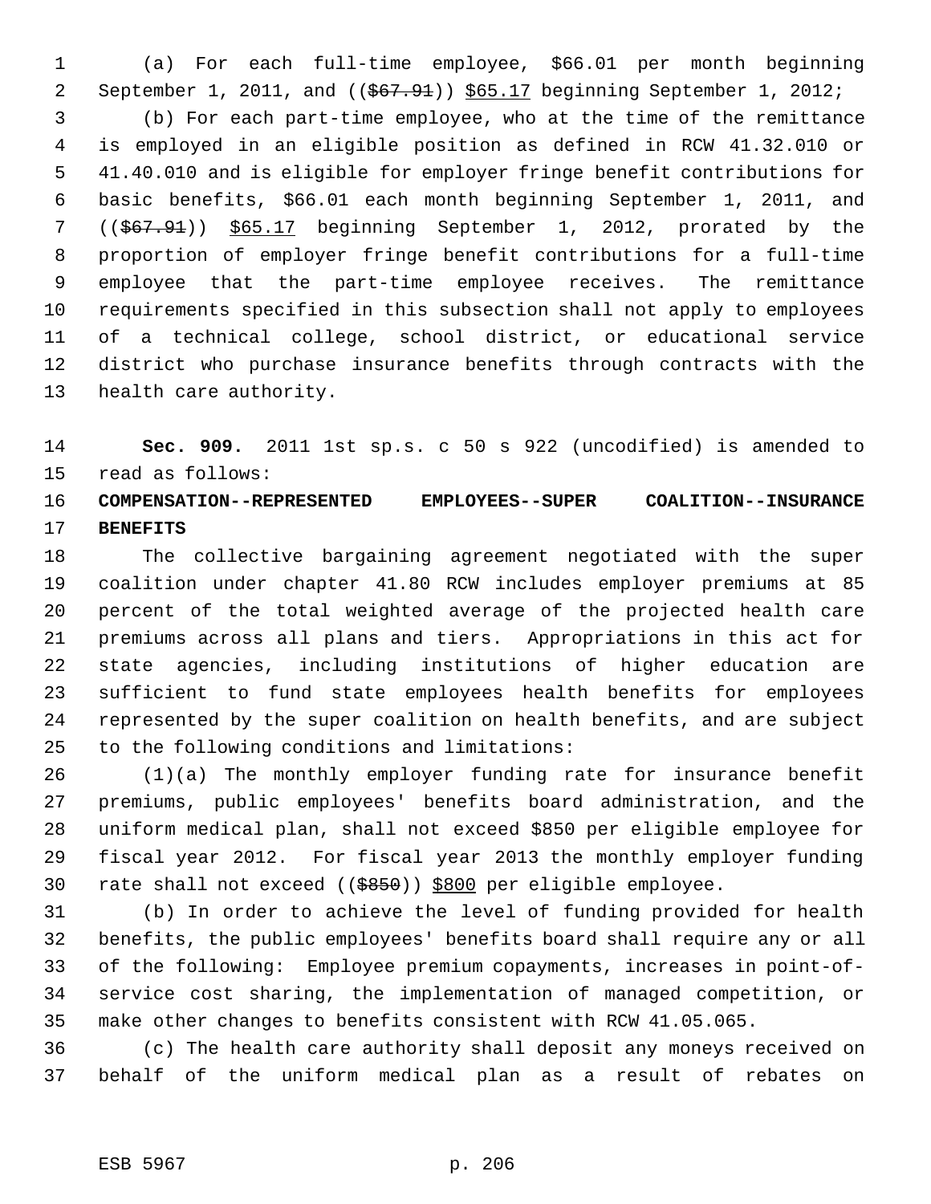(a) For each full-time employee, $66.01 per month beginning September 1, 2011, and (($67.91)) $65.17 beginning September 1, 2012;

(b) For each part-time employee, who at the time of the remittance is employed in an eligible position as defined in RCW 41.32.010 or 41.40.010 and is eligible for employer fringe benefit contributions for basic benefits, $66.01 each month beginning September 1, 2011, and (($67.91)) $65.17 beginning September 1, 2012, prorated by the proportion of employer fringe benefit contributions for a full-time employee that the part-time employee receives. The remittance requirements specified in this subsection shall not apply to employees of a technical college, school district, or educational service district who purchase insurance benefits through contracts with the health care authority.

**Sec. 909.** 2011 1st sp.s. c 50 s 922 (uncodified) is amended to read as follows:

**COMPENSATION--REPRESENTED EMPLOYEES--SUPER COALITION--INSURANCE BENEFITS**

The collective bargaining agreement negotiated with the super coalition under chapter 41.80 RCW includes employer premiums at 85 percent of the total weighted average of the projected health care premiums across all plans and tiers. Appropriations in this act for state agencies, including institutions of higher education are sufficient to fund state employees health benefits for employees represented by the super coalition on health benefits, and are subject to the following conditions and limitations:

(1)(a) The monthly employer funding rate for insurance benefit premiums, public employees' benefits board administration, and the uniform medical plan, shall not exceed $850 per eligible employee for fiscal year 2012. For fiscal year 2013 the monthly employer funding rate shall not exceed (($850)) $800 per eligible employee.

(b) In order to achieve the level of funding provided for health benefits, the public employees' benefits board shall require any or all of the following: Employee premium copayments, increases in point-of-service cost sharing, the implementation of managed competition, or make other changes to benefits consistent with RCW 41.05.065.

(c) The health care authority shall deposit any moneys received on behalf of the uniform medical plan as a result of rebates on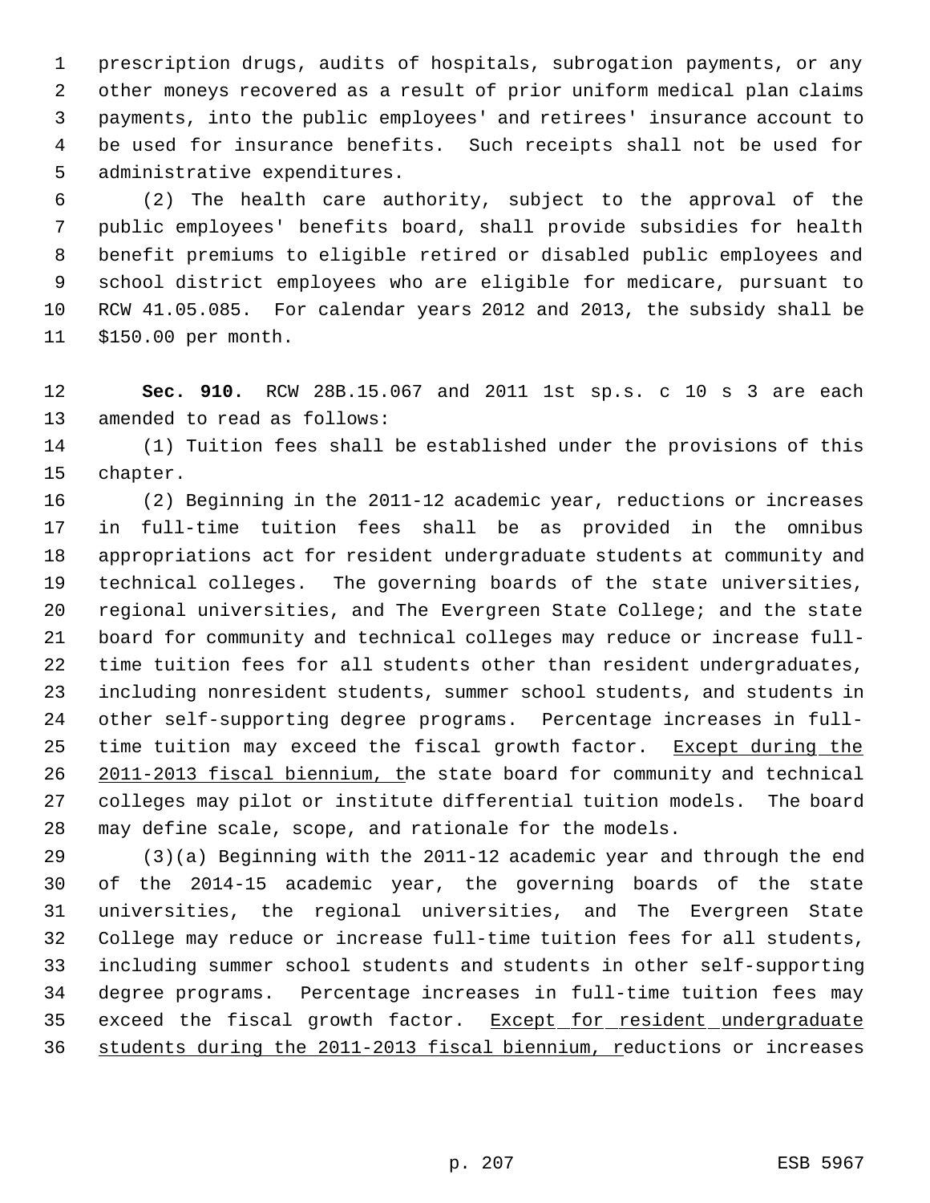prescription drugs, audits of hospitals, subrogation payments, or any other moneys recovered as a result of prior uniform medical plan claims payments, into the public employees' and retirees' insurance account to be used for insurance benefits. Such receipts shall not be used for administrative expenditures.

(2) The health care authority, subject to the approval of the public employees' benefits board, shall provide subsidies for health benefit premiums to eligible retired or disabled public employees and school district employees who are eligible for medicare, pursuant to RCW 41.05.085. For calendar years 2012 and 2013, the subsidy shall be $150.00 per month.

**Sec. 910.** RCW 28B.15.067 and 2011 1st sp.s. c 10 s 3 are each amended to read as follows:

(1) Tuition fees shall be established under the provisions of this chapter.

(2) Beginning in the 2011-12 academic year, reductions or increases in full-time tuition fees shall be as provided in the omnibus appropriations act for resident undergraduate students at community and technical colleges. The governing boards of the state universities, regional universities, and The Evergreen State College; and the state board for community and technical colleges may reduce or increase full-time tuition fees for all students other than resident undergraduates, including nonresident students, summer school students, and students in other self-supporting degree programs. Percentage increases in full-time tuition may exceed the fiscal growth factor. <u>Except during the 2011-2013 fiscal biennium, t</u>he state board for community and technical colleges may pilot or institute differential tuition models. The board may define scale, scope, and rationale for the models.

(3)(a) Beginning with the 2011-12 academic year and through the end of the 2014-15 academic year, the governing boards of the state universities, the regional universities, and The Evergreen State College may reduce or increase full-time tuition fees for all students, including summer school students and students in other self-supporting degree programs. Percentage increases in full-time tuition fees may exceed the fiscal growth factor. <u>Except for resident undergraduate students during the 2011-2013 fiscal biennium, r</u>eductions or increases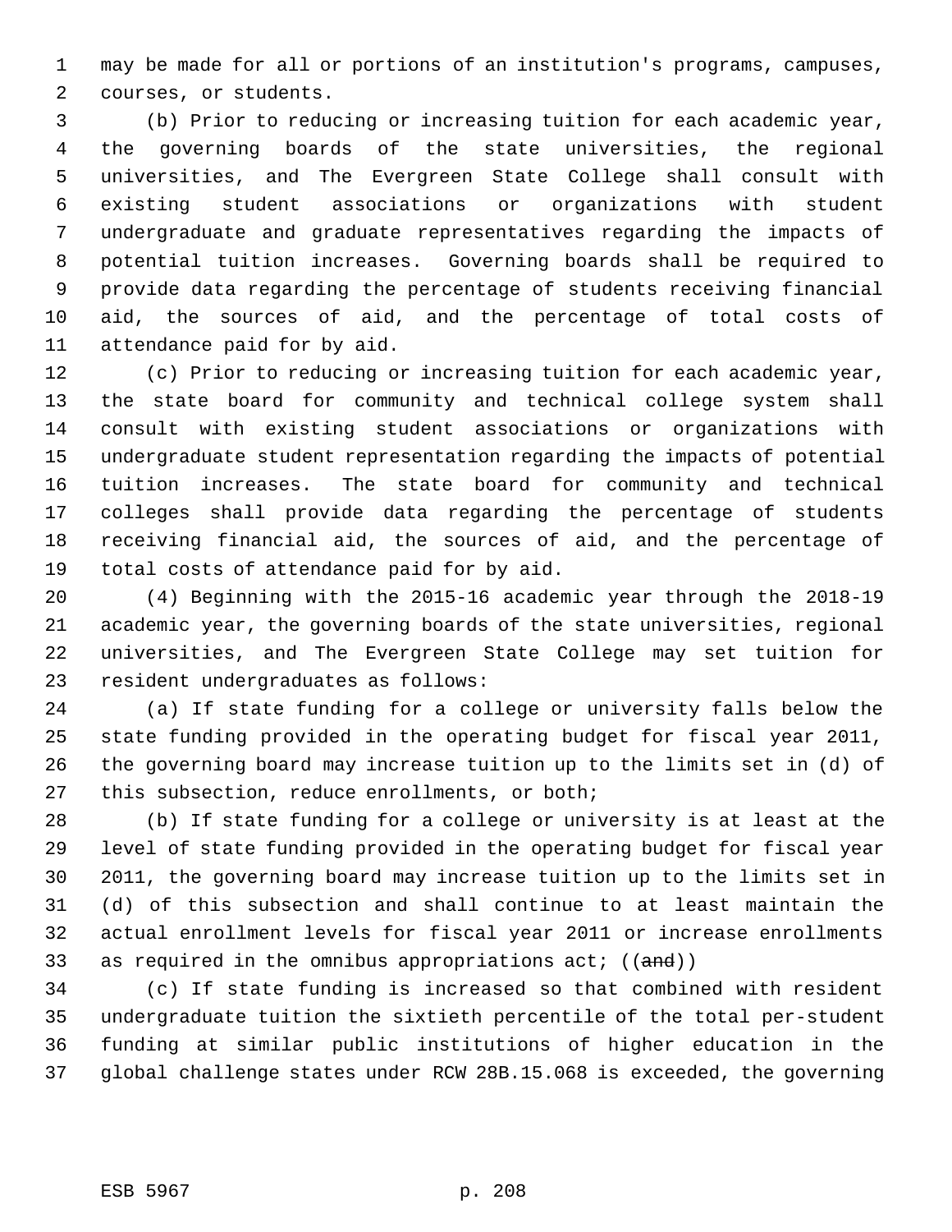may be made for all or portions of an institution's programs, campuses, courses, or students.

(b) Prior to reducing or increasing tuition for each academic year, the governing boards of the state universities, the regional universities, and The Evergreen State College shall consult with existing student associations or organizations with student undergraduate and graduate representatives regarding the impacts of potential tuition increases. Governing boards shall be required to provide data regarding the percentage of students receiving financial aid, the sources of aid, and the percentage of total costs of attendance paid for by aid.

(c) Prior to reducing or increasing tuition for each academic year, the state board for community and technical college system shall consult with existing student associations or organizations with undergraduate student representation regarding the impacts of potential tuition increases. The state board for community and technical colleges shall provide data regarding the percentage of students receiving financial aid, the sources of aid, and the percentage of total costs of attendance paid for by aid.

(4) Beginning with the 2015-16 academic year through the 2018-19 academic year, the governing boards of the state universities, regional universities, and The Evergreen State College may set tuition for resident undergraduates as follows:

(a) If state funding for a college or university falls below the state funding provided in the operating budget for fiscal year 2011, the governing board may increase tuition up to the limits set in (d) of this subsection, reduce enrollments, or both;

(b) If state funding for a college or university is at least at the level of state funding provided in the operating budget for fiscal year 2011, the governing board may increase tuition up to the limits set in (d) of this subsection and shall continue to at least maintain the actual enrollment levels for fiscal year 2011 or increase enrollments as required in the omnibus appropriations act; ((~~and~~))

(c) If state funding is increased so that combined with resident undergraduate tuition the sixtieth percentile of the total per-student funding at similar public institutions of higher education in the global challenge states under RCW 28B.15.068 is exceeded, the governing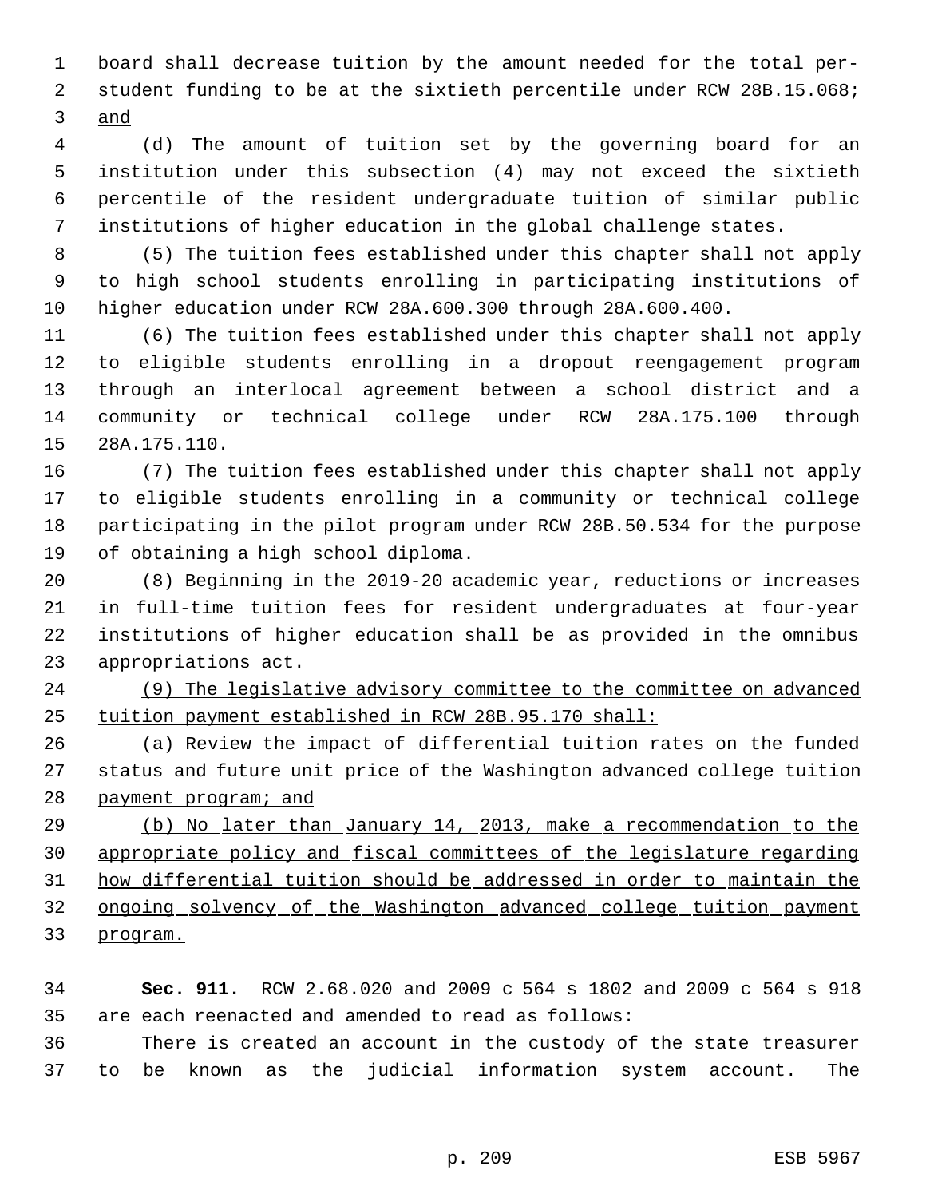board shall decrease tuition by the amount needed for the total per-student funding to be at the sixtieth percentile under RCW 28B.15.068; and

(d) The amount of tuition set by the governing board for an institution under this subsection (4) may not exceed the sixtieth percentile of the resident undergraduate tuition of similar public institutions of higher education in the global challenge states.

(5) The tuition fees established under this chapter shall not apply to high school students enrolling in participating institutions of higher education under RCW 28A.600.300 through 28A.600.400.

(6) The tuition fees established under this chapter shall not apply to eligible students enrolling in a dropout reengagement program through an interlocal agreement between a school district and a community or technical college under RCW 28A.175.100 through 28A.175.110.

(7) The tuition fees established under this chapter shall not apply to eligible students enrolling in a community or technical college participating in the pilot program under RCW 28B.50.534 for the purpose of obtaining a high school diploma.

(8) Beginning in the 2019-20 academic year, reductions or increases in full-time tuition fees for resident undergraduates at four-year institutions of higher education shall be as provided in the omnibus appropriations act.

(9) The legislative advisory committee to the committee on advanced tuition payment established in RCW 28B.95.170 shall:

(a) Review the impact of differential tuition rates on the funded status and future unit price of the Washington advanced college tuition payment program; and

(b) No later than January 14, 2013, make a recommendation to the appropriate policy and fiscal committees of the legislature regarding how differential tuition should be addressed in order to maintain the ongoing solvency of the Washington advanced college tuition payment program.

**Sec. 911.** RCW 2.68.020 and 2009 c 564 s 1802 and 2009 c 564 s 918 are each reenacted and amended to read as follows:

There is created an account in the custody of the state treasurer to be known as the judicial information system account. The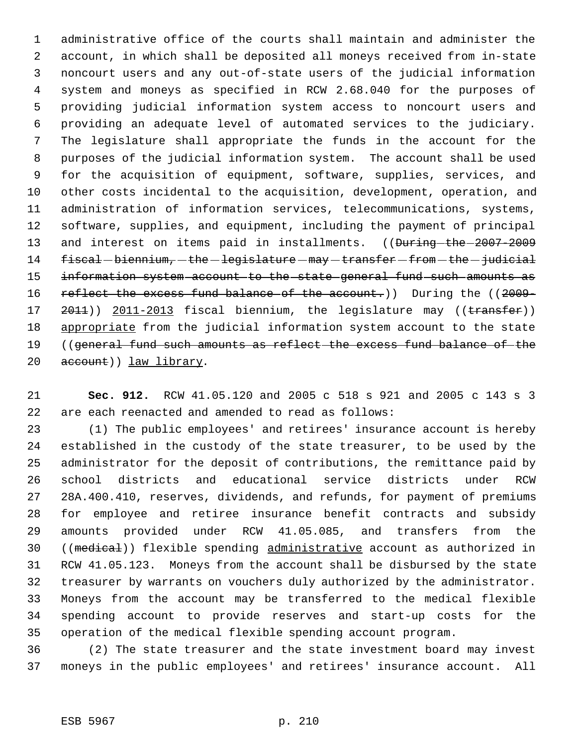administrative office of the courts shall maintain and administer the account, in which shall be deposited all moneys received from in-state noncourt users and any out-of-state users of the judicial information system and moneys as specified in RCW 2.68.040 for the purposes of providing judicial information system access to noncourt users and providing an adequate level of automated services to the judiciary. The legislature shall appropriate the funds in the account for the purposes of the judicial information system. The account shall be used for the acquisition of equipment, software, supplies, services, and other costs incidental to the acquisition, development, operation, and administration of information services, telecommunications, systems, software, supplies, and equipment, including the payment of principal and interest on items paid in installments. ((~~During the 2007-2009 fiscal biennium, the legislature may transfer from the judicial information system account to the state general fund such amounts as reflect the excess fund balance of the account.~~)) During the ((~~2009-2011~~)) <u>2011-2013</u> fiscal biennium, the legislature may ((~~transfer~~)) <u>appropriate</u> from the judicial information system account to the state ((~~general fund such amounts as reflect the excess fund balance of the account~~)) <u>law library</u>.

**Sec. 912.** RCW 41.05.120 and 2005 c 518 s 921 and 2005 c 143 s 3 are each reenacted and amended to read as follows:

(1) The public employees' and retirees' insurance account is hereby established in the custody of the state treasurer, to be used by the administrator for the deposit of contributions, the remittance paid by school districts and educational service districts under RCW 28A.400.410, reserves, dividends, and refunds, for payment of premiums for employee and retiree insurance benefit contracts and subsidy amounts provided under RCW 41.05.085, and transfers from the ((~~medical~~)) flexible spending <u>administrative</u> account as authorized in RCW 41.05.123. Moneys from the account shall be disbursed by the state treasurer by warrants on vouchers duly authorized by the administrator. Moneys from the account may be transferred to the medical flexible spending account to provide reserves and start-up costs for the operation of the medical flexible spending account program.

(2) The state treasurer and the state investment board may invest moneys in the public employees' and retirees' insurance account. All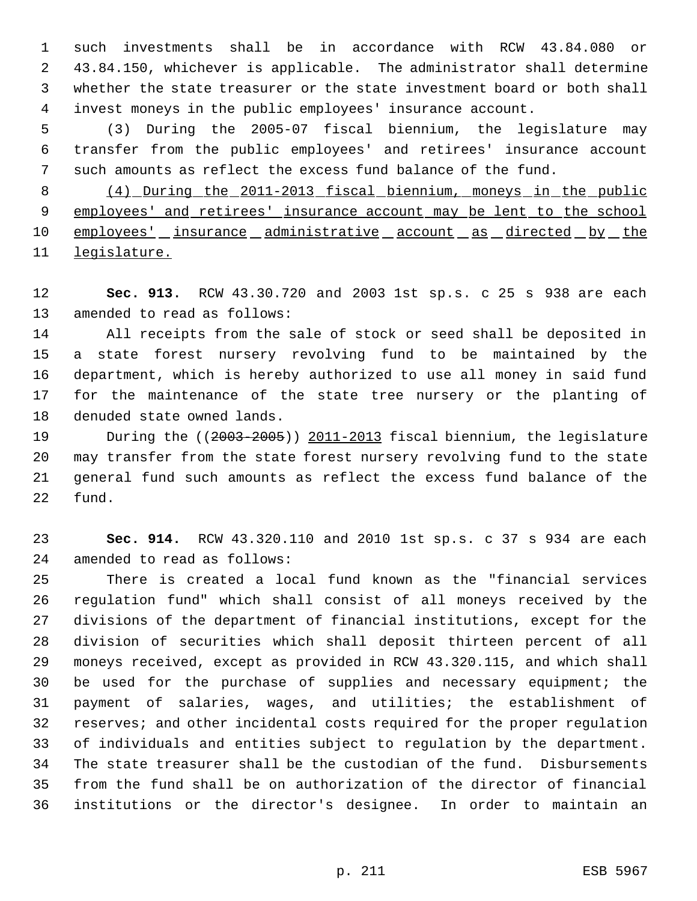such investments shall be in accordance with RCW 43.84.080 or 43.84.150, whichever is applicable. The administrator shall determine whether the state treasurer or the state investment board or both shall invest moneys in the public employees' insurance account.

(3) During the 2005-07 fiscal biennium, the legislature may transfer from the public employees' and retirees' insurance account such amounts as reflect the excess fund balance of the fund.

(4) During the 2011-2013 fiscal biennium, moneys in the public employees' and retirees' insurance account may be lent to the school employees' insurance administrative account as directed by the legislature.

**Sec. 913.** RCW 43.30.720 and 2003 1st sp.s. c 25 s 938 are each amended to read as follows:

All receipts from the sale of stock or seed shall be deposited in a state forest nursery revolving fund to be maintained by the department, which is hereby authorized to use all money in said fund for the maintenance of the state tree nursery or the planting of denuded state owned lands.

During the ((~~2003-2005~~)) 2011-2013 fiscal biennium, the legislature may transfer from the state forest nursery revolving fund to the state general fund such amounts as reflect the excess fund balance of the fund.

**Sec. 914.** RCW 43.320.110 and 2010 1st sp.s. c 37 s 934 are each amended to read as follows:

There is created a local fund known as the "financial services regulation fund" which shall consist of all moneys received by the divisions of the department of financial institutions, except for the division of securities which shall deposit thirteen percent of all moneys received, except as provided in RCW 43.320.115, and which shall be used for the purchase of supplies and necessary equipment; the payment of salaries, wages, and utilities; the establishment of reserves; and other incidental costs required for the proper regulation of individuals and entities subject to regulation by the department. The state treasurer shall be the custodian of the fund. Disbursements from the fund shall be on authorization of the director of financial institutions or the director's designee. In order to maintain an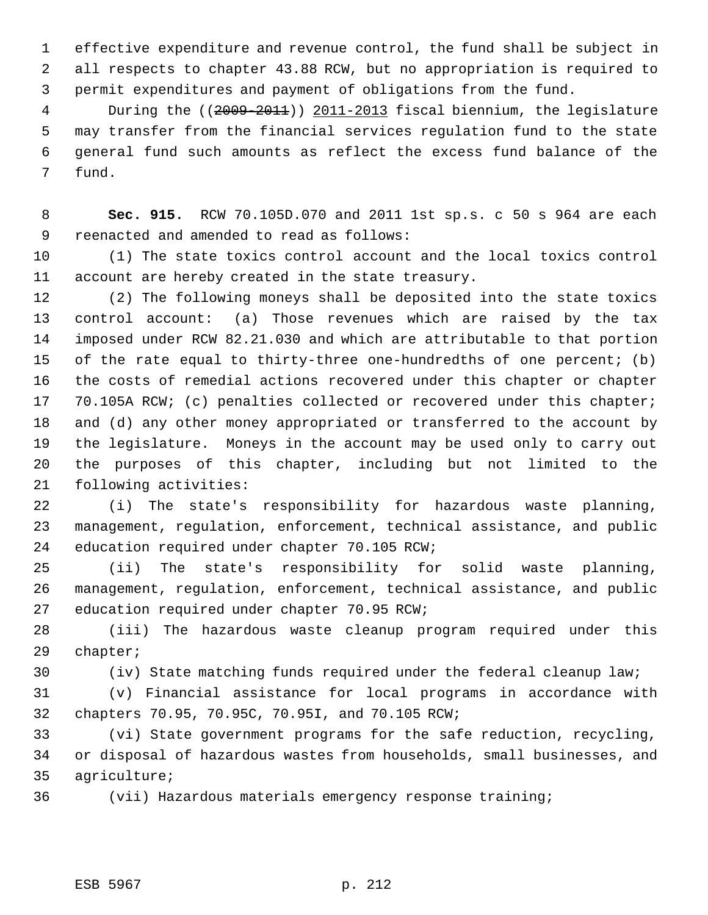effective expenditure and revenue control, the fund shall be subject in all respects to chapter 43.88 RCW, but no appropriation is required to permit expenditures and payment of obligations from the fund.

During the ((~~2009-2011~~)) <u>2011-2013</u> fiscal biennium, the legislature may transfer from the financial services regulation fund to the state general fund such amounts as reflect the excess fund balance of the fund.

**Sec. 915.** RCW 70.105D.070 and 2011 1st sp.s. c 50 s 964 are each reenacted and amended to read as follows:

(1) The state toxics control account and the local toxics control account are hereby created in the state treasury.

(2) The following moneys shall be deposited into the state toxics control account: (a) Those revenues which are raised by the tax imposed under RCW 82.21.030 and which are attributable to that portion of the rate equal to thirty-three one-hundredths of one percent; (b) the costs of remedial actions recovered under this chapter or chapter 70.105A RCW; (c) penalties collected or recovered under this chapter; and (d) any other money appropriated or transferred to the account by the legislature. Moneys in the account may be used only to carry out the purposes of this chapter, including but not limited to the following activities:

(i) The state's responsibility for hazardous waste planning, management, regulation, enforcement, technical assistance, and public education required under chapter 70.105 RCW;

(ii) The state's responsibility for solid waste planning, management, regulation, enforcement, technical assistance, and public education required under chapter 70.95 RCW;

(iii) The hazardous waste cleanup program required under this chapter;

(iv) State matching funds required under the federal cleanup law;

(v) Financial assistance for local programs in accordance with chapters 70.95, 70.95C, 70.95I, and 70.105 RCW;

(vi) State government programs for the safe reduction, recycling, or disposal of hazardous wastes from households, small businesses, and agriculture;

(vii) Hazardous materials emergency response training;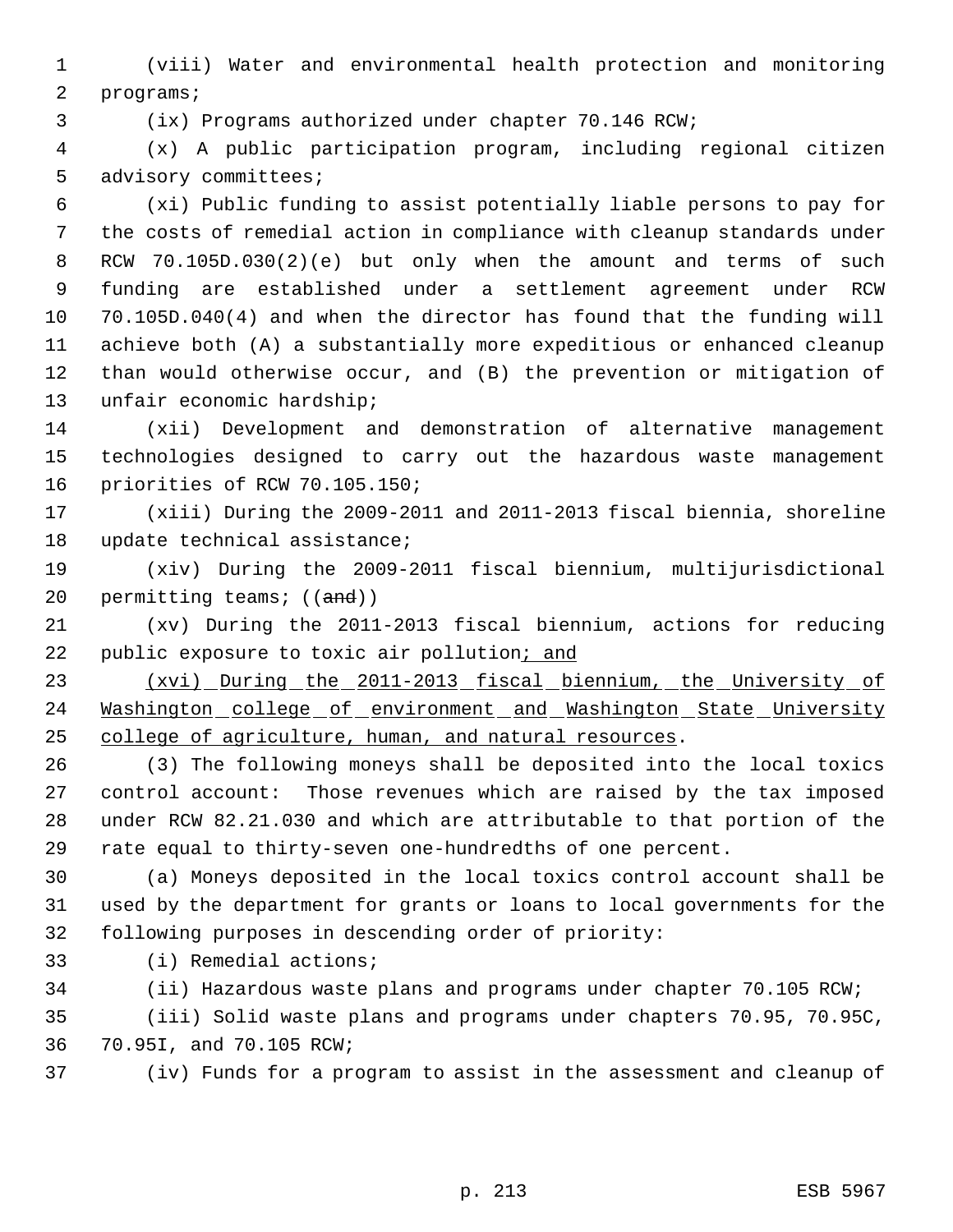(viii) Water and environmental health protection and monitoring programs;

(ix) Programs authorized under chapter 70.146 RCW;

(x) A public participation program, including regional citizen advisory committees;

(xi) Public funding to assist potentially liable persons to pay for the costs of remedial action in compliance with cleanup standards under RCW 70.105D.030(2)(e) but only when the amount and terms of such funding are established under a settlement agreement under RCW 70.105D.040(4) and when the director has found that the funding will achieve both (A) a substantially more expeditious or enhanced cleanup than would otherwise occur, and (B) the prevention or mitigation of unfair economic hardship;

(xii) Development and demonstration of alternative management technologies designed to carry out the hazardous waste management priorities of RCW 70.105.150;

(xiii) During the 2009-2011 and 2011-2013 fiscal biennia, shoreline update technical assistance;

(xiv) During the 2009-2011 fiscal biennium, multijurisdictional permitting teams; ((~~and~~))

(xv) During the 2011-2013 fiscal biennium, actions for reducing public exposure to toxic air pollution<u>; and</u>

<u>(xvi) During the 2011-2013 fiscal biennium, the University of Washington college of environment and Washington State University college of agriculture, human, and natural resources</u>.

(3) The following moneys shall be deposited into the local toxics control account: Those revenues which are raised by the tax imposed under RCW 82.21.030 and which are attributable to that portion of the rate equal to thirty-seven one-hundredths of one percent.

(a) Moneys deposited in the local toxics control account shall be used by the department for grants or loans to local governments for the following purposes in descending order of priority:

(i) Remedial actions;

(ii) Hazardous waste plans and programs under chapter 70.105 RCW;

(iii) Solid waste plans and programs under chapters 70.95, 70.95C, 70.95I, and 70.105 RCW;

(iv) Funds for a program to assist in the assessment and cleanup of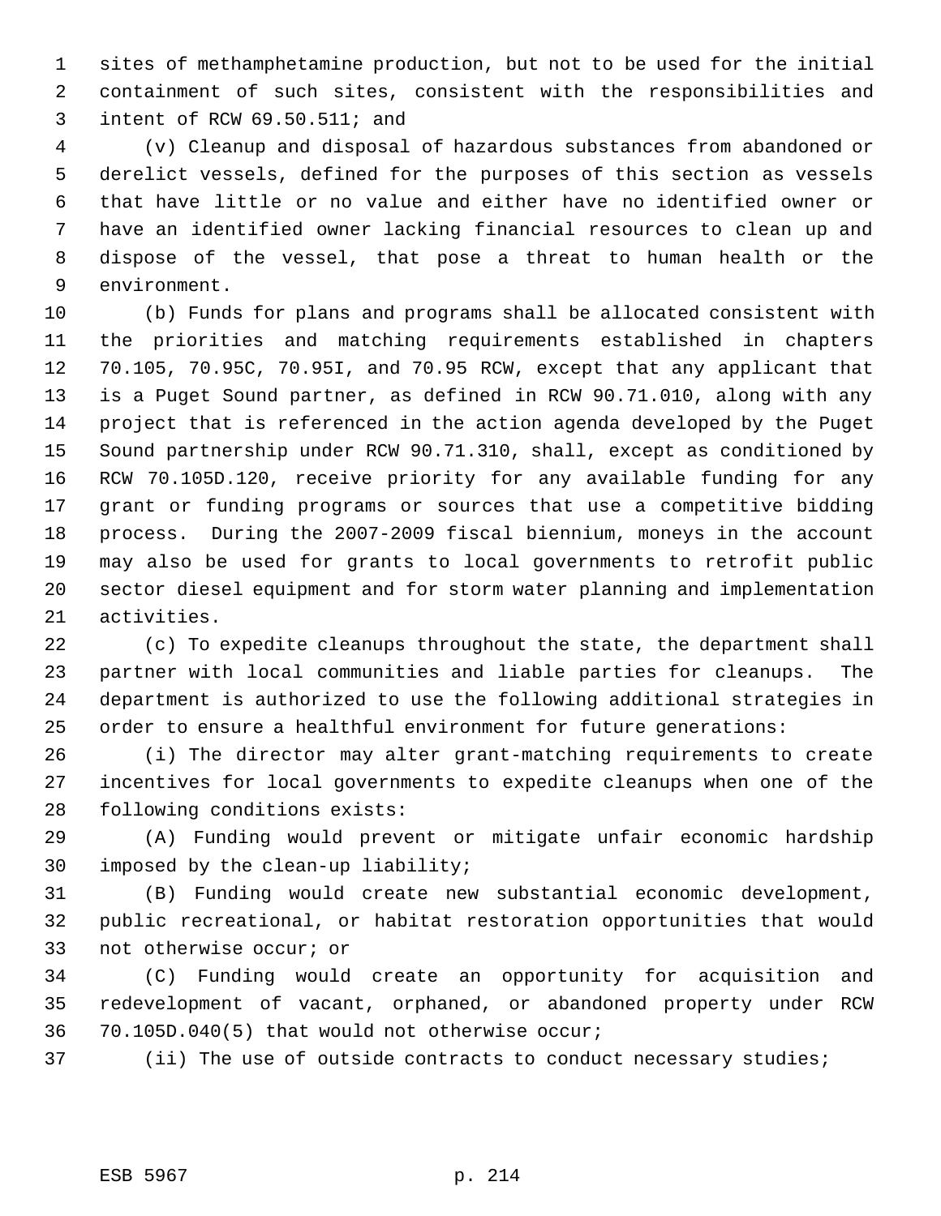sites of methamphetamine production, but not to be used for the initial containment of such sites, consistent with the responsibilities and intent of RCW 69.50.511; and

(v) Cleanup and disposal of hazardous substances from abandoned or derelict vessels, defined for the purposes of this section as vessels that have little or no value and either have no identified owner or have an identified owner lacking financial resources to clean up and dispose of the vessel, that pose a threat to human health or the environment.

(b) Funds for plans and programs shall be allocated consistent with the priorities and matching requirements established in chapters 70.105, 70.95C, 70.95I, and 70.95 RCW, except that any applicant that is a Puget Sound partner, as defined in RCW 90.71.010, along with any project that is referenced in the action agenda developed by the Puget Sound partnership under RCW 90.71.310, shall, except as conditioned by RCW 70.105D.120, receive priority for any available funding for any grant or funding programs or sources that use a competitive bidding process. During the 2007-2009 fiscal biennium, moneys in the account may also be used for grants to local governments to retrofit public sector diesel equipment and for storm water planning and implementation activities.

(c) To expedite cleanups throughout the state, the department shall partner with local communities and liable parties for cleanups. The department is authorized to use the following additional strategies in order to ensure a healthful environment for future generations:

(i) The director may alter grant-matching requirements to create incentives for local governments to expedite cleanups when one of the following conditions exists:

(A) Funding would prevent or mitigate unfair economic hardship imposed by the clean-up liability;

(B) Funding would create new substantial economic development, public recreational, or habitat restoration opportunities that would not otherwise occur; or

(C) Funding would create an opportunity for acquisition and redevelopment of vacant, orphaned, or abandoned property under RCW 70.105D.040(5) that would not otherwise occur;

(ii) The use of outside contracts to conduct necessary studies;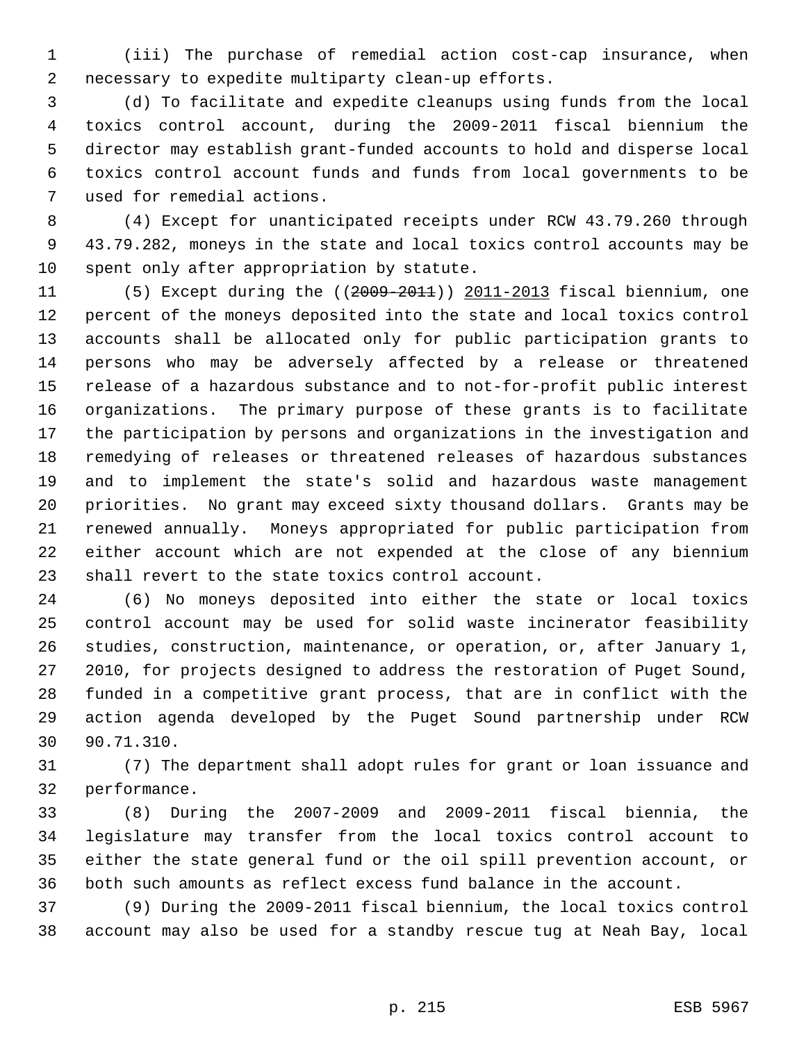(iii) The purchase of remedial action cost-cap insurance, when necessary to expedite multiparty clean-up efforts.

(d) To facilitate and expedite cleanups using funds from the local toxics control account, during the 2009-2011 fiscal biennium the director may establish grant-funded accounts to hold and disperse local toxics control account funds and funds from local governments to be used for remedial actions.

(4) Except for unanticipated receipts under RCW 43.79.260 through 43.79.282, moneys in the state and local toxics control accounts may be spent only after appropriation by statute.

(5) Except during the ((~~2009-2011~~)) <u>2011-2013</u> fiscal biennium, one percent of the moneys deposited into the state and local toxics control accounts shall be allocated only for public participation grants to persons who may be adversely affected by a release or threatened release of a hazardous substance and to not-for-profit public interest organizations. The primary purpose of these grants is to facilitate the participation by persons and organizations in the investigation and remedying of releases or threatened releases of hazardous substances and to implement the state's solid and hazardous waste management priorities. No grant may exceed sixty thousand dollars. Grants may be renewed annually. Moneys appropriated for public participation from either account which are not expended at the close of any biennium shall revert to the state toxics control account.

(6) No moneys deposited into either the state or local toxics control account may be used for solid waste incinerator feasibility studies, construction, maintenance, or operation, or, after January 1, 2010, for projects designed to address the restoration of Puget Sound, funded in a competitive grant process, that are in conflict with the action agenda developed by the Puget Sound partnership under RCW 90.71.310.

(7) The department shall adopt rules for grant or loan issuance and performance.

(8) During the 2007-2009 and 2009-2011 fiscal biennia, the legislature may transfer from the local toxics control account to either the state general fund or the oil spill prevention account, or both such amounts as reflect excess fund balance in the account.

(9) During the 2009-2011 fiscal biennium, the local toxics control account may also be used for a standby rescue tug at Neah Bay, local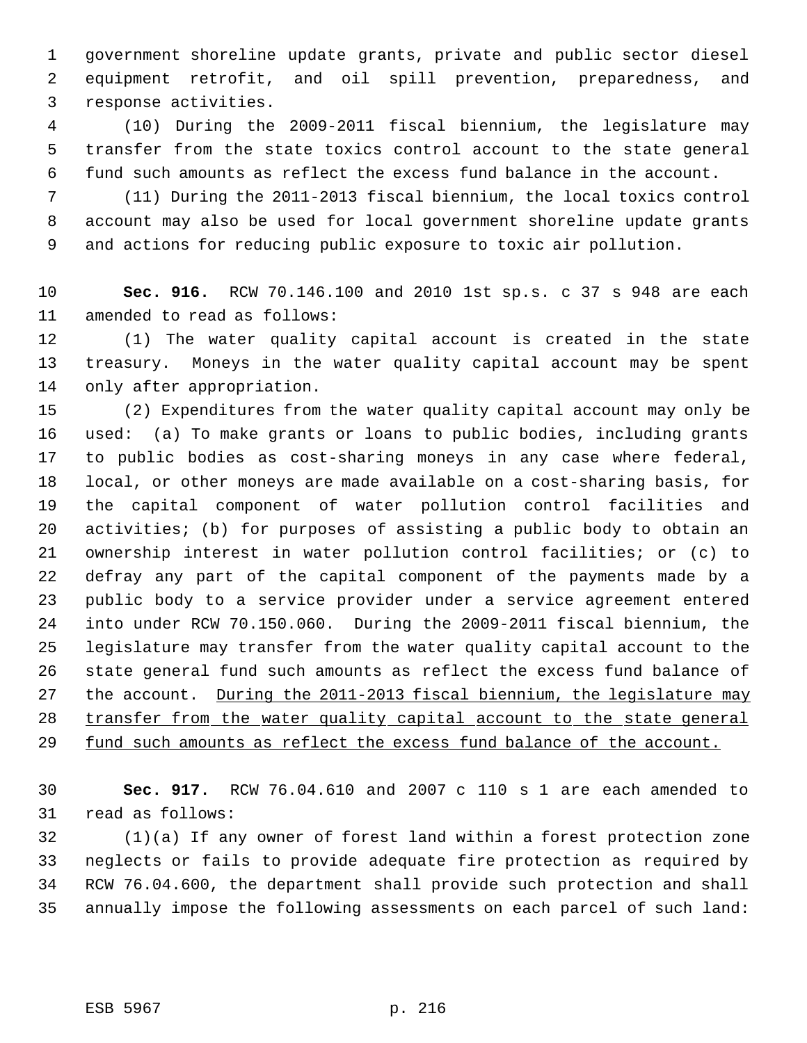government shoreline update grants, private and public sector diesel equipment retrofit, and oil spill prevention, preparedness, and response activities.

(10) During the 2009-2011 fiscal biennium, the legislature may transfer from the state toxics control account to the state general fund such amounts as reflect the excess fund balance in the account.

(11) During the 2011-2013 fiscal biennium, the local toxics control account may also be used for local government shoreline update grants and actions for reducing public exposure to toxic air pollution.

**Sec. 916.** RCW 70.146.100 and 2010 1st sp.s. c 37 s 948 are each amended to read as follows:

(1) The water quality capital account is created in the state treasury. Moneys in the water quality capital account may be spent only after appropriation.

(2) Expenditures from the water quality capital account may only be used: (a) To make grants or loans to public bodies, including grants to public bodies as cost-sharing moneys in any case where federal, local, or other moneys are made available on a cost-sharing basis, for the capital component of water pollution control facilities and activities; (b) for purposes of assisting a public body to obtain an ownership interest in water pollution control facilities; or (c) to defray any part of the capital component of the payments made by a public body to a service provider under a service agreement entered into under RCW 70.150.060. During the 2009-2011 fiscal biennium, the legislature may transfer from the water quality capital account to the state general fund such amounts as reflect the excess fund balance of the account. <u>During the 2011-2013 fiscal biennium, the legislature may transfer from the water quality capital account to the state general fund such amounts as reflect the excess fund balance of the account.</u>

**Sec. 917.** RCW 76.04.610 and 2007 c 110 s 1 are each amended to read as follows:

(1)(a) If any owner of forest land within a forest protection zone neglects or fails to provide adequate fire protection as required by RCW 76.04.600, the department shall provide such protection and shall annually impose the following assessments on each parcel of such land: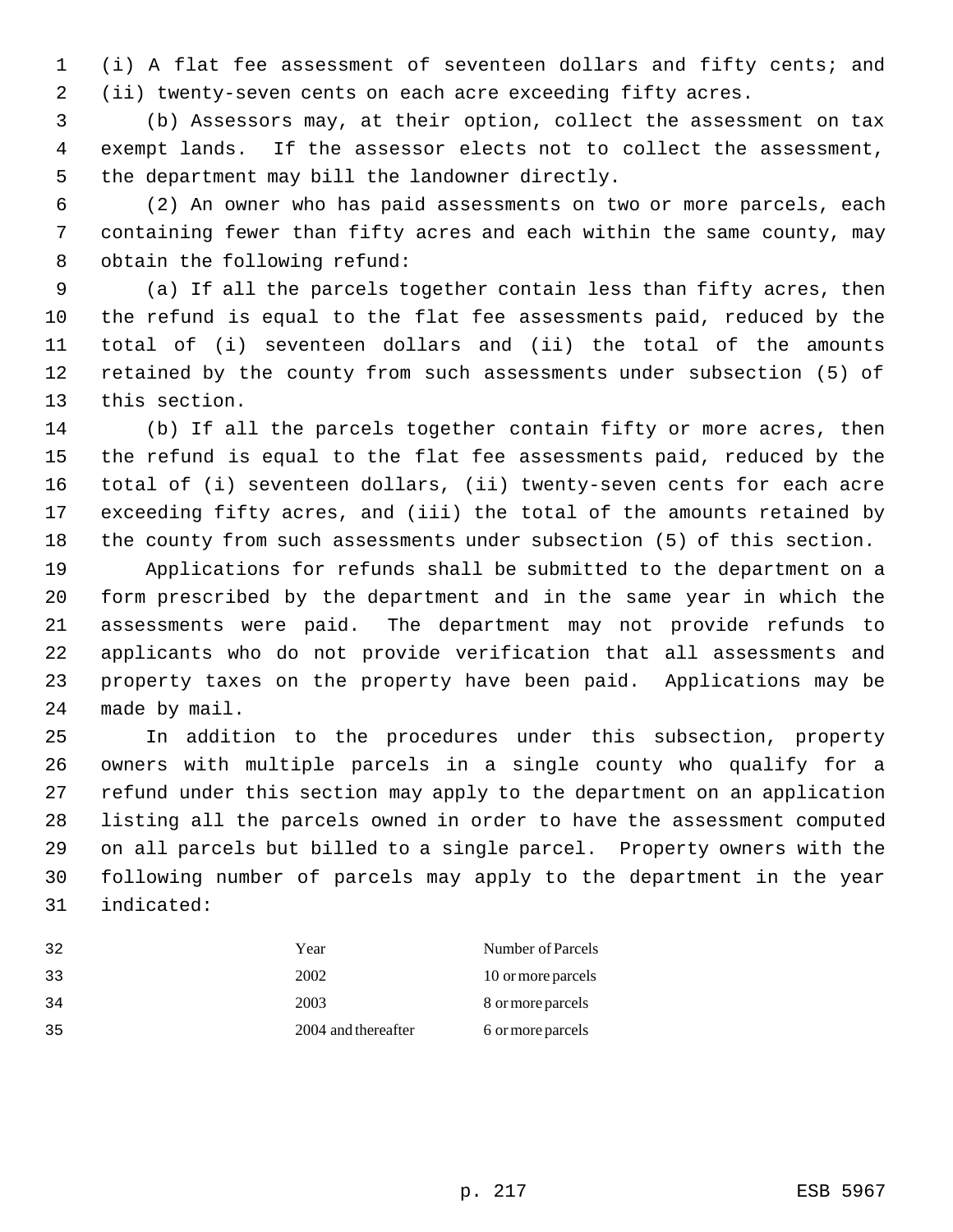(i) A flat fee assessment of seventeen dollars and fifty cents; and (ii) twenty-seven cents on each acre exceeding fifty acres.

(b) Assessors may, at their option, collect the assessment on tax exempt lands. If the assessor elects not to collect the assessment, the department may bill the landowner directly.

(2) An owner who has paid assessments on two or more parcels, each containing fewer than fifty acres and each within the same county, may obtain the following refund:

(a) If all the parcels together contain less than fifty acres, then the refund is equal to the flat fee assessments paid, reduced by the total of (i) seventeen dollars and (ii) the total of the amounts retained by the county from such assessments under subsection (5) of this section.

(b) If all the parcels together contain fifty or more acres, then the refund is equal to the flat fee assessments paid, reduced by the total of (i) seventeen dollars, (ii) twenty-seven cents for each acre exceeding fifty acres, and (iii) the total of the amounts retained by the county from such assessments under subsection (5) of this section.

Applications for refunds shall be submitted to the department on a form prescribed by the department and in the same year in which the assessments were paid. The department may not provide refunds to applicants who do not provide verification that all assessments and property taxes on the property have been paid. Applications may be made by mail.

In addition to the procedures under this subsection, property owners with multiple parcels in a single county who qualify for a refund under this section may apply to the department on an application listing all the parcels owned in order to have the assessment computed on all parcels but billed to a single parcel. Property owners with the following number of parcels may apply to the department in the year indicated:

| Year | Number of Parcels |
|---|---|
| 2002 | 10 or more parcels |
| 2003 | 8 or more parcels |
| 2004 and thereafter | 6 or more parcels |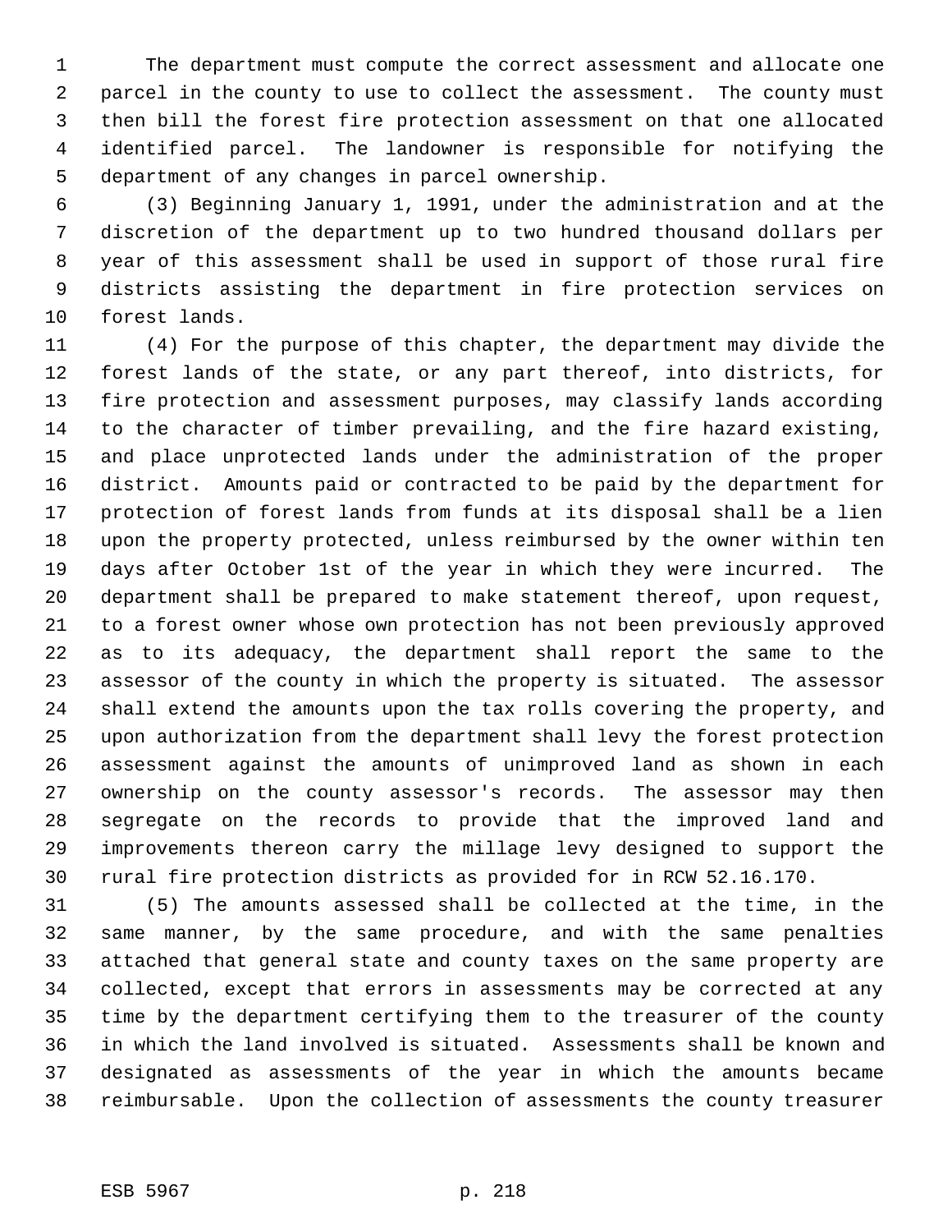The department must compute the correct assessment and allocate one parcel in the county to use to collect the assessment. The county must then bill the forest fire protection assessment on that one allocated identified parcel. The landowner is responsible for notifying the department of any changes in parcel ownership.

(3) Beginning January 1, 1991, under the administration and at the discretion of the department up to two hundred thousand dollars per year of this assessment shall be used in support of those rural fire districts assisting the department in fire protection services on forest lands.

(4) For the purpose of this chapter, the department may divide the forest lands of the state, or any part thereof, into districts, for fire protection and assessment purposes, may classify lands according to the character of timber prevailing, and the fire hazard existing, and place unprotected lands under the administration of the proper district. Amounts paid or contracted to be paid by the department for protection of forest lands from funds at its disposal shall be a lien upon the property protected, unless reimbursed by the owner within ten days after October 1st of the year in which they were incurred. The department shall be prepared to make statement thereof, upon request, to a forest owner whose own protection has not been previously approved as to its adequacy, the department shall report the same to the assessor of the county in which the property is situated. The assessor shall extend the amounts upon the tax rolls covering the property, and upon authorization from the department shall levy the forest protection assessment against the amounts of unimproved land as shown in each ownership on the county assessor's records. The assessor may then segregate on the records to provide that the improved land and improvements thereon carry the millage levy designed to support the rural fire protection districts as provided for in RCW 52.16.170.

(5) The amounts assessed shall be collected at the time, in the same manner, by the same procedure, and with the same penalties attached that general state and county taxes on the same property are collected, except that errors in assessments may be corrected at any time by the department certifying them to the treasurer of the county in which the land involved is situated. Assessments shall be known and designated as assessments of the year in which the amounts became reimbursable. Upon the collection of assessments the county treasurer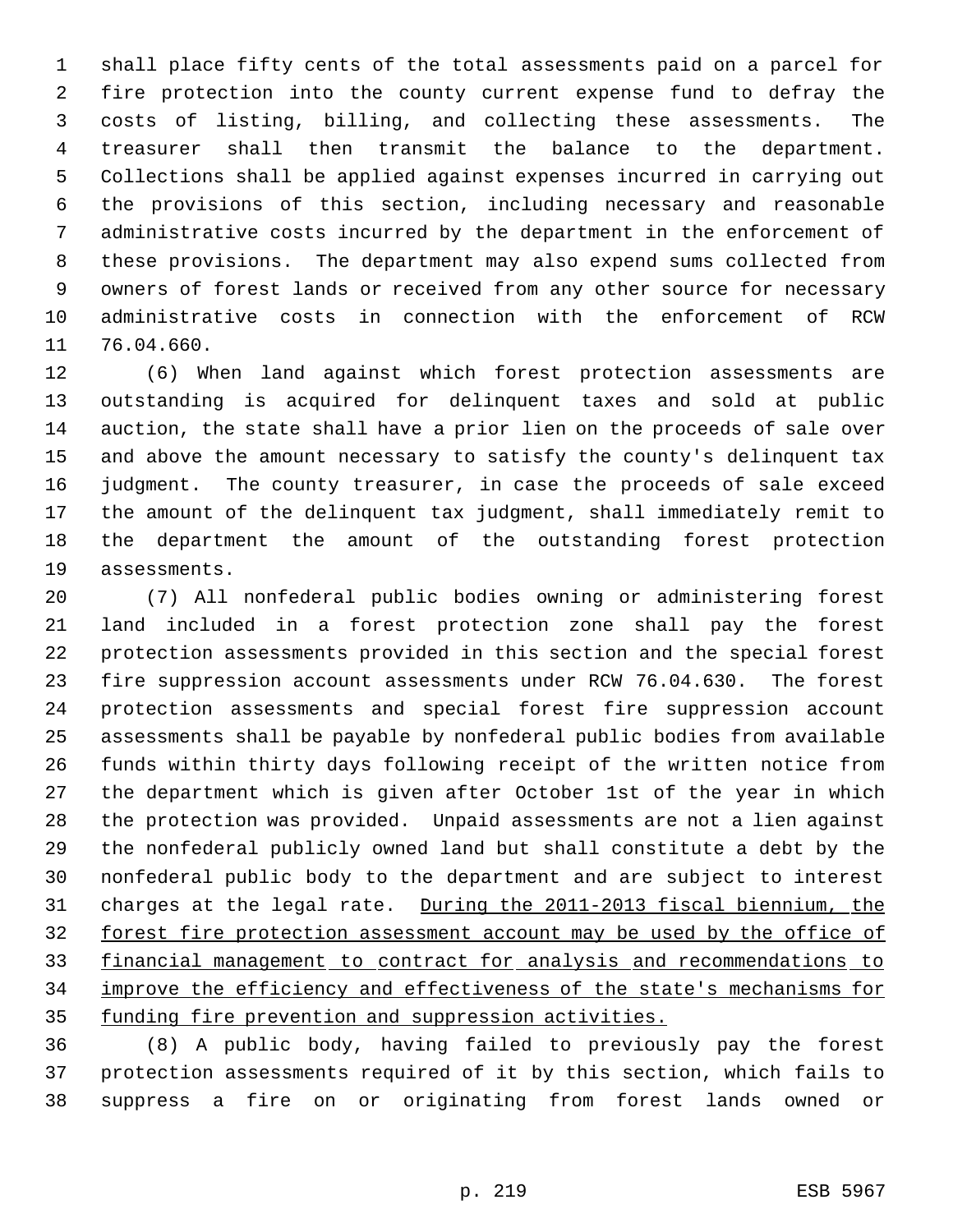shall place fifty cents of the total assessments paid on a parcel for fire protection into the county current expense fund to defray the costs of listing, billing, and collecting these assessments. The treasurer shall then transmit the balance to the department. Collections shall be applied against expenses incurred in carrying out the provisions of this section, including necessary and reasonable administrative costs incurred by the department in the enforcement of these provisions. The department may also expend sums collected from owners of forest lands or received from any other source for necessary administrative costs in connection with the enforcement of RCW 76.04.660.

(6) When land against which forest protection assessments are outstanding is acquired for delinquent taxes and sold at public auction, the state shall have a prior lien on the proceeds of sale over and above the amount necessary to satisfy the county's delinquent tax judgment. The county treasurer, in case the proceeds of sale exceed the amount of the delinquent tax judgment, shall immediately remit to the department the amount of the outstanding forest protection assessments.

(7) All nonfederal public bodies owning or administering forest land included in a forest protection zone shall pay the forest protection assessments provided in this section and the special forest fire suppression account assessments under RCW 76.04.630. The forest protection assessments and special forest fire suppression account assessments shall be payable by nonfederal public bodies from available funds within thirty days following receipt of the written notice from the department which is given after October 1st of the year in which the protection was provided. Unpaid assessments are not a lien against the nonfederal publicly owned land but shall constitute a debt by the nonfederal public body to the department and are subject to interest charges at the legal rate. <u>During the 2011-2013 fiscal biennium, the forest fire protection assessment account may be used by the office of financial management to contract for analysis and recommendations to improve the efficiency and effectiveness of the state's mechanisms for funding fire prevention and suppression activities.</u>

(8) A public body, having failed to previously pay the forest protection assessments required of it by this section, which fails to suppress a fire on or originating from forest lands owned or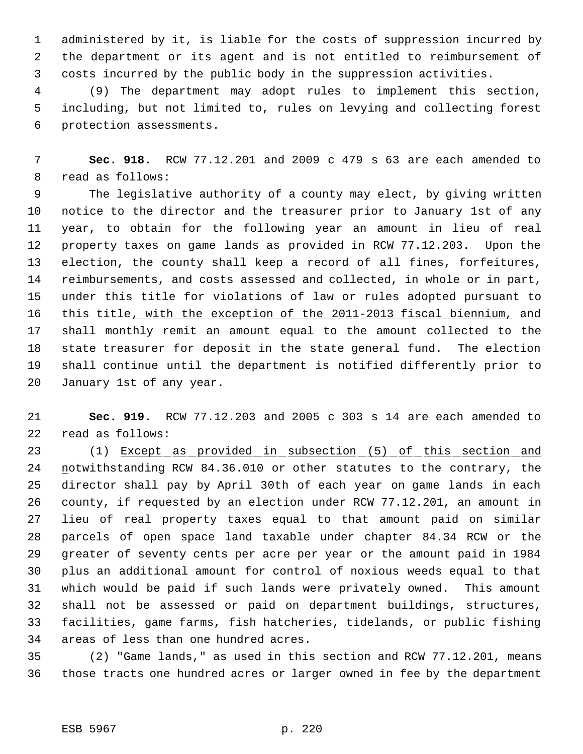administered by it, is liable for the costs of suppression incurred by the department or its agent and is not entitled to reimbursement of costs incurred by the public body in the suppression activities.

(9) The department may adopt rules to implement this section, including, but not limited to, rules on levying and collecting forest protection assessments.

**Sec. 918.** RCW 77.12.201 and 2009 c 479 s 63 are each amended to read as follows:

The legislative authority of a county may elect, by giving written notice to the director and the treasurer prior to January 1st of any year, to obtain for the following year an amount in lieu of real property taxes on game lands as provided in RCW 77.12.203. Upon the election, the county shall keep a record of all fines, forfeitures, reimbursements, and costs assessed and collected, in whole or in part, under this title for violations of law or rules adopted pursuant to this title, with the exception of the 2011-2013 fiscal biennium, and shall monthly remit an amount equal to the amount collected to the state treasurer for deposit in the state general fund. The election shall continue until the department is notified differently prior to January 1st of any year.

**Sec. 919.** RCW 77.12.203 and 2005 c 303 s 14 are each amended to read as follows:

(1) Except as provided in subsection (5) of this section and notwithstanding RCW 84.36.010 or other statutes to the contrary, the director shall pay by April 30th of each year on game lands in each county, if requested by an election under RCW 77.12.201, an amount in lieu of real property taxes equal to that amount paid on similar parcels of open space land taxable under chapter 84.34 RCW or the greater of seventy cents per acre per year or the amount paid in 1984 plus an additional amount for control of noxious weeds equal to that which would be paid if such lands were privately owned. This amount shall not be assessed or paid on department buildings, structures, facilities, game farms, fish hatcheries, tidelands, or public fishing areas of less than one hundred acres.

(2) "Game lands," as used in this section and RCW 77.12.201, means those tracts one hundred acres or larger owned in fee by the department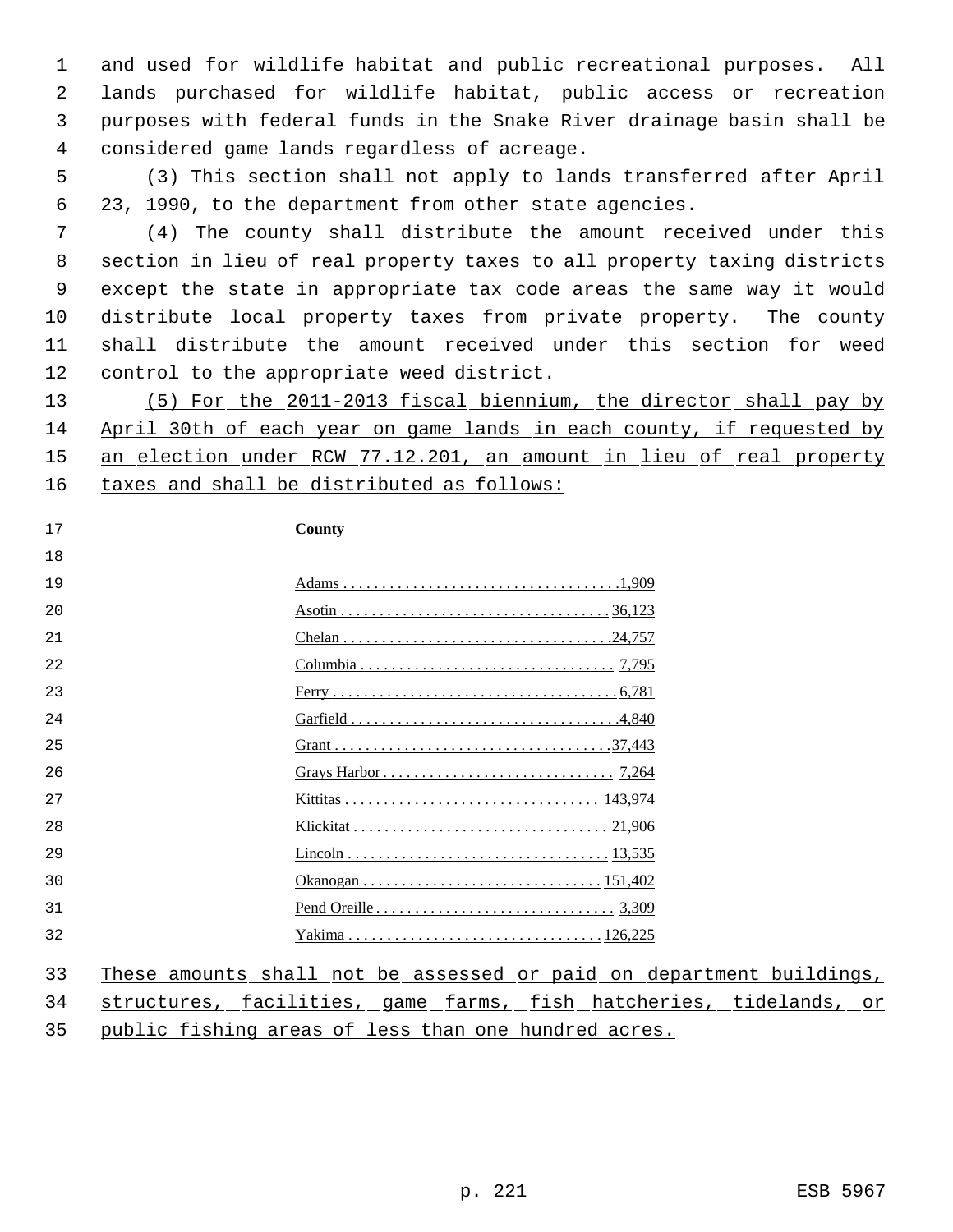and used for wildlife habitat and public recreational purposes. All lands purchased for wildlife habitat, public access or recreation purposes with federal funds in the Snake River drainage basin shall be considered game lands regardless of acreage.

(3) This section shall not apply to lands transferred after April 23, 1990, to the department from other state agencies.

(4) The county shall distribute the amount received under this section in lieu of real property taxes to all property taxing districts except the state in appropriate tax code areas the same way it would distribute local property taxes from private property. The county shall distribute the amount received under this section for weed control to the appropriate weed district.

(5) For the 2011-2013 fiscal biennium, the director shall pay by April 30th of each year on game lands in each county, if requested by an election under RCW 77.12.201, an amount in lieu of real property taxes and shall be distributed as follows:

| County | |
|---|---|
| Adams | 1,909 |
| Asotin | 36,123 |
| Chelan | 24,757 |
| Columbia | 7,795 |
| Ferry | 6,781 |
| Garfield | 4,840 |
| Grant | 37,443 |
| Grays Harbor | 7,264 |
| Kittitas | 143,974 |
| Klickitat | 21,906 |
| Lincoln | 13,535 |
| Okanogan | 151,402 |
| Pend Oreille | 3,309 |
| Yakima | 126,225 |

These amounts shall not be assessed or paid on department buildings, structures, facilities, game farms, fish hatcheries, tidelands, or public fishing areas of less than one hundred acres.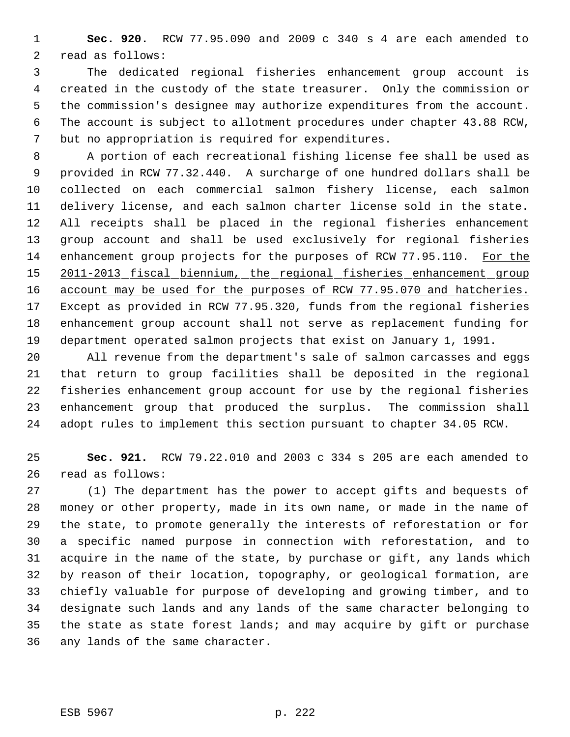**Sec. 920.** RCW 77.95.090 and 2009 c 340 s 4 are each amended to read as follows:

The dedicated regional fisheries enhancement group account is created in the custody of the state treasurer. Only the commission or the commission's designee may authorize expenditures from the account. The account is subject to allotment procedures under chapter 43.88 RCW, but no appropriation is required for expenditures.

A portion of each recreational fishing license fee shall be used as provided in RCW 77.32.440. A surcharge of one hundred dollars shall be collected on each commercial salmon fishery license, each salmon delivery license, and each salmon charter license sold in the state. All receipts shall be placed in the regional fisheries enhancement group account and shall be used exclusively for regional fisheries enhancement group projects for the purposes of RCW 77.95.110. <u>For the 2011-2013 fiscal biennium, the regional fisheries enhancement group account may be used for the purposes of RCW 77.95.070 and hatcheries.</u> Except as provided in RCW 77.95.320, funds from the regional fisheries enhancement group account shall not serve as replacement funding for department operated salmon projects that exist on January 1, 1991.

All revenue from the department's sale of salmon carcasses and eggs that return to group facilities shall be deposited in the regional fisheries enhancement group account for use by the regional fisheries enhancement group that produced the surplus. The commission shall adopt rules to implement this section pursuant to chapter 34.05 RCW.

**Sec. 921.** RCW 79.22.010 and 2003 c 334 s 205 are each amended to read as follows:

<u>(1)</u> The department has the power to accept gifts and bequests of money or other property, made in its own name, or made in the name of the state, to promote generally the interests of reforestation or for a specific named purpose in connection with reforestation, and to acquire in the name of the state, by purchase or gift, any lands which by reason of their location, topography, or geological formation, are chiefly valuable for purpose of developing and growing timber, and to designate such lands and any lands of the same character belonging to the state as state forest lands; and may acquire by gift or purchase any lands of the same character.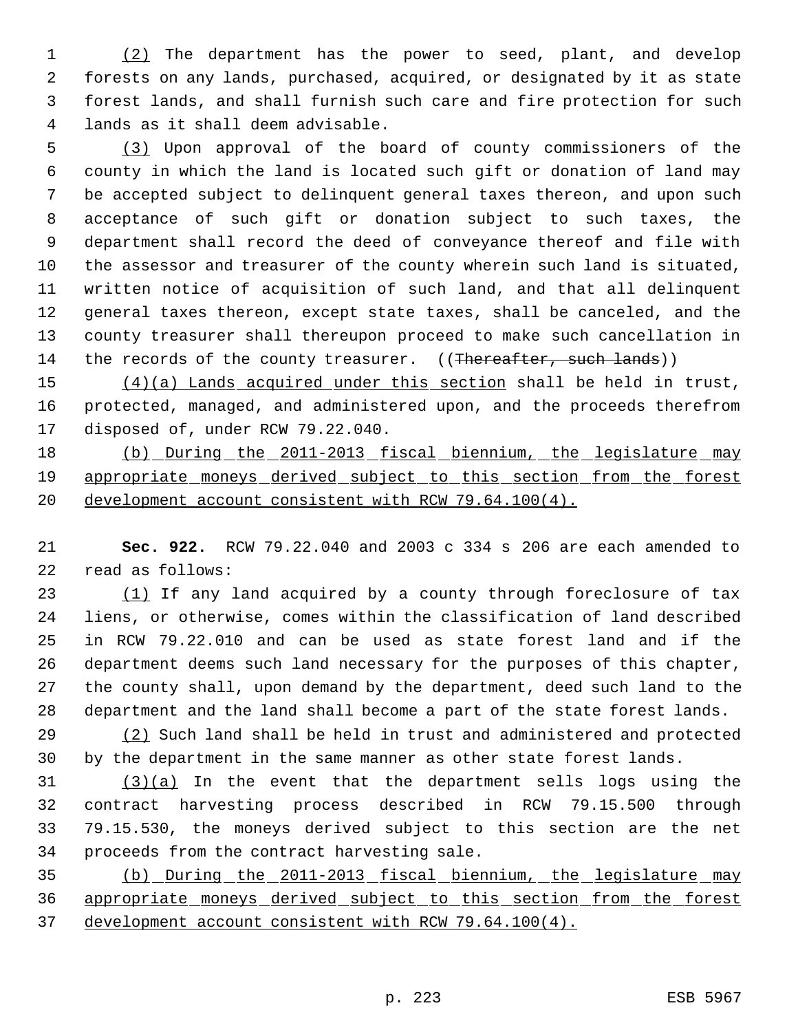(2) The department has the power to seed, plant, and develop forests on any lands, purchased, acquired, or designated by it as state forest lands, and shall furnish such care and fire protection for such lands as it shall deem advisable.

(3) Upon approval of the board of county commissioners of the county in which the land is located such gift or donation of land may be accepted subject to delinquent general taxes thereon, and upon such acceptance of such gift or donation subject to such taxes, the department shall record the deed of conveyance thereof and file with the assessor and treasurer of the county wherein such land is situated, written notice of acquisition of such land, and that all delinquent general taxes thereon, except state taxes, shall be canceled, and the county treasurer shall thereupon proceed to make such cancellation in the records of the county treasurer. ((~~Thereafter, such lands~~))

(4)(a) Lands acquired under this section shall be held in trust, protected, managed, and administered upon, and the proceeds therefrom disposed of, under RCW 79.22.040.

(b) During the 2011-2013 fiscal biennium, the legislature may appropriate moneys derived subject to this section from the forest development account consistent with RCW 79.64.100(4).

**Sec. 922.** RCW 79.22.040 and 2003 c 334 s 206 are each amended to read as follows:

(1) If any land acquired by a county through foreclosure of tax liens, or otherwise, comes within the classification of land described in RCW 79.22.010 and can be used as state forest land and if the department deems such land necessary for the purposes of this chapter, the county shall, upon demand by the department, deed such land to the department and the land shall become a part of the state forest lands.

(2) Such land shall be held in trust and administered and protected by the department in the same manner as other state forest lands.

(3)(a) In the event that the department sells logs using the contract harvesting process described in RCW 79.15.500 through 79.15.530, the moneys derived subject to this section are the net proceeds from the contract harvesting sale.

(b) During the 2011-2013 fiscal biennium, the legislature may appropriate moneys derived subject to this section from the forest development account consistent with RCW 79.64.100(4).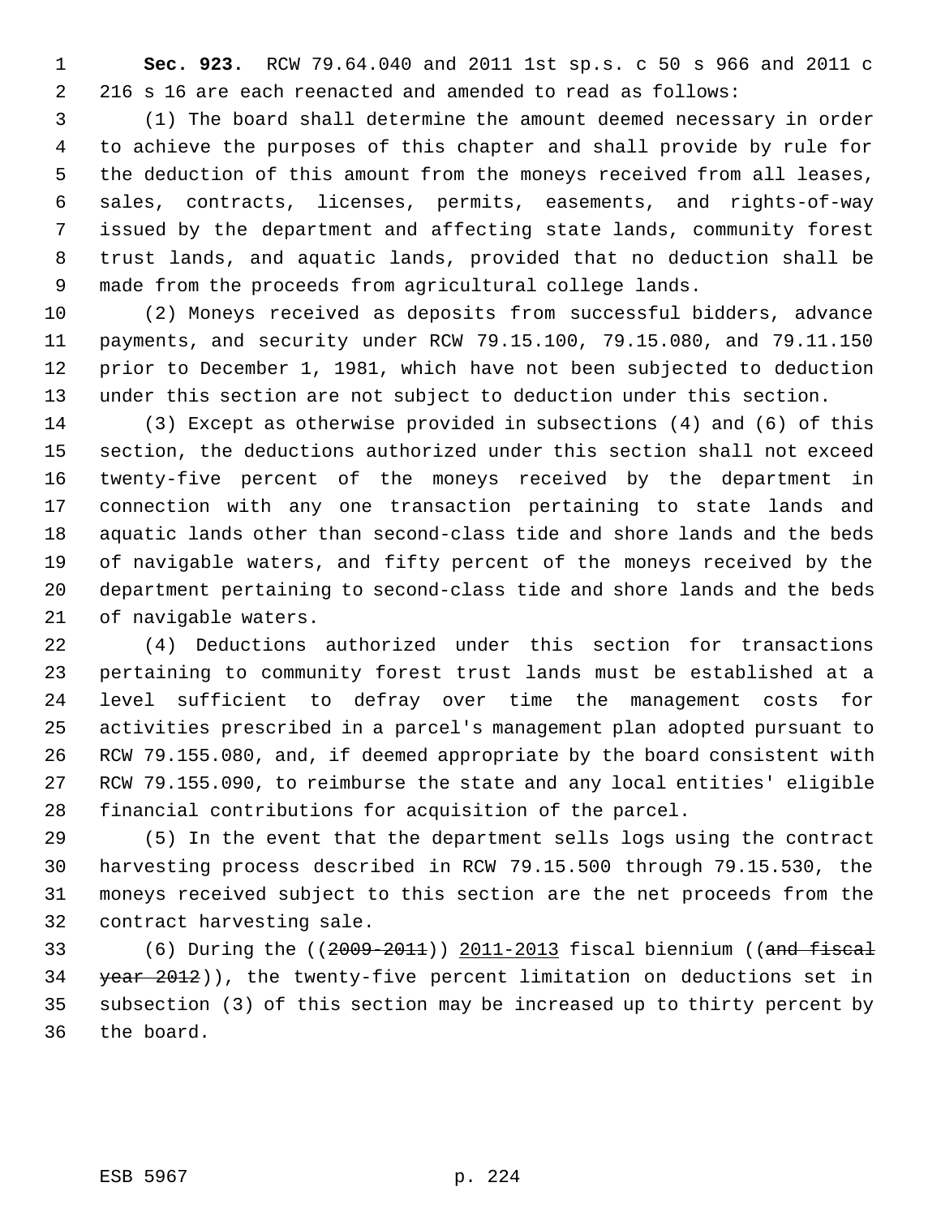**Sec. 923.** RCW 79.64.040 and 2011 1st sp.s. c 50 s 966 and 2011 c 216 s 16 are each reenacted and amended to read as follows:

(1) The board shall determine the amount deemed necessary in order to achieve the purposes of this chapter and shall provide by rule for the deduction of this amount from the moneys received from all leases, sales, contracts, licenses, permits, easements, and rights-of-way issued by the department and affecting state lands, community forest trust lands, and aquatic lands, provided that no deduction shall be made from the proceeds from agricultural college lands.

(2) Moneys received as deposits from successful bidders, advance payments, and security under RCW 79.15.100, 79.15.080, and 79.11.150 prior to December 1, 1981, which have not been subjected to deduction under this section are not subject to deduction under this section.

(3) Except as otherwise provided in subsections (4) and (6) of this section, the deductions authorized under this section shall not exceed twenty-five percent of the moneys received by the department in connection with any one transaction pertaining to state lands and aquatic lands other than second-class tide and shore lands and the beds of navigable waters, and fifty percent of the moneys received by the department pertaining to second-class tide and shore lands and the beds of navigable waters.

(4) Deductions authorized under this section for transactions pertaining to community forest trust lands must be established at a level sufficient to defray over time the management costs for activities prescribed in a parcel's management plan adopted pursuant to RCW 79.155.080, and, if deemed appropriate by the board consistent with RCW 79.155.090, to reimburse the state and any local entities' eligible financial contributions for acquisition of the parcel.

(5) In the event that the department sells logs using the contract harvesting process described in RCW 79.15.500 through 79.15.530, the moneys received subject to this section are the net proceeds from the contract harvesting sale.

(6) During the ((~~2009-2011~~)) <u>2011-2013</u> fiscal biennium ((~~and fiscal year 2012~~)), the twenty-five percent limitation on deductions set in subsection (3) of this section may be increased up to thirty percent by the board.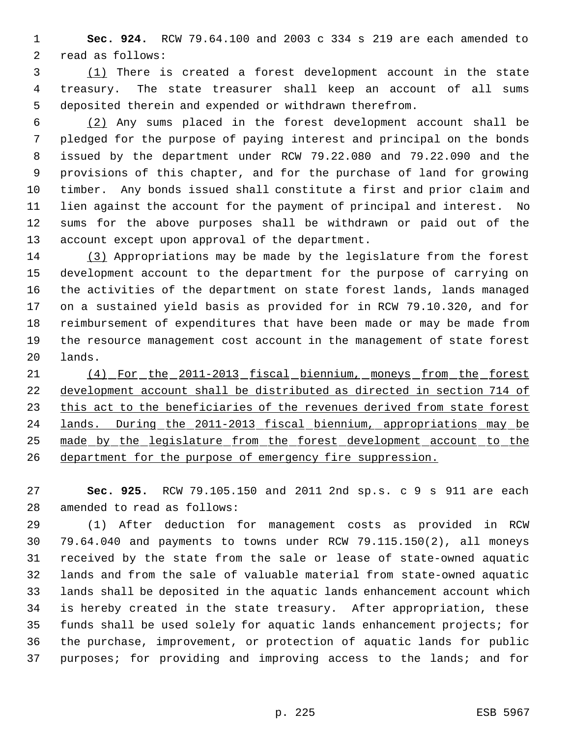**Sec. 924.** RCW 79.64.100 and 2003 c 334 s 219 are each amended to read as follows:

(1) There is created a forest development account in the state treasury. The state treasurer shall keep an account of all sums deposited therein and expended or withdrawn therefrom.

(2) Any sums placed in the forest development account shall be pledged for the purpose of paying interest and principal on the bonds issued by the department under RCW 79.22.080 and 79.22.090 and the provisions of this chapter, and for the purchase of land for growing timber. Any bonds issued shall constitute a first and prior claim and lien against the account for the payment of principal and interest. No sums for the above purposes shall be withdrawn or paid out of the account except upon approval of the department.

(3) Appropriations may be made by the legislature from the forest development account to the department for the purpose of carrying on the activities of the department on state forest lands, lands managed on a sustained yield basis as provided for in RCW 79.10.320, and for reimbursement of expenditures that have been made or may be made from the resource management cost account in the management of state forest lands.

(4) For the 2011-2013 fiscal biennium, moneys from the forest development account shall be distributed as directed in section 714 of this act to the beneficiaries of the revenues derived from state forest lands. During the 2011-2013 fiscal biennium, appropriations may be made by the legislature from the forest development account to the department for the purpose of emergency fire suppression.

**Sec. 925.** RCW 79.105.150 and 2011 2nd sp.s. c 9 s 911 are each amended to read as follows:

(1) After deduction for management costs as provided in RCW 79.64.040 and payments to towns under RCW 79.115.150(2), all moneys received by the state from the sale or lease of state-owned aquatic lands and from the sale of valuable material from state-owned aquatic lands shall be deposited in the aquatic lands enhancement account which is hereby created in the state treasury. After appropriation, these funds shall be used solely for aquatic lands enhancement projects; for the purchase, improvement, or protection of aquatic lands for public purposes; for providing and improving access to the lands; and for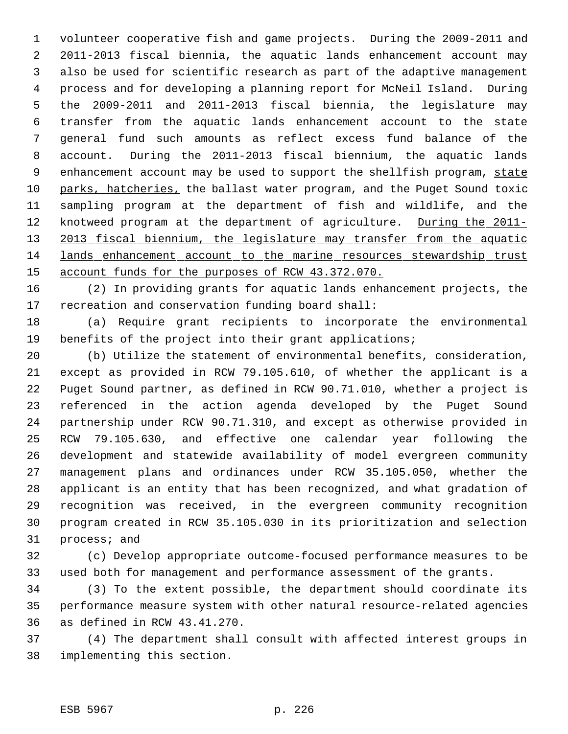volunteer cooperative fish and game projects. During the 2009-2011 and 2011-2013 fiscal biennia, the aquatic lands enhancement account may also be used for scientific research as part of the adaptive management process and for developing a planning report for McNeil Island. During the 2009-2011 and 2011-2013 fiscal biennia, the legislature may transfer from the aquatic lands enhancement account to the state general fund such amounts as reflect excess fund balance of the account. During the 2011-2013 fiscal biennium, the aquatic lands enhancement account may be used to support the shellfish program, <u>state parks, hatcheries,</u> the ballast water program, and the Puget Sound toxic sampling program at the department of fish and wildlife, and the knotweed program at the department of agriculture. <u>During the 2011-2013 fiscal biennium, the legislature may transfer from the aquatic lands enhancement account to the marine resources stewardship trust account funds for the purposes of RCW 43.372.070.</u>

(2) In providing grants for aquatic lands enhancement projects, the recreation and conservation funding board shall:

(a) Require grant recipients to incorporate the environmental benefits of the project into their grant applications;

(b) Utilize the statement of environmental benefits, consideration, except as provided in RCW 79.105.610, of whether the applicant is a Puget Sound partner, as defined in RCW 90.71.010, whether a project is referenced in the action agenda developed by the Puget Sound partnership under RCW 90.71.310, and except as otherwise provided in RCW 79.105.630, and effective one calendar year following the development and statewide availability of model evergreen community management plans and ordinances under RCW 35.105.050, whether the applicant is an entity that has been recognized, and what gradation of recognition was received, in the evergreen community recognition program created in RCW 35.105.030 in its prioritization and selection process; and

(c) Develop appropriate outcome-focused performance measures to be used both for management and performance assessment of the grants.

(3) To the extent possible, the department should coordinate its performance measure system with other natural resource-related agencies as defined in RCW 43.41.270.

(4) The department shall consult with affected interest groups in implementing this section.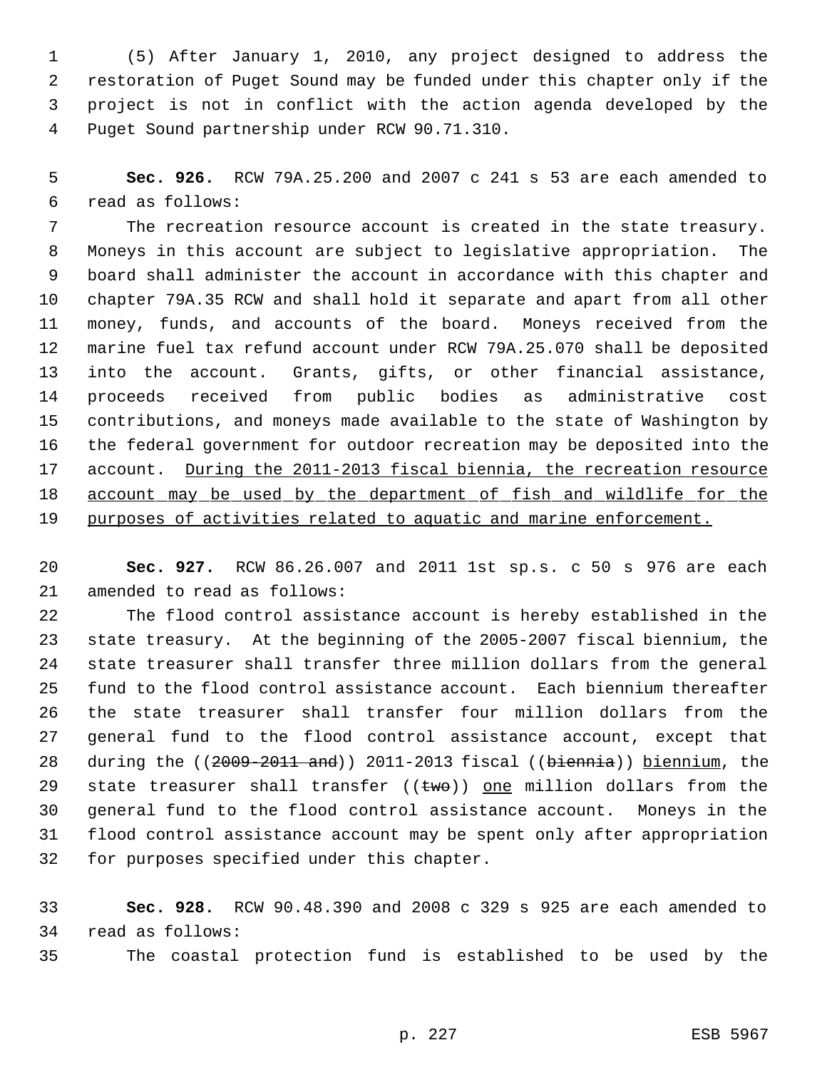(5) After January 1, 2010, any project designed to address the restoration of Puget Sound may be funded under this chapter only if the project is not in conflict with the action agenda developed by the Puget Sound partnership under RCW 90.71.310.

**Sec. 926.** RCW 79A.25.200 and 2007 c 241 s 53 are each amended to read as follows:

The recreation resource account is created in the state treasury. Moneys in this account are subject to legislative appropriation. The board shall administer the account in accordance with this chapter and chapter 79A.35 RCW and shall hold it separate and apart from all other money, funds, and accounts of the board. Moneys received from the marine fuel tax refund account under RCW 79A.25.070 shall be deposited into the account. Grants, gifts, or other financial assistance, proceeds received from public bodies as administrative cost contributions, and moneys made available to the state of Washington by the federal government for outdoor recreation may be deposited into the account. <u>During the 2011-2013 fiscal biennia, the recreation resource account may be used by the department of fish and wildlife for the purposes of activities related to aquatic and marine enforcement.</u>

**Sec. 927.** RCW 86.26.007 and 2011 1st sp.s. c 50 s 976 are each amended to read as follows:

The flood control assistance account is hereby established in the state treasury. At the beginning of the 2005-2007 fiscal biennium, the state treasurer shall transfer three million dollars from the general fund to the flood control assistance account. Each biennium thereafter the state treasurer shall transfer four million dollars from the general fund to the flood control assistance account, except that during the ((~~2009-2011 and~~)) 2011-2013 fiscal ((~~biennia~~)) <u>biennium</u>, the state treasurer shall transfer ((~~two~~)) <u>one</u> million dollars from the general fund to the flood control assistance account. Moneys in the flood control assistance account may be spent only after appropriation for purposes specified under this chapter.

**Sec. 928.** RCW 90.48.390 and 2008 c 329 s 925 are each amended to read as follows:

The coastal protection fund is established to be used by the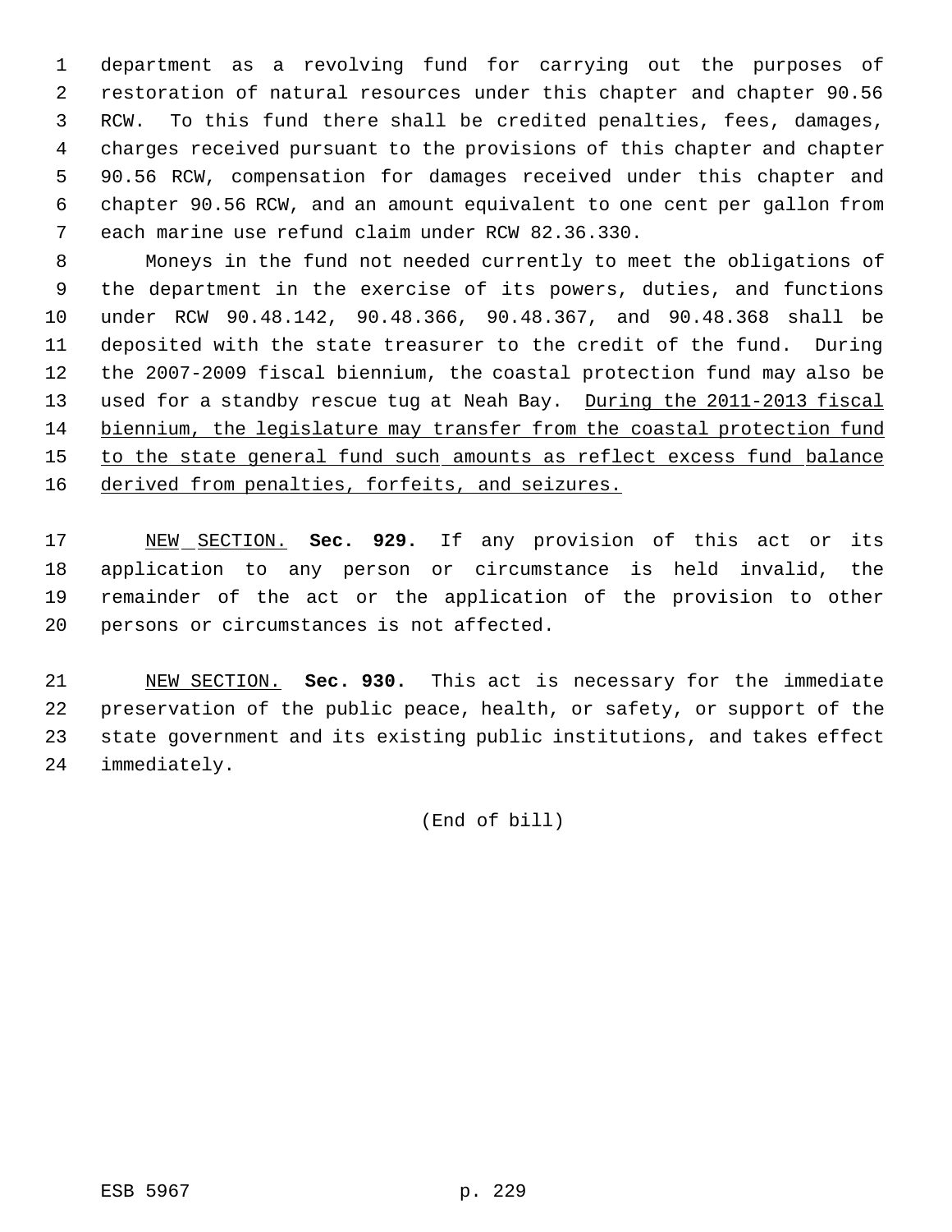department as a revolving fund for carrying out the purposes of restoration of natural resources under this chapter and chapter 90.56 RCW. To this fund there shall be credited penalties, fees, damages, charges received pursuant to the provisions of this chapter and chapter 90.56 RCW, compensation for damages received under this chapter and chapter 90.56 RCW, and an amount equivalent to one cent per gallon from each marine use refund claim under RCW 82.36.330.

Moneys in the fund not needed currently to meet the obligations of the department in the exercise of its powers, duties, and functions under RCW 90.48.142, 90.48.366, 90.48.367, and 90.48.368 shall be deposited with the state treasurer to the credit of the fund. During the 2007-2009 fiscal biennium, the coastal protection fund may also be used for a standby rescue tug at Neah Bay. <u>During the 2011-2013 fiscal biennium, the legislature may transfer from the coastal protection fund to the state general fund such amounts as reflect excess fund balance derived from penalties, forfeits, and seizures.</u>

<u>NEW SECTION.</u> **Sec. 929.** If any provision of this act or its application to any person or circumstance is held invalid, the remainder of the act or the application of the provision to other persons or circumstances is not affected.

<u>NEW SECTION.</u> **Sec. 930.** This act is necessary for the immediate preservation of the public peace, health, or safety, or support of the state government and its existing public institutions, and takes effect immediately.

(End of bill)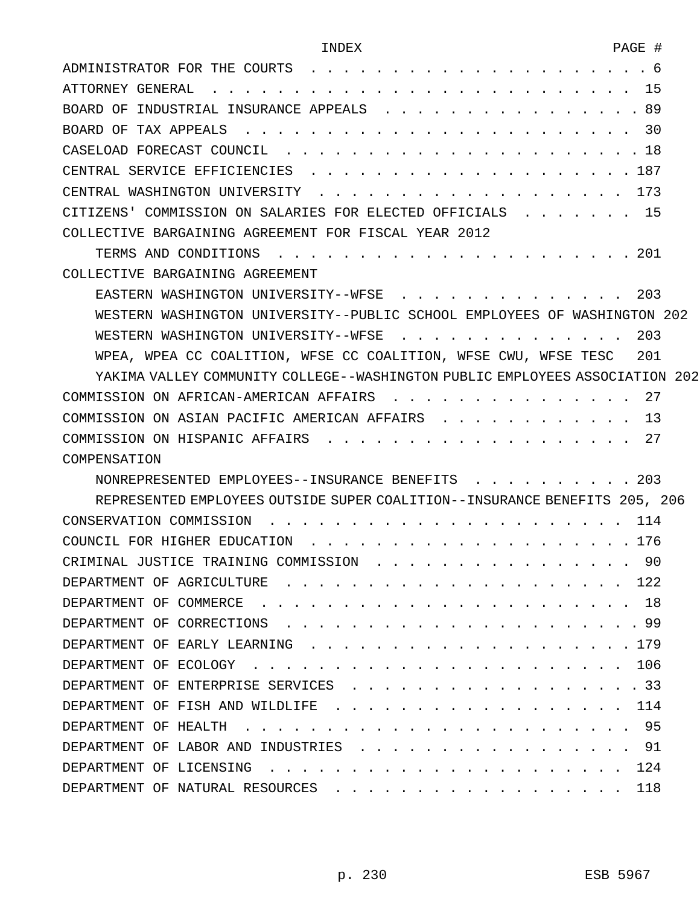| INDEX | PAGE # |
| --- | --- |
| ADMINISTRATOR FOR THE COURTS | 6 |
| ATTORNEY GENERAL | 15 |
| BOARD OF INDUSTRIAL INSURANCE APPEALS | 89 |
| BOARD OF TAX APPEALS | 30 |
| CASELOAD FORECAST COUNCIL | 18 |
| CENTRAL SERVICE EFFICIENCIES | 187 |
| CENTRAL WASHINGTON UNIVERSITY | 173 |
| CITIZENS' COMMISSION ON SALARIES FOR ELECTED OFFICIALS | 15 |
| COLLECTIVE BARGAINING AGREEMENT FOR FISCAL YEAR 2012 | |
| TERMS AND CONDITIONS | 201 |
| COLLECTIVE BARGAINING AGREEMENT | |
| EASTERN WASHINGTON UNIVERSITY--WFSE | 203 |
| WESTERN WASHINGTON UNIVERSITY--PUBLIC SCHOOL EMPLOYEES OF WASHINGTON | 202 |
| WESTERN WASHINGTON UNIVERSITY--WFSE | 203 |
| WPEA, WPEA CC COALITION, WFSE CC COALITION, WFSE CWU, WFSE TESC | 201 |
| YAKIMA VALLEY COMMUNITY COLLEGE--WASHINGTON PUBLIC EMPLOYEES ASSOCIATION | 202 |
| COMMISSION ON AFRICAN-AMERICAN AFFAIRS | 27 |
| COMMISSION ON ASIAN PACIFIC AMERICAN AFFAIRS | 13 |
| COMMISSION ON HISPANIC AFFAIRS | 27 |
| COMPENSATION | |
| NONREPRESENTED EMPLOYEES--INSURANCE BENEFITS | 203 |
| REPRESENTED EMPLOYEES OUTSIDE SUPER COALITION--INSURANCE BENEFITS | 205, 206 |
| CONSERVATION COMMISSION | 114 |
| COUNCIL FOR HIGHER EDUCATION | 176 |
| CRIMINAL JUSTICE TRAINING COMMISSION | 90 |
| DEPARTMENT OF AGRICULTURE | 122 |
| DEPARTMENT OF COMMERCE | 18 |
| DEPARTMENT OF CORRECTIONS | 99 |
| DEPARTMENT OF EARLY LEARNING | 179 |
| DEPARTMENT OF ECOLOGY | 106 |
| DEPARTMENT OF ENTERPRISE SERVICES | 33 |
| DEPARTMENT OF FISH AND WILDLIFE | 114 |
| DEPARTMENT OF HEALTH | 95 |
| DEPARTMENT OF LABOR AND INDUSTRIES | 91 |
| DEPARTMENT OF LICENSING | 124 |
| DEPARTMENT OF NATURAL RESOURCES | 118 |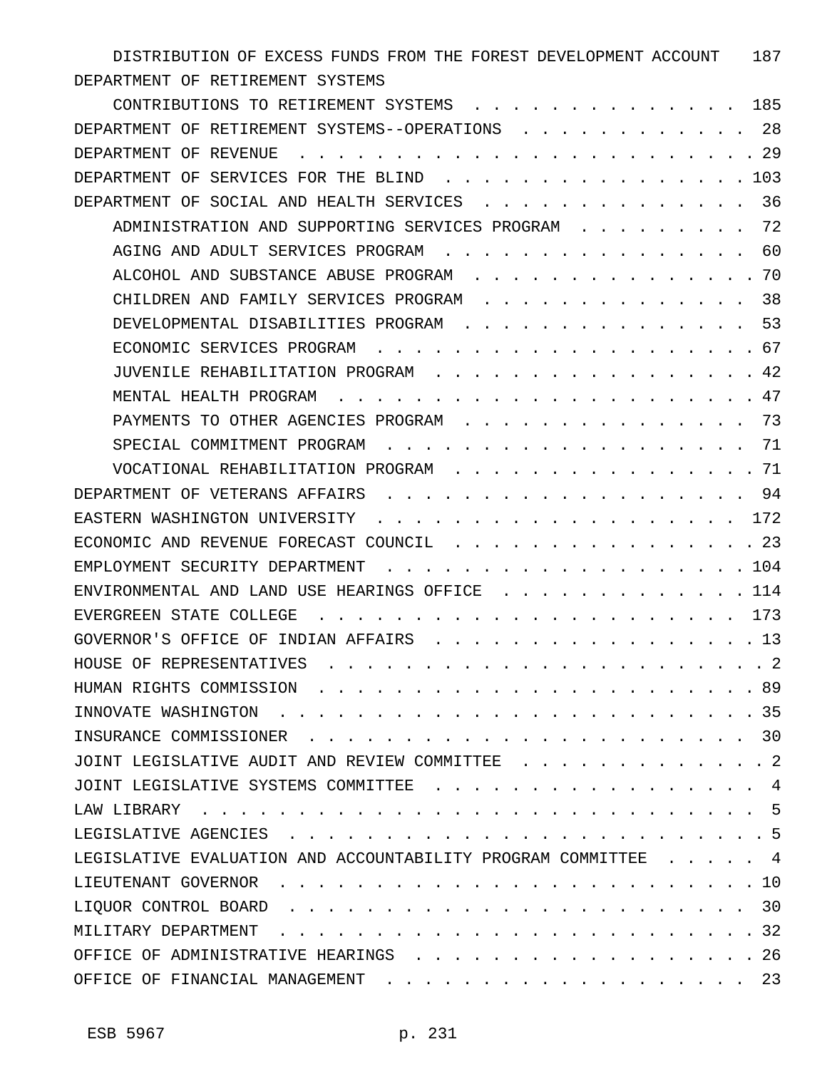| | |
|---|---|
| DISTRIBUTION OF EXCESS FUNDS FROM THE FOREST DEVELOPMENT ACCOUNT | 187 |
| DEPARTMENT OF RETIREMENT SYSTEMS | |
| CONTRIBUTIONS TO RETIREMENT SYSTEMS | 185 |
| DEPARTMENT OF RETIREMENT SYSTEMS--OPERATIONS | 28 |
| DEPARTMENT OF REVENUE | 29 |
| DEPARTMENT OF SERVICES FOR THE BLIND | 103 |
| DEPARTMENT OF SOCIAL AND HEALTH SERVICES | 36 |
| ADMINISTRATION AND SUPPORTING SERVICES PROGRAM | 72 |
| AGING AND ADULT SERVICES PROGRAM | 60 |
| ALCOHOL AND SUBSTANCE ABUSE PROGRAM | 70 |
| CHILDREN AND FAMILY SERVICES PROGRAM | 38 |
| DEVELOPMENTAL DISABILITIES PROGRAM | 53 |
| ECONOMIC SERVICES PROGRAM | 67 |
| JUVENILE REHABILITATION PROGRAM | 42 |
| MENTAL HEALTH PROGRAM | 47 |
| PAYMENTS TO OTHER AGENCIES PROGRAM | 73 |
| SPECIAL COMMITMENT PROGRAM | 71 |
| VOCATIONAL REHABILITATION PROGRAM | 71 |
| DEPARTMENT OF VETERANS AFFAIRS | 94 |
| EASTERN WASHINGTON UNIVERSITY | 172 |
| ECONOMIC AND REVENUE FORECAST COUNCIL | 23 |
| EMPLOYMENT SECURITY DEPARTMENT | 104 |
| ENVIRONMENTAL AND LAND USE HEARINGS OFFICE | 114 |
| EVERGREEN STATE COLLEGE | 173 |
| GOVERNOR'S OFFICE OF INDIAN AFFAIRS | 13 |
| HOUSE OF REPRESENTATIVES | 2 |
| HUMAN RIGHTS COMMISSION | 89 |
| INNOVATE WASHINGTON | 35 |
| INSURANCE COMMISSIONER | 30 |
| JOINT LEGISLATIVE AUDIT AND REVIEW COMMITTEE | 2 |
| JOINT LEGISLATIVE SYSTEMS COMMITTEE | 4 |
| LAW LIBRARY | 5 |
| LEGISLATIVE AGENCIES | 5 |
| LEGISLATIVE EVALUATION AND ACCOUNTABILITY PROGRAM COMMITTEE | 4 |
| LIEUTENANT GOVERNOR | 10 |
| LIQUOR CONTROL BOARD | 30 |
| MILITARY DEPARTMENT | 32 |
| OFFICE OF ADMINISTRATIVE HEARINGS | 26 |
| OFFICE OF FINANCIAL MANAGEMENT | 23 |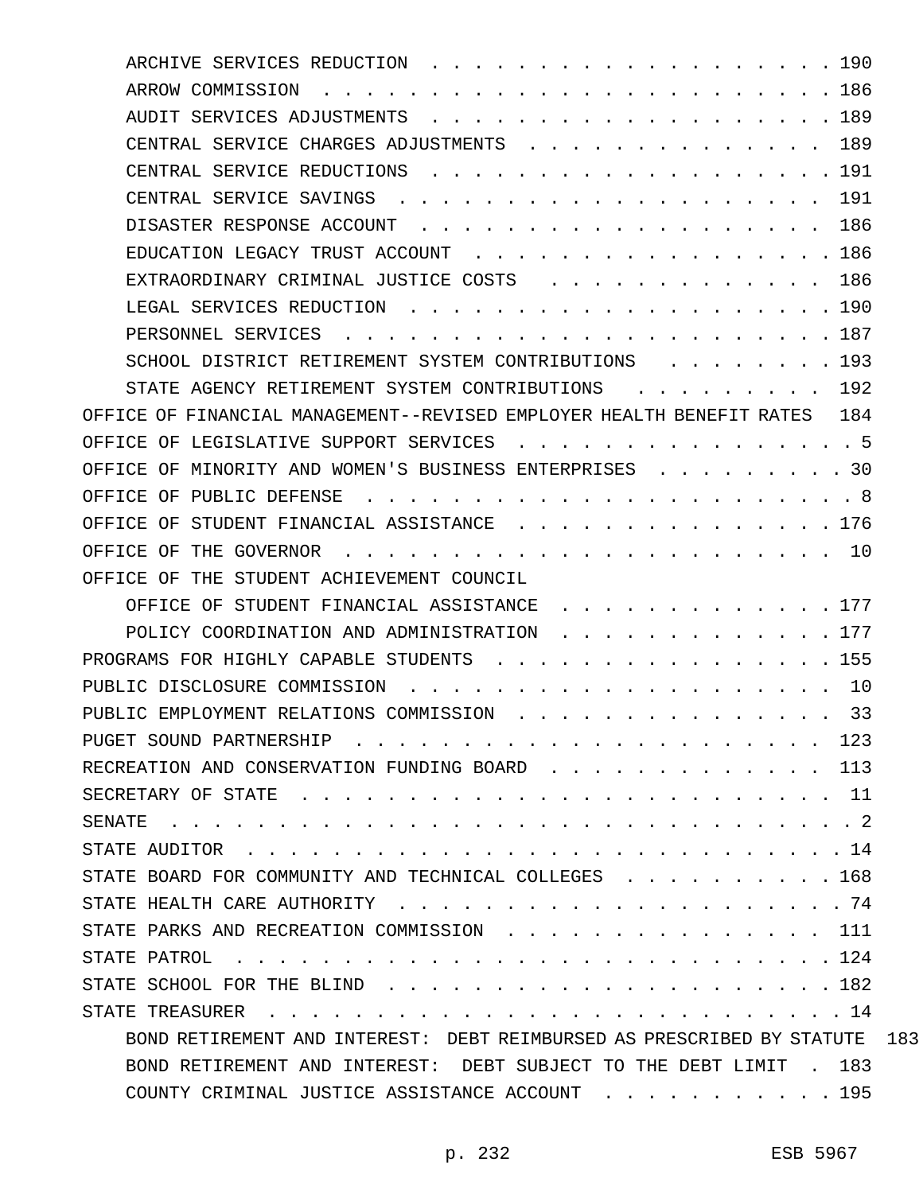ARCHIVE SERVICES REDUCTION . . . . . . . . . . . . . . . . . . . . 190
ARROW COMMISSION . . . . . . . . . . . . . . . . . . . . . . . . 186
AUDIT SERVICES ADJUSTMENTS . . . . . . . . . . . . . . . . . . . . 189
CENTRAL SERVICE CHARGES ADJUSTMENTS . . . . . . . . . . . . . . 189
CENTRAL SERVICE REDUCTIONS . . . . . . . . . . . . . . . . . . . . 191
CENTRAL SERVICE SAVINGS . . . . . . . . . . . . . . . . . . . . . 191
DISASTER RESPONSE ACCOUNT . . . . . . . . . . . . . . . . . . . . 186
EDUCATION LEGACY TRUST ACCOUNT . . . . . . . . . . . . . . . . . . 186
EXTRAORDINARY CRIMINAL JUSTICE COSTS . . . . . . . . . . . . . 186
LEGAL SERVICES REDUCTION . . . . . . . . . . . . . . . . . . . . . 190
PERSONNEL SERVICES . . . . . . . . . . . . . . . . . . . . . . . . 187
SCHOOL DISTRICT RETIREMENT SYSTEM CONTRIBUTIONS . . . . . . . . 193
STATE AGENCY RETIREMENT SYSTEM CONTRIBUTIONS . . . . . . . . . 192

OFFICE OF FINANCIAL MANAGEMENT--REVISED EMPLOYER HEALTH BENEFIT RATES 184
OFFICE OF LEGISLATIVE SUPPORT SERVICES . . . . . . . . . . . . . . . . 5
OFFICE OF MINORITY AND WOMEN'S BUSINESS ENTERPRISES . . . . . . . . . 30
OFFICE OF PUBLIC DEFENSE . . . . . . . . . . . . . . . . . . . . . . . 8
OFFICE OF STUDENT FINANCIAL ASSISTANCE . . . . . . . . . . . . . . . 176
OFFICE OF THE GOVERNOR . . . . . . . . . . . . . . . . . . . . . . . 10
OFFICE OF THE STUDENT ACHIEVEMENT COUNCIL

OFFICE OF STUDENT FINANCIAL ASSISTANCE . . . . . . . . . . . . . 177
POLICY COORDINATION AND ADMINISTRATION . . . . . . . . . . . . . 177

PROGRAMS FOR HIGHLY CAPABLE STUDENTS . . . . . . . . . . . . . . . . 155
PUBLIC DISCLOSURE COMMISSION . . . . . . . . . . . . . . . . . . . . 10
PUBLIC EMPLOYMENT RELATIONS COMMISSION . . . . . . . . . . . . . . . 33
PUGET SOUND PARTNERSHIP . . . . . . . . . . . . . . . . . . . . . . 123
RECREATION AND CONSERVATION FUNDING BOARD . . . . . . . . . . . . . 113
SECRETARY OF STATE . . . . . . . . . . . . . . . . . . . . . . . . . 11
SENATE . . . . . . . . . . . . . . . . . . . . . . . . . . . . . . . . 2
STATE AUDITOR . . . . . . . . . . . . . . . . . . . . . . . . . . . . 14
STATE BOARD FOR COMMUNITY AND TECHNICAL COLLEGES . . . . . . . . . . 168
STATE HEALTH CARE AUTHORITY . . . . . . . . . . . . . . . . . . . . . 74
STATE PARKS AND RECREATION COMMISSION . . . . . . . . . . . . . . . 111
STATE PATROL . . . . . . . . . . . . . . . . . . . . . . . . . . . . 124
STATE SCHOOL FOR THE BLIND . . . . . . . . . . . . . . . . . . . . . 182
STATE TREASURER . . . . . . . . . . . . . . . . . . . . . . . . . . . 14

BOND RETIREMENT AND INTEREST: DEBT REIMBURSED AS PRESCRIBED BY STATUTE 183
BOND RETIREMENT AND INTEREST: DEBT SUBJECT TO THE DEBT LIMIT . 183
COUNTY CRIMINAL JUSTICE ASSISTANCE ACCOUNT . . . . . . . . . . . 195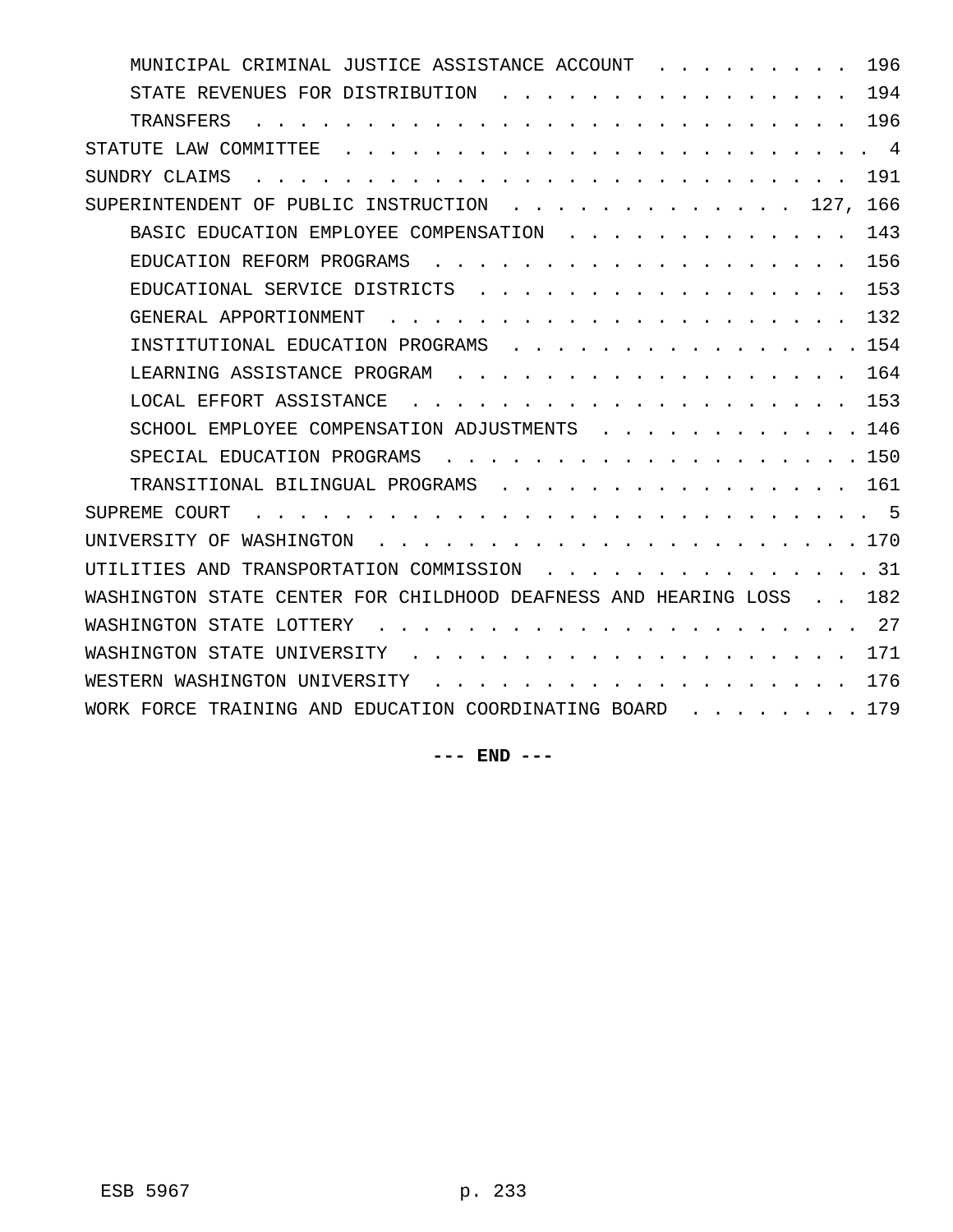MUNICIPAL CRIMINAL JUSTICE ASSISTANCE ACCOUNT . . . . . . . . . 196
STATE REVENUES FOR DISTRIBUTION . . . . . . . . . . . . . . . . 194
TRANSFERS . . . . . . . . . . . . . . . . . . . . . . . . . . . 196
STATUTE LAW COMMITTEE . . . . . . . . . . . . . . . . . . . . . . . 4
SUNDRY CLAIMS . . . . . . . . . . . . . . . . . . . . . . . . . . 191
SUPERINTENDENT OF PUBLIC INSTRUCTION . . . . . . . . . . . . . 127, 166
BASIC EDUCATION EMPLOYEE COMPENSATION . . . . . . . . . . . . . 143
EDUCATION REFORM PROGRAMS . . . . . . . . . . . . . . . . . . . 156
EDUCATIONAL SERVICE DISTRICTS . . . . . . . . . . . . . . . . . 153
GENERAL APPORTIONMENT . . . . . . . . . . . . . . . . . . . . . 132
INSTITUTIONAL EDUCATION PROGRAMS . . . . . . . . . . . . . . . . 154
LEARNING ASSISTANCE PROGRAM . . . . . . . . . . . . . . . . . . 164
LOCAL EFFORT ASSISTANCE . . . . . . . . . . . . . . . . . . . . 153
SCHOOL EMPLOYEE COMPENSATION ADJUSTMENTS . . . . . . . . . . . . 146
SPECIAL EDUCATION PROGRAMS . . . . . . . . . . . . . . . . . . . 150
TRANSITIONAL BILINGUAL PROGRAMS . . . . . . . . . . . . . . . . 161
SUPREME COURT . . . . . . . . . . . . . . . . . . . . . . . . . . . 5
UNIVERSITY OF WASHINGTON . . . . . . . . . . . . . . . . . . . . . 170
UTILITIES AND TRANSPORTATION COMMISSION . . . . . . . . . . . . . . 31
WASHINGTON STATE CENTER FOR CHILDHOOD DEAFNESS AND HEARING LOSS . . 182
WASHINGTON STATE LOTTERY . . . . . . . . . . . . . . . . . . . . . 27
WASHINGTON STATE UNIVERSITY . . . . . . . . . . . . . . . . . . . 171
WESTERN WASHINGTON UNIVERSITY . . . . . . . . . . . . . . . . . . 176
WORK FORCE TRAINING AND EDUCATION COORDINATING BOARD . . . . . . . . 179

**--- END ---**